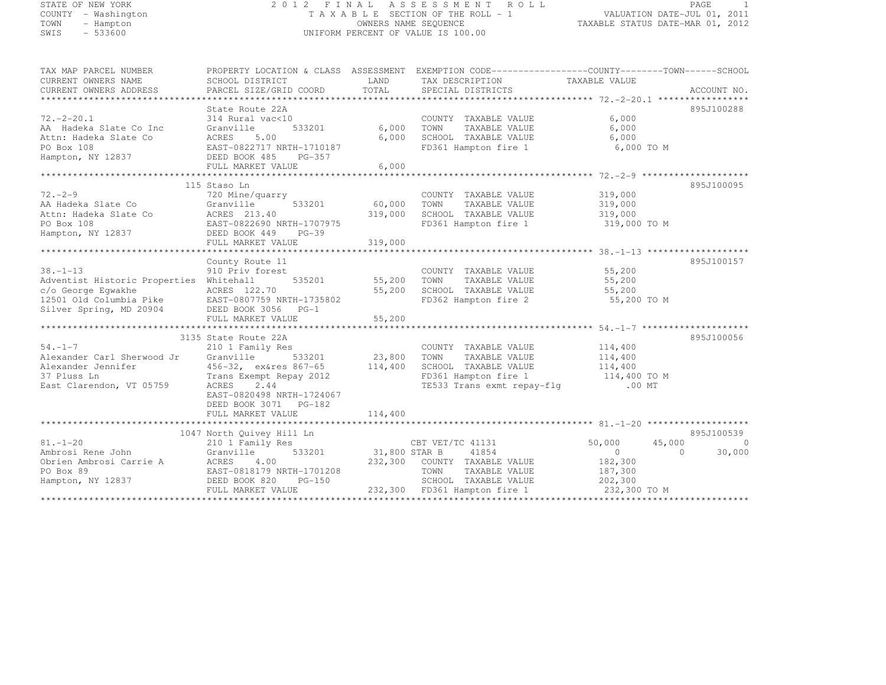STATE OF NEW YORK
COUNTY - Washington
TOWN - Hampton
SWIS - 533600

# 2012 FINAL ASSESSMENT ROLL

TAXABLE SECTION OF THE ROLL - 1
OWNERS NAME SEQUENCE
UNIFORM PERCENT OF VALUE IS 100.00

VALUATION DATE-JUL 01, 2011
TAXABLE STATUS DATE-MAR 01, 2012

| TAX MAP PARCEL NUMBER / CURRENT OWNERS NAME / CURRENT OWNERS ADDRESS | PROPERTY LOCATION & CLASS / SCHOOL DISTRICT / PARCEL SIZE/GRID COORD | ASSESSMENT LAND / TOTAL | EXEMPTION CODE / TAX DESCRIPTION / SPECIAL DISTRICTS | COUNTY TAXABLE VALUE | TOWN | SCHOOL | ACCOUNT NO. |
|---|---|---|---|---|---|---|---|
| **72.-2-20.1** | State Route 22A | | | | | | 895J100288 |
| 72.-2-20.1 | 314 Rural vac<10 | | COUNTY TAXABLE VALUE | 6,000 | | | |
| AA Hadeka Slate Co Inc | Granville 533201 | 6,000 | TOWN TAXABLE VALUE | 6,000 | | | |
| Attn: Hadeka Slate Co | ACRES 5.00 | 6,000 | SCHOOL TAXABLE VALUE | 6,000 | | | |
| PO Box 108 | EAST-0822717 NRTH-1710187 | | FD361 Hampton fire 1 | 6,000 TO M | | | |
| Hampton, NY 12837 | DEED BOOK 485 PG-357 | | | | | | |
| | FULL MARKET VALUE | 6,000 | | | | | |
| **72.-2-9** | 115 Staso Ln | | | | | | 895J100095 |
| 72.-2-9 | 720 Mine/quarry | | COUNTY TAXABLE VALUE | 319,000 | | | |
| AA Hadeka Slate Co | Granville 533201 | 60,000 | TOWN TAXABLE VALUE | 319,000 | | | |
| Attn: Hadeka Slate Co | ACRES 213.40 | 319,000 | SCHOOL TAXABLE VALUE | 319,000 | | | |
| PO Box 108 | EAST-0822690 NRTH-1707975 | | FD361 Hampton fire 1 | 319,000 TO M | | | |
| Hampton, NY 12837 | DEED BOOK 449 PG-39 | | | | | | |
| | FULL MARKET VALUE | 319,000 | | | | | |
| **38.-1-13** | County Route 11 | | | | | | 895J100157 |
| 38.-1-13 | 910 Priv forest | | COUNTY TAXABLE VALUE | 55,200 | | | |
| Adventist Historic Properties | Whitehall 535201 | 55,200 | TOWN TAXABLE VALUE | 55,200 | | | |
| c/o George Egwakhe | ACRES 122.70 | 55,200 | SCHOOL TAXABLE VALUE | 55,200 | | | |
| 12501 Old Columbia Pike | EAST-0807759 NRTH-1735802 | | FD362 Hampton fire 2 | 55,200 TO M | | | |
| Silver Spring, MD 20904 | DEED BOOK 3056 PG-1 | | | | | | |
| | FULL MARKET VALUE | 55,200 | | | | | |
| **54.-1-7** | 3135 State Route 22A | | | | | | 895J100056 |
| 54.-1-7 | 210 1 Family Res | | COUNTY TAXABLE VALUE | 114,400 | | | |
| Alexander Carl Sherwood Jr | Granville 533201 | 23,800 | TOWN TAXABLE VALUE | 114,400 | | | |
| Alexander Jennifer | 456-32, ex&res 867-65 | 114,400 | SCHOOL TAXABLE VALUE | 114,400 | | | |
| 37 Pluss Ln | Trans Exempt Repay 2012 | | FD361 Hampton fire 1 | 114,400 TO M | | | |
| East Clarendon, VT 05759 | ACRES 2.44 | | TE533 Trans exmt repay-flg | .00 MT | | | |
| | EAST-0820498 NRTH-1724067 | | | | | | |
| | DEED BOOK 3071 PG-182 | | | | | | |
| | FULL MARKET VALUE | 114,400 | | | | | |
| **81.-1-20** | 1047 North Quivey Hill Ln | | | | | | 895J100539 |
| 81.-1-20 | 210 1 Family Res | | CBT VET/TC 41131 | 50,000 | 45,000 | 0 | |
| Ambrosi Rene John | Granville 533201 | 31,800 | STAR B 41854 | 0 | 0 | 30,000 | |
| Obrien Ambrosi Carrie A | ACRES 4.00 | 232,300 | COUNTY TAXABLE VALUE | 182,300 | | | |
| PO Box 89 | EAST-0818179 NRTH-1701208 | | TOWN TAXABLE VALUE | 187,300 | | | |
| Hampton, NY 12837 | DEED BOOK 820 PG-150 | | SCHOOL TAXABLE VALUE | 202,300 | | | |
| | FULL MARKET VALUE | 232,300 | FD361 Hampton fire 1 | 232,300 TO M | | | |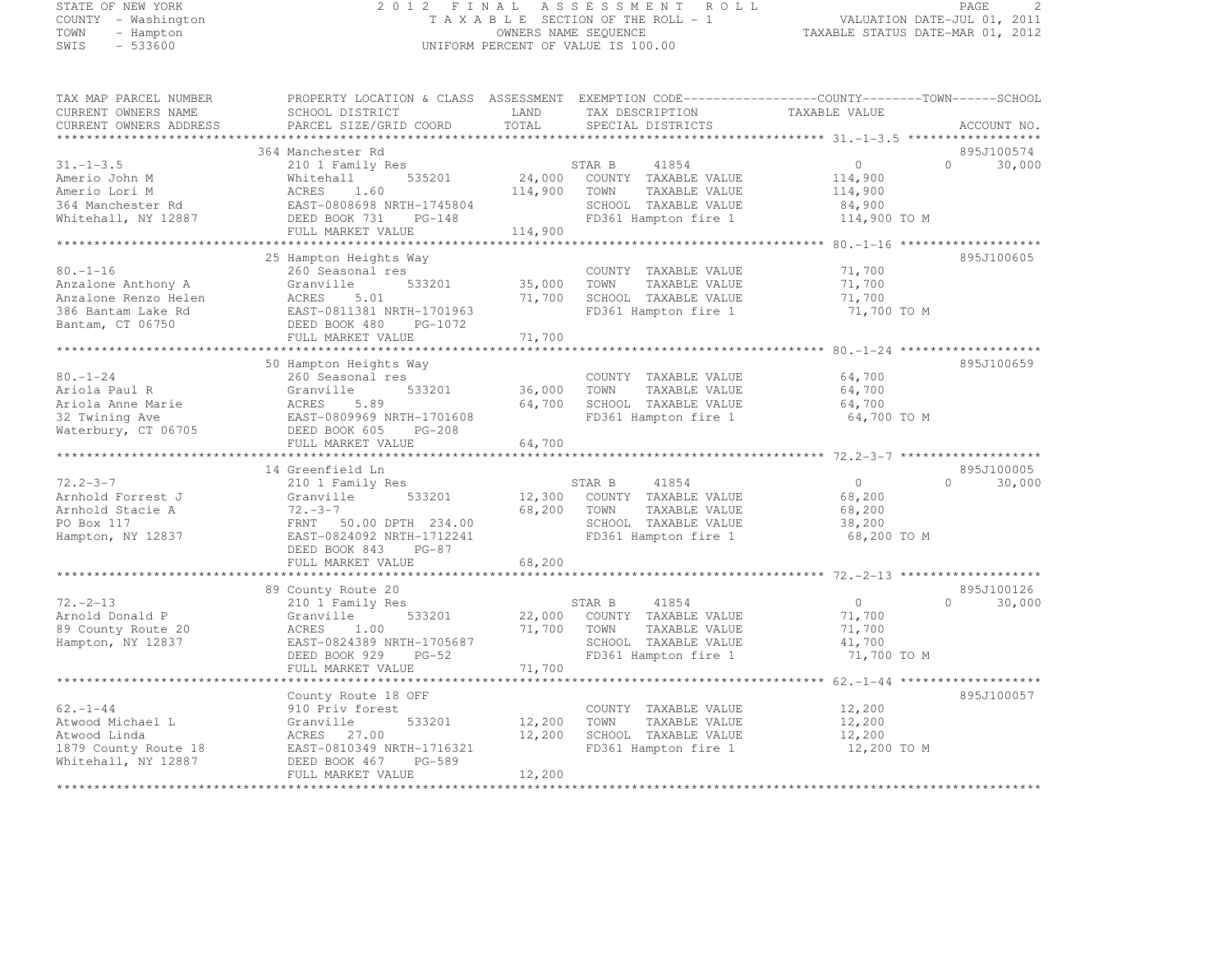STATE OF NEW YORK — 2012 FINAL ASSESSMENT ROLL
COUNTY - Washington — TAXABLE SECTION OF THE ROLL - 1 — VALUATION DATE-JUL 01, 2011
TOWN - Hampton — OWNERS NAME SEQUENCE — TAXABLE STATUS DATE-MAR 01, 2012
SWIS - 533600 — UNIFORM PERCENT OF VALUE IS 100.00

| TAX MAP PARCEL NUMBER / CURRENT OWNERS NAME / CURRENT OWNERS ADDRESS | PROPERTY LOCATION & CLASS / SCHOOL DISTRICT / PARCEL SIZE/GRID COORD | ASSESSMENT LAND / TOTAL | EXEMPTION CODE / TAX DESCRIPTION / SPECIAL DISTRICTS | COUNTY / TAXABLE VALUE | TOWN | SCHOOL | ACCOUNT NO. |
|---|---|---|---|---|---|---|---|
| 31.-1-3.5 | 364 Manchester Rd | | | | | | 895J100574 |
| 31.-1-3.5 | 210 1 Family Res | | STAR B 41854 | 0 | 0 | 30,000 | |
| Amerio John M | Whitehall 535201 | 24,000 | COUNTY TAXABLE VALUE | 114,900 | | | |
| Amerio Lori M | ACRES 1.60 | 114,900 | TOWN TAXABLE VALUE | 114,900 | | | |
| 364 Manchester Rd | EAST-0808698 NRTH-1745804 | | SCHOOL TAXABLE VALUE | 84,900 | | | |
| Whitehall, NY 12887 | DEED BOOK 731 PG-148 | | FD361 Hampton fire 1 | 114,900 TO M | | | |
| | FULL MARKET VALUE | 114,900 | | | | | |
| 80.-1-16 | 25 Hampton Heights Way | | | | | | 895J100605 |
| 80.-1-16 | 260 Seasonal res | | COUNTY TAXABLE VALUE | 71,700 | | | |
| Anzalone Anthony A | Granville 533201 | 35,000 | TOWN TAXABLE VALUE | 71,700 | | | |
| Anzalone Renzo Helen | ACRES 5.01 | 71,700 | SCHOOL TAXABLE VALUE | 71,700 | | | |
| 386 Bantam Lake Rd | EAST-0811381 NRTH-1701963 | | FD361 Hampton fire 1 | 71,700 TO M | | | |
| Bantam, CT 06750 | DEED BOOK 480 PG-1072 | | | | | | |
| | FULL MARKET VALUE | 71,700 | | | | | |
| 80.-1-24 | 50 Hampton Heights Way | | | | | | 895J100659 |
| 80.-1-24 | 260 Seasonal res | | COUNTY TAXABLE VALUE | 64,700 | | | |
| Ariola Paul R | Granville 533201 | 36,000 | TOWN TAXABLE VALUE | 64,700 | | | |
| Ariola Anne Marie | ACRES 5.89 | 64,700 | SCHOOL TAXABLE VALUE | 64,700 | | | |
| 32 Twining Ave | EAST-0809969 NRTH-1701608 | | FD361 Hampton fire 1 | 64,700 TO M | | | |
| Waterbury, CT 06705 | DEED BOOK 605 PG-208 | | | | | | |
| | FULL MARKET VALUE | 64,700 | | | | | |
| 72.2-3-7 | 14 Greenfield Ln | | | | | | 895J100005 |
| 72.2-3-7 | 210 1 Family Res | | STAR B 41854 | 0 | 0 | 30,000 | |
| Arnhold Forrest J | Granville 533201 | 12,300 | COUNTY TAXABLE VALUE | 68,200 | | | |
| Arnhold Stacie A | 72.-3-7 | 68,200 | TOWN TAXABLE VALUE | 68,200 | | | |
| PO Box 117 | FRNT 50.00 DPTH 234.00 | | SCHOOL TAXABLE VALUE | 38,200 | | | |
| Hampton, NY 12837 | EAST-0824092 NRTH-1712241 | | FD361 Hampton fire 1 | 68,200 TO M | | | |
| | DEED BOOK 843 PG-87 | | | | | | |
| | FULL MARKET VALUE | 68,200 | | | | | |
| 72.-2-13 | 89 County Route 20 | | | | | | 895J100126 |
| 72.-2-13 | 210 1 Family Res | | STAR B 41854 | 0 | 0 | 30,000 | |
| Arnold Donald P | Granville 533201 | 22,000 | COUNTY TAXABLE VALUE | 71,700 | | | |
| 89 County Route 20 | ACRES 1.00 | 71,700 | TOWN TAXABLE VALUE | 71,700 | | | |
| Hampton, NY 12837 | EAST-0824389 NRTH-1705687 | | SCHOOL TAXABLE VALUE | 41,700 | | | |
| | DEED BOOK 929 PG-52 | | FD361 Hampton fire 1 | 71,700 TO M | | | |
| | FULL MARKET VALUE | 71,700 | | | | | |
| 62.-1-44 | County Route 18 OFF | | | | | | 895J100057 |
| 62.-1-44 | 910 Priv forest | | COUNTY TAXABLE VALUE | 12,200 | | | |
| Atwood Michael L | Granville 533201 | 12,200 | TOWN TAXABLE VALUE | 12,200 | | | |
| Atwood Linda | ACRES 27.00 | 12,200 | SCHOOL TAXABLE VALUE | 12,200 | | | |
| 1879 County Route 18 | EAST-0810349 NRTH-1716321 | | FD361 Hampton fire 1 | 12,200 TO M | | | |
| Whitehall, NY 12887 | DEED BOOK 467 PG-589 | | | | | | |
| | FULL MARKET VALUE | 12,200 | | | | | |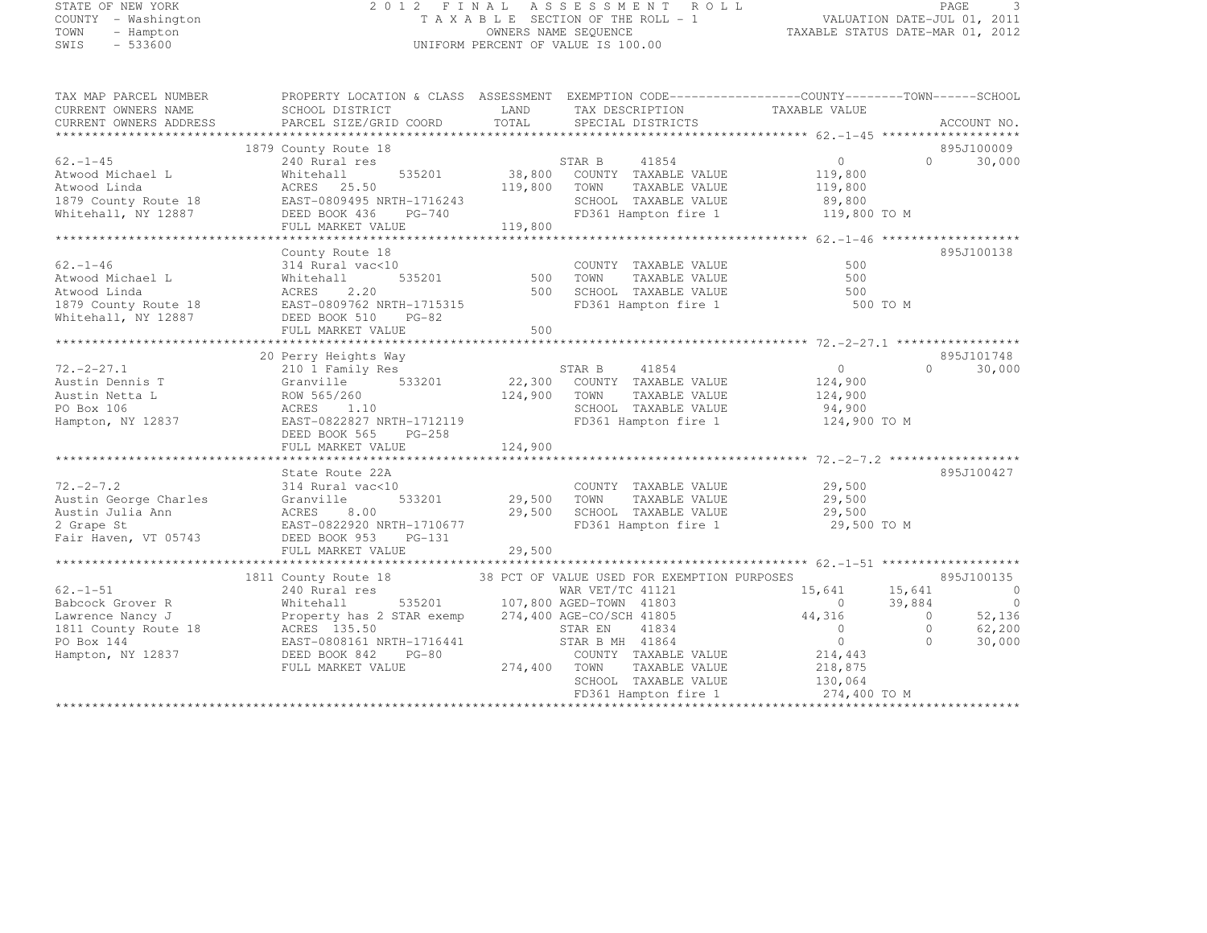STATE OF NEW YORK
COUNTY - Washington
TOWN - Hampton
SWIS - 533600

2012 FINAL ASSESSMENT ROLL
TAXABLE SECTION OF THE ROLL - 1
OWNERS NAME SEQUENCE
UNIFORM PERCENT OF VALUE IS 100.00

VALUATION DATE-JUL 01, 2011
TAXABLE STATUS DATE-MAR 01, 2012

| TAX MAP PARCEL NUMBER / CURRENT OWNERS NAME / CURRENT OWNERS ADDRESS | PROPERTY LOCATION & CLASS / SCHOOL DISTRICT / PARCEL SIZE/GRID COORD | ASSESSMENT LAND / TOTAL | EXEMPTION CODE / TAX DESCRIPTION / SPECIAL DISTRICTS | COUNTY TAXABLE VALUE | TOWN | SCHOOL / ACCOUNT NO. |
|---|---|---|---|---|---|---|
| 62.-1-45 | 1879 County Route 18 | | | | | 895J100009 |
| Atwood Michael L | 240 Rural res | | STAR B 41854 | 0 | 0 | 30,000 |
| Atwood Linda | Whitehall 535201 | 38,800 | COUNTY TAXABLE VALUE | 119,800 | | |
| 1879 County Route 18 | ACRES 25.50 | 119,800 | TOWN TAXABLE VALUE | 119,800 | | |
| Whitehall, NY 12887 | EAST-0809495 NRTH-1716243 | | SCHOOL TAXABLE VALUE | 89,800 | | |
| | DEED BOOK 436 PG-740 | | FD361 Hampton fire 1 | 119,800 TO M | | |
| | FULL MARKET VALUE | 119,800 | | | | |
| 62.-1-46 | County Route 18 | | | | | 895J100138 |
| Atwood Michael L | 314 Rural vac<10 | | COUNTY TAXABLE VALUE | 500 | | |
| Atwood Linda | Whitehall 535201 | 500 | TOWN TAXABLE VALUE | 500 | | |
| 1879 County Route 18 | ACRES 2.20 | 500 | SCHOOL TAXABLE VALUE | 500 | | |
| Whitehall, NY 12887 | EAST-0809762 NRTH-1715315 | | FD361 Hampton fire 1 | 500 TO M | | |
| | DEED BOOK 510 PG-82 | | | | | |
| | FULL MARKET VALUE | 500 | | | | |
| 72.-2-27.1 | 20 Perry Heights Way | | | | | 895J101748 |
| Austin Dennis T | 210 1 Family Res | | STAR B 41854 | 0 | 0 | 30,000 |
| Austin Netta L | Granville 533201 | 22,300 | COUNTY TAXABLE VALUE | 124,900 | | |
| PO Box 106 | ROW 565/260 | 124,900 | TOWN TAXABLE VALUE | 124,900 | | |
| Hampton, NY 12837 | ACRES 1.10 | | SCHOOL TAXABLE VALUE | 94,900 | | |
| | EAST-0822827 NRTH-1712119 | | FD361 Hampton fire 1 | 124,900 TO M | | |
| | DEED BOOK 565 PG-258 | | | | | |
| | FULL MARKET VALUE | 124,900 | | | | |
| 72.-2-7.2 | State Route 22A | | | | | 895J100427 |
| Austin George Charles | 314 Rural vac<10 | | COUNTY TAXABLE VALUE | 29,500 | | |
| Austin Julia Ann | Granville 533201 | 29,500 | TOWN TAXABLE VALUE | 29,500 | | |
| 2 Grape St | ACRES 8.00 | 29,500 | SCHOOL TAXABLE VALUE | 29,500 | | |
| Fair Haven, VT 05743 | EAST-0822920 NRTH-1710677 | | FD361 Hampton fire 1 | 29,500 TO M | | |
| | DEED BOOK 953 PG-131 | | | | | |
| | FULL MARKET VALUE | 29,500 | | | | |
| 62.-1-51 | 1811 County Route 18 | | 38 PCT OF VALUE USED FOR EXEMPTION PURPOSES | | | 895J100135 |
| Babcock Grover R | 240 Rural res | | WAR VET/TC 41121 | 15,641 | 15,641 | 0 |
| Lawrence Nancy J | Whitehall 535201 | 107,800 | AGED-TOWN 41803 | 0 | 39,884 | 0 |
| 1811 County Route 18 | Property has 2 STAR exemp | 274,400 | AGE-CO/SCH 41805 | 44,316 | 0 | 52,136 |
| PO Box 144 | ACRES 135.50 | | STAR EN 41834 | 0 | 0 | 62,200 |
| Hampton, NY 12837 | EAST-0808161 NRTH-1716441 | | STAR B MH 41864 | 0 | 0 | 30,000 |
| | DEED BOOK 842 PG-80 | | COUNTY TAXABLE VALUE | 214,443 | | |
| | FULL MARKET VALUE | 274,400 | TOWN TAXABLE VALUE | 218,875 | | |
| | | | SCHOOL TAXABLE VALUE | 130,064 | | |
| | | | FD361 Hampton fire 1 | 274,400 TO M | | |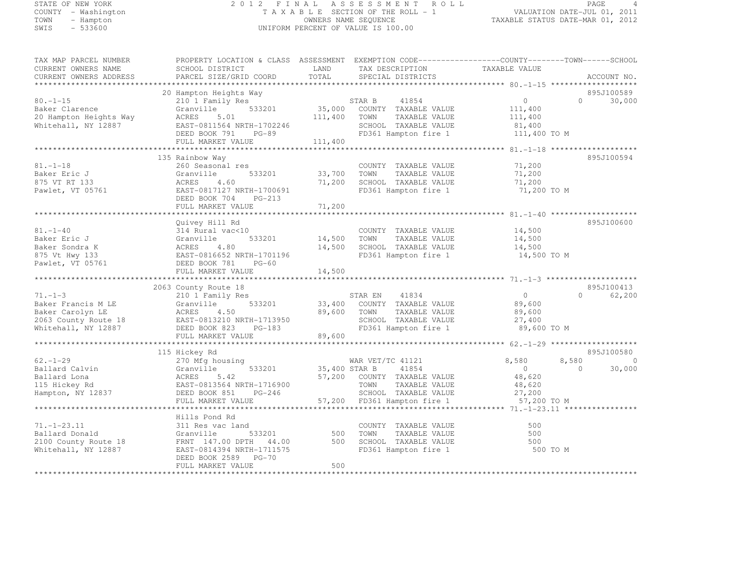STATE OF NEW YORK
COUNTY - Washington
TOWN - Hampton
SWIS - 533600

2 0 1 2 F I N A L A S S E S S M E N T R O L L
T A X A B L E SECTION OF THE ROLL - 1
OWNERS NAME SEQUENCE
UNIFORM PERCENT OF VALUE IS 100.00

VALUATION DATE-JUL 01, 2011
TAXABLE STATUS DATE-MAR 01, 2012

```
TAX MAP PARCEL NUMBER      PROPERTY LOCATION & CLASS  ASSESSMENT  EXEMPTION CODE------------------COUNTY--------TOWN------SCHOOL
CURRENT OWNERS NAME        SCHOOL DISTRICT             LAND       TAX DESCRIPTION              TAXABLE VALUE
CURRENT OWNERS ADDRESS     PARCEL SIZE/GRID COORD      TOTAL      SPECIAL DISTRICTS                                      ACCOUNT NO.
******************************************************************************************************* 80.-1-15 *******************
                           20 Hampton Heights Way                                                                     895J100589
80.-1-15                   210 1 Family Res                      STAR B     41854          0            0      30,000
Baker Clarence             Granville       533201      35,000   COUNTY  TAXABLE VALUE      111,400
20 Hampton Heights Way     ACRES     5.01             111,400   TOWN    TAXABLE VALUE      111,400
Whitehall, NY 12887        EAST-0811564 NRTH-1702246            SCHOOL  TAXABLE VALUE       81,400
                           DEED BOOK 791    PG-89               FD361 Hampton fire 1      111,400 TO M
                           FULL MARKET VALUE          111,400
******************************************************************************************************* 81.-1-18 *******************
                           135 Rainbow Way                                                                            895J100594
81.-1-18                   260 Seasonal res                      COUNTY  TAXABLE VALUE       71,200
Baker Eric J               Granville       533201      33,700   TOWN    TAXABLE VALUE       71,200
875 VT RT 133              ACRES     4.60              71,200   SCHOOL  TAXABLE VALUE       71,200
Pawlet, VT 05761           EAST-0817127 NRTH-1700691            FD361 Hampton fire 1       71,200 TO M
                           DEED BOOK 704    PG-213
                           FULL MARKET VALUE           71,200
******************************************************************************************************* 81.-1-40 *******************
                           Quivey Hill Rd                                                                             895J100600
81.-1-40                   314 Rural vac<10                      COUNTY  TAXABLE VALUE       14,500
Baker Eric J               Granville       533201      14,500   TOWN    TAXABLE VALUE       14,500
Baker Sondra K             ACRES     4.80              14,500   SCHOOL  TAXABLE VALUE       14,500
875 Vt Hwy 133             EAST-0816652 NRTH-1701196            FD361 Hampton fire 1       14,500 TO M
Pawlet, VT 05761           DEED BOOK 781    PG-60
                           FULL MARKET VALUE           14,500
******************************************************************************************************* 71.-1-3 ********************
                           2063 County Route 18                                                                       895J100413
71.-1-3                    210 1 Family Res                      STAR EN    41834          0            0      62,200
Baker Francis M LE         Granville       533201      33,400   COUNTY  TAXABLE VALUE       89,600
Baker Carolyn LE           ACRES     4.50              89,600   TOWN    TAXABLE VALUE       89,600
2063 County Route 18       EAST-0813210 NRTH-1713950            SCHOOL  TAXABLE VALUE       27,400
Whitehall, NY 12887        DEED BOOK 823    PG-183              FD361 Hampton fire 1       89,600 TO M
                           FULL MARKET VALUE           89,600
******************************************************************************************************* 62.-1-29 *******************
                           115 Hickey Rd                                                                              895J100580
62.-1-29                   270 Mfg housing                       WAR VET/TC 41121          8,580        8,580          0
Ballard Calvin             Granville       533201      35,400 STAR B     41854          0            0      30,000
Ballard Lona               ACRES     5.42              57,200   COUNTY  TAXABLE VALUE       48,620
115 Hickey Rd              EAST-0813564 NRTH-1716900            TOWN    TAXABLE VALUE       48,620
Hampton, NY 12837          DEED BOOK 851    PG-246              SCHOOL  TAXABLE VALUE       27,200
                           FULL MARKET VALUE           57,200   FD361 Hampton fire 1       57,200 TO M
******************************************************************************************************* 71.-1-23.11 ****************
                           Hills Pond Rd
71.-1-23.11                311 Res vac land                      COUNTY  TAXABLE VALUE          500
Ballard Donald             Granville       533201         500   TOWN    TAXABLE VALUE          500
2100 County Route 18       FRNT  147.00 DPTH   44.00      500   SCHOOL  TAXABLE VALUE          500
Whitehall, NY 12887        EAST-0814394 NRTH-1711575            FD361 Hampton fire 1          500 TO M
                           DEED BOOK 2589   PG-70
                           FULL MARKET VALUE              500
************************************************************************************************************************************
```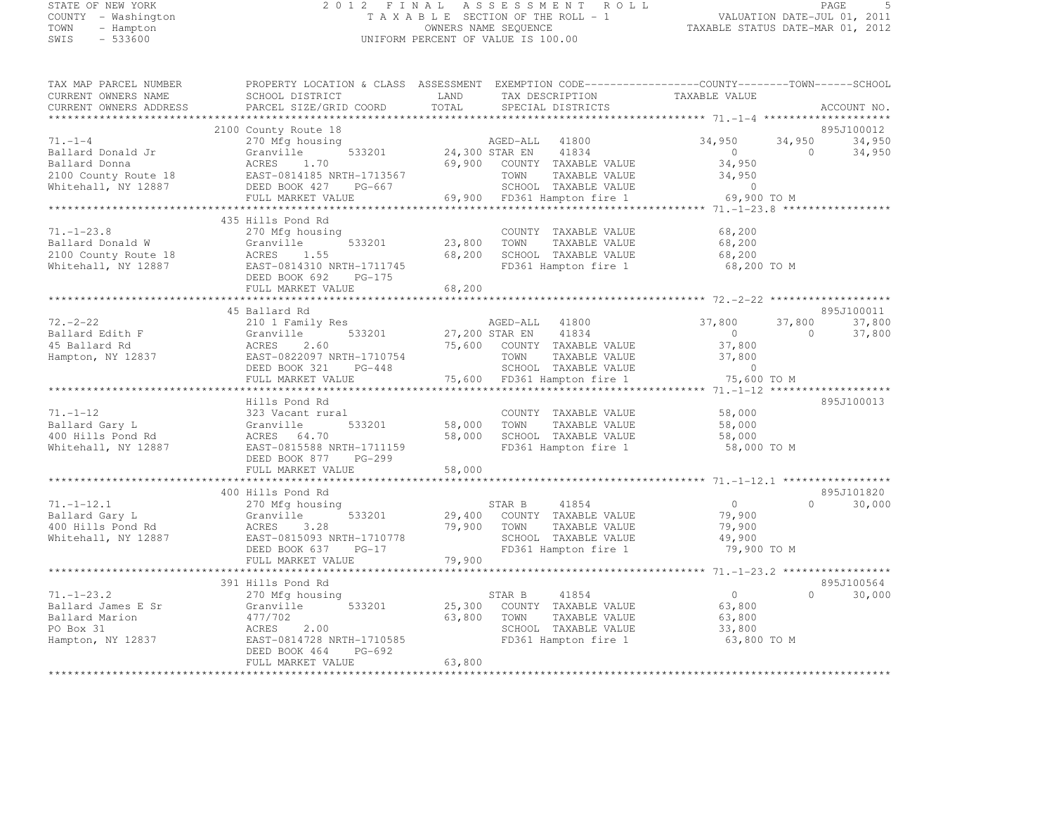STATE OF NEW YORK — COUNTY - Washington — TOWN - Hampton — SWIS - 533600

2012 FINAL ASSESSMENT ROLL
TAXABLE SECTION OF THE ROLL - 1
OWNERS NAME SEQUENCE
UNIFORM PERCENT OF VALUE IS 100.00

VALUATION DATE-JUL 01, 2011
TAXABLE STATUS DATE-MAR 01, 2012

| TAX MAP PARCEL NUMBER / CURRENT OWNERS NAME / CURRENT OWNERS ADDRESS | PROPERTY LOCATION & CLASS / SCHOOL DISTRICT / PARCEL SIZE/GRID COORD | ASSESSMENT LAND / TOTAL | EXEMPTION CODE / TAX DESCRIPTION / SPECIAL DISTRICTS | COUNTY TAXABLE VALUE | TOWN | SCHOOL | ACCOUNT NO. |
|---|---|---|---|---|---|---|---|
| **71.-1-4** | 2100 County Route 18 | | | | | | 895J100012 |
| | 270 Mfg housing | | AGED-ALL 41800 | 34,950 | 34,950 | 34,950 | |
| Ballard Donald Jr | Granville 533201 | 24,300 | STAR EN 41834 | 0 | 0 | 34,950 | |
| Ballard Donna | ACRES 1.70 | 69,900 | COUNTY TAXABLE VALUE | 34,950 | | | |
| 2100 County Route 18 | EAST-0814185 NRTH-1713567 | | TOWN TAXABLE VALUE | 34,950 | | | |
| Whitehall, NY 12887 | DEED BOOK 427 PG-667 | | SCHOOL TAXABLE VALUE | 0 | | | |
| | FULL MARKET VALUE | 69,900 | FD361 Hampton fire 1 | 69,900 TO M | | | |
| **71.-1-23.8** | 435 Hills Pond Rd | | | | | | |
| | 270 Mfg housing | | COUNTY TAXABLE VALUE | 68,200 | | | |
| Ballard Donald W | Granville 533201 | 23,800 | TOWN TAXABLE VALUE | 68,200 | | | |
| 2100 County Route 18 | ACRES 1.55 | 68,200 | SCHOOL TAXABLE VALUE | 68,200 | | | |
| Whitehall, NY 12887 | EAST-0814310 NRTH-1711745 | | FD361 Hampton fire 1 | 68,200 TO M | | | |
| | DEED BOOK 692 PG-175 | | | | | | |
| | FULL MARKET VALUE | 68,200 | | | | | |
| **72.-2-22** | 45 Ballard Rd | | | | | | 895J100011 |
| | 210 1 Family Res | | AGED-ALL 41800 | 37,800 | 37,800 | 37,800 | |
| Ballard Edith F | Granville 533201 | 27,200 | STAR EN 41834 | 0 | 0 | 37,800 | |
| 45 Ballard Rd | ACRES 2.60 | 75,600 | COUNTY TAXABLE VALUE | 37,800 | | | |
| Hampton, NY 12837 | EAST-0822097 NRTH-1710754 | | TOWN TAXABLE VALUE | 37,800 | | | |
| | DEED BOOK 321 PG-448 | | SCHOOL TAXABLE VALUE | 0 | | | |
| | FULL MARKET VALUE | 75,600 | FD361 Hampton fire 1 | 75,600 TO M | | | |
| **71.-1-12** | Hills Pond Rd | | | | | | 895J100013 |
| | 323 Vacant rural | | COUNTY TAXABLE VALUE | 58,000 | | | |
| Ballard Gary L | Granville 533201 | 58,000 | TOWN TAXABLE VALUE | 58,000 | | | |
| 400 Hills Pond Rd | ACRES 64.70 | 58,000 | SCHOOL TAXABLE VALUE | 58,000 | | | |
| Whitehall, NY 12887 | EAST-0815588 NRTH-1711159 | | FD361 Hampton fire 1 | 58,000 TO M | | | |
| | DEED BOOK 877 PG-299 | | | | | | |
| | FULL MARKET VALUE | 58,000 | | | | | |
| **71.-1-12.1** | 400 Hills Pond Rd | | | | | | 895J101820 |
| | 270 Mfg housing | | STAR B 41854 | 0 | 0 | 30,000 | |
| Ballard Gary L | Granville 533201 | 29,400 | COUNTY TAXABLE VALUE | 79,900 | | | |
| 400 Hills Pond Rd | ACRES 3.28 | 79,900 | TOWN TAXABLE VALUE | 79,900 | | | |
| Whitehall, NY 12887 | EAST-0815093 NRTH-1710778 | | SCHOOL TAXABLE VALUE | 49,900 | | | |
| | DEED BOOK 637 PG-17 | | FD361 Hampton fire 1 | 79,900 TO M | | | |
| | FULL MARKET VALUE | 79,900 | | | | | |
| **71.-1-23.2** | 391 Hills Pond Rd | | | | | | 895J100564 |
| | 270 Mfg housing | | STAR B 41854 | 0 | 0 | 30,000 | |
| Ballard James E Sr | Granville 533201 | 25,300 | COUNTY TAXABLE VALUE | 63,800 | | | |
| Ballard Marion | 477/702 | 63,800 | TOWN TAXABLE VALUE | 63,800 | | | |
| PO Box 31 | ACRES 2.00 | | SCHOOL TAXABLE VALUE | 33,800 | | | |
| Hampton, NY 12837 | EAST-0814728 NRTH-1710585 | | FD361 Hampton fire 1 | 63,800 TO M | | | |
| | DEED BOOK 464 PG-692 | | | | | | |
| | FULL MARKET VALUE | 63,800 | | | | | |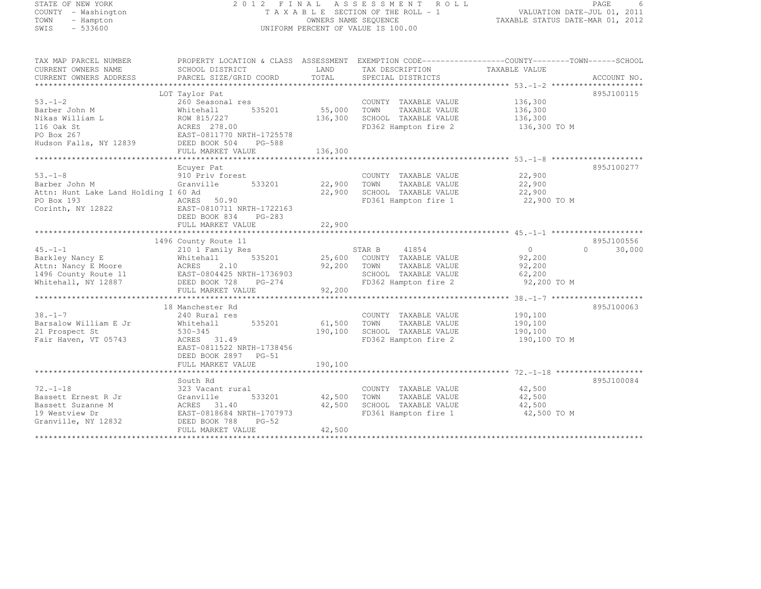STATE OF NEW YORK
COUNTY - Washington
TOWN - Hampton
SWIS - 533600

2012 FINAL ASSESSMENT ROLL
TAXABLE SECTION OF THE ROLL - 1
OWNERS NAME SEQUENCE
UNIFORM PERCENT OF VALUE IS 100.00

VALUATION DATE-JUL 01, 2011
TAXABLE STATUS DATE-MAR 01, 2012

| TAX MAP PARCEL NUMBER / CURRENT OWNERS NAME / CURRENT OWNERS ADDRESS | PROPERTY LOCATION & CLASS / SCHOOL DISTRICT / PARCEL SIZE/GRID COORD | ASSESSMENT LAND / TOTAL | EXEMPTION CODE / TAX DESCRIPTION / SPECIAL DISTRICTS | COUNTY / TOWN / SCHOOL TAXABLE VALUE | ACCOUNT NO. |
|---|---|---|---|---|---|
| **53.-1-2** | LOT Taylor Pat | | | | 895J100115 |
| 53.-1-2 | 260 Seasonal res | | COUNTY TAXABLE VALUE | 136,300 | |
| Barber John M | Whitehall 535201 | 55,000 | TOWN TAXABLE VALUE | 136,300 | |
| Nikas William L | ROW 815/227 | 136,300 | SCHOOL TAXABLE VALUE | 136,300 | |
| 116 Oak St | ACRES 278.00 | | FD362 Hampton fire 2 | 136,300 TO M | |
| PO Box 267 | EAST-0811770 NRTH-1725578 | | | | |
| Hudson Falls, NY 12839 | DEED BOOK 504 PG-588 | | | | |
| | FULL MARKET VALUE | 136,300 | | | |
| **53.-1-8** | Ecuyer Pat | | | | 895J100277 |
| 53.-1-8 | 910 Priv forest | | COUNTY TAXABLE VALUE | 22,900 | |
| Barber John M | Granville 533201 | 22,900 | TOWN TAXABLE VALUE | 22,900 | |
| Attn: Hunt Lake Land Holding I | 60 Ad | 22,900 | SCHOOL TAXABLE VALUE | 22,900 | |
| PO Box 193 | ACRES 50.90 | | FD361 Hampton fire 1 | 22,900 TO M | |
| Corinth, NY 12822 | EAST-0810711 NRTH-1722163 | | | | |
| | DEED BOOK 834 PG-283 | | | | |
| | FULL MARKET VALUE | 22,900 | | | |
| **45.-1-1** | 1496 County Route 11 | | | | 895J100556 |
| 45.-1-1 | 210 1 Family Res | | STAR B 41854 | 0 / 0 / 30,000 | |
| Barkley Nancy E | Whitehall 535201 | 25,600 | COUNTY TAXABLE VALUE | 92,200 | |
| Attn: Nancy E Moore | ACRES 2.10 | 92,200 | TOWN TAXABLE VALUE | 92,200 | |
| 1496 County Route 11 | EAST-0804425 NRTH-1736903 | | SCHOOL TAXABLE VALUE | 62,200 | |
| Whitehall, NY 12887 | DEED BOOK 728 PG-274 | | FD362 Hampton fire 2 | 92,200 TO M | |
| | FULL MARKET VALUE | 92,200 | | | |
| **38.-1-7** | 18 Manchester Rd | | | | 895J100063 |
| 38.-1-7 | 240 Rural res | | COUNTY TAXABLE VALUE | 190,100 | |
| Barsalow William E Jr | Whitehall 535201 | 61,500 | TOWN TAXABLE VALUE | 190,100 | |
| 21 Prospect St | 530-345 | 190,100 | SCHOOL TAXABLE VALUE | 190,100 | |
| Fair Haven, VT 05743 | ACRES 31.49 | | FD362 Hampton fire 2 | 190,100 TO M | |
| | EAST-0811522 NRTH-1738456 | | | | |
| | DEED BOOK 2897 PG-51 | | | | |
| | FULL MARKET VALUE | 190,100 | | | |
| **72.-1-18** | South Rd | | | | 895J100084 |
| 72.-1-18 | 323 Vacant rural | | COUNTY TAXABLE VALUE | 42,500 | |
| Bassett Ernest R Jr | Granville 533201 | 42,500 | TOWN TAXABLE VALUE | 42,500 | |
| Bassett Suzanne M | ACRES 31.40 | 42,500 | SCHOOL TAXABLE VALUE | 42,500 | |
| 19 Westview Dr | EAST-0818684 NRTH-1707973 | | FD361 Hampton fire 1 | 42,500 TO M | |
| Granville, NY 12832 | DEED BOOK 788 PG-52 | | | | |
| | FULL MARKET VALUE | 42,500 | | | |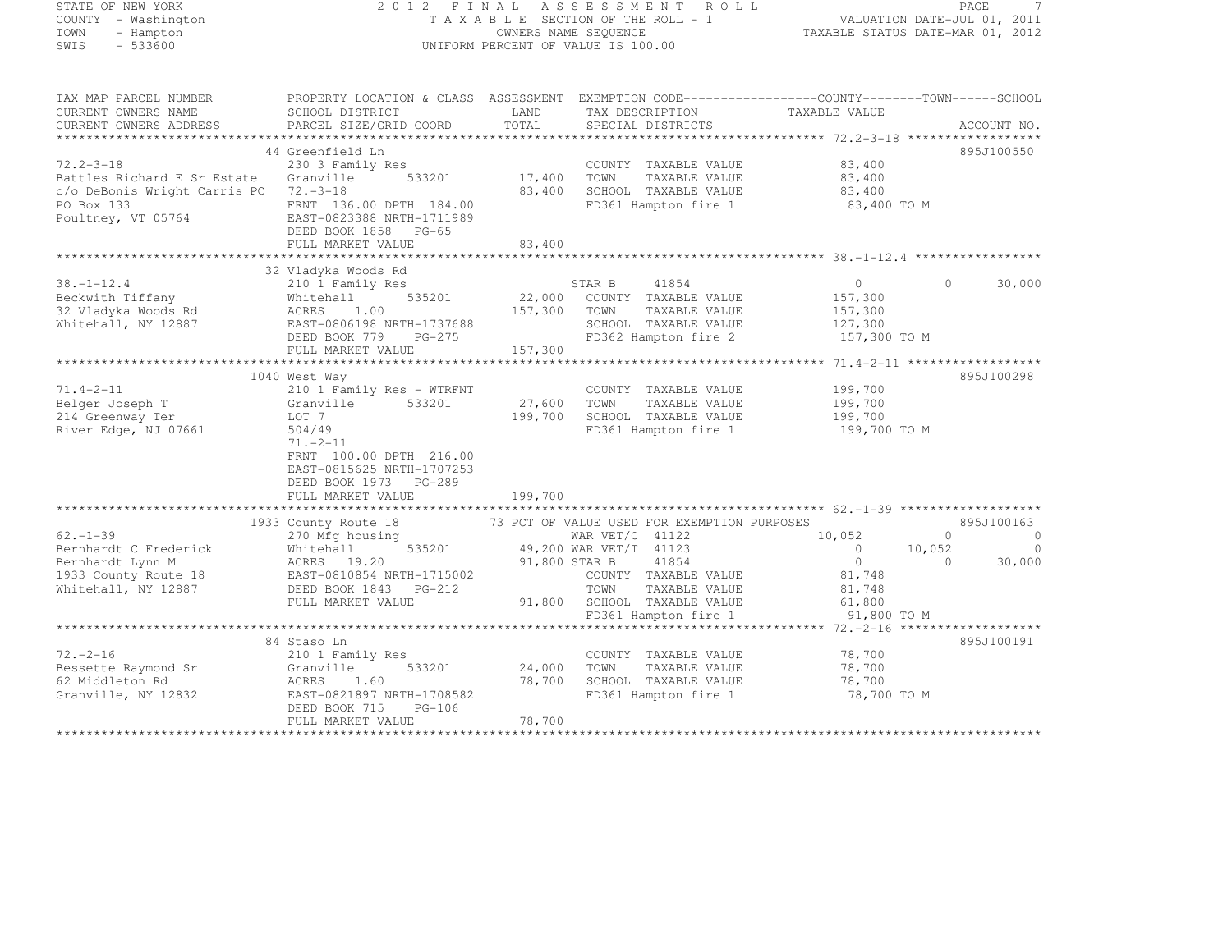STATE OF NEW YORK
COUNTY - Washington
TOWN - Hampton
SWIS - 533600

2012 FINAL ASSESSMENT ROLL
TAXABLE SECTION OF THE ROLL - 1
OWNERS NAME SEQUENCE
UNIFORM PERCENT OF VALUE IS 100.00

VALUATION DATE-JUL 01, 2011
TAXABLE STATUS DATE-MAR 01, 2012

| TAX MAP PARCEL NUMBER / CURRENT OWNERS NAME / CURRENT OWNERS ADDRESS | PROPERTY LOCATION & CLASS / SCHOOL DISTRICT / PARCEL SIZE/GRID COORD | ASSESSMENT LAND / TOTAL | EXEMPTION CODE / TAX DESCRIPTION / SPECIAL DISTRICTS | COUNTY TAXABLE VALUE | TOWN | SCHOOL | ACCOUNT NO. |
|---|---|---|---|---|---|---|---|
| **72.2-3-18** | 44 Greenfield Ln | | | | | | 895J100550 |
| 72.2-3-18 | 230 3 Family Res | | COUNTY TAXABLE VALUE | 83,400 | | | |
| Battles Richard E Sr Estate | Granville 533201 | 17,400 | TOWN TAXABLE VALUE | 83,400 | | | |
| c/o DeBonis Wright Carris PC | 72.-3-18 | 83,400 | SCHOOL TAXABLE VALUE | 83,400 | | | |
| PO Box 133 | FRNT 136.00 DPTH 184.00 | | FD361 Hampton fire 1 | 83,400 TO M | | | |
| Poultney, VT 05764 | EAST-0823388 NRTH-1711989 | | | | | | |
| | DEED BOOK 1858 PG-65 | | | | | | |
| | FULL MARKET VALUE | 83,400 | | | | | |
| **38.-1-12.4** | 32 Vladyka Woods Rd | | | | | | |
| 38.-1-12.4 | 210 1 Family Res | | STAR B 41854 | 0 | 0 | 30,000 | |
| Beckwith Tiffany | Whitehall 535201 | 22,000 | COUNTY TAXABLE VALUE | 157,300 | | | |
| 32 Vladyka Woods Rd | ACRES 1.00 | 157,300 | TOWN TAXABLE VALUE | 157,300 | | | |
| Whitehall, NY 12887 | EAST-0806198 NRTH-1737688 | | SCHOOL TAXABLE VALUE | 127,300 | | | |
| | DEED BOOK 779 PG-275 | | FD362 Hampton fire 2 | 157,300 TO M | | | |
| | FULL MARKET VALUE | 157,300 | | | | | |
| **71.4-2-11** | 1040 West Way | | | | | | 895J100298 |
| 71.4-2-11 | 210 1 Family Res - WTRFNT | | COUNTY TAXABLE VALUE | 199,700 | | | |
| Belger Joseph T | Granville 533201 | 27,600 | TOWN TAXABLE VALUE | 199,700 | | | |
| 214 Greenway Ter | LOT 7 | 199,700 | SCHOOL TAXABLE VALUE | 199,700 | | | |
| River Edge, NJ 07661 | 504/49 | | FD361 Hampton fire 1 | 199,700 TO M | | | |
| | 71.-2-11 | | | | | | |
| | FRNT 100.00 DPTH 216.00 | | | | | | |
| | EAST-0815625 NRTH-1707253 | | | | | | |
| | DEED BOOK 1973 PG-289 | | | | | | |
| | FULL MARKET VALUE | 199,700 | | | | | |
| **62.-1-39** | 1933 County Route 18 | | 73 PCT OF VALUE USED FOR EXEMPTION PURPOSES | | | | 895J100163 |
| 62.-1-39 | 270 Mfg housing | | WAR VET/C 41122 | 10,052 | 0 | 0 | |
| Bernhardt C Frederick | Whitehall 535201 | 49,200 | WAR VET/T 41123 | 0 | 10,052 | 0 | |
| Bernhardt Lynn M | ACRES 19.20 | 91,800 | STAR B 41854 | 0 | 0 | 30,000 | |
| 1933 County Route 18 | EAST-0810854 NRTH-1715002 | | COUNTY TAXABLE VALUE | 81,748 | | | |
| Whitehall, NY 12887 | DEED BOOK 1843 PG-212 | | TOWN TAXABLE VALUE | 81,748 | | | |
| | FULL MARKET VALUE | 91,800 | SCHOOL TAXABLE VALUE | 61,800 | | | |
| | | | FD361 Hampton fire 1 | 91,800 TO M | | | |
| **72.-2-16** | 84 Staso Ln | | | | | | 895J100191 |
| 72.-2-16 | 210 1 Family Res | | COUNTY TAXABLE VALUE | 78,700 | | | |
| Bessette Raymond Sr | Granville 533201 | 24,000 | TOWN TAXABLE VALUE | 78,700 | | | |
| 62 Middleton Rd | ACRES 1.60 | 78,700 | SCHOOL TAXABLE VALUE | 78,700 | | | |
| Granville, NY 12832 | EAST-0821897 NRTH-1708582 | | FD361 Hampton fire 1 | 78,700 TO M | | | |
| | DEED BOOK 715 PG-106 | | | | | | |
| | FULL MARKET VALUE | 78,700 | | | | | |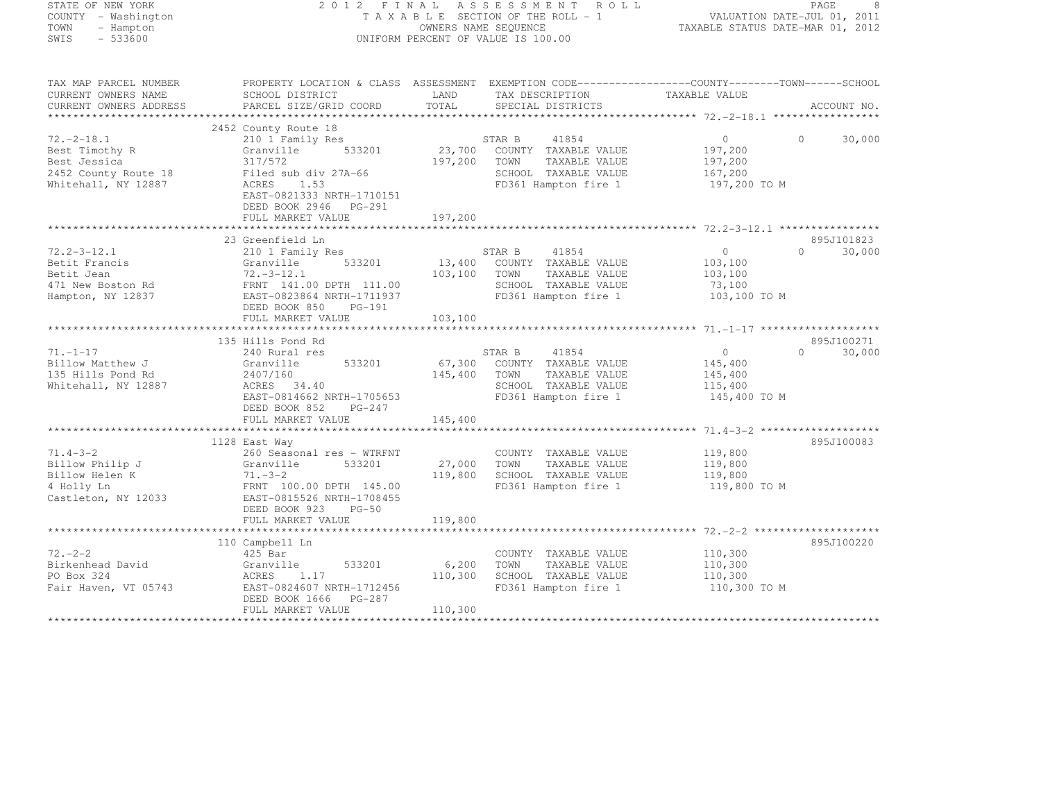STATE OF NEW YORK
COUNTY - Washington
TOWN - Hampton
SWIS - 533600

# 2012 FINAL ASSESSMENT ROLL

TAXABLE SECTION OF THE ROLL - 1
OWNERS NAME SEQUENCE
UNIFORM PERCENT OF VALUE IS 100.00

VALUATION DATE-JUL 01, 2011
TAXABLE STATUS DATE-MAR 01, 2012

| TAX MAP PARCEL NUMBER / CURRENT OWNERS NAME / CURRENT OWNERS ADDRESS | PROPERTY LOCATION & CLASS / SCHOOL DISTRICT / PARCEL SIZE/GRID COORD | ASSESSMENT LAND / TOTAL | EXEMPTION CODE / TAX DESCRIPTION / SPECIAL DISTRICTS | COUNTY TAXABLE VALUE | TOWN | SCHOOL | ACCOUNT NO. |
|---|---|---|---|---|---|---|---|
| 72.-2-18.1 | 2452 County Route 18 | | | | | | |
| | 210 1 Family Res | | STAR B 41854 | 0 | 0 | 30,000 | |
| Best Timothy R | Granville 533201 | 23,700 | COUNTY TAXABLE VALUE | 197,200 | | | |
| Best Jessica | 317/572 | 197,200 | TOWN TAXABLE VALUE | 197,200 | | | |
| 2452 County Route 18 | Filed sub div 27A-66 | | SCHOOL TAXABLE VALUE | 167,200 | | | |
| Whitehall, NY 12887 | ACRES 1.53 | | FD361 Hampton fire 1 | 197,200 TO M | | | |
| | EAST-0821333 NRTH-1710151 | | | | | | |
| | DEED BOOK 2946 PG-291 | | | | | | |
| | FULL MARKET VALUE | 197,200 | | | | | |
| 72.2-3-12.1 | 23 Greenfield Ln | | | | | | 895J101823 |
| | 210 1 Family Res | | STAR B 41854 | 0 | 0 | 30,000 | |
| Betit Francis | Granville 533201 | 13,400 | COUNTY TAXABLE VALUE | 103,100 | | | |
| Betit Jean | 72.-3-12.1 | 103,100 | TOWN TAXABLE VALUE | 103,100 | | | |
| 471 New Boston Rd | FRNT 141.00 DPTH 111.00 | | SCHOOL TAXABLE VALUE | 73,100 | | | |
| Hampton, NY 12837 | EAST-0823864 NRTH-1711937 | | FD361 Hampton fire 1 | 103,100 TO M | | | |
| | DEED BOOK 850 PG-191 | | | | | | |
| | FULL MARKET VALUE | 103,100 | | | | | |
| 71.-1-17 | 135 Hills Pond Rd | | | | | | 895J100271 |
| | 240 Rural res | | STAR B 41854 | 0 | 0 | 30,000 | |
| Billow Matthew J | Granville 533201 | 67,300 | COUNTY TAXABLE VALUE | 145,400 | | | |
| 135 Hills Pond Rd | 2407/160 | 145,400 | TOWN TAXABLE VALUE | 145,400 | | | |
| Whitehall, NY 12887 | ACRES 34.40 | | SCHOOL TAXABLE VALUE | 115,400 | | | |
| | EAST-0814662 NRTH-1705653 | | FD361 Hampton fire 1 | 145,400 TO M | | | |
| | DEED BOOK 852 PG-247 | | | | | | |
| | FULL MARKET VALUE | 145,400 | | | | | |
| 71.4-3-2 | 1128 East Way | | | | | | 895J100083 |
| | 260 Seasonal res - WTRFNT | | COUNTY TAXABLE VALUE | 119,800 | | | |
| Billow Philip J | Granville 533201 | 27,000 | TOWN TAXABLE VALUE | 119,800 | | | |
| Billow Helen K | 71.-3-2 | 119,800 | SCHOOL TAXABLE VALUE | 119,800 | | | |
| 4 Holly Ln | FRNT 100.00 DPTH 145.00 | | FD361 Hampton fire 1 | 119,800 TO M | | | |
| Castleton, NY 12033 | EAST-0815526 NRTH-1708455 | | | | | | |
| | DEED BOOK 923 PG-50 | | | | | | |
| | FULL MARKET VALUE | 119,800 | | | | | |
| 72.-2-2 | 110 Campbell Ln | | | | | | 895J100220 |
| | 425 Bar | | COUNTY TAXABLE VALUE | 110,300 | | | |
| Birkenhead David | Granville 533201 | 6,200 | TOWN TAXABLE VALUE | 110,300 | | | |
| PO Box 324 | ACRES 1.17 | 110,300 | SCHOOL TAXABLE VALUE | 110,300 | | | |
| Fair Haven, VT 05743 | EAST-0824607 NRTH-1712456 | | FD361 Hampton fire 1 | 110,300 TO M | | | |
| | DEED BOOK 1666 PG-287 | | | | | | |
| | FULL MARKET VALUE | 110,300 | | | | | |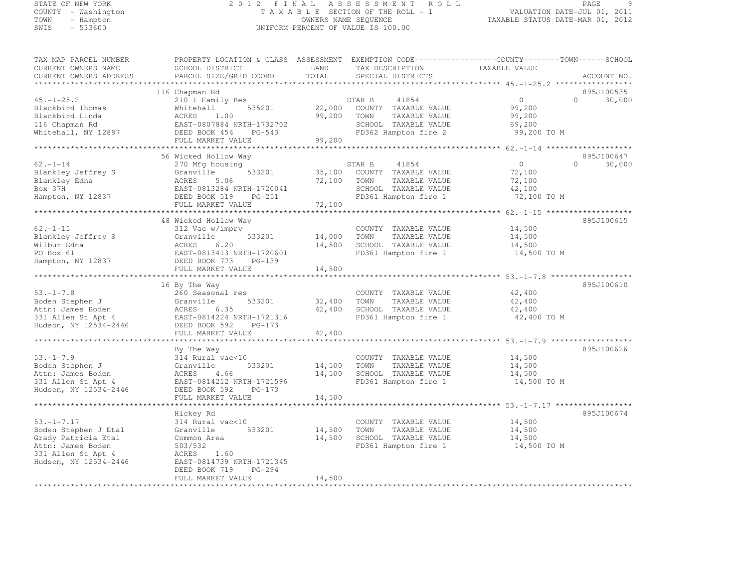STATE OF NEW YORK
COUNTY - Washington
TOWN - Hampton
SWIS - 533600

# 2012 FINAL ASSESSMENT ROLL

TAXABLE SECTION OF THE ROLL - 1
OWNERS NAME SEQUENCE
UNIFORM PERCENT OF VALUE IS 100.00

VALUATION DATE-JUL 01, 2011
TAXABLE STATUS DATE-MAR 01, 2012

| TAX MAP PARCEL NUMBER / CURRENT OWNERS NAME / CURRENT OWNERS ADDRESS | PROPERTY LOCATION & CLASS / SCHOOL DISTRICT / PARCEL SIZE/GRID COORD | ASSESSMENT LAND | TOTAL | EXEMPTION CODE / TAX DESCRIPTION / SPECIAL DISTRICTS | COUNTY | TOWN | SCHOOL | ACCOUNT NO. |
|---|---|---|---|---|---|---|---|---|
| **45.-1-25.2** | 116 Chapman Rd | | | | | | | 895J100535 |
| 45.-1-25.2 | 210 1 Family Res | | | STAR B 41854 | 0 | 0 | 30,000 | |
| Blackbird Thomas | Whitehall 535201 | 22,000 | | COUNTY TAXABLE VALUE | 99,200 | | | |
| Blackbird Linda | ACRES 1.00 | | 99,200 | TOWN TAXABLE VALUE | | 99,200 | | |
| 116 Chapman Rd | EAST-0807884 NRTH-1732702 | | | SCHOOL TAXABLE VALUE | | | 69,200 | |
| Whitehall, NY 12887 | DEED BOOK 454 PG-543 | | | FD362 Hampton fire 2 | 99,200 TO M | | | |
| | FULL MARKET VALUE | | 99,200 | | | | | |
| **62.-1-14** | 56 Wicked Hollow Way | | | | | | | 895J100647 |
| 62.-1-14 | 270 Mfg housing | | | STAR B 41854 | 0 | 0 | 30,000 | |
| Blankley Jeffrey S | Granville 533201 | 35,100 | | COUNTY TAXABLE VALUE | 72,100 | | | |
| Blankley Edna | ACRES 5.06 | | 72,100 | TOWN TAXABLE VALUE | | 72,100 | | |
| Box 37H | EAST-0813284 NRTH-1720041 | | | SCHOOL TAXABLE VALUE | | | 42,100 | |
| Hampton, NY 12837 | DEED BOOK 519 PG-251 | | | FD361 Hampton fire 1 | 72,100 TO M | | | |
| | FULL MARKET VALUE | | 72,100 | | | | | |
| **62.-1-15** | 48 Wicked Hollow Way | | | | | | | 895J100615 |
| 62.-1-15 | 312 Vac w/imprv | | | COUNTY TAXABLE VALUE | 14,500 | | | |
| Blankley Jeffrey S | Granville 533201 | 14,000 | | TOWN TAXABLE VALUE | | 14,500 | | |
| Wilbur Edna | ACRES 6.20 | | 14,500 | SCHOOL TAXABLE VALUE | | | 14,500 | |
| PO Box 61 | EAST-0813413 NRTH-1720601 | | | FD361 Hampton fire 1 | 14,500 TO M | | | |
| Hampton, NY 12837 | DEED BOOK 773 PG-139 | | | | | | | |
| | FULL MARKET VALUE | | 14,500 | | | | | |
| **53.-1-7.8** | 16 By The Way | | | | | | | 895J100610 |
| 53.-1-7.8 | 260 Seasonal res | | | COUNTY TAXABLE VALUE | 42,400 | | | |
| Boden Stephen J | Granville 533201 | 32,400 | | TOWN TAXABLE VALUE | | 42,400 | | |
| Attn: James Boden | ACRES 6.35 | | 42,400 | SCHOOL TAXABLE VALUE | | | 42,400 | |
| 331 Allen St Apt 4 | EAST-0814224 NRTH-1721316 | | | FD361 Hampton fire 1 | 42,400 TO M | | | |
| Hudson, NY 12534-2446 | DEED BOOK 592 PG-173 | | | | | | | |
| | FULL MARKET VALUE | | 42,400 | | | | | |
| **53.-1-7.9** | By The Way | | | | | | | 895J100626 |
| 53.-1-7.9 | 314 Rural vac<10 | | | COUNTY TAXABLE VALUE | 14,500 | | | |
| Boden Stephen J | Granville 533201 | 14,500 | | TOWN TAXABLE VALUE | | 14,500 | | |
| Attn: James Boden | ACRES 4.66 | | 14,500 | SCHOOL TAXABLE VALUE | | | 14,500 | |
| 331 Allen St Apt 4 | EAST-0814212 NRTH-1721596 | | | FD361 Hampton fire 1 | 14,500 TO M | | | |
| Hudson, NY 12534-2446 | DEED BOOK 592 PG-173 | | | | | | | |
| | FULL MARKET VALUE | | 14,500 | | | | | |
| **53.-1-7.17** | Hickey Rd | | | | | | | 895J100674 |
| 53.-1-7.17 | 314 Rural vac<10 | | | COUNTY TAXABLE VALUE | 14,500 | | | |
| Boden Stephen J Etal | Granville 533201 | 14,500 | | TOWN TAXABLE VALUE | | 14,500 | | |
| Grady Patricia Etal | Common Area | | 14,500 | SCHOOL TAXABLE VALUE | | | 14,500 | |
| Attn: James Boden | 503/532 | | | FD361 Hampton fire 1 | 14,500 TO M | | | |
| 331 Allen St Apt 4 | ACRES 1.60 | | | | | | | |
| Hudson, NY 12534-2446 | EAST-0814739 NRTH-1721345 | | | | | | | |
| | DEED BOOK 719 PG-294 | | | | | | | |
| | FULL MARKET VALUE | | 14,500 | | | | | |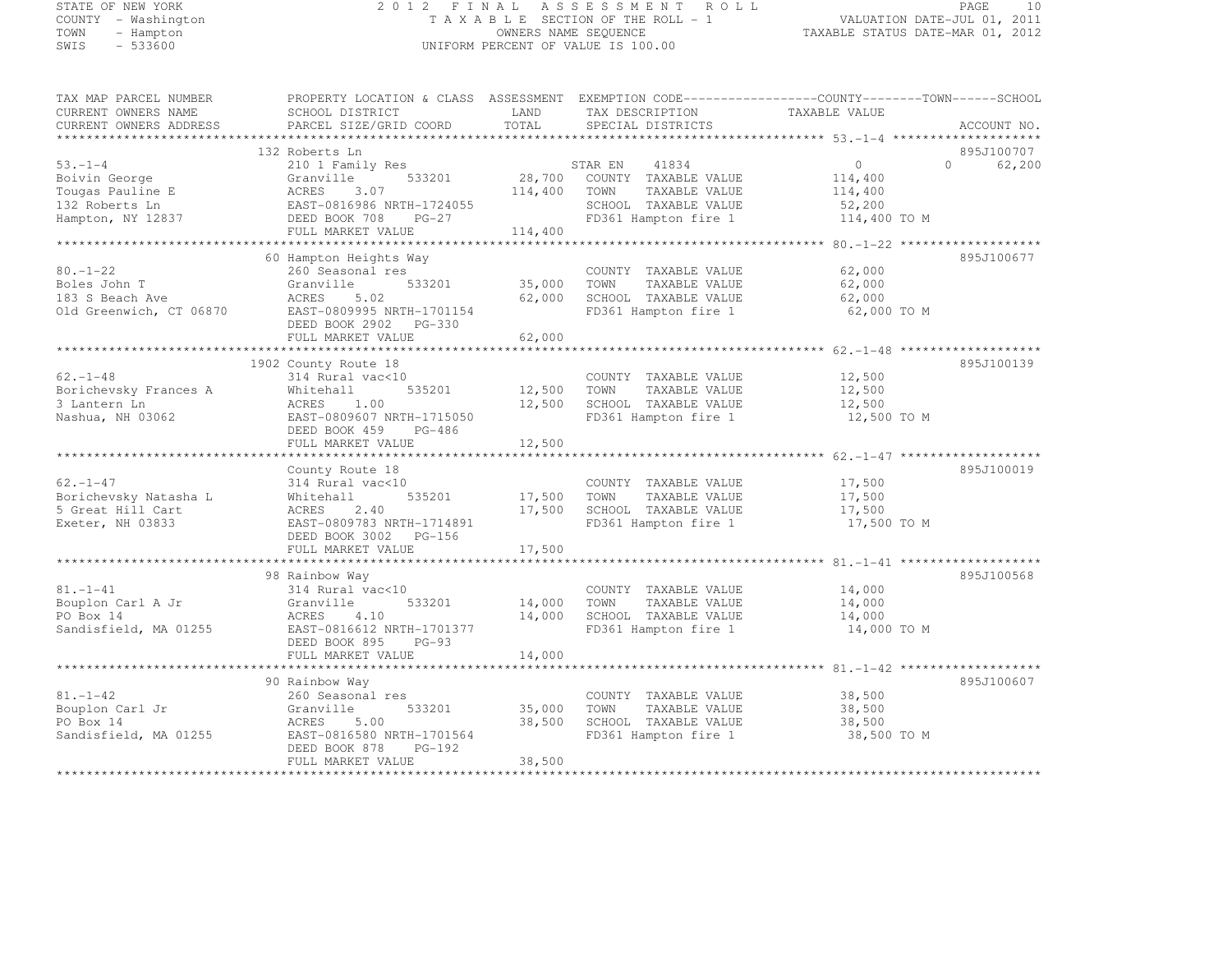STATE OF NEW YORK
COUNTY - Washington
TOWN - Hampton
SWIS - 533600

2012 FINAL ASSESSMENT ROLL
TAXABLE SECTION OF THE ROLL - 1
OWNERS NAME SEQUENCE
UNIFORM PERCENT OF VALUE IS 100.00

VALUATION DATE-JUL 01, 2011
TAXABLE STATUS DATE-MAR 01, 2012

| TAX MAP PARCEL NUMBER / CURRENT OWNERS NAME / CURRENT OWNERS ADDRESS | PROPERTY LOCATION & CLASS / SCHOOL DISTRICT / PARCEL SIZE/GRID COORD | ASSESSMENT LAND / TOTAL | EXEMPTION CODE / TAX DESCRIPTION / SPECIAL DISTRICTS | COUNTY TAXABLE VALUE | TOWN | SCHOOL | ACCOUNT NO. |
|---|---|---|---|---|---|---|---|
| **53.-1-4** | 132 Roberts Ln | | | | | | 895J100707 |
| 53.-1-4 | 210 1 Family Res | | STAR EN 41834 | 0 | 0 | 62,200 | |
| Boivin George | Granville 533201 | 28,700 | COUNTY TAXABLE VALUE | 114,400 | | | |
| Tougas Pauline E | ACRES 3.07 | 114,400 | TOWN TAXABLE VALUE | 114,400 | | | |
| 132 Roberts Ln | EAST-0816986 NRTH-1724055 | | SCHOOL TAXABLE VALUE | 52,200 | | | |
| Hampton, NY 12837 | DEED BOOK 708 PG-27 | | FD361 Hampton fire 1 | 114,400 TO M | | | |
| | FULL MARKET VALUE | 114,400 | | | | | |
| **80.-1-22** | 60 Hampton Heights Way | | | | | | 895J100677 |
| 80.-1-22 | 260 Seasonal res | | COUNTY TAXABLE VALUE | 62,000 | | | |
| Boles John T | Granville 533201 | 35,000 | TOWN TAXABLE VALUE | 62,000 | | | |
| 183 S Beach Ave | ACRES 5.02 | 62,000 | SCHOOL TAXABLE VALUE | 62,000 | | | |
| Old Greenwich, CT 06870 | EAST-0809995 NRTH-1701154 | | FD361 Hampton fire 1 | 62,000 TO M | | | |
| | DEED BOOK 2902 PG-330 | | | | | | |
| | FULL MARKET VALUE | 62,000 | | | | | |
| **62.-1-48** | 1902 County Route 18 | | | | | | 895J100139 |
| 62.-1-48 | 314 Rural vac<10 | | COUNTY TAXABLE VALUE | 12,500 | | | |
| Borichevsky Frances A | Whitehall 535201 | 12,500 | TOWN TAXABLE VALUE | 12,500 | | | |
| 3 Lantern Ln | ACRES 1.00 | 12,500 | SCHOOL TAXABLE VALUE | 12,500 | | | |
| Nashua, NH 03062 | EAST-0809607 NRTH-1715050 | | FD361 Hampton fire 1 | 12,500 TO M | | | |
| | DEED BOOK 459 PG-486 | | | | | | |
| | FULL MARKET VALUE | 12,500 | | | | | |
| **62.-1-47** | County Route 18 | | | | | | 895J100019 |
| 62.-1-47 | 314 Rural vac<10 | | COUNTY TAXABLE VALUE | 17,500 | | | |
| Borichevsky Natasha L | Whitehall 535201 | 17,500 | TOWN TAXABLE VALUE | 17,500 | | | |
| 5 Great Hill Cart | ACRES 2.40 | 17,500 | SCHOOL TAXABLE VALUE | 17,500 | | | |
| Exeter, NH 03833 | EAST-0809783 NRTH-1714891 | | FD361 Hampton fire 1 | 17,500 TO M | | | |
| | DEED BOOK 3002 PG-156 | | | | | | |
| | FULL MARKET VALUE | 17,500 | | | | | |
| **81.-1-41** | 98 Rainbow Way | | | | | | 895J100568 |
| 81.-1-41 | 314 Rural vac<10 | | COUNTY TAXABLE VALUE | 14,000 | | | |
| Bouplon Carl A Jr | Granville 533201 | 14,000 | TOWN TAXABLE VALUE | 14,000 | | | |
| PO Box 14 | ACRES 4.10 | 14,000 | SCHOOL TAXABLE VALUE | 14,000 | | | |
| Sandisfield, MA 01255 | EAST-0816612 NRTH-1701377 | | FD361 Hampton fire 1 | 14,000 TO M | | | |
| | DEED BOOK 895 PG-93 | | | | | | |
| | FULL MARKET VALUE | 14,000 | | | | | |
| **81.-1-42** | 90 Rainbow Way | | | | | | 895J100607 |
| 81.-1-42 | 260 Seasonal res | | COUNTY TAXABLE VALUE | 38,500 | | | |
| Bouplon Carl Jr | Granville 533201 | 35,000 | TOWN TAXABLE VALUE | 38,500 | | | |
| PO Box 14 | ACRES 5.00 | 38,500 | SCHOOL TAXABLE VALUE | 38,500 | | | |
| Sandisfield, MA 01255 | EAST-0816580 NRTH-1701564 | | FD361 Hampton fire 1 | 38,500 TO M | | | |
| | DEED BOOK 878 PG-192 | | | | | | |
| | FULL MARKET VALUE | 38,500 | | | | | |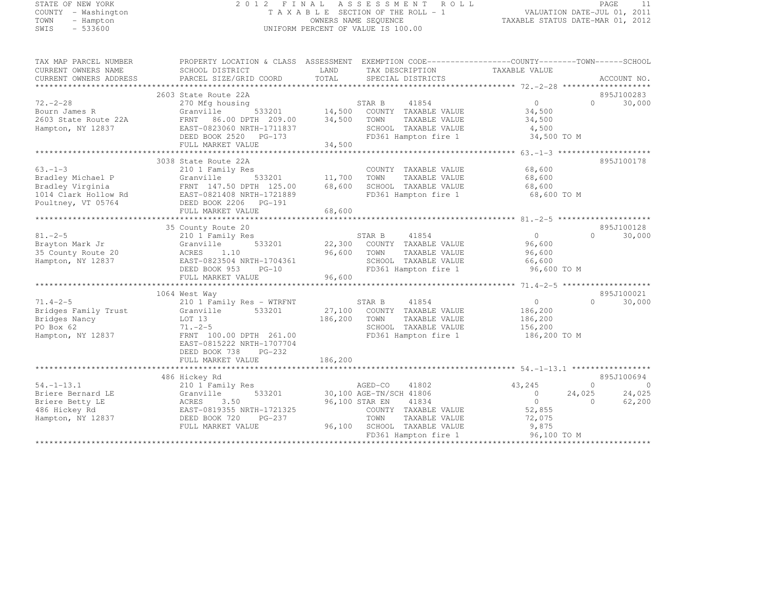STATE OF NEW YORK
COUNTY - Washington
TOWN - Hampton
SWIS - 533600

2012 FINAL ASSESSMENT ROLL
TAXABLE SECTION OF THE ROLL - 1
OWNERS NAME SEQUENCE
UNIFORM PERCENT OF VALUE IS 100.00

VALUATION DATE-JUL 01, 2011
TAXABLE STATUS DATE-MAR 01, 2012

| TAX MAP PARCEL NUMBER / CURRENT OWNERS NAME / CURRENT OWNERS ADDRESS | PROPERTY LOCATION & CLASS / SCHOOL DISTRICT / PARCEL SIZE/GRID COORD | ASSESSMENT LAND / TOTAL | EXEMPTION CODE / TAX DESCRIPTION / SPECIAL DISTRICTS | COUNTY TAXABLE VALUE | TOWN | SCHOOL | ACCOUNT NO. |
|---|---|---|---|---|---|---|---|
| **72.-2-28** | 2603 State Route 22A | | | | | | 895J100283 |
| 72.-2-28 | 270 Mfg housing | | STAR B 41854 | 0 | 0 | 30,000 | |
| Bourn James R | Granville 533201 | 14,500 | COUNTY TAXABLE VALUE | 34,500 | | | |
| 2603 State Route 22A | FRNT 86.00 DPTH 209.00 | 34,500 | TOWN TAXABLE VALUE | 34,500 | | | |
| Hampton, NY 12837 | EAST-0823060 NRTH-1711837 | | SCHOOL TAXABLE VALUE | 4,500 | | | |
| | DEED BOOK 2520 PG-173 | | FD361 Hampton fire 1 | 34,500 TO M | | | |
| | FULL MARKET VALUE | 34,500 | | | | | |
| **63.-1-3** | 3038 State Route 22A | | | | | | 895J100178 |
| 63.-1-3 | 210 1 Family Res | | COUNTY TAXABLE VALUE | 68,600 | | | |
| Bradley Michael P | Granville 533201 | 11,700 | TOWN TAXABLE VALUE | 68,600 | | | |
| Bradley Virginia | FRNT 147.50 DPTH 125.00 | 68,600 | SCHOOL TAXABLE VALUE | 68,600 | | | |
| 1014 Clark Hollow Rd | EAST-0821408 NRTH-1721889 | | FD361 Hampton fire 1 | 68,600 TO M | | | |
| Poultney, VT 05764 | DEED BOOK 2206 PG-191 | | | | | | |
| | FULL MARKET VALUE | 68,600 | | | | | |
| **81.-2-5** | 35 County Route 20 | | | | | | 895J100128 |
| 81.-2-5 | 210 1 Family Res | | STAR B 41854 | 0 | 0 | 30,000 | |
| Brayton Mark Jr | Granville 533201 | 22,300 | COUNTY TAXABLE VALUE | 96,600 | | | |
| 35 County Route 20 | ACRES 1.10 | 96,600 | TOWN TAXABLE VALUE | 96,600 | | | |
| Hampton, NY 12837 | EAST-0823504 NRTH-1704361 | | SCHOOL TAXABLE VALUE | 66,600 | | | |
| | DEED BOOK 953 PG-10 | | FD361 Hampton fire 1 | 96,600 TO M | | | |
| | FULL MARKET VALUE | 96,600 | | | | | |
| **71.4-2-5** | 1064 West Way | | | | | | 895J100021 |
| 71.4-2-5 | 210 1 Family Res - WTRFNT | | STAR B 41854 | 0 | 0 | 30,000 | |
| Bridges Family Trust | Granville 533201 | 27,100 | COUNTY TAXABLE VALUE | 186,200 | | | |
| Bridges Nancy | LOT 13 | 186,200 | TOWN TAXABLE VALUE | 186,200 | | | |
| PO Box 62 | 71.-2-5 | | SCHOOL TAXABLE VALUE | 156,200 | | | |
| Hampton, NY 12837 | FRNT 100.00 DPTH 261.00 | | FD361 Hampton fire 1 | 186,200 TO M | | | |
| | EAST-0815222 NRTH-1707704 | | | | | | |
| | DEED BOOK 738 PG-232 | | | | | | |
| | FULL MARKET VALUE | 186,200 | | | | | |
| **54.-1-13.1** | 486 Hickey Rd | | | | | | 895J100694 |
| 54.-1-13.1 | 210 1 Family Res | | AGED-CO 41802 | 43,245 | 0 | 0 | |
| Briere Bernard LE | Granville 533201 | 30,100 | AGE-TN/SCH 41806 | 0 | 24,025 | 24,025 | |
| Briere Betty LE | ACRES 3.50 | 96,100 | STAR EN 41834 | 0 | 0 | 62,200 | |
| 486 Hickey Rd | EAST-0819355 NRTH-1721325 | | COUNTY TAXABLE VALUE | 52,855 | | | |
| Hampton, NY 12837 | DEED BOOK 720 PG-237 | | TOWN TAXABLE VALUE | 72,075 | | | |
| | FULL MARKET VALUE | 96,100 | SCHOOL TAXABLE VALUE | 9,875 | | | |
| | | | FD361 Hampton fire 1 | 96,100 TO M | | | |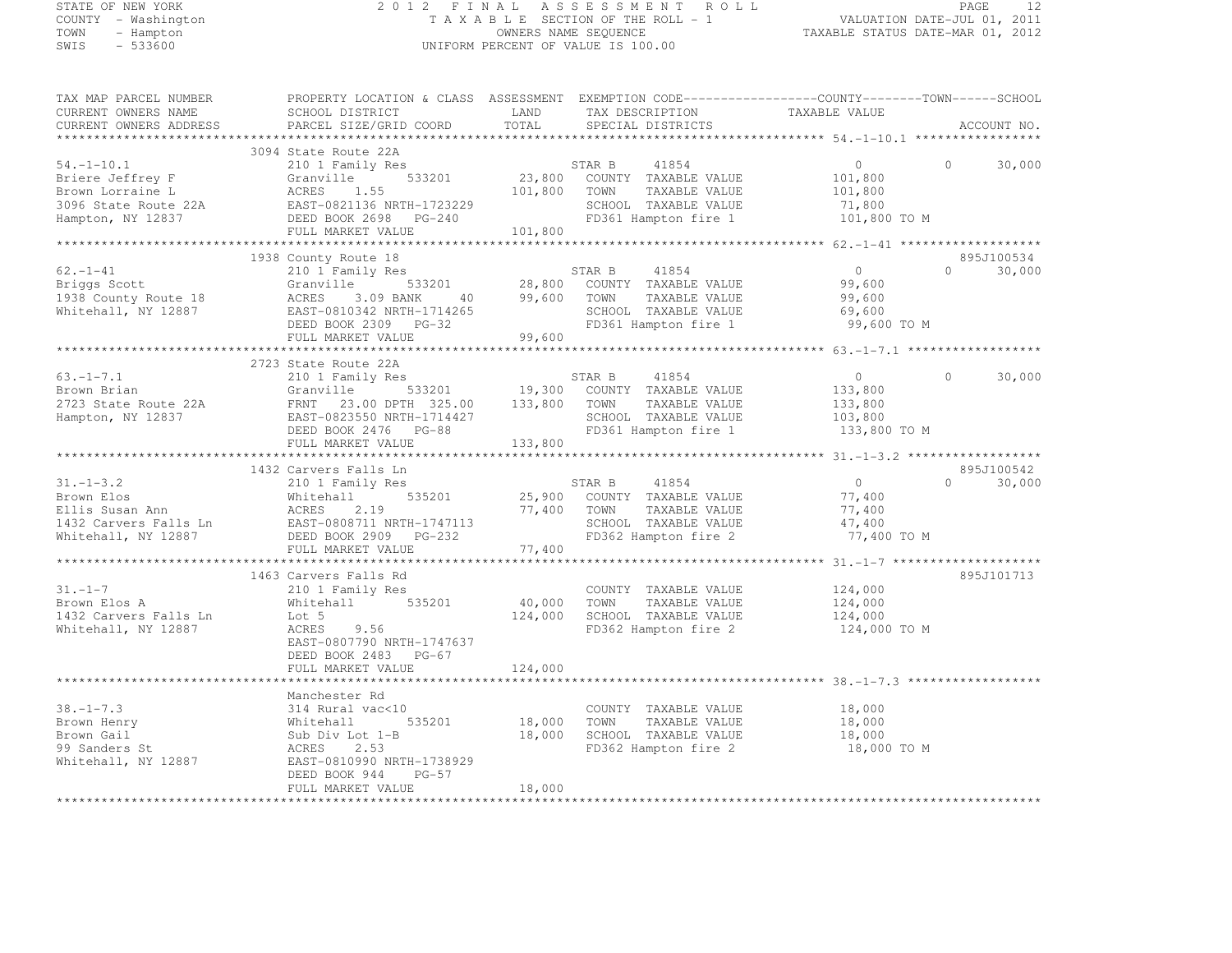STATE OF NEW YORK
COUNTY - Washington
TOWN - Hampton
SWIS - 533600

# 2012 FINAL ASSESSMENT ROLL
TAXABLE SECTION OF THE ROLL - 1
OWNERS NAME SEQUENCE
UNIFORM PERCENT OF VALUE IS 100.00

VALUATION DATE-JUL 01, 2011
TAXABLE STATUS DATE-MAR 01, 2012

| TAX MAP PARCEL NUMBER / CURRENT OWNERS NAME / CURRENT OWNERS ADDRESS | PROPERTY LOCATION & CLASS / SCHOOL DISTRICT / PARCEL SIZE/GRID COORD | ASSESSMENT LAND / TOTAL | EXEMPTION CODE / TAX DESCRIPTION / SPECIAL DISTRICTS | COUNTY | TOWN | SCHOOL | ACCOUNT NO. |
|---|---|---|---|---|---|---|---|
| 54.-1-10.1 | 3094 State Route 22A | | | | | | |
| | 210 1 Family Res | | STAR B 41854 | 0 | 0 | 30,000 | |
| Briere Jeffrey F | Granville 533201 | 23,800 | COUNTY TAXABLE VALUE | 101,800 | | | |
| Brown Lorraine L | ACRES 1.55 | 101,800 | TOWN TAXABLE VALUE | | 101,800 | | |
| 3096 State Route 22A | EAST-0821136 NRTH-1723229 | | SCHOOL TAXABLE VALUE | | | 71,800 | |
| Hampton, NY 12837 | DEED BOOK 2698 PG-240 | | FD361 Hampton fire 1 | 101,800 TO M | | | |
| | FULL MARKET VALUE | 101,800 | | | | | |
| 62.-1-41 | 1938 County Route 18 | | | | | | 895J100534 |
| | 210 1 Family Res | | STAR B 41854 | 0 | 0 | 30,000 | |
| Briggs Scott | Granville 533201 | 28,800 | COUNTY TAXABLE VALUE | 99,600 | | | |
| 1938 County Route 18 | ACRES 3.09 BANK 40 | 99,600 | TOWN TAXABLE VALUE | | 99,600 | | |
| Whitehall, NY 12887 | EAST-0810342 NRTH-1714265 | | SCHOOL TAXABLE VALUE | | | 69,600 | |
| | DEED BOOK 2309 PG-32 | | FD361 Hampton fire 1 | 99,600 TO M | | | |
| | FULL MARKET VALUE | 99,600 | | | | | |
| 63.-1-7.1 | 2723 State Route 22A | | | | | | |
| | 210 1 Family Res | | STAR B 41854 | 0 | 0 | 30,000 | |
| Brown Brian | Granville 533201 | 19,300 | COUNTY TAXABLE VALUE | 133,800 | | | |
| 2723 State Route 22A | FRNT 23.00 DPTH 325.00 | 133,800 | TOWN TAXABLE VALUE | | 133,800 | | |
| Hampton, NY 12837 | EAST-0823550 NRTH-1714427 | | SCHOOL TAXABLE VALUE | | | 103,800 | |
| | DEED BOOK 2476 PG-88 | | FD361 Hampton fire 1 | 133,800 TO M | | | |
| | FULL MARKET VALUE | 133,800 | | | | | |
| 31.-1-3.2 | 1432 Carvers Falls Ln | | | | | | 895J100542 |
| | 210 1 Family Res | | STAR B 41854 | 0 | 0 | 30,000 | |
| Brown Elos | Whitehall 535201 | 25,900 | COUNTY TAXABLE VALUE | 77,400 | | | |
| Ellis Susan Ann | ACRES 2.19 | 77,400 | TOWN TAXABLE VALUE | | 77,400 | | |
| 1432 Carvers Falls Ln | EAST-0808711 NRTH-1747113 | | SCHOOL TAXABLE VALUE | | | 47,400 | |
| Whitehall, NY 12887 | DEED BOOK 2909 PG-232 | | FD362 Hampton fire 2 | 77,400 TO M | | | |
| | FULL MARKET VALUE | 77,400 | | | | | |
| 31.-1-7 | 1463 Carvers Falls Rd | | | | | | 895J101713 |
| | 210 1 Family Res | | COUNTY TAXABLE VALUE | 124,000 | | | |
| Brown Elos A | Whitehall 535201 | 40,000 | TOWN TAXABLE VALUE | | 124,000 | | |
| 1432 Carvers Falls Ln | Lot 5 | 124,000 | SCHOOL TAXABLE VALUE | | | 124,000 | |
| Whitehall, NY 12887 | ACRES 9.56 | | FD362 Hampton fire 2 | 124,000 TO M | | | |
| | EAST-0807790 NRTH-1747637 | | | | | | |
| | DEED BOOK 2483 PG-67 | | | | | | |
| | FULL MARKET VALUE | 124,000 | | | | | |
| 38.-1-7.3 | Manchester Rd | | | | | | |
| | 314 Rural vac<10 | | COUNTY TAXABLE VALUE | 18,000 | | | |
| Brown Henry | Whitehall 535201 | 18,000 | TOWN TAXABLE VALUE | | 18,000 | | |
| Brown Gail | Sub Div Lot 1-B | 18,000 | SCHOOL TAXABLE VALUE | | | 18,000 | |
| 99 Sanders St | ACRES 2.53 | | FD362 Hampton fire 2 | 18,000 TO M | | | |
| Whitehall, NY 12887 | EAST-0810990 NRTH-1738929 | | | | | | |
| | DEED BOOK 944 PG-57 | | | | | | |
| | FULL MARKET VALUE | 18,000 | | | | | |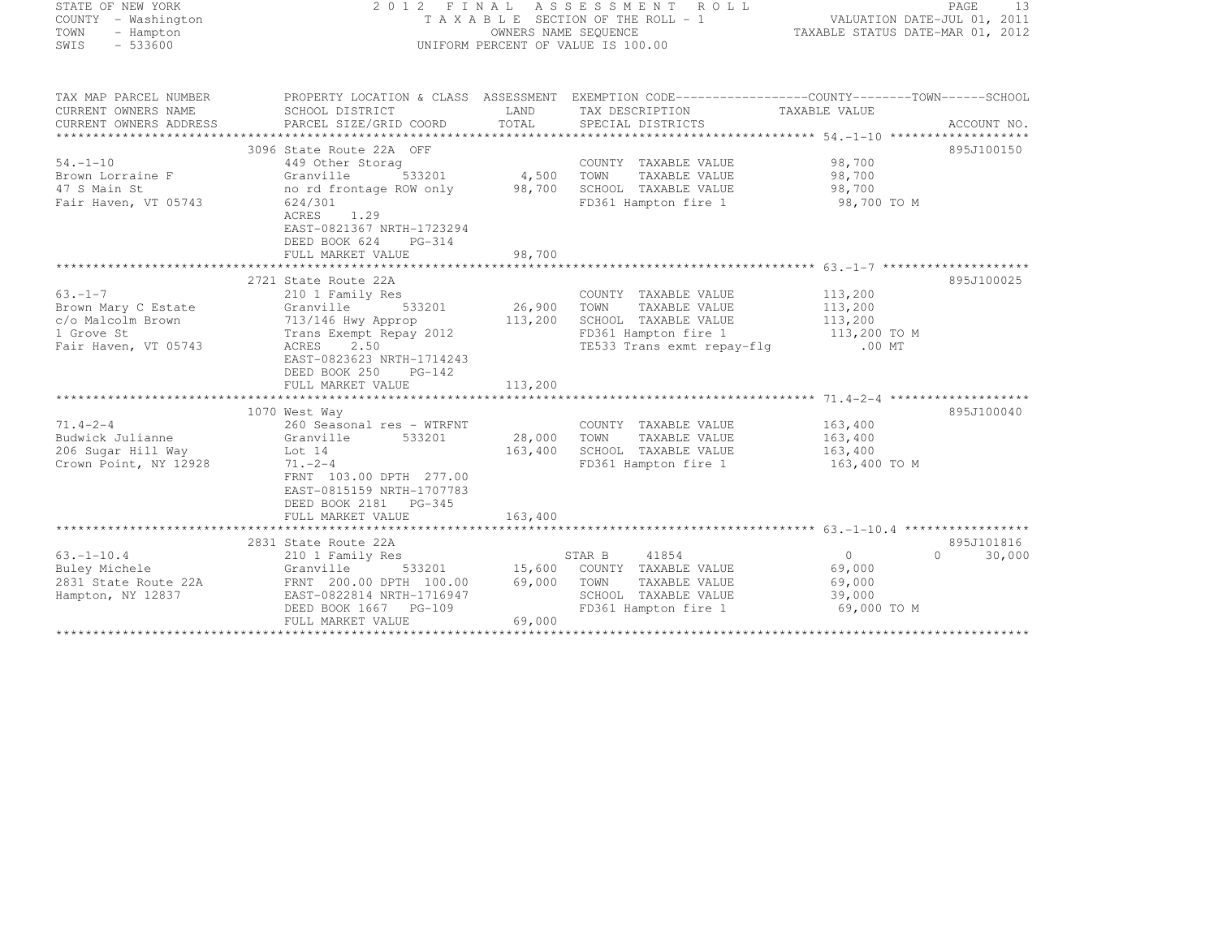STATE OF NEW YORK
COUNTY - Washington
TOWN - Hampton
SWIS - 533600

2 0 1 2 F I N A L A S S E S S M E N T R O L L
T A X A B L E SECTION OF THE ROLL - 1
OWNERS NAME SEQUENCE
UNIFORM PERCENT OF VALUE IS 100.00

VALUATION DATE-JUL 01, 2011
TAXABLE STATUS DATE-MAR 01, 2012

| TAX MAP PARCEL NUMBER / CURRENT OWNERS NAME / CURRENT OWNERS ADDRESS | PROPERTY LOCATION & CLASS / SCHOOL DISTRICT / PARCEL SIZE/GRID COORD | ASSESSMENT LAND / TOTAL | EXEMPTION CODE / TAX DESCRIPTION / SPECIAL DISTRICTS | COUNTY / TOWN / SCHOOL TAXABLE VALUE | ACCOUNT NO. |
|---|---|---|---|---|---|
| **54.-1-10** | 3096 State Route 22A OFF | | | | 895J100150 |
| Brown Lorraine F | 449 Other Storag | | COUNTY TAXABLE VALUE | 98,700 | |
| 47 S Main St | Granville 533201 | 4,500 | TOWN TAXABLE VALUE | 98,700 | |
| Fair Haven, VT 05743 | no rd frontage ROW only | 98,700 | SCHOOL TAXABLE VALUE | 98,700 | |
| | 624/301 | | FD361 Hampton fire 1 | 98,700 TO M | |
| | ACRES 1.29 | | | | |
| | EAST-0821367 NRTH-1723294 | | | | |
| | DEED BOOK 624 PG-314 | | | | |
| | FULL MARKET VALUE | 98,700 | | | |
| **63.-1-7** | 2721 State Route 22A | | | | 895J100025 |
| Brown Mary C Estate | 210 1 Family Res | | COUNTY TAXABLE VALUE | 113,200 | |
| c/o Malcolm Brown | Granville 533201 | 26,900 | TOWN TAXABLE VALUE | 113,200 | |
| 1 Grove St | 713/146 Hwy Approp | 113,200 | SCHOOL TAXABLE VALUE | 113,200 | |
| Fair Haven, VT 05743 | Trans Exempt Repay 2012 | | FD361 Hampton fire 1 | 113,200 TO M | |
| | ACRES 2.50 | | TE533 Trans exmt repay-flg | .00 MT | |
| | EAST-0823623 NRTH-1714243 | | | | |
| | DEED BOOK 250 PG-142 | | | | |
| | FULL MARKET VALUE | 113,200 | | | |
| **71.4-2-4** | 1070 West Way | | | | 895J100040 |
| Budwick Julianne | 260 Seasonal res - WTRFNT | | COUNTY TAXABLE VALUE | 163,400 | |
| 206 Sugar Hill Way | Granville 533201 | 28,000 | TOWN TAXABLE VALUE | 163,400 | |
| Crown Point, NY 12928 | Lot 14 | 163,400 | SCHOOL TAXABLE VALUE | 163,400 | |
| | 71.-2-4 | | FD361 Hampton fire 1 | 163,400 TO M | |
| | FRNT 103.00 DPTH 277.00 | | | | |
| | EAST-0815159 NRTH-1707783 | | | | |
| | DEED BOOK 2181 PG-345 | | | | |
| | FULL MARKET VALUE | 163,400 | | | |
| **63.-1-10.4** | 2831 State Route 22A | | | | 895J101816 |
| Buley Michele | 210 1 Family Res | | STAR B 41854 | 0 0 30,000 | |
| 2831 State Route 22A | Granville 533201 | 15,600 | COUNTY TAXABLE VALUE | 69,000 | |
| Hampton, NY 12837 | FRNT 200.00 DPTH 100.00 | 69,000 | TOWN TAXABLE VALUE | 69,000 | |
| | EAST-0822814 NRTH-1716947 | | SCHOOL TAXABLE VALUE | 39,000 | |
| | DEED BOOK 1667 PG-109 | | FD361 Hampton fire 1 | 69,000 TO M | |
| | FULL MARKET VALUE | 69,000 | | | |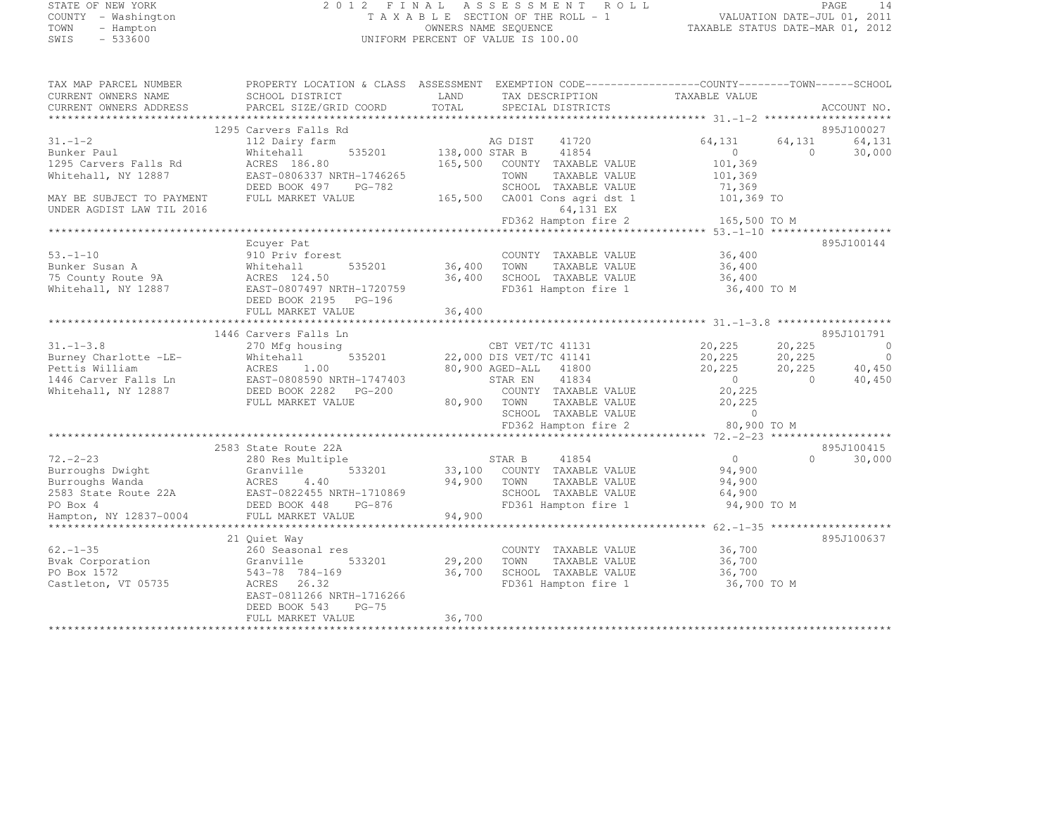STATE OF NEW YORK
COUNTY - Washington
TOWN - Hampton
SWIS - 533600

2012 FINAL ASSESSMENT ROLL
TAXABLE SECTION OF THE ROLL - 1
OWNERS NAME SEQUENCE
UNIFORM PERCENT OF VALUE IS 100.00

VALUATION DATE-JUL 01, 2011
TAXABLE STATUS DATE-MAR 01, 2012

```
TAX MAP PARCEL NUMBER     PROPERTY LOCATION & CLASS  ASSESSMENT  EXEMPTION CODE------------------COUNTY--------TOWN------SCHOOL
CURRENT OWNERS NAME       SCHOOL DISTRICT               LAND      TAX DESCRIPTION             TAXABLE VALUE
CURRENT OWNERS ADDRESS    PARCEL SIZE/GRID COORD        TOTAL     SPECIAL DISTRICTS                                      ACCOUNT NO.
******************************************************************************************************* 31.-1-2 ********************
                          1295 Carvers Falls Rd                                                                          895J100027
31.-1-2                   112 Dairy farm                          AG DIST     41720             64,131     64,131      64,131
Bunker Paul               Whitehall        535201       138,000 STAR B      41854                   0          0      30,000
1295 Carvers Falls Rd     ACRES 186.80                  165,500   COUNTY  TAXABLE VALUE        101,369
Whitehall, NY 12887       EAST-0806337 NRTH-1746265               TOWN    TAXABLE VALUE        101,369
                          DEED BOOK 497     PG-782                SCHOOL  TAXABLE VALUE         71,369
MAY BE SUBJECT TO PAYMENT FULL MARKET VALUE             165,500   CA001 Cons agri dst 1        101,369 TO
UNDER AGDIST LAW TIL 2016                                               64,131 EX
                                                                  FD362 Hampton fire 2         165,500 TO M
******************************************************************************************************* 53.-1-10 *******************
                          Ecuyer Pat                                                                                     895J100144
53.-1-10                  910 Priv forest                         COUNTY  TAXABLE VALUE         36,400
Bunker Susan A            Whitehall        535201        36,400   TOWN    TAXABLE VALUE         36,400
75 County Route 9A        ACRES 124.50                   36,400   SCHOOL  TAXABLE VALUE         36,400
Whitehall, NY 12887       EAST-0807497 NRTH-1720759               FD361 Hampton fire 1          36,400 TO M
                          DEED BOOK 2195    PG-196
                          FULL MARKET VALUE              36,400
******************************************************************************************************* 31.-1-3.8 ******************
                          1446 Carvers Falls Ln                                                                          895J101791
31.-1-3.8                 270 Mfg housing                         CBT VET/TC 41131              20,225     20,225           0
Burney Charlotte -LE-     Whitehall        535201        22,000 DIS VET/TC 41141              20,225     20,225           0
Pettis William            ACRES   1.00                   80,900 AGED-ALL   41800              20,225     20,225      40,450
1446 Carver Falls Ln      EAST-0808590 NRTH-1747403               STAR EN     41834                 0          0      40,450
Whitehall, NY 12887       DEED BOOK 2282    PG-200                COUNTY  TAXABLE VALUE         20,225
                          FULL MARKET VALUE              80,900   TOWN    TAXABLE VALUE         20,225
                                                                  SCHOOL  TAXABLE VALUE              0
                                                                  FD362 Hampton fire 2          80,900 TO M
******************************************************************************************************* 72.-2-23 *******************
                          2583 State Route 22A                                                                           895J100415
72.-2-23                  280 Res Multiple                        STAR B      41854                 0          0      30,000
Burroughs Dwight          Granville        533201        33,100   COUNTY  TAXABLE VALUE         94,900
Burroughs Wanda           ACRES   4.40                   94,900   TOWN    TAXABLE VALUE         94,900
2583 State Route 22A      EAST-0822455 NRTH-1710869               SCHOOL  TAXABLE VALUE         64,900
PO Box 4                  DEED BOOK 448     PG-876                FD361 Hampton fire 1          94,900 TO M
Hampton, NY 12837-0004    FULL MARKET VALUE              94,900
******************************************************************************************************* 62.-1-35 *******************
                          21 Quiet Way                                                                                   895J100637
62.-1-35                  260 Seasonal res                        COUNTY  TAXABLE VALUE         36,700
Bvak Corporation          Granville        533201        29,200   TOWN    TAXABLE VALUE         36,700
PO Box 1572               543-78 784-169                 36,700   SCHOOL  TAXABLE VALUE         36,700
Castleton, VT 05735       ACRES  26.32                            FD361 Hampton fire 1          36,700 TO M
                          EAST-0811266 NRTH-1716266
                          DEED BOOK 543     PG-75
                          FULL MARKET VALUE              36,700
************************************************************************************************************************************
```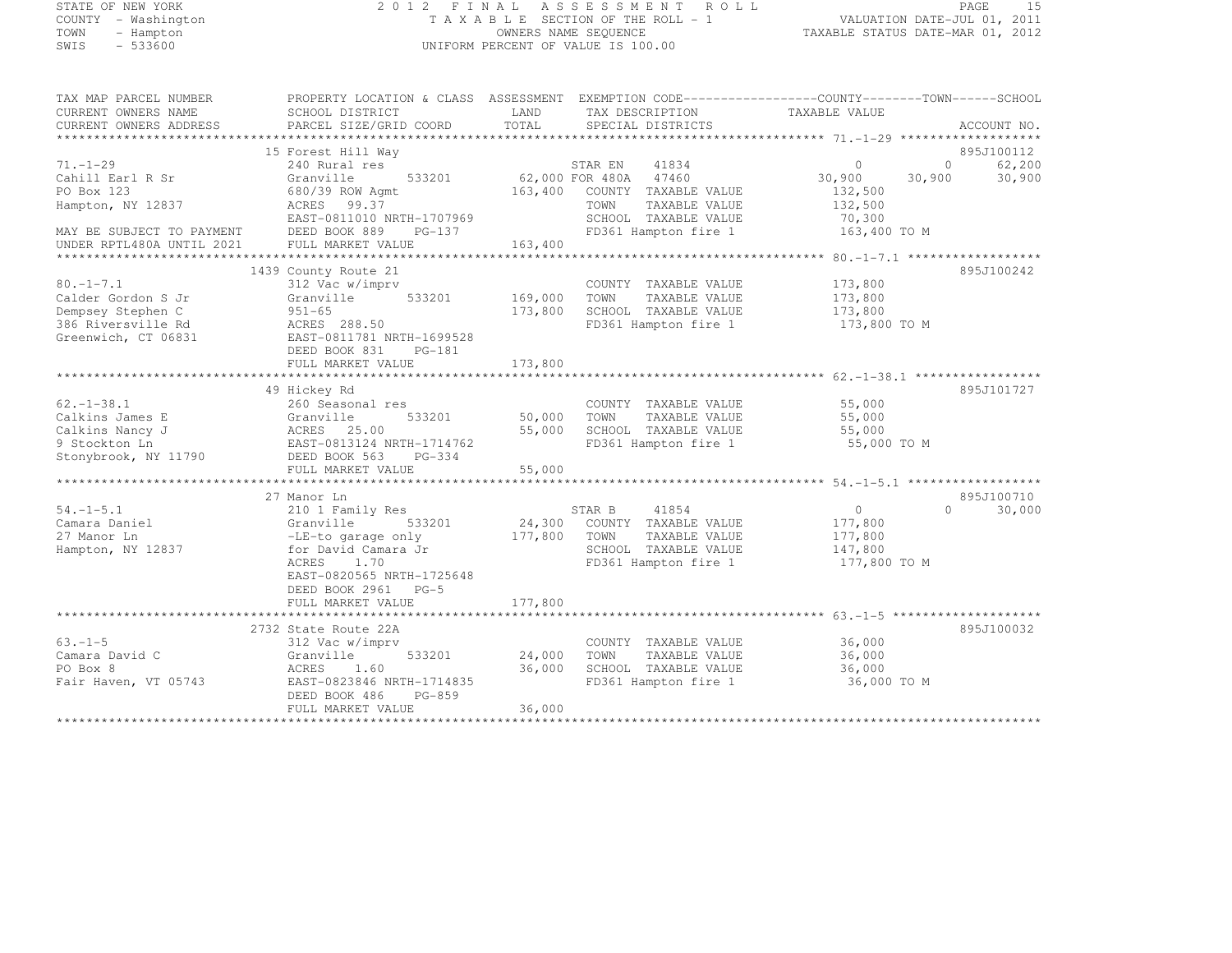STATE OF NEW YORK
COUNTY - Washington
TOWN - Hampton
SWIS - 533600

# 2012 FINAL ASSESSMENT ROLL

TAXABLE SECTION OF THE ROLL - 1
OWNERS NAME SEQUENCE
UNIFORM PERCENT OF VALUE IS 100.00

VALUATION DATE-JUL 01, 2011
TAXABLE STATUS DATE-MAR 01, 2012

```
TAX MAP PARCEL NUMBER      PROPERTY LOCATION & CLASS  ASSESSMENT  EXEMPTION CODE------------------COUNTY--------TOWN------SCHOOL
CURRENT OWNERS NAME        SCHOOL DISTRICT            LAND        TAX DESCRIPTION               TAXABLE VALUE
CURRENT OWNERS ADDRESS     PARCEL SIZE/GRID COORD     TOTAL       SPECIAL DISTRICTS                                        ACCOUNT NO.
******************************************************************************************************* 71.-1-29 *******************
                           15 Forest Hill Way                                                                              895J100112
71.-1-29                   240 Rural res                            STAR EN     41834             0           0        62,200
Cahill Earl R Sr           Granville      533201        62,000 FOR 480A    47460          30,900      30,900        30,900
PO Box 123                 680/39 ROW Agmt             163,400   COUNTY  TAXABLE VALUE         132,500
Hampton, NY 12837          ACRES   99.37                         TOWN    TAXABLE VALUE         132,500
                           EAST-0811010 NRTH-1707969             SCHOOL  TAXABLE VALUE          70,300
MAY BE SUBJECT TO PAYMENT  DEED BOOK 889    PG-137               FD361 Hampton fire 1          163,400 TO M
UNDER RPTL480A UNTIL 2021  FULL MARKET VALUE           163,400
******************************************************************************************************* 80.-1-7.1 ******************
                           1439 County Route 21                                                                            895J100242
80.-1-7.1                  312 Vac w/imprv                       COUNTY  TAXABLE VALUE         173,800
Calder Gordon S Jr         Granville      533201       169,000   TOWN    TAXABLE VALUE         173,800
Dempsey Stephen C          951-65                      173,800   SCHOOL  TAXABLE VALUE         173,800
386 Riversville Rd         ACRES  288.50                         FD361 Hampton fire 1          173,800 TO M
Greenwich, CT 06831        EAST-0811781 NRTH-1699528
                           DEED BOOK 831    PG-181
                           FULL MARKET VALUE           173,800
******************************************************************************************************* 62.-1-38.1 *****************
                           49 Hickey Rd                                                                                    895J101727
62.-1-38.1                 260 Seasonal res                      COUNTY  TAXABLE VALUE          55,000
Calkins James E            Granville      533201        50,000   TOWN    TAXABLE VALUE          55,000
Calkins Nancy J            ACRES   25.00                55,000   SCHOOL  TAXABLE VALUE          55,000
9 Stockton Ln              EAST-0813124 NRTH-1714762             FD361 Hampton fire 1           55,000 TO M
Stonybrook, NY 11790       DEED BOOK 563    PG-334
                           FULL MARKET VALUE            55,000
******************************************************************************************************* 54.-1-5.1 ******************
                           27 Manor Ln                                                                                     895J100710
54.-1-5.1                  210 1 Family Res                      STAR B      41854                 0           0        30,000
Camara Daniel              Granville      533201        24,300   COUNTY  TAXABLE VALUE         177,800
27 Manor Ln                -LE-to garage only          177,800   TOWN    TAXABLE VALUE         177,800
Hampton, NY 12837          for David Camara Jr                   SCHOOL  TAXABLE VALUE         147,800
                           ACRES    1.70                         FD361 Hampton fire 1          177,800 TO M
                           EAST-0820565 NRTH-1725648
                           DEED BOOK 2961   PG-5
                           FULL MARKET VALUE           177,800
******************************************************************************************************* 63.-1-5 ********************
                           2732 State Route 22A                                                                            895J100032
63.-1-5                    312 Vac w/imprv                       COUNTY  TAXABLE VALUE          36,000
Camara David C             Granville      533201        24,000   TOWN    TAXABLE VALUE          36,000
PO Box 8                   ACRES    1.60                36,000   SCHOOL  TAXABLE VALUE          36,000
Fair Haven, VT 05743       EAST-0823846 NRTH-1714835             FD361 Hampton fire 1           36,000 TO M
                           DEED BOOK 486    PG-859
                           FULL MARKET VALUE            36,000
************************************************************************************************************************************
```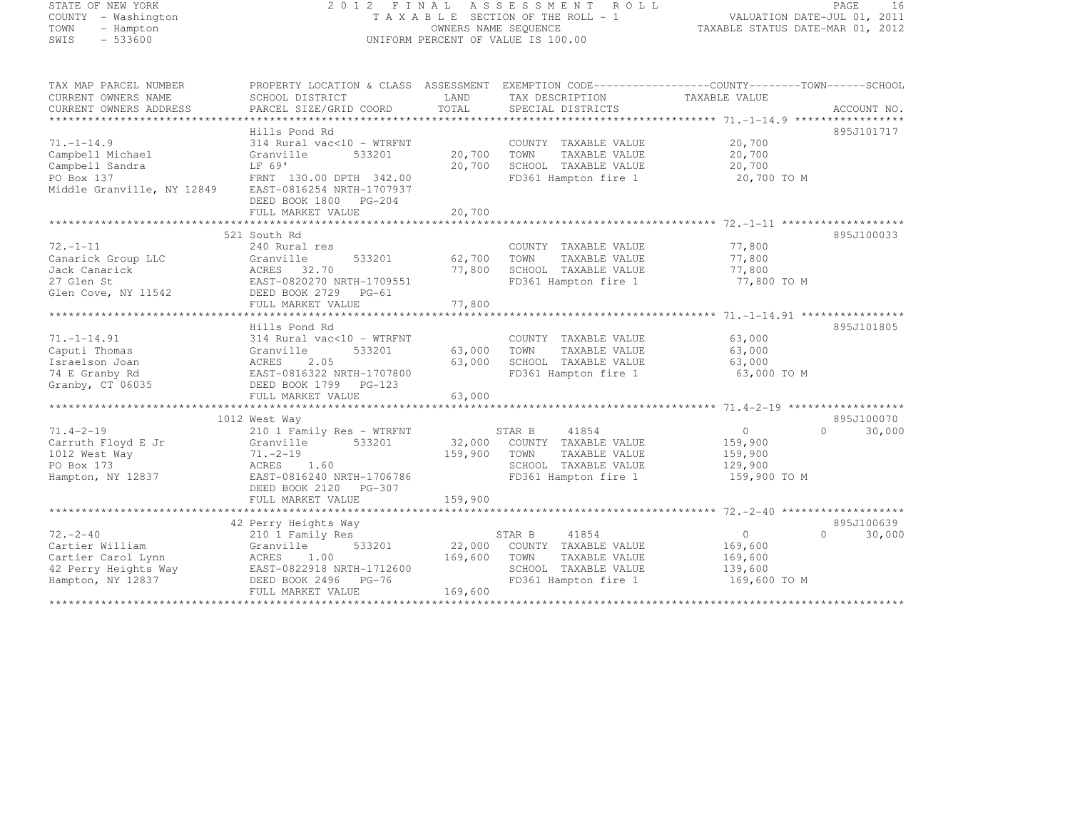STATE OF NEW YORK
COUNTY - Washington
TOWN - Hampton
SWIS - 533600

2012 FINAL ASSESSMENT ROLL
TAXABLE SECTION OF THE ROLL - 1
OWNERS NAME SEQUENCE
UNIFORM PERCENT OF VALUE IS 100.00

VALUATION DATE-JUL 01, 2011
TAXABLE STATUS DATE-MAR 01, 2012

| TAX MAP PARCEL NUMBER<br>CURRENT OWNERS NAME<br>CURRENT OWNERS ADDRESS | PROPERTY LOCATION & CLASS<br>SCHOOL DISTRICT<br>PARCEL SIZE/GRID COORD | ASSESSMENT<br>LAND<br>TOTAL | EXEMPTION CODE<br>TAX DESCRIPTION<br>SPECIAL DISTRICTS | COUNTY / TOWN<br>TAXABLE VALUE | SCHOOL<br>ACCOUNT NO. |
|---|---|---|---|---|---|
| 71.-1-14.9 | Hills Pond Rd | | | | 895J101717 |
| 71.-1-14.9 | 314 Rural vac<10 - WTRFNT | | COUNTY TAXABLE VALUE | 20,700 | |
| Campbell Michael | Granville 533201 | 20,700 | TOWN TAXABLE VALUE | 20,700 | |
| Campbell Sandra | LF 69' | 20,700 | SCHOOL TAXABLE VALUE | 20,700 | |
| PO Box 137 | FRNT 130.00 DPTH 342.00 | | FD361 Hampton fire 1 | 20,700 TO M | |
| Middle Granville, NY 12849 | EAST-0816254 NRTH-1707937 | | | | |
| | DEED BOOK 1800 PG-204 | | | | |
| | FULL MARKET VALUE | 20,700 | | | |
| 72.-1-11 | 521 South Rd | | | | 895J100033 |
| 72.-1-11 | 240 Rural res | | COUNTY TAXABLE VALUE | 77,800 | |
| Canarick Group LLC | Granville 533201 | 62,700 | TOWN TAXABLE VALUE | 77,800 | |
| Jack Canarick | ACRES 32.70 | 77,800 | SCHOOL TAXABLE VALUE | 77,800 | |
| 27 Glen St | EAST-0820270 NRTH-1709551 | | FD361 Hampton fire 1 | 77,800 TO M | |
| Glen Cove, NY 11542 | DEED BOOK 2729 PG-61 | | | | |
| | FULL MARKET VALUE | 77,800 | | | |
| 71.-1-14.91 | Hills Pond Rd | | | | 895J101805 |
| 71.-1-14.91 | 314 Rural vac<10 - WTRFNT | | COUNTY TAXABLE VALUE | 63,000 | |
| Caputi Thomas | Granville 533201 | 63,000 | TOWN TAXABLE VALUE | 63,000 | |
| Israelson Joan | ACRES 2.05 | 63,000 | SCHOOL TAXABLE VALUE | 63,000 | |
| 74 E Granby Rd | EAST-0816322 NRTH-1707800 | | FD361 Hampton fire 1 | 63,000 TO M | |
| Granby, CT 06035 | DEED BOOK 1799 PG-123 | | | | |
| | FULL MARKET VALUE | 63,000 | | | |
| 71.4-2-19 | 1012 West Way | | | | 895J100070 |
| 71.4-2-19 | 210 1 Family Res - WTRFNT | | STAR B 41854 | 0 | 0 30,000 |
| Carruth Floyd E Jr | Granville 533201 | 32,000 | COUNTY TAXABLE VALUE | 159,900 | |
| 1012 West Way | 71.-2-19 | 159,900 | TOWN TAXABLE VALUE | 159,900 | |
| PO Box 173 | ACRES 1.60 | | SCHOOL TAXABLE VALUE | 129,900 | |
| Hampton, NY 12837 | EAST-0816240 NRTH-1706786 | | FD361 Hampton fire 1 | 159,900 TO M | |
| | DEED BOOK 2120 PG-307 | | | | |
| | FULL MARKET VALUE | 159,900 | | | |
| 72.-2-40 | 42 Perry Heights Way | | | | 895J100639 |
| 72.-2-40 | 210 1 Family Res | | STAR B 41854 | 0 | 0 30,000 |
| Cartier William | Granville 533201 | 22,000 | COUNTY TAXABLE VALUE | 169,600 | |
| Cartier Carol Lynn | ACRES 1.00 | 169,600 | TOWN TAXABLE VALUE | 169,600 | |
| 42 Perry Heights Way | EAST-0822918 NRTH-1712600 | | SCHOOL TAXABLE VALUE | 139,600 | |
| Hampton, NY 12837 | DEED BOOK 2496 PG-76 | | FD361 Hampton fire 1 | 169,600 TO M | |
| | FULL MARKET VALUE | 169,600 | | | |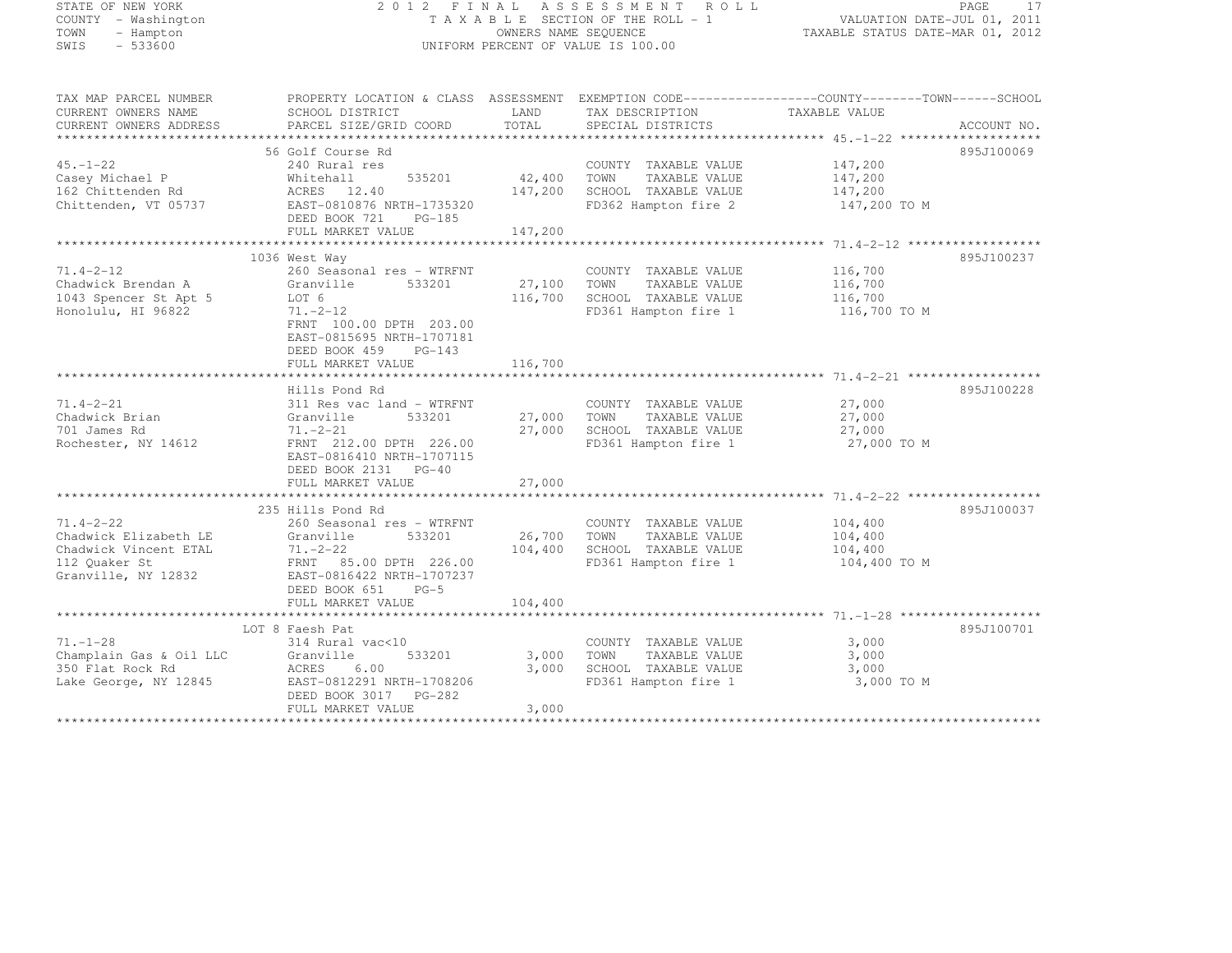STATE OF NEW YORK
COUNTY - Washington
TOWN - Hampton
SWIS - 533600

2 0 1 2 F I N A L A S S E S S M E N T R O L L
T A X A B L E SECTION OF THE ROLL - 1
OWNERS NAME SEQUENCE
UNIFORM PERCENT OF VALUE IS 100.00

VALUATION DATE-JUL 01, 2011
TAXABLE STATUS DATE-MAR 01, 2012

| TAX MAP PARCEL NUMBER / CURRENT OWNERS NAME / CURRENT OWNERS ADDRESS | PROPERTY LOCATION & CLASS / SCHOOL DISTRICT / PARCEL SIZE/GRID COORD | ASSESSMENT LAND / TOTAL | EXEMPTION CODE / TAX DESCRIPTION / SPECIAL DISTRICTS | COUNTY--------TOWN------SCHOOL TAXABLE VALUE | ACCOUNT NO. |
|---|---|---|---|---|---|
| **45.-1-22** | 56 Golf Course Rd | | | | 895J100069 |
| 45.-1-22 | 240 Rural res | | COUNTY TAXABLE VALUE | 147,200 | |
| Casey Michael P | Whitehall 535201 | 42,400 | TOWN TAXABLE VALUE | 147,200 | |
| 162 Chittenden Rd | ACRES 12.40 | 147,200 | SCHOOL TAXABLE VALUE | 147,200 | |
| Chittenden, VT 05737 | EAST-0810876 NRTH-1735320 | | FD362 Hampton fire 2 | 147,200 TO M | |
| | DEED BOOK 721 PG-185 | | | | |
| | FULL MARKET VALUE | 147,200 | | | |
| **71.4-2-12** | 1036 West Way | | | | 895J100237 |
| 71.4-2-12 | 260 Seasonal res - WTRFNT | | COUNTY TAXABLE VALUE | 116,700 | |
| Chadwick Brendan A | Granville 533201 | 27,100 | TOWN TAXABLE VALUE | 116,700 | |
| 1043 Spencer St Apt 5 | LOT 6 | 116,700 | SCHOOL TAXABLE VALUE | 116,700 | |
| Honolulu, HI 96822 | 71.-2-12 | | FD361 Hampton fire 1 | 116,700 TO M | |
| | FRNT 100.00 DPTH 203.00 | | | | |
| | EAST-0815695 NRTH-1707181 | | | | |
| | DEED BOOK 459 PG-143 | | | | |
| | FULL MARKET VALUE | 116,700 | | | |
| **71.4-2-21** | Hills Pond Rd | | | | 895J100228 |
| 71.4-2-21 | 311 Res vac land - WTRFNT | | COUNTY TAXABLE VALUE | 27,000 | |
| Chadwick Brian | Granville 533201 | 27,000 | TOWN TAXABLE VALUE | 27,000 | |
| 701 James Rd | 71.-2-21 | 27,000 | SCHOOL TAXABLE VALUE | 27,000 | |
| Rochester, NY 14612 | FRNT 212.00 DPTH 226.00 | | FD361 Hampton fire 1 | 27,000 TO M | |
| | EAST-0816410 NRTH-1707115 | | | | |
| | DEED BOOK 2131 PG-40 | | | | |
| | FULL MARKET VALUE | 27,000 | | | |
| **71.4-2-22** | 235 Hills Pond Rd | | | | 895J100037 |
| 71.4-2-22 | 260 Seasonal res - WTRFNT | | COUNTY TAXABLE VALUE | 104,400 | |
| Chadwick Elizabeth LE | Granville 533201 | 26,700 | TOWN TAXABLE VALUE | 104,400 | |
| Chadwick Vincent ETAL | 71.-2-22 | 104,400 | SCHOOL TAXABLE VALUE | 104,400 | |
| 112 Quaker St | FRNT 85.00 DPTH 226.00 | | FD361 Hampton fire 1 | 104,400 TO M | |
| Granville, NY 12832 | EAST-0816422 NRTH-1707237 | | | | |
| | DEED BOOK 651 PG-5 | | | | |
| | FULL MARKET VALUE | 104,400 | | | |
| **71.-1-28** | LOT 8 Faesh Pat | | | | 895J100701 |
| 71.-1-28 | 314 Rural vac<10 | | COUNTY TAXABLE VALUE | 3,000 | |
| Champlain Gas & Oil LLC | Granville 533201 | 3,000 | TOWN TAXABLE VALUE | 3,000 | |
| 350 Flat Rock Rd | ACRES 6.00 | 3,000 | SCHOOL TAXABLE VALUE | 3,000 | |
| Lake George, NY 12845 | EAST-0812291 NRTH-1708206 | | FD361 Hampton fire 1 | 3,000 TO M | |
| | DEED BOOK 3017 PG-282 | | | | |
| | FULL MARKET VALUE | 3,000 | | | |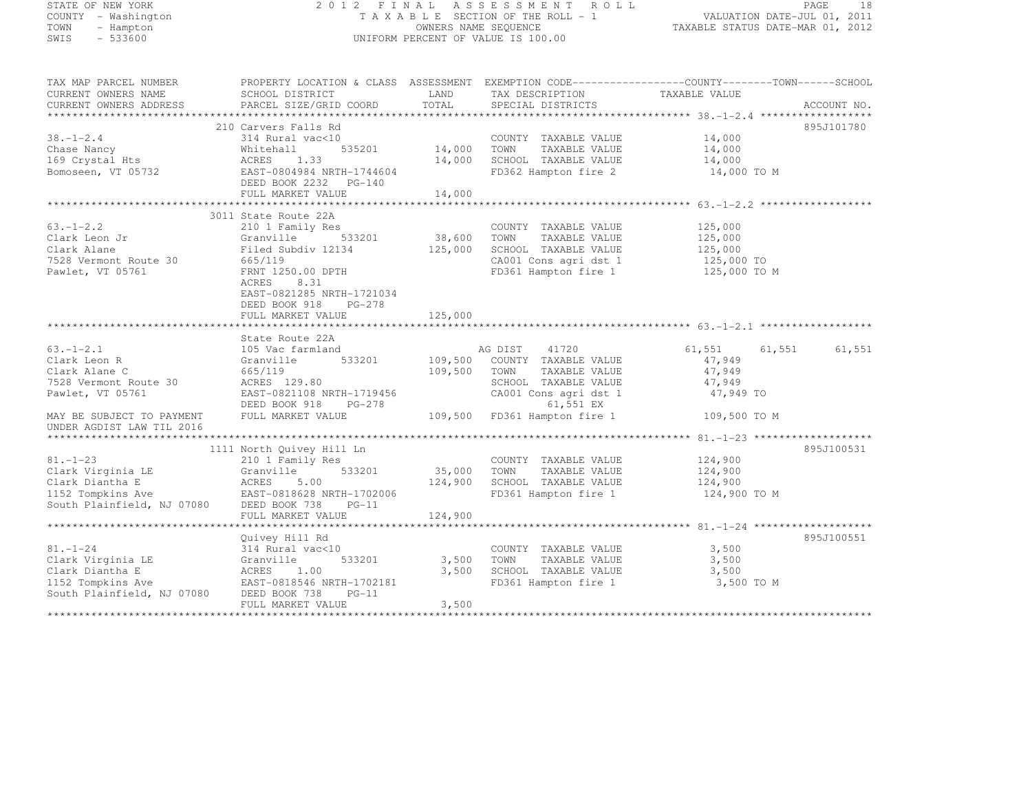STATE OF NEW YORK
COUNTY - Washington
TOWN - Hampton
SWIS - 533600

2012 FINAL ASSESSMENT ROLL
TAXABLE SECTION OF THE ROLL - 1
OWNERS NAME SEQUENCE
UNIFORM PERCENT OF VALUE IS 100.00

VALUATION DATE-JUL 01, 2011
TAXABLE STATUS DATE-MAR 01, 2012

| TAX MAP PARCEL NUMBER / CURRENT OWNERS NAME / CURRENT OWNERS ADDRESS | PROPERTY LOCATION & CLASS / SCHOOL DISTRICT / PARCEL SIZE/GRID COORD | ASSESSMENT LAND / TOTAL | EXEMPTION CODE / TAX DESCRIPTION / SPECIAL DISTRICTS | COUNTY TAXABLE VALUE | TOWN | SCHOOL | ACCOUNT NO. |
|---|---|---|---|---|---|---|---|
| 38.-1-2.4 | 210 Carvers Falls Rd | | | | | | 895J101780 |
| 38.-1-2.4 | 314 Rural vac<10 | | COUNTY TAXABLE VALUE | 14,000 | | | |
| Chase Nancy | Whitehall 535201 | 14,000 | TOWN TAXABLE VALUE | 14,000 | | | |
| 169 Crystal Hts | ACRES 1.33 | 14,000 | SCHOOL TAXABLE VALUE | 14,000 | | | |
| Bomoseen, VT 05732 | EAST-0804984 NRTH-1744604 | | FD362 Hampton fire 2 | 14,000 TO M | | | |
| | DEED BOOK 2232 PG-140 | | | | | | |
| | FULL MARKET VALUE | 14,000 | | | | | |
| 63.-1-2.2 | 3011 State Route 22A | | | | | | |
| 63.-1-2.2 | 210 1 Family Res | | COUNTY TAXABLE VALUE | 125,000 | | | |
| Clark Leon Jr | Granville 533201 | 38,600 | TOWN TAXABLE VALUE | 125,000 | | | |
| Clark Alane | Filed Subdiv 12134 | 125,000 | SCHOOL TAXABLE VALUE | 125,000 | | | |
| 7528 Vermont Route 30 | 665/119 | | CA001 Cons agri dst 1 | 125,000 TO | | | |
| Pawlet, VT 05761 | FRNT 1250.00 DPTH | | FD361 Hampton fire 1 | 125,000 TO M | | | |
| | ACRES 8.31 | | | | | | |
| | EAST-0821285 NRTH-1721034 | | | | | | |
| | DEED BOOK 918 PG-278 | | | | | | |
| | FULL MARKET VALUE | 125,000 | | | | | |
| 63.-1-2.1 | State Route 22A | | | | | | |
| 63.-1-2.1 | 105 Vac farmland | | AG DIST 41720 | 61,551 | 61,551 | 61,551 | |
| Clark Leon R | Granville 533201 | 109,500 | COUNTY TAXABLE VALUE | 47,949 | | | |
| Clark Alane C | 665/119 | 109,500 | TOWN TAXABLE VALUE | 47,949 | | | |
| 7528 Vermont Route 30 | ACRES 129.80 | | SCHOOL TAXABLE VALUE | 47,949 | | | |
| Pawlet, VT 05761 | EAST-0821108 NRTH-1719456 | | CA001 Cons agri dst 1 | 47,949 TO | | | |
| | DEED BOOK 918 PG-278 | | 61,551 EX | | | | |
| MAY BE SUBJECT TO PAYMENT UNDER AGDIST LAW TIL 2016 | FULL MARKET VALUE | 109,500 | FD361 Hampton fire 1 | 109,500 TO M | | | |
| 81.-1-23 | 1111 North Quivey Hill Ln | | | | | | 895J100531 |
| 81.-1-23 | 210 1 Family Res | | COUNTY TAXABLE VALUE | 124,900 | | | |
| Clark Virginia LE | Granville 533201 | 35,000 | TOWN TAXABLE VALUE | 124,900 | | | |
| Clark Diantha E | ACRES 5.00 | 124,900 | SCHOOL TAXABLE VALUE | 124,900 | | | |
| 1152 Tompkins Ave | EAST-0818628 NRTH-1702006 | | FD361 Hampton fire 1 | 124,900 TO M | | | |
| South Plainfield, NJ 07080 | DEED BOOK 738 PG-11 | | | | | | |
| | FULL MARKET VALUE | 124,900 | | | | | |
| 81.-1-24 | Quivey Hill Rd | | | | | | 895J100551 |
| 81.-1-24 | 314 Rural vac<10 | | COUNTY TAXABLE VALUE | 3,500 | | | |
| Clark Virginia LE | Granville 533201 | 3,500 | TOWN TAXABLE VALUE | 3,500 | | | |
| Clark Diantha E | ACRES 1.00 | 3,500 | SCHOOL TAXABLE VALUE | 3,500 | | | |
| 1152 Tompkins Ave | EAST-0818546 NRTH-1702181 | | FD361 Hampton fire 1 | 3,500 TO M | | | |
| South Plainfield, NJ 07080 | DEED BOOK 738 PG-11 | | | | | | |
| | FULL MARKET VALUE | 3,500 | | | | | |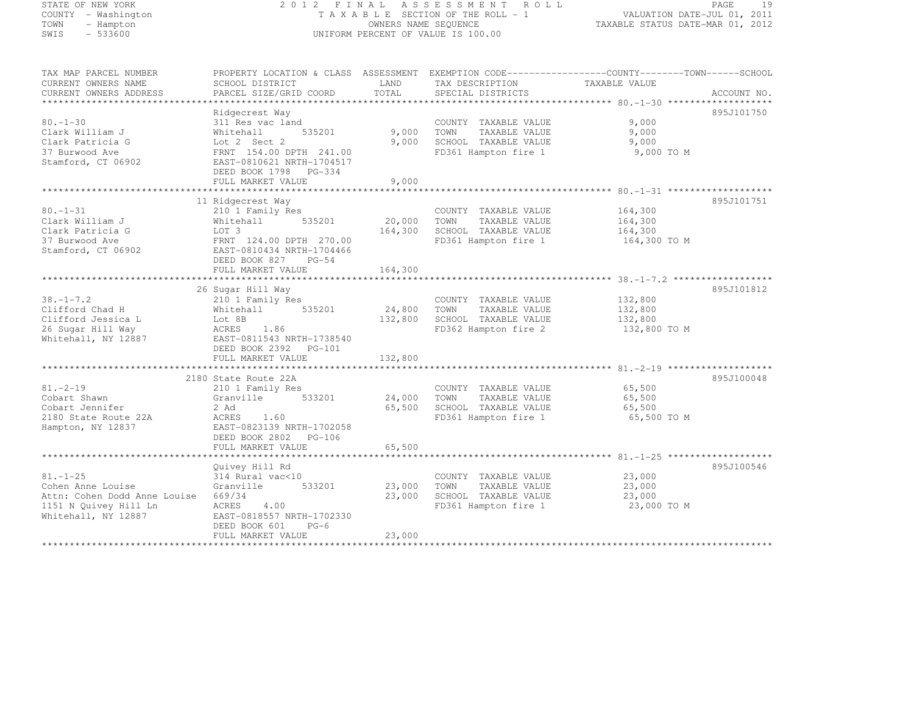STATE OF NEW YORK
COUNTY - Washington
TOWN - Hampton
SWIS - 533600

2012 FINAL ASSESSMENT ROLL
TAXABLE SECTION OF THE ROLL - 1
OWNERS NAME SEQUENCE
UNIFORM PERCENT OF VALUE IS 100.00

VALUATION DATE-JUL 01, 2011
TAXABLE STATUS DATE-MAR 01, 2012

| TAX MAP PARCEL NUMBER / CURRENT OWNERS NAME / CURRENT OWNERS ADDRESS | PROPERTY LOCATION & CLASS / SCHOOL DISTRICT / PARCEL SIZE/GRID COORD | ASSESSMENT LAND | TOTAL | EXEMPTION CODE / TAX DESCRIPTION / SPECIAL DISTRICTS | TAXABLE VALUE (COUNTY / TOWN / SCHOOL) | ACCOUNT NO. |
|---|---|---|---|---|---|---|
| 80.-1-30 | Ridgecrest Way | | | | | 895J101750 |
| | 311 Res vac land | | | COUNTY TAXABLE VALUE | 9,000 | |
| Clark William J | Whitehall 535201 | 9,000 | | TOWN TAXABLE VALUE | 9,000 | |
| Clark Patricia G | Lot 2 Sect 2 | | 9,000 | SCHOOL TAXABLE VALUE | 9,000 | |
| 37 Burwood Ave | FRNT 154.00 DPTH 241.00 | | | FD361 Hampton fire 1 | 9,000 TO M | |
| Stamford, CT 06902 | EAST-0810621 NRTH-1704517 | | | | | |
| | DEED BOOK 1798 PG-334 | | | | | |
| | FULL MARKET VALUE | | 9,000 | | | |
| 80.-1-31 | 11 Ridgecrest Way | | | | | 895J101751 |
| | 210 1 Family Res | | | COUNTY TAXABLE VALUE | 164,300 | |
| Clark William J | Whitehall 535201 | 20,000 | | TOWN TAXABLE VALUE | 164,300 | |
| Clark Patricia G | LOT 3 | | 164,300 | SCHOOL TAXABLE VALUE | 164,300 | |
| 37 Burwood Ave | FRNT 124.00 DPTH 270.00 | | | FD361 Hampton fire 1 | 164,300 TO M | |
| Stamford, CT 06902 | EAST-0810434 NRTH-1704466 | | | | | |
| | DEED BOOK 827 PG-54 | | | | | |
| | FULL MARKET VALUE | | 164,300 | | | |
| 38.-1-7.2 | 26 Sugar Hill Way | | | | | 895J101812 |
| | 210 1 Family Res | | | COUNTY TAXABLE VALUE | 132,800 | |
| Clifford Chad H | Whitehall 535201 | 24,800 | | TOWN TAXABLE VALUE | 132,800 | |
| Clifford Jessica L | Lot 8B | | 132,800 | SCHOOL TAXABLE VALUE | 132,800 | |
| 26 Sugar Hill Way | ACRES 1.86 | | | FD362 Hampton fire 2 | 132,800 TO M | |
| Whitehall, NY 12887 | EAST-0811543 NRTH-1738540 | | | | | |
| | DEED BOOK 2392 PG-101 | | | | | |
| | FULL MARKET VALUE | | 132,800 | | | |
| 81.-2-19 | 2180 State Route 22A | | | | | 895J100048 |
| | 210 1 Family Res | | | COUNTY TAXABLE VALUE | 65,500 | |
| Cobart Shawn | Granville 533201 | 24,000 | | TOWN TAXABLE VALUE | 65,500 | |
| Cobart Jennifer | 2 Ad | | 65,500 | SCHOOL TAXABLE VALUE | 65,500 | |
| 2180 State Route 22A | ACRES 1.60 | | | FD361 Hampton fire 1 | 65,500 TO M | |
| Hampton, NY 12837 | EAST-0823139 NRTH-1702058 | | | | | |
| | DEED BOOK 2802 PG-106 | | | | | |
| | FULL MARKET VALUE | | 65,500 | | | |
| 81.-1-25 | Quivey Hill Rd | | | | | 895J100546 |
| | 314 Rural vac<10 | | | COUNTY TAXABLE VALUE | 23,000 | |
| Cohen Anne Louise | Granville 533201 | 23,000 | | TOWN TAXABLE VALUE | 23,000 | |
| Attn: Cohen Dodd Anne Louise | 669/34 | | 23,000 | SCHOOL TAXABLE VALUE | 23,000 | |
| 1151 N Quivey Hill Ln | ACRES 4.00 | | | FD361 Hampton fire 1 | 23,000 TO M | |
| Whitehall, NY 12887 | EAST-0818557 NRTH-1702330 | | | | | |
| | DEED BOOK 601 PG-6 | | | | | |
| | FULL MARKET VALUE | | 23,000 | | | |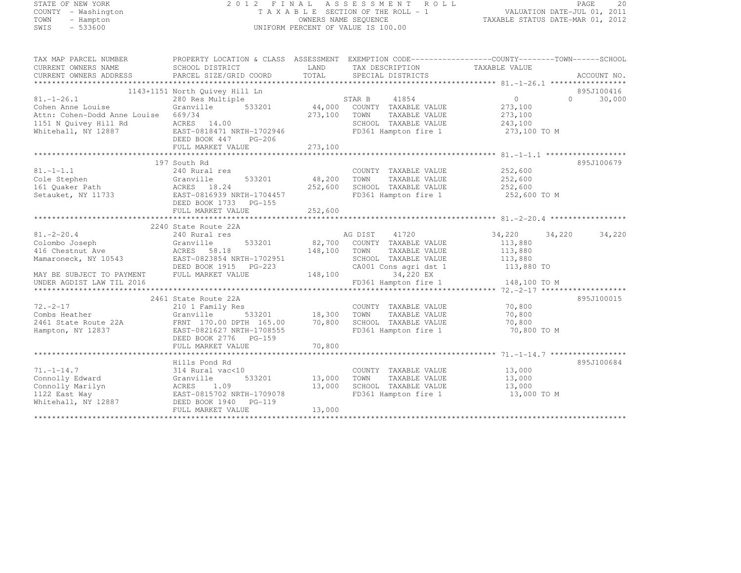STATE OF NEW YORK
COUNTY - Washington
TOWN - Hampton
SWIS - 533600

2012 FINAL ASSESSMENT ROLL
TAXABLE SECTION OF THE ROLL - 1
OWNERS NAME SEQUENCE
UNIFORM PERCENT OF VALUE IS 100.00

VALUATION DATE-JUL 01, 2011
TAXABLE STATUS DATE-MAR 01, 2012

```
TAX MAP PARCEL NUMBER          PROPERTY LOCATION & CLASS  ASSESSMENT  EXEMPTION CODE------------------COUNTY--------TOWN------SCHOOL
CURRENT OWNERS NAME            SCHOOL DISTRICT             LAND       TAX DESCRIPTION             TAXABLE VALUE
CURRENT OWNERS ADDRESS         PARCEL SIZE/GRID COORD      TOTAL      SPECIAL DISTRICTS                                    ACCOUNT NO.
******************************************************************************************************* 81.-1-26.1 *****************
                    1143+1151 North Quivey Hill Ln                                                                          895J100416
81.-1-26.1                     280 Res Multiple                       STAR B    41854                 0            0      30,000
Cohen Anne Louise              Granville       533201       44,000    COUNTY  TAXABLE VALUE         273,100
Attn: Cohen-Dodd Anne Louise   669/34                      273,100    TOWN    TAXABLE VALUE         273,100
1151 N Quivey Hill Rd          ACRES  14.00                           SCHOOL  TAXABLE VALUE         243,100
Whitehall, NY 12887            EAST-0818471 NRTH-1702946              FD361 Hampton fire 1          273,100 TO M
                               DEED BOOK 447    PG-206
                               FULL MARKET VALUE           273,100
******************************************************************************************************* 81.-1-1.1 ******************
                    197 South Rd                                                                                            895J100679
81.-1-1.1                      240 Rural res                          COUNTY  TAXABLE VALUE         252,600
Cole Stephen                   Granville       533201       48,200    TOWN    TAXABLE VALUE         252,600
161 Quaker Path                ACRES  18.24                252,600    SCHOOL  TAXABLE VALUE         252,600
Setauket, NY 11733             EAST-0816939 NRTH-1704457              FD361 Hampton fire 1          252,600 TO M
                               DEED BOOK 1733   PG-155
                               FULL MARKET VALUE           252,600
******************************************************************************************************* 81.-2-20.4 *****************
                    2240 State Route 22A
81.-2-20.4                     240 Rural res                          AG DIST    41720             34,220       34,220      34,220
Colombo Joseph                 Granville       533201       82,700    COUNTY  TAXABLE VALUE         113,880
416 Chestnut Ave               ACRES  58.18                148,100    TOWN    TAXABLE VALUE         113,880
Mamaroneck, NY 10543           EAST-0823854 NRTH-1702951              SCHOOL  TAXABLE VALUE         113,880
                               DEED BOOK 1915   PG-223                CA001 Cons agri dst 1         113,880 TO
MAY BE SUBJECT TO PAYMENT      FULL MARKET VALUE           148,100         34,220 EX
UNDER AGDIST LAW TIL 2016                                             FD361 Hampton fire 1          148,100 TO M
******************************************************************************************************* 72.-2-17 *******************
                    2461 State Route 22A                                                                                    895J100015
72.-2-17                       210 1 Family Res                       COUNTY  TAXABLE VALUE          70,800
Combs Heather                  Granville       533201       18,300    TOWN    TAXABLE VALUE          70,800
2461 State Route 22A           FRNT 170.00 DPTH 165.00      70,800    SCHOOL  TAXABLE VALUE          70,800
Hampton, NY 12837              EAST-0821627 NRTH-1708555              FD361 Hampton fire 1           70,800 TO M
                               DEED BOOK 2776   PG-159
                               FULL MARKET VALUE            70,800
******************************************************************************************************* 71.-1-14.7 *****************
                    Hills Pond Rd                                                                                           895J100684
71.-1-14.7                     314 Rural vac<10                       COUNTY  TAXABLE VALUE          13,000
Connolly Edward                Granville       533201       13,000    TOWN    TAXABLE VALUE          13,000
Connolly Marilyn               ACRES   1.09                 13,000    SCHOOL  TAXABLE VALUE          13,000
1122 East Way                  EAST-0815702 NRTH-1709078              FD361 Hampton fire 1           13,000 TO M
Whitehall, NY 12887            DEED BOOK 1940   PG-119
                               FULL MARKET VALUE            13,000
************************************************************************************************************************************
```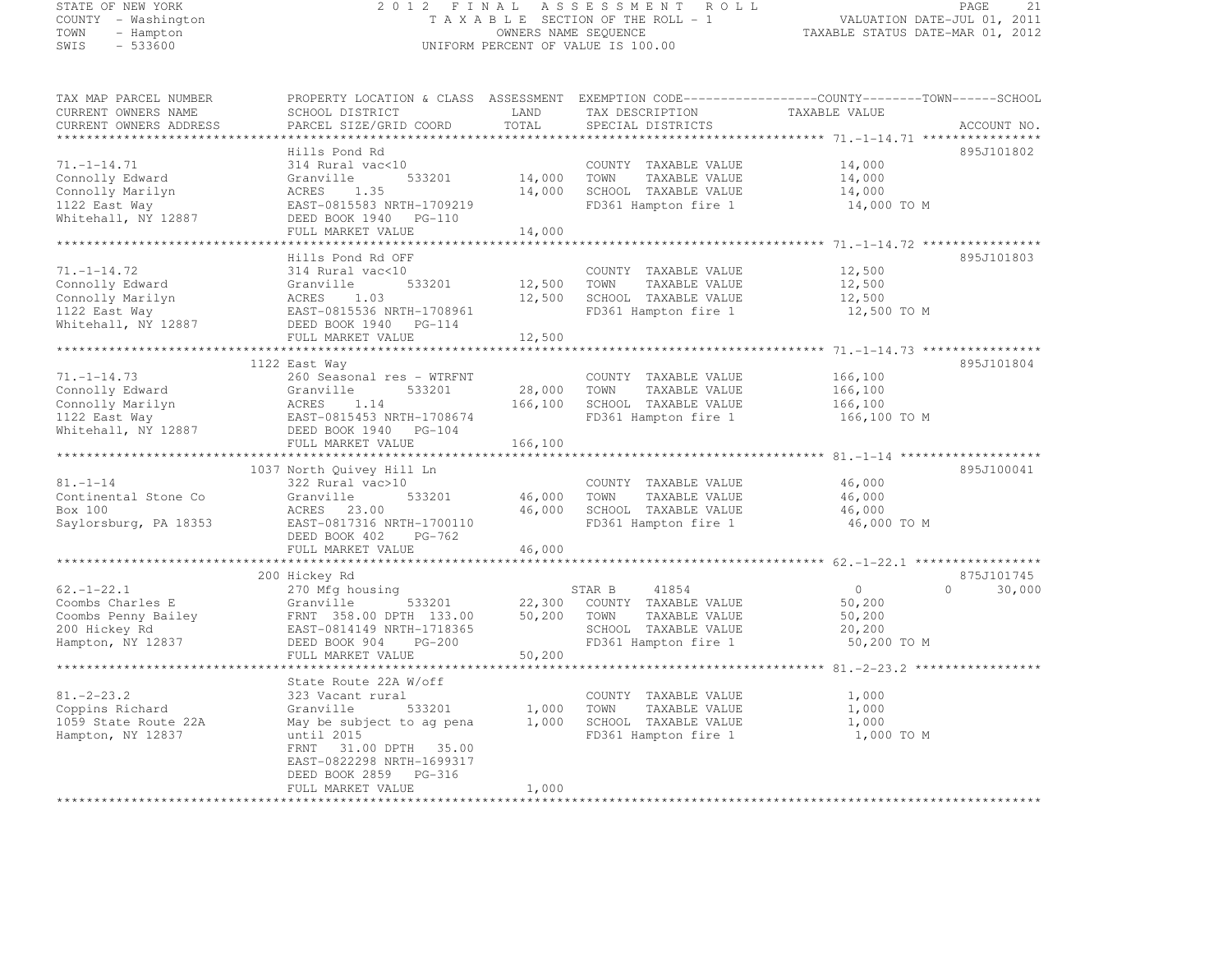STATE OF NEW YORK
COUNTY - Washington
TOWN - Hampton
SWIS - 533600

2012 FINAL ASSESSMENT ROLL
TAXABLE SECTION OF THE ROLL - 1
OWNERS NAME SEQUENCE
UNIFORM PERCENT OF VALUE IS 100.00

VALUATION DATE-JUL 01, 2011
TAXABLE STATUS DATE-MAR 01, 2012

| TAX MAP PARCEL NUMBER / CURRENT OWNERS NAME / CURRENT OWNERS ADDRESS | PROPERTY LOCATION & CLASS / SCHOOL DISTRICT / PARCEL SIZE/GRID COORD | ASSESSMENT LAND / TOTAL | EXEMPTION CODE / TAX DESCRIPTION / SPECIAL DISTRICTS | COUNTY / TOWN / SCHOOL TAXABLE VALUE | ACCOUNT NO. |
|---|---|---|---|---|---|
| 71.-1-14.71 | Hills Pond Rd | | | | 895J101802 |
| | 314 Rural vac<10 | | COUNTY TAXABLE VALUE | 14,000 | |
| Connolly Edward | Granville 533201 | 14,000 | TOWN TAXABLE VALUE | 14,000 | |
| Connolly Marilyn | ACRES 1.35 | 14,000 | SCHOOL TAXABLE VALUE | 14,000 | |
| 1122 East Way | EAST-0815583 NRTH-1709219 | | FD361 Hampton fire 1 | 14,000 TO M | |
| Whitehall, NY 12887 | DEED BOOK 1940 PG-110 | | | | |
| | FULL MARKET VALUE | 14,000 | | | |
| 71.-1-14.72 | Hills Pond Rd OFF | | | | 895J101803 |
| | 314 Rural vac<10 | | COUNTY TAXABLE VALUE | 12,500 | |
| Connolly Edward | Granville 533201 | 12,500 | TOWN TAXABLE VALUE | 12,500 | |
| Connolly Marilyn | ACRES 1.03 | 12,500 | SCHOOL TAXABLE VALUE | 12,500 | |
| 1122 East Way | EAST-0815536 NRTH-1708961 | | FD361 Hampton fire 1 | 12,500 TO M | |
| Whitehall, NY 12887 | DEED BOOK 1940 PG-114 | | | | |
| | FULL MARKET VALUE | 12,500 | | | |
| 71.-1-14.73 | 1122 East Way | | | | 895J101804 |
| | 260 Seasonal res - WTRFNT | | COUNTY TAXABLE VALUE | 166,100 | |
| Connolly Edward | Granville 533201 | 28,000 | TOWN TAXABLE VALUE | 166,100 | |
| Connolly Marilyn | ACRES 1.14 | 166,100 | SCHOOL TAXABLE VALUE | 166,100 | |
| 1122 East Way | EAST-0815453 NRTH-1708674 | | FD361 Hampton fire 1 | 166,100 TO M | |
| Whitehall, NY 12887 | DEED BOOK 1940 PG-104 | | | | |
| | FULL MARKET VALUE | 166,100 | | | |
| 81.-1-14 | 1037 North Quivey Hill Ln | | | | 895J100041 |
| | 322 Rural vac>10 | | COUNTY TAXABLE VALUE | 46,000 | |
| Continental Stone Co | Granville 533201 | 46,000 | TOWN TAXABLE VALUE | 46,000 | |
| Box 100 | ACRES 23.00 | 46,000 | SCHOOL TAXABLE VALUE | 46,000 | |
| Saylorsburg, PA 18353 | EAST-0817316 NRTH-1700110 | | FD361 Hampton fire 1 | 46,000 TO M | |
| | DEED BOOK 402 PG-762 | | | | |
| | FULL MARKET VALUE | 46,000 | | | |
| 62.-1-22.1 | 200 Hickey Rd | | | | 875J101745 |
| | 270 Mfg housing | | STAR B 41854 | 0 / 0 / 30,000 | |
| Coombs Charles E | Granville 533201 | 22,300 | COUNTY TAXABLE VALUE | 50,200 | |
| Coombs Penny Bailey | FRNT 358.00 DPTH 133.00 | 50,200 | TOWN TAXABLE VALUE | 50,200 | |
| 200 Hickey Rd | EAST-0814149 NRTH-1718365 | | SCHOOL TAXABLE VALUE | 20,200 | |
| Hampton, NY 12837 | DEED BOOK 904 PG-200 | | FD361 Hampton fire 1 | 50,200 TO M | |
| | FULL MARKET VALUE | 50,200 | | | |
| 81.-2-23.2 | State Route 22A W/off | | | | |
| | 323 Vacant rural | | COUNTY TAXABLE VALUE | 1,000 | |
| Coppins Richard | Granville 533201 | 1,000 | TOWN TAXABLE VALUE | 1,000 | |
| 1059 State Route 22A | May be subject to ag pena | 1,000 | SCHOOL TAXABLE VALUE | 1,000 | |
| Hampton, NY 12837 | until 2015 | | FD361 Hampton fire 1 | 1,000 TO M | |
| | FRNT 31.00 DPTH 35.00 | | | | |
| | EAST-0822298 NRTH-1699317 | | | | |
| | DEED BOOK 2859 PG-316 | | | | |
| | FULL MARKET VALUE | 1,000 | | | |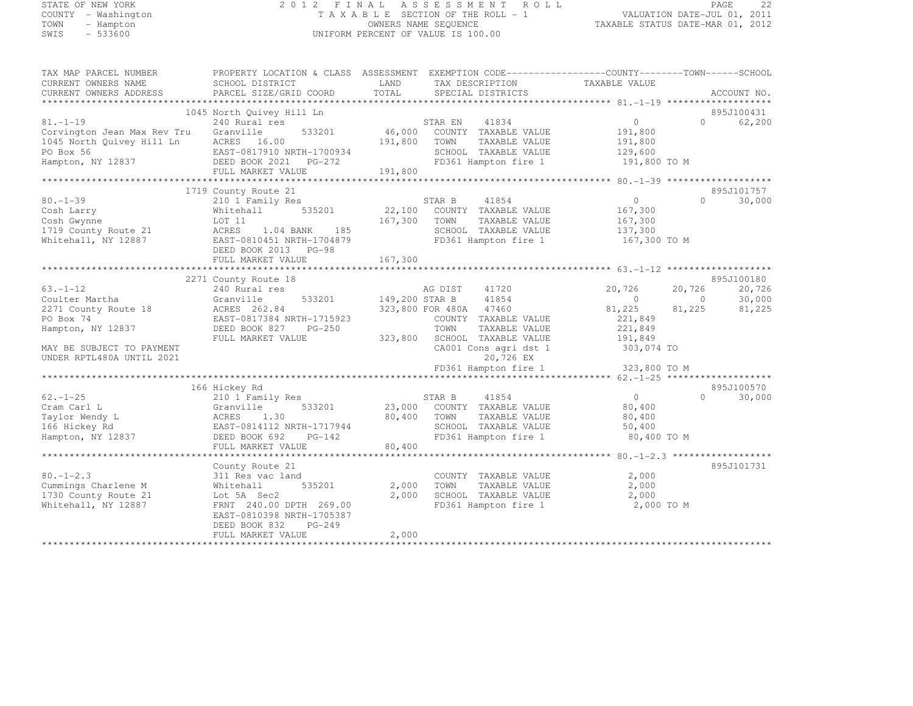STATE OF NEW YORK — 2012 FINAL ASSESSMENT ROLL

COUNTY - Washington — TAXABLE SECTION OF THE ROLL - 1 — VALUATION DATE-JUL 01, 2011

TOWN - Hampton — OWNERS NAME SEQUENCE — TAXABLE STATUS DATE-MAR 01, 2012

SWIS - 533600 — UNIFORM PERCENT OF VALUE IS 100.00

```
TAX MAP PARCEL NUMBER          PROPERTY LOCATION & CLASS  ASSESSMENT  EXEMPTION CODE------------------COUNTY--------TOWN------SCHOOL
CURRENT OWNERS NAME            SCHOOL DISTRICT               LAND      TAX DESCRIPTION                TAXABLE VALUE
CURRENT OWNERS ADDRESS         PARCEL SIZE/GRID COORD        TOTAL     SPECIAL DISTRICTS                                        ACCOUNT NO.
*********************************************************************************************************** 81.-1-19 *******************
                               1045 North Quivey Hill Ln                                                                    895J100431
81.-1-19                       240 Rural res                          STAR EN     41834              0              0        62,200
Corvington Jean Max Rev Tru    Granville      533201       46,000     COUNTY  TAXABLE VALUE        191,800
1045 North Quivey Hill Ln      ACRES  16.00                191,800    TOWN    TAXABLE VALUE        191,800
PO Box 56                      EAST-0817910 NRTH-1700934              SCHOOL  TAXABLE VALUE        129,600
Hampton, NY 12837              DEED BOOK 2021   PG-272                FD361 Hampton fire 1          191,800 TO M
                               FULL MARKET VALUE           191,800
*********************************************************************************************************** 80.-1-39 *******************
                               1719 County Route 21                                                                         895J101757
80.-1-39                       210 1 Family Res                       STAR B      41854              0              0        30,000
Cosh Larry                     Whitehall      535201       22,100     COUNTY  TAXABLE VALUE        167,300
Cosh Gwynne                    LOT 11                      167,300    TOWN    TAXABLE VALUE        167,300
1719 County Route 21           ACRES    1.04 BANK    185              SCHOOL  TAXABLE VALUE        137,300
Whitehall, NY 12887            EAST-0810451 NRTH-1704879              FD361 Hampton fire 1          167,300 TO M
                               DEED BOOK 2013   PG-98
                               FULL MARKET VALUE           167,300
*********************************************************************************************************** 63.-1-12 *******************
                               2271 County Route 18                                                                         895J100180
63.-1-12                       240 Rural res                          AG DIST     41720         20,726         20,726        20,726
Coulter Martha                 Granville      533201      149,200 STAR B      41854              0              0        30,000
2271 County Route 18           ACRES 262.84                323,800 FOR 480A   47460         81,225         81,225        81,225
PO Box 74                      EAST-0817384 NRTH-1715923              COUNTY  TAXABLE VALUE        221,849
Hampton, NY 12837              DEED BOOK 827    PG-250                TOWN    TAXABLE VALUE        221,849
                               FULL MARKET VALUE           323,800    SCHOOL  TAXABLE VALUE        191,849
MAY BE SUBJECT TO PAYMENT                                             CA001 Cons agri dst 1         303,074 TO
UNDER RPTL480A UNTIL 2021                                                   20,726 EX
                                                                      FD361 Hampton fire 1          323,800 TO M
*********************************************************************************************************** 62.-1-25 *******************
                               166 Hickey Rd                                                                                895J100570
62.-1-25                       210 1 Family Res                       STAR B      41854              0              0        30,000
Cram Carl L                    Granville      533201       23,000     COUNTY  TAXABLE VALUE         80,400
Taylor Wendy L                 ACRES    1.30                80,400    TOWN    TAXABLE VALUE         80,400
166 Hickey Rd                  EAST-0814112 NRTH-1717944              SCHOOL  TAXABLE VALUE         50,400
Hampton, NY 12837              DEED BOOK 692    PG-142                FD361 Hampton fire 1           80,400 TO M
                               FULL MARKET VALUE            80,400
*********************************************************************************************************** 80.-1-2.3 ******************
                               County Route 21                                                                              895J101731
80.-1-2.3                      311 Res vac land                       COUNTY  TAXABLE VALUE          2,000
Cummings Charlene M            Whitehall      535201        2,000     TOWN    TAXABLE VALUE          2,000
1730 County Route 21           Lot 5A  Sec2                 2,000     SCHOOL  TAXABLE VALUE          2,000
Whitehall, NY 12887            FRNT 240.00 DPTH 269.00                FD361 Hampton fire 1            2,000 TO M
                               EAST-0810398 NRTH-1705387
                               DEED BOOK 832    PG-249
                               FULL MARKET VALUE             2,000
************************************************************************************************************************************
```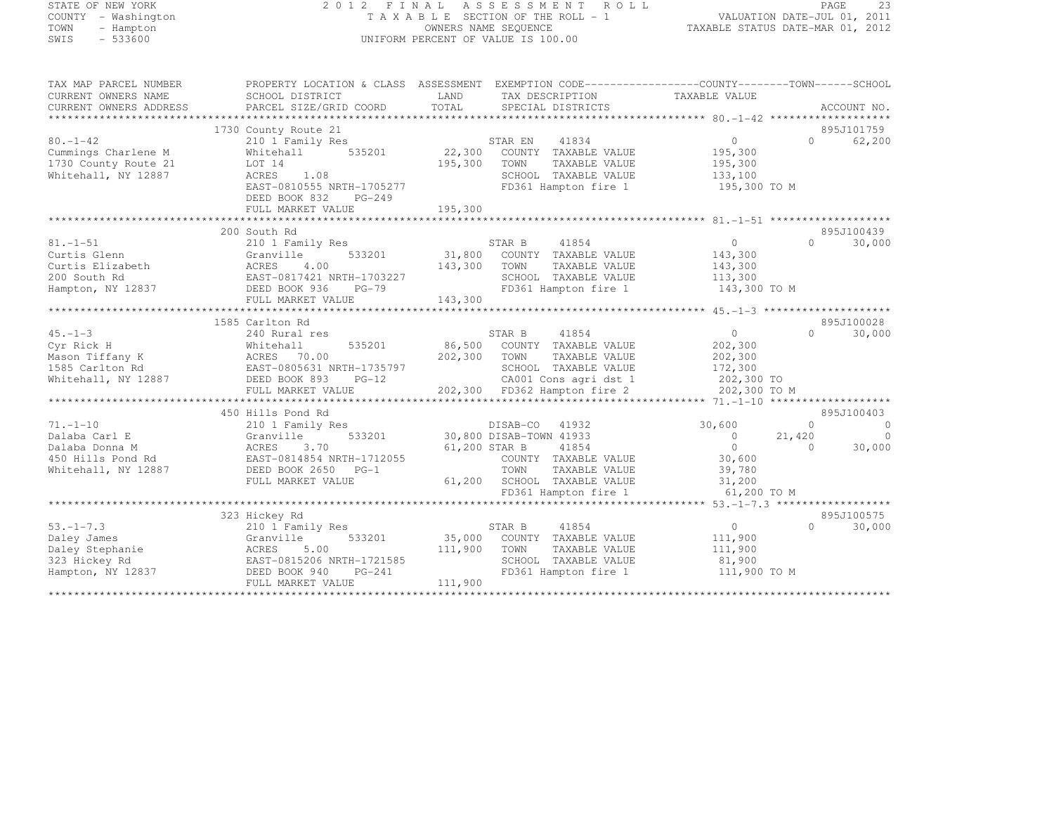STATE OF NEW YORK
COUNTY - Washington
TOWN - Hampton
SWIS - 533600

2012 FINAL ASSESSMENT ROLL
TAXABLE SECTION OF THE ROLL - 1
OWNERS NAME SEQUENCE
UNIFORM PERCENT OF VALUE IS 100.00

VALUATION DATE-JUL 01, 2011
TAXABLE STATUS DATE-MAR 01, 2012

| TAX MAP PARCEL NUMBER / CURRENT OWNERS NAME / CURRENT OWNERS ADDRESS | PROPERTY LOCATION & CLASS / SCHOOL DISTRICT / PARCEL SIZE/GRID COORD | ASSESSMENT LAND / TOTAL | EXEMPTION CODE / TAX DESCRIPTION / SPECIAL DISTRICTS | COUNTY TAXABLE VALUE | TOWN | SCHOOL | ACCOUNT NO. |
|---|---|---|---|---|---|---|---|
| **80.-1-42** | 1730 County Route 21 | | | | | | 895J101759 |
| 80.-1-42 | 210 1 Family Res | | STAR EN 41834 | 0 | 0 | 62,200 | |
| Cummings Charlene M | Whitehall 535201 | 22,300 | COUNTY TAXABLE VALUE | 195,300 | | | |
| 1730 County Route 21 | LOT 14 | 195,300 | TOWN TAXABLE VALUE | 195,300 | | | |
| Whitehall, NY 12887 | ACRES 1.08 | | SCHOOL TAXABLE VALUE | 133,100 | | | |
| | EAST-0810555 NRTH-1705277 | | FD361 Hampton fire 1 | 195,300 TO M | | | |
| | DEED BOOK 832 PG-249 | | | | | | |
| | FULL MARKET VALUE | 195,300 | | | | | |
| **81.-1-51** | 200 South Rd | | | | | | 895J100439 |
| 81.-1-51 | 210 1 Family Res | | STAR B 41854 | 0 | 0 | 30,000 | |
| Curtis Glenn | Granville 533201 | 31,800 | COUNTY TAXABLE VALUE | 143,300 | | | |
| Curtis Elizabeth | ACRES 4.00 | 143,300 | TOWN TAXABLE VALUE | 143,300 | | | |
| 200 South Rd | EAST-0817421 NRTH-1703227 | | SCHOOL TAXABLE VALUE | 113,300 | | | |
| Hampton, NY 12837 | DEED BOOK 936 PG-79 | | FD361 Hampton fire 1 | 143,300 TO M | | | |
| | FULL MARKET VALUE | 143,300 | | | | | |
| **45.-1-3** | 1585 Carlton Rd | | | | | | 895J100028 |
| 45.-1-3 | 240 Rural res | | STAR B 41854 | 0 | 0 | 30,000 | |
| Cyr Rick H | Whitehall 535201 | 86,500 | COUNTY TAXABLE VALUE | 202,300 | | | |
| Mason Tiffany K | ACRES 70.00 | 202,300 | TOWN TAXABLE VALUE | 202,300 | | | |
| 1585 Carlton Rd | EAST-0805631 NRTH-1735797 | | SCHOOL TAXABLE VALUE | 172,300 | | | |
| Whitehall, NY 12887 | DEED BOOK 893 PG-12 | | CA001 Cons agri dst 1 | 202,300 TO | | | |
| | FULL MARKET VALUE | 202,300 | FD362 Hampton fire 2 | 202,300 TO M | | | |
| **71.-1-10** | 450 Hills Pond Rd | | | | | | 895J100403 |
| 71.-1-10 | 210 1 Family Res | | DISAB-CO 41932 | 30,600 | 0 | 0 | |
| Dalaba Carl E | Granville 533201 | 30,800 | DISAB-TOWN 41933 | 0 | 21,420 | 0 | |
| Dalaba Donna M | ACRES 3.70 | 61,200 | STAR B 41854 | 0 | 0 | 30,000 | |
| 450 Hills Pond Rd | EAST-0814854 NRTH-1712055 | | COUNTY TAXABLE VALUE | 30,600 | | | |
| Whitehall, NY 12887 | DEED BOOK 2650 PG-1 | | TOWN TAXABLE VALUE | 39,780 | | | |
| | FULL MARKET VALUE | 61,200 | SCHOOL TAXABLE VALUE | 31,200 | | | |
| | | | FD361 Hampton fire 1 | 61,200 TO M | | | |
| **53.-1-7.3** | 323 Hickey Rd | | | | | | 895J100575 |
| 53.-1-7.3 | 210 1 Family Res | | STAR B 41854 | 0 | 0 | 30,000 | |
| Daley James | Granville 533201 | 35,000 | COUNTY TAXABLE VALUE | 111,900 | | | |
| Daley Stephanie | ACRES 5.00 | 111,900 | TOWN TAXABLE VALUE | 111,900 | | | |
| 323 Hickey Rd | EAST-0815206 NRTH-1721585 | | SCHOOL TAXABLE VALUE | 81,900 | | | |
| Hampton, NY 12837 | DEED BOOK 940 PG-241 | | FD361 Hampton fire 1 | 111,900 TO M | | | |
| | FULL MARKET VALUE | 111,900 | | | | | |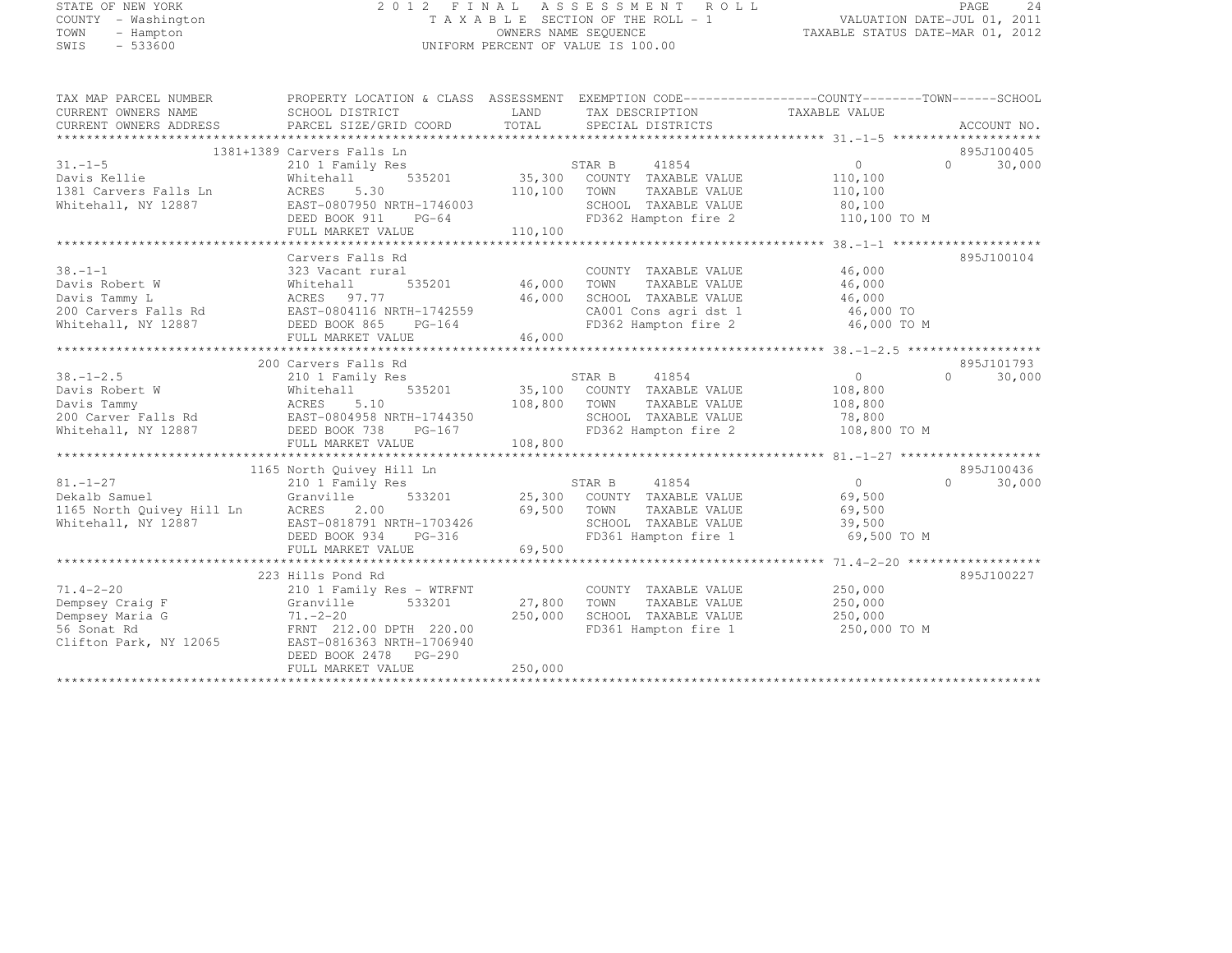STATE OF NEW YORK
COUNTY - Washington
TOWN - Hampton
SWIS - 533600

# 2012 FINAL ASSESSMENT ROLL
TAXABLE SECTION OF THE ROLL - 1
OWNERS NAME SEQUENCE
UNIFORM PERCENT OF VALUE IS 100.00

VALUATION DATE-JUL 01, 2011
TAXABLE STATUS DATE-MAR 01, 2012

| TAX MAP PARCEL NUMBER / CURRENT OWNERS NAME / CURRENT OWNERS ADDRESS | PROPERTY LOCATION & CLASS / SCHOOL DISTRICT / PARCEL SIZE/GRID COORD | ASSESSMENT LAND / TOTAL | EXEMPTION CODE / TAX DESCRIPTION / SPECIAL DISTRICTS | COUNTY / TOWN TAXABLE VALUE | SCHOOL | ACCOUNT NO. |
|---|---|---|---|---|---|---|
| | 1381+1389 Carvers Falls Ln | | | | | 895J100405 |
| 31.-1-5 | 210 1 Family Res | | STAR B 41854 | 0 | 0 | 30,000 |
| Davis Kellie | Whitehall 535201 | 35,300 | COUNTY TAXABLE VALUE | 110,100 | | |
| 1381 Carvers Falls Ln | ACRES 5.30 | 110,100 | TOWN TAXABLE VALUE | 110,100 | | |
| Whitehall, NY 12887 | EAST-0807950 NRTH-1746003 | | SCHOOL TAXABLE VALUE | 80,100 | | |
| | DEED BOOK 911 PG-64 | | FD362 Hampton fire 2 | 110,100 TO M | | |
| | FULL MARKET VALUE | 110,100 | | | | |
| | Carvers Falls Rd | | | | | 895J100104 |
| 38.-1-1 | 323 Vacant rural | | COUNTY TAXABLE VALUE | 46,000 | | |
| Davis Robert W | Whitehall 535201 | 46,000 | TOWN TAXABLE VALUE | 46,000 | | |
| Davis Tammy L | ACRES 97.77 | 46,000 | SCHOOL TAXABLE VALUE | 46,000 | | |
| 200 Carvers Falls Rd | EAST-0804116 NRTH-1742559 | | CA001 Cons agri dst 1 | 46,000 TO | | |
| Whitehall, NY 12887 | DEED BOOK 865 PG-164 | | FD362 Hampton fire 2 | 46,000 TO M | | |
| | FULL MARKET VALUE | 46,000 | | | | |
| | 200 Carvers Falls Rd | | | | | 895J101793 |
| 38.-1-2.5 | 210 1 Family Res | | STAR B 41854 | 0 | 0 | 30,000 |
| Davis Robert W | Whitehall 535201 | 35,100 | COUNTY TAXABLE VALUE | 108,800 | | |
| Davis Tammy | ACRES 5.10 | 108,800 | TOWN TAXABLE VALUE | 108,800 | | |
| 200 Carver Falls Rd | EAST-0804958 NRTH-1744350 | | SCHOOL TAXABLE VALUE | 78,800 | | |
| Whitehall, NY 12887 | DEED BOOK 738 PG-167 | | FD362 Hampton fire 2 | 108,800 TO M | | |
| | FULL MARKET VALUE | 108,800 | | | | |
| | 1165 North Quivey Hill Ln | | | | | 895J100436 |
| 81.-1-27 | 210 1 Family Res | | STAR B 41854 | 0 | 0 | 30,000 |
| Dekalb Samuel | Granville 533201 | 25,300 | COUNTY TAXABLE VALUE | 69,500 | | |
| 1165 North Quivey Hill Ln | ACRES 2.00 | 69,500 | TOWN TAXABLE VALUE | 69,500 | | |
| Whitehall, NY 12887 | EAST-0818791 NRTH-1703426 | | SCHOOL TAXABLE VALUE | 39,500 | | |
| | DEED BOOK 934 PG-316 | | FD361 Hampton fire 1 | 69,500 TO M | | |
| | FULL MARKET VALUE | 69,500 | | | | |
| | 223 Hills Pond Rd | | | | | 895J100227 |
| 71.4-2-20 | 210 1 Family Res - WTRFNT | | COUNTY TAXABLE VALUE | 250,000 | | |
| Dempsey Craig F | Granville 533201 | 27,800 | TOWN TAXABLE VALUE | 250,000 | | |
| Dempsey Maria G | 71.-2-20 | 250,000 | SCHOOL TAXABLE VALUE | 250,000 | | |
| 56 Sonat Rd | FRNT 212.00 DPTH 220.00 | | FD361 Hampton fire 1 | 250,000 TO M | | |
| Clifton Park, NY 12065 | EAST-0816363 NRTH-1706940 | | | | | |
| | DEED BOOK 2478 PG-290 | | | | | |
| | FULL MARKET VALUE | 250,000 | | | | |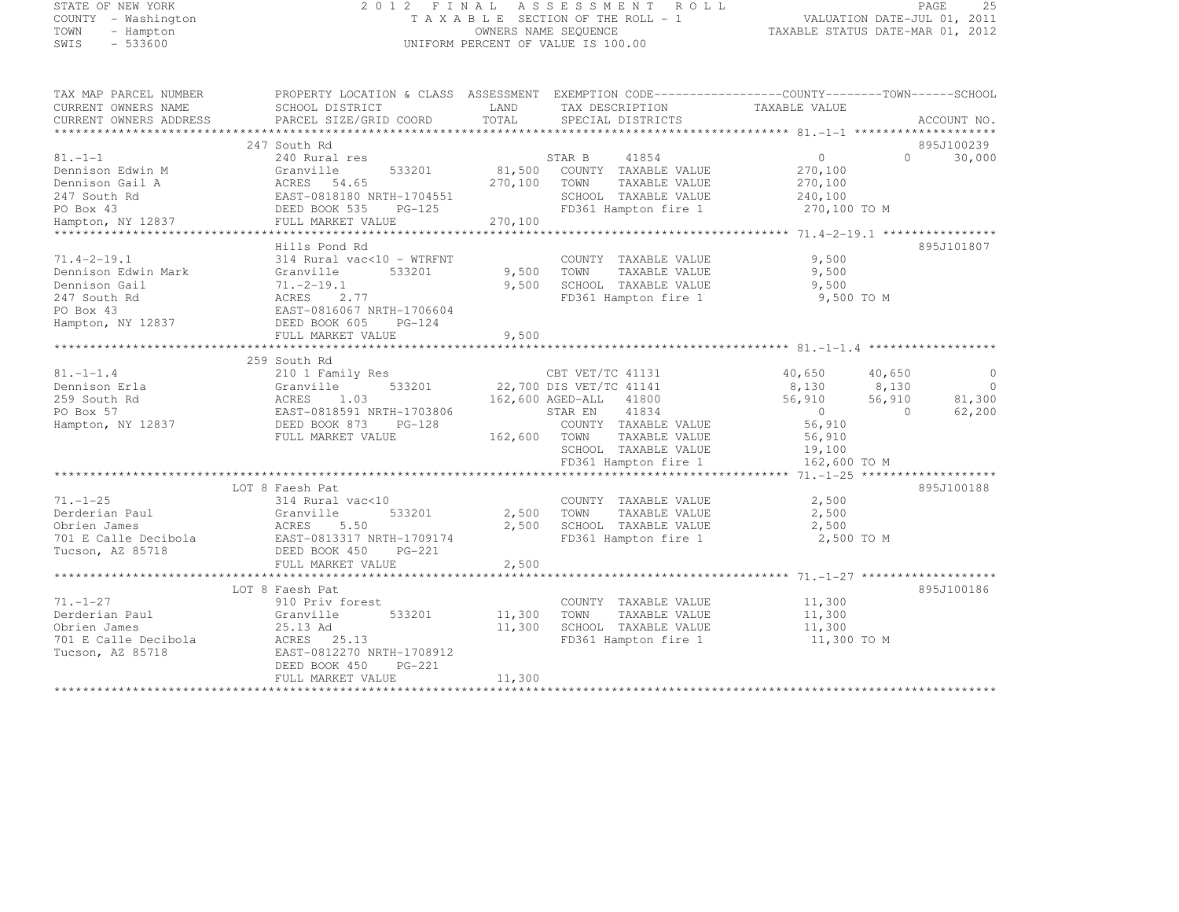STATE OF NEW YORK
COUNTY - Washington
TOWN - Hampton
SWIS - 533600

# 2012 FINAL ASSESSMENT ROLL

TAXABLE SECTION OF THE ROLL - 1
OWNERS NAME SEQUENCE
UNIFORM PERCENT OF VALUE IS 100.00

VALUATION DATE-JUL 01, 2011
TAXABLE STATUS DATE-MAR 01, 2012

| TAX MAP PARCEL NUMBER / CURRENT OWNERS NAME / CURRENT OWNERS ADDRESS | PROPERTY LOCATION & CLASS / SCHOOL DISTRICT / PARCEL SIZE/GRID COORD | ASSESSMENT LAND / TOTAL | EXEMPTION CODE / TAX DESCRIPTION / SPECIAL DISTRICTS | COUNTY TAXABLE VALUE | TOWN | SCHOOL | ACCOUNT NO. |
|---|---|---|---|---|---|---|---|
| **81.-1-1** | 247 South Rd | | | | | | 895J100239 |
| 81.-1-1 | 240 Rural res | | STAR B 41854 | 0 | 0 | 30,000 | |
| Dennison Edwin M | Granville 533201 | 81,500 | COUNTY TAXABLE VALUE | 270,100 | | | |
| Dennison Gail A | ACRES 54.65 | 270,100 | TOWN TAXABLE VALUE | 270,100 | | | |
| 247 South Rd | EAST-0818180 NRTH-1704551 | | SCHOOL TAXABLE VALUE | 240,100 | | | |
| PO Box 43 | DEED BOOK 535 PG-125 | | FD361 Hampton fire 1 | 270,100 TO M | | | |
| Hampton, NY 12837 | FULL MARKET VALUE | 270,100 | | | | | |
| **71.4-2-19.1** | Hills Pond Rd | | | | | | 895J101807 |
| 71.4-2-19.1 | 314 Rural vac<10 - WTRFNT | | COUNTY TAXABLE VALUE | 9,500 | | | |
| Dennison Edwin Mark | Granville 533201 | 9,500 | TOWN TAXABLE VALUE | 9,500 | | | |
| Dennison Gail | 71.-2-19.1 | 9,500 | SCHOOL TAXABLE VALUE | 9,500 | | | |
| 247 South Rd | ACRES 2.77 | | FD361 Hampton fire 1 | 9,500 TO M | | | |
| PO Box 43 | EAST-0816067 NRTH-1706604 | | | | | | |
| Hampton, NY 12837 | DEED BOOK 605 PG-124 | | | | | | |
| | FULL MARKET VALUE | 9,500 | | | | | |
| **81.-1-1.4** | 259 South Rd | | | | | | |
| 81.-1-1.4 | 210 1 Family Res | | CBT VET/TC 41131 | 40,650 | 40,650 | 0 | |
| Dennison Erla | Granville 533201 | 22,700 | DIS VET/TC 41141 | 8,130 | 8,130 | 0 | |
| 259 South Rd | ACRES 1.03 | 162,600 | AGED-ALL 41800 | 56,910 | 56,910 | 81,300 | |
| PO Box 57 | EAST-0818591 NRTH-1703806 | | STAR EN 41834 | 0 | 0 | 62,200 | |
| Hampton, NY 12837 | DEED BOOK 873 PG-128 | | COUNTY TAXABLE VALUE | 56,910 | | | |
| | FULL MARKET VALUE | 162,600 | TOWN TAXABLE VALUE | 56,910 | | | |
| | | | SCHOOL TAXABLE VALUE | 19,100 | | | |
| | | | FD361 Hampton fire 1 | 162,600 TO M | | | |
| **71.-1-25** | LOT 8 Faesh Pat | | | | | | 895J100188 |
| 71.-1-25 | 314 Rural vac<10 | | COUNTY TAXABLE VALUE | 2,500 | | | |
| Derderian Paul | Granville 533201 | 2,500 | TOWN TAXABLE VALUE | 2,500 | | | |
| Obrien James | ACRES 5.50 | 2,500 | SCHOOL TAXABLE VALUE | 2,500 | | | |
| 701 E Calle Decibola | EAST-0813317 NRTH-1709174 | | FD361 Hampton fire 1 | 2,500 TO M | | | |
| Tucson, AZ 85718 | DEED BOOK 450 PG-221 | | | | | | |
| | FULL MARKET VALUE | 2,500 | | | | | |
| **71.-1-27** | LOT 8 Faesh Pat | | | | | | 895J100186 |
| 71.-1-27 | 910 Priv forest | | COUNTY TAXABLE VALUE | 11,300 | | | |
| Derderian Paul | Granville 533201 | 11,300 | TOWN TAXABLE VALUE | 11,300 | | | |
| Obrien James | 25.13 Ad | 11,300 | SCHOOL TAXABLE VALUE | 11,300 | | | |
| 701 E Calle Decibola | ACRES 25.13 | | FD361 Hampton fire 1 | 11,300 TO M | | | |
| Tucson, AZ 85718 | EAST-0812270 NRTH-1708912 | | | | | | |
| | DEED BOOK 450 PG-221 | | | | | | |
| | FULL MARKET VALUE | 11,300 | | | | | |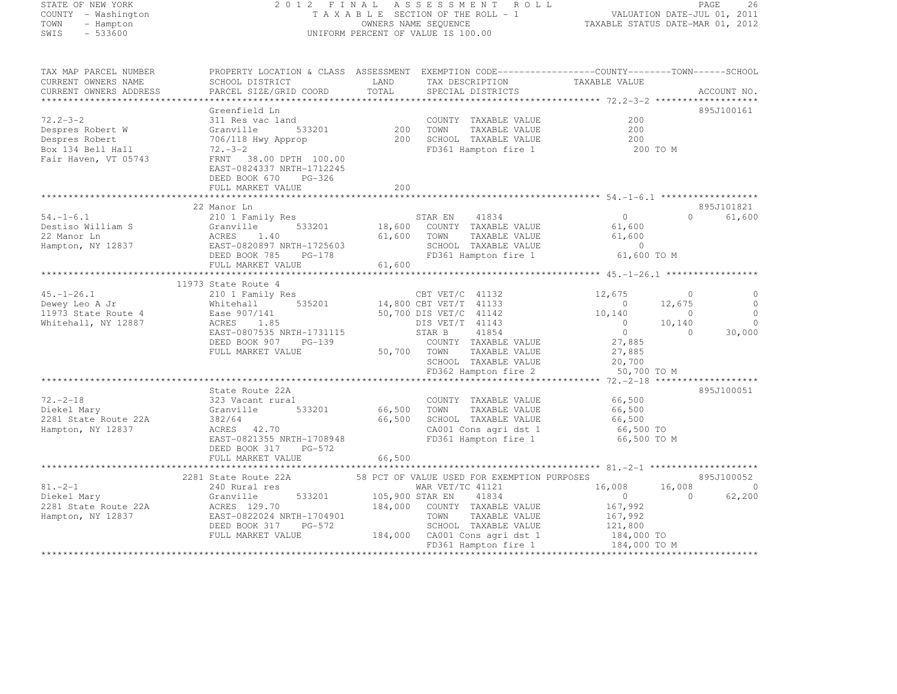STATE OF NEW YORK
COUNTY - Washington
TOWN - Hampton
SWIS - 533600

2012 FINAL ASSESSMENT ROLL
TAXABLE SECTION OF THE ROLL - 1
OWNERS NAME SEQUENCE
UNIFORM PERCENT OF VALUE IS 100.00

VALUATION DATE-JUL 01, 2011
TAXABLE STATUS DATE-MAR 01, 2012

```
TAX MAP PARCEL NUMBER     PROPERTY LOCATION & CLASS  ASSESSMENT  EXEMPTION CODE-----------------COUNTY--------TOWN------SCHOOL
CURRENT OWNERS NAME       SCHOOL DISTRICT               LAND      TAX DESCRIPTION              TAXABLE VALUE
CURRENT OWNERS ADDRESS    PARCEL SIZE/GRID COORD        TOTAL     SPECIAL DISTRICTS                                        ACCOUNT NO.
******************************************************************************************************* 72.2-3-2 *******************
                          Greenfield Ln                                                                                   895J100161
72.2-3-2                  311 Res vac land                        COUNTY  TAXABLE VALUE              200
Despres Robert W          Granville       533201          200     TOWN    TAXABLE VALUE              200
Despres Robert            706/118 Hwy Approp              200     SCHOOL  TAXABLE VALUE              200
Box 134 Bell Hall         72.-3-2                                 FD361 Hampton fire 1                 200 TO M
Fair Haven, VT 05743      FRNT  38.00 DPTH 100.00
                          EAST-0824337 NRTH-1712245
                          DEED BOOK 670    PG-326
                          FULL MARKET VALUE               200
******************************************************************************************************* 54.-1-6.1 ******************
                          22 Manor Ln                                                                                     895J101821
54.-1-6.1                 210 1 Family Res                        STAR EN     41834                  0             0      61,600
Destiso William S         Granville       533201       18,600     COUNTY  TAXABLE VALUE         61,600
22 Manor Ln               ACRES    1.40                61,600     TOWN    TAXABLE VALUE         61,600
Hampton, NY 12837         EAST-0820897 NRTH-1725603               SCHOOL  TAXABLE VALUE              0
                          DEED BOOK 785    PG-178                 FD361 Hampton fire 1            61,600 TO M
                          FULL MARKET VALUE            61,600
******************************************************************************************************* 45.-1-26.1 *****************
                          11973 State Route 4
45.-1-26.1                210 1 Family Res                        CBT VET/C  41132              12,675             0           0
Dewey Leo A Jr            Whitehall       535201       14,800 CBT VET/T  41133                   0        12,675           0
11973 State Route 4       Ease 907/141                 50,700 DIS VET/C  41142              10,140             0           0
Whitehall, NY 12887       ACRES    1.85                           DIS VET/T  41143                   0        10,140           0
                          EAST-0807535 NRTH-1731115               STAR B      41854                  0             0      30,000
                          DEED BOOK 907    PG-139                 COUNTY  TAXABLE VALUE         27,885
                          FULL MARKET VALUE            50,700     TOWN    TAXABLE VALUE         27,885
                                                                  SCHOOL  TAXABLE VALUE         20,700
                                                                  FD362 Hampton fire 2            50,700 TO M
******************************************************************************************************* 72.-2-18 *******************
                          State Route 22A                                                                                 895J100051
72.-2-18                  323 Vacant rural                        COUNTY  TAXABLE VALUE         66,500
Diekel Mary               Granville       533201       66,500     TOWN    TAXABLE VALUE         66,500
2281 State Route 22A      382/64                       66,500     SCHOOL  TAXABLE VALUE         66,500
Hampton, NY 12837         ACRES   42.70                           CA001 Cons agri dst 1           66,500 TO
                          EAST-0821355 NRTH-1708948               FD361 Hampton fire 1            66,500 TO M
                          DEED BOOK 317    PG-572
                          FULL MARKET VALUE            66,500
******************************************************************************************************* 81.-2-1 ********************
                          2281 State Route 22A        58 PCT OF VALUE USED FOR EXEMPTION PURPOSES                          895J100052
81.-2-1                   240 Rural res                           WAR VET/TC 41121              16,008        16,008           0
Diekel Mary               Granville       533201      105,900 STAR EN     41834                  0             0      62,200
2281 State Route 22A      ACRES  129.70               184,000     COUNTY  TAXABLE VALUE        167,992
Hampton, NY 12837         EAST-0822024 NRTH-1704901               TOWN    TAXABLE VALUE        167,992
                          DEED BOOK 317    PG-572                 SCHOOL  TAXABLE VALUE        121,800
                          FULL MARKET VALUE           184,000     CA001 Cons agri dst 1          184,000 TO
                                                                  FD361 Hampton fire 1           184,000 TO M
************************************************************************************************************************************
```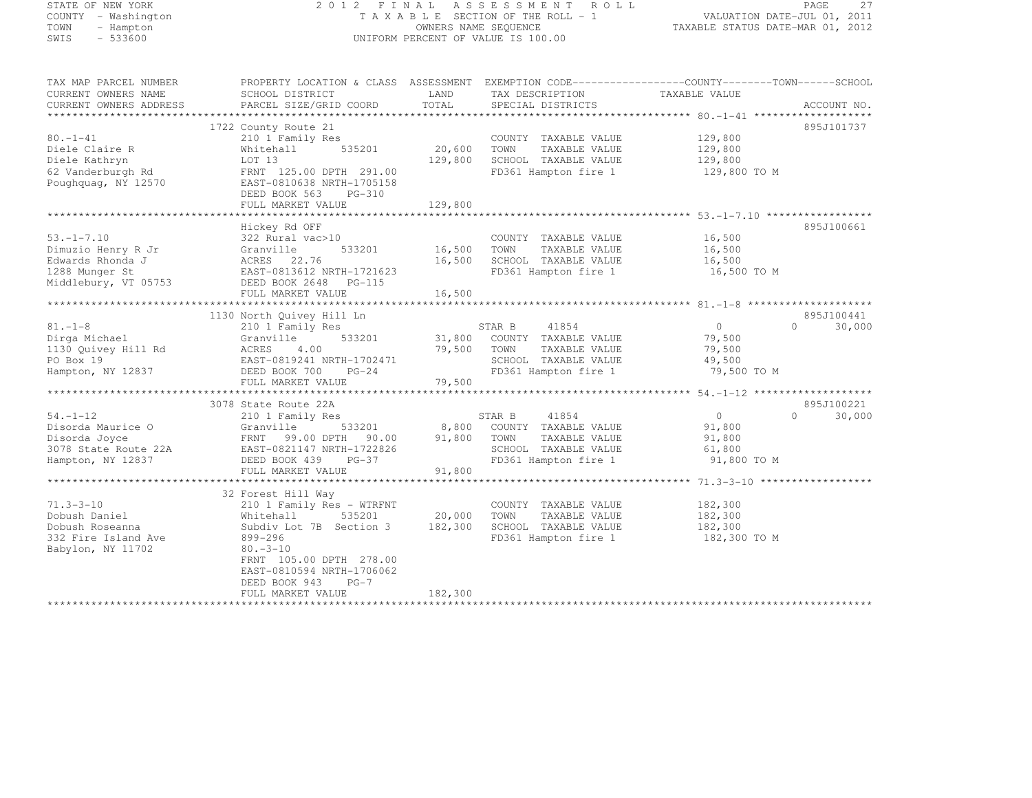STATE OF NEW YORK
COUNTY - Washington
TOWN - Hampton
SWIS - 533600

2012 FINAL ASSESSMENT ROLL
TAXABLE SECTION OF THE ROLL - 1
OWNERS NAME SEQUENCE
UNIFORM PERCENT OF VALUE IS 100.00

VALUATION DATE-JUL 01, 2011
TAXABLE STATUS DATE-MAR 01, 2012

```
TAX MAP PARCEL NUMBER      PROPERTY LOCATION & CLASS  ASSESSMENT  EXEMPTION CODE------------------COUNTY--------TOWN------SCHOOL
CURRENT OWNERS NAME        SCHOOL DISTRICT              LAND      TAX DESCRIPTION             TAXABLE VALUE
CURRENT OWNERS ADDRESS     PARCEL SIZE/GRID COORD       TOTAL     SPECIAL DISTRICTS                                  ACCOUNT NO.
******************************************************************************************************* 80.-1-41 *******************
                           1722 County Route 21                                                                      895J101737
80.-1-41                   210 1 Family Res                       COUNTY  TAXABLE VALUE         129,800
Diele Claire R             Whitehall        535201     20,600     TOWN    TAXABLE VALUE         129,800
Diele Kathryn              LOT 13                     129,800     SCHOOL  TAXABLE VALUE         129,800
62 Vanderburgh Rd          FRNT 125.00 DPTH 291.00                FD361 Hampton fire 1           129,800 TO M
Poughquag, NY 12570        EAST-0810638 NRTH-1705158
                           DEED BOOK 563    PG-310
                           FULL MARKET VALUE          129,800
******************************************************************************************************* 53.-1-7.10 *****************
                           Hickey Rd OFF                                                                             895J100661
53.-1-7.10                 322 Rural vac>10                       COUNTY  TAXABLE VALUE          16,500
Dimuzio Henry R Jr         Granville        533201     16,500     TOWN    TAXABLE VALUE          16,500
Edwards Rhonda J           ACRES  22.76                16,500     SCHOOL  TAXABLE VALUE          16,500
1288 Munger St             EAST-0813612 NRTH-1721623              FD361 Hampton fire 1            16,500 TO M
Middlebury, VT 05753       DEED BOOK 2648   PG-115
                           FULL MARKET VALUE           16,500
******************************************************************************************************* 81.-1-8 ********************
                           1130 North Quivey Hill Ln                                                                 895J100441
81.-1-8                    210 1 Family Res                       STAR B     41854                  0             0      30,000
Dirga Michael              Granville        533201     31,800     COUNTY  TAXABLE VALUE          79,500
1130 Quivey Hill Rd        ACRES   4.00                79,500     TOWN    TAXABLE VALUE          79,500
PO Box 19                  EAST-0819241 NRTH-1702471              SCHOOL  TAXABLE VALUE          49,500
Hampton, NY 12837          DEED BOOK 700    PG-24                 FD361 Hampton fire 1            79,500 TO M
                           FULL MARKET VALUE           79,500
******************************************************************************************************* 54.-1-12 *******************
                           3078 State Route 22A                                                                      895J100221
54.-1-12                   210 1 Family Res                       STAR B     41854                  0             0      30,000
Disorda Maurice O          Granville        533201      8,800     COUNTY  TAXABLE VALUE          91,800
Disorda Joyce              FRNT  99.00 DPTH  90.00     91,800     TOWN    TAXABLE VALUE          91,800
3078 State Route 22A       EAST-0821147 NRTH-1722826              SCHOOL  TAXABLE VALUE          61,800
Hampton, NY 12837          DEED BOOK 439    PG-37                 FD361 Hampton fire 1            91,800 TO M
                           FULL MARKET VALUE           91,800
******************************************************************************************************* 71.3-3-10 ******************
                           32 Forest Hill Way
71.3-3-10                  210 1 Family Res - WTRFNT              COUNTY  TAXABLE VALUE         182,300
Dobush Daniel              Whitehall        535201     20,000     TOWN    TAXABLE VALUE         182,300
Dobush Roseanna            Subdiv Lot 7B  Section 3   182,300     SCHOOL  TAXABLE VALUE         182,300
332 Fire Island Ave        899-296                                FD361 Hampton fire 1           182,300 TO M
Babylon, NY 11702          80.-3-10
                           FRNT 105.00 DPTH 278.00
                           EAST-0810594 NRTH-1706062
                           DEED BOOK 943    PG-7
                           FULL MARKET VALUE          182,300
************************************************************************************************************************************
```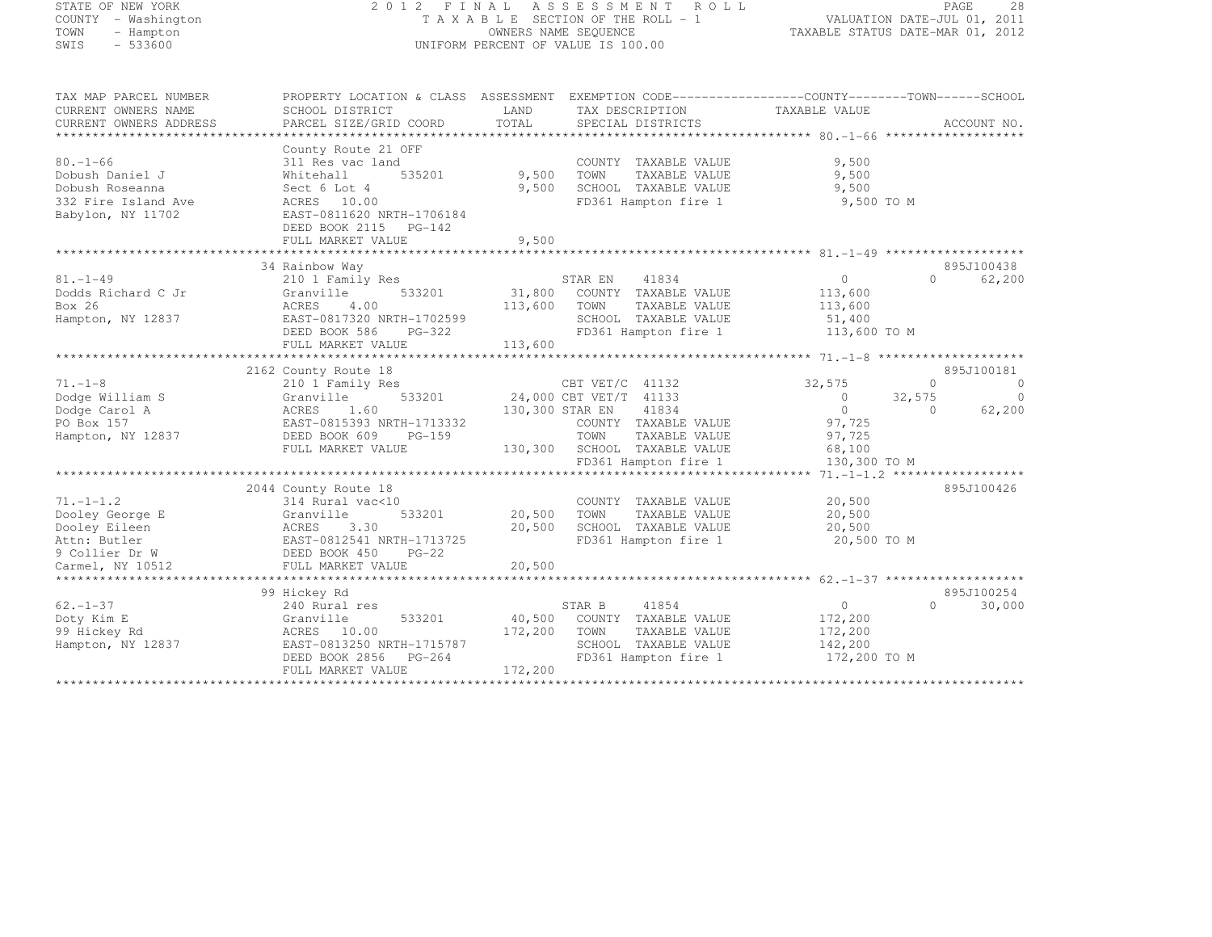STATE OF NEW YORK — 2012 FINAL ASSESSMENT ROLL — PAGE 28
COUNTY - Washington — TAXABLE SECTION OF THE ROLL - 1 — VALUATION DATE-JUL 01, 2011
TOWN - Hampton — OWNERS NAME SEQUENCE — TAXABLE STATUS DATE-MAR 01, 2012
SWIS - 533600 — UNIFORM PERCENT OF VALUE IS 100.00

| TAX MAP PARCEL NUMBER / CURRENT OWNERS NAME / CURRENT OWNERS ADDRESS | PROPERTY LOCATION & CLASS / SCHOOL DISTRICT / PARCEL SIZE/GRID COORD | ASSESSMENT LAND | ASSESSMENT TOTAL | EXEMPTION CODE / TAX DESCRIPTION / SPECIAL DISTRICTS | COUNTY TAXABLE VALUE | TOWN | SCHOOL | ACCOUNT NO. |
|---|---|---|---|---|---|---|---|---|
| 80.-1-66 | County Route 21 OFF | | | | | | | |
| Dobush Daniel J | 311 Res vac land | | | COUNTY TAXABLE VALUE | 9,500 | | | |
| Dobush Roseanna | Whitehall 535201 | 9,500 | | TOWN TAXABLE VALUE | 9,500 | | | |
| 332 Fire Island Ave | Sect 6 Lot 4 | | 9,500 | SCHOOL TAXABLE VALUE | 9,500 | | | |
| Babylon, NY 11702 | ACRES 10.00 | | | FD361 Hampton fire 1 | 9,500 TO M | | | |
| | EAST-0811620 NRTH-1706184 | | | | | | | |
| | DEED BOOK 2115 PG-142 | | | | | | | |
| | FULL MARKET VALUE | | 9,500 | | | | | |
| 81.-1-49 | 34 Rainbow Way | | | | | | | 895J100438 |
| Dodds Richard C Jr | 210 1 Family Res | | | STAR EN 41834 | 0 | 0 | 62,200 | |
| Box 26 | Granville 533201 | 31,800 | | COUNTY TAXABLE VALUE | 113,600 | | | |
| Hampton, NY 12837 | ACRES 4.00 | | 113,600 | TOWN TAXABLE VALUE | 113,600 | | | |
| | EAST-0817320 NRTH-1702599 | | | SCHOOL TAXABLE VALUE | 51,400 | | | |
| | DEED BOOK 586 PG-322 | | | FD361 Hampton fire 1 | 113,600 TO M | | | |
| | FULL MARKET VALUE | | 113,600 | | | | | |
| 71.-1-8 | 2162 County Route 18 | | | | | | | 895J100181 |
| Dodge William S | 210 1 Family Res | | | CBT VET/C 41132 | 32,575 | 0 | 0 | |
| Dodge Carol A | Granville 533201 | 24,000 | | CBT VET/T 41133 | 0 | 32,575 | 0 | |
| PO Box 157 | ACRES 1.60 | | 130,300 | STAR EN 41834 | 0 | 0 | 62,200 | |
| Hampton, NY 12837 | EAST-0815393 NRTH-1713332 | | | COUNTY TAXABLE VALUE | 97,725 | | | |
| | DEED BOOK 609 PG-159 | | | TOWN TAXABLE VALUE | 97,725 | | | |
| | FULL MARKET VALUE | | 130,300 | SCHOOL TAXABLE VALUE | 68,100 | | | |
| | | | | FD361 Hampton fire 1 | 130,300 TO M | | | |
| 71.-1-1.2 | 2044 County Route 18 | | | | | | | 895J100426 |
| Dooley George E | 314 Rural vac<10 | | | COUNTY TAXABLE VALUE | 20,500 | | | |
| Dooley Eileen | Granville 533201 | 20,500 | | TOWN TAXABLE VALUE | 20,500 | | | |
| Attn: Butler | ACRES 3.30 | | 20,500 | SCHOOL TAXABLE VALUE | 20,500 | | | |
| 9 Collier Dr W | EAST-0812541 NRTH-1713725 | | | FD361 Hampton fire 1 | 20,500 TO M | | | |
| Carmel, NY 10512 | DEED BOOK 450 PG-22 | | | | | | | |
| | FULL MARKET VALUE | | 20,500 | | | | | |
| 62.-1-37 | 99 Hickey Rd | | | | | | | 895J100254 |
| Doty Kim E | 240 Rural res | | | STAR B 41854 | 0 | 0 | 30,000 | |
| 99 Hickey Rd | Granville 533201 | 40,500 | | COUNTY TAXABLE VALUE | 172,200 | | | |
| Hampton, NY 12837 | ACRES 10.00 | | 172,200 | TOWN TAXABLE VALUE | 172,200 | | | |
| | EAST-0813250 NRTH-1715787 | | | SCHOOL TAXABLE VALUE | 142,200 | | | |
| | DEED BOOK 2856 PG-264 | | | FD361 Hampton fire 1 | 172,200 TO M | | | |
| | FULL MARKET VALUE | | 172,200 | | | | | |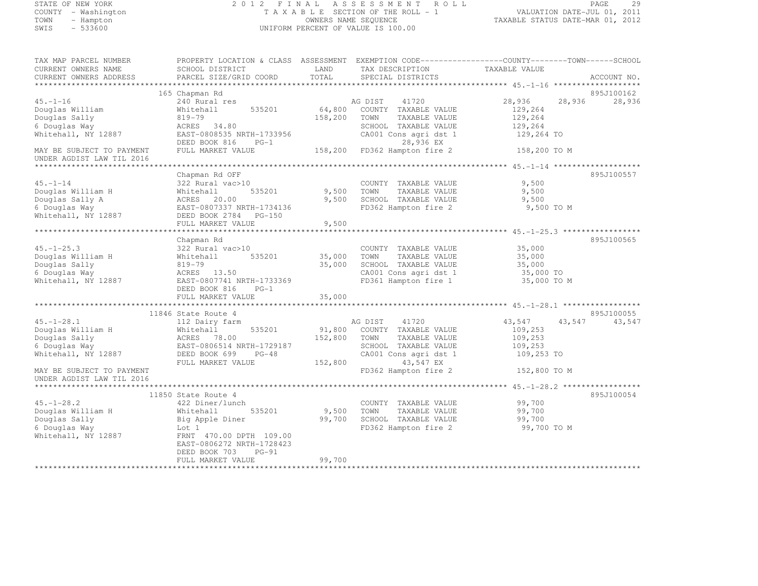STATE OF NEW YORK — 2012 FINAL ASSESSMENT ROLL
COUNTY - Washington — TAXABLE SECTION OF THE ROLL - 1 — VALUATION DATE-JUL 01, 2011
TOWN - Hampton — OWNERS NAME SEQUENCE — TAXABLE STATUS DATE-MAR 01, 2012
SWIS - 533600 — UNIFORM PERCENT OF VALUE IS 100.00

```
TAX MAP PARCEL NUMBER          PROPERTY LOCATION & CLASS  ASSESSMENT  EXEMPTION CODE------------------COUNTY--------TOWN------SCHOOL
CURRENT OWNERS NAME            SCHOOL DISTRICT               LAND      TAX DESCRIPTION              TAXABLE VALUE
CURRENT OWNERS ADDRESS         PARCEL SIZE/GRID COORD        TOTAL     SPECIAL DISTRICTS                                        ACCOUNT NO.
*************************************************************************************************************** 45.-1-16 *******************
                               165 Chapman Rd                                                                                   895J100162
45.-1-16                       240 Rural res                           AG DIST     41720               28,936      28,936      28,936
Douglas William                Whitehall        535201      64,800     COUNTY  TAXABLE VALUE          129,264
Douglas Sally                  819-79                      158,200     TOWN    TAXABLE VALUE          129,264
6 Douglas Way                  ACRES   34.80                           SCHOOL  TAXABLE VALUE          129,264
Whitehall, NY 12887            EAST-0808535 NRTH-1733956               CA001 Cons agri dst 1          129,264 TO
                               DEED BOOK 816     PG-1                        28,936 EX
MAY BE SUBJECT TO PAYMENT      FULL MARKET VALUE           158,200     FD362 Hampton fire 2           158,200 TO M
UNDER AGDIST LAW TIL 2016
*************************************************************************************************************** 45.-1-14 *******************
                               Chapman Rd OFF                                                                                   895J100557
45.-1-14                       322 Rural vac>10                        COUNTY  TAXABLE VALUE            9,500
Douglas William H              Whitehall        535201       9,500     TOWN    TAXABLE VALUE            9,500
Douglas Sally A                ACRES   20.00                 9,500     SCHOOL  TAXABLE VALUE            9,500
6 Douglas Way                  EAST-0807337 NRTH-1734136               FD362 Hampton fire 2             9,500 TO M
Whitehall, NY 12887            DEED BOOK 2784   PG-150
                               FULL MARKET VALUE             9,500
*************************************************************************************************************** 45.-1-25.3 *****************
                               Chapman Rd                                                                                       895J100565
45.-1-25.3                     322 Rural vac>10                        COUNTY  TAXABLE VALUE           35,000
Douglas William H              Whitehall        535201      35,000     TOWN    TAXABLE VALUE           35,000
Douglas Sally                  819-79                       35,000     SCHOOL  TAXABLE VALUE           35,000
6 Douglas Way                  ACRES   13.50                           CA001 Cons agri dst 1           35,000 TO
Whitehall, NY 12887            EAST-0807741 NRTH-1733369               FD361 Hampton fire 1            35,000 TO M
                               DEED BOOK 816     PG-1
                               FULL MARKET VALUE            35,000
*************************************************************************************************************** 45.-1-28.1 *****************
                               11846 State Route 4                                                                              895J100055
45.-1-28.1                     112 Dairy farm                          AG DIST     41720               43,547      43,547      43,547
Douglas William H              Whitehall        535201      91,800     COUNTY  TAXABLE VALUE          109,253
Douglas Sally                  ACRES   78.00               152,800     TOWN    TAXABLE VALUE          109,253
6 Douglas Way                  EAST-0806514 NRTH-1729187               SCHOOL  TAXABLE VALUE          109,253
Whitehall, NY 12887            DEED BOOK 699     PG-48                 CA001 Cons agri dst 1          109,253 TO
                               FULL MARKET VALUE           152,800           43,547 EX
MAY BE SUBJECT TO PAYMENT                                              FD362 Hampton fire 2           152,800 TO M
UNDER AGDIST LAW TIL 2016
*************************************************************************************************************** 45.-1-28.2 *****************
                               11850 State Route 4                                                                              895J100054
45.-1-28.2                     422 Diner/lunch                         COUNTY  TAXABLE VALUE           99,700
Douglas William H              Whitehall        535201       9,500     TOWN    TAXABLE VALUE           99,700
Douglas Sally                  Big Apple Diner              99,700     SCHOOL  TAXABLE VALUE           99,700
6 Douglas Way                  Lot 1                                   FD362 Hampton fire 2            99,700 TO M
Whitehall, NY 12887            FRNT 470.00 DPTH 109.00
                               EAST-0806272 NRTH-1728423
                               DEED BOOK 703     PG-91
                               FULL MARKET VALUE            99,700
************************************************************************************************************************************
```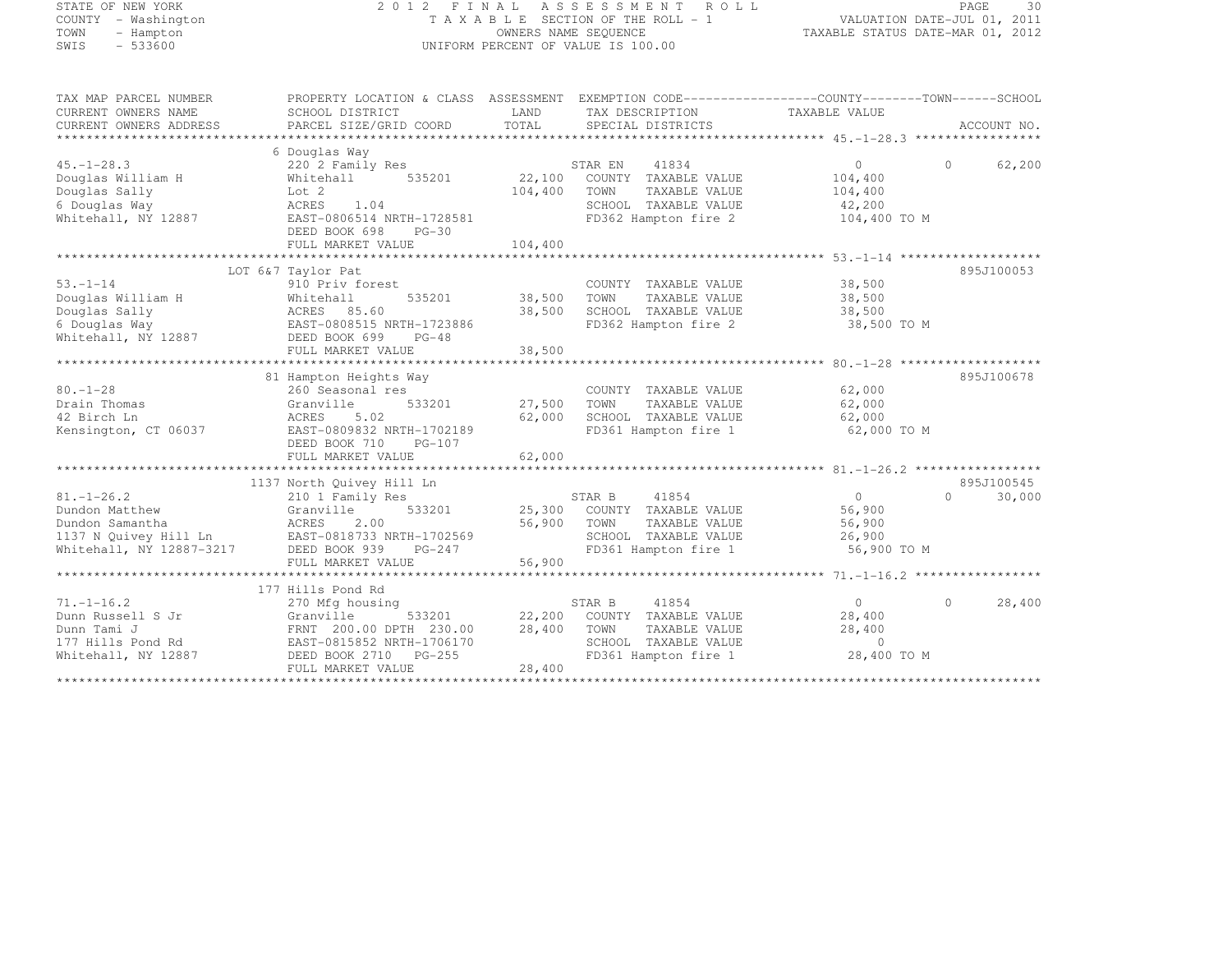STATE OF NEW YORK
COUNTY - Washington
TOWN - Hampton
SWIS - 533600

# 2012 FINAL ASSESSMENT ROLL

TAXABLE SECTION OF THE ROLL - 1
OWNERS NAME SEQUENCE
UNIFORM PERCENT OF VALUE IS 100.00

VALUATION DATE-JUL 01, 2011
TAXABLE STATUS DATE-MAR 01, 2012

| TAX MAP PARCEL NUMBER / CURRENT OWNERS NAME / CURRENT OWNERS ADDRESS | PROPERTY LOCATION & CLASS / SCHOOL DISTRICT / PARCEL SIZE/GRID COORD | ASSESSMENT LAND / TOTAL | EXEMPTION CODE / TAX DESCRIPTION / SPECIAL DISTRICTS | COUNTY / TOWN TAXABLE VALUE | SCHOOL | ACCOUNT NO. |
|---|---|---|---|---|---|---|
| 45.-1-28.3 | 6 Douglas Way | | | | | |
| | 220 2 Family Res | | STAR EN 41834 | 0 | 0 62,200 | |
| Douglas William H | Whitehall 535201 | 22,100 | COUNTY TAXABLE VALUE | 104,400 | | |
| Douglas Sally | Lot 2 | 104,400 | TOWN TAXABLE VALUE | 104,400 | | |
| 6 Douglas Way | ACRES 1.04 | | SCHOOL TAXABLE VALUE | 42,200 | | |
| Whitehall, NY 12887 | EAST-0806514 NRTH-1728581 | | FD362 Hampton fire 2 | 104,400 TO M | | |
| | DEED BOOK 698 PG-30 | | | | | |
| | FULL MARKET VALUE | 104,400 | | | | |
| 53.-1-14 | LOT 6&7 Taylor Pat | | | | | 895J100053 |
| | 910 Priv forest | | COUNTY TAXABLE VALUE | 38,500 | | |
| Douglas William H | Whitehall 535201 | 38,500 | TOWN TAXABLE VALUE | 38,500 | | |
| Douglas Sally | ACRES 85.60 | 38,500 | SCHOOL TAXABLE VALUE | 38,500 | | |
| 6 Douglas Way | EAST-0808515 NRTH-1723886 | | FD362 Hampton fire 2 | 38,500 TO M | | |
| Whitehall, NY 12887 | DEED BOOK 699 PG-48 | | | | | |
| | FULL MARKET VALUE | 38,500 | | | | |
| 80.-1-28 | 81 Hampton Heights Way | | | | | 895J100678 |
| | 260 Seasonal res | | COUNTY TAXABLE VALUE | 62,000 | | |
| Drain Thomas | Granville 533201 | 27,500 | TOWN TAXABLE VALUE | 62,000 | | |
| 42 Birch Ln | ACRES 5.02 | 62,000 | SCHOOL TAXABLE VALUE | 62,000 | | |
| Kensington, CT 06037 | EAST-0809832 NRTH-1702189 | | FD361 Hampton fire 1 | 62,000 TO M | | |
| | DEED BOOK 710 PG-107 | | | | | |
| | FULL MARKET VALUE | 62,000 | | | | |
| 81.-1-26.2 | 1137 North Quivey Hill Ln | | | | | 895J100545 |
| | 210 1 Family Res | | STAR B 41854 | 0 | 0 30,000 | |
| Dundon Matthew | Granville 533201 | 25,300 | COUNTY TAXABLE VALUE | 56,900 | | |
| Dundon Samantha | ACRES 2.00 | 56,900 | TOWN TAXABLE VALUE | 56,900 | | |
| 1137 N Quivey Hill Ln | EAST-0818733 NRTH-1702569 | | SCHOOL TAXABLE VALUE | 26,900 | | |
| Whitehall, NY 12887-3217 | DEED BOOK 939 PG-247 | | FD361 Hampton fire 1 | 56,900 TO M | | |
| | FULL MARKET VALUE | 56,900 | | | | |
| 71.-1-16.2 | 177 Hills Pond Rd | | | | | |
| | 270 Mfg housing | | STAR B 41854 | 0 | 0 28,400 | |
| Dunn Russell S Jr | Granville 533201 | 22,200 | COUNTY TAXABLE VALUE | 28,400 | | |
| Dunn Tami J | FRNT 200.00 DPTH 230.00 | 28,400 | TOWN TAXABLE VALUE | 28,400 | | |
| 177 Hills Pond Rd | EAST-0815852 NRTH-1706170 | | SCHOOL TAXABLE VALUE | 0 | | |
| Whitehall, NY 12887 | DEED BOOK 2710 PG-255 | | FD361 Hampton fire 1 | 28,400 TO M | | |
| | FULL MARKET VALUE | 28,400 | | | | |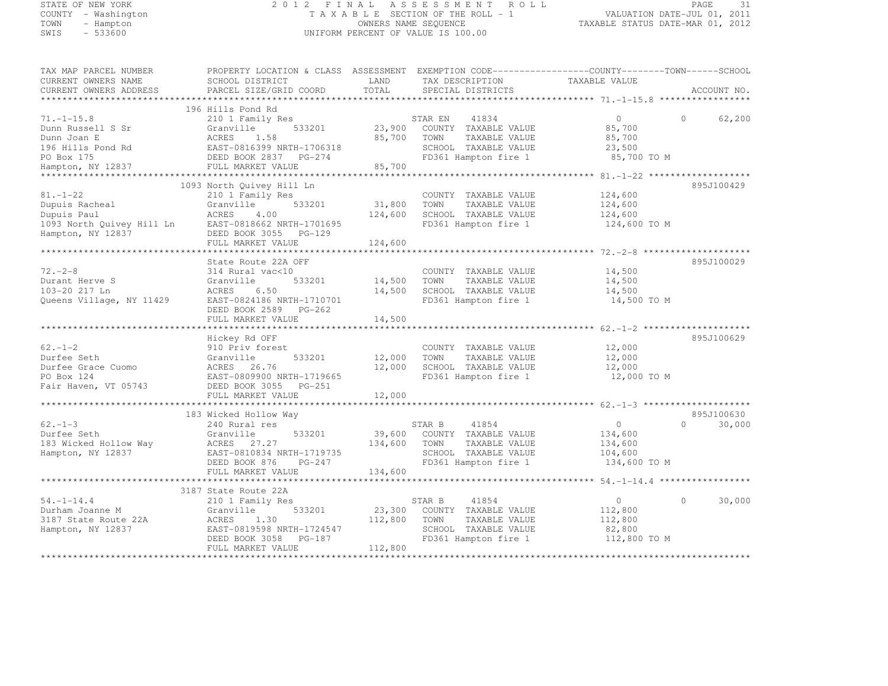STATE OF NEW YORK
COUNTY - Washington
TOWN - Hampton
SWIS - 533600

# 2012 FINAL ASSESSMENT ROLL

TAXABLE SECTION OF THE ROLL - 1
OWNERS NAME SEQUENCE
UNIFORM PERCENT OF VALUE IS 100.00

VALUATION DATE-JUL 01, 2011
TAXABLE STATUS DATE-MAR 01, 2012

| TAX MAP PARCEL NUMBER / CURRENT OWNERS NAME / CURRENT OWNERS ADDRESS | PROPERTY LOCATION & CLASS / SCHOOL DISTRICT / PARCEL SIZE/GRID COORD | ASSESSMENT LAND | TOTAL | EXEMPTION CODE / TAX DESCRIPTION / SPECIAL DISTRICTS | COUNTY TAXABLE VALUE | TOWN | SCHOOL | ACCOUNT NO. |
|---|---|---|---|---|---|---|---|---|
| | 196 Hills Pond Rd | | | | | | | |
| 71.-1-15.8 | 210 1 Family Res | | | STAR EN 41834 | 0 | 0 | 62,200 | |
| Dunn Russell S Sr | Granville 533201 | 23,900 | | COUNTY TAXABLE VALUE | 85,700 | | | |
| Dunn Joan E | ACRES 1.58 | | 85,700 | TOWN TAXABLE VALUE | 85,700 | | | |
| 196 Hills Pond Rd | EAST-0816399 NRTH-1706318 | | | SCHOOL TAXABLE VALUE | 23,500 | | | |
| PO Box 175 | DEED BOOK 2837 PG-274 | | | FD361 Hampton fire 1 | 85,700 TO M | | | |
| Hampton, NY 12837 | FULL MARKET VALUE | | 85,700 | | | | | |
| | 1093 North Quivey Hill Ln | | | | | | | 895J100429 |
| 81.-1-22 | 210 1 Family Res | | | COUNTY TAXABLE VALUE | 124,600 | | | |
| Dupuis Racheal | Granville 533201 | 31,800 | | TOWN TAXABLE VALUE | 124,600 | | | |
| Dupuis Paul | ACRES 4.00 | | 124,600 | SCHOOL TAXABLE VALUE | 124,600 | | | |
| 1093 North Quivey Hill Ln | EAST-0818662 NRTH-1701695 | | | FD361 Hampton fire 1 | 124,600 TO M | | | |
| Hampton, NY 12837 | DEED BOOK 3055 PG-129 | | | | | | | |
| | FULL MARKET VALUE | | 124,600 | | | | | |
| | State Route 22A OFF | | | | | | | 895J100029 |
| 72.-2-8 | 314 Rural vac<10 | | | COUNTY TAXABLE VALUE | 14,500 | | | |
| Durant Herve S | Granville 533201 | 14,500 | | TOWN TAXABLE VALUE | 14,500 | | | |
| 103-20 217 Ln | ACRES 6.50 | | 14,500 | SCHOOL TAXABLE VALUE | 14,500 | | | |
| Queens Village, NY 11429 | EAST-0824186 NRTH-1710701 | | | FD361 Hampton fire 1 | 14,500 TO M | | | |
| | DEED BOOK 2589 PG-262 | | | | | | | |
| | FULL MARKET VALUE | | 14,500 | | | | | |
| | Hickey Rd OFF | | | | | | | 895J100629 |
| 62.-1-2 | 910 Priv forest | | | COUNTY TAXABLE VALUE | 12,000 | | | |
| Durfee Seth | Granville 533201 | 12,000 | | TOWN TAXABLE VALUE | 12,000 | | | |
| Durfee Grace Cuomo | ACRES 26.76 | | 12,000 | SCHOOL TAXABLE VALUE | 12,000 | | | |
| PO Box 124 | EAST-0809900 NRTH-1719665 | | | FD361 Hampton fire 1 | 12,000 TO M | | | |
| Fair Haven, VT 05743 | DEED BOOK 3055 PG-251 | | | | | | | |
| | FULL MARKET VALUE | | 12,000 | | | | | |
| | 183 Wicked Hollow Way | | | | | | | 895J100630 |
| 62.-1-3 | 240 Rural res | | | STAR B 41854 | 0 | 0 | 30,000 | |
| Durfee Seth | Granville 533201 | 39,600 | | COUNTY TAXABLE VALUE | 134,600 | | | |
| 183 Wicked Hollow Way | ACRES 27.27 | | 134,600 | TOWN TAXABLE VALUE | 134,600 | | | |
| Hampton, NY 12837 | EAST-0810834 NRTH-1719735 | | | SCHOOL TAXABLE VALUE | 104,600 | | | |
| | DEED BOOK 876 PG-247 | | | FD361 Hampton fire 1 | 134,600 TO M | | | |
| | FULL MARKET VALUE | | 134,600 | | | | | |
| | 3187 State Route 22A | | | | | | | |
| 54.-1-14.4 | 210 1 Family Res | | | STAR B 41854 | 0 | 0 | 30,000 | |
| Durham Joanne M | Granville 533201 | 23,300 | | COUNTY TAXABLE VALUE | 112,800 | | | |
| 3187 State Route 22A | ACRES 1.30 | | 112,800 | TOWN TAXABLE VALUE | 112,800 | | | |
| Hampton, NY 12837 | EAST-0819598 NRTH-1724547 | | | SCHOOL TAXABLE VALUE | 82,800 | | | |
| | DEED BOOK 3058 PG-187 | | | FD361 Hampton fire 1 | 112,800 TO M | | | |
| | FULL MARKET VALUE | | 112,800 | | | | | |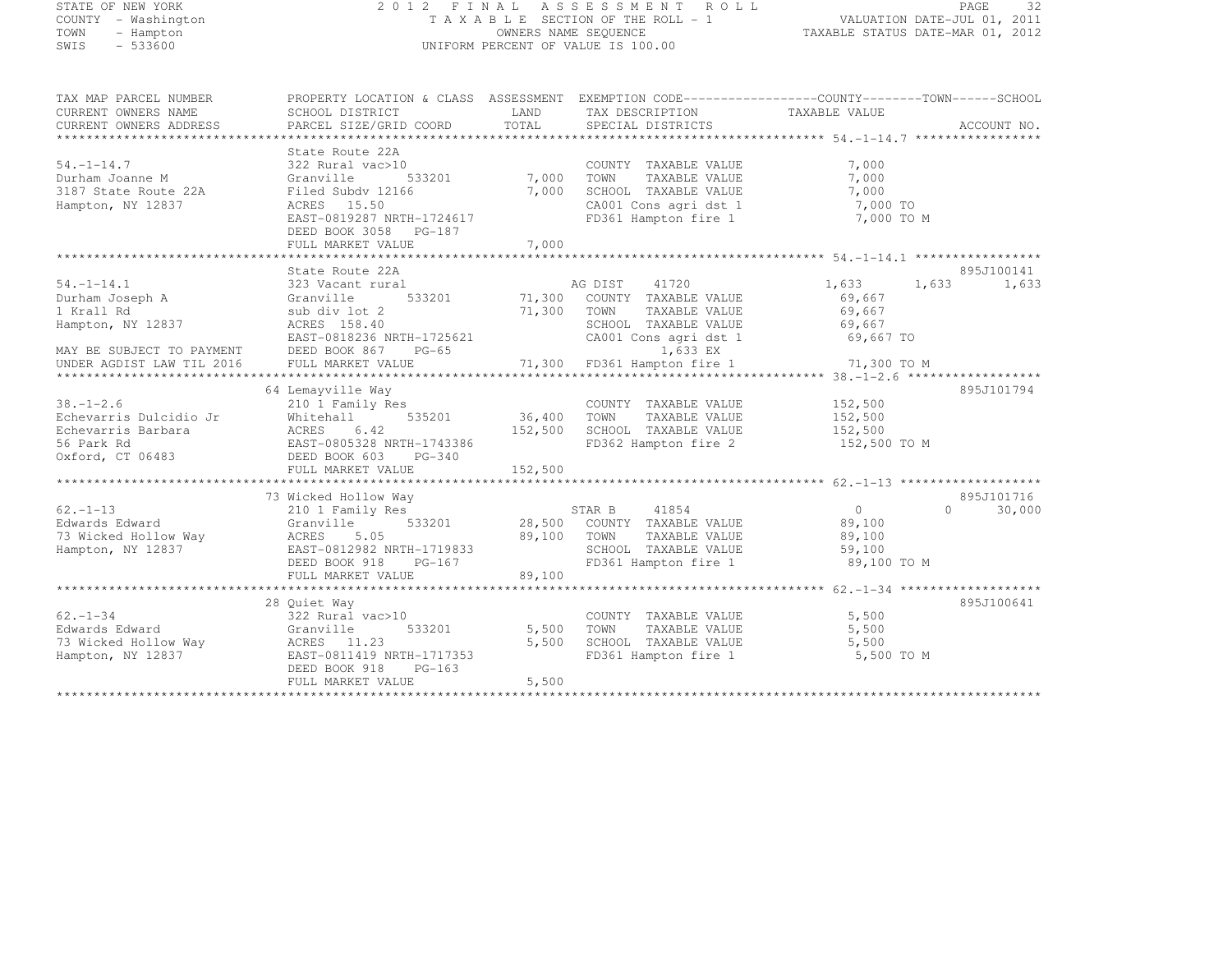STATE OF NEW YORK
COUNTY - Washington
TOWN - Hampton
SWIS - 533600

2012 FINAL ASSESSMENT ROLL
TAXABLE SECTION OF THE ROLL - 1
OWNERS NAME SEQUENCE
UNIFORM PERCENT OF VALUE IS 100.00

VALUATION DATE-JUL 01, 2011
TAXABLE STATUS DATE-MAR 01, 2012

| TAX MAP PARCEL NUMBER / CURRENT OWNERS NAME / CURRENT OWNERS ADDRESS | PROPERTY LOCATION & CLASS / SCHOOL DISTRICT / PARCEL SIZE/GRID COORD | ASSESSMENT LAND / TOTAL | EXEMPTION CODE / TAX DESCRIPTION / SPECIAL DISTRICTS | COUNTY | TOWN | SCHOOL | ACCOUNT NO. |
|---|---|---|---|---|---|---|---|
| **54.-1-14.7** | State Route 22A | | | | | | |
| 54.-1-14.7 | 322 Rural vac>10 | | COUNTY TAXABLE VALUE | 7,000 | | | |
| Durham Joanne M | Granville 533201 | 7,000 | TOWN TAXABLE VALUE | | 7,000 | | |
| 3187 State Route 22A | Filed Subdv 12166 | 7,000 | SCHOOL TAXABLE VALUE | | | 7,000 | |
| Hampton, NY 12837 | ACRES 15.50 | | CA001 Cons agri dst 1 | 7,000 TO | | | |
| | EAST-0819287 NRTH-1724617 | | FD361 Hampton fire 1 | 7,000 TO M | | | |
| | DEED BOOK 3058 PG-187 | | | | | | |
| | FULL MARKET VALUE | 7,000 | | | | | |
| **54.-1-14.1** | State Route 22A | | | | | | 895J100141 |
| 54.-1-14.1 | 323 Vacant rural | | AG DIST 41720 | 1,633 | 1,633 | 1,633 | |
| Durham Joseph A | Granville 533201 | 71,300 | COUNTY TAXABLE VALUE | 69,667 | | | |
| 1 Krall Rd | sub div lot 2 | 71,300 | TOWN TAXABLE VALUE | | 69,667 | | |
| Hampton, NY 12837 | ACRES 158.40 | | SCHOOL TAXABLE VALUE | | | 69,667 | |
| | EAST-0818236 NRTH-1725621 | | CA001 Cons agri dst 1 | 69,667 TO | | | |
| MAY BE SUBJECT TO PAYMENT | DEED BOOK 867 PG-65 | | 1,633 EX | | | | |
| UNDER AGDIST LAW TIL 2016 | FULL MARKET VALUE | 71,300 | FD361 Hampton fire 1 | 71,300 TO M | | | |
| **38.-1-2.6** | 64 Lemayville Way | | | | | | 895J101794 |
| 38.-1-2.6 | 210 1 Family Res | | COUNTY TAXABLE VALUE | 152,500 | | | |
| Echevarris Dulcidio Jr | Whitehall 535201 | 36,400 | TOWN TAXABLE VALUE | | 152,500 | | |
| Echevarris Barbara | ACRES 6.42 | 152,500 | SCHOOL TAXABLE VALUE | | | 152,500 | |
| 56 Park Rd | EAST-0805328 NRTH-1743386 | | FD362 Hampton fire 2 | 152,500 TO M | | | |
| Oxford, CT 06483 | DEED BOOK 603 PG-340 | | | | | | |
| | FULL MARKET VALUE | 152,500 | | | | | |
| **62.-1-13** | 73 Wicked Hollow Way | | | | | | 895J101716 |
| 62.-1-13 | 210 1 Family Res | | STAR B 41854 | 0 | 0 | 30,000 | |
| Edwards Edward | Granville 533201 | 28,500 | COUNTY TAXABLE VALUE | 89,100 | | | |
| 73 Wicked Hollow Way | ACRES 5.05 | 89,100 | TOWN TAXABLE VALUE | | 89,100 | | |
| Hampton, NY 12837 | EAST-0812982 NRTH-1719833 | | SCHOOL TAXABLE VALUE | | | 59,100 | |
| | DEED BOOK 918 PG-167 | | FD361 Hampton fire 1 | 89,100 TO M | | | |
| | FULL MARKET VALUE | 89,100 | | | | | |
| **62.-1-34** | 28 Quiet Way | | | | | | 895J100641 |
| 62.-1-34 | 322 Rural vac>10 | | COUNTY TAXABLE VALUE | 5,500 | | | |
| Edwards Edward | Granville 533201 | 5,500 | TOWN TAXABLE VALUE | | 5,500 | | |
| 73 Wicked Hollow Way | ACRES 11.23 | 5,500 | SCHOOL TAXABLE VALUE | | | 5,500 | |
| Hampton, NY 12837 | EAST-0811419 NRTH-1717353 | | FD361 Hampton fire 1 | 5,500 TO M | | | |
| | DEED BOOK 918 PG-163 | | | | | | |
| | FULL MARKET VALUE | 5,500 | | | | | |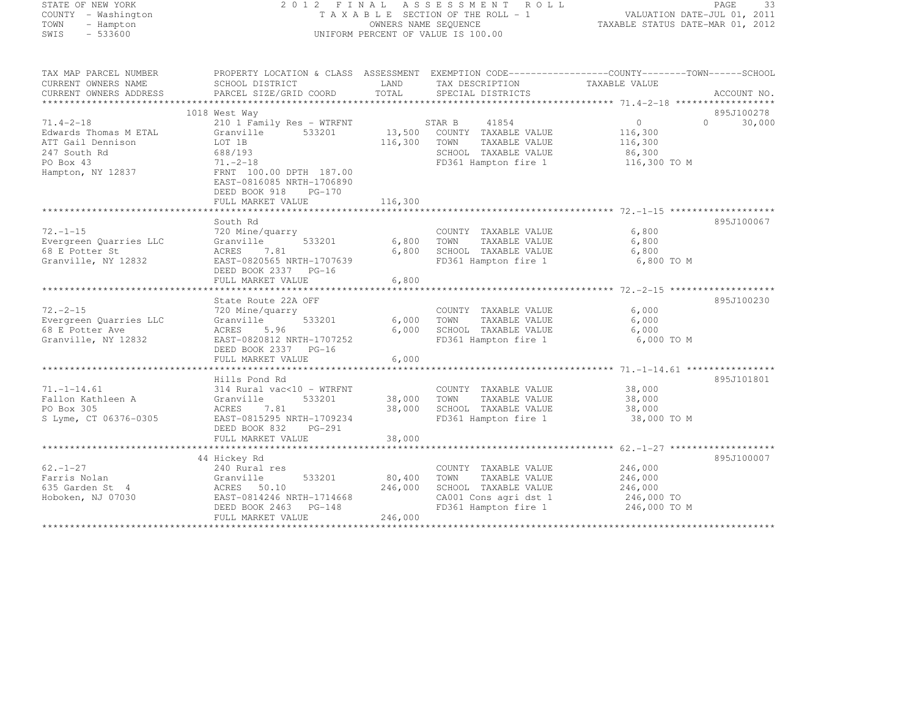STATE OF NEW YORK
COUNTY - Washington
TOWN - Hampton
SWIS - 533600

# 2012 FINAL ASSESSMENT ROLL

TAXABLE SECTION OF THE ROLL - 1
OWNERS NAME SEQUENCE
UNIFORM PERCENT OF VALUE IS 100.00

VALUATION DATE-JUL 01, 2011
TAXABLE STATUS DATE-MAR 01, 2012

| TAX MAP PARCEL NUMBER / CURRENT OWNERS NAME / CURRENT OWNERS ADDRESS | PROPERTY LOCATION & CLASS / SCHOOL DISTRICT / PARCEL SIZE/GRID COORD | ASSESSMENT LAND / TOTAL | EXEMPTION CODE / TAX DESCRIPTION / SPECIAL DISTRICTS | COUNTY | TOWN | SCHOOL / TAXABLE VALUE | ACCOUNT NO. |
|---|---|---|---|---|---|---|---|
| 71.4-2-18 | 1018 West Way | | | | | | 895J100278 |
| Edwards Thomas M ETAL | 210 1 Family Res - WTRFNT | | STAR B 41854 | 0 | 0 | 30,000 | |
| ATT Gail Dennison | Granville 533201 | 13,500 | COUNTY TAXABLE VALUE | 116,300 | | | |
| 247 South Rd | LOT 1B | 116,300 | TOWN TAXABLE VALUE | | 116,300 | | |
| PO Box 43 | 688/193 | | SCHOOL TAXABLE VALUE | | | 86,300 | |
| Hampton, NY 12837 | 71.-2-18 | | FD361 Hampton fire 1 | 116,300 TO M | | | |
| | FRNT 100.00 DPTH 187.00 | | | | | | |
| | EAST-0816085 NRTH-1706890 | | | | | | |
| | DEED BOOK 918 PG-170 | | | | | | |
| | FULL MARKET VALUE | 116,300 | | | | | |
| 72.-1-15 | South Rd | | | | | | 895J100067 |
| Evergreen Quarries LLC | 720 Mine/quarry | | COUNTY TAXABLE VALUE | 6,800 | | | |
| 68 E Potter St | Granville 533201 | 6,800 | TOWN TAXABLE VALUE | | 6,800 | | |
| Granville, NY 12832 | ACRES 7.81 | 6,800 | SCHOOL TAXABLE VALUE | | | 6,800 | |
| | EAST-0820565 NRTH-1707639 | | FD361 Hampton fire 1 | 6,800 TO M | | | |
| | DEED BOOK 2337 PG-16 | | | | | | |
| | FULL MARKET VALUE | 6,800 | | | | | |
| 72.-2-15 | State Route 22A OFF | | | | | | 895J100230 |
| Evergreen Quarries LLC | 720 Mine/quarry | | COUNTY TAXABLE VALUE | 6,000 | | | |
| 68 E Potter Ave | Granville 533201 | 6,000 | TOWN TAXABLE VALUE | | 6,000 | | |
| Granville, NY 12832 | ACRES 5.96 | 6,000 | SCHOOL TAXABLE VALUE | | | 6,000 | |
| | EAST-0820812 NRTH-1707252 | | FD361 Hampton fire 1 | 6,000 TO M | | | |
| | DEED BOOK 2337 PG-16 | | | | | | |
| | FULL MARKET VALUE | 6,000 | | | | | |
| 71.-1-14.61 | Hills Pond Rd | | | | | | 895J101801 |
| Fallon Kathleen A | 314 Rural vac<10 - WTRFNT | | COUNTY TAXABLE VALUE | 38,000 | | | |
| PO Box 305 | Granville 533201 | 38,000 | TOWN TAXABLE VALUE | | 38,000 | | |
| S Lyme, CT 06376-0305 | ACRES 7.81 | 38,000 | SCHOOL TAXABLE VALUE | | | 38,000 | |
| | EAST-0815295 NRTH-1709234 | | FD361 Hampton fire 1 | 38,000 TO M | | | |
| | DEED BOOK 832 PG-291 | | | | | | |
| | FULL MARKET VALUE | 38,000 | | | | | |
| 62.-1-27 | 44 Hickey Rd | | | | | | 895J100007 |
| Farris Nolan | 240 Rural res | | COUNTY TAXABLE VALUE | 246,000 | | | |
| 635 Garden St 4 | Granville 533201 | 80,400 | TOWN TAXABLE VALUE | | 246,000 | | |
| Hoboken, NJ 07030 | ACRES 50.10 | 246,000 | SCHOOL TAXABLE VALUE | | | 246,000 | |
| | EAST-0814246 NRTH-1714668 | | CA001 Cons agri dst 1 | 246,000 TO | | | |
| | DEED BOOK 2463 PG-148 | | FD361 Hampton fire 1 | 246,000 TO M | | | |
| | FULL MARKET VALUE | 246,000 | | | | | |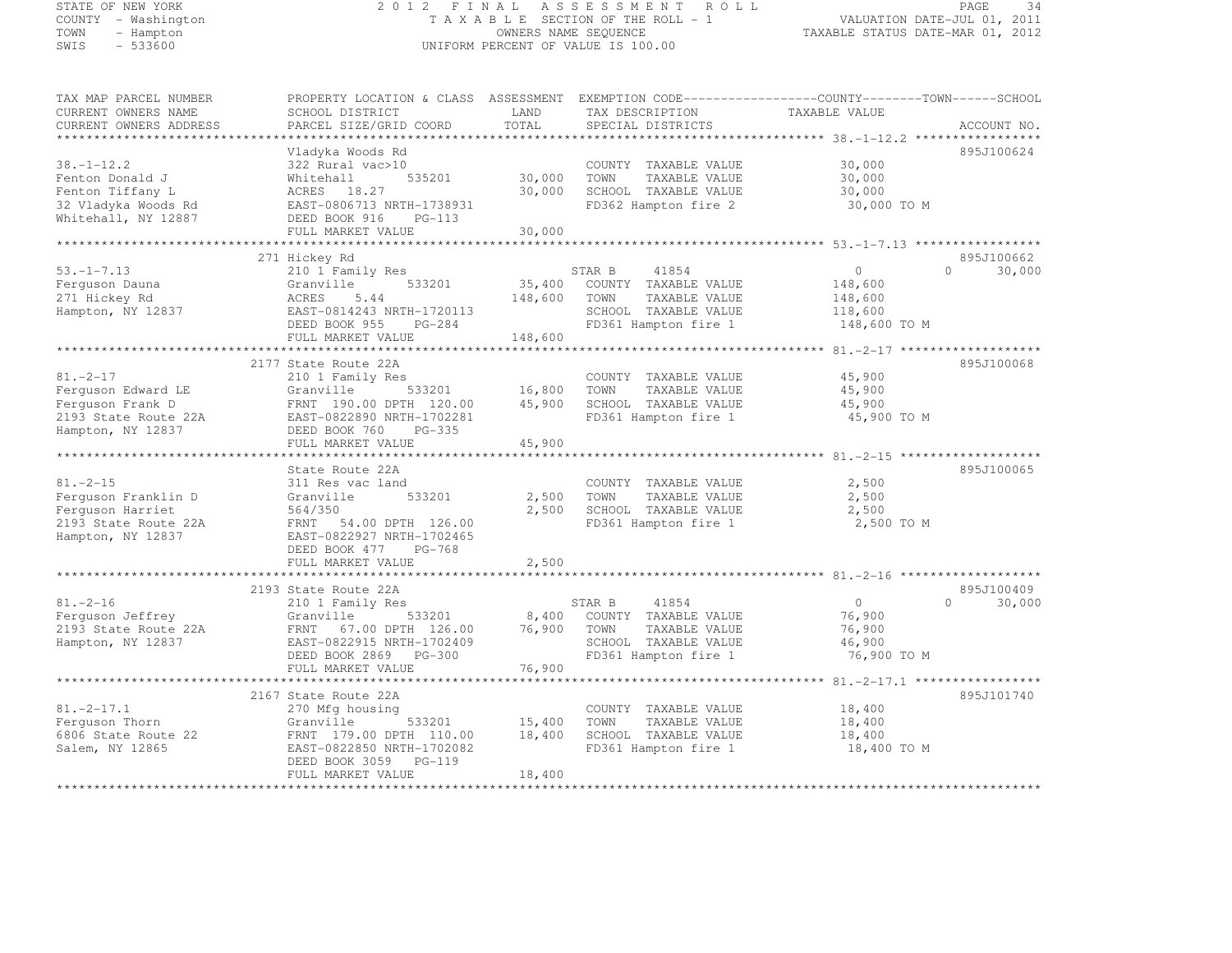STATE OF NEW YORK
COUNTY - Washington
TOWN - Hampton
SWIS - 533600

# 2012 FINAL ASSESSMENT ROLL
TAXABLE SECTION OF THE ROLL - 1
OWNERS NAME SEQUENCE
UNIFORM PERCENT OF VALUE IS 100.00

VALUATION DATE-JUL 01, 2011
TAXABLE STATUS DATE-MAR 01, 2012

| TAX MAP PARCEL NUMBER / CURRENT OWNERS NAME / CURRENT OWNERS ADDRESS | PROPERTY LOCATION & CLASS / SCHOOL DISTRICT / PARCEL SIZE/GRID COORD | ASSESSMENT LAND | TOTAL | EXEMPTION CODE / TAX DESCRIPTION / SPECIAL DISTRICTS | COUNTY / TOWN TAXABLE VALUE | SCHOOL | ACCOUNT NO. |
|---|---|---|---|---|---|---|---|
| 38.-1-12.2 | Vladyka Woods Rd | | | | | | 895J100624 |
| | 322 Rural vac>10 | | | COUNTY TAXABLE VALUE | 30,000 | | |
| Fenton Donald J | Whitehall 535201 | 30,000 | | TOWN TAXABLE VALUE | 30,000 | | |
| Fenton Tiffany L | ACRES 18.27 | | 30,000 | SCHOOL TAXABLE VALUE | 30,000 | | |
| 32 Vladyka Woods Rd | EAST-0806713 NRTH-1738931 | | | FD362 Hampton fire 2 | 30,000 TO M | | |
| Whitehall, NY 12887 | DEED BOOK 916 PG-113 | | | | | | |
| | FULL MARKET VALUE | | 30,000 | | | | |
| 53.-1-7.13 | 271 Hickey Rd | | | | | | 895J100662 |
| | 210 1 Family Res | | | STAR B 41854 | 0 | 0 30,000 | |
| Ferguson Dauna | Granville 533201 | 35,400 | | COUNTY TAXABLE VALUE | 148,600 | | |
| 271 Hickey Rd | ACRES 5.44 | | 148,600 | TOWN TAXABLE VALUE | 148,600 | | |
| Hampton, NY 12837 | EAST-0814243 NRTH-1720113 | | | SCHOOL TAXABLE VALUE | 118,600 | | |
| | DEED BOOK 955 PG-284 | | | FD361 Hampton fire 1 | 148,600 TO M | | |
| | FULL MARKET VALUE | | 148,600 | | | | |
| 81.-2-17 | 2177 State Route 22A | | | | | | 895J100068 |
| | 210 1 Family Res | | | COUNTY TAXABLE VALUE | 45,900 | | |
| Ferguson Edward LE | Granville 533201 | 16,800 | | TOWN TAXABLE VALUE | 45,900 | | |
| Ferguson Frank D | FRNT 190.00 DPTH 120.00 | | 45,900 | SCHOOL TAXABLE VALUE | 45,900 | | |
| 2193 State Route 22A | EAST-0822890 NRTH-1702281 | | | FD361 Hampton fire 1 | 45,900 TO M | | |
| Hampton, NY 12837 | DEED BOOK 760 PG-335 | | | | | | |
| | FULL MARKET VALUE | | 45,900 | | | | |
| 81.-2-15 | State Route 22A | | | | | | 895J100065 |
| | 311 Res vac land | | | COUNTY TAXABLE VALUE | 2,500 | | |
| Ferguson Franklin D | Granville 533201 | 2,500 | | TOWN TAXABLE VALUE | 2,500 | | |
| Ferguson Harriet | 564/350 | | 2,500 | SCHOOL TAXABLE VALUE | 2,500 | | |
| 2193 State Route 22A | FRNT 54.00 DPTH 126.00 | | | FD361 Hampton fire 1 | 2,500 TO M | | |
| Hampton, NY 12837 | EAST-0822927 NRTH-1702465 | | | | | | |
| | DEED BOOK 477 PG-768 | | | | | | |
| | FULL MARKET VALUE | | 2,500 | | | | |
| 81.-2-16 | 2193 State Route 22A | | | | | | 895J100409 |
| | 210 1 Family Res | | | STAR B 41854 | 0 | 0 30,000 | |
| Ferguson Jeffrey | Granville 533201 | 8,400 | | COUNTY TAXABLE VALUE | 76,900 | | |
| 2193 State Route 22A | FRNT 67.00 DPTH 126.00 | | 76,900 | TOWN TAXABLE VALUE | 76,900 | | |
| Hampton, NY 12837 | EAST-0822915 NRTH-1702409 | | | SCHOOL TAXABLE VALUE | 46,900 | | |
| | DEED BOOK 2869 PG-300 | | | FD361 Hampton fire 1 | 76,900 TO M | | |
| | FULL MARKET VALUE | | 76,900 | | | | |
| 81.-2-17.1 | 2167 State Route 22A | | | | | | 895J101740 |
| | 270 Mfg housing | | | COUNTY TAXABLE VALUE | 18,400 | | |
| Ferguson Thorn | Granville 533201 | 15,400 | | TOWN TAXABLE VALUE | 18,400 | | |
| 6806 State Route 22 | FRNT 179.00 DPTH 110.00 | | 18,400 | SCHOOL TAXABLE VALUE | 18,400 | | |
| Salem, NY 12865 | EAST-0822850 NRTH-1702082 | | | FD361 Hampton fire 1 | 18,400 TO M | | |
| | DEED BOOK 3059 PG-119 | | | | | | |
| | FULL MARKET VALUE | | 18,400 | | | | |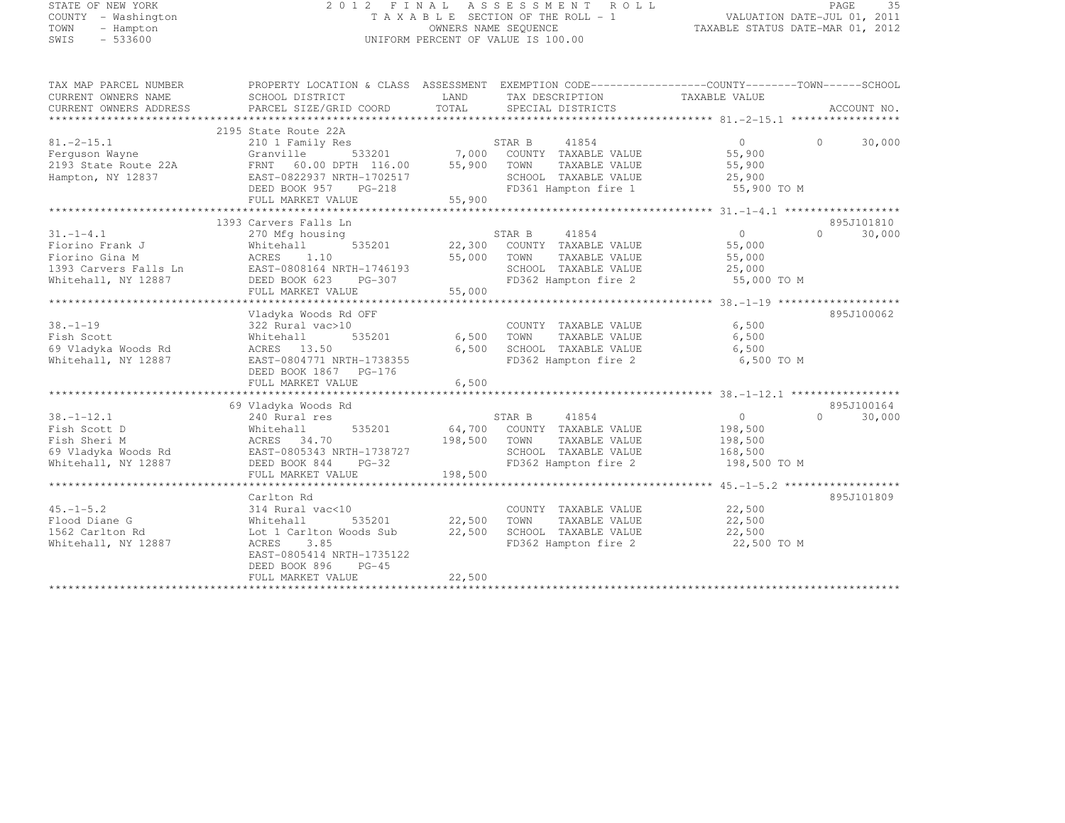STATE OF NEW YORK
COUNTY - Washington
TOWN - Hampton
SWIS - 533600

2012 FINAL ASSESSMENT ROLL
TAXABLE SECTION OF THE ROLL - 1
OWNERS NAME SEQUENCE
UNIFORM PERCENT OF VALUE IS 100.00

VALUATION DATE-JUL 01, 2011
TAXABLE STATUS DATE-MAR 01, 2012

| TAX MAP PARCEL NUMBER / CURRENT OWNERS NAME / CURRENT OWNERS ADDRESS | PROPERTY LOCATION & CLASS / SCHOOL DISTRICT / PARCEL SIZE/GRID COORD | ASSESSMENT LAND / TOTAL | EXEMPTION CODE / TAX DESCRIPTION / SPECIAL DISTRICTS | COUNTY / TOWN / SCHOOL TAXABLE VALUE | ACCOUNT NO. |
|---|---|---|---|---|---|
| **81.-2-15.1** | 2195 State Route 22A | | | | |
| 81.-2-15.1 | 210 1 Family Res | | STAR B 41854 | 0 0 30,000 | |
| Ferguson Wayne | Granville 533201 | 7,000 | COUNTY TAXABLE VALUE | 55,900 | |
| 2193 State Route 22A | FRNT 60.00 DPTH 116.00 | 55,900 | TOWN TAXABLE VALUE | 55,900 | |
| Hampton, NY 12837 | EAST-0822937 NRTH-1702517 | | SCHOOL TAXABLE VALUE | 25,900 | |
| | DEED BOOK 957 PG-218 | | FD361 Hampton fire 1 | 55,900 TO M | |
| | FULL MARKET VALUE | 55,900 | | | |
| **31.-1-4.1** | 1393 Carvers Falls Ln | | | | 895J101810 |
| 31.-1-4.1 | 270 Mfg housing | | STAR B 41854 | 0 0 30,000 | |
| Fiorino Frank J | Whitehall 535201 | 22,300 | COUNTY TAXABLE VALUE | 55,000 | |
| Fiorino Gina M | ACRES 1.10 | 55,000 | TOWN TAXABLE VALUE | 55,000 | |
| 1393 Carvers Falls Ln | EAST-0808164 NRTH-1746193 | | SCHOOL TAXABLE VALUE | 25,000 | |
| Whitehall, NY 12887 | DEED BOOK 623 PG-307 | | FD362 Hampton fire 2 | 55,000 TO M | |
| | FULL MARKET VALUE | 55,000 | | | |
| **38.-1-19** | Vladyka Woods Rd OFF | | | | 895J100062 |
| 38.-1-19 | 322 Rural vac>10 | | COUNTY TAXABLE VALUE | 6,500 | |
| Fish Scott | Whitehall 535201 | 6,500 | TOWN TAXABLE VALUE | 6,500 | |
| 69 Vladyka Woods Rd | ACRES 13.50 | 6,500 | SCHOOL TAXABLE VALUE | 6,500 | |
| Whitehall, NY 12887 | EAST-0804771 NRTH-1738355 | | FD362 Hampton fire 2 | 6,500 TO M | |
| | DEED BOOK 1867 PG-176 | | | | |
| | FULL MARKET VALUE | 6,500 | | | |
| **38.-1-12.1** | 69 Vladyka Woods Rd | | | | 895J100164 |
| 38.-1-12.1 | 240 Rural res | | STAR B 41854 | 0 0 30,000 | |
| Fish Scott D | Whitehall 535201 | 64,700 | COUNTY TAXABLE VALUE | 198,500 | |
| Fish Sheri M | ACRES 34.70 | 198,500 | TOWN TAXABLE VALUE | 198,500 | |
| 69 Vladyka Woods Rd | EAST-0805343 NRTH-1738727 | | SCHOOL TAXABLE VALUE | 168,500 | |
| Whitehall, NY 12887 | DEED BOOK 844 PG-32 | | FD362 Hampton fire 2 | 198,500 TO M | |
| | FULL MARKET VALUE | 198,500 | | | |
| **45.-1-5.2** | Carlton Rd | | | | 895J101809 |
| 45.-1-5.2 | 314 Rural vac<10 | | COUNTY TAXABLE VALUE | 22,500 | |
| Flood Diane G | Whitehall 535201 | 22,500 | TOWN TAXABLE VALUE | 22,500 | |
| 1562 Carlton Rd | Lot 1 Carlton Woods Sub | 22,500 | SCHOOL TAXABLE VALUE | 22,500 | |
| Whitehall, NY 12887 | ACRES 3.85 | | FD362 Hampton fire 2 | 22,500 TO M | |
| | EAST-0805414 NRTH-1735122 | | | | |
| | DEED BOOK 896 PG-45 | | | | |
| | FULL MARKET VALUE | 22,500 | | | |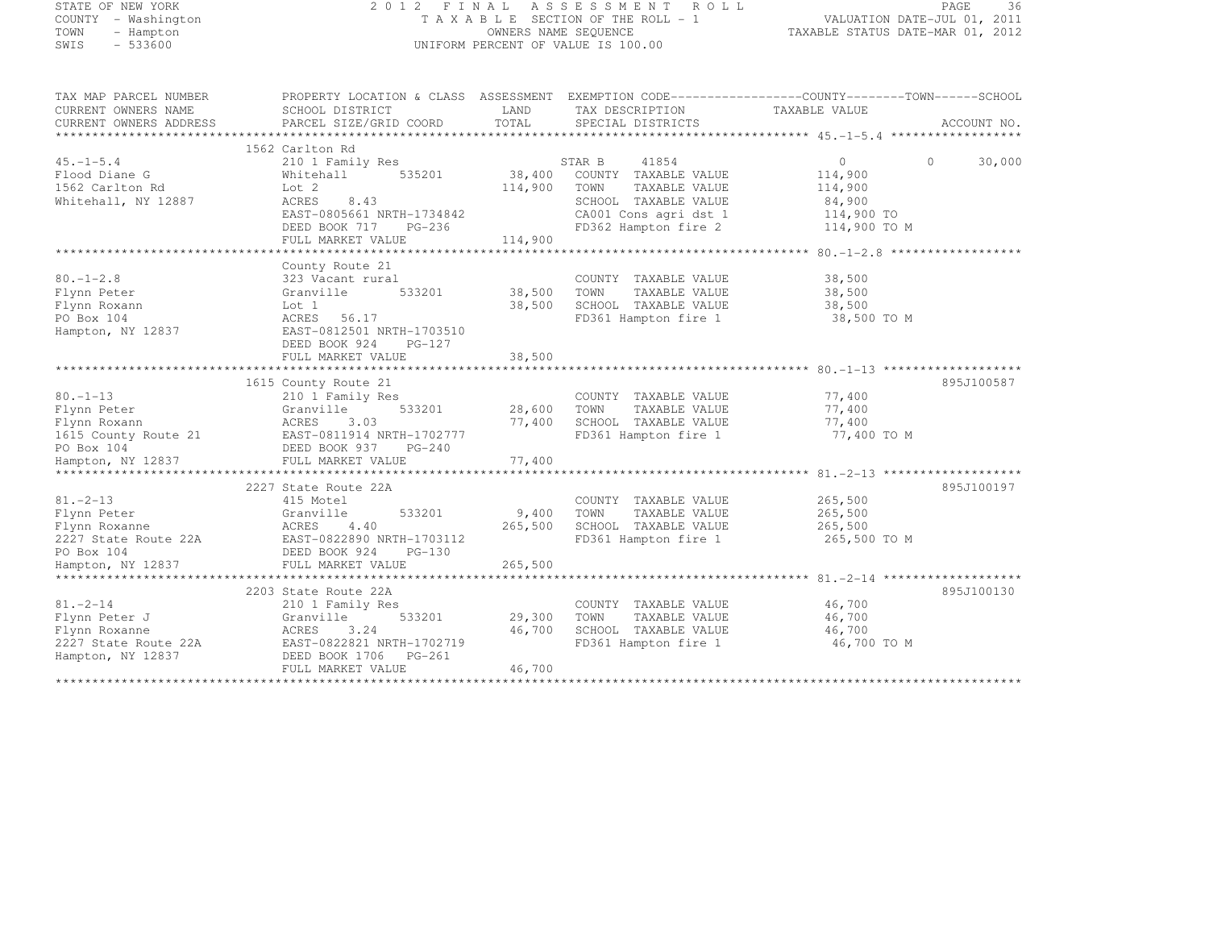STATE OF NEW YORK
COUNTY - Washington
TOWN - Hampton
SWIS - 533600

# 2012 FINAL ASSESSMENT ROLL

TAXABLE SECTION OF THE ROLL - 1
OWNERS NAME SEQUENCE
UNIFORM PERCENT OF VALUE IS 100.00

VALUATION DATE-JUL 01, 2011
TAXABLE STATUS DATE-MAR 01, 2012

| TAX MAP PARCEL NUMBER / CURRENT OWNERS NAME / CURRENT OWNERS ADDRESS | PROPERTY LOCATION & CLASS / SCHOOL DISTRICT / PARCEL SIZE/GRID COORD | ASSESSMENT LAND / TOTAL | EXEMPTION CODE / TAX DESCRIPTION / SPECIAL DISTRICTS | COUNTY | TOWN | SCHOOL | ACCOUNT NO. |
|---|---|---|---|---|---|---|---|
| **45.-1-5.4** | 1562 Carlton Rd | | | | | | |
| Flood Diane G | 210 1 Family Res | | STAR B 41854 | 0 | 0 | 30,000 | |
| 1562 Carlton Rd | Whitehall 535201 | 38,400 | COUNTY TAXABLE VALUE | 114,900 | | | |
| Whitehall, NY 12887 | Lot 2 | 114,900 | TOWN TAXABLE VALUE | | 114,900 | | |
| | ACRES 8.43 | | SCHOOL TAXABLE VALUE | | | 84,900 | |
| | EAST-0805661 NRTH-1734842 | | CA001 Cons agri dst 1 | 114,900 TO | | | |
| | DEED BOOK 717 PG-236 | | FD362 Hampton fire 2 | 114,900 TO M | | | |
| | FULL MARKET VALUE | 114,900 | | | | | |
| **80.-1-2.8** | County Route 21 | | | | | | |
| Flynn Peter | 323 Vacant rural | | COUNTY TAXABLE VALUE | 38,500 | | | |
| Flynn Roxann | Granville 533201 | 38,500 | TOWN TAXABLE VALUE | | 38,500 | | |
| PO Box 104 | Lot 1 | 38,500 | SCHOOL TAXABLE VALUE | | | 38,500 | |
| Hampton, NY 12837 | ACRES 56.17 | | FD361 Hampton fire 1 | 38,500 TO M | | | |
| | EAST-0812501 NRTH-1703510 | | | | | | |
| | DEED BOOK 924 PG-127 | | | | | | |
| | FULL MARKET VALUE | 38,500 | | | | | |
| **80.-1-13** | 1615 County Route 21 | | | | | | 895J100587 |
| Flynn Peter | 210 1 Family Res | | COUNTY TAXABLE VALUE | 77,400 | | | |
| Flynn Roxann | Granville 533201 | 28,600 | TOWN TAXABLE VALUE | | 77,400 | | |
| 1615 County Route 21 | ACRES 3.03 | 77,400 | SCHOOL TAXABLE VALUE | | | 77,400 | |
| PO Box 104 | EAST-0811914 NRTH-1702777 | | FD361 Hampton fire 1 | 77,400 TO M | | | |
| Hampton, NY 12837 | DEED BOOK 937 PG-240 | | | | | | |
| | FULL MARKET VALUE | 77,400 | | | | | |
| **81.-2-13** | 2227 State Route 22A | | | | | | 895J100197 |
| Flynn Peter | 415 Motel | | COUNTY TAXABLE VALUE | 265,500 | | | |
| Flynn Roxanne | Granville 533201 | 9,400 | TOWN TAXABLE VALUE | | 265,500 | | |
| 2227 State Route 22A | ACRES 4.40 | 265,500 | SCHOOL TAXABLE VALUE | | | 265,500 | |
| PO Box 104 | EAST-0822890 NRTH-1703112 | | FD361 Hampton fire 1 | 265,500 TO M | | | |
| Hampton, NY 12837 | DEED BOOK 924 PG-130 | | | | | | |
| | FULL MARKET VALUE | 265,500 | | | | | |
| **81.-2-14** | 2203 State Route 22A | | | | | | 895J100130 |
| Flynn Peter J | 210 1 Family Res | | COUNTY TAXABLE VALUE | 46,700 | | | |
| Flynn Roxanne | Granville 533201 | 29,300 | TOWN TAXABLE VALUE | | 46,700 | | |
| 2227 State Route 22A | ACRES 3.24 | 46,700 | SCHOOL TAXABLE VALUE | | | 46,700 | |
| Hampton, NY 12837 | EAST-0822821 NRTH-1702719 | | FD361 Hampton fire 1 | 46,700 TO M | | | |
| | DEED BOOK 1706 PG-261 | | | | | | |
| | FULL MARKET VALUE | 46,700 | | | | | |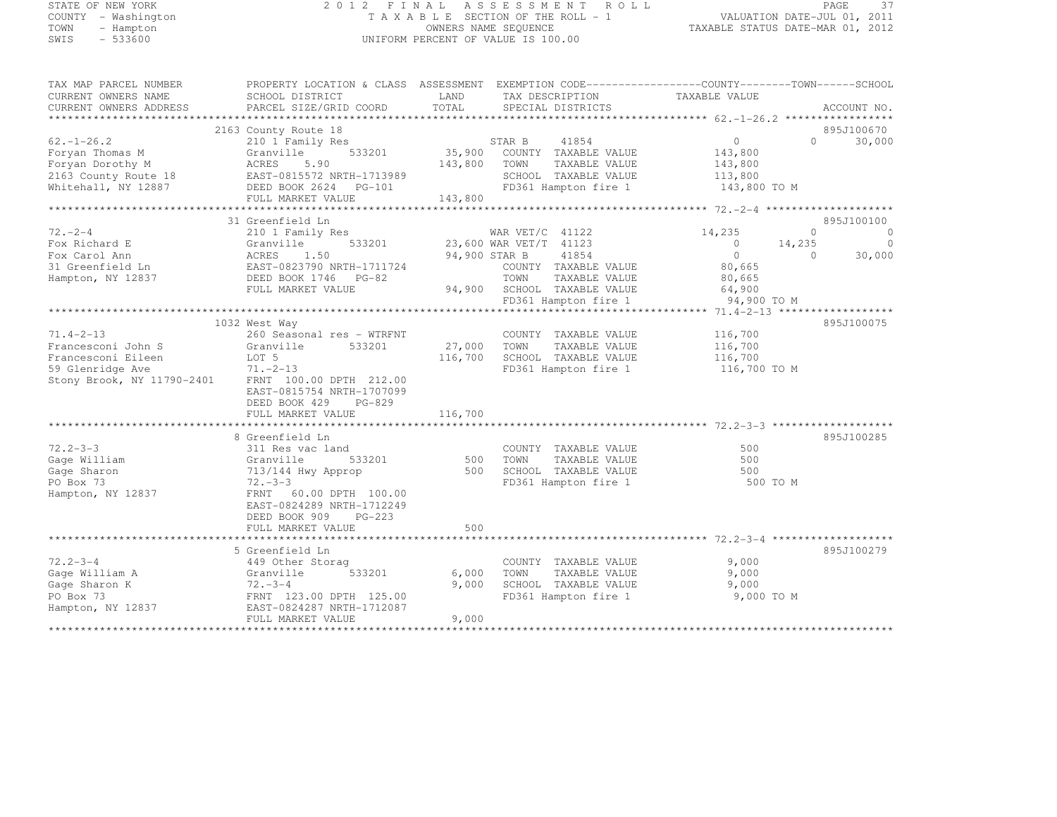STATE OF NEW YORK
COUNTY - Washington
TOWN - Hampton
SWIS - 533600

2 0 1 2 F I N A L A S S E S S M E N T R O L L
T A X A B L E SECTION OF THE ROLL - 1
OWNERS NAME SEQUENCE
UNIFORM PERCENT OF VALUE IS 100.00

VALUATION DATE-JUL 01, 2011
TAXABLE STATUS DATE-MAR 01, 2012

| TAX MAP PARCEL NUMBER / CURRENT OWNERS NAME / CURRENT OWNERS ADDRESS | PROPERTY LOCATION & CLASS / SCHOOL DISTRICT / PARCEL SIZE/GRID COORD | ASSESSMENT LAND | TOTAL | EXEMPTION CODE / TAX DESCRIPTION / SPECIAL DISTRICTS | COUNTY TAXABLE VALUE | TOWN | SCHOOL | ACCOUNT NO. |
|---|---|---|---|---|---|---|---|---|
| | 2163 County Route 18 | | | | | | | 895J100670 |
| 62.-1-26.2 | 210 1 Family Res | | | STAR B 41854 | 0 | 0 | 30,000 | |
| Foryan Thomas M | Granville 533201 | 35,900 | | COUNTY TAXABLE VALUE | 143,800 | | | |
| Foryan Dorothy M | ACRES 5.90 | | 143,800 | TOWN TAXABLE VALUE | 143,800 | | | |
| 2163 County Route 18 | EAST-0815572 NRTH-1713989 | | | SCHOOL TAXABLE VALUE | 113,800 | | | |
| Whitehall, NY 12887 | DEED BOOK 2624 PG-101 | | | FD361 Hampton fire 1 | 143,800 TO M | | | |
| | FULL MARKET VALUE | | 143,800 | | | | | |
| | 31 Greenfield Ln | | | | | | | 895J100100 |
| 72.-2-4 | 210 1 Family Res | | | WAR VET/C 41122 | 14,235 | 0 | 0 | |
| Fox Richard E | Granville 533201 | 23,600 | | WAR VET/T 41123 | 0 | 14,235 | 0 | |
| Fox Carol Ann | ACRES 1.50 | | 94,900 | STAR B 41854 | 0 | 0 | 30,000 | |
| 31 Greenfield Ln | EAST-0823790 NRTH-1711724 | | | COUNTY TAXABLE VALUE | 80,665 | | | |
| Hampton, NY 12837 | DEED BOOK 1746 PG-82 | | | TOWN TAXABLE VALUE | 80,665 | | | |
| | FULL MARKET VALUE | | 94,900 | SCHOOL TAXABLE VALUE | 64,900 | | | |
| | | | | FD361 Hampton fire 1 | 94,900 TO M | | | |
| | 1032 West Way | | | | | | | 895J100075 |
| 71.4-2-13 | 260 Seasonal res - WTRFNT | | | COUNTY TAXABLE VALUE | 116,700 | | | |
| Francesconi John S | Granville 533201 | 27,000 | | TOWN TAXABLE VALUE | 116,700 | | | |
| Francesconi Eileen | LOT 5 | | 116,700 | SCHOOL TAXABLE VALUE | 116,700 | | | |
| 59 Glenridge Ave | 71.-2-13 | | | FD361 Hampton fire 1 | 116,700 TO M | | | |
| Stony Brook, NY 11790-2401 | FRNT 100.00 DPTH 212.00 | | | | | | | |
| | EAST-0815754 NRTH-1707099 | | | | | | | |
| | DEED BOOK 429 PG-829 | | | | | | | |
| | FULL MARKET VALUE | | 116,700 | | | | | |
| | 8 Greenfield Ln | | | | | | | 895J100285 |
| 72.2-3-3 | 311 Res vac land | | | COUNTY TAXABLE VALUE | 500 | | | |
| Gage William | Granville 533201 | 500 | | TOWN TAXABLE VALUE | 500 | | | |
| Gage Sharon | 713/144 Hwy Approp | | 500 | SCHOOL TAXABLE VALUE | 500 | | | |
| PO Box 73 | 72.-3-3 | | | FD361 Hampton fire 1 | 500 TO M | | | |
| Hampton, NY 12837 | FRNT 60.00 DPTH 100.00 | | | | | | | |
| | EAST-0824289 NRTH-1712249 | | | | | | | |
| | DEED BOOK 909 PG-223 | | | | | | | |
| | FULL MARKET VALUE | | 500 | | | | | |
| | 5 Greenfield Ln | | | | | | | 895J100279 |
| 72.2-3-4 | 449 Other Storag | | | COUNTY TAXABLE VALUE | 9,000 | | | |
| Gage William A | Granville 533201 | 6,000 | | TOWN TAXABLE VALUE | 9,000 | | | |
| Gage Sharon K | 72.-3-4 | | 9,000 | SCHOOL TAXABLE VALUE | 9,000 | | | |
| PO Box 73 | FRNT 123.00 DPTH 125.00 | | | FD361 Hampton fire 1 | 9,000 TO M | | | |
| Hampton, NY 12837 | EAST-0824287 NRTH-1712087 | | | | | | | |
| | FULL MARKET VALUE | | 9,000 | | | | | |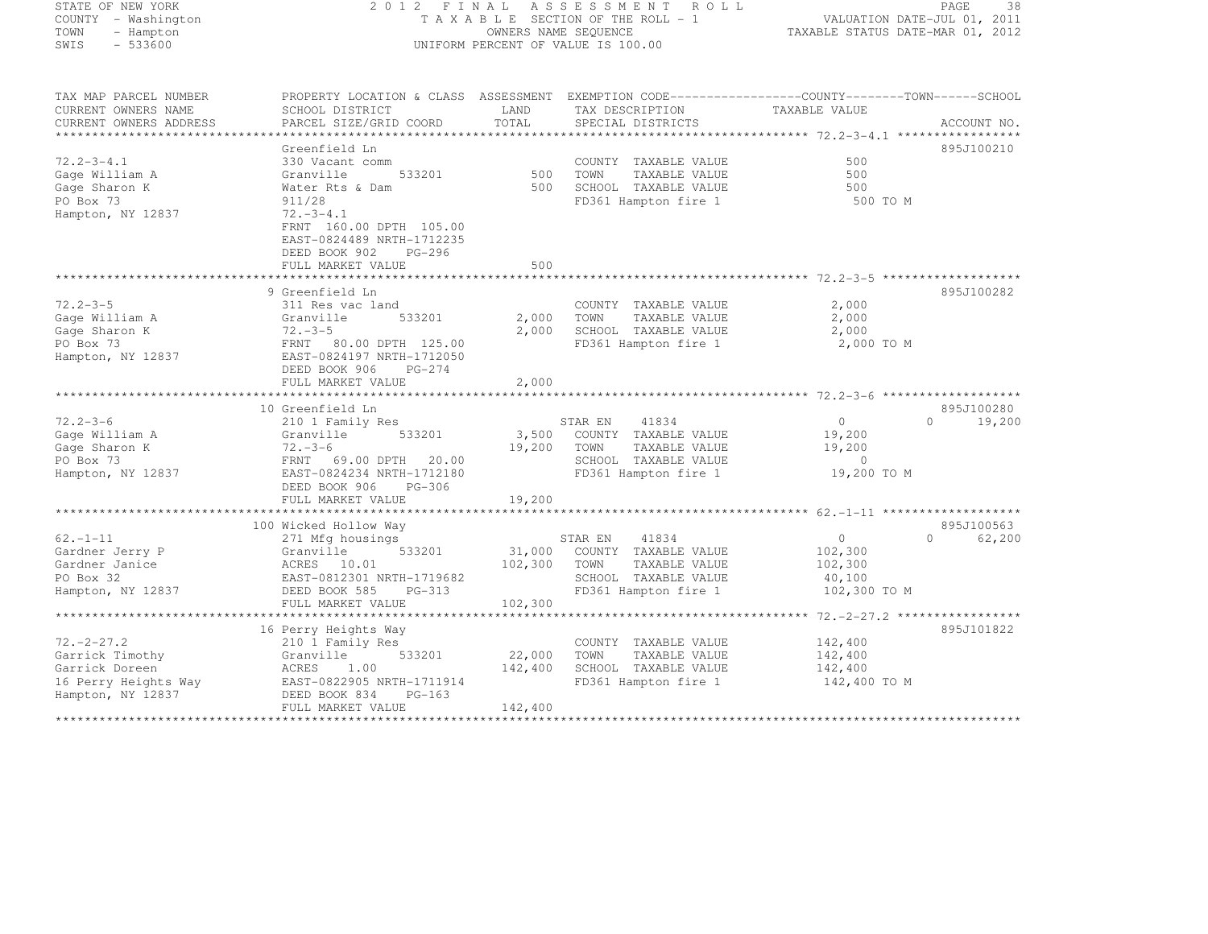STATE OF NEW YORK
COUNTY - Washington
TOWN - Hampton
SWIS - 533600

# 2012 FINAL ASSESSMENT ROLL

TAXABLE SECTION OF THE ROLL - 1
OWNERS NAME SEQUENCE
UNIFORM PERCENT OF VALUE IS 100.00

VALUATION DATE-JUL 01, 2011
TAXABLE STATUS DATE-MAR 01, 2012

| TAX MAP PARCEL NUMBER / CURRENT OWNERS NAME / CURRENT OWNERS ADDRESS | PROPERTY LOCATION & CLASS / SCHOOL DISTRICT / PARCEL SIZE/GRID COORD | ASSESSMENT LAND / TOTAL | EXEMPTION CODE / TAX DESCRIPTION / SPECIAL DISTRICTS | COUNTY TAXABLE VALUE | TOWN | SCHOOL | ACCOUNT NO. |
|---|---|---|---|---|---|---|---|
| 72.2-3-4.1 | Greenfield Ln | | | | | | 895J100210 |
| Gage William A | 330 Vacant comm | | COUNTY TAXABLE VALUE | 500 | | | |
| Gage Sharon K | Granville 533201 | 500 | TOWN TAXABLE VALUE | 500 | | | |
| PO Box 73 | Water Rts & Dam | 500 | SCHOOL TAXABLE VALUE | 500 | | | |
| Hampton, NY 12837 | 911/28 | | FD361 Hampton fire 1 | 500 TO M | | | |
| | 72.-3-4.1 | | | | | | |
| | FRNT 160.00 DPTH 105.00 | | | | | | |
| | EAST-0824489 NRTH-1712235 | | | | | | |
| | DEED BOOK 902 PG-296 | | | | | | |
| | FULL MARKET VALUE | 500 | | | | | |
| 72.2-3-5 | 9 Greenfield Ln | | | | | | 895J100282 |
| Gage William A | 311 Res vac land | | COUNTY TAXABLE VALUE | 2,000 | | | |
| Gage Sharon K | Granville 533201 | 2,000 | TOWN TAXABLE VALUE | 2,000 | | | |
| PO Box 73 | 72.-3-5 | 2,000 | SCHOOL TAXABLE VALUE | 2,000 | | | |
| Hampton, NY 12837 | FRNT 80.00 DPTH 125.00 | | FD361 Hampton fire 1 | 2,000 TO M | | | |
| | EAST-0824197 NRTH-1712050 | | | | | | |
| | DEED BOOK 906 PG-274 | | | | | | |
| | FULL MARKET VALUE | 2,000 | | | | | |
| 72.2-3-6 | 10 Greenfield Ln | | | | | | 895J100280 |
| Gage William A | 210 1 Family Res | | STAR EN 41834 | 0 | 0 | 19,200 | |
| Gage Sharon K | Granville 533201 | 3,500 | COUNTY TAXABLE VALUE | 19,200 | | | |
| PO Box 73 | 72.-3-6 | 19,200 | TOWN TAXABLE VALUE | 19,200 | | | |
| Hampton, NY 12837 | FRNT 69.00 DPTH 20.00 | | SCHOOL TAXABLE VALUE | 0 | | | |
| | EAST-0824234 NRTH-1712180 | | FD361 Hampton fire 1 | 19,200 TO M | | | |
| | DEED BOOK 906 PG-306 | | | | | | |
| | FULL MARKET VALUE | 19,200 | | | | | |
| 62.-1-11 | 100 Wicked Hollow Way | | | | | | 895J100563 |
| Gardner Jerry P | 271 Mfg housings | | STAR EN 41834 | 0 | 0 | 62,200 | |
| Gardner Janice | Granville 533201 | 31,000 | COUNTY TAXABLE VALUE | 102,300 | | | |
| PO Box 32 | ACRES 10.01 | 102,300 | TOWN TAXABLE VALUE | 102,300 | | | |
| Hampton, NY 12837 | EAST-0812301 NRTH-1719682 | | SCHOOL TAXABLE VALUE | 40,100 | | | |
| | DEED BOOK 585 PG-313 | | FD361 Hampton fire 1 | 102,300 TO M | | | |
| | FULL MARKET VALUE | 102,300 | | | | | |
| 72.-2-27.2 | 16 Perry Heights Way | | | | | | 895J101822 |
| Garrick Timothy | 210 1 Family Res | | COUNTY TAXABLE VALUE | 142,400 | | | |
| Garrick Doreen | Granville 533201 | 22,000 | TOWN TAXABLE VALUE | 142,400 | | | |
| 16 Perry Heights Way | ACRES 1.00 | 142,400 | SCHOOL TAXABLE VALUE | 142,400 | | | |
| Hampton, NY 12837 | EAST-0822905 NRTH-1711914 | | FD361 Hampton fire 1 | 142,400 TO M | | | |
| | DEED BOOK 834 PG-163 | | | | | | |
| | FULL MARKET VALUE | 142,400 | | | | | |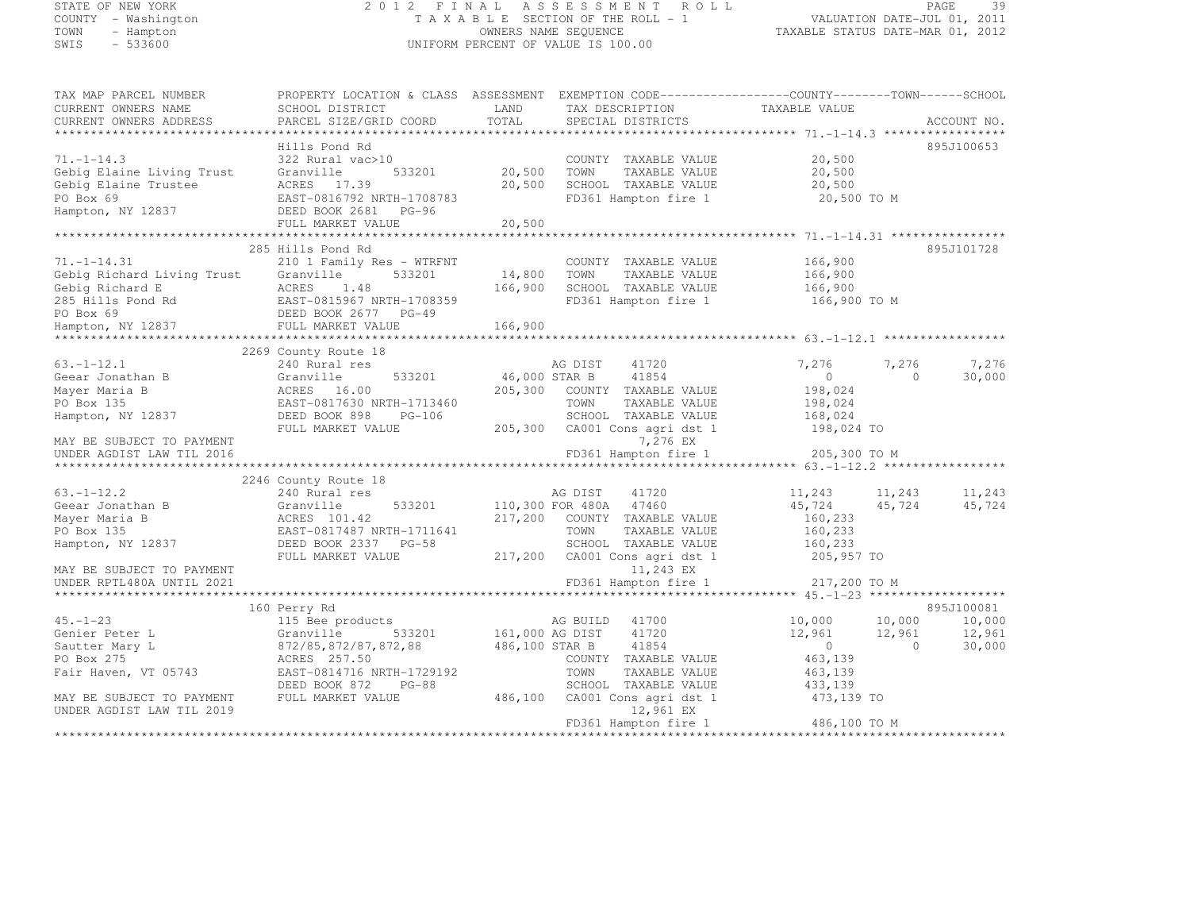STATE OF NEW YORK
COUNTY - Washington
TOWN - Hampton
SWIS - 533600

2 0 1 2 F I N A L A S S E S S M E N T R O L L
T A X A B L E SECTION OF THE ROLL - 1
OWNERS NAME SEQUENCE
UNIFORM PERCENT OF VALUE IS 100.00

VALUATION DATE-JUL 01, 2011
TAXABLE STATUS DATE-MAR 01, 2012

```
TAX MAP PARCEL NUMBER          PROPERTY LOCATION & CLASS  ASSESSMENT  EXEMPTION CODE------------------COUNTY--------TOWN------SCHOOL
CURRENT OWNERS NAME            SCHOOL DISTRICT              LAND      TAX DESCRIPTION              TAXABLE VALUE
CURRENT OWNERS ADDRESS         PARCEL SIZE/GRID COORD       TOTAL     SPECIAL DISTRICTS                                   ACCOUNT NO.
******************************************************************************************************* 71.-1-14.3 *****************
                               Hills Pond Rd                                                                            895J100653
71.-1-14.3                     322 Rural vac>10                       COUNTY  TAXABLE VALUE           20,500
Gebig Elaine Living Trust      Granville        533201      20,500    TOWN    TAXABLE VALUE           20,500
Gebig Elaine Trustee           ACRES  17.39                 20,500    SCHOOL  TAXABLE VALUE           20,500
PO Box 69                      EAST-0816792 NRTH-1708783              FD361 Hampton fire 1             20,500 TO M
Hampton, NY 12837              DEED BOOK 2681   PG-96
                               FULL MARKET VALUE            20,500
******************************************************************************************************* 71.-1-14.31 ****************
                               285 Hills Pond Rd                                                                        895J101728
71.-1-14.31                    210 1 Family Res - WTRFNT              COUNTY  TAXABLE VALUE          166,900
Gebig Richard Living Trust     Granville        533201      14,800    TOWN    TAXABLE VALUE          166,900
Gebig Richard E                ACRES   1.48                166,900    SCHOOL  TAXABLE VALUE          166,900
285 Hills Pond Rd              EAST-0815967 NRTH-1708359              FD361 Hampton fire 1            166,900 TO M
PO Box 69                      DEED BOOK 2677   PG-49
Hampton, NY 12837              FULL MARKET VALUE           166,900
******************************************************************************************************* 63.-1-12.1 *****************
                               2269 County Route 18
63.-1-12.1                     240 Rural res                          AG DIST     41720            7,276       7,276       7,276
Geear Jonathan B               Granville        533201      46,000 STAR B      41854                0           0      30,000
Mayer Maria B                  ACRES  16.00                205,300    COUNTY  TAXABLE VALUE          198,024
PO Box 135                     EAST-0817630 NRTH-1713460              TOWN    TAXABLE VALUE          198,024
Hampton, NY 12837              DEED BOOK 898    PG-106                SCHOOL  TAXABLE VALUE          168,024
                               FULL MARKET VALUE           205,300    CA001 Cons agri dst 1           198,024 TO
MAY BE SUBJECT TO PAYMENT                                                  7,276 EX
UNDER AGDIST LAW TIL 2016                                             FD361 Hampton fire 1            205,300 TO M
******************************************************************************************************* 63.-1-12.2 *****************
                               2246 County Route 18
63.-1-12.2                     240 Rural res                          AG DIST     41720           11,243      11,243      11,243
Geear Jonathan B               Granville        533201     110,300 FOR 480A    47460           45,724      45,724      45,724
Mayer Maria B                  ACRES 101.42                217,200    COUNTY  TAXABLE VALUE          160,233
PO Box 135                     EAST-0817487 NRTH-1711641              TOWN    TAXABLE VALUE          160,233
Hampton, NY 12837              DEED BOOK 2337   PG-58                 SCHOOL  TAXABLE VALUE          160,233
                               FULL MARKET VALUE           217,200    CA001 Cons agri dst 1           205,957 TO
MAY BE SUBJECT TO PAYMENT                                                 11,243 EX
UNDER RPTL480A UNTIL 2021                                             FD361 Hampton fire 1            217,200 TO M
******************************************************************************************************* 45.-1-23 *******************
                               160 Perry Rd                                                                             895J100081
45.-1-23                       115 Bee products                       AG BUILD    41700           10,000      10,000      10,000
Genier Peter L                 Granville        533201     161,000 AG DIST     41720           12,961      12,961      12,961
Sautter Mary L                 872/85,872/87,872,88        486,100 STAR B      41854                0           0      30,000
PO Box 275                     ACRES 257.50                           COUNTY  TAXABLE VALUE          463,139
Fair Haven, VT 05743           EAST-0814716 NRTH-1729192              TOWN    TAXABLE VALUE          463,139
                               DEED BOOK 872    PG-88                 SCHOOL  TAXABLE VALUE          433,139
MAY BE SUBJECT TO PAYMENT      FULL MARKET VALUE           486,100    CA001 Cons agri dst 1           473,139 TO
UNDER AGDIST LAW TIL 2019                                                 12,961 EX
                                                                      FD361 Hampton fire 1            486,100 TO M
************************************************************************************************************************************
```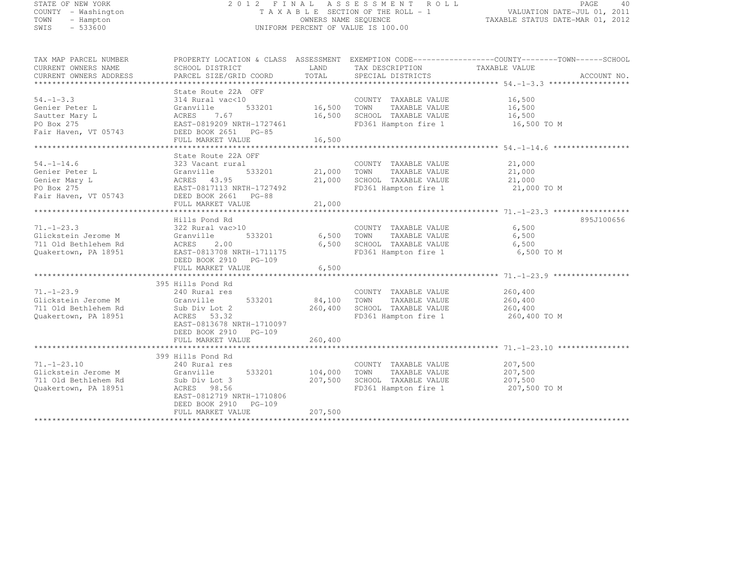STATE OF NEW YORK
COUNTY - Washington
TOWN - Hampton
SWIS - 533600

2012 FINAL ASSESSMENT ROLL
TAXABLE SECTION OF THE ROLL - 1
OWNERS NAME SEQUENCE
UNIFORM PERCENT OF VALUE IS 100.00

VALUATION DATE-JUL 01, 2011
TAXABLE STATUS DATE-MAR 01, 2012

| TAX MAP PARCEL NUMBER / CURRENT OWNERS NAME / CURRENT OWNERS ADDRESS | PROPERTY LOCATION & CLASS / SCHOOL DISTRICT / PARCEL SIZE/GRID COORD | ASSESSMENT LAND / TOTAL | EXEMPTION CODE / TAX DESCRIPTION / SPECIAL DISTRICTS | COUNTY--------TOWN------SCHOOL TAXABLE VALUE | ACCOUNT NO. |
|---|---|---|---|---|---|
| **54.-1-3.3** | State Route 22A OFF | | | | |
| 54.-1-3.3 | 314 Rural vac<10 | | COUNTY TAXABLE VALUE | 16,500 | |
| Genier Peter L | Granville 533201 | 16,500 | TOWN TAXABLE VALUE | 16,500 | |
| Sautter Mary L | ACRES 7.67 | 16,500 | SCHOOL TAXABLE VALUE | 16,500 | |
| PO Box 275 | EAST-0819209 NRTH-1727461 | | FD361 Hampton fire 1 | 16,500 TO M | |
| Fair Haven, VT 05743 | DEED BOOK 2651 PG-85 | | | | |
| | FULL MARKET VALUE | 16,500 | | | |
| **54.-1-14.6** | State Route 22A OFF | | | | |
| 54.-1-14.6 | 323 Vacant rural | | COUNTY TAXABLE VALUE | 21,000 | |
| Genier Peter L | Granville 533201 | 21,000 | TOWN TAXABLE VALUE | 21,000 | |
| Genier Mary L | ACRES 43.95 | 21,000 | SCHOOL TAXABLE VALUE | 21,000 | |
| PO Box 275 | EAST-0817113 NRTH-1727492 | | FD361 Hampton fire 1 | 21,000 TO M | |
| Fair Haven, VT 05743 | DEED BOOK 2661 PG-88 | | | | |
| | FULL MARKET VALUE | 21,000 | | | |
| **71.-1-23.3** | Hills Pond Rd | | | | 895J100656 |
| 71.-1-23.3 | 322 Rural vac>10 | | COUNTY TAXABLE VALUE | 6,500 | |
| Glickstein Jerome M | Granville 533201 | 6,500 | TOWN TAXABLE VALUE | 6,500 | |
| 711 Old Bethlehem Rd | ACRES 2.00 | 6,500 | SCHOOL TAXABLE VALUE | 6,500 | |
| Quakertown, PA 18951 | EAST-0813708 NRTH-1711175 | | FD361 Hampton fire 1 | 6,500 TO M | |
| | DEED BOOK 2910 PG-109 | | | | |
| | FULL MARKET VALUE | 6,500 | | | |
| **71.-1-23.9** | 395 Hills Pond Rd | | | | |
| 71.-1-23.9 | 240 Rural res | | COUNTY TAXABLE VALUE | 260,400 | |
| Glickstein Jerome M | Granville 533201 | 84,100 | TOWN TAXABLE VALUE | 260,400 | |
| 711 Old Bethlehem Rd | Sub Div Lot 2 | 260,400 | SCHOOL TAXABLE VALUE | 260,400 | |
| Quakertown, PA 18951 | ACRES 53.32 | | FD361 Hampton fire 1 | 260,400 TO M | |
| | EAST-0813678 NRTH-1710097 | | | | |
| | DEED BOOK 2910 PG-109 | | | | |
| | FULL MARKET VALUE | 260,400 | | | |
| **71.-1-23.10** | 399 Hills Pond Rd | | | | |
| 71.-1-23.10 | 240 Rural res | | COUNTY TAXABLE VALUE | 207,500 | |
| Glickstein Jerome M | Granville 533201 | 104,000 | TOWN TAXABLE VALUE | 207,500 | |
| 711 Old Bethlehem Rd | Sub Div Lot 3 | 207,500 | SCHOOL TAXABLE VALUE | 207,500 | |
| Quakertown, PA 18951 | ACRES 98.56 | | FD361 Hampton fire 1 | 207,500 TO M | |
| | EAST-0812719 NRTH-1710806 | | | | |
| | DEED BOOK 2910 PG-109 | | | | |
| | FULL MARKET VALUE | 207,500 | | | |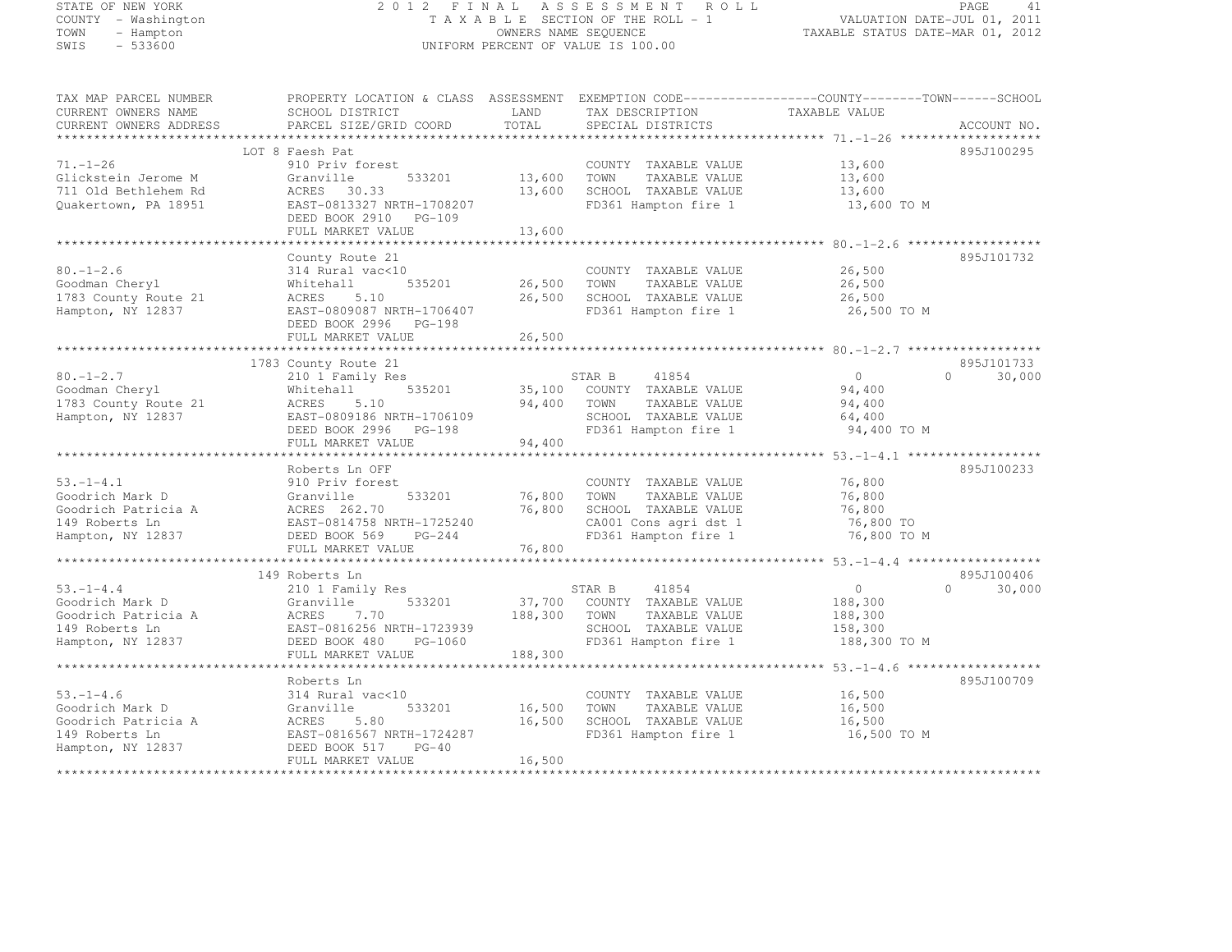STATE OF NEW YORK
COUNTY - Washington
TOWN - Hampton
SWIS - 533600

# 2012 FINAL ASSESSMENT ROLL

TAXABLE SECTION OF THE ROLL - 1
OWNERS NAME SEQUENCE
UNIFORM PERCENT OF VALUE IS 100.00

VALUATION DATE-JUL 01, 2011
TAXABLE STATUS DATE-MAR 01, 2012

| TAX MAP PARCEL NUMBER / CURRENT OWNERS NAME / CURRENT OWNERS ADDRESS | PROPERTY LOCATION & CLASS / SCHOOL DISTRICT / PARCEL SIZE/GRID COORD | ASSESSMENT LAND / TOTAL | EXEMPTION CODE / TAX DESCRIPTION / SPECIAL DISTRICTS | COUNTY TAXABLE VALUE | TOWN | SCHOOL | ACCOUNT NO. |
|---|---|---|---|---|---|---|---|
| **71.-1-26** | LOT 8 Faesh Pat | | | | | | 895J100295 |
| 71.-1-26 | 910 Priv forest | | COUNTY TAXABLE VALUE | 13,600 | | | |
| Glickstein Jerome M | Granville 533201 | 13,600 | TOWN TAXABLE VALUE | 13,600 | | | |
| 711 Old Bethlehem Rd | ACRES 30.33 | 13,600 | SCHOOL TAXABLE VALUE | 13,600 | | | |
| Quakertown, PA 18951 | EAST-0813327 NRTH-1708207 | | FD361 Hampton fire 1 | 13,600 TO M | | | |
| | DEED BOOK 2910 PG-109 | | | | | | |
| | FULL MARKET VALUE | 13,600 | | | | | |
| **80.-1-2.6** | County Route 21 | | | | | | 895J101732 |
| 80.-1-2.6 | 314 Rural vac<10 | | COUNTY TAXABLE VALUE | 26,500 | | | |
| Goodman Cheryl | Whitehall 535201 | 26,500 | TOWN TAXABLE VALUE | 26,500 | | | |
| 1783 County Route 21 | ACRES 5.10 | 26,500 | SCHOOL TAXABLE VALUE | 26,500 | | | |
| Hampton, NY 12837 | EAST-0809087 NRTH-1706407 | | FD361 Hampton fire 1 | 26,500 TO M | | | |
| | DEED BOOK 2996 PG-198 | | | | | | |
| | FULL MARKET VALUE | 26,500 | | | | | |
| **80.-1-2.7** | 1783 County Route 21 | | | | | | 895J101733 |
| 80.-1-2.7 | 210 1 Family Res | | STAR B 41854 | 0 | 0 | 30,000 | |
| Goodman Cheryl | Whitehall 535201 | 35,100 | COUNTY TAXABLE VALUE | 94,400 | | | |
| 1783 County Route 21 | ACRES 5.10 | 94,400 | TOWN TAXABLE VALUE | 94,400 | | | |
| Hampton, NY 12837 | EAST-0809186 NRTH-1706109 | | SCHOOL TAXABLE VALUE | 64,400 | | | |
| | DEED BOOK 2996 PG-198 | | FD361 Hampton fire 1 | 94,400 TO M | | | |
| | FULL MARKET VALUE | 94,400 | | | | | |
| **53.-1-4.1** | Roberts Ln OFF | | | | | | 895J100233 |
| 53.-1-4.1 | 910 Priv forest | | COUNTY TAXABLE VALUE | 76,800 | | | |
| Goodrich Mark D | Granville 533201 | 76,800 | TOWN TAXABLE VALUE | 76,800 | | | |
| Goodrich Patricia A | ACRES 262.70 | 76,800 | SCHOOL TAXABLE VALUE | 76,800 | | | |
| 149 Roberts Ln | EAST-0814758 NRTH-1725240 | | CA001 Cons agri dst 1 | 76,800 TO | | | |
| Hampton, NY 12837 | DEED BOOK 569 PG-244 | | FD361 Hampton fire 1 | 76,800 TO M | | | |
| | FULL MARKET VALUE | 76,800 | | | | | |
| **53.-1-4.4** | 149 Roberts Ln | | | | | | 895J100406 |
| 53.-1-4.4 | 210 1 Family Res | | STAR B 41854 | 0 | 0 | 30,000 | |
| Goodrich Mark D | Granville 533201 | 37,700 | COUNTY TAXABLE VALUE | 188,300 | | | |
| Goodrich Patricia A | ACRES 7.70 | 188,300 | TOWN TAXABLE VALUE | 188,300 | | | |
| 149 Roberts Ln | EAST-0816256 NRTH-1723939 | | SCHOOL TAXABLE VALUE | 158,300 | | | |
| Hampton, NY 12837 | DEED BOOK 480 PG-1060 | | FD361 Hampton fire 1 | 188,300 TO M | | | |
| | FULL MARKET VALUE | 188,300 | | | | | |
| **53.-1-4.6** | Roberts Ln | | | | | | 895J100709 |
| 53.-1-4.6 | 314 Rural vac<10 | | COUNTY TAXABLE VALUE | 16,500 | | | |
| Goodrich Mark D | Granville 533201 | 16,500 | TOWN TAXABLE VALUE | 16,500 | | | |
| Goodrich Patricia A | ACRES 5.80 | 16,500 | SCHOOL TAXABLE VALUE | 16,500 | | | |
| 149 Roberts Ln | EAST-0816567 NRTH-1724287 | | FD361 Hampton fire 1 | 16,500 TO M | | | |
| Hampton, NY 12837 | DEED BOOK 517 PG-40 | | | | | | |
| | FULL MARKET VALUE | 16,500 | | | | | |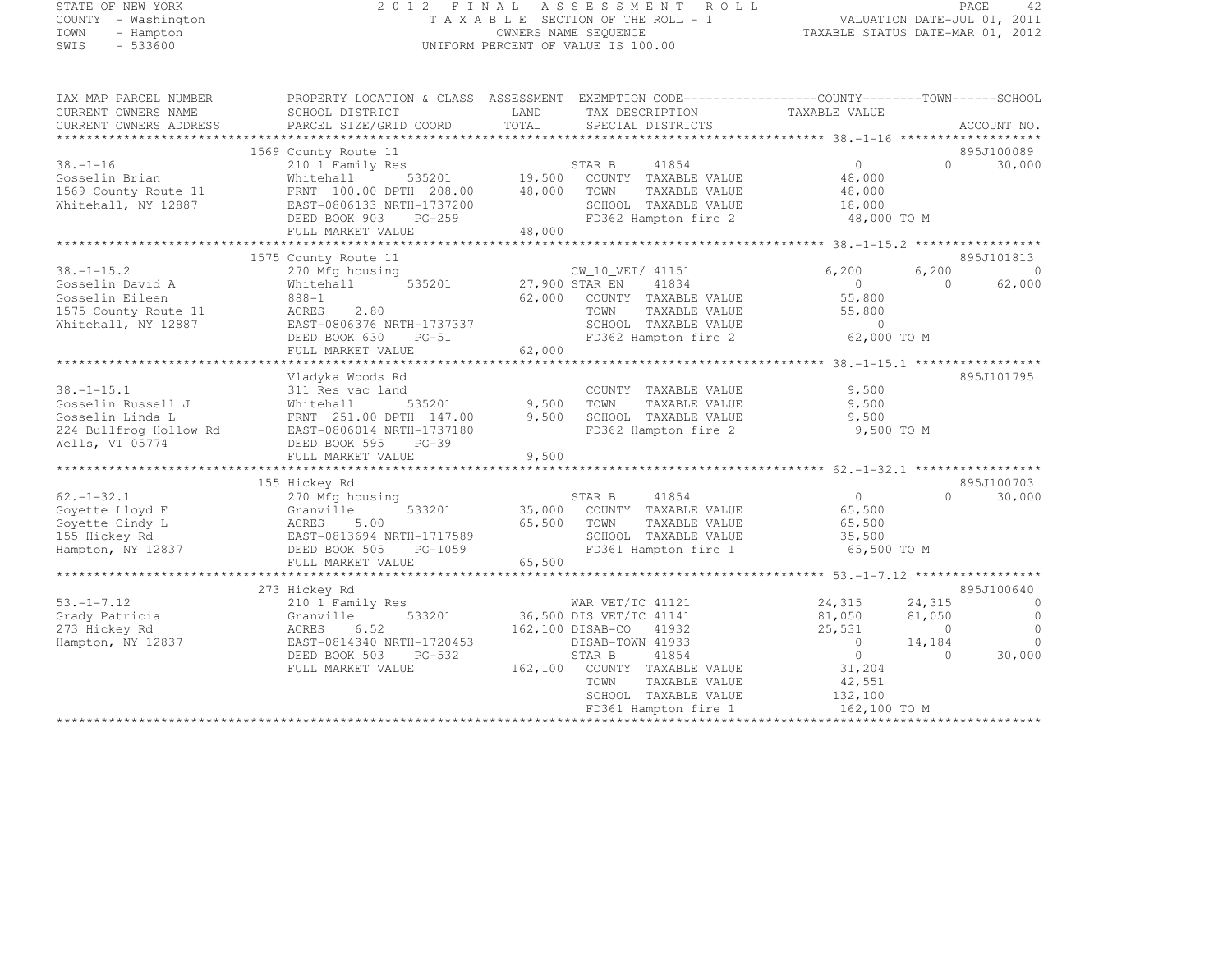STATE OF NEW YORK
COUNTY - Washington
TOWN - Hampton
SWIS - 533600

2012 FINAL ASSESSMENT ROLL
TAXABLE SECTION OF THE ROLL - 1
OWNERS NAME SEQUENCE
UNIFORM PERCENT OF VALUE IS 100.00

VALUATION DATE-JUL 01, 2011
TAXABLE STATUS DATE-MAR 01, 2012

| TAX MAP PARCEL NUMBER<br>CURRENT OWNERS NAME<br>CURRENT OWNERS ADDRESS | PROPERTY LOCATION & CLASS<br>SCHOOL DISTRICT<br>PARCEL SIZE/GRID COORD | ASSESSMENT<br>LAND<br>TOTAL | EXEMPTION CODE<br>TAX DESCRIPTION<br>SPECIAL DISTRICTS | COUNTY<br>TAXABLE VALUE | TOWN | SCHOOL<br>ACCOUNT NO. |
|---|---|---|---|---|---|---|
| 38.-1-16 | 1569 County Route 11 | | | | | 895J100089 |
| Gosselin Brian | 210 1 Family Res | | STAR B 41854 | 0 | 0 | 30,000 |
| 1569 County Route 11 | Whitehall 535201 | 19,500 | COUNTY TAXABLE VALUE | 48,000 | | |
| Whitehall, NY 12887 | FRNT 100.00 DPTH 208.00 | 48,000 | TOWN TAXABLE VALUE | 48,000 | | |
| | EAST-0806133 NRTH-1737200 | | SCHOOL TAXABLE VALUE | 18,000 | | |
| | DEED BOOK 903 PG-259 | | FD362 Hampton fire 2 | 48,000 TO M | | |
| | FULL MARKET VALUE | 48,000 | | | | |
| 38.-1-15.2 | 1575 County Route 11 | | | | | 895J101813 |
| Gosselin David A | 270 Mfg housing | | CW_10_VET/ 41151 | 6,200 | 6,200 | 0 |
| Gosselin Eileen | Whitehall 535201 | 27,900 | STAR EN 41834 | 0 | 0 | 62,000 |
| 1575 County Route 11 | 888-1 | 62,000 | COUNTY TAXABLE VALUE | 55,800 | | |
| Whitehall, NY 12887 | ACRES 2.80 | | TOWN TAXABLE VALUE | 55,800 | | |
| | EAST-0806376 NRTH-1737337 | | SCHOOL TAXABLE VALUE | 0 | | |
| | DEED BOOK 630 PG-51 | | FD362 Hampton fire 2 | 62,000 TO M | | |
| | FULL MARKET VALUE | 62,000 | | | | |
| 38.-1-15.1 | Vladyka Woods Rd | | | | | 895J101795 |
| Gosselin Russell J | 311 Res vac land | | COUNTY TAXABLE VALUE | 9,500 | | |
| Gosselin Linda L | Whitehall 535201 | 9,500 | TOWN TAXABLE VALUE | 9,500 | | |
| 224 Bullfrog Hollow Rd | FRNT 251.00 DPTH 147.00 | 9,500 | SCHOOL TAXABLE VALUE | 9,500 | | |
| Wells, VT 05774 | EAST-0806014 NRTH-1737180 | | FD362 Hampton fire 2 | 9,500 TO M | | |
| | DEED BOOK 595 PG-39 | | | | | |
| | FULL MARKET VALUE | 9,500 | | | | |
| 62.-1-32.1 | 155 Hickey Rd | | | | | 895J100703 |
| Goyette Lloyd F | 270 Mfg housing | | STAR B 41854 | 0 | 0 | 30,000 |
| Goyette Cindy L | Granville 533201 | 35,000 | COUNTY TAXABLE VALUE | 65,500 | | |
| 155 Hickey Rd | ACRES 5.00 | 65,500 | TOWN TAXABLE VALUE | 65,500 | | |
| Hampton, NY 12837 | EAST-0813694 NRTH-1717589 | | SCHOOL TAXABLE VALUE | 35,500 | | |
| | DEED BOOK 505 PG-1059 | | FD361 Hampton fire 1 | 65,500 TO M | | |
| | FULL MARKET VALUE | 65,500 | | | | |
| 53.-1-7.12 | 273 Hickey Rd | | | | | 895J100640 |
| Grady Patricia | 210 1 Family Res | | WAR VET/TC 41121 | 24,315 | 24,315 | 0 |
| 273 Hickey Rd | Granville 533201 | 36,500 | DIS VET/TC 41141 | 81,050 | 81,050 | 0 |
| Hampton, NY 12837 | ACRES 6.52 | 162,100 | DISAB-CO 41932 | 25,531 | 0 | 0 |
| | EAST-0814340 NRTH-1720453 | | DISAB-TOWN 41933 | 0 | 14,184 | 0 |
| | DEED BOOK 503 PG-532 | | STAR B 41854 | 0 | 0 | 30,000 |
| | FULL MARKET VALUE | 162,100 | COUNTY TAXABLE VALUE | 31,204 | | |
| | | | TOWN TAXABLE VALUE | 42,551 | | |
| | | | SCHOOL TAXABLE VALUE | 132,100 | | |
| | | | FD361 Hampton fire 1 | 162,100 TO M | | |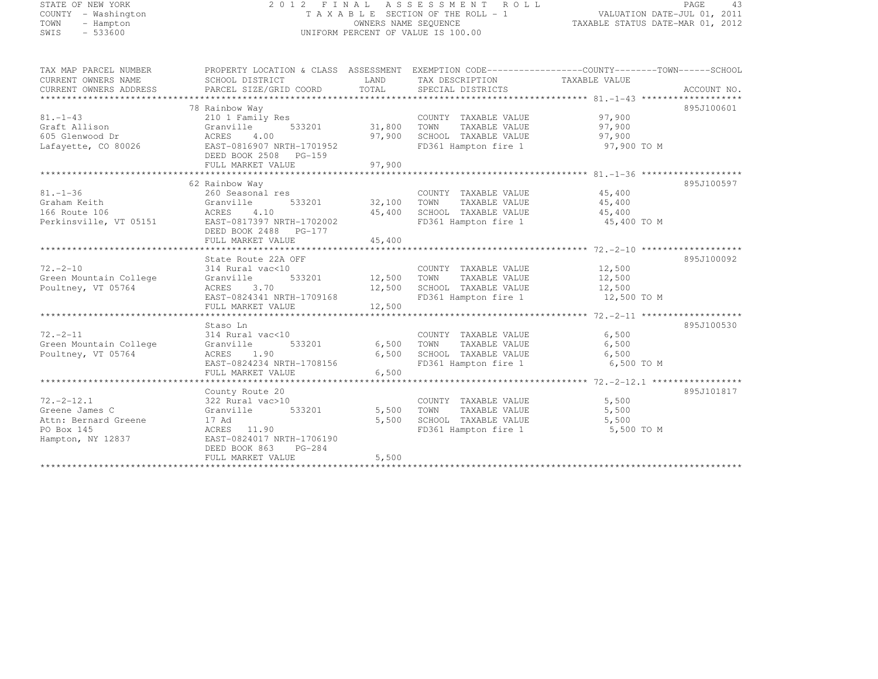STATE OF NEW YORK
COUNTY - Washington
TOWN - Hampton
SWIS - 533600

2012 FINAL ASSESSMENT ROLL
TAXABLE SECTION OF THE ROLL - 1
OWNERS NAME SEQUENCE
UNIFORM PERCENT OF VALUE IS 100.00

VALUATION DATE-JUL 01, 2011
TAXABLE STATUS DATE-MAR 01, 2012

| TAX MAP PARCEL NUMBER / CURRENT OWNERS NAME / CURRENT OWNERS ADDRESS | PROPERTY LOCATION & CLASS / SCHOOL DISTRICT / PARCEL SIZE/GRID COORD | ASSESSMENT LAND / TOTAL | EXEMPTION CODE / TAX DESCRIPTION / SPECIAL DISTRICTS | COUNTY / TOWN / SCHOOL TAXABLE VALUE | ACCOUNT NO. |
|---|---|---|---|---|---|
| 81.-1-43 | 78 Rainbow Way | | | | 895J100601 |
| | 210 1 Family Res | | COUNTY TAXABLE VALUE | 97,900 | |
| Graft Allison | Granville 533201 | 31,800 | TOWN TAXABLE VALUE | 97,900 | |
| 605 Glenwood Dr | ACRES 4.00 | 97,900 | SCHOOL TAXABLE VALUE | 97,900 | |
| Lafayette, CO 80026 | EAST-0816907 NRTH-1701952 | | FD361 Hampton fire 1 | 97,900 TO M | |
| | DEED BOOK 2508 PG-159 | | | | |
| | FULL MARKET VALUE | 97,900 | | | |
| 81.-1-36 | 62 Rainbow Way | | | | 895J100597 |
| | 260 Seasonal res | | COUNTY TAXABLE VALUE | 45,400 | |
| Graham Keith | Granville 533201 | 32,100 | TOWN TAXABLE VALUE | 45,400 | |
| 166 Route 106 | ACRES 4.10 | 45,400 | SCHOOL TAXABLE VALUE | 45,400 | |
| Perkinsville, VT 05151 | EAST-0817397 NRTH-1702002 | | FD361 Hampton fire 1 | 45,400 TO M | |
| | DEED BOOK 2488 PG-177 | | | | |
| | FULL MARKET VALUE | 45,400 | | | |
| 72.-2-10 | State Route 22A OFF | | | | 895J100092 |
| | 314 Rural vac<10 | | COUNTY TAXABLE VALUE | 12,500 | |
| Green Mountain College | Granville 533201 | 12,500 | TOWN TAXABLE VALUE | 12,500 | |
| Poultney, VT 05764 | ACRES 3.70 | 12,500 | SCHOOL TAXABLE VALUE | 12,500 | |
| | EAST-0824341 NRTH-1709168 | | FD361 Hampton fire 1 | 12,500 TO M | |
| | FULL MARKET VALUE | 12,500 | | | |
| 72.-2-11 | Staso Ln | | | | 895J100530 |
| | 314 Rural vac<10 | | COUNTY TAXABLE VALUE | 6,500 | |
| Green Mountain College | Granville 533201 | 6,500 | TOWN TAXABLE VALUE | 6,500 | |
| Poultney, VT 05764 | ACRES 1.90 | 6,500 | SCHOOL TAXABLE VALUE | 6,500 | |
| | EAST-0824234 NRTH-1708156 | | FD361 Hampton fire 1 | 6,500 TO M | |
| | FULL MARKET VALUE | 6,500 | | | |
| 72.-2-12.1 | County Route 20 | | | | 895J101817 |
| | 322 Rural vac>10 | | COUNTY TAXABLE VALUE | 5,500 | |
| Greene James C | Granville 533201 | 5,500 | TOWN TAXABLE VALUE | 5,500 | |
| Attn: Bernard Greene | 17 Ad | 5,500 | SCHOOL TAXABLE VALUE | 5,500 | |
| PO Box 145 | ACRES 11.90 | | FD361 Hampton fire 1 | 5,500 TO M | |
| Hampton, NY 12837 | EAST-0824017 NRTH-1706190 | | | | |
| | DEED BOOK 863 PG-284 | | | | |
| | FULL MARKET VALUE | 5,500 | | | |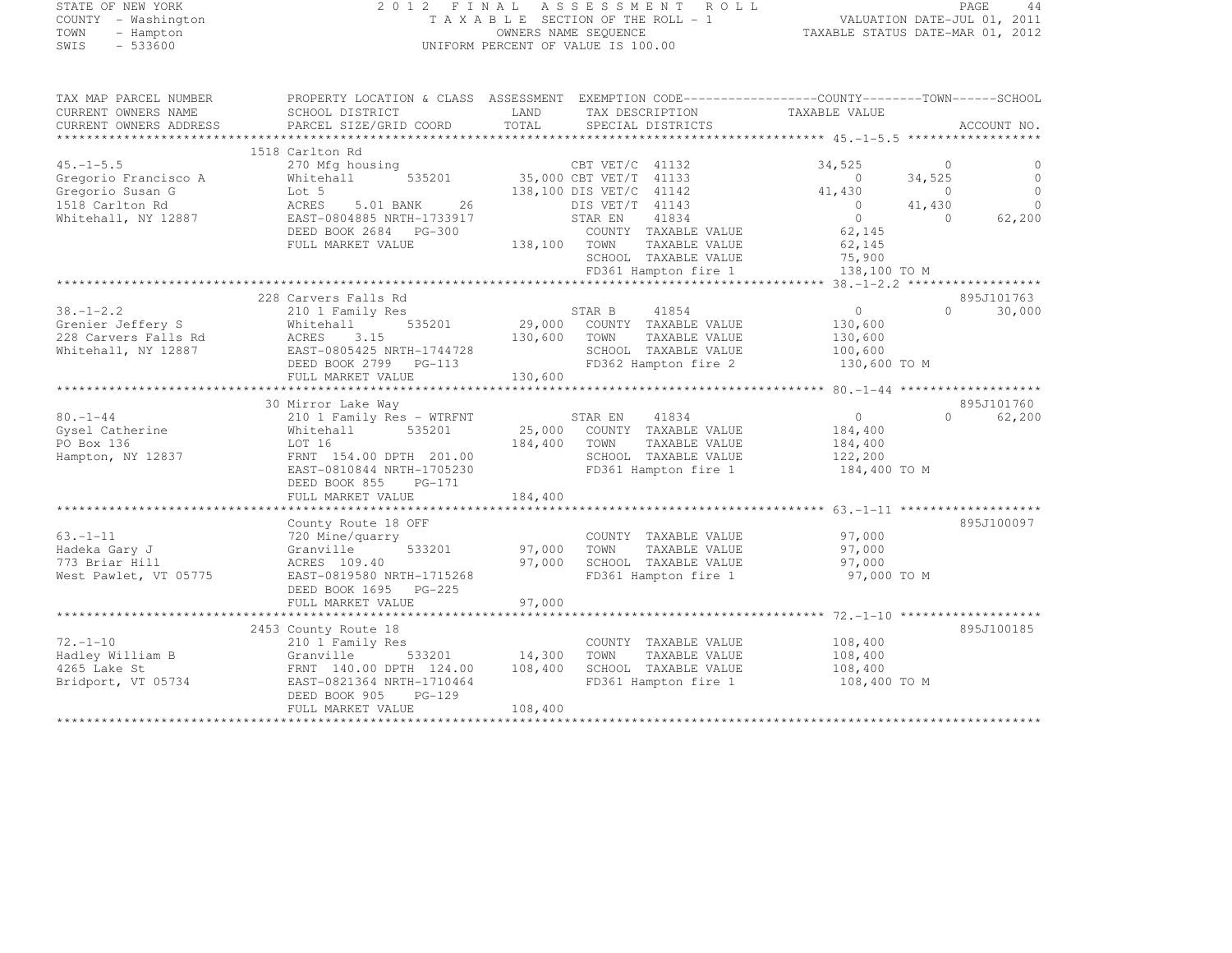STATE OF NEW YORK
COUNTY - Washington
TOWN - Hampton
SWIS - 533600

# 2012 FINAL ASSESSMENT ROLL

TAXABLE SECTION OF THE ROLL - 1
OWNERS NAME SEQUENCE
UNIFORM PERCENT OF VALUE IS 100.00

VALUATION DATE-JUL 01, 2011
TAXABLE STATUS DATE-MAR 01, 2012

| TAX MAP PARCEL NUMBER / CURRENT OWNERS NAME / CURRENT OWNERS ADDRESS | PROPERTY LOCATION & CLASS / SCHOOL DISTRICT / PARCEL SIZE/GRID COORD | ASSESSMENT LAND | TOTAL | EXEMPTION CODE / TAX DESCRIPTION / SPECIAL DISTRICTS | COUNTY TAXABLE VALUE | TOWN | SCHOOL | ACCOUNT NO. |
|---|---|---|---|---|---|---|---|---|
| | 1518 Carlton Rd | | | | | | | |
| 45.-1-5.5 | 270 Mfg housing | | | CBT VET/C 41132 | 34,525 | 0 | 0 | |
| Gregorio Francisco A | Whitehall 535201 | 35,000 | | CBT VET/T 41133 | 0 | 34,525 | 0 | |
| Gregorio Susan G | Lot 5 | | 138,100 | DIS VET/C 41142 | 41,430 | 0 | 0 | |
| 1518 Carlton Rd | ACRES 5.01 BANK 26 | | | DIS VET/T 41143 | 0 | 41,430 | 0 | |
| Whitehall, NY 12887 | EAST-0804885 NRTH-1733917 | | | STAR EN 41834 | 0 | 0 | 62,200 | |
| | DEED BOOK 2684 PG-300 | | | COUNTY TAXABLE VALUE | 62,145 | | | |
| | FULL MARKET VALUE | | 138,100 | TOWN TAXABLE VALUE | 62,145 | | | |
| | | | | SCHOOL TAXABLE VALUE | 75,900 | | | |
| | | | | FD361 Hampton fire 1 | 138,100 TO M | | | |
| | 228 Carvers Falls Rd | | | | | | | 895J101763 |
| 38.-1-2.2 | 210 1 Family Res | | | STAR B 41854 | 0 | 0 | 30,000 | |
| Grenier Jeffery S | Whitehall 535201 | 29,000 | | COUNTY TAXABLE VALUE | 130,600 | | | |
| 228 Carvers Falls Rd | ACRES 3.15 | | 130,600 | TOWN TAXABLE VALUE | 130,600 | | | |
| Whitehall, NY 12887 | EAST-0805425 NRTH-1744728 | | | SCHOOL TAXABLE VALUE | 100,600 | | | |
| | DEED BOOK 2799 PG-113 | | | FD362 Hampton fire 2 | 130,600 TO M | | | |
| | FULL MARKET VALUE | | 130,600 | | | | | |
| | 30 Mirror Lake Way | | | | | | | 895J101760 |
| 80.-1-44 | 210 1 Family Res - WTRFNT | | | STAR EN 41834 | 0 | 0 | 62,200 | |
| Gysel Catherine | Whitehall 535201 | 25,000 | | COUNTY TAXABLE VALUE | 184,400 | | | |
| PO Box 136 | LOT 16 | | 184,400 | TOWN TAXABLE VALUE | 184,400 | | | |
| Hampton, NY 12837 | FRNT 154.00 DPTH 201.00 | | | SCHOOL TAXABLE VALUE | 122,200 | | | |
| | EAST-0810844 NRTH-1705230 | | | FD361 Hampton fire 1 | 184,400 TO M | | | |
| | DEED BOOK 855 PG-171 | | | | | | | |
| | FULL MARKET VALUE | | 184,400 | | | | | |
| | County Route 18 OFF | | | | | | | 895J100097 |
| 63.-1-11 | 720 Mine/quarry | | | COUNTY TAXABLE VALUE | 97,000 | | | |
| Hadeka Gary J | Granville 533201 | 97,000 | | TOWN TAXABLE VALUE | 97,000 | | | |
| 773 Briar Hill | ACRES 109.40 | | 97,000 | SCHOOL TAXABLE VALUE | 97,000 | | | |
| West Pawlet, VT 05775 | EAST-0819580 NRTH-1715268 | | | FD361 Hampton fire 1 | 97,000 TO M | | | |
| | DEED BOOK 1695 PG-225 | | | | | | | |
| | FULL MARKET VALUE | | 97,000 | | | | | |
| | 2453 County Route 18 | | | | | | | 895J100185 |
| 72.-1-10 | 210 1 Family Res | | | COUNTY TAXABLE VALUE | 108,400 | | | |
| Hadley William B | Granville 533201 | 14,300 | | TOWN TAXABLE VALUE | 108,400 | | | |
| 4265 Lake St | FRNT 140.00 DPTH 124.00 | | 108,400 | SCHOOL TAXABLE VALUE | 108,400 | | | |
| Bridport, VT 05734 | EAST-0821364 NRTH-1710464 | | | FD361 Hampton fire 1 | 108,400 TO M | | | |
| | DEED BOOK 905 PG-129 | | | | | | | |
| | FULL MARKET VALUE | | 108,400 | | | | | |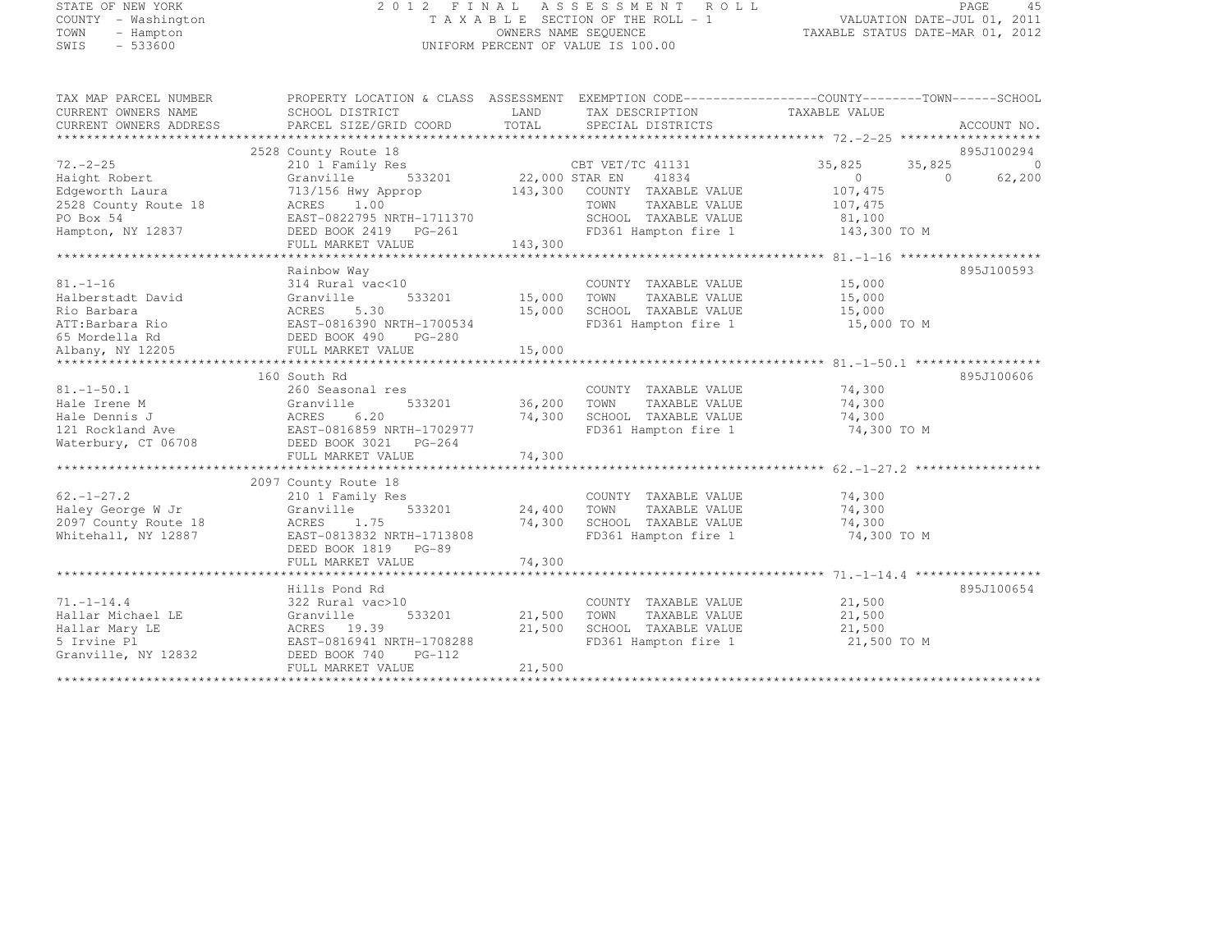STATE OF NEW YORK
COUNTY - Washington
TOWN - Hampton
SWIS - 533600

# 2012 FINAL ASSESSMENT ROLL

TAXABLE SECTION OF THE ROLL - 1
OWNERS NAME SEQUENCE
UNIFORM PERCENT OF VALUE IS 100.00

VALUATION DATE-JUL 01, 2011
TAXABLE STATUS DATE-MAR 01, 2012

| TAX MAP PARCEL NUMBER / CURRENT OWNERS NAME / CURRENT OWNERS ADDRESS | PROPERTY LOCATION & CLASS / SCHOOL DISTRICT / PARCEL SIZE/GRID COORD | ASSESSMENT LAND | TOTAL | EXEMPTION CODE / TAX DESCRIPTION / SPECIAL DISTRICTS | COUNTY TAXABLE VALUE | TOWN | SCHOOL | ACCOUNT NO. |
|---|---|---|---|---|---|---|---|---|
| 72.-2-25 | 2528 County Route 18 | | | | | | | 895J100294 |
| Haight Robert | 210 1 Family Res | | | CBT VET/TC 41131 | 35,825 | 35,825 | 0 | |
| Edgeworth Laura | Granville 533201 | 22,000 | | STAR EN 41834 | 0 | 0 | 62,200 | |
| 2528 County Route 18 | 713/156 Hwy Approp | | 143,300 | COUNTY TAXABLE VALUE | 107,475 | | | |
| PO Box 54 | ACRES 1.00 | | | TOWN TAXABLE VALUE | 107,475 | | | |
| Hampton, NY 12837 | EAST-0822795 NRTH-1711370 | | | SCHOOL TAXABLE VALUE | 81,100 | | | |
| | DEED BOOK 2419 PG-261 | | | FD361 Hampton fire 1 | 143,300 TO M | | | |
| | FULL MARKET VALUE | | 143,300 | | | | | |
| 81.-1-16 | Rainbow Way | | | | | | | 895J100593 |
| Halberstadt David | 314 Rural vac<10 | | | COUNTY TAXABLE VALUE | 15,000 | | | |
| Rio Barbara | Granville 533201 | 15,000 | | TOWN TAXABLE VALUE | 15,000 | | | |
| ATT:Barbara Rio | ACRES 5.30 | | 15,000 | SCHOOL TAXABLE VALUE | 15,000 | | | |
| 65 Mordella Rd | EAST-0816390 NRTH-1700534 | | | FD361 Hampton fire 1 | 15,000 TO M | | | |
| Albany, NY 12205 | DEED BOOK 490 PG-280 | | | | | | | |
| | FULL MARKET VALUE | | 15,000 | | | | | |
| 81.-1-50.1 | 160 South Rd | | | | | | | 895J100606 |
| Hale Irene M | 260 Seasonal res | | | COUNTY TAXABLE VALUE | 74,300 | | | |
| Hale Dennis J | Granville 533201 | 36,200 | | TOWN TAXABLE VALUE | 74,300 | | | |
| 121 Rockland Ave | ACRES 6.20 | | 74,300 | SCHOOL TAXABLE VALUE | 74,300 | | | |
| Waterbury, CT 06708 | EAST-0816859 NRTH-1702977 | | | FD361 Hampton fire 1 | 74,300 TO M | | | |
| | DEED BOOK 3021 PG-264 | | | | | | | |
| | FULL MARKET VALUE | | 74,300 | | | | | |
| 62.-1-27.2 | 2097 County Route 18 | | | | | | | |
| Haley George W Jr | 210 1 Family Res | | | COUNTY TAXABLE VALUE | 74,300 | | | |
| 2097 County Route 18 | Granville 533201 | 24,400 | | TOWN TAXABLE VALUE | 74,300 | | | |
| Whitehall, NY 12887 | ACRES 1.75 | | 74,300 | SCHOOL TAXABLE VALUE | 74,300 | | | |
| | EAST-0813832 NRTH-1713808 | | | FD361 Hampton fire 1 | 74,300 TO M | | | |
| | DEED BOOK 1819 PG-89 | | | | | | | |
| | FULL MARKET VALUE | | 74,300 | | | | | |
| 71.-1-14.4 | Hills Pond Rd | | | | | | | 895J100654 |
| Hallar Michael LE | 322 Rural vac>10 | | | COUNTY TAXABLE VALUE | 21,500 | | | |
| Hallar Mary LE | Granville 533201 | 21,500 | | TOWN TAXABLE VALUE | 21,500 | | | |
| 5 Irvine Pl | ACRES 19.39 | | 21,500 | SCHOOL TAXABLE VALUE | 21,500 | | | |
| Granville, NY 12832 | EAST-0816941 NRTH-1708288 | | | FD361 Hampton fire 1 | 21,500 TO M | | | |
| | DEED BOOK 740 PG-112 | | | | | | | |
| | FULL MARKET VALUE | | 21,500 | | | | | |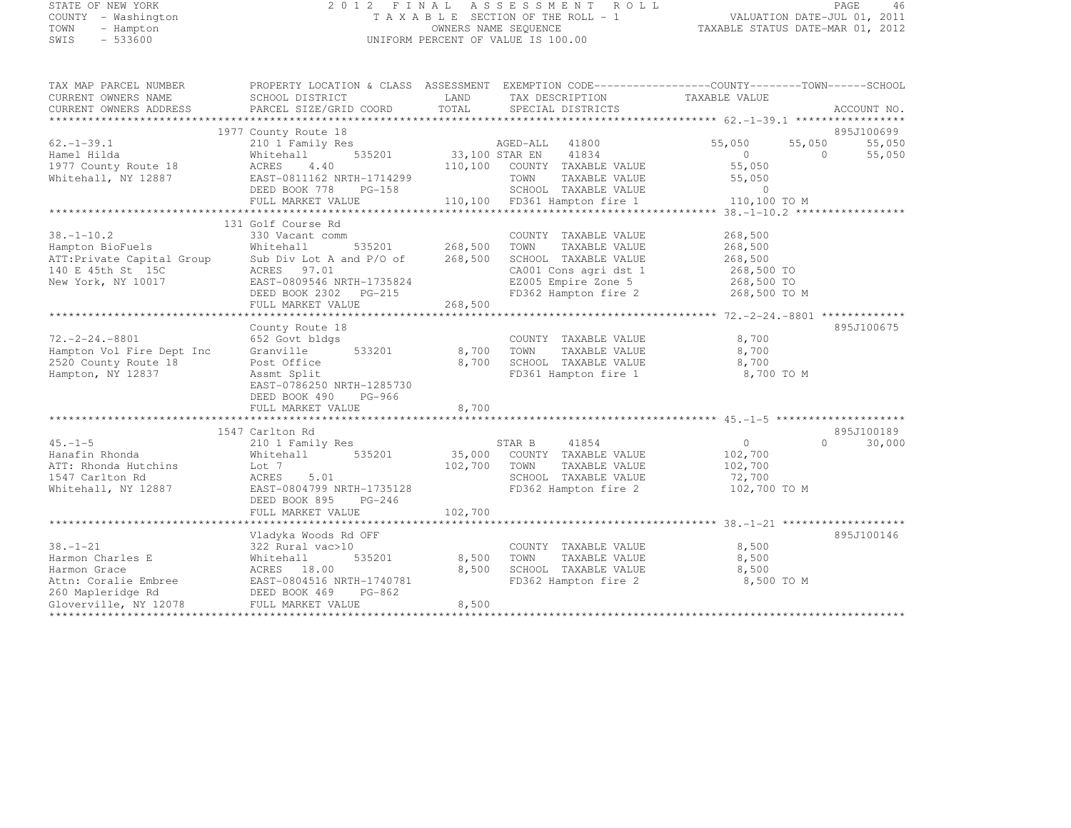STATE OF NEW YORK
COUNTY - Washington
TOWN - Hampton
SWIS - 533600

2 0 1 2 F I N A L A S S E S S M E N T R O L L
T A X A B L E SECTION OF THE ROLL - 1
OWNERS NAME SEQUENCE
UNIFORM PERCENT OF VALUE IS 100.00

VALUATION DATE-JUL 01, 2011
TAXABLE STATUS DATE-MAR 01, 2012

```
TAX MAP PARCEL NUMBER          PROPERTY LOCATION & CLASS  ASSESSMENT  EXEMPTION CODE------------------COUNTY--------TOWN------SCHOOL
CURRENT OWNERS NAME            SCHOOL DISTRICT             LAND       TAX DESCRIPTION                TAXABLE VALUE
CURRENT OWNERS ADDRESS         PARCEL SIZE/GRID COORD      TOTAL      SPECIAL DISTRICTS                                     ACCOUNT NO.
******************************************************************************************************* 62.-1-39.1 *****************
                               1977 County Route 18                                                                          895J100699
62.-1-39.1                     210 1 Family Res                       AGED-ALL    41800            55,050       55,050       55,050
Hamel Hilda                    Whitehall        535201       33,100 STAR EN     41834                  0            0        55,050
1977 County Route 18           ACRES     4.40               110,100   COUNTY  TAXABLE VALUE          55,050
Whitehall, NY 12887            EAST-0811162 NRTH-1714299              TOWN    TAXABLE VALUE          55,050
                               DEED BOOK 778     PG-158               SCHOOL  TAXABLE VALUE               0
                               FULL MARKET VALUE            110,100   FD361 Hampton fire 1          110,100 TO M
******************************************************************************************************* 38.-1-10.2 *****************
                               131 Golf Course Rd
38.-1-10.2                     330 Vacant comm                        COUNTY  TAXABLE VALUE         268,500
Hampton BioFuels               Whitehall        535201      268,500   TOWN    TAXABLE VALUE         268,500
ATT:Private Capital Group      Sub Div Lot A and P/O of     268,500   SCHOOL  TAXABLE VALUE         268,500
140 E 45th St  15C             ACRES    97.01                         CA001 Cons agri dst 1         268,500 TO
New York, NY 10017             EAST-0809546 NRTH-1735824              EZ005 Empire Zone 5           268,500 TO
                               DEED BOOK 2302    PG-215               FD362 Hampton fire 2          268,500 TO M
                               FULL MARKET VALUE            268,500
******************************************************************************************************* 72.-2-24.-8801 *************
                               County Route 18                                                                               895J100675
72.-2-24.-8801                 652 Govt bldgs                         COUNTY  TAXABLE VALUE           8,700
Hampton Vol Fire Dept Inc      Granville        533201        8,700   TOWN    TAXABLE VALUE           8,700
2520 County Route 18           Post Office                    8,700   SCHOOL  TAXABLE VALUE           8,700
Hampton, NY 12837              Assmt Split                            FD361 Hampton fire 1            8,700 TO M
                               EAST-0786250 NRTH-1285730
                               DEED BOOK 490     PG-966
                               FULL MARKET VALUE              8,700
******************************************************************************************************* 45.-1-5 ********************
                               1547 Carlton Rd                                                                               895J100189
45.-1-5                        210 1 Family Res                       STAR B      41854                  0            0        30,000
Hanafin Rhonda                 Whitehall        535201       35,000   COUNTY  TAXABLE VALUE         102,700
ATT: Rhonda Hutchins           Lot 7                        102,700   TOWN    TAXABLE VALUE         102,700
1547 Carlton Rd                ACRES     5.01                         SCHOOL  TAXABLE VALUE          72,700
Whitehall, NY 12887            EAST-0804799 NRTH-1735128              FD362 Hampton fire 2          102,700 TO M
                               DEED BOOK 895     PG-246
                               FULL MARKET VALUE            102,700
******************************************************************************************************* 38.-1-21 *******************
                               Vladyka Woods Rd OFF                                                                          895J100146
38.-1-21                       322 Rural vac>10                       COUNTY  TAXABLE VALUE           8,500
Harmon Charles E               Whitehall        535201        8,500   TOWN    TAXABLE VALUE           8,500
Harmon Grace                   ACRES    18.00                 8,500   SCHOOL  TAXABLE VALUE           8,500
Attn: Coralie Embree           EAST-0804516 NRTH-1740781              FD362 Hampton fire 2            8,500 TO M
260 Mapleridge Rd              DEED BOOK 469     PG-862
Gloverville, NY 12078          FULL MARKET VALUE              8,500
************************************************************************************************************************************
```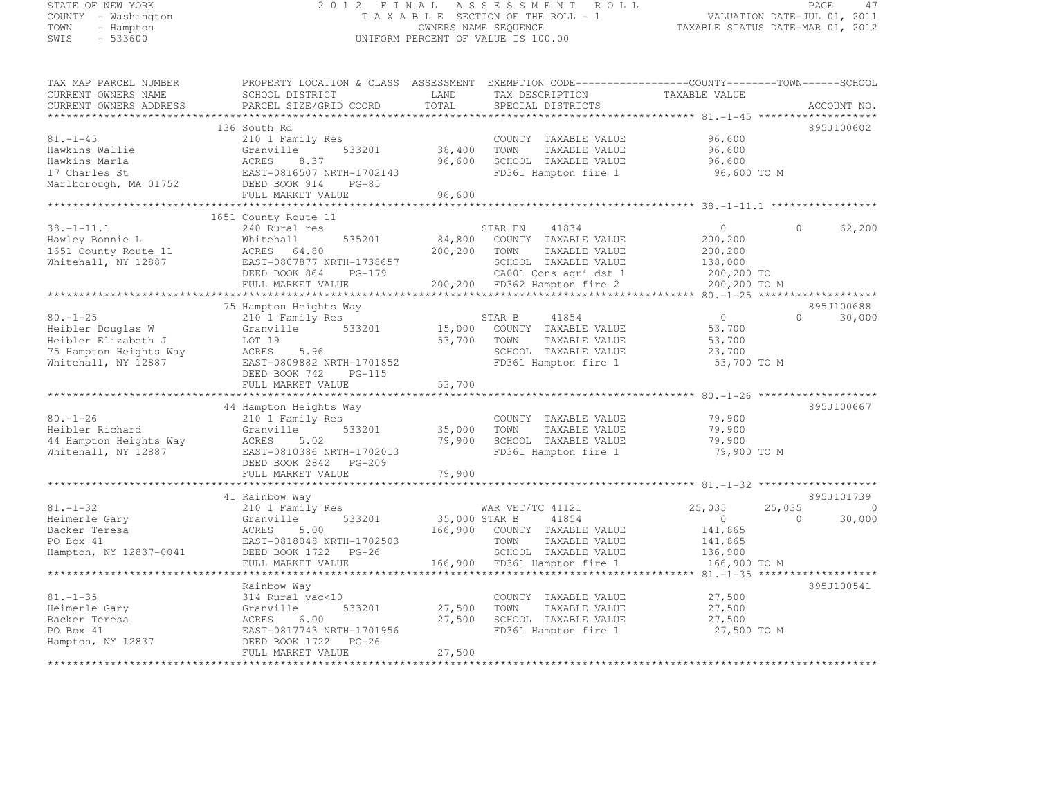STATE OF NEW YORK
COUNTY - Washington
TOWN - Hampton
SWIS - 533600

2012 FINAL ASSESSMENT ROLL
TAXABLE SECTION OF THE ROLL - 1
OWNERS NAME SEQUENCE
UNIFORM PERCENT OF VALUE IS 100.00

VALUATION DATE-JUL 01, 2011
TAXABLE STATUS DATE-MAR 01, 2012

```
TAX MAP PARCEL NUMBER     PROPERTY LOCATION & CLASS  ASSESSMENT  EXEMPTION CODE------------------COUNTY--------TOWN------SCHOOL
CURRENT OWNERS NAME       SCHOOL DISTRICT               LAND      TAX DESCRIPTION              TAXABLE VALUE
CURRENT OWNERS ADDRESS    PARCEL SIZE/GRID COORD        TOTAL     SPECIAL DISTRICTS                                        ACCOUNT NO.
******************************************************************************************************* 81.-1-45 *******************
                          136 South Rd                                                                                  895J100602
81.-1-45                  210 1 Family Res                         COUNTY  TAXABLE VALUE          96,600
Hawkins Wallie            Granville      533201       38,400       TOWN    TAXABLE VALUE          96,600
Hawkins Marla             ACRES    8.37               96,600       SCHOOL  TAXABLE VALUE          96,600
17 Charles St             EAST-0816507 NRTH-1702143                FD361 Hampton fire 1            96,600 TO M
Marlborough, MA 01752     DEED BOOK 914     PG-85
                          FULL MARKET VALUE           96,600
******************************************************************************************************* 38.-1-11.1 *****************
                          1651 County Route 11
38.-1-11.1                240 Rural res                            STAR EN     41834                 0          0     62,200
Hawley Bonnie L           Whitehall      535201       84,800       COUNTY  TAXABLE VALUE         200,200
1651 County Route 11      ACRES   64.80              200,200       TOWN    TAXABLE VALUE         200,200
Whitehall, NY 12887       EAST-0807877 NRTH-1738657                SCHOOL  TAXABLE VALUE         138,000
                          DEED BOOK 864     PG-179                 CA001 Cons agri dst 1          200,200 TO
                          FULL MARKET VALUE          200,200       FD362 Hampton fire 2           200,200 TO M
******************************************************************************************************* 80.-1-25 *******************
                          75 Hampton Heights Way                                                                        895J100688
80.-1-25                  210 1 Family Res                         STAR B      41854                 0          0     30,000
Heibler Douglas W         Granville      533201       15,000       COUNTY  TAXABLE VALUE          53,700
Heibler Elizabeth J       LOT 19                      53,700       TOWN    TAXABLE VALUE          53,700
75 Hampton Heights Way    ACRES    5.96                            SCHOOL  TAXABLE VALUE          23,700
Whitehall, NY 12887       EAST-0809882 NRTH-1701852                FD361 Hampton fire 1            53,700 TO M
                          DEED BOOK 742     PG-115
                          FULL MARKET VALUE           53,700
******************************************************************************************************* 80.-1-26 *******************
                          44 Hampton Heights Way                                                                        895J100667
80.-1-26                  210 1 Family Res                         COUNTY  TAXABLE VALUE          79,900
Heibler Richard           Granville      533201       35,000       TOWN    TAXABLE VALUE          79,900
44 Hampton Heights Way    ACRES    5.02               79,900       SCHOOL  TAXABLE VALUE          79,900
Whitehall, NY 12887       EAST-0810386 NRTH-1702013                FD361 Hampton fire 1            79,900 TO M
                          DEED BOOK 2842    PG-209
                          FULL MARKET VALUE           79,900
******************************************************************************************************* 81.-1-32 *******************
                          41 Rainbow Way                                                                                895J101739
81.-1-32                  210 1 Family Res                         WAR VET/TC 41121             25,035     25,035          0
Heimerle Gary             Granville      533201       35,000 STAR B      41854                       0          0     30,000
Backer Teresa             ACRES    5.00              166,900       COUNTY  TAXABLE VALUE         141,865
PO Box 41                 EAST-0818048 NRTH-1702503                TOWN    TAXABLE VALUE         141,865
Hampton, NY 12837-0041    DEED BOOK 1722    PG-26                  SCHOOL  TAXABLE VALUE         136,900
                          FULL MARKET VALUE          166,900       FD361 Hampton fire 1           166,900 TO M
******************************************************************************************************* 81.-1-35 *******************
                          Rainbow Way                                                                                   895J100541
81.-1-35                  314 Rural vac<10                         COUNTY  TAXABLE VALUE          27,500
Heimerle Gary             Granville      533201       27,500       TOWN    TAXABLE VALUE          27,500
Backer Teresa             ACRES    6.00               27,500       SCHOOL  TAXABLE VALUE          27,500
PO Box 41                 EAST-0817743 NRTH-1701956                FD361 Hampton fire 1            27,500 TO M
Hampton, NY 12837         DEED BOOK 1722    PG-26
                          FULL MARKET VALUE           27,500
************************************************************************************************************************************
```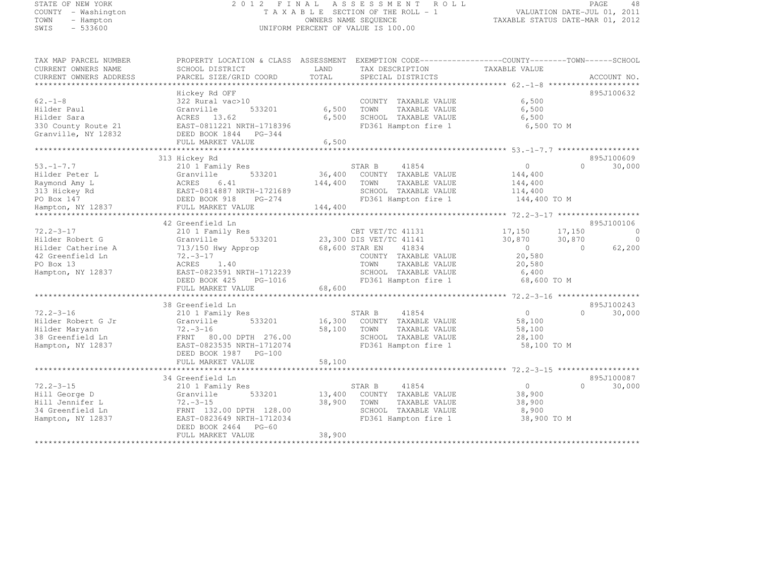STATE OF NEW YORK
COUNTY - Washington
TOWN - Hampton
SWIS - 533600

2012 FINAL ASSESSMENT ROLL
TAXABLE SECTION OF THE ROLL - 1
OWNERS NAME SEQUENCE
UNIFORM PERCENT OF VALUE IS 100.00

VALUATION DATE-JUL 01, 2011
TAXABLE STATUS DATE-MAR 01, 2012

| TAX MAP PARCEL NUMBER / CURRENT OWNERS NAME / CURRENT OWNERS ADDRESS | PROPERTY LOCATION & CLASS / SCHOOL DISTRICT / PARCEL SIZE/GRID COORD | ASSESSMENT LAND / TOTAL | EXEMPTION CODE / TAX DESCRIPTION / SPECIAL DISTRICTS | COUNTY TAXABLE VALUE | TOWN | SCHOOL | ACCOUNT NO. |
|---|---|---|---|---|---|---|---|
| **62.-1-8** | Hickey Rd OFF | | | | | | 895J100632 |
| 62.-1-8 | 322 Rural vac>10 | | COUNTY TAXABLE VALUE | 6,500 | | | |
| Hilder Paul | Granville 533201 | 6,500 | TOWN TAXABLE VALUE | 6,500 | | | |
| Hilder Sara | ACRES 13.62 | 6,500 | SCHOOL TAXABLE VALUE | 6,500 | | | |
| 330 County Route 21 | EAST-0811221 NRTH-1718396 | | FD361 Hampton fire 1 | 6,500 TO M | | | |
| Granville, NY 12832 | DEED BOOK 1844 PG-344 | | | | | | |
| | FULL MARKET VALUE | 6,500 | | | | | |
| **53.-1-7.7** | 313 Hickey Rd | | | | | | 895J100609 |
| 53.-1-7.7 | 210 1 Family Res | | STAR B 41854 | 0 | 0 | 30,000 | |
| Hilder Peter L | Granville 533201 | 36,400 | COUNTY TAXABLE VALUE | 144,400 | | | |
| Raymond Amy L | ACRES 6.41 | 144,400 | TOWN TAXABLE VALUE | 144,400 | | | |
| 313 Hickey Rd | EAST-0814887 NRTH-1721689 | | SCHOOL TAXABLE VALUE | 114,400 | | | |
| PO Box 147 | DEED BOOK 918 PG-274 | | FD361 Hampton fire 1 | 144,400 TO M | | | |
| Hampton, NY 12837 | FULL MARKET VALUE | 144,400 | | | | | |
| **72.2-3-17** | 42 Greenfield Ln | | | | | | 895J100106 |
| 72.2-3-17 | 210 1 Family Res | | CBT VET/TC 41131 | 17,150 | 17,150 | 0 | |
| Hilder Robert G | Granville 533201 | 23,300 | DIS VET/TC 41141 | 30,870 | 30,870 | 0 | |
| Hilder Catherine A | 713/150 Hwy Approp | 68,600 | STAR EN 41834 | 0 | 0 | 62,200 | |
| 42 Greenfield Ln | 72.-3-17 | | COUNTY TAXABLE VALUE | 20,580 | | | |
| PO Box 13 | ACRES 1.40 | | TOWN TAXABLE VALUE | 20,580 | | | |
| Hampton, NY 12837 | EAST-0823591 NRTH-1712239 | | SCHOOL TAXABLE VALUE | 6,400 | | | |
| | DEED BOOK 425 PG-1016 | | FD361 Hampton fire 1 | 68,600 TO M | | | |
| | FULL MARKET VALUE | 68,600 | | | | | |
| **72.2-3-16** | 38 Greenfield Ln | | | | | | 895J100243 |
| 72.2-3-16 | 210 1 Family Res | | STAR B 41854 | 0 | 0 | 30,000 | |
| Hilder Robert G Jr | Granville 533201 | 16,300 | COUNTY TAXABLE VALUE | 58,100 | | | |
| Hilder Maryann | 72.-3-16 | 58,100 | TOWN TAXABLE VALUE | 58,100 | | | |
| 38 Greenfield Ln | FRNT 80.00 DPTH 276.00 | | SCHOOL TAXABLE VALUE | 28,100 | | | |
| Hampton, NY 12837 | EAST-0823535 NRTH-1712074 | | FD361 Hampton fire 1 | 58,100 TO M | | | |
| | DEED BOOK 1987 PG-100 | | | | | | |
| | FULL MARKET VALUE | 58,100 | | | | | |
| **72.2-3-15** | 34 Greenfield Ln | | | | | | 895J100087 |
| 72.2-3-15 | 210 1 Family Res | | STAR B 41854 | 0 | 0 | 30,000 | |
| Hill George D | Granville 533201 | 13,400 | COUNTY TAXABLE VALUE | 38,900 | | | |
| Hill Jennifer L | 72.-3-15 | 38,900 | TOWN TAXABLE VALUE | 38,900 | | | |
| 34 Greenfield Ln | FRNT 132.00 DPTH 128.00 | | SCHOOL TAXABLE VALUE | 8,900 | | | |
| Hampton, NY 12837 | EAST-0823649 NRTH-1712034 | | FD361 Hampton fire 1 | 38,900 TO M | | | |
| | DEED BOOK 2464 PG-60 | | | | | | |
| | FULL MARKET VALUE | 38,900 | | | | | |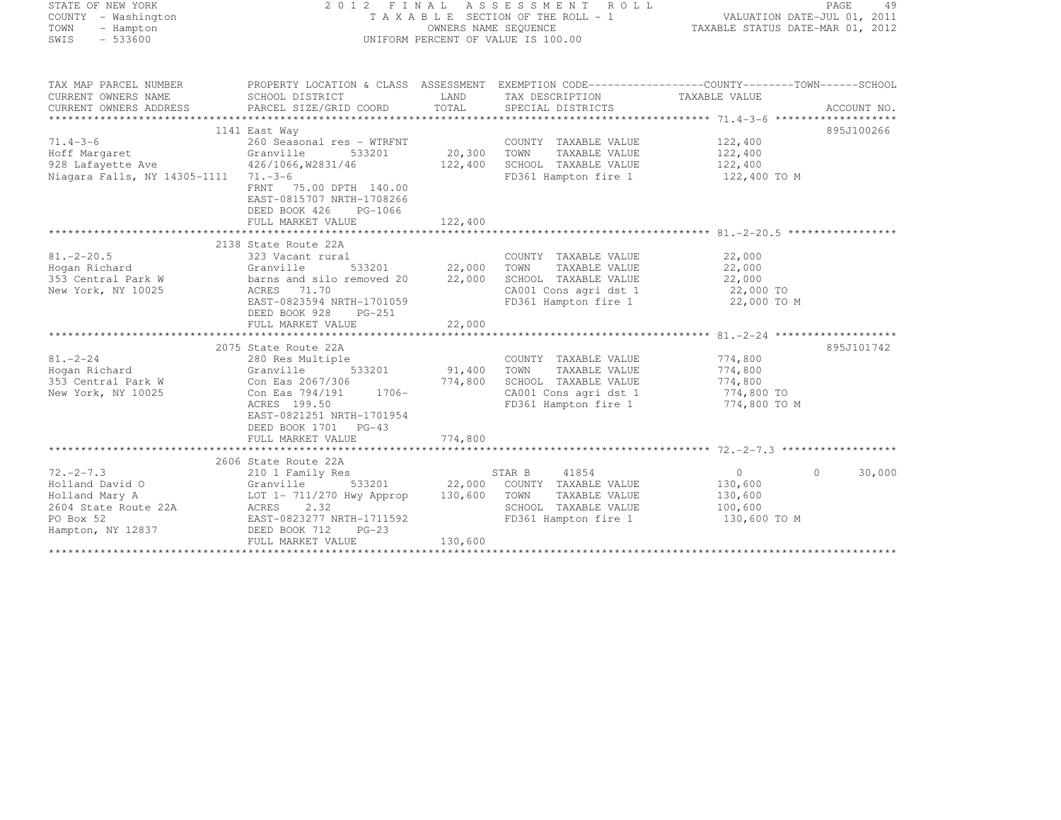STATE OF NEW YORK
COUNTY - Washington
TOWN - Hampton
SWIS - 533600

2012 FINAL ASSESSMENT ROLL
TAXABLE SECTION OF THE ROLL - 1
OWNERS NAME SEQUENCE
UNIFORM PERCENT OF VALUE IS 100.00

VALUATION DATE-JUL 01, 2011
TAXABLE STATUS DATE-MAR 01, 2012

| TAX MAP PARCEL NUMBER / CURRENT OWNERS NAME / CURRENT OWNERS ADDRESS | PROPERTY LOCATION & CLASS / SCHOOL DISTRICT / PARCEL SIZE/GRID COORD | ASSESSMENT LAND | TOTAL | EXEMPTION CODE / TAX DESCRIPTION / SPECIAL DISTRICTS | COUNTY / TOWN / SCHOOL TAXABLE VALUE | ACCOUNT NO. |
|---|---|---|---|---|---|---|
| **71.4-3-6** | 1141 East Way | | | | | 895J100266 |
| 71.4-3-6 | 260 Seasonal res - WTRFNT | | | COUNTY TAXABLE VALUE | 122,400 | |
| Hoff Margaret | Granville 533201 | 20,300 | | TOWN TAXABLE VALUE | 122,400 | |
| 928 Lafayette Ave | 426/1066,W2831/46 | | 122,400 | SCHOOL TAXABLE VALUE | 122,400 | |
| Niagara Falls, NY 14305-1111 | 71.-3-6 | | | FD361 Hampton fire 1 | 122,400 TO M | |
| | FRNT 75.00 DPTH 140.00 | | | | | |
| | EAST-0815707 NRTH-1708266 | | | | | |
| | DEED BOOK 426 PG-1066 | | | | | |
| | FULL MARKET VALUE | | 122,400 | | | |
| **81.-2-20.5** | 2138 State Route 22A | | | | | |
| 81.-2-20.5 | 323 Vacant rural | | | COUNTY TAXABLE VALUE | 22,000 | |
| Hogan Richard | Granville 533201 | 22,000 | | TOWN TAXABLE VALUE | 22,000 | |
| 353 Central Park W | barns and silo removed 20 | | 22,000 | SCHOOL TAXABLE VALUE | 22,000 | |
| New York, NY 10025 | ACRES 71.70 | | | CA001 Cons agri dst 1 | 22,000 TO | |
| | EAST-0823594 NRTH-1701059 | | | FD361 Hampton fire 1 | 22,000 TO M | |
| | DEED BOOK 928 PG-251 | | | | | |
| | FULL MARKET VALUE | | 22,000 | | | |
| **81.-2-24** | 2075 State Route 22A | | | | | 895J101742 |
| 81.-2-24 | 280 Res Multiple | | | COUNTY TAXABLE VALUE | 774,800 | |
| Hogan Richard | Granville 533201 | 91,400 | | TOWN TAXABLE VALUE | 774,800 | |
| 353 Central Park W | Con Eas 2067/306 | | 774,800 | SCHOOL TAXABLE VALUE | 774,800 | |
| New York, NY 10025 | Con Eas 794/191 1706- | | | CA001 Cons agri dst 1 | 774,800 TO | |
| | ACRES 199.50 | | | FD361 Hampton fire 1 | 774,800 TO M | |
| | EAST-0821251 NRTH-1701954 | | | | | |
| | DEED BOOK 1701 PG-43 | | | | | |
| | FULL MARKET VALUE | | 774,800 | | | |
| **72.-2-7.3** | 2606 State Route 22A | | | | | |
| 72.-2-7.3 | 210 1 Family Res | | | STAR B 41854 | 0 / 0 / 30,000 | |
| Holland David O | Granville 533201 | 22,000 | | COUNTY TAXABLE VALUE | 130,600 | |
| Holland Mary A | LOT 1- 711/270 Hwy Approp | | 130,600 | TOWN TAXABLE VALUE | 130,600 | |
| 2604 State Route 22A | ACRES 2.32 | | | SCHOOL TAXABLE VALUE | 100,600 | |
| PO Box 52 | EAST-0823277 NRTH-1711592 | | | FD361 Hampton fire 1 | 130,600 TO M | |
| Hampton, NY 12837 | DEED BOOK 712 PG-23 | | | | | |
| | FULL MARKET VALUE | | 130,600 | | | |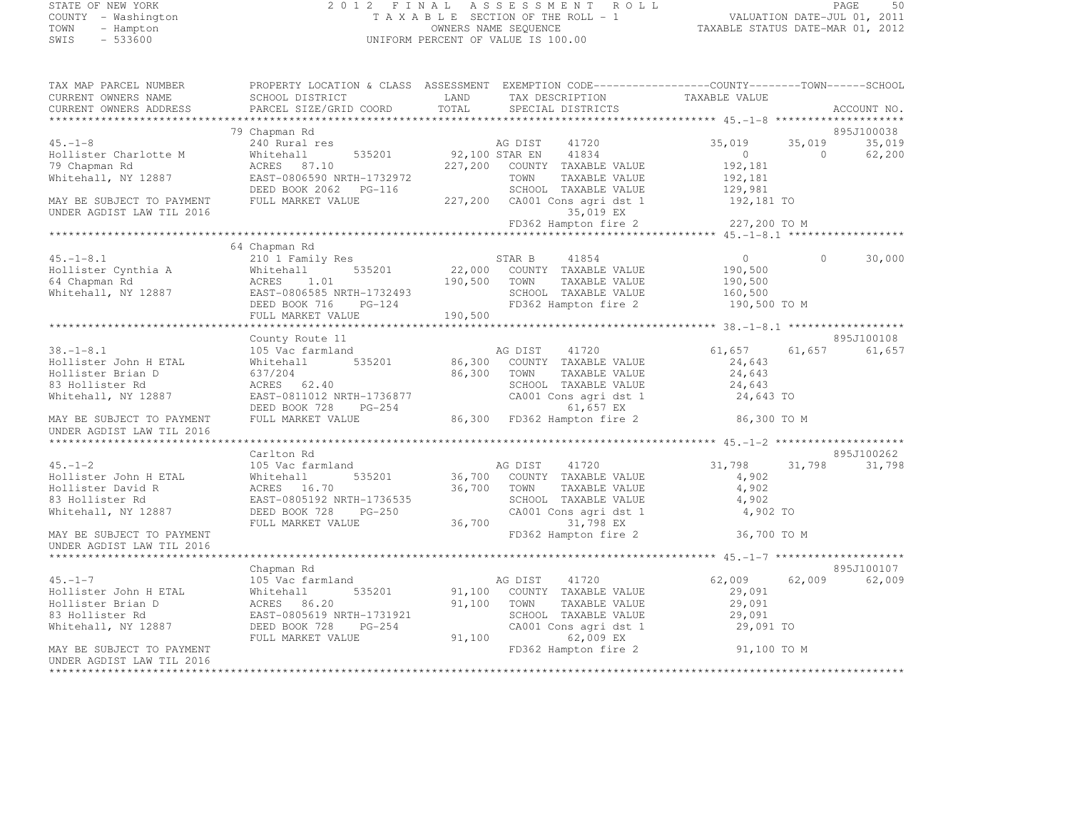STATE OF NEW YORK
COUNTY - Washington
TOWN - Hampton
SWIS - 533600

# 2012 FINAL ASSESSMENT ROLL

TAXABLE SECTION OF THE ROLL - 1
OWNERS NAME SEQUENCE
UNIFORM PERCENT OF VALUE IS 100.00

VALUATION DATE-JUL 01, 2011
TAXABLE STATUS DATE-MAR 01, 2012

```
TAX MAP PARCEL NUMBER          PROPERTY LOCATION & CLASS  ASSESSMENT  EXEMPTION CODE------------------COUNTY--------TOWN------SCHOOL
CURRENT OWNERS NAME            SCHOOL DISTRICT              LAND      TAX DESCRIPTION              TAXABLE VALUE
CURRENT OWNERS ADDRESS         PARCEL SIZE/GRID COORD       TOTAL     SPECIAL DISTRICTS                                      ACCOUNT NO.
******************************************************************************************************* 45.-1-8 ********************
                               79 Chapman Rd                                                                              895J100038
45.-1-8                        240 Rural res                          AG DIST     41720            35,019       35,019       35,019
Hollister Charlotte M          Whitehall        535201      92,100 STAR EN      41834                 0            0       62,200
79 Chapman Rd                  ACRES  87.10                227,200    COUNTY  TAXABLE VALUE        192,181
Whitehall, NY 12887            EAST-0806590 NRTH-1732972              TOWN    TAXABLE VALUE        192,181
                               DEED BOOK 2062   PG-116                SCHOOL  TAXABLE VALUE        129,981
MAY BE SUBJECT TO PAYMENT      FULL MARKET VALUE           227,200    CA001 Cons agri dst 1        192,181 TO
UNDER AGDIST LAW TIL 2016                                                 35,019 EX
                                                                      FD362 Hampton fire 2         227,200 TO M
******************************************************************************************************* 45.-1-8.1 ******************
                               64 Chapman Rd
45.-1-8.1                      210 1 Family Res                       STAR B      41854                 0            0       30,000
Hollister Cynthia A            Whitehall        535201      22,000    COUNTY  TAXABLE VALUE        190,500
64 Chapman Rd                  ACRES   1.01                190,500    TOWN    TAXABLE VALUE        190,500
Whitehall, NY 12887            EAST-0806585 NRTH-1732493              SCHOOL  TAXABLE VALUE        160,500
                               DEED BOOK 716    PG-124                FD362 Hampton fire 2         190,500 TO M
                               FULL MARKET VALUE           190,500
******************************************************************************************************* 38.-1-8.1 ******************
                               County Route 11                                                                            895J100108
38.-1-8.1                      105 Vac farmland                       AG DIST     41720            61,657       61,657       61,657
Hollister John H ETAL          Whitehall        535201      86,300    COUNTY  TAXABLE VALUE         24,643
Hollister Brian D              637/204                      86,300    TOWN    TAXABLE VALUE         24,643
83 Hollister Rd                ACRES  62.40                           SCHOOL  TAXABLE VALUE         24,643
Whitehall, NY 12887            EAST-0811012 NRTH-1736877              CA001 Cons agri dst 1         24,643 TO
                               DEED BOOK 728    PG-254                    61,657 EX
MAY BE SUBJECT TO PAYMENT      FULL MARKET VALUE            86,300    FD362 Hampton fire 2          86,300 TO M
UNDER AGDIST LAW TIL 2016
******************************************************************************************************* 45.-1-2 ********************
                               Carlton Rd                                                                                 895J100262
45.-1-2                        105 Vac farmland                       AG DIST     41720            31,798       31,798       31,798
Hollister John H ETAL          Whitehall        535201      36,700    COUNTY  TAXABLE VALUE          4,902
Hollister David R              ACRES  16.70                 36,700    TOWN    TAXABLE VALUE          4,902
83 Hollister Rd                EAST-0805192 NRTH-1736535              SCHOOL  TAXABLE VALUE          4,902
Whitehall, NY 12887            DEED BOOK 728    PG-250                CA001 Cons agri dst 1          4,902 TO
                               FULL MARKET VALUE            36,700        31,798 EX
MAY BE SUBJECT TO PAYMENT                                             FD362 Hampton fire 2          36,700 TO M
UNDER AGDIST LAW TIL 2016
******************************************************************************************************* 45.-1-7 ********************
                               Chapman Rd                                                                                 895J100107
45.-1-7                        105 Vac farmland                       AG DIST     41720            62,009       62,009       62,009
Hollister John H ETAL          Whitehall        535201      91,100    COUNTY  TAXABLE VALUE         29,091
Hollister Brian D              ACRES  86.20                 91,100    TOWN    TAXABLE VALUE         29,091
83 Hollister Rd                EAST-0805619 NRTH-1731921              SCHOOL  TAXABLE VALUE         29,091
Whitehall, NY 12887            DEED BOOK 728    PG-254                CA001 Cons agri dst 1         29,091 TO
                               FULL MARKET VALUE            91,100        62,009 EX
MAY BE SUBJECT TO PAYMENT                                             FD362 Hampton fire 2          91,100 TO M
UNDER AGDIST LAW TIL 2016
************************************************************************************************************************************
```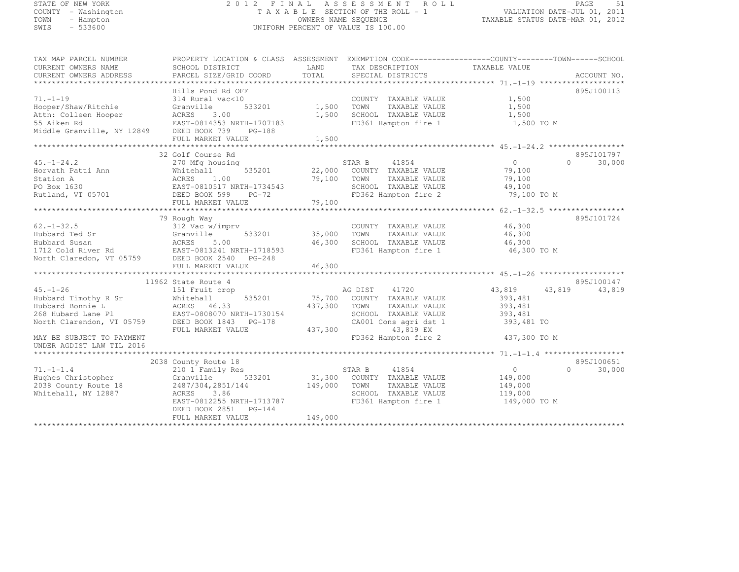STATE OF NEW YORK | COUNTY - Washington | TOWN - Hampton | SWIS - 533600

2012 FINAL ASSESSMENT ROLL
TAXABLE SECTION OF THE ROLL - 1
OWNERS NAME SEQUENCE
UNIFORM PERCENT OF VALUE IS 100.00

VALUATION DATE-JUL 01, 2011
TAXABLE STATUS DATE-MAR 01, 2012

| TAX MAP PARCEL NUMBER / CURRENT OWNERS NAME / CURRENT OWNERS ADDRESS | PROPERTY LOCATION & CLASS / SCHOOL DISTRICT / PARCEL SIZE/GRID COORD | ASSESSMENT LAND / TOTAL | EXEMPTION CODE / TAX DESCRIPTION / SPECIAL DISTRICTS | COUNTY | TOWN | SCHOOL / ACCOUNT NO. |
|---|---|---|---|---|---|---|
| **71.-1-19** | Hills Pond Rd OFF | | | | | 895J100113 |
| 71.-1-19 | 314 Rural vac<10 | | COUNTY TAXABLE VALUE | 1,500 | | |
| Hooper/Shaw/Ritchie | Granville 533201 | 1,500 | TOWN TAXABLE VALUE | | 1,500 | |
| Attn: Colleen Hooper | ACRES 3.00 | 1,500 | SCHOOL TAXABLE VALUE | | | 1,500 |
| 55 Aiken Rd | EAST-0814353 NRTH-1707183 | | FD361 Hampton fire 1 | 1,500 TO M | | |
| Middle Granville, NY 12849 | DEED BOOK 739 PG-188 | | | | | |
| | FULL MARKET VALUE | 1,500 | | | | |
| **45.-1-24.2** | 32 Golf Course Rd | | | | | 895J101797 |
| 45.-1-24.2 | 270 Mfg housing | | STAR B 41854 | 0 | 0 | 30,000 |
| Horvath Patti Ann | Whitehall 535201 | 22,000 | COUNTY TAXABLE VALUE | 79,100 | | |
| Station A | ACRES 1.00 | 79,100 | TOWN TAXABLE VALUE | | 79,100 | |
| PO Box 1630 | EAST-0810517 NRTH-1734543 | | SCHOOL TAXABLE VALUE | | | 49,100 |
| Rutland, VT 05701 | DEED BOOK 599 PG-72 | | FD362 Hampton fire 2 | 79,100 TO M | | |
| | FULL MARKET VALUE | 79,100 | | | | |
| **62.-1-32.5** | 79 Rough Way | | | | | 895J101724 |
| 62.-1-32.5 | 312 Vac w/imprv | | COUNTY TAXABLE VALUE | 46,300 | | |
| Hubbard Ted Sr | Granville 533201 | 35,000 | TOWN TAXABLE VALUE | | 46,300 | |
| Hubbard Susan | ACRES 5.00 | 46,300 | SCHOOL TAXABLE VALUE | | | 46,300 |
| 1712 Cold River Rd | EAST-0813241 NRTH-1718593 | | FD361 Hampton fire 1 | 46,300 TO M | | |
| North Claredon, VT 05759 | DEED BOOK 2540 PG-248 | | | | | |
| | FULL MARKET VALUE | 46,300 | | | | |
| **45.-1-26** | 11962 State Route 4 | | | | | 895J100147 |
| 45.-1-26 | 151 Fruit crop | | AG DIST 41720 | 43,819 | 43,819 | 43,819 |
| Hubbard Timothy R Sr | Whitehall 535201 | 75,700 | COUNTY TAXABLE VALUE | 393,481 | | |
| Hubbard Bonnie L | ACRES 46.33 | 437,300 | TOWN TAXABLE VALUE | | 393,481 | |
| 268 Hubard Lane Pl | EAST-0808070 NRTH-1730154 | | SCHOOL TAXABLE VALUE | | | 393,481 |
| North Clarendon, VT 05759 | DEED BOOK 1843 PG-178 | | CA001 Cons agri dst 1 | 393,481 TO | | |
| | FULL MARKET VALUE | 437,300 | 43,819 EX | | | |
| MAY BE SUBJECT TO PAYMENT | | | FD362 Hampton fire 2 | 437,300 TO M | | |
| UNDER AGDIST LAW TIL 2016 | | | | | | |
| **71.-1-1.4** | 2038 County Route 18 | | | | | 895J100651 |
| 71.-1-1.4 | 210 1 Family Res | | STAR B 41854 | 0 | 0 | 30,000 |
| Hughes Christopher | Granville 533201 | 31,300 | COUNTY TAXABLE VALUE | 149,000 | | |
| 2038 County Route 18 | 2487/304,2851/144 | 149,000 | TOWN TAXABLE VALUE | | 149,000 | |
| Whitehall, NY 12887 | ACRES 3.86 | | SCHOOL TAXABLE VALUE | | | 119,000 |
| | EAST-0812255 NRTH-1713787 | | FD361 Hampton fire 1 | 149,000 TO M | | |
| | DEED BOOK 2851 PG-144 | | | | | |
| | FULL MARKET VALUE | 149,000 | | | | |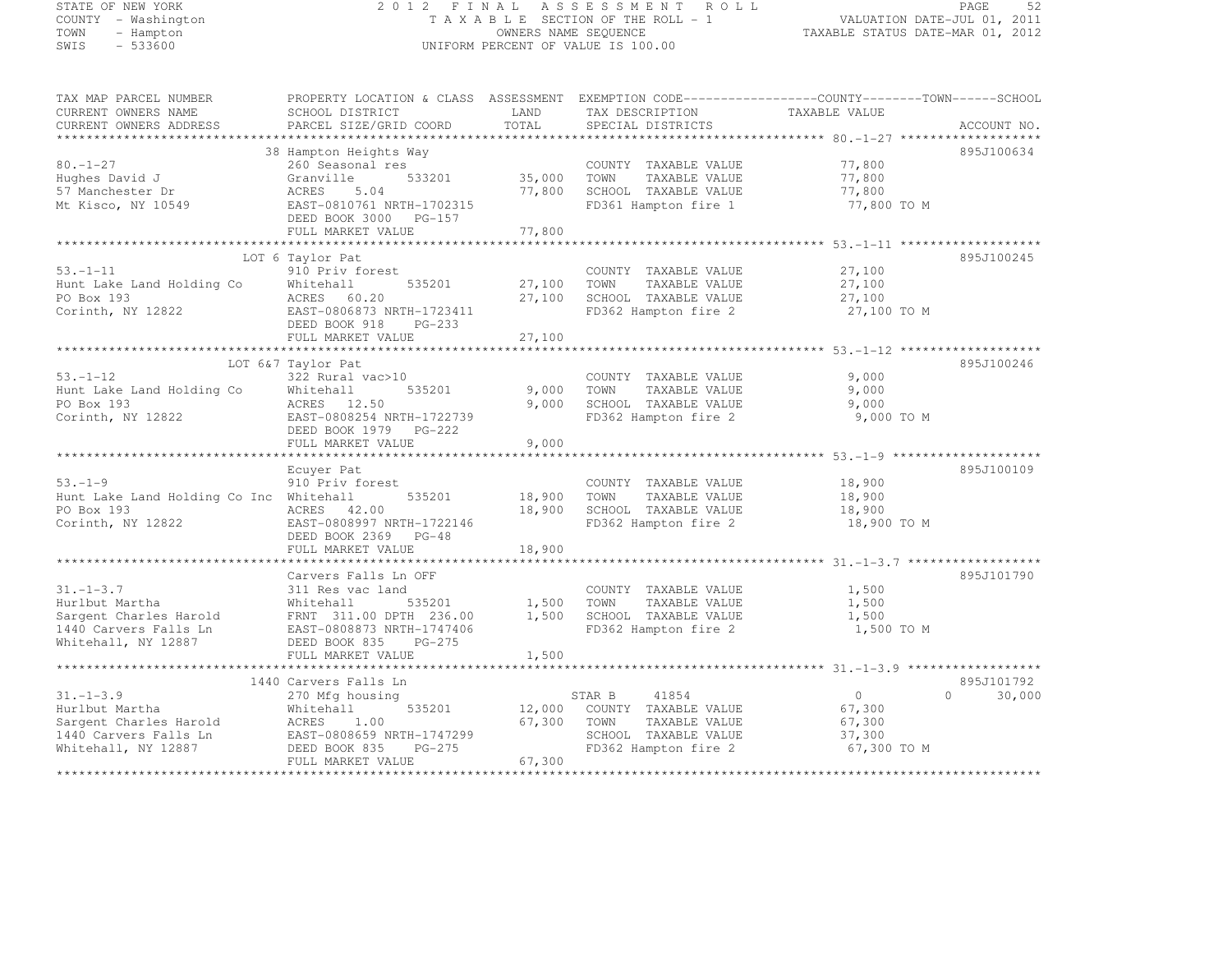STATE OF NEW YORK
COUNTY - Washington
TOWN - Hampton
SWIS - 533600

# 2012 FINAL ASSESSMENT ROLL

TAXABLE SECTION OF THE ROLL - 1
OWNERS NAME SEQUENCE
UNIFORM PERCENT OF VALUE IS 100.00

VALUATION DATE-JUL 01, 2011
TAXABLE STATUS DATE-MAR 01, 2012

| TAX MAP PARCEL NUMBER / CURRENT OWNERS NAME / CURRENT OWNERS ADDRESS | PROPERTY LOCATION & CLASS / SCHOOL DISTRICT / PARCEL SIZE/GRID COORD | ASSESSMENT LAND | TOTAL | EXEMPTION CODE / TAX DESCRIPTION / SPECIAL DISTRICTS | COUNTY TAXABLE VALUE | TOWN | SCHOOL | ACCOUNT NO. |
|---|---|---|---|---|---|---|---|---|
| 80.-1-27 | 38 Hampton Heights Way | | | | | | | 895J100634 |
| Hughes David J | 260 Seasonal res | | | COUNTY TAXABLE VALUE | 77,800 | | | |
| 57 Manchester Dr | Granville 533201 | 35,000 | | TOWN TAXABLE VALUE | 77,800 | | | |
| Mt Kisco, NY 10549 | ACRES 5.04 | | 77,800 | SCHOOL TAXABLE VALUE | 77,800 | | | |
| | EAST-0810761 NRTH-1702315 | | | FD361 Hampton fire 1 | 77,800 TO M | | | |
| | DEED BOOK 3000 PG-157 | | | | | | | |
| | FULL MARKET VALUE | | 77,800 | | | | | |
| 53.-1-11 | LOT 6 Taylor Pat | | | | | | | 895J100245 |
| Hunt Lake Land Holding Co | 910 Priv forest | | | COUNTY TAXABLE VALUE | 27,100 | | | |
| PO Box 193 | Whitehall 535201 | 27,100 | | TOWN TAXABLE VALUE | 27,100 | | | |
| Corinth, NY 12822 | ACRES 60.20 | | 27,100 | SCHOOL TAXABLE VALUE | 27,100 | | | |
| | EAST-0806873 NRTH-1723411 | | | FD362 Hampton fire 2 | 27,100 TO M | | | |
| | DEED BOOK 918 PG-233 | | | | | | | |
| | FULL MARKET VALUE | | 27,100 | | | | | |
| 53.-1-12 | LOT 6&7 Taylor Pat | | | | | | | 895J100246 |
| Hunt Lake Land Holding Co | 322 Rural vac>10 | | | COUNTY TAXABLE VALUE | 9,000 | | | |
| PO Box 193 | Whitehall 535201 | 9,000 | | TOWN TAXABLE VALUE | 9,000 | | | |
| Corinth, NY 12822 | ACRES 12.50 | | 9,000 | SCHOOL TAXABLE VALUE | 9,000 | | | |
| | EAST-0808254 NRTH-1722739 | | | FD362 Hampton fire 2 | 9,000 TO M | | | |
| | DEED BOOK 1979 PG-222 | | | | | | | |
| | FULL MARKET VALUE | | 9,000 | | | | | |
| 53.-1-9 | Ecuyer Pat | | | | | | | 895J100109 |
| Hunt Lake Land Holding Co Inc | 910 Priv forest | | | COUNTY TAXABLE VALUE | 18,900 | | | |
| PO Box 193 | Whitehall 535201 | 18,900 | | TOWN TAXABLE VALUE | 18,900 | | | |
| Corinth, NY 12822 | ACRES 42.00 | | 18,900 | SCHOOL TAXABLE VALUE | 18,900 | | | |
| | EAST-0808997 NRTH-1722146 | | | FD362 Hampton fire 2 | 18,900 TO M | | | |
| | DEED BOOK 2369 PG-48 | | | | | | | |
| | FULL MARKET VALUE | | 18,900 | | | | | |
| 31.-1-3.7 | Carvers Falls Ln OFF | | | | | | | 895J101790 |
| Hurlbut Martha | 311 Res vac land | | | COUNTY TAXABLE VALUE | 1,500 | | | |
| Sargent Charles Harold | Whitehall 535201 | 1,500 | | TOWN TAXABLE VALUE | 1,500 | | | |
| 1440 Carvers Falls Ln | FRNT 311.00 DPTH 236.00 | | 1,500 | SCHOOL TAXABLE VALUE | 1,500 | | | |
| Whitehall, NY 12887 | EAST-0808873 NRTH-1747406 | | | FD362 Hampton fire 2 | 1,500 TO M | | | |
| | DEED BOOK 835 PG-275 | | | | | | | |
| | FULL MARKET VALUE | | 1,500 | | | | | |
| 31.-1-3.9 | 1440 Carvers Falls Ln | | | | | | | 895J101792 |
| Hurlbut Martha | 270 Mfg housing | | | STAR B 41854 | 0 | 0 | 30,000 | |
| Sargent Charles Harold | Whitehall 535201 | 12,000 | | COUNTY TAXABLE VALUE | 67,300 | | | |
| 1440 Carvers Falls Ln | ACRES 1.00 | | 67,300 | TOWN TAXABLE VALUE | 67,300 | | | |
| Whitehall, NY 12887 | EAST-0808659 NRTH-1747299 | | | SCHOOL TAXABLE VALUE | 37,300 | | | |
| | DEED BOOK 835 PG-275 | | | FD362 Hampton fire 2 | 67,300 TO M | | | |
| | FULL MARKET VALUE | | 67,300 | | | | | |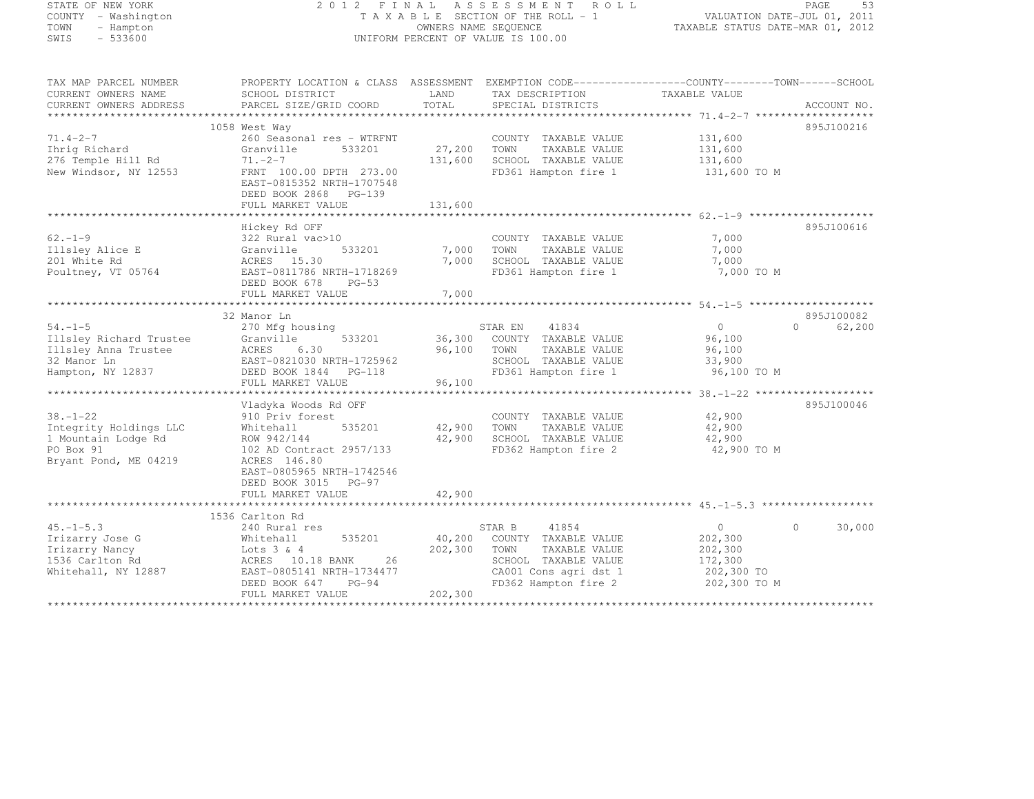STATE OF NEW YORK
COUNTY - Washington
TOWN - Hampton
SWIS - 533600

# 2012 FINAL ASSESSMENT ROLL

TAXABLE SECTION OF THE ROLL - 1
OWNERS NAME SEQUENCE
UNIFORM PERCENT OF VALUE IS 100.00

VALUATION DATE-JUL 01, 2011
TAXABLE STATUS DATE-MAR 01, 2012

| TAX MAP PARCEL NUMBER / CURRENT OWNERS NAME / CURRENT OWNERS ADDRESS | PROPERTY LOCATION & CLASS / SCHOOL DISTRICT / PARCEL SIZE/GRID COORD | ASSESSMENT LAND | ASSESSMENT TOTAL | EXEMPTION CODE / TAX DESCRIPTION / SPECIAL DISTRICTS | COUNTY TAXABLE VALUE | TOWN | SCHOOL | ACCOUNT NO. |
|---|---|---|---|---|---|---|---|---|
| 71.4-2-7 | 1058 West Way | | | | | | | 895J100216 |
| | 260 Seasonal res - WTRFNT | | | COUNTY TAXABLE VALUE | 131,600 | | | |
| Ihrig Richard | Granville 533201 | 27,200 | | TOWN TAXABLE VALUE | 131,600 | | | |
| 276 Temple Hill Rd | 71.-2-7 | | 131,600 | SCHOOL TAXABLE VALUE | 131,600 | | | |
| New Windsor, NY 12553 | FRNT 100.00 DPTH 273.00 | | | FD361 Hampton fire 1 | 131,600 TO M | | | |
| | EAST-0815352 NRTH-1707548 | | | | | | | |
| | DEED BOOK 2868 PG-139 | | | | | | | |
| | FULL MARKET VALUE | | 131,600 | | | | | |
| 62.-1-9 | Hickey Rd OFF | | | | | | | 895J100616 |
| | 322 Rural vac>10 | | | COUNTY TAXABLE VALUE | 7,000 | | | |
| Illsley Alice E | Granville 533201 | 7,000 | | TOWN TAXABLE VALUE | 7,000 | | | |
| 201 White Rd | ACRES 15.30 | | 7,000 | SCHOOL TAXABLE VALUE | 7,000 | | | |
| Poultney, VT 05764 | EAST-0811786 NRTH-1718269 | | | FD361 Hampton fire 1 | 7,000 TO M | | | |
| | DEED BOOK 678 PG-53 | | | | | | | |
| | FULL MARKET VALUE | | 7,000 | | | | | |
| 54.-1-5 | 32 Manor Ln | | | | | | | 895J100082 |
| | 270 Mfg housing | | | STAR EN 41834 | 0 | 0 | 62,200 | |
| Illsley Richard Trustee | Granville 533201 | 36,300 | | COUNTY TAXABLE VALUE | 96,100 | | | |
| Illsley Anna Trustee | ACRES 6.30 | | 96,100 | TOWN TAXABLE VALUE | 96,100 | | | |
| 32 Manor Ln | EAST-0821030 NRTH-1725962 | | | SCHOOL TAXABLE VALUE | 33,900 | | | |
| Hampton, NY 12837 | DEED BOOK 1844 PG-118 | | | FD361 Hampton fire 1 | 96,100 TO M | | | |
| | FULL MARKET VALUE | | 96,100 | | | | | |
| 38.-1-22 | Vladyka Woods Rd OFF | | | | | | | 895J100046 |
| | 910 Priv forest | | | COUNTY TAXABLE VALUE | 42,900 | | | |
| Integrity Holdings LLC | Whitehall 535201 | 42,900 | | TOWN TAXABLE VALUE | 42,900 | | | |
| 1 Mountain Lodge Rd | ROW 942/144 | | 42,900 | SCHOOL TAXABLE VALUE | 42,900 | | | |
| PO Box 91 | 102 AD Contract 2957/133 | | | FD362 Hampton fire 2 | 42,900 TO M | | | |
| Bryant Pond, ME 04219 | ACRES 146.80 | | | | | | | |
| | EAST-0805965 NRTH-1742546 | | | | | | | |
| | DEED BOOK 3015 PG-97 | | | | | | | |
| | FULL MARKET VALUE | | 42,900 | | | | | |
| 45.-1-5.3 | 1536 Carlton Rd | | | | | | | |
| | 240 Rural res | | | STAR B 41854 | 0 | 0 | 30,000 | |
| Irizarry Jose G | Whitehall 535201 | 40,200 | | COUNTY TAXABLE VALUE | 202,300 | | | |
| Irizarry Nancy | Lots 3 & 4 | | 202,300 | TOWN TAXABLE VALUE | 202,300 | | | |
| 1536 Carlton Rd | ACRES 10.18 BANK 26 | | | SCHOOL TAXABLE VALUE | 172,300 | | | |
| Whitehall, NY 12887 | EAST-0805141 NRTH-1734477 | | | CA001 Cons agri dst 1 | 202,300 TO | | | |
| | DEED BOOK 647 PG-94 | | | FD362 Hampton fire 2 | 202,300 TO M | | | |
| | FULL MARKET VALUE | | 202,300 | | | | | |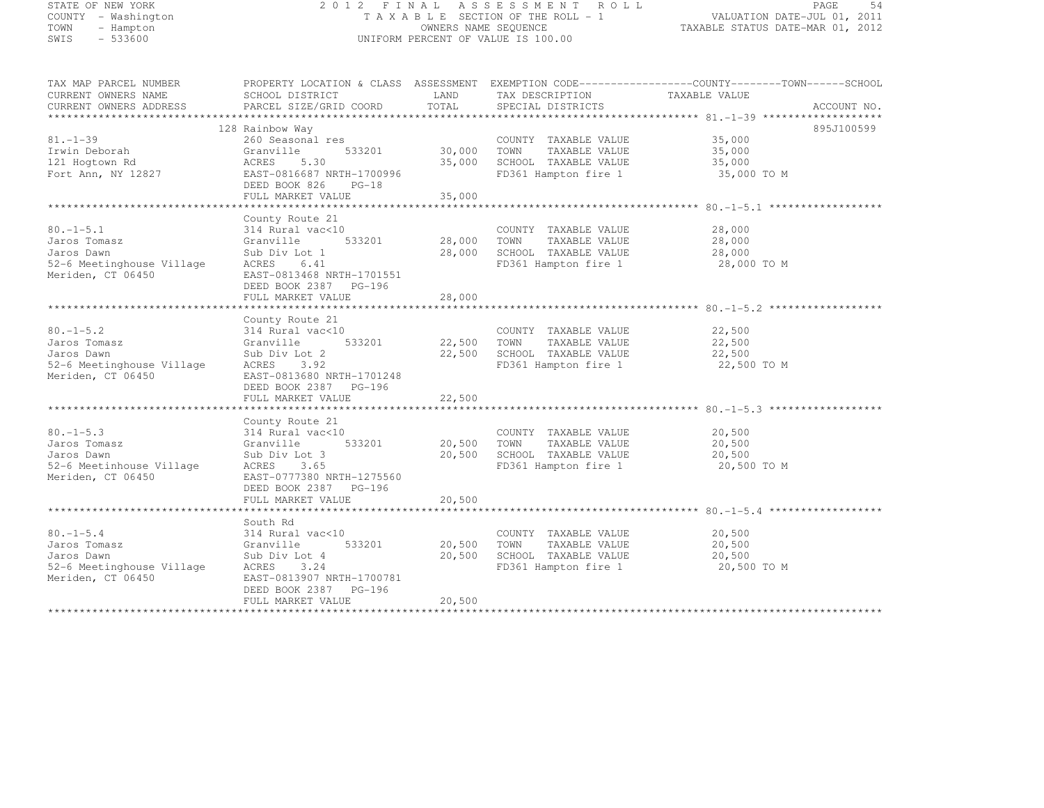STATE OF NEW YORK — 2012 FINAL ASSESSMENT ROLL — PAGE 54
COUNTY - Washington — TAXABLE SECTION OF THE ROLL - 1 — VALUATION DATE-JUL 01, 2011
TOWN - Hampton — OWNERS NAME SEQUENCE — TAXABLE STATUS DATE-MAR 01, 2012
SWIS - 533600 — UNIFORM PERCENT OF VALUE IS 100.00

| TAX MAP PARCEL NUMBER / CURRENT OWNERS NAME / CURRENT OWNERS ADDRESS | PROPERTY LOCATION & CLASS / SCHOOL DISTRICT / PARCEL SIZE/GRID COORD | ASSESSMENT LAND | TOTAL | EXEMPTION CODE / TAX DESCRIPTION / SPECIAL DISTRICTS | TAXABLE VALUE (COUNTY / TOWN / SCHOOL) | ACCOUNT NO. |
|---|---|---|---|---|---|---|
| 81.-1-39 | 128 Rainbow Way | | | | | 895J100599 |
| Irwin Deborah | 260 Seasonal res | | | COUNTY TAXABLE VALUE | 35,000 | |
| 121 Hogtown Rd | Granville 533201 | 30,000 | | TOWN TAXABLE VALUE | 35,000 | |
| Fort Ann, NY 12827 | ACRES 5.30 | | 35,000 | SCHOOL TAXABLE VALUE | 35,000 | |
| | EAST-0816687 NRTH-1700996 | | | FD361 Hampton fire 1 | 35,000 TO M | |
| | DEED BOOK 826 PG-18 | | | | | |
| | FULL MARKET VALUE | | 35,000 | | | |
| 80.-1-5.1 | County Route 21 | | | | | |
| Jaros Tomasz | 314 Rural vac<10 | | | COUNTY TAXABLE VALUE | 28,000 | |
| Jaros Dawn | Granville 533201 | 28,000 | | TOWN TAXABLE VALUE | 28,000 | |
| 52-6 Meetinghouse Village | Sub Div Lot 1 | | 28,000 | SCHOOL TAXABLE VALUE | 28,000 | |
| Meriden, CT 06450 | ACRES 6.41 | | | FD361 Hampton fire 1 | 28,000 TO M | |
| | EAST-0813468 NRTH-1701551 | | | | | |
| | DEED BOOK 2387 PG-196 | | | | | |
| | FULL MARKET VALUE | | 28,000 | | | |
| 80.-1-5.2 | County Route 21 | | | | | |
| Jaros Tomasz | 314 Rural vac<10 | | | COUNTY TAXABLE VALUE | 22,500 | |
| Jaros Dawn | Granville 533201 | 22,500 | | TOWN TAXABLE VALUE | 22,500 | |
| 52-6 Meetinghouse Village | Sub Div Lot 2 | | 22,500 | SCHOOL TAXABLE VALUE | 22,500 | |
| Meriden, CT 06450 | ACRES 3.92 | | | FD361 Hampton fire 1 | 22,500 TO M | |
| | EAST-0813680 NRTH-1701248 | | | | | |
| | DEED BOOK 2387 PG-196 | | | | | |
| | FULL MARKET VALUE | | 22,500 | | | |
| 80.-1-5.3 | County Route 21 | | | | | |
| Jaros Tomasz | 314 Rural vac<10 | | | COUNTY TAXABLE VALUE | 20,500 | |
| Jaros Dawn | Granville 533201 | 20,500 | | TOWN TAXABLE VALUE | 20,500 | |
| 52-6 Meetinhouse Village | Sub Div Lot 3 | | 20,500 | SCHOOL TAXABLE VALUE | 20,500 | |
| Meriden, CT 06450 | ACRES 3.65 | | | FD361 Hampton fire 1 | 20,500 TO M | |
| | EAST-0777380 NRTH-1275560 | | | | | |
| | DEED BOOK 2387 PG-196 | | | | | |
| | FULL MARKET VALUE | | 20,500 | | | |
| 80.-1-5.4 | South Rd | | | | | |
| Jaros Tomasz | 314 Rural vac<10 | | | COUNTY TAXABLE VALUE | 20,500 | |
| Jaros Dawn | Granville 533201 | 20,500 | | TOWN TAXABLE VALUE | 20,500 | |
| 52-6 Meetinghouse Village | Sub Div Lot 4 | | 20,500 | SCHOOL TAXABLE VALUE | 20,500 | |
| Meriden, CT 06450 | ACRES 3.24 | | | FD361 Hampton fire 1 | 20,500 TO M | |
| | EAST-0813907 NRTH-1700781 | | | | | |
| | DEED BOOK 2387 PG-196 | | | | | |
| | FULL MARKET VALUE | | 20,500 | | | |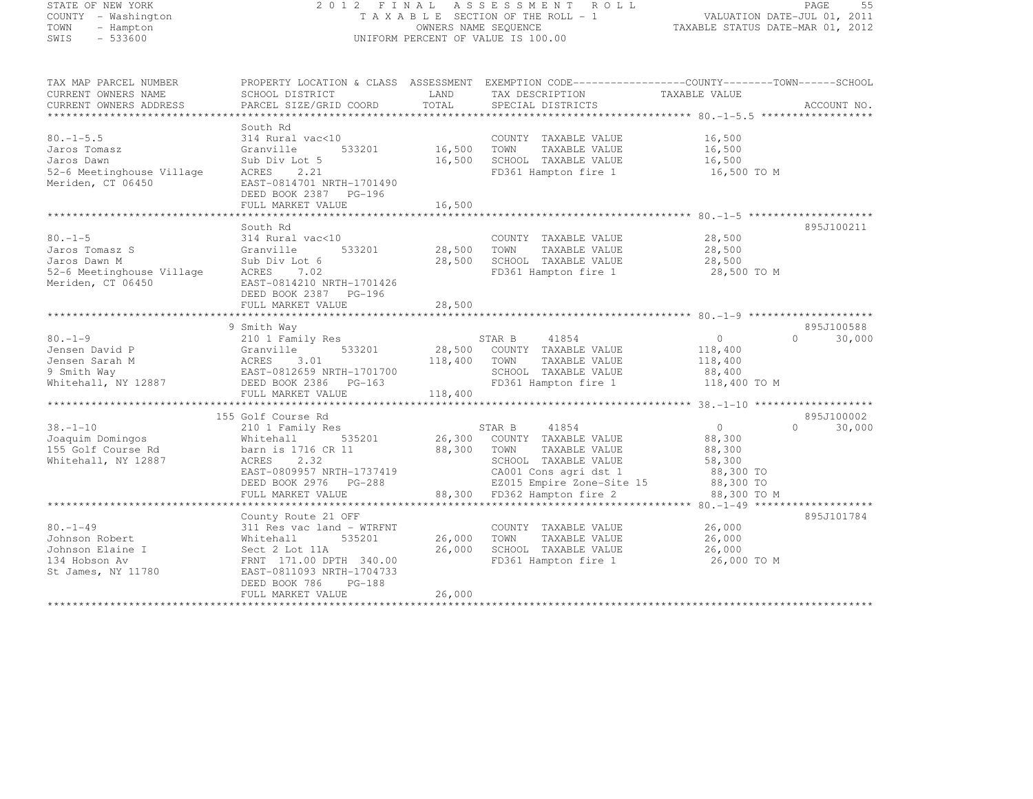STATE OF NEW YORK
COUNTY - Washington
TOWN - Hampton
SWIS - 533600

2012 FINAL ASSESSMENT ROLL
TAXABLE SECTION OF THE ROLL - 1
OWNERS NAME SEQUENCE
UNIFORM PERCENT OF VALUE IS 100.00

VALUATION DATE-JUL 01, 2011
TAXABLE STATUS DATE-MAR 01, 2012

| TAX MAP PARCEL NUMBER / CURRENT OWNERS NAME / CURRENT OWNERS ADDRESS | PROPERTY LOCATION & CLASS / SCHOOL DISTRICT / PARCEL SIZE/GRID COORD | ASSESSMENT LAND / TOTAL | EXEMPTION CODE / TAX DESCRIPTION / SPECIAL DISTRICTS | COUNTY | TOWN | SCHOOL / TAXABLE VALUE | ACCOUNT NO. |
|---|---|---|---|---|---|---|---|
| **80.-1-5.5** | South Rd | | | | | | |
| 80.-1-5.5 | 314 Rural vac<10 | | COUNTY TAXABLE VALUE | 16,500 | | | |
| Jaros Tomasz | Granville 533201 | 16,500 | TOWN TAXABLE VALUE | | 16,500 | | |
| Jaros Dawn | Sub Div Lot 5 | 16,500 | SCHOOL TAXABLE VALUE | | | 16,500 | |
| 52-6 Meetinghouse Village | ACRES 2.21 | | FD361 Hampton fire 1 | 16,500 TO M | | | |
| Meriden, CT 06450 | EAST-0814701 NRTH-1701490 | | | | | | |
| | DEED BOOK 2387 PG-196 | | | | | | |
| | FULL MARKET VALUE | 16,500 | | | | | |
| **80.-1-5** | South Rd | | | | | | 895J100211 |
| 80.-1-5 | 314 Rural vac<10 | | COUNTY TAXABLE VALUE | 28,500 | | | |
| Jaros Tomasz S | Granville 533201 | 28,500 | TOWN TAXABLE VALUE | | 28,500 | | |
| Jaros Dawn M | Sub Div Lot 6 | 28,500 | SCHOOL TAXABLE VALUE | | | 28,500 | |
| 52-6 Meetinghouse Village | ACRES 7.02 | | FD361 Hampton fire 1 | 28,500 TO M | | | |
| Meriden, CT 06450 | EAST-0814210 NRTH-1701426 | | | | | | |
| | DEED BOOK 2387 PG-196 | | | | | | |
| | FULL MARKET VALUE | 28,500 | | | | | |
| **80.-1-9** | 9 Smith Way | | | | | | 895J100588 |
| 80.-1-9 | 210 1 Family Res | | STAR B 41854 | 0 | 0 | 30,000 | |
| Jensen David P | Granville 533201 | 28,500 | COUNTY TAXABLE VALUE | 118,400 | | | |
| Jensen Sarah M | ACRES 3.01 | 118,400 | TOWN TAXABLE VALUE | | 118,400 | | |
| 9 Smith Way | EAST-0812659 NRTH-1701700 | | SCHOOL TAXABLE VALUE | | | 88,400 | |
| Whitehall, NY 12887 | DEED BOOK 2386 PG-163 | | FD361 Hampton fire 1 | 118,400 TO M | | | |
| | FULL MARKET VALUE | 118,400 | | | | | |
| **38.-1-10** | 155 Golf Course Rd | | | | | | 895J100002 |
| 38.-1-10 | 210 1 Family Res | | STAR B 41854 | 0 | 0 | 30,000 | |
| Joaquim Domingos | Whitehall 535201 | 26,300 | COUNTY TAXABLE VALUE | 88,300 | | | |
| 155 Golf Course Rd | barn is 1716 CR 11 | 88,300 | TOWN TAXABLE VALUE | | 88,300 | | |
| Whitehall, NY 12887 | ACRES 2.32 | | SCHOOL TAXABLE VALUE | | | 58,300 | |
| | EAST-0809957 NRTH-1737419 | | CA001 Cons agri dst 1 | 88,300 TO | | | |
| | DEED BOOK 2976 PG-288 | | EZ015 Empire Zone-Site 15 | 88,300 TO | | | |
| | FULL MARKET VALUE | 88,300 | FD362 Hampton fire 2 | 88,300 TO M | | | |
| **80.-1-49** | County Route 21 OFF | | | | | | 895J101784 |
| 80.-1-49 | 311 Res vac land - WTRFNT | | COUNTY TAXABLE VALUE | 26,000 | | | |
| Johnson Robert | Whitehall 535201 | 26,000 | TOWN TAXABLE VALUE | | 26,000 | | |
| Johnson Elaine I | Sect 2 Lot 11A | 26,000 | SCHOOL TAXABLE VALUE | | | 26,000 | |
| 134 Hobson Av | FRNT 171.00 DPTH 340.00 | | FD361 Hampton fire 1 | 26,000 TO M | | | |
| St James, NY 11780 | EAST-0811093 NRTH-1704733 | | | | | | |
| | DEED BOOK 786 PG-188 | | | | | | |
| | FULL MARKET VALUE | 26,000 | | | | | |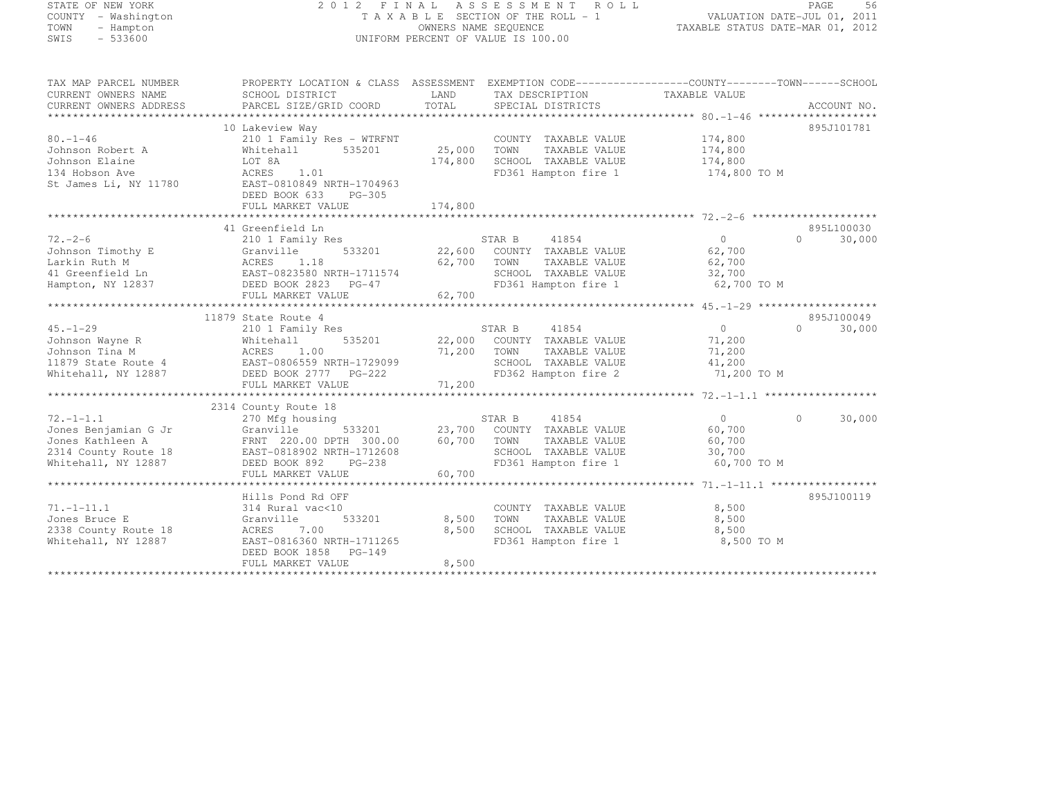STATE OF NEW YORK
COUNTY - Washington
TOWN - Hampton
SWIS - 533600

# 2012 FINAL ASSESSMENT ROLL

TAXABLE SECTION OF THE ROLL - 1
OWNERS NAME SEQUENCE
UNIFORM PERCENT OF VALUE IS 100.00

VALUATION DATE-JUL 01, 2011
TAXABLE STATUS DATE-MAR 01, 2012

| TAX MAP PARCEL NUMBER / CURRENT OWNERS NAME / CURRENT OWNERS ADDRESS | PROPERTY LOCATION & CLASS / SCHOOL DISTRICT / PARCEL SIZE/GRID COORD | ASSESSMENT LAND | TOTAL | EXEMPTION CODE / TAX DESCRIPTION / SPECIAL DISTRICTS | COUNTY / TOWN / SCHOOL TAXABLE VALUE | ACCOUNT NO. |
|---|---|---|---|---|---|---|
| 80.-1-46 | 10 Lakeview Way | | | | | 895J101781 |
| | 210 1 Family Res - WTRFNT | | | COUNTY TAXABLE VALUE | 174,800 | |
| Johnson Robert A | Whitehall 535201 | 25,000 | | TOWN TAXABLE VALUE | 174,800 | |
| Johnson Elaine | LOT 8A | | 174,800 | SCHOOL TAXABLE VALUE | 174,800 | |
| 134 Hobson Ave | ACRES 1.01 | | | FD361 Hampton fire 1 | 174,800 TO M | |
| St James Li, NY 11780 | EAST-0810849 NRTH-1704963 | | | | | |
| | DEED BOOK 633 PG-305 | | | | | |
| | FULL MARKET VALUE | | 174,800 | | | |
| 72.-2-6 | 41 Greenfield Ln | | | | | 895L100030 |
| | 210 1 Family Res | | | STAR B 41854 | 0 0 30,000 | |
| Johnson Timothy E | Granville 533201 | 22,600 | | COUNTY TAXABLE VALUE | 62,700 | |
| Larkin Ruth M | ACRES 1.18 | | 62,700 | TOWN TAXABLE VALUE | 62,700 | |
| 41 Greenfield Ln | EAST-0823580 NRTH-1711574 | | | SCHOOL TAXABLE VALUE | 32,700 | |
| Hampton, NY 12837 | DEED BOOK 2823 PG-47 | | | FD361 Hampton fire 1 | 62,700 TO M | |
| | FULL MARKET VALUE | | 62,700 | | | |
| 45.-1-29 | 11879 State Route 4 | | | | | 895J100049 |
| | 210 1 Family Res | | | STAR B 41854 | 0 0 30,000 | |
| Johnson Wayne R | Whitehall 535201 | 22,000 | | COUNTY TAXABLE VALUE | 71,200 | |
| Johnson Tina M | ACRES 1.00 | | 71,200 | TOWN TAXABLE VALUE | 71,200 | |
| 11879 State Route 4 | EAST-0806559 NRTH-1729099 | | | SCHOOL TAXABLE VALUE | 41,200 | |
| Whitehall, NY 12887 | DEED BOOK 2777 PG-222 | | | FD362 Hampton fire 2 | 71,200 TO M | |
| | FULL MARKET VALUE | | 71,200 | | | |
| 72.-1-1.1 | 2314 County Route 18 | | | | | |
| | 270 Mfg housing | | | STAR B 41854 | 0 0 30,000 | |
| Jones Benjamian G Jr | Granville 533201 | 23,700 | | COUNTY TAXABLE VALUE | 60,700 | |
| Jones Kathleen A | FRNT 220.00 DPTH 300.00 | | 60,700 | TOWN TAXABLE VALUE | 60,700 | |
| 2314 County Route 18 | EAST-0818902 NRTH-1712608 | | | SCHOOL TAXABLE VALUE | 30,700 | |
| Whitehall, NY 12887 | DEED BOOK 892 PG-238 | | | FD361 Hampton fire 1 | 60,700 TO M | |
| | FULL MARKET VALUE | | 60,700 | | | |
| 71.-1-11.1 | Hills Pond Rd OFF | | | | | 895J100119 |
| | 314 Rural vac<10 | | | COUNTY TAXABLE VALUE | 8,500 | |
| Jones Bruce E | Granville 533201 | 8,500 | | TOWN TAXABLE VALUE | 8,500 | |
| 2338 County Route 18 | ACRES 7.00 | | 8,500 | SCHOOL TAXABLE VALUE | 8,500 | |
| Whitehall, NY 12887 | EAST-0816360 NRTH-1711265 | | | FD361 Hampton fire 1 | 8,500 TO M | |
| | DEED BOOK 1858 PG-149 | | | | | |
| | FULL MARKET VALUE | | 8,500 | | | |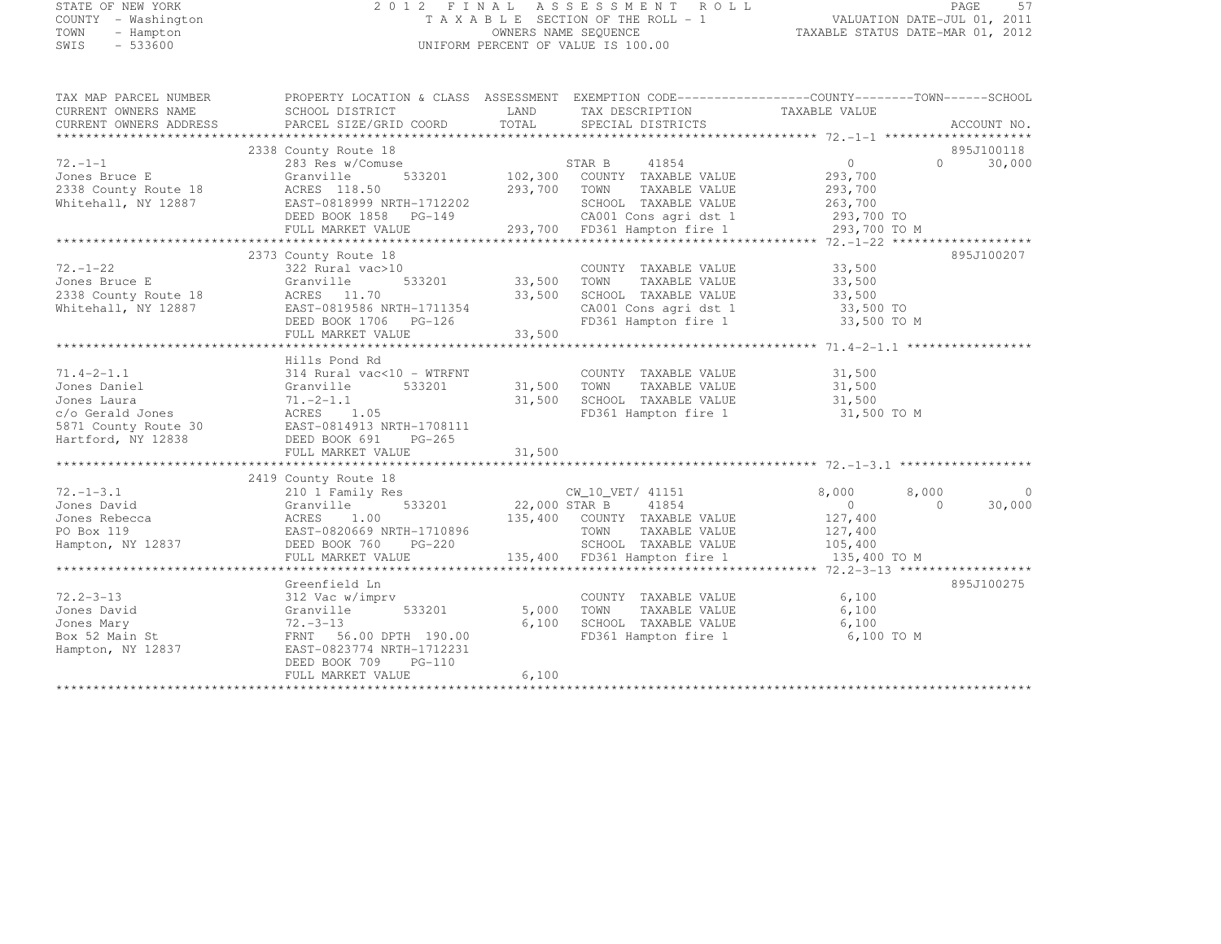STATE OF NEW YORK
COUNTY - Washington
TOWN - Hampton
SWIS - 533600

# 2012 FINAL ASSESSMENT ROLL

TAXABLE SECTION OF THE ROLL - 1
OWNERS NAME SEQUENCE
UNIFORM PERCENT OF VALUE IS 100.00

VALUATION DATE-JUL 01, 2011
TAXABLE STATUS DATE-MAR 01, 2012

| TAX MAP PARCEL NUMBER / CURRENT OWNERS NAME / CURRENT OWNERS ADDRESS | PROPERTY LOCATION & CLASS / SCHOOL DISTRICT / PARCEL SIZE/GRID COORD | ASSESSMENT LAND / TOTAL | EXEMPTION CODE / TAX DESCRIPTION / SPECIAL DISTRICTS | COUNTY TAXABLE VALUE | TOWN | SCHOOL | ACCOUNT NO. |
|---|---|---|---|---|---|---|---|
| 72.-1-1 | 2338 County Route 18 | | | | | | 895J100118 |
| | 283 Res w/Comuse | | STAR B 41854 | 0 | 0 | 30,000 | |
| Jones Bruce E | Granville 533201 | 102,300 | COUNTY TAXABLE VALUE | 293,700 | | | |
| 2338 County Route 18 | ACRES 118.50 | 293,700 | TOWN TAXABLE VALUE | 293,700 | | | |
| Whitehall, NY 12887 | EAST-0818999 NRTH-1712202 | | SCHOOL TAXABLE VALUE | 263,700 | | | |
| | DEED BOOK 1858 PG-149 | | CA001 Cons agri dst 1 | 293,700 TO | | | |
| | FULL MARKET VALUE | 293,700 | FD361 Hampton fire 1 | 293,700 TO M | | | |
| 72.-1-22 | 2373 County Route 18 | | | | | | 895J100207 |
| | 322 Rural vac>10 | | COUNTY TAXABLE VALUE | 33,500 | | | |
| Jones Bruce E | Granville 533201 | 33,500 | TOWN TAXABLE VALUE | 33,500 | | | |
| 2338 County Route 18 | ACRES 11.70 | 33,500 | SCHOOL TAXABLE VALUE | 33,500 | | | |
| Whitehall, NY 12887 | EAST-0819586 NRTH-1711354 | | CA001 Cons agri dst 1 | 33,500 TO | | | |
| | DEED BOOK 1706 PG-126 | | FD361 Hampton fire 1 | 33,500 TO M | | | |
| | FULL MARKET VALUE | 33,500 | | | | | |
| 71.4-2-1.1 | Hills Pond Rd | | | | | | |
| | 314 Rural vac<10 - WTRFNT | | COUNTY TAXABLE VALUE | 31,500 | | | |
| Jones Daniel | Granville 533201 | 31,500 | TOWN TAXABLE VALUE | 31,500 | | | |
| Jones Laura | 71.-2-1.1 | 31,500 | SCHOOL TAXABLE VALUE | 31,500 | | | |
| c/o Gerald Jones | ACRES 1.05 | | FD361 Hampton fire 1 | 31,500 TO M | | | |
| 5871 County Route 30 | EAST-0814913 NRTH-1708111 | | | | | | |
| Hartford, NY 12838 | DEED BOOK 691 PG-265 | | | | | | |
| | FULL MARKET VALUE | 31,500 | | | | | |
| 72.-1-3.1 | 2419 County Route 18 | | | | | | |
| | 210 1 Family Res | | CW_10_VET/ 41151 | 8,000 | 8,000 | 0 | |
| Jones David | Granville 533201 | 22,000 | STAR B 41854 | 0 | 0 | 30,000 | |
| Jones Rebecca | ACRES 1.00 | 135,400 | COUNTY TAXABLE VALUE | 127,400 | | | |
| PO Box 119 | EAST-0820669 NRTH-1710896 | | TOWN TAXABLE VALUE | 127,400 | | | |
| Hampton, NY 12837 | DEED BOOK 760 PG-220 | | SCHOOL TAXABLE VALUE | 105,400 | | | |
| | FULL MARKET VALUE | 135,400 | FD361 Hampton fire 1 | 135,400 TO M | | | |
| 72.2-3-13 | Greenfield Ln | | | | | | 895J100275 |
| | 312 Vac w/imprv | | COUNTY TAXABLE VALUE | 6,100 | | | |
| Jones David | Granville 533201 | 5,000 | TOWN TAXABLE VALUE | 6,100 | | | |
| Jones Mary | 72.-3-13 | 6,100 | SCHOOL TAXABLE VALUE | 6,100 | | | |
| Box 52 Main St | FRNT 56.00 DPTH 190.00 | | FD361 Hampton fire 1 | 6,100 TO M | | | |
| Hampton, NY 12837 | EAST-0823774 NRTH-1712231 | | | | | | |
| | DEED BOOK 709 PG-110 | | | | | | |
| | FULL MARKET VALUE | 6,100 | | | | | |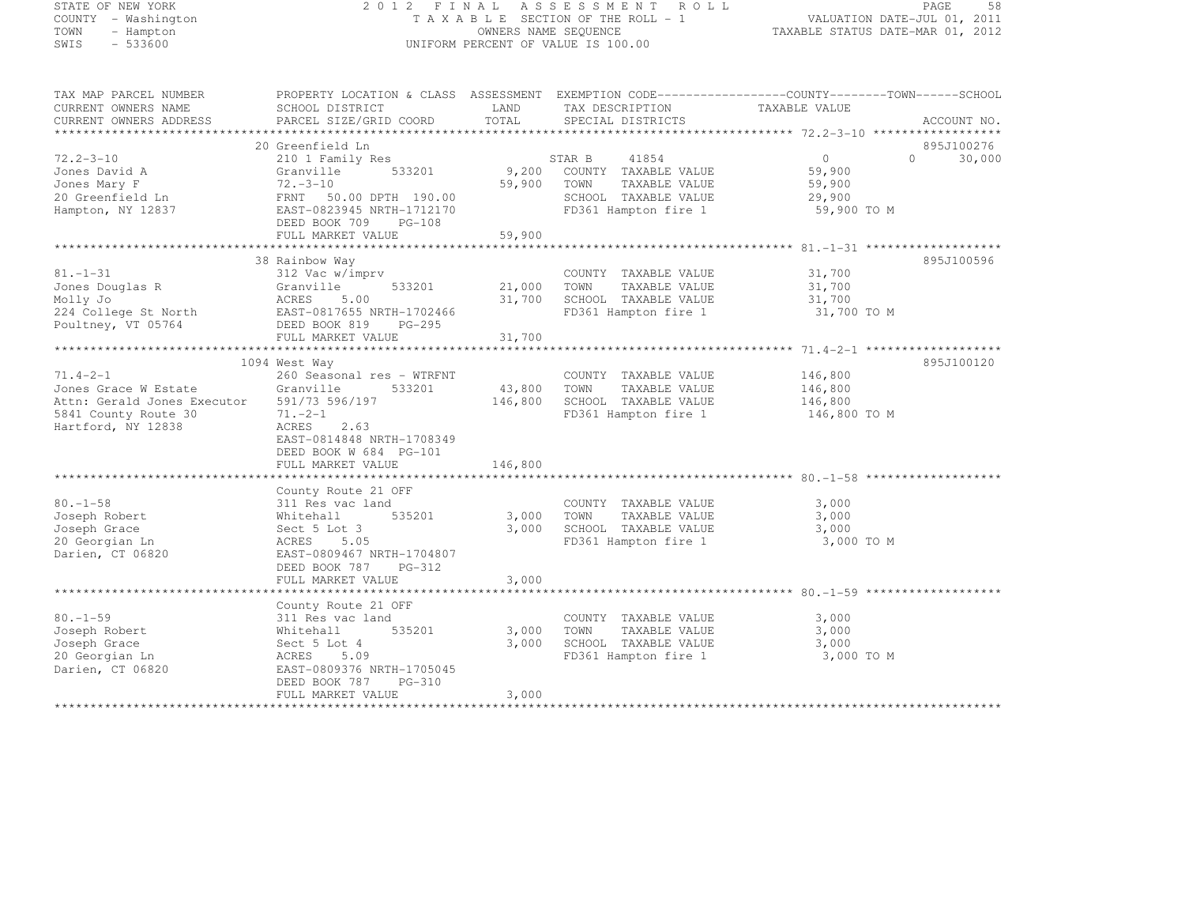STATE OF NEW YORK
COUNTY - Washington
TOWN - Hampton
SWIS - 533600

2012 FINAL ASSESSMENT ROLL
TAXABLE SECTION OF THE ROLL - 1
OWNERS NAME SEQUENCE
UNIFORM PERCENT OF VALUE IS 100.00

VALUATION DATE-JUL 01, 2011
TAXABLE STATUS DATE-MAR 01, 2012

| TAX MAP PARCEL NUMBER / CURRENT OWNERS NAME / CURRENT OWNERS ADDRESS | PROPERTY LOCATION & CLASS / SCHOOL DISTRICT / PARCEL SIZE/GRID COORD | ASSESSMENT LAND | TOTAL | EXEMPTION CODE / TAX DESCRIPTION / SPECIAL DISTRICTS | COUNTY TAXABLE VALUE | TOWN | SCHOOL | ACCOUNT NO. |
|---|---|---|---|---|---|---|---|---|
| 72.2-3-10 | 20 Greenfield Ln | | | | | | | 895J100276 |
| Jones David A | 210 1 Family Res | | | STAR B 41854 | 0 | 0 | 30,000 | |
| Jones Mary F | Granville 533201 | 9,200 | | COUNTY TAXABLE VALUE | 59,900 | | | |
| 20 Greenfield Ln | 72.-3-10 | | 59,900 | TOWN TAXABLE VALUE | 59,900 | | | |
| Hampton, NY 12837 | FRNT 50.00 DPTH 190.00 | | | SCHOOL TAXABLE VALUE | 29,900 | | | |
| | EAST-0823945 NRTH-1712170 | | | FD361 Hampton fire 1 | 59,900 TO M | | | |
| | DEED BOOK 709 PG-108 | | | | | | | |
| | FULL MARKET VALUE | | 59,900 | | | | | |
| 81.-1-31 | 38 Rainbow Way | | | | | | | 895J100596 |
| Jones Douglas R | 312 Vac w/imprv | | | COUNTY TAXABLE VALUE | 31,700 | | | |
| Molly Jo | Granville 533201 | 21,000 | | TOWN TAXABLE VALUE | 31,700 | | | |
| 224 College St North | ACRES 5.00 | | 31,700 | SCHOOL TAXABLE VALUE | 31,700 | | | |
| Poultney, VT 05764 | EAST-0817655 NRTH-1702466 | | | FD361 Hampton fire 1 | 31,700 TO M | | | |
| | DEED BOOK 819 PG-295 | | | | | | | |
| | FULL MARKET VALUE | | 31,700 | | | | | |
| 71.4-2-1 | 1094 West Way | | | | | | | 895J100120 |
| Jones Grace W Estate | 260 Seasonal res - WTRFNT | | | COUNTY TAXABLE VALUE | 146,800 | | | |
| Attn: Gerald Jones Executor | Granville 533201 | 43,800 | | TOWN TAXABLE VALUE | 146,800 | | | |
| 5841 County Route 30 | 591/73 596/197 | | 146,800 | SCHOOL TAXABLE VALUE | 146,800 | | | |
| Hartford, NY 12838 | 71.-2-1 | | | FD361 Hampton fire 1 | 146,800 TO M | | | |
| | ACRES 2.63 | | | | | | | |
| | EAST-0814848 NRTH-1708349 | | | | | | | |
| | DEED BOOK W 684 PG-101 | | | | | | | |
| | FULL MARKET VALUE | | 146,800 | | | | | |
| 80.-1-58 | County Route 21 OFF | | | | | | | |
| Joseph Robert | 311 Res vac land | | | COUNTY TAXABLE VALUE | 3,000 | | | |
| Joseph Grace | Whitehall 535201 | 3,000 | | TOWN TAXABLE VALUE | 3,000 | | | |
| 20 Georgian Ln | Sect 5 Lot 3 | | 3,000 | SCHOOL TAXABLE VALUE | 3,000 | | | |
| Darien, CT 06820 | ACRES 5.05 | | | FD361 Hampton fire 1 | 3,000 TO M | | | |
| | EAST-0809467 NRTH-1704807 | | | | | | | |
| | DEED BOOK 787 PG-312 | | | | | | | |
| | FULL MARKET VALUE | | 3,000 | | | | | |
| 80.-1-59 | County Route 21 OFF | | | | | | | |
| Joseph Robert | 311 Res vac land | | | COUNTY TAXABLE VALUE | 3,000 | | | |
| Joseph Grace | Whitehall 535201 | 3,000 | | TOWN TAXABLE VALUE | 3,000 | | | |
| 20 Georgian Ln | Sect 5 Lot 4 | | 3,000 | SCHOOL TAXABLE VALUE | 3,000 | | | |
| Darien, CT 06820 | ACRES 5.09 | | | FD361 Hampton fire 1 | 3,000 TO M | | | |
| | EAST-0809376 NRTH-1705045 | | | | | | | |
| | DEED BOOK 787 PG-310 | | | | | | | |
| | FULL MARKET VALUE | | 3,000 | | | | | |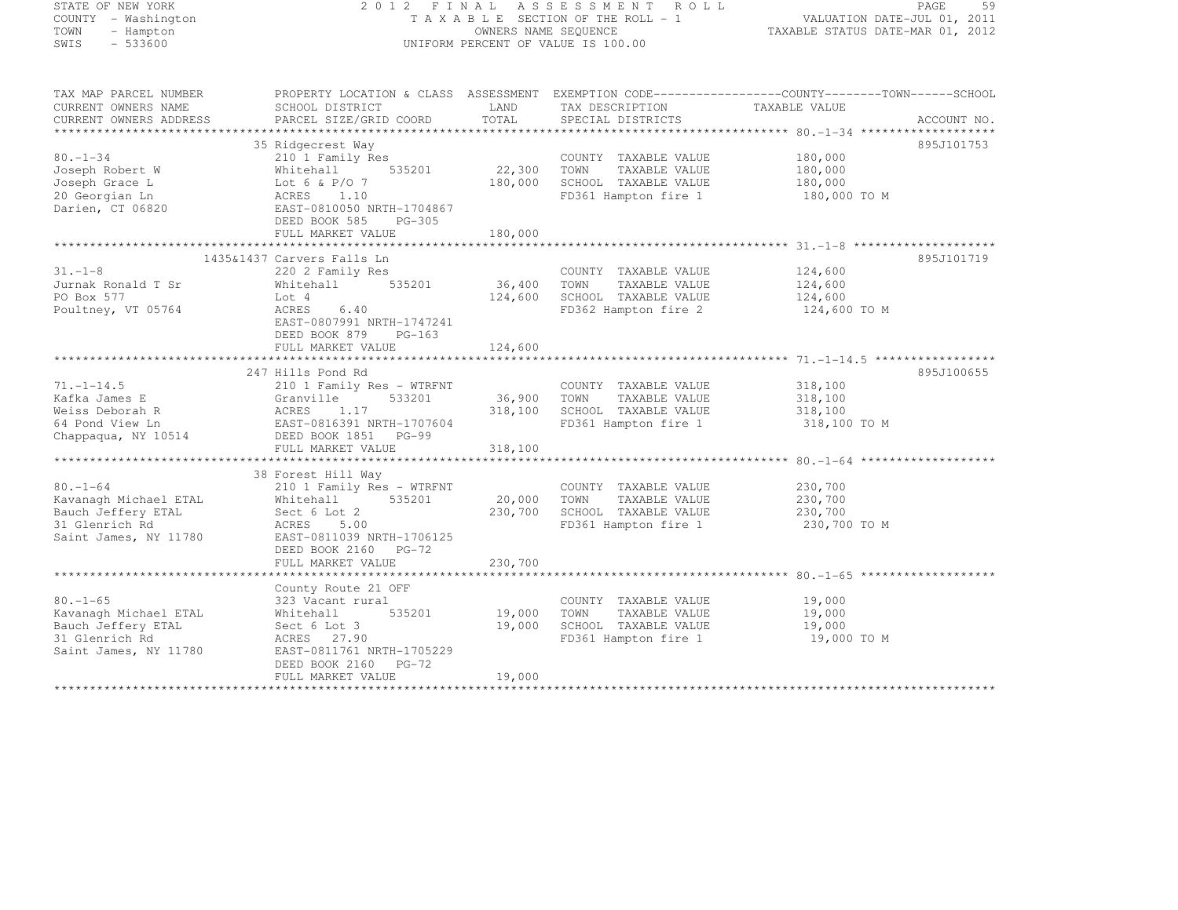STATE OF NEW YORK
COUNTY - Washington
TOWN - Hampton
SWIS - 533600

2012 FINAL ASSESSMENT ROLL
TAXABLE SECTION OF THE ROLL - 1
OWNERS NAME SEQUENCE
UNIFORM PERCENT OF VALUE IS 100.00

VALUATION DATE-JUL 01, 2011
TAXABLE STATUS DATE-MAR 01, 2012

| TAX MAP PARCEL NUMBER / CURRENT OWNERS NAME / CURRENT OWNERS ADDRESS | PROPERTY LOCATION & CLASS / SCHOOL DISTRICT / PARCEL SIZE/GRID COORD | ASSESSMENT LAND / TOTAL | EXEMPTION CODE / TAX DESCRIPTION / SPECIAL DISTRICTS | COUNTY--------TOWN------SCHOOL TAXABLE VALUE | ACCOUNT NO. |
|---|---|---|---|---|---|
| **80.-1-34** | 35 Ridgecrest Way | | | | 895J101753 |
| 80.-1-34 | 210 1 Family Res | | COUNTY TAXABLE VALUE | 180,000 | |
| Joseph Robert W | Whitehall 535201 | 22,300 | TOWN TAXABLE VALUE | 180,000 | |
| Joseph Grace L | Lot 6 & P/O 7 | 180,000 | SCHOOL TAXABLE VALUE | 180,000 | |
| 20 Georgian Ln | ACRES 1.10 | | FD361 Hampton fire 1 | 180,000 TO M | |
| Darien, CT 06820 | EAST-0810050 NRTH-1704867 | | | | |
| | DEED BOOK 585 PG-305 | | | | |
| | FULL MARKET VALUE | 180,000 | | | |
| **31.-1-8** | 1435&1437 Carvers Falls Ln | | | | 895J101719 |
| 31.-1-8 | 220 2 Family Res | | COUNTY TAXABLE VALUE | 124,600 | |
| Jurnak Ronald T Sr | Whitehall 535201 | 36,400 | TOWN TAXABLE VALUE | 124,600 | |
| PO Box 577 | Lot 4 | 124,600 | SCHOOL TAXABLE VALUE | 124,600 | |
| Poultney, VT 05764 | ACRES 6.40 | | FD362 Hampton fire 2 | 124,600 TO M | |
| | EAST-0807991 NRTH-1747241 | | | | |
| | DEED BOOK 879 PG-163 | | | | |
| | FULL MARKET VALUE | 124,600 | | | |
| **71.-1-14.5** | 247 Hills Pond Rd | | | | 895J100655 |
| 71.-1-14.5 | 210 1 Family Res - WTRFNT | | COUNTY TAXABLE VALUE | 318,100 | |
| Kafka James E | Granville 533201 | 36,900 | TOWN TAXABLE VALUE | 318,100 | |
| Weiss Deborah R | ACRES 1.17 | 318,100 | SCHOOL TAXABLE VALUE | 318,100 | |
| 64 Pond View Ln | EAST-0816391 NRTH-1707604 | | FD361 Hampton fire 1 | 318,100 TO M | |
| Chappaqua, NY 10514 | DEED BOOK 1851 PG-99 | | | | |
| | FULL MARKET VALUE | 318,100 | | | |
| **80.-1-64** | 38 Forest Hill Way | | | | |
| 80.-1-64 | 210 1 Family Res - WTRFNT | | COUNTY TAXABLE VALUE | 230,700 | |
| Kavanagh Michael ETAL | Whitehall 535201 | 20,000 | TOWN TAXABLE VALUE | 230,700 | |
| Bauch Jeffery ETAL | Sect 6 Lot 2 | 230,700 | SCHOOL TAXABLE VALUE | 230,700 | |
| 31 Glenrich Rd | ACRES 5.00 | | FD361 Hampton fire 1 | 230,700 TO M | |
| Saint James, NY 11780 | EAST-0811039 NRTH-1706125 | | | | |
| | DEED BOOK 2160 PG-72 | | | | |
| | FULL MARKET VALUE | 230,700 | | | |
| **80.-1-65** | County Route 21 OFF | | | | |
| 80.-1-65 | 323 Vacant rural | | COUNTY TAXABLE VALUE | 19,000 | |
| Kavanagh Michael ETAL | Whitehall 535201 | 19,000 | TOWN TAXABLE VALUE | 19,000 | |
| Bauch Jeffery ETAL | Sect 6 Lot 3 | 19,000 | SCHOOL TAXABLE VALUE | 19,000 | |
| 31 Glenrich Rd | ACRES 27.90 | | FD361 Hampton fire 1 | 19,000 TO M | |
| Saint James, NY 11780 | EAST-0811761 NRTH-1705229 | | | | |
| | DEED BOOK 2160 PG-72 | | | | |
| | FULL MARKET VALUE | 19,000 | | | |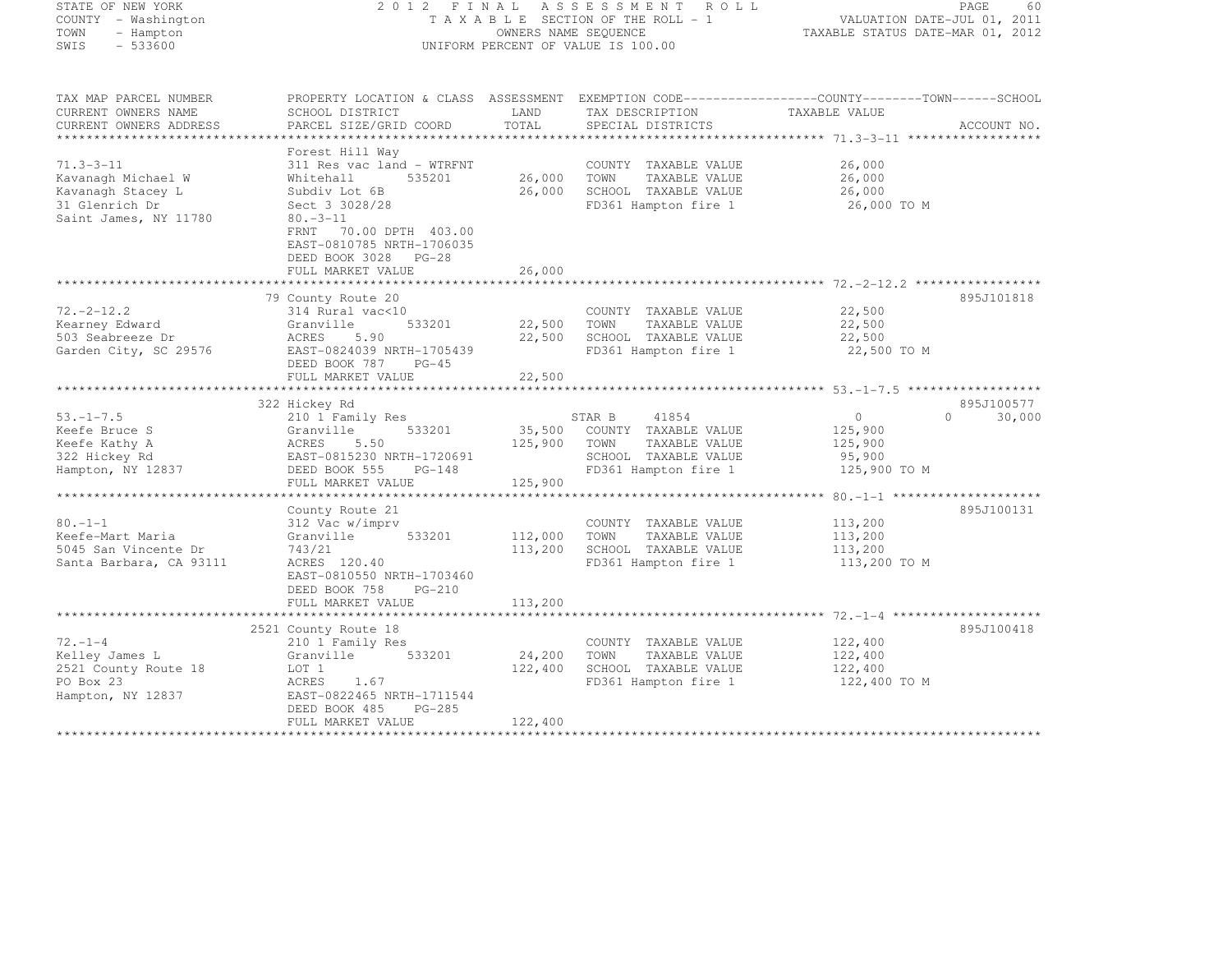STATE OF NEW YORK
COUNTY - Washington
TOWN - Hampton
SWIS - 533600

2012 FINAL ASSESSMENT ROLL
TAXABLE SECTION OF THE ROLL - 1
OWNERS NAME SEQUENCE
UNIFORM PERCENT OF VALUE IS 100.00

VALUATION DATE-JUL 01, 2011
TAXABLE STATUS DATE-MAR 01, 2012

| TAX MAP PARCEL NUMBER / CURRENT OWNERS NAME / CURRENT OWNERS ADDRESS | PROPERTY LOCATION & CLASS / SCHOOL DISTRICT / PARCEL SIZE/GRID COORD | ASSESSMENT LAND / TOTAL | EXEMPTION CODE / TAX DESCRIPTION / SPECIAL DISTRICTS | COUNTY / TOWN / SCHOOL TAXABLE VALUE | ACCOUNT NO. |
|---|---|---|---|---|---|
| 71.3-3-11 | Forest Hill Way | | | | |
| Kavanagh Michael W | 311 Res vac land - WTRFNT | | COUNTY TAXABLE VALUE | 26,000 | |
| Kavanagh Stacey L | Whitehall 535201 | 26,000 | TOWN TAXABLE VALUE | 26,000 | |
| 31 Glenrich Dr | Subdiv Lot 6B | 26,000 | SCHOOL TAXABLE VALUE | 26,000 | |
| Saint James, NY 11780 | Sect 3 3028/28 | | FD361 Hampton fire 1 | 26,000 TO M | |
| | 80.-3-11 | | | | |
| | FRNT 70.00 DPTH 403.00 | | | | |
| | EAST-0810785 NRTH-1706035 | | | | |
| | DEED BOOK 3028 PG-28 | | | | |
| | FULL MARKET VALUE | 26,000 | | | |
| 72.-2-12.2 | 79 County Route 20 | | | | 895J101818 |
| Kearney Edward | 314 Rural vac<10 | | COUNTY TAXABLE VALUE | 22,500 | |
| 503 Seabreeze Dr | Granville 533201 | 22,500 | TOWN TAXABLE VALUE | 22,500 | |
| Garden City, SC 29576 | ACRES 5.90 | 22,500 | SCHOOL TAXABLE VALUE | 22,500 | |
| | EAST-0824039 NRTH-1705439 | | FD361 Hampton fire 1 | 22,500 TO M | |
| | DEED BOOK 787 PG-45 | | | | |
| | FULL MARKET VALUE | 22,500 | | | |
| 53.-1-7.5 | 322 Hickey Rd | | | | 895J100577 |
| Keefe Bruce S | 210 1 Family Res | | STAR B 41854 | 0 / 0 / 30,000 | |
| Keefe Kathy A | Granville 533201 | 35,500 | COUNTY TAXABLE VALUE | 125,900 | |
| 322 Hickey Rd | ACRES 5.50 | 125,900 | TOWN TAXABLE VALUE | 125,900 | |
| Hampton, NY 12837 | EAST-0815230 NRTH-1720691 | | SCHOOL TAXABLE VALUE | 95,900 | |
| | DEED BOOK 555 PG-148 | | FD361 Hampton fire 1 | 125,900 TO M | |
| | FULL MARKET VALUE | 125,900 | | | |
| 80.-1-1 | County Route 21 | | | | 895J100131 |
| Keefe-Mart Maria | 312 Vac w/imprv | | COUNTY TAXABLE VALUE | 113,200 | |
| 5045 San Vincente Dr | Granville 533201 | 112,000 | TOWN TAXABLE VALUE | 113,200 | |
| Santa Barbara, CA 93111 | 743/21 | 113,200 | SCHOOL TAXABLE VALUE | 113,200 | |
| | ACRES 120.40 | | FD361 Hampton fire 1 | 113,200 TO M | |
| | EAST-0810550 NRTH-1703460 | | | | |
| | DEED BOOK 758 PG-210 | | | | |
| | FULL MARKET VALUE | 113,200 | | | |
| 72.-1-4 | 2521 County Route 18 | | | | 895J100418 |
| Kelley James L | 210 1 Family Res | | COUNTY TAXABLE VALUE | 122,400 | |
| 2521 County Route 18 | Granville 533201 | 24,200 | TOWN TAXABLE VALUE | 122,400 | |
| PO Box 23 | LOT 1 | 122,400 | SCHOOL TAXABLE VALUE | 122,400 | |
| Hampton, NY 12837 | ACRES 1.67 | | FD361 Hampton fire 1 | 122,400 TO M | |
| | EAST-0822465 NRTH-1711544 | | | | |
| | DEED BOOK 485 PG-285 | | | | |
| | FULL MARKET VALUE | 122,400 | | | |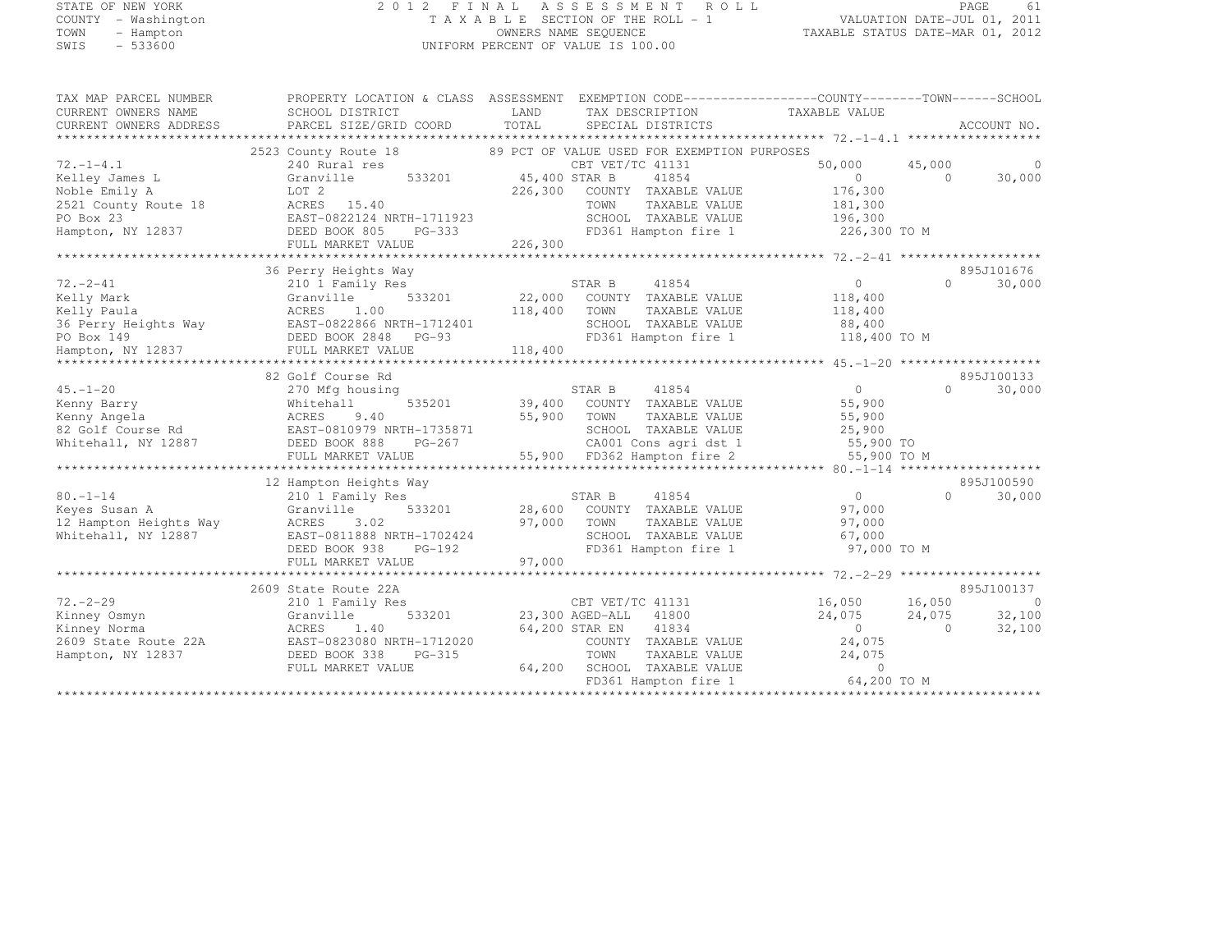STATE OF NEW YORK
COUNTY - Washington
TOWN - Hampton
SWIS - 533600

2012 FINAL ASSESSMENT ROLL
TAXABLE SECTION OF THE ROLL - 1
OWNERS NAME SEQUENCE
UNIFORM PERCENT OF VALUE IS 100.00

VALUATION DATE-JUL 01, 2011
TAXABLE STATUS DATE-MAR 01, 2012

```
TAX MAP PARCEL NUMBER          PROPERTY LOCATION & CLASS  ASSESSMENT  EXEMPTION CODE------------------COUNTY--------TOWN------SCHOOL
CURRENT OWNERS NAME            SCHOOL DISTRICT               LAND      TAX DESCRIPTION              TAXABLE VALUE
CURRENT OWNERS ADDRESS         PARCEL SIZE/GRID COORD        TOTAL     SPECIAL DISTRICTS                                      ACCOUNT NO.
******************************************************************************************************* 72.-1-4.1 ******************
                               2523 County Route 18            89 PCT OF VALUE USED FOR EXEMPTION PURPOSES
72.-1-4.1                      240 Rural res                      CBT VET/TC 41131               50,000      45,000            0
Kelley James L                 Granville       533201       45,400 STAR B      41854                  0           0       30,000
Noble Emily A                  LOT 2                       226,300   COUNTY  TAXABLE VALUE        176,300
2521 County Route 18           ACRES   15.40                          TOWN    TAXABLE VALUE        181,300
PO Box 23                      EAST-0822124 NRTH-1711923              SCHOOL  TAXABLE VALUE        196,300
Hampton, NY 12837              DEED BOOK 805    PG-333                FD361 Hampton fire 1           226,300 TO M
                               FULL MARKET VALUE           226,300
******************************************************************************************************* 72.-2-41 *******************
                               36 Perry Heights Way                                                                  895J101676
72.-2-41                       210 1 Family Res                   STAR B      41854                  0           0       30,000
Kelly Mark                     Granville       533201       22,000   COUNTY  TAXABLE VALUE        118,400
Kelly Paula                    ACRES    1.00               118,400   TOWN    TAXABLE VALUE        118,400
36 Perry Heights Way           EAST-0822866 NRTH-1712401              SCHOOL  TAXABLE VALUE         88,400
PO Box 149                     DEED BOOK 2848   PG-93                 FD361 Hampton fire 1           118,400 TO M
Hampton, NY 12837              FULL MARKET VALUE           118,400
******************************************************************************************************* 45.-1-20 *******************
                               82 Golf Course Rd                                                                     895J100133
45.-1-20                       270 Mfg housing                    STAR B      41854                  0           0       30,000
Kenny Barry                    Whitehall       535201       39,400   COUNTY  TAXABLE VALUE         55,900
Kenny Angela                   ACRES    9.40                55,900   TOWN    TAXABLE VALUE         55,900
82 Golf Course Rd              EAST-0810979 NRTH-1735871              SCHOOL  TAXABLE VALUE         25,900
Whitehall, NY 12887            DEED BOOK 888    PG-267                CA001 Cons agri dst 1           55,900 TO
                               FULL MARKET VALUE            55,900   FD362 Hampton fire 2            55,900 TO M
******************************************************************************************************* 80.-1-14 *******************
                               12 Hampton Heights Way                                                                895J100590
80.-1-14                       210 1 Family Res                   STAR B      41854                  0           0       30,000
Keyes Susan A                  Granville       533201       28,600   COUNTY  TAXABLE VALUE         97,000
12 Hampton Heights Way         ACRES    3.02                97,000   TOWN    TAXABLE VALUE         97,000
Whitehall, NY 12887            EAST-0811888 NRTH-1702424              SCHOOL  TAXABLE VALUE         67,000
                               DEED BOOK 938    PG-192                FD361 Hampton fire 1            97,000 TO M
                               FULL MARKET VALUE            97,000
******************************************************************************************************* 72.-2-29 *******************
                               2609 State Route 22A                                                                  895J100137
72.-2-29                       210 1 Family Res                   CBT VET/TC 41131               16,050      16,050            0
Kinney Osmyn                   Granville       533201       23,300 AGED-ALL    41800             24,075      24,075       32,100
Kinney Norma                   ACRES    1.40                64,200 STAR EN     41834                  0           0       32,100
2609 State Route 22A           EAST-0823080 NRTH-1712020              COUNTY  TAXABLE VALUE         24,075
Hampton, NY 12837              DEED BOOK 338    PG-315                TOWN    TAXABLE VALUE         24,075
                               FULL MARKET VALUE            64,200   SCHOOL  TAXABLE VALUE              0
                                                                      FD361 Hampton fire 1            64,200 TO M
************************************************************************************************************************************
```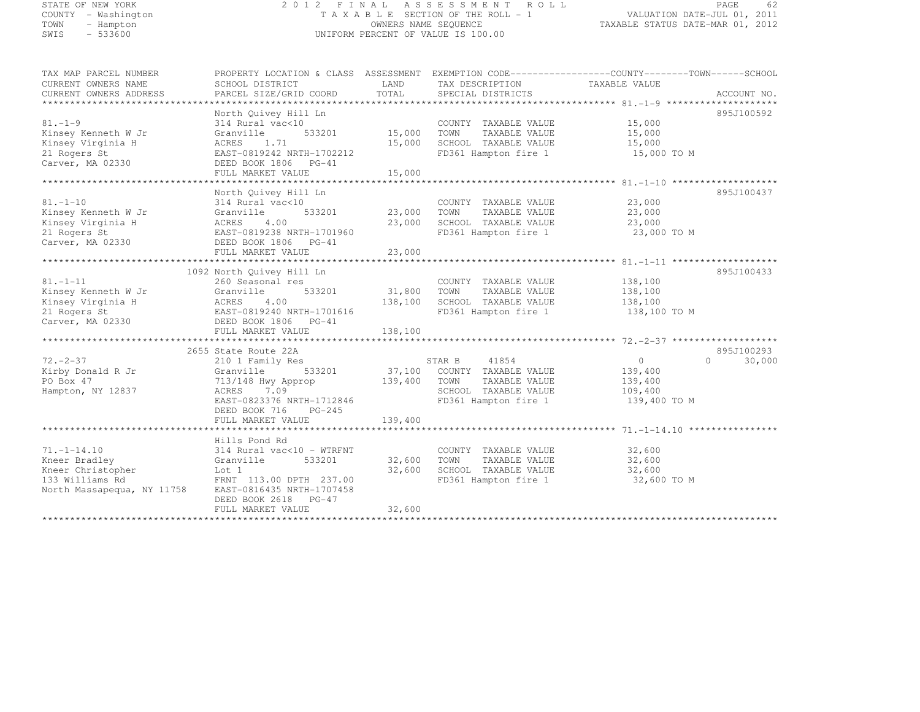STATE OF NEW YORK
COUNTY - Washington
TOWN - Hampton
SWIS - 533600

2012 FINAL ASSESSMENT ROLL
TAXABLE SECTION OF THE ROLL - 1
OWNERS NAME SEQUENCE
UNIFORM PERCENT OF VALUE IS 100.00

VALUATION DATE-JUL 01, 2011
TAXABLE STATUS DATE-MAR 01, 2012

| TAX MAP PARCEL NUMBER / CURRENT OWNERS NAME / CURRENT OWNERS ADDRESS | PROPERTY LOCATION & CLASS / SCHOOL DISTRICT / PARCEL SIZE/GRID COORD | ASSESSMENT LAND / TOTAL | EXEMPTION CODE / TAX DESCRIPTION / SPECIAL DISTRICTS | COUNTY / TOWN / SCHOOL TAXABLE VALUE | ACCOUNT NO. |
|---|---|---|---|---|---|
| 81.-1-9 | North Quivey Hill Ln | | | | 895J100592 |
| | 314 Rural vac<10 | | COUNTY TAXABLE VALUE | 15,000 | |
| Kinsey Kenneth W Jr | Granville 533201 | 15,000 | TOWN TAXABLE VALUE | 15,000 | |
| Kinsey Virginia H | ACRES 1.71 | 15,000 | SCHOOL TAXABLE VALUE | 15,000 | |
| 21 Rogers St | EAST-0819242 NRTH-1702212 | | FD361 Hampton fire 1 | 15,000 TO M | |
| Carver, MA 02330 | DEED BOOK 1806 PG-41 | | | | |
| | FULL MARKET VALUE | 15,000 | | | |
| 81.-1-10 | North Quivey Hill Ln | | | | 895J100437 |
| | 314 Rural vac<10 | | COUNTY TAXABLE VALUE | 23,000 | |
| Kinsey Kenneth W Jr | Granville 533201 | 23,000 | TOWN TAXABLE VALUE | 23,000 | |
| Kinsey Virginia H | ACRES 4.00 | 23,000 | SCHOOL TAXABLE VALUE | 23,000 | |
| 21 Rogers St | EAST-0819238 NRTH-1701960 | | FD361 Hampton fire 1 | 23,000 TO M | |
| Carver, MA 02330 | DEED BOOK 1806 PG-41 | | | | |
| | FULL MARKET VALUE | 23,000 | | | |
| 81.-1-11 | 1092 North Quivey Hill Ln | | | | 895J100433 |
| | 260 Seasonal res | | COUNTY TAXABLE VALUE | 138,100 | |
| Kinsey Kenneth W Jr | Granville 533201 | 31,800 | TOWN TAXABLE VALUE | 138,100 | |
| Kinsey Virginia H | ACRES 4.00 | 138,100 | SCHOOL TAXABLE VALUE | 138,100 | |
| 21 Rogers St | EAST-0819240 NRTH-1701616 | | FD361 Hampton fire 1 | 138,100 TO M | |
| Carver, MA 02330 | DEED BOOK 1806 PG-41 | | | | |
| | FULL MARKET VALUE | 138,100 | | | |
| 72.-2-37 | 2655 State Route 22A | | | | 895J100293 |
| | 210 1 Family Res | | STAR B 41854 | 0 0 30,000 | |
| Kirby Donald R Jr | Granville 533201 | 37,100 | COUNTY TAXABLE VALUE | 139,400 | |
| PO Box 47 | 713/148 Hwy Approp | 139,400 | TOWN TAXABLE VALUE | 139,400 | |
| Hampton, NY 12837 | ACRES 7.09 | | SCHOOL TAXABLE VALUE | 109,400 | |
| | EAST-0823376 NRTH-1712846 | | FD361 Hampton fire 1 | 139,400 TO M | |
| | DEED BOOK 716 PG-245 | | | | |
| | FULL MARKET VALUE | 139,400 | | | |
| 71.-1-14.10 | Hills Pond Rd | | | | |
| | 314 Rural vac<10 - WTRFNT | | COUNTY TAXABLE VALUE | 32,600 | |
| Kneer Bradley | Granville 533201 | 32,600 | TOWN TAXABLE VALUE | 32,600 | |
| Kneer Christopher | Lot 1 | 32,600 | SCHOOL TAXABLE VALUE | 32,600 | |
| 133 Williams Rd | FRNT 113.00 DPTH 237.00 | | FD361 Hampton fire 1 | 32,600 TO M | |
| North Massapequa, NY 11758 | EAST-0816435 NRTH-1707458 | | | | |
| | DEED BOOK 2618 PG-47 | | | | |
| | FULL MARKET VALUE | 32,600 | | | |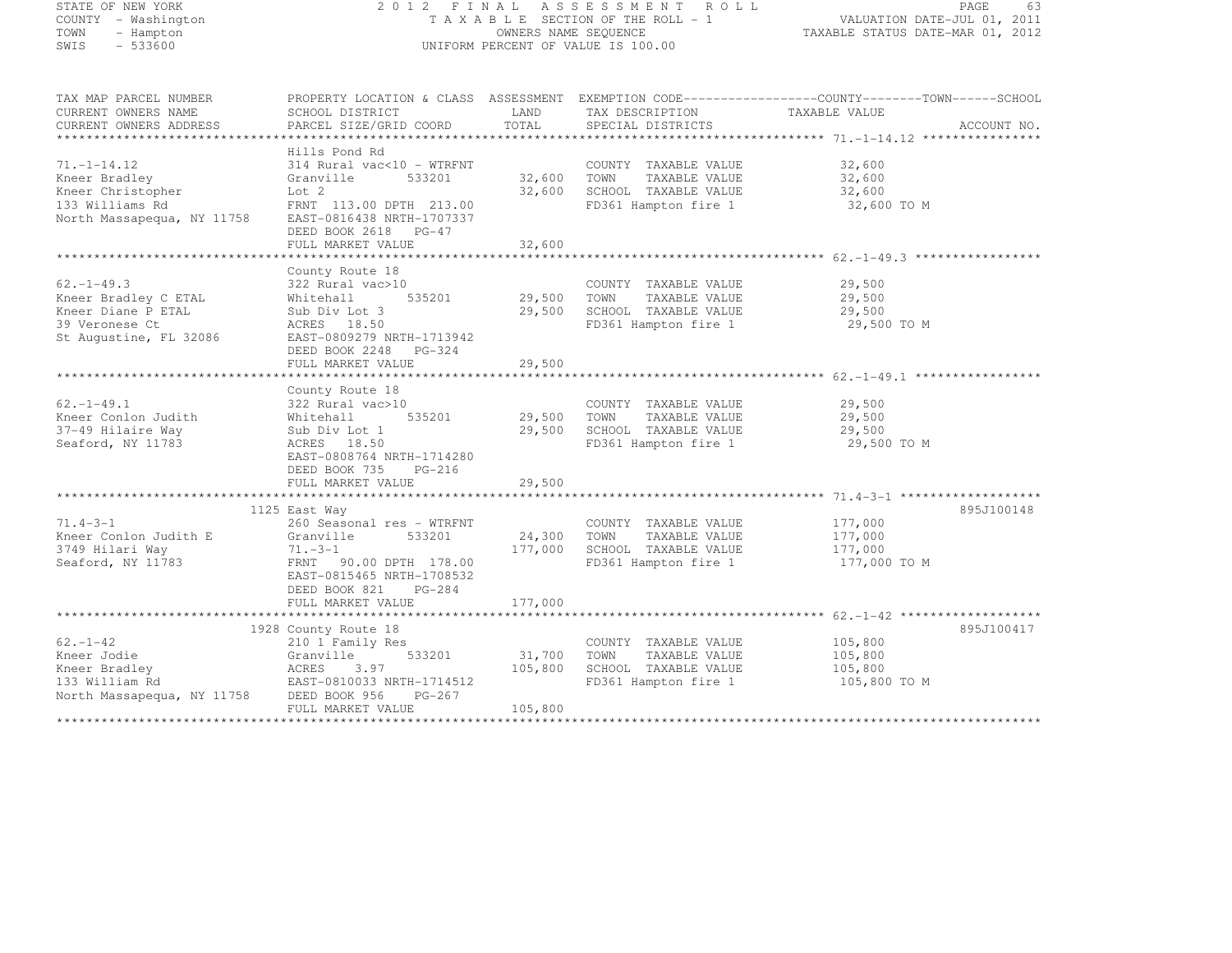STATE OF NEW YORK
COUNTY - Washington
TOWN - Hampton
SWIS - 533600

# 2012 FINAL ASSESSMENT ROLL
TAXABLE SECTION OF THE ROLL - 1
OWNERS NAME SEQUENCE
UNIFORM PERCENT OF VALUE IS 100.00

VALUATION DATE-JUL 01, 2011
TAXABLE STATUS DATE-MAR 01, 2012

| TAX MAP PARCEL NUMBER / CURRENT OWNERS NAME / CURRENT OWNERS ADDRESS | PROPERTY LOCATION & CLASS / SCHOOL DISTRICT / PARCEL SIZE/GRID COORD | ASSESSMENT LAND / TOTAL | EXEMPTION CODE / TAX DESCRIPTION / SPECIAL DISTRICTS | COUNTY--------TOWN------SCHOOL TAXABLE VALUE | ACCOUNT NO. |
|---|---|---|---|---|---|
| 71.-1-14.12 | Hills Pond Rd | | | | |
| | 314 Rural vac<10 - WTRFNT | | COUNTY TAXABLE VALUE | 32,600 | |
| Kneer Bradley | Granville 533201 | 32,600 | TOWN TAXABLE VALUE | 32,600 | |
| Kneer Christopher | Lot 2 | 32,600 | SCHOOL TAXABLE VALUE | 32,600 | |
| 133 Williams Rd | FRNT 113.00 DPTH 213.00 | | FD361 Hampton fire 1 | 32,600 TO M | |
| North Massapequa, NY 11758 | EAST-0816438 NRTH-1707337 | | | | |
| | DEED BOOK 2618 PG-47 | | | | |
| | FULL MARKET VALUE | 32,600 | | | |
| 62.-1-49.3 | County Route 18 | | | | |
| | 322 Rural vac>10 | | COUNTY TAXABLE VALUE | 29,500 | |
| Kneer Bradley C ETAL | Whitehall 535201 | 29,500 | TOWN TAXABLE VALUE | 29,500 | |
| Kneer Diane P ETAL | Sub Div Lot 3 | 29,500 | SCHOOL TAXABLE VALUE | 29,500 | |
| 39 Veronese Ct | ACRES 18.50 | | FD361 Hampton fire 1 | 29,500 TO M | |
| St Augustine, FL 32086 | EAST-0809279 NRTH-1713942 | | | | |
| | DEED BOOK 2248 PG-324 | | | | |
| | FULL MARKET VALUE | 29,500 | | | |
| 62.-1-49.1 | County Route 18 | | | | |
| | 322 Rural vac>10 | | COUNTY TAXABLE VALUE | 29,500 | |
| Kneer Conlon Judith | Whitehall 535201 | 29,500 | TOWN TAXABLE VALUE | 29,500 | |
| 37-49 Hilaire Way | Sub Div Lot 1 | 29,500 | SCHOOL TAXABLE VALUE | 29,500 | |
| Seaford, NY 11783 | ACRES 18.50 | | FD361 Hampton fire 1 | 29,500 TO M | |
| | EAST-0808764 NRTH-1714280 | | | | |
| | DEED BOOK 735 PG-216 | | | | |
| | FULL MARKET VALUE | 29,500 | | | |
| 71.4-3-1 | 1125 East Way | | | | 895J100148 |
| | 260 Seasonal res - WTRFNT | | COUNTY TAXABLE VALUE | 177,000 | |
| Kneer Conlon Judith E | Granville 533201 | 24,300 | TOWN TAXABLE VALUE | 177,000 | |
| 3749 Hilari Way | 71.-3-1 | 177,000 | SCHOOL TAXABLE VALUE | 177,000 | |
| Seaford, NY 11783 | FRNT 90.00 DPTH 178.00 | | FD361 Hampton fire 1 | 177,000 TO M | |
| | EAST-0815465 NRTH-1708532 | | | | |
| | DEED BOOK 821 PG-284 | | | | |
| | FULL MARKET VALUE | 177,000 | | | |
| 62.-1-42 | 1928 County Route 18 | | | | 895J100417 |
| | 210 1 Family Res | | COUNTY TAXABLE VALUE | 105,800 | |
| Kneer Jodie | Granville 533201 | 31,700 | TOWN TAXABLE VALUE | 105,800 | |
| Kneer Bradley | ACRES 3.97 | 105,800 | SCHOOL TAXABLE VALUE | 105,800 | |
| 133 William Rd | EAST-0810033 NRTH-1714512 | | FD361 Hampton fire 1 | 105,800 TO M | |
| North Massapequa, NY 11758 | DEED BOOK 956 PG-267 | | | | |
| | FULL MARKET VALUE | 105,800 | | | |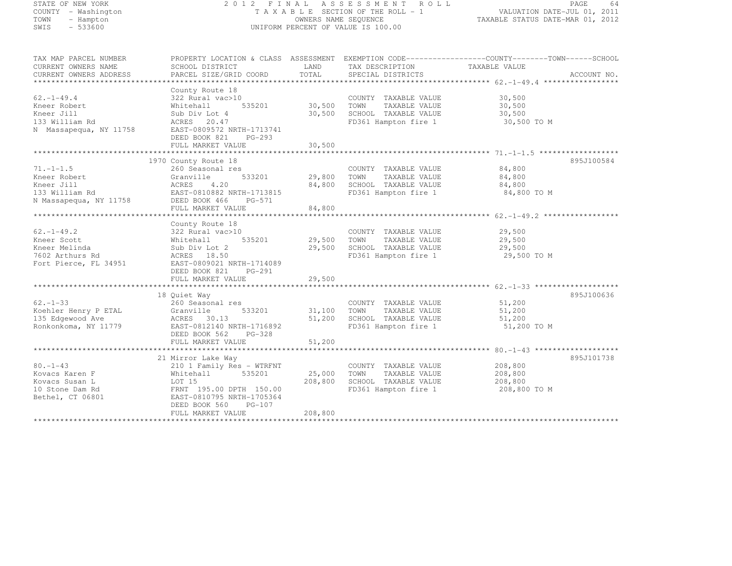STATE OF NEW YORK
COUNTY - Washington
TOWN - Hampton
SWIS - 533600

# 2012 FINAL ASSESSMENT ROLL

TAXABLE SECTION OF THE ROLL - 1
OWNERS NAME SEQUENCE
UNIFORM PERCENT OF VALUE IS 100.00

VALUATION DATE-JUL 01, 2011
TAXABLE STATUS DATE-MAR 01, 2012

| TAX MAP PARCEL NUMBER / CURRENT OWNERS NAME / CURRENT OWNERS ADDRESS | PROPERTY LOCATION & CLASS / SCHOOL DISTRICT / PARCEL SIZE/GRID COORD | ASSESSMENT LAND | ASSESSMENT TOTAL | EXEMPTION CODE / TAX DESCRIPTION / SPECIAL DISTRICTS | TAXABLE VALUE (COUNTY / TOWN / SCHOOL) | ACCOUNT NO. |
|---|---|---|---|---|---|---|
| **62.-1-49.4** | County Route 18 | | | | | |
| | 322 Rural vac>10 | | | COUNTY TAXABLE VALUE | 30,500 | |
| Kneer Robert | Whitehall 535201 | 30,500 | | TOWN TAXABLE VALUE | 30,500 | |
| Kneer Jill | Sub Div Lot 4 | | 30,500 | SCHOOL TAXABLE VALUE | 30,500 | |
| 133 William Rd | ACRES 20.47 | | | FD361 Hampton fire 1 | 30,500 TO M | |
| N Massapequa, NY 11758 | EAST-0809572 NRTH-1713741 | | | | | |
| | DEED BOOK 821 PG-293 | | | | | |
| | FULL MARKET VALUE | | 30,500 | | | |
| **71.-1-1.5** | 1970 County Route 18 | | | | | 895J100584 |
| | 260 Seasonal res | | | COUNTY TAXABLE VALUE | 84,800 | |
| Kneer Robert | Granville 533201 | 29,800 | | TOWN TAXABLE VALUE | 84,800 | |
| Kneer Jill | ACRES 4.20 | | 84,800 | SCHOOL TAXABLE VALUE | 84,800 | |
| 133 William Rd | EAST-0810882 NRTH-1713815 | | | FD361 Hampton fire 1 | 84,800 TO M | |
| N Massapequa, NY 11758 | DEED BOOK 466 PG-571 | | | | | |
| | FULL MARKET VALUE | | 84,800 | | | |
| **62.-1-49.2** | County Route 18 | | | | | |
| | 322 Rural vac>10 | | | COUNTY TAXABLE VALUE | 29,500 | |
| Kneer Scott | Whitehall 535201 | 29,500 | | TOWN TAXABLE VALUE | 29,500 | |
| Kneer Melinda | Sub Div Lot 2 | | 29,500 | SCHOOL TAXABLE VALUE | 29,500 | |
| 7602 Arthurs Rd | ACRES 18.50 | | | FD361 Hampton fire 1 | 29,500 TO M | |
| Fort Pierce, FL 34951 | EAST-0809021 NRTH-1714089 | | | | | |
| | DEED BOOK 821 PG-291 | | | | | |
| | FULL MARKET VALUE | | 29,500 | | | |
| **62.-1-33** | 18 Quiet Way | | | | | 895J100636 |
| | 260 Seasonal res | | | COUNTY TAXABLE VALUE | 51,200 | |
| Koehler Henry P ETAL | Granville 533201 | 31,100 | | TOWN TAXABLE VALUE | 51,200 | |
| 135 Edgewood Ave | ACRES 30.13 | | 51,200 | SCHOOL TAXABLE VALUE | 51,200 | |
| Ronkonkoma, NY 11779 | EAST-0812140 NRTH-1716892 | | | FD361 Hampton fire 1 | 51,200 TO M | |
| | DEED BOOK 562 PG-328 | | | | | |
| | FULL MARKET VALUE | | 51,200 | | | |
| **80.-1-43** | 21 Mirror Lake Way | | | | | 895J101738 |
| | 210 1 Family Res - WTRFNT | | | COUNTY TAXABLE VALUE | 208,800 | |
| Kovacs Karen F | Whitehall 535201 | 25,000 | | TOWN TAXABLE VALUE | 208,800 | |
| Kovacs Susan L | LOT 15 | | 208,800 | SCHOOL TAXABLE VALUE | 208,800 | |
| 10 Stone Dam Rd | FRNT 195.00 DPTH 150.00 | | | FD361 Hampton fire 1 | 208,800 TO M | |
| Bethel, CT 06801 | EAST-0810795 NRTH-1705364 | | | | | |
| | DEED BOOK 560 PG-107 | | | | | |
| | FULL MARKET VALUE | | 208,800 | | | |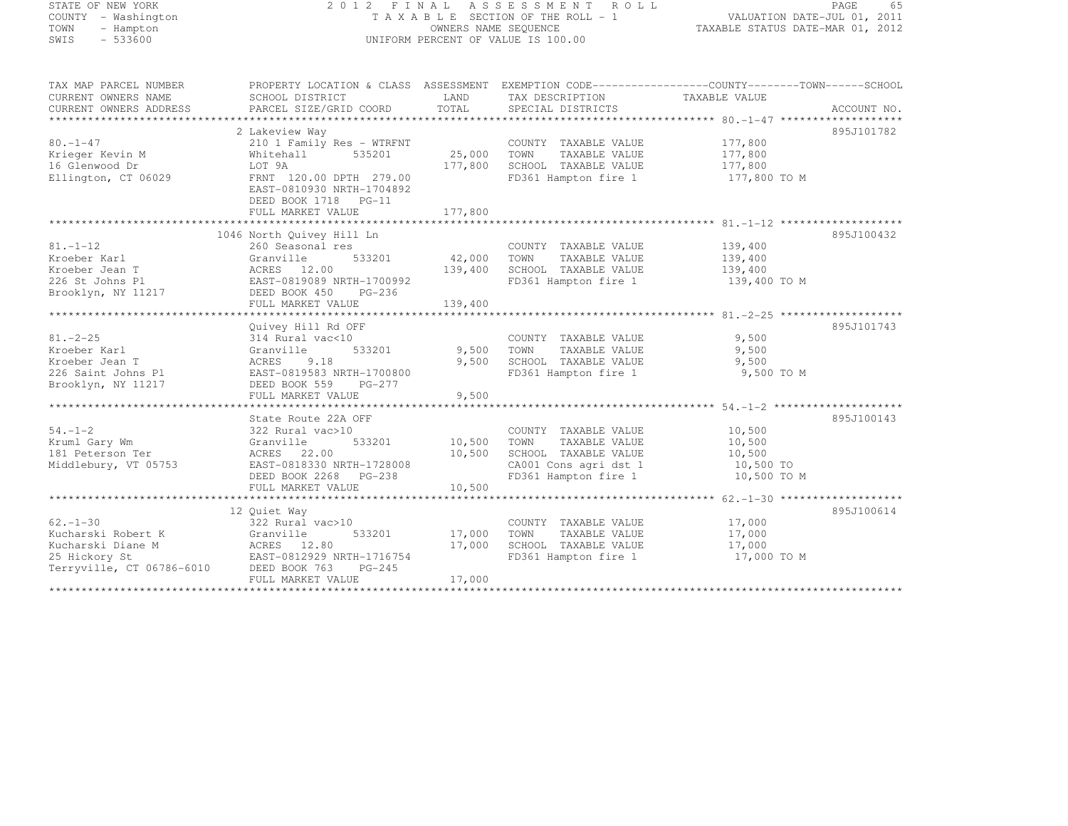STATE OF NEW YORK
COUNTY - Washington
TOWN - Hampton
SWIS - 533600

2012 FINAL ASSESSMENT ROLL
TAXABLE SECTION OF THE ROLL - 1
OWNERS NAME SEQUENCE
UNIFORM PERCENT OF VALUE IS 100.00

VALUATION DATE-JUL 01, 2011
TAXABLE STATUS DATE-MAR 01, 2012

| TAX MAP PARCEL NUMBER / CURRENT OWNERS NAME / CURRENT OWNERS ADDRESS | PROPERTY LOCATION & CLASS / SCHOOL DISTRICT / PARCEL SIZE/GRID COORD | ASSESSMENT LAND | TOTAL | EXEMPTION CODE / TAX DESCRIPTION / SPECIAL DISTRICTS | TAXABLE VALUE (COUNTY / TOWN / SCHOOL) | ACCOUNT NO. |
|---|---|---|---|---|---|---|
| 80.-1-47 | 2 Lakeview Way | | | | | 895J101782 |
| 80.-1-47 | 210 1 Family Res - WTRFNT | | | COUNTY TAXABLE VALUE | 177,800 | |
| Krieger Kevin M | Whitehall 535201 | 25,000 | | TOWN TAXABLE VALUE | 177,800 | |
| 16 Glenwood Dr | LOT 9A | | 177,800 | SCHOOL TAXABLE VALUE | 177,800 | |
| Ellington, CT 06029 | FRNT 120.00 DPTH 279.00 | | | FD361 Hampton fire 1 | 177,800 TO M | |
| | EAST-0810930 NRTH-1704892 | | | | | |
| | DEED BOOK 1718 PG-11 | | | | | |
| | FULL MARKET VALUE | | 177,800 | | | |
| 81.-1-12 | 1046 North Quivey Hill Ln | | | | | 895J100432 |
| 81.-1-12 | 260 Seasonal res | | | COUNTY TAXABLE VALUE | 139,400 | |
| Kroeber Karl | Granville 533201 | 42,000 | | TOWN TAXABLE VALUE | 139,400 | |
| Kroeber Jean T | ACRES 12.00 | | 139,400 | SCHOOL TAXABLE VALUE | 139,400 | |
| 226 St Johns Pl | EAST-0819089 NRTH-1700992 | | | FD361 Hampton fire 1 | 139,400 TO M | |
| Brooklyn, NY 11217 | DEED BOOK 450 PG-236 | | | | | |
| | FULL MARKET VALUE | | 139,400 | | | |
| 81.-2-25 | Quivey Hill Rd OFF | | | | | 895J101743 |
| 81.-2-25 | 314 Rural vac<10 | | | COUNTY TAXABLE VALUE | 9,500 | |
| Kroeber Karl | Granville 533201 | 9,500 | | TOWN TAXABLE VALUE | 9,500 | |
| Kroeber Jean T | ACRES 9.18 | | 9,500 | SCHOOL TAXABLE VALUE | 9,500 | |
| 226 Saint Johns Pl | EAST-0819583 NRTH-1700800 | | | FD361 Hampton fire 1 | 9,500 TO M | |
| Brooklyn, NY 11217 | DEED BOOK 559 PG-277 | | | | | |
| | FULL MARKET VALUE | | 9,500 | | | |
| 54.-1-2 | State Route 22A OFF | | | | | 895J100143 |
| 54.-1-2 | 322 Rural vac>10 | | | COUNTY TAXABLE VALUE | 10,500 | |
| Kruml Gary Wm | Granville 533201 | 10,500 | | TOWN TAXABLE VALUE | 10,500 | |
| 181 Peterson Ter | ACRES 22.00 | | 10,500 | SCHOOL TAXABLE VALUE | 10,500 | |
| Middlebury, VT 05753 | EAST-0818330 NRTH-1728008 | | | CA001 Cons agri dst 1 | 10,500 TO | |
| | DEED BOOK 2268 PG-238 | | | FD361 Hampton fire 1 | 10,500 TO M | |
| | FULL MARKET VALUE | | 10,500 | | | |
| 62.-1-30 | 12 Quiet Way | | | | | 895J100614 |
| 62.-1-30 | 322 Rural vac>10 | | | COUNTY TAXABLE VALUE | 17,000 | |
| Kucharski Robert K | Granville 533201 | 17,000 | | TOWN TAXABLE VALUE | 17,000 | |
| Kucharski Diane M | ACRES 12.80 | | 17,000 | SCHOOL TAXABLE VALUE | 17,000 | |
| 25 Hickory St | EAST-0812929 NRTH-1716754 | | | FD361 Hampton fire 1 | 17,000 TO M | |
| Terryville, CT 06786-6010 | DEED BOOK 763 PG-245 | | | | | |
| | FULL MARKET VALUE | | 17,000 | | | |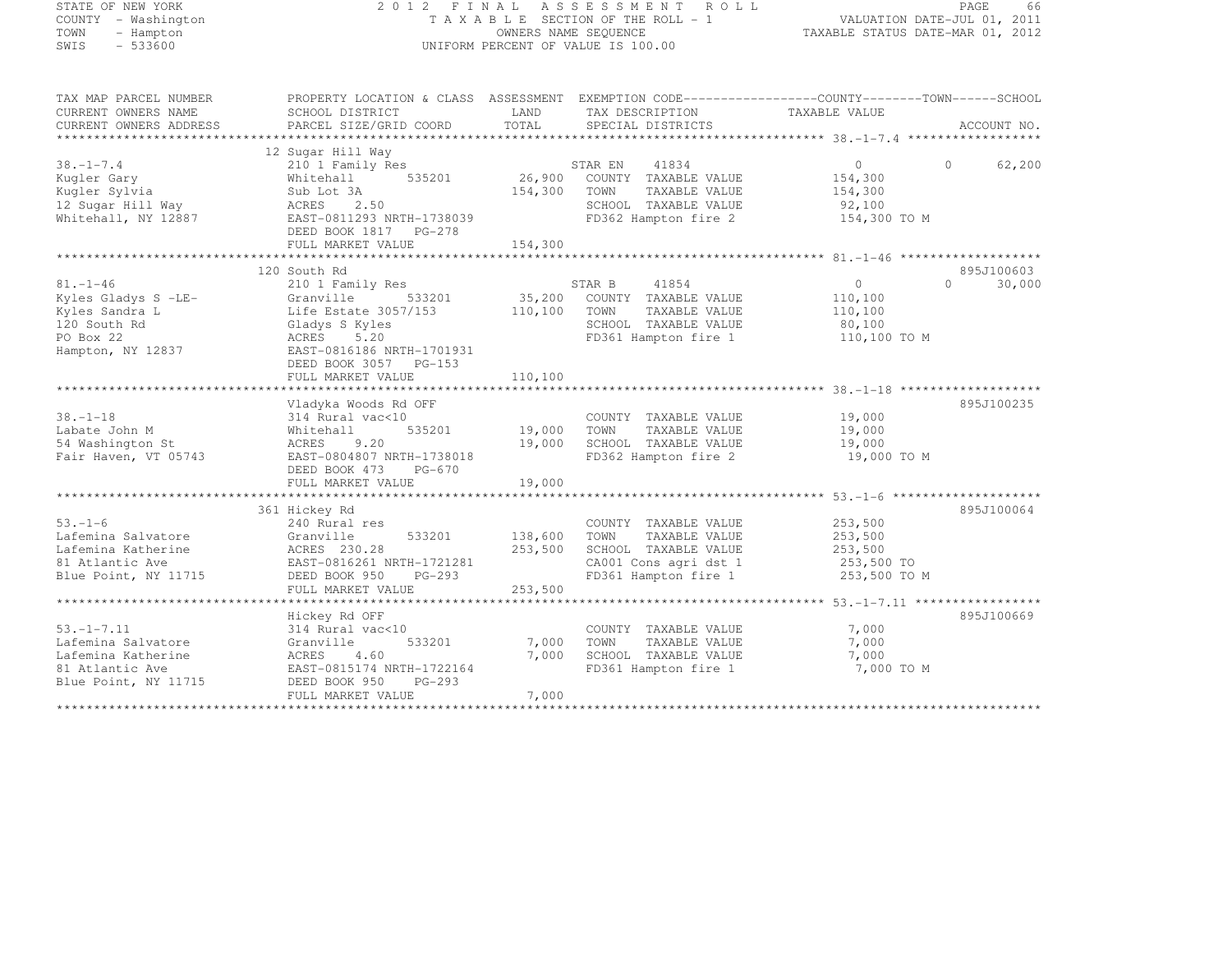STATE OF NEW YORK
COUNTY - Washington
TOWN - Hampton
SWIS - 533600

2012 FINAL ASSESSMENT ROLL
TAXABLE SECTION OF THE ROLL - 1
OWNERS NAME SEQUENCE
UNIFORM PERCENT OF VALUE IS 100.00

VALUATION DATE-JUL 01, 2011
TAXABLE STATUS DATE-MAR 01, 2012

| TAX MAP PARCEL NUMBER / CURRENT OWNERS NAME / CURRENT OWNERS ADDRESS | PROPERTY LOCATION & CLASS / SCHOOL DISTRICT / PARCEL SIZE/GRID COORD | ASSESSMENT LAND / TOTAL | EXEMPTION CODE / TAX DESCRIPTION / SPECIAL DISTRICTS | COUNTY | TOWN | SCHOOL | ACCOUNT NO. |
|---|---|---|---|---|---|---|---|
| **38.-1-7.4** | 12 Sugar Hill Way | | | | | | |
| Kugler Gary | 210 1 Family Res | | STAR EN 41834 | 0 | 0 | 62,200 | |
| Kugler Sylvia | Whitehall 535201 | 26,900 | COUNTY TAXABLE VALUE | 154,300 | | | |
| 12 Sugar Hill Way | Sub Lot 3A | 154,300 | TOWN TAXABLE VALUE | | 154,300 | | |
| Whitehall, NY 12887 | ACRES 2.50 | | SCHOOL TAXABLE VALUE | | | 92,100 | |
| | EAST-0811293 NRTH-1738039 | | FD362 Hampton fire 2 | 154,300 TO M | | | |
| | DEED BOOK 1817 PG-278 | | | | | | |
| | FULL MARKET VALUE | 154,300 | | | | | |
| **81.-1-46** | 120 South Rd | | | | | | 895J100603 |
| Kyles Gladys S -LE- | 210 1 Family Res | | STAR B 41854 | 0 | 0 | 30,000 | |
| Kyles Sandra L | Granville 533201 | 35,200 | COUNTY TAXABLE VALUE | 110,100 | | | |
| 120 South Rd | Life Estate 3057/153 | 110,100 | TOWN TAXABLE VALUE | | 110,100 | | |
| PO Box 22 | Gladys S Kyles | | SCHOOL TAXABLE VALUE | | | 80,100 | |
| Hampton, NY 12837 | ACRES 5.20 | | FD361 Hampton fire 1 | 110,100 TO M | | | |
| | EAST-0816186 NRTH-1701931 | | | | | | |
| | DEED BOOK 3057 PG-153 | | | | | | |
| | FULL MARKET VALUE | 110,100 | | | | | |
| **38.-1-18** | Vladyka Woods Rd OFF | | | | | | 895J100235 |
| Labate John M | 314 Rural vac<10 | | COUNTY TAXABLE VALUE | 19,000 | | | |
| 54 Washington St | Whitehall 535201 | 19,000 | TOWN TAXABLE VALUE | | 19,000 | | |
| Fair Haven, VT 05743 | ACRES 9.20 | 19,000 | SCHOOL TAXABLE VALUE | | | 19,000 | |
| | EAST-0804807 NRTH-1738018 | | FD362 Hampton fire 2 | 19,000 TO M | | | |
| | DEED BOOK 473 PG-670 | | | | | | |
| | FULL MARKET VALUE | 19,000 | | | | | |
| **53.-1-6** | 361 Hickey Rd | | | | | | 895J100064 |
| Lafemina Salvatore | 240 Rural res | | COUNTY TAXABLE VALUE | 253,500 | | | |
| Lafemina Katherine | Granville 533201 | 138,600 | TOWN TAXABLE VALUE | | 253,500 | | |
| 81 Atlantic Ave | ACRES 230.28 | 253,500 | SCHOOL TAXABLE VALUE | | | 253,500 | |
| Blue Point, NY 11715 | EAST-0816261 NRTH-1721281 | | CA001 Cons agri dst 1 | 253,500 TO | | | |
| | DEED BOOK 950 PG-293 | | FD361 Hampton fire 1 | 253,500 TO M | | | |
| | FULL MARKET VALUE | 253,500 | | | | | |
| **53.-1-7.11** | Hickey Rd OFF | | | | | | 895J100669 |
| Lafemina Salvatore | 314 Rural vac<10 | | COUNTY TAXABLE VALUE | 7,000 | | | |
| Lafemina Katherine | Granville 533201 | 7,000 | TOWN TAXABLE VALUE | | 7,000 | | |
| 81 Atlantic Ave | ACRES 4.60 | 7,000 | SCHOOL TAXABLE VALUE | | | 7,000 | |
| Blue Point, NY 11715 | EAST-0815174 NRTH-1722164 | | FD361 Hampton fire 1 | 7,000 TO M | | | |
| | DEED BOOK 950 PG-293 | | | | | | |
| | FULL MARKET VALUE | 7,000 | | | | | |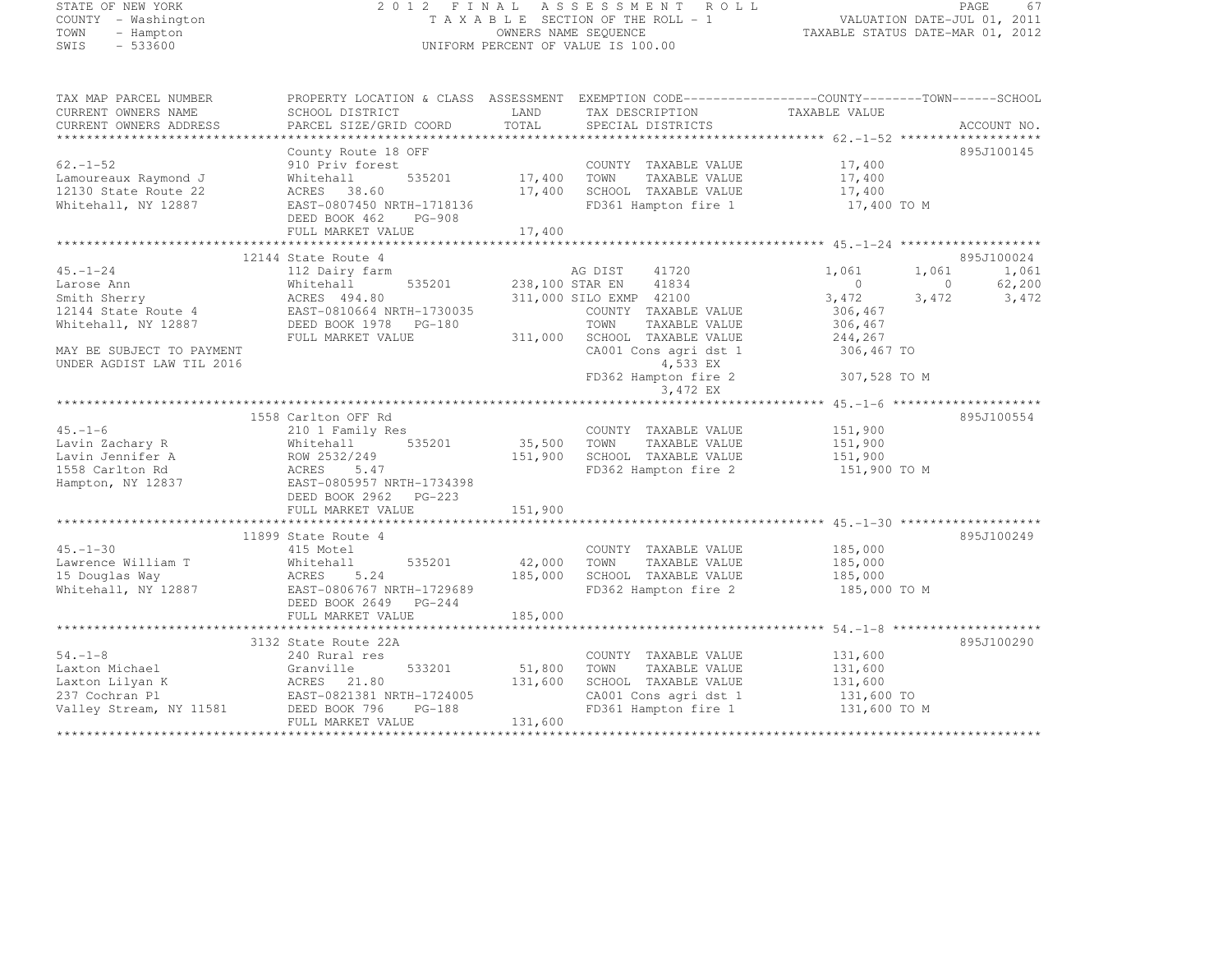STATE OF NEW YORK
COUNTY - Washington
TOWN - Hampton
SWIS - 533600

2012 FINAL ASSESSMENT ROLL
TAXABLE SECTION OF THE ROLL - 1
OWNERS NAME SEQUENCE
UNIFORM PERCENT OF VALUE IS 100.00

VALUATION DATE-JUL 01, 2011
TAXABLE STATUS DATE-MAR 01, 2012

| TAX MAP PARCEL NUMBER<br>CURRENT OWNERS NAME<br>CURRENT OWNERS ADDRESS | PROPERTY LOCATION & CLASS<br>SCHOOL DISTRICT<br>PARCEL SIZE/GRID COORD | ASSESSMENT<br>LAND<br>TOTAL | EXEMPTION CODE<br>TAX DESCRIPTION<br>SPECIAL DISTRICTS | COUNTY<br>TAXABLE VALUE | TOWN | SCHOOL<br>ACCOUNT NO. |
|---|---|---|---|---|---|---|
| **62.-1-52** | County Route 18 OFF | | | | | 895J100145 |
| 62.-1-52 | 910 Priv forest | | COUNTY TAXABLE VALUE | 17,400 | | |
| Lamoureaux Raymond J | Whitehall 535201 | 17,400 | TOWN TAXABLE VALUE | 17,400 | | |
| 12130 State Route 22 | ACRES 38.60 | 17,400 | SCHOOL TAXABLE VALUE | 17,400 | | |
| Whitehall, NY 12887 | EAST-0807450 NRTH-1718136 | | FD361 Hampton fire 1 | 17,400 TO M | | |
| | DEED BOOK 462 PG-908 | | | | | |
| | FULL MARKET VALUE | 17,400 | | | | |
| **45.-1-24** | 12144 State Route 4 | | | | | 895J100024 |
| 45.-1-24 | 112 Dairy farm | | AG DIST 41720 | 1,061 | 1,061 | 1,061 |
| Larose Ann | Whitehall 535201 | 238,100 | STAR EN 41834 | 0 | 0 | 62,200 |
| Smith Sherry | ACRES 494.80 | 311,000 | SILO EXMP 42100 | 3,472 | 3,472 | 3,472 |
| 12144 State Route 4 | EAST-0810664 NRTH-1730035 | | COUNTY TAXABLE VALUE | 306,467 | | |
| Whitehall, NY 12887 | DEED BOOK 1978 PG-180 | | TOWN TAXABLE VALUE | 306,467 | | |
| | FULL MARKET VALUE | 311,000 | SCHOOL TAXABLE VALUE | 244,267 | | |
| MAY BE SUBJECT TO PAYMENT | | | CA001 Cons agri dst 1 | 306,467 TO | | |
| UNDER AGDIST LAW TIL 2016 | | | 4,533 EX | | | |
| | | | FD362 Hampton fire 2 | 307,528 TO M | | |
| | | | 3,472 EX | | | |
| **45.-1-6** | 1558 Carlton OFF Rd | | | | | 895J100554 |
| 45.-1-6 | 210 1 Family Res | | COUNTY TAXABLE VALUE | 151,900 | | |
| Lavin Zachary R | Whitehall 535201 | 35,500 | TOWN TAXABLE VALUE | 151,900 | | |
| Lavin Jennifer A | ROW 2532/249 | 151,900 | SCHOOL TAXABLE VALUE | 151,900 | | |
| 1558 Carlton Rd | ACRES 5.47 | | FD362 Hampton fire 2 | 151,900 TO M | | |
| Hampton, NY 12837 | EAST-0805957 NRTH-1734398 | | | | | |
| | DEED BOOK 2962 PG-223 | | | | | |
| | FULL MARKET VALUE | 151,900 | | | | |
| **45.-1-30** | 11899 State Route 4 | | | | | 895J100249 |
| 45.-1-30 | 415 Motel | | COUNTY TAXABLE VALUE | 185,000 | | |
| Lawrence William T | Whitehall 535201 | 42,000 | TOWN TAXABLE VALUE | 185,000 | | |
| 15 Douglas Way | ACRES 5.24 | 185,000 | SCHOOL TAXABLE VALUE | 185,000 | | |
| Whitehall, NY 12887 | EAST-0806767 NRTH-1729689 | | FD362 Hampton fire 2 | 185,000 TO M | | |
| | DEED BOOK 2649 PG-244 | | | | | |
| | FULL MARKET VALUE | 185,000 | | | | |
| **54.-1-8** | 3132 State Route 22A | | | | | 895J100290 |
| 54.-1-8 | 240 Rural res | | COUNTY TAXABLE VALUE | 131,600 | | |
| Laxton Michael | Granville 533201 | 51,800 | TOWN TAXABLE VALUE | 131,600 | | |
| Laxton Lilyan K | ACRES 21.80 | 131,600 | SCHOOL TAXABLE VALUE | 131,600 | | |
| 237 Cochran Pl | EAST-0821381 NRTH-1724005 | | CA001 Cons agri dst 1 | 131,600 TO | | |
| Valley Stream, NY 11581 | DEED BOOK 796 PG-188 | | FD361 Hampton fire 1 | 131,600 TO M | | |
| | FULL MARKET VALUE | 131,600 | | | | |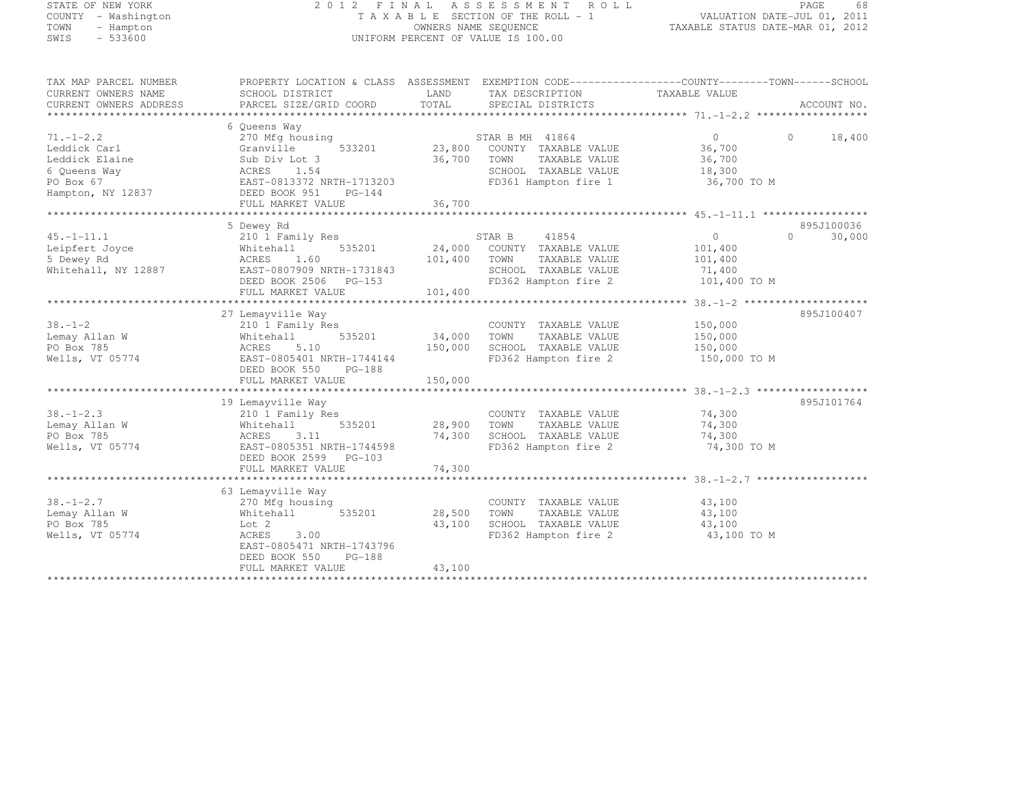STATE OF NEW YORK
COUNTY - Washington
TOWN - Hampton
SWIS - 533600

2012 FINAL ASSESSMENT ROLL
TAXABLE SECTION OF THE ROLL - 1
OWNERS NAME SEQUENCE
UNIFORM PERCENT OF VALUE IS 100.00

VALUATION DATE-JUL 01, 2011
TAXABLE STATUS DATE-MAR 01, 2012

| TAX MAP PARCEL NUMBER / CURRENT OWNERS NAME / CURRENT OWNERS ADDRESS | PROPERTY LOCATION & CLASS / SCHOOL DISTRICT / PARCEL SIZE/GRID COORD | ASSESSMENT LAND / TOTAL | EXEMPTION CODE / TAX DESCRIPTION / SPECIAL DISTRICTS | COUNTY | TOWN | SCHOOL | ACCOUNT NO. |
|---|---|---|---|---|---|---|---|
| 71.-1-2.2 | 6 Queens Way | | | | | | |
| | 270 Mfg housing | | STAR B MH 41864 | 0 | 0 | 18,400 | |
| Leddick Carl | Granville 533201 | 23,800 | COUNTY TAXABLE VALUE | 36,700 | | | |
| Leddick Elaine | Sub Div Lot 3 | 36,700 | TOWN TAXABLE VALUE | | 36,700 | | |
| 6 Queens Way | ACRES 1.54 | | SCHOOL TAXABLE VALUE | | | 18,300 | |
| PO Box 67 | EAST-0813372 NRTH-1713203 | | FD361 Hampton fire 1 | 36,700 TO M | | | |
| Hampton, NY 12837 | DEED BOOK 951 PG-144 | | | | | | |
| | FULL MARKET VALUE | 36,700 | | | | | |
| 45.-1-11.1 | 5 Dewey Rd | | | | | | 895J100036 |
| | 210 1 Family Res | | STAR B 41854 | 0 | 0 | 30,000 | |
| Leipfert Joyce | Whitehall 535201 | 24,000 | COUNTY TAXABLE VALUE | 101,400 | | | |
| 5 Dewey Rd | ACRES 1.60 | 101,400 | TOWN TAXABLE VALUE | | 101,400 | | |
| Whitehall, NY 12887 | EAST-0807909 NRTH-1731843 | | SCHOOL TAXABLE VALUE | | | 71,400 | |
| | DEED BOOK 2506 PG-153 | | FD362 Hampton fire 2 | 101,400 TO M | | | |
| | FULL MARKET VALUE | 101,400 | | | | | |
| 38.-1-2 | 27 Lemayville Way | | | | | | 895J100407 |
| | 210 1 Family Res | | COUNTY TAXABLE VALUE | 150,000 | | | |
| Lemay Allan W | Whitehall 535201 | 34,000 | TOWN TAXABLE VALUE | | 150,000 | | |
| PO Box 785 | ACRES 5.10 | 150,000 | SCHOOL TAXABLE VALUE | | | 150,000 | |
| Wells, VT 05774 | EAST-0805401 NRTH-1744144 | | FD362 Hampton fire 2 | 150,000 TO M | | | |
| | DEED BOOK 550 PG-188 | | | | | | |
| | FULL MARKET VALUE | 150,000 | | | | | |
| 38.-1-2.3 | 19 Lemayville Way | | | | | | 895J101764 |
| | 210 1 Family Res | | COUNTY TAXABLE VALUE | 74,300 | | | |
| Lemay Allan W | Whitehall 535201 | 28,900 | TOWN TAXABLE VALUE | | 74,300 | | |
| PO Box 785 | ACRES 3.11 | 74,300 | SCHOOL TAXABLE VALUE | | | 74,300 | |
| Wells, VT 05774 | EAST-0805351 NRTH-1744598 | | FD362 Hampton fire 2 | 74,300 TO M | | | |
| | DEED BOOK 2599 PG-103 | | | | | | |
| | FULL MARKET VALUE | 74,300 | | | | | |
| 38.-1-2.7 | 63 Lemayville Way | | | | | | |
| | 270 Mfg housing | | COUNTY TAXABLE VALUE | 43,100 | | | |
| Lemay Allan W | Whitehall 535201 | 28,500 | TOWN TAXABLE VALUE | | 43,100 | | |
| PO Box 785 | Lot 2 | 43,100 | SCHOOL TAXABLE VALUE | | | 43,100 | |
| Wells, VT 05774 | ACRES 3.00 | | FD362 Hampton fire 2 | 43,100 TO M | | | |
| | EAST-0805471 NRTH-1743796 | | | | | | |
| | DEED BOOK 550 PG-188 | | | | | | |
| | FULL MARKET VALUE | 43,100 | | | | | |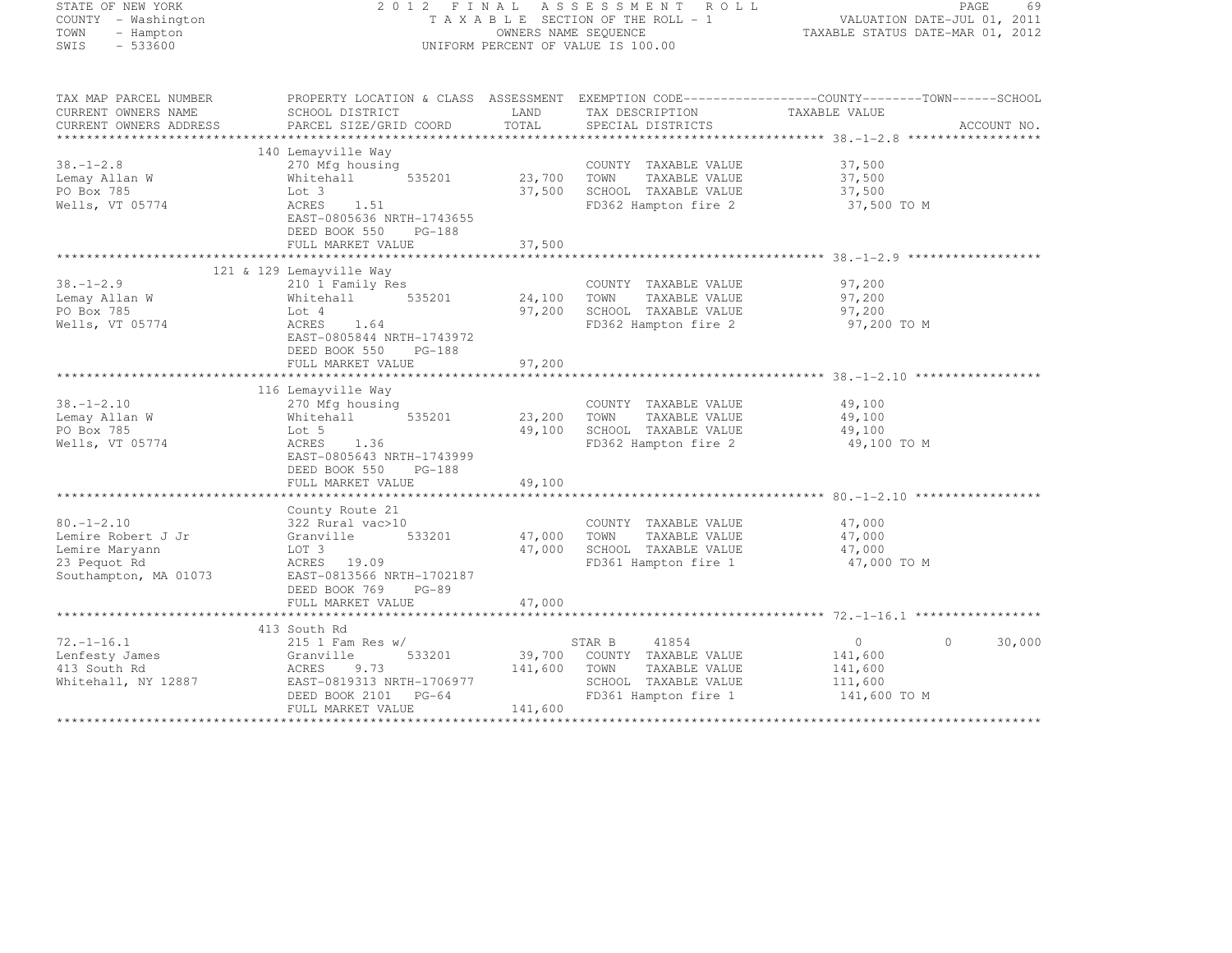STATE OF NEW YORK
COUNTY - Washington
TOWN - Hampton
SWIS - 533600

2012 FINAL ASSESSMENT ROLL
TAXABLE SECTION OF THE ROLL - 1
OWNERS NAME SEQUENCE
UNIFORM PERCENT OF VALUE IS 100.00

VALUATION DATE-JUL 01, 2011
TAXABLE STATUS DATE-MAR 01, 2012

| TAX MAP PARCEL NUMBER / CURRENT OWNERS NAME / CURRENT OWNERS ADDRESS | PROPERTY LOCATION & CLASS / SCHOOL DISTRICT / PARCEL SIZE/GRID COORD | ASSESSMENT LAND / TOTAL | EXEMPTION CODE / TAX DESCRIPTION / SPECIAL DISTRICTS | COUNTY / TOWN / SCHOOL TAXABLE VALUE | ACCOUNT NO. |
|---|---|---|---|---|---|
| **38.-1-2.8** | 140 Lemayville Way | | | | |
| 38.-1-2.8 | 270 Mfg housing | | COUNTY TAXABLE VALUE | 37,500 | |
| Lemay Allan W | Whitehall 535201 | 23,700 | TOWN TAXABLE VALUE | 37,500 | |
| PO Box 785 | Lot 3 | 37,500 | SCHOOL TAXABLE VALUE | 37,500 | |
| Wells, VT 05774 | ACRES 1.51 | | FD362 Hampton fire 2 | 37,500 TO M | |
| | EAST-0805636 NRTH-1743655 | | | | |
| | DEED BOOK 550 PG-188 | | | | |
| | FULL MARKET VALUE | 37,500 | | | |
| **38.-1-2.9** | 121 & 129 Lemayville Way | | | | |
| 38.-1-2.9 | 210 1 Family Res | | COUNTY TAXABLE VALUE | 97,200 | |
| Lemay Allan W | Whitehall 535201 | 24,100 | TOWN TAXABLE VALUE | 97,200 | |
| PO Box 785 | Lot 4 | 97,200 | SCHOOL TAXABLE VALUE | 97,200 | |
| Wells, VT 05774 | ACRES 1.64 | | FD362 Hampton fire 2 | 97,200 TO M | |
| | EAST-0805844 NRTH-1743972 | | | | |
| | DEED BOOK 550 PG-188 | | | | |
| | FULL MARKET VALUE | 97,200 | | | |
| **38.-1-2.10** | 116 Lemayville Way | | | | |
| 38.-1-2.10 | 270 Mfg housing | | COUNTY TAXABLE VALUE | 49,100 | |
| Lemay Allan W | Whitehall 535201 | 23,200 | TOWN TAXABLE VALUE | 49,100 | |
| PO Box 785 | Lot 5 | 49,100 | SCHOOL TAXABLE VALUE | 49,100 | |
| Wells, VT 05774 | ACRES 1.36 | | FD362 Hampton fire 2 | 49,100 TO M | |
| | EAST-0805643 NRTH-1743999 | | | | |
| | DEED BOOK 550 PG-188 | | | | |
| | FULL MARKET VALUE | 49,100 | | | |
| **80.-1-2.10** | County Route 21 | | | | |
| 80.-1-2.10 | 322 Rural vac>10 | | COUNTY TAXABLE VALUE | 47,000 | |
| Lemire Robert J Jr | Granville 533201 | 47,000 | TOWN TAXABLE VALUE | 47,000 | |
| Lemire Maryann | LOT 3 | 47,000 | SCHOOL TAXABLE VALUE | 47,000 | |
| 23 Pequot Rd | ACRES 19.09 | | FD361 Hampton fire 1 | 47,000 TO M | |
| Southampton, MA 01073 | EAST-0813566 NRTH-1702187 | | | | |
| | DEED BOOK 769 PG-89 | | | | |
| | FULL MARKET VALUE | 47,000 | | | |
| **72.-1-16.1** | 413 South Rd | | | | |
| 72.-1-16.1 | 215 1 Fam Res w/ | | STAR B 41854 | 0 / 0 / 30,000 | |
| Lenfesty James | Granville 533201 | 39,700 | COUNTY TAXABLE VALUE | 141,600 | |
| 413 South Rd | ACRES 9.73 | 141,600 | TOWN TAXABLE VALUE | 141,600 | |
| Whitehall, NY 12887 | EAST-0819313 NRTH-1706977 | | SCHOOL TAXABLE VALUE | 111,600 | |
| | DEED BOOK 2101 PG-64 | | FD361 Hampton fire 1 | 141,600 TO M | |
| | FULL MARKET VALUE | 141,600 | | | |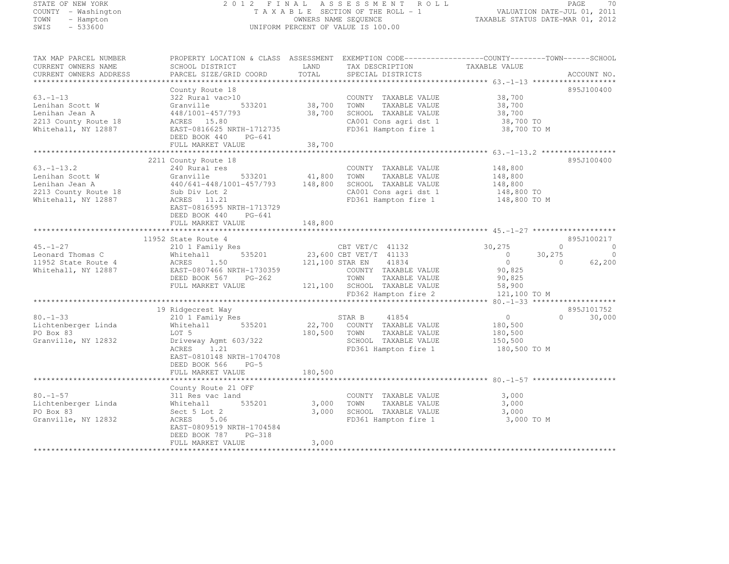STATE OF NEW YORK
COUNTY - Washington
TOWN - Hampton
SWIS - 533600

2 0 1 2 F I N A L A S S E S S M E N T R O L L
T A X A B L E SECTION OF THE ROLL - 1
OWNERS NAME SEQUENCE
UNIFORM PERCENT OF VALUE IS 100.00

VALUATION DATE-JUL 01, 2011
TAXABLE STATUS DATE-MAR 01, 2012

```
TAX MAP PARCEL NUMBER          PROPERTY LOCATION & CLASS  ASSESSMENT  EXEMPTION CODE------------------COUNTY--------TOWN------SCHOOL
CURRENT OWNERS NAME            SCHOOL DISTRICT              LAND      TAX DESCRIPTION              TAXABLE VALUE
CURRENT OWNERS ADDRESS         PARCEL SIZE/GRID COORD       TOTAL     SPECIAL DISTRICTS                                   ACCOUNT NO.
******************************************************************************************************* 63.-1-13 *******************
                               County Route 18                                                                         895J100400
63.-1-13                       322 Rural vac>10                       COUNTY  TAXABLE VALUE            38,700
Lenihan Scott W                Granville       533201       38,700    TOWN    TAXABLE VALUE            38,700
Lenihan Jean A                 448/1001-457/793             38,700    SCHOOL  TAXABLE VALUE            38,700
2213 County Route 18           ACRES  15.80                           CA001 Cons agri dst 1             38,700 TO
Whitehall, NY 12887            EAST-0816625 NRTH-1712735              FD361 Hampton fire 1              38,700 TO M
                               DEED BOOK 440    PG-641
                               FULL MARKET VALUE            38,700
******************************************************************************************************* 63.-1-13.2 *****************
                               2211 County Route 18                                                                    895J100400
63.-1-13.2                     240 Rural res                          COUNTY  TAXABLE VALUE           148,800
Lenihan Scott W                Granville       533201       41,800    TOWN    TAXABLE VALUE           148,800
Lenihan Jean A                 440/641-448/1001-457/793    148,800    SCHOOL  TAXABLE VALUE           148,800
2213 County Route 18           Sub Div Lot 2                          CA001 Cons agri dst 1            148,800 TO
Whitehall, NY 12887            ACRES  11.21                           FD361 Hampton fire 1             148,800 TO M
                               EAST-0816595 NRTH-1713729
                               DEED BOOK 440    PG-641
                               FULL MARKET VALUE           148,800
******************************************************************************************************* 45.-1-27 *******************
                               11952 State Route 4                                                                     895J100217
45.-1-27                       210 1 Family Res                       CBT VET/C  41132          30,275             0             0
Leonard Thomas C               Whitehall       535201       23,600 CBT VET/T  41133                  0        30,275             0
11952 State Route 4            ACRES   1.50                121,100 STAR EN    41834                  0             0        62,200
Whitehall, NY 12887            EAST-0807466 NRTH-1730359              COUNTY  TAXABLE VALUE            90,825
                               DEED BOOK 567    PG-262                TOWN    TAXABLE VALUE            90,825
                               FULL MARKET VALUE           121,100    SCHOOL  TAXABLE VALUE            58,900
                                                                      FD362 Hampton fire 2             121,100 TO M
******************************************************************************************************* 80.-1-33 *******************
                               19 Ridgecrest Way                                                                       895J101752
80.-1-33                       210 1 Family Res                       STAR B     41854                   0             0        30,000
Lichtenberger Linda            Whitehall       535201       22,700    COUNTY  TAXABLE VALUE           180,500
PO Box 83                      LOT 5                       180,500    TOWN    TAXABLE VALUE           180,500
Granville, NY 12832            Driveway Agmt 603/322                  SCHOOL  TAXABLE VALUE           150,500
                               ACRES   1.21                           FD361 Hampton fire 1             180,500 TO M
                               EAST-0810148 NRTH-1704708
                               DEED BOOK 566    PG-5
                               FULL MARKET VALUE           180,500
******************************************************************************************************* 80.-1-57 *******************
                               County Route 21 OFF
80.-1-57                       311 Res vac land                       COUNTY  TAXABLE VALUE             3,000
Lichtenberger Linda            Whitehall       535201        3,000    TOWN    TAXABLE VALUE             3,000
PO Box 83                      Sect 5 Lot 2                  3,000    SCHOOL  TAXABLE VALUE             3,000
Granville, NY 12832            ACRES   5.06                           FD361 Hampton fire 1               3,000 TO M
                               EAST-0809519 NRTH-1704584
                               DEED BOOK 787    PG-318
                               FULL MARKET VALUE             3,000
************************************************************************************************************************************
```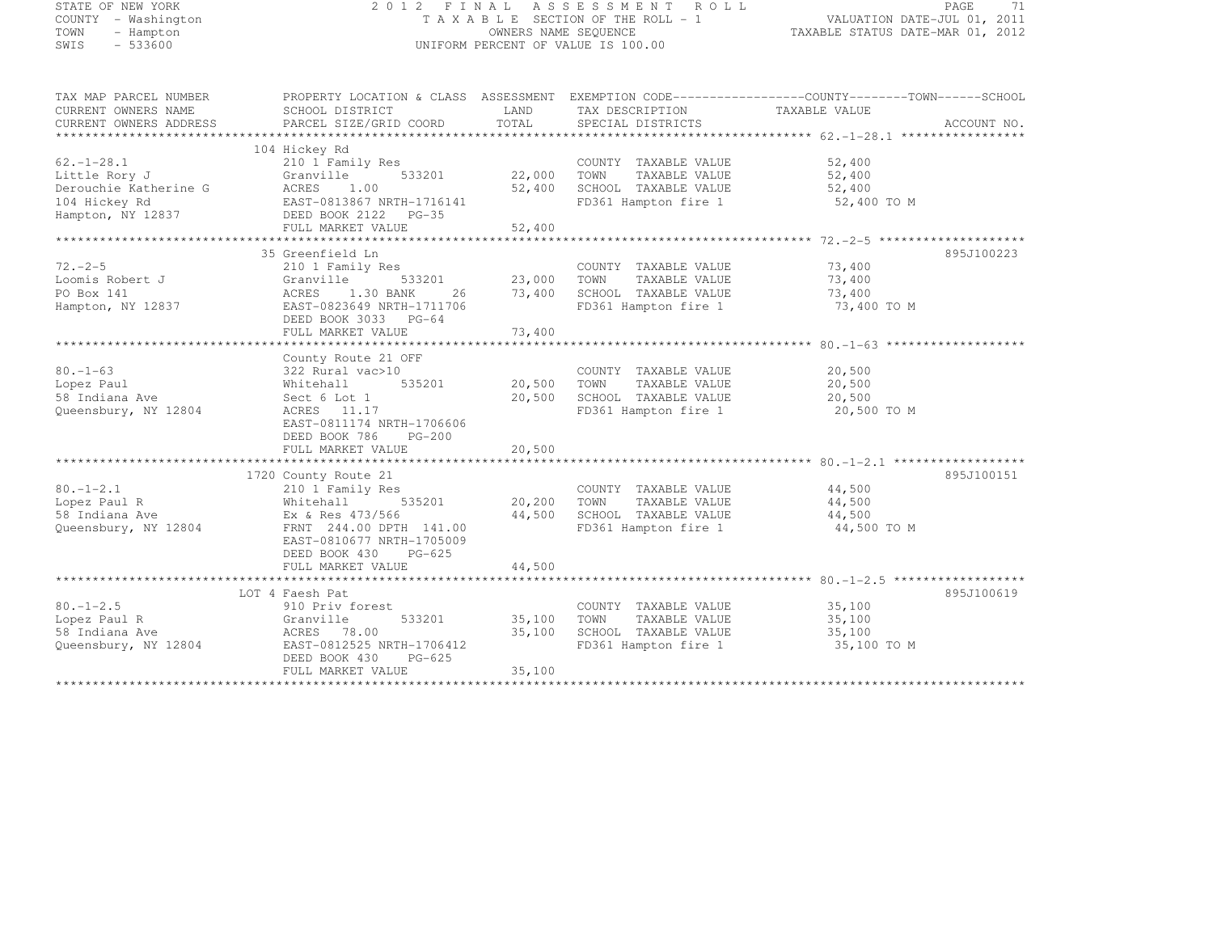STATE OF NEW YORK
COUNTY - Washington
TOWN - Hampton
SWIS - 533600

# 2012 FINAL ASSESSMENT ROLL

TAXABLE SECTION OF THE ROLL - 1
OWNERS NAME SEQUENCE
UNIFORM PERCENT OF VALUE IS 100.00

VALUATION DATE-JUL 01, 2011
TAXABLE STATUS DATE-MAR 01, 2012

| TAX MAP PARCEL NUMBER / CURRENT OWNERS NAME / CURRENT OWNERS ADDRESS | PROPERTY LOCATION & CLASS / SCHOOL DISTRICT / PARCEL SIZE/GRID COORD | ASSESSMENT LAND / TOTAL | EXEMPTION CODE / TAX DESCRIPTION / SPECIAL DISTRICTS | TAXABLE VALUE (COUNTY / TOWN / SCHOOL) | ACCOUNT NO. |
|---|---|---|---|---|---|
| **62.-1-28.1** | 104 Hickey Rd | | | | |
| 62.-1-28.1 | 210 1 Family Res | | COUNTY TAXABLE VALUE | 52,400 | |
| Little Rory J | Granville 533201 | 22,000 | TOWN TAXABLE VALUE | 52,400 | |
| Derouchie Katherine G | ACRES 1.00 | 52,400 | SCHOOL TAXABLE VALUE | 52,400 | |
| 104 Hickey Rd | EAST-0813867 NRTH-1716141 | | FD361 Hampton fire 1 | 52,400 TO M | |
| Hampton, NY 12837 | DEED BOOK 2122 PG-35 | | | | |
| | FULL MARKET VALUE | 52,400 | | | |
| **72.-2-5** | 35 Greenfield Ln | | | | 895J100223 |
| 72.-2-5 | 210 1 Family Res | | COUNTY TAXABLE VALUE | 73,400 | |
| Loomis Robert J | Granville 533201 | 23,000 | TOWN TAXABLE VALUE | 73,400 | |
| PO Box 141 | ACRES 1.30 BANK 26 | 73,400 | SCHOOL TAXABLE VALUE | 73,400 | |
| Hampton, NY 12837 | EAST-0823649 NRTH-1711706 | | FD361 Hampton fire 1 | 73,400 TO M | |
| | DEED BOOK 3033 PG-64 | | | | |
| | FULL MARKET VALUE | 73,400 | | | |
| **80.-1-63** | County Route 21 OFF | | | | |
| 80.-1-63 | 322 Rural vac>10 | | COUNTY TAXABLE VALUE | 20,500 | |
| Lopez Paul | Whitehall 535201 | 20,500 | TOWN TAXABLE VALUE | 20,500 | |
| 58 Indiana Ave | Sect 6 Lot 1 | 20,500 | SCHOOL TAXABLE VALUE | 20,500 | |
| Queensbury, NY 12804 | ACRES 11.17 | | FD361 Hampton fire 1 | 20,500 TO M | |
| | EAST-0811174 NRTH-1706606 | | | | |
| | DEED BOOK 786 PG-200 | | | | |
| | FULL MARKET VALUE | 20,500 | | | |
| **80.-1-2.1** | 1720 County Route 21 | | | | 895J100151 |
| 80.-1-2.1 | 210 1 Family Res | | COUNTY TAXABLE VALUE | 44,500 | |
| Lopez Paul R | Whitehall 535201 | 20,200 | TOWN TAXABLE VALUE | 44,500 | |
| 58 Indiana Ave | Ex & Res 473/566 | 44,500 | SCHOOL TAXABLE VALUE | 44,500 | |
| Queensbury, NY 12804 | FRNT 244.00 DPTH 141.00 | | FD361 Hampton fire 1 | 44,500 TO M | |
| | EAST-0810677 NRTH-1705009 | | | | |
| | DEED BOOK 430 PG-625 | | | | |
| | FULL MARKET VALUE | 44,500 | | | |
| **80.-1-2.5** | LOT 4 Faesh Pat | | | | 895J100619 |
| 80.-1-2.5 | 910 Priv forest | | COUNTY TAXABLE VALUE | 35,100 | |
| Lopez Paul R | Granville 533201 | 35,100 | TOWN TAXABLE VALUE | 35,100 | |
| 58 Indiana Ave | ACRES 78.00 | 35,100 | SCHOOL TAXABLE VALUE | 35,100 | |
| Queensbury, NY 12804 | EAST-0812525 NRTH-1706412 | | FD361 Hampton fire 1 | 35,100 TO M | |
| | DEED BOOK 430 PG-625 | | | | |
| | FULL MARKET VALUE | 35,100 | | | |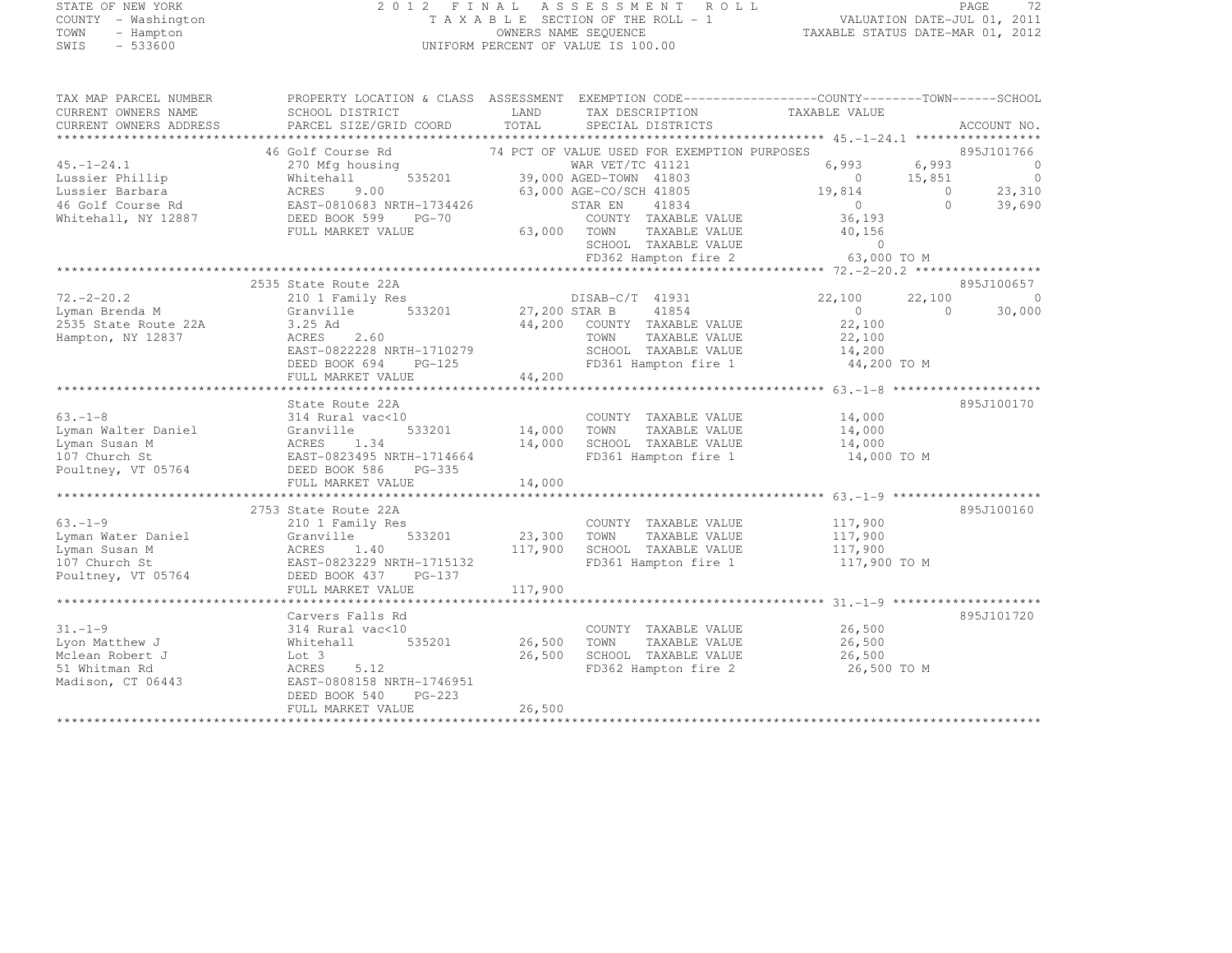STATE OF NEW YORK
COUNTY - Washington
TOWN - Hampton
SWIS - 533600

# 2012 FINAL ASSESSMENT ROLL

TAXABLE SECTION OF THE ROLL - 1
OWNERS NAME SEQUENCE
UNIFORM PERCENT OF VALUE IS 100.00

VALUATION DATE-JUL 01, 2011
TAXABLE STATUS DATE-MAR 01, 2012

| TAX MAP PARCEL NUMBER / CURRENT OWNERS NAME / CURRENT OWNERS ADDRESS | PROPERTY LOCATION & CLASS / SCHOOL DISTRICT / PARCEL SIZE/GRID COORD | ASSESSMENT LAND / TOTAL | EXEMPTION CODE / TAX DESCRIPTION / SPECIAL DISTRICTS | COUNTY TAXABLE VALUE | TOWN | SCHOOL | ACCOUNT NO. |
|---|---|---|---|---|---|---|---|
| **45.-1-24.1** | 46 Golf Course Rd | | 74 PCT OF VALUE USED FOR EXEMPTION PURPOSES | | | | 895J101766 |
| 45.-1-24.1 | 270 Mfg housing | | WAR VET/TC 41121 | 6,993 | 6,993 | 0 | |
| Lussier Phillip | Whitehall 535201 | 39,000 | AGED-TOWN 41803 | 0 | 15,851 | 0 | |
| Lussier Barbara | ACRES 9.00 | 63,000 | AGE-CO/SCH 41805 | 19,814 | 0 | 23,310 | |
| 46 Golf Course Rd | EAST-0810683 NRTH-1734426 | | STAR EN 41834 | 0 | 0 | 39,690 | |
| Whitehall, NY 12887 | DEED BOOK 599 PG-70 | | COUNTY TAXABLE VALUE | 36,193 | | | |
| | FULL MARKET VALUE | 63,000 | TOWN TAXABLE VALUE | 40,156 | | | |
| | | | SCHOOL TAXABLE VALUE | 0 | | | |
| | | | FD362 Hampton fire 2 | 63,000 TO M | | | |
| **72.-2-20.2** | 2535 State Route 22A | | | | | | 895J100657 |
| 72.-2-20.2 | 210 1 Family Res | | DISAB-C/T 41931 | 22,100 | 22,100 | 0 | |
| Lyman Brenda M | Granville 533201 | 27,200 | STAR B 41854 | 0 | 0 | 30,000 | |
| 2535 State Route 22A | 3.25 Ad | 44,200 | COUNTY TAXABLE VALUE | 22,100 | | | |
| Hampton, NY 12837 | ACRES 2.60 | | TOWN TAXABLE VALUE | 22,100 | | | |
| | EAST-0822228 NRTH-1710279 | | SCHOOL TAXABLE VALUE | 14,200 | | | |
| | DEED BOOK 694 PG-125 | | FD361 Hampton fire 1 | 44,200 TO M | | | |
| | FULL MARKET VALUE | 44,200 | | | | | |
| **63.-1-8** | State Route 22A | | | | | | 895J100170 |
| 63.-1-8 | 314 Rural vac<10 | | COUNTY TAXABLE VALUE | 14,000 | | | |
| Lyman Walter Daniel | Granville 533201 | 14,000 | TOWN TAXABLE VALUE | 14,000 | | | |
| Lyman Susan M | ACRES 1.34 | 14,000 | SCHOOL TAXABLE VALUE | 14,000 | | | |
| 107 Church St | EAST-0823495 NRTH-1714664 | | FD361 Hampton fire 1 | 14,000 TO M | | | |
| Poultney, VT 05764 | DEED BOOK 586 PG-335 | | | | | | |
| | FULL MARKET VALUE | 14,000 | | | | | |
| **63.-1-9** | 2753 State Route 22A | | | | | | 895J100160 |
| 63.-1-9 | 210 1 Family Res | | COUNTY TAXABLE VALUE | 117,900 | | | |
| Lyman Water Daniel | Granville 533201 | 23,300 | TOWN TAXABLE VALUE | 117,900 | | | |
| Lyman Susan M | ACRES 1.40 | 117,900 | SCHOOL TAXABLE VALUE | 117,900 | | | |
| 107 Church St | EAST-0823229 NRTH-1715132 | | FD361 Hampton fire 1 | 117,900 TO M | | | |
| Poultney, VT 05764 | DEED BOOK 437 PG-137 | | | | | | |
| | FULL MARKET VALUE | 117,900 | | | | | |
| **31.-1-9** | Carvers Falls Rd | | | | | | 895J101720 |
| 31.-1-9 | 314 Rural vac<10 | | COUNTY TAXABLE VALUE | 26,500 | | | |
| Lyon Matthew J | Whitehall 535201 | 26,500 | TOWN TAXABLE VALUE | 26,500 | | | |
| Mclean Robert J | Lot 3 | 26,500 | SCHOOL TAXABLE VALUE | 26,500 | | | |
| 51 Whitman Rd | ACRES 5.12 | | FD362 Hampton fire 2 | 26,500 TO M | | | |
| Madison, CT 06443 | EAST-0808158 NRTH-1746951 | | | | | | |
| | DEED BOOK 540 PG-223 | | | | | | |
| | FULL MARKET VALUE | 26,500 | | | | | |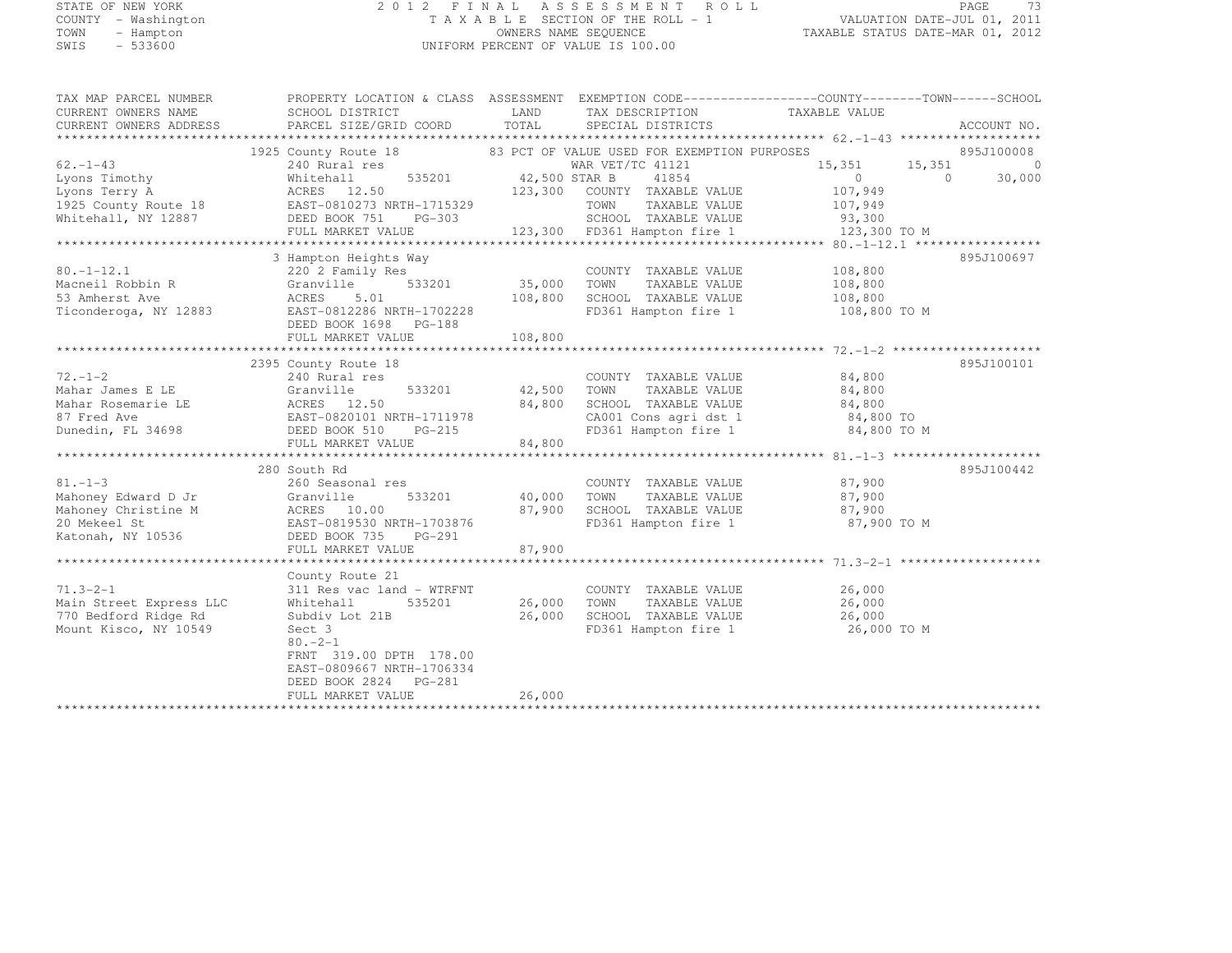STATE OF NEW YORK
COUNTY - Washington
TOWN - Hampton
SWIS - 533600

2012 FINAL ASSESSMENT ROLL
TAXABLE SECTION OF THE ROLL - 1
OWNERS NAME SEQUENCE
UNIFORM PERCENT OF VALUE IS 100.00

VALUATION DATE-JUL 01, 2011
TAXABLE STATUS DATE-MAR 01, 2012

| TAX MAP PARCEL NUMBER / CURRENT OWNERS NAME / CURRENT OWNERS ADDRESS | PROPERTY LOCATION & CLASS / SCHOOL DISTRICT / PARCEL SIZE/GRID COORD | ASSESSMENT LAND / TOTAL | EXEMPTION CODE / TAX DESCRIPTION / SPECIAL DISTRICTS | COUNTY | TOWN | SCHOOL | ACCOUNT NO. |
|---|---|---|---|---|---|---|---|
| 62.-1-43 | 1925 County Route 18 | | 83 PCT OF VALUE USED FOR EXEMPTION PURPOSES | | | | 895J100008 |
| | 240 Rural res | | WAR VET/TC 41121 | 15,351 | 15,351 | 0 | |
| Lyons Timothy | Whitehall 535201 | 42,500 | STAR B 41854 | 0 | 0 | 30,000 | |
| Lyons Terry A | ACRES 12.50 | 123,300 | COUNTY TAXABLE VALUE | 107,949 | | | |
| 1925 County Route 18 | EAST-0810273 NRTH-1715329 | | TOWN TAXABLE VALUE | | 107,949 | | |
| Whitehall, NY 12887 | DEED BOOK 751 PG-303 | | SCHOOL TAXABLE VALUE | | | 93,300 | |
| | FULL MARKET VALUE | 123,300 | FD361 Hampton fire 1 | 123,300 TO M | | | |
| 80.-1-12.1 | 3 Hampton Heights Way | | | | | | 895J100697 |
| | 220 2 Family Res | | COUNTY TAXABLE VALUE | 108,800 | | | |
| Macneil Robbin R | Granville 533201 | 35,000 | TOWN TAXABLE VALUE | | 108,800 | | |
| 53 Amherst Ave | ACRES 5.01 | 108,800 | SCHOOL TAXABLE VALUE | | | 108,800 | |
| Ticonderoga, NY 12883 | EAST-0812286 NRTH-1702228 | | FD361 Hampton fire 1 | 108,800 TO M | | | |
| | DEED BOOK 1698 PG-188 | | | | | | |
| | FULL MARKET VALUE | 108,800 | | | | | |
| 72.-1-2 | 2395 County Route 18 | | | | | | 895J100101 |
| | 240 Rural res | | COUNTY TAXABLE VALUE | 84,800 | | | |
| Mahar James E LE | Granville 533201 | 42,500 | TOWN TAXABLE VALUE | | 84,800 | | |
| Mahar Rosemarie LE | ACRES 12.50 | 84,800 | SCHOOL TAXABLE VALUE | | | 84,800 | |
| 87 Fred Ave | EAST-0820101 NRTH-1711978 | | CA001 Cons agri dst 1 | 84,800 TO | | | |
| Dunedin, FL 34698 | DEED BOOK 510 PG-215 | | FD361 Hampton fire 1 | 84,800 TO M | | | |
| | FULL MARKET VALUE | 84,800 | | | | | |
| 81.-1-3 | 280 South Rd | | | | | | 895J100442 |
| | 260 Seasonal res | | COUNTY TAXABLE VALUE | 87,900 | | | |
| Mahoney Edward D Jr | Granville 533201 | 40,000 | TOWN TAXABLE VALUE | | 87,900 | | |
| Mahoney Christine M | ACRES 10.00 | 87,900 | SCHOOL TAXABLE VALUE | | | 87,900 | |
| 20 Mekeel St | EAST-0819530 NRTH-1703876 | | FD361 Hampton fire 1 | 87,900 TO M | | | |
| Katonah, NY 10536 | DEED BOOK 735 PG-291 | | | | | | |
| | FULL MARKET VALUE | 87,900 | | | | | |
| 71.3-2-1 | County Route 21 | | | | | | |
| | 311 Res vac land - WTRFNT | | COUNTY TAXABLE VALUE | 26,000 | | | |
| Main Street Express LLC | Whitehall 535201 | 26,000 | TOWN TAXABLE VALUE | | 26,000 | | |
| 770 Bedford Ridge Rd | Subdiv Lot 21B | 26,000 | SCHOOL TAXABLE VALUE | | | 26,000 | |
| Mount Kisco, NY 10549 | Sect 3 | | FD361 Hampton fire 1 | 26,000 TO M | | | |
| | 80.-2-1 | | | | | | |
| | FRNT 319.00 DPTH 178.00 | | | | | | |
| | EAST-0809667 NRTH-1706334 | | | | | | |
| | DEED BOOK 2824 PG-281 | | | | | | |
| | FULL MARKET VALUE | 26,000 | | | | | |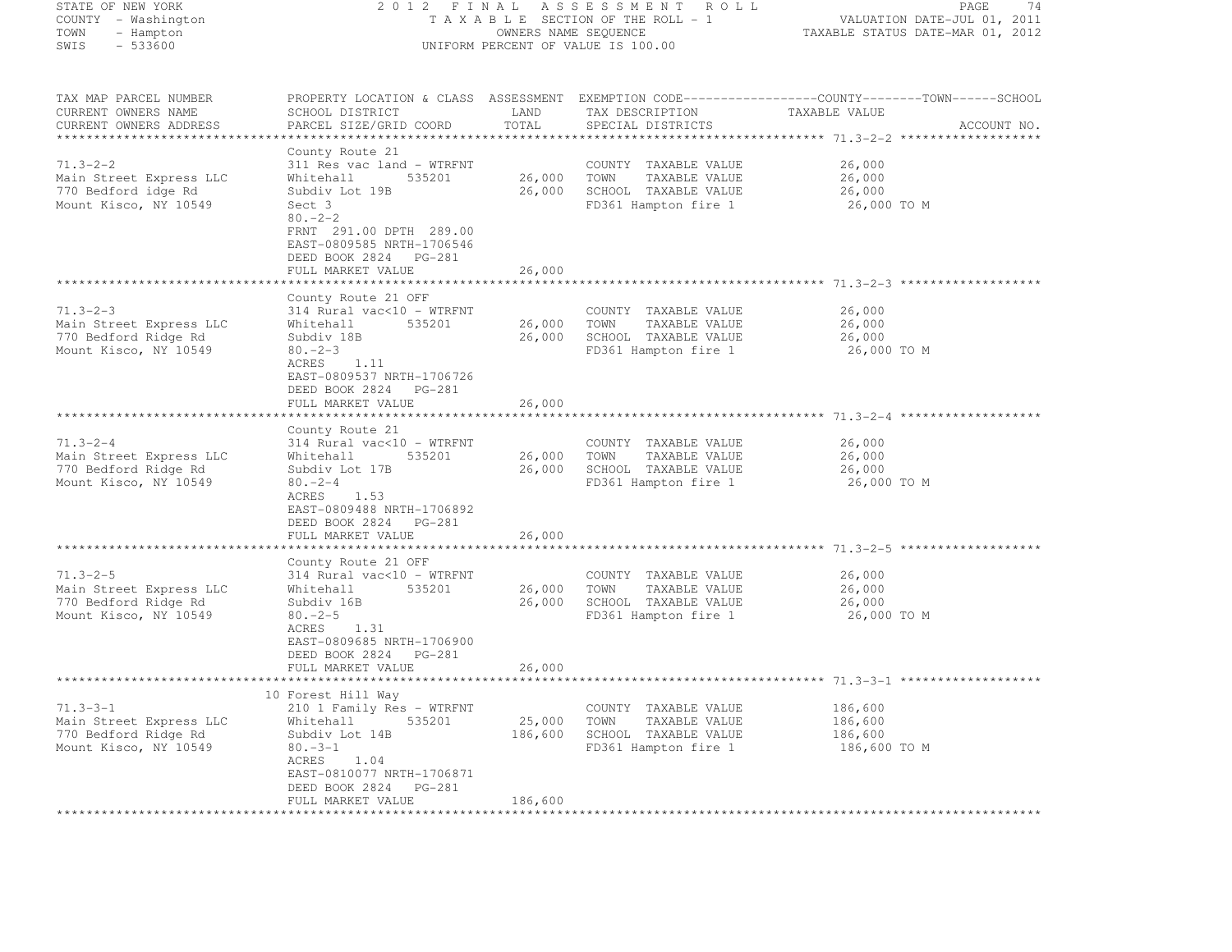STATE OF NEW YORK
COUNTY - Washington
TOWN - Hampton
SWIS - 533600

2012 FINAL ASSESSMENT ROLL
TAXABLE SECTION OF THE ROLL - 1
OWNERS NAME SEQUENCE
UNIFORM PERCENT OF VALUE IS 100.00

VALUATION DATE-JUL 01, 2011
TAXABLE STATUS DATE-MAR 01, 2012

| TAX MAP PARCEL NUMBER / CURRENT OWNERS NAME / CURRENT OWNERS ADDRESS | PROPERTY LOCATION & CLASS / SCHOOL DISTRICT / PARCEL SIZE/GRID COORD | ASSESSMENT LAND / TOTAL | EXEMPTION CODE / TAX DESCRIPTION / SPECIAL DISTRICTS | COUNTY / TOWN / SCHOOL TAXABLE VALUE | ACCOUNT NO. |
|---|---|---|---|---|---|
| **71.3-2-2** | County Route 21 | | | | |
| 71.3-2-2 | 311 Res vac land - WTRFNT | | COUNTY TAXABLE VALUE | 26,000 | |
| Main Street Express LLC | Whitehall 535201 | 26,000 | TOWN TAXABLE VALUE | 26,000 | |
| 770 Bedford idge Rd | Subdiv Lot 19B | 26,000 | SCHOOL TAXABLE VALUE | 26,000 | |
| Mount Kisco, NY 10549 | Sect 3 | | FD361 Hampton fire 1 | 26,000 TO M | |
| | 80.-2-2 | | | | |
| | FRNT 291.00 DPTH 289.00 | | | | |
| | EAST-0809585 NRTH-1706546 | | | | |
| | DEED BOOK 2824 PG-281 | | | | |
| | FULL MARKET VALUE | 26,000 | | | |
| **71.3-2-3** | County Route 21 OFF | | | | |
| 71.3-2-3 | 314 Rural vac<10 - WTRFNT | | COUNTY TAXABLE VALUE | 26,000 | |
| Main Street Express LLC | Whitehall 535201 | 26,000 | TOWN TAXABLE VALUE | 26,000 | |
| 770 Bedford Ridge Rd | Subdiv 18B | 26,000 | SCHOOL TAXABLE VALUE | 26,000 | |
| Mount Kisco, NY 10549 | 80.-2-3 | | FD361 Hampton fire 1 | 26,000 TO M | |
| | ACRES 1.11 | | | | |
| | EAST-0809537 NRTH-1706726 | | | | |
| | DEED BOOK 2824 PG-281 | | | | |
| | FULL MARKET VALUE | 26,000 | | | |
| **71.3-2-4** | County Route 21 | | | | |
| 71.3-2-4 | 314 Rural vac<10 - WTRFNT | | COUNTY TAXABLE VALUE | 26,000 | |
| Main Street Express LLC | Whitehall 535201 | 26,000 | TOWN TAXABLE VALUE | 26,000 | |
| 770 Bedford Ridge Rd | Subdiv Lot 17B | 26,000 | SCHOOL TAXABLE VALUE | 26,000 | |
| Mount Kisco, NY 10549 | 80.-2-4 | | FD361 Hampton fire 1 | 26,000 TO M | |
| | ACRES 1.53 | | | | |
| | EAST-0809488 NRTH-1706892 | | | | |
| | DEED BOOK 2824 PG-281 | | | | |
| | FULL MARKET VALUE | 26,000 | | | |
| **71.3-2-5** | County Route 21 OFF | | | | |
| 71.3-2-5 | 314 Rural vac<10 - WTRFNT | | COUNTY TAXABLE VALUE | 26,000 | |
| Main Street Express LLC | Whitehall 535201 | 26,000 | TOWN TAXABLE VALUE | 26,000 | |
| 770 Bedford Ridge Rd | Subdiv 16B | 26,000 | SCHOOL TAXABLE VALUE | 26,000 | |
| Mount Kisco, NY 10549 | 80.-2-5 | | FD361 Hampton fire 1 | 26,000 TO M | |
| | ACRES 1.31 | | | | |
| | EAST-0809685 NRTH-1706900 | | | | |
| | DEED BOOK 2824 PG-281 | | | | |
| | FULL MARKET VALUE | 26,000 | | | |
| **71.3-3-1** | 10 Forest Hill Way | | | | |
| 71.3-3-1 | 210 1 Family Res - WTRFNT | | COUNTY TAXABLE VALUE | 186,600 | |
| Main Street Express LLC | Whitehall 535201 | 25,000 | TOWN TAXABLE VALUE | 186,600 | |
| 770 Bedford Ridge Rd | Subdiv Lot 14B | 186,600 | SCHOOL TAXABLE VALUE | 186,600 | |
| Mount Kisco, NY 10549 | 80.-3-1 | | FD361 Hampton fire 1 | 186,600 TO M | |
| | ACRES 1.04 | | | | |
| | EAST-0810077 NRTH-1706871 | | | | |
| | DEED BOOK 2824 PG-281 | | | | |
| | FULL MARKET VALUE | 186,600 | | | |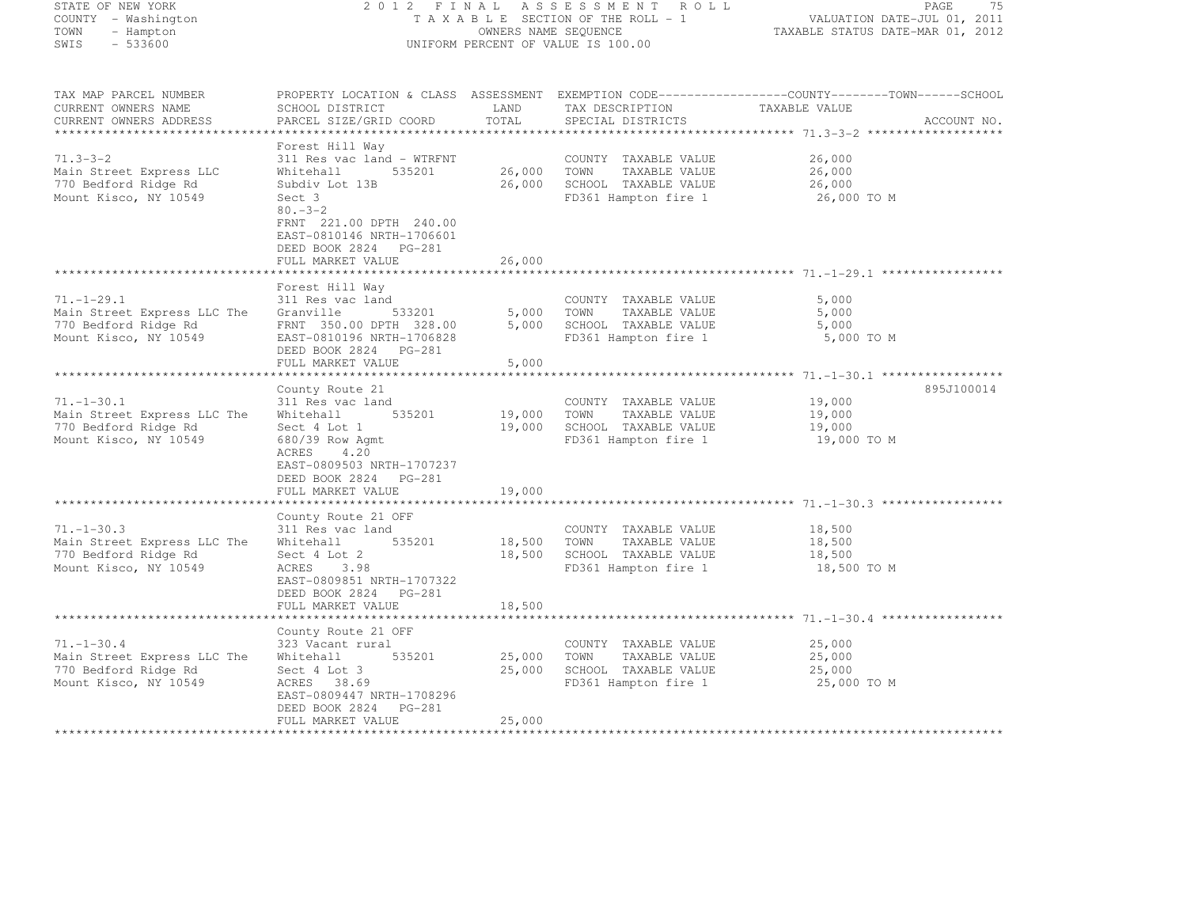STATE OF NEW YORK — 2012 FINAL ASSESSMENT ROLL
COUNTY - Washington — TAXABLE SECTION OF THE ROLL - 1 — VALUATION DATE-JUL 01, 2011
TOWN - Hampton — OWNERS NAME SEQUENCE — TAXABLE STATUS DATE-MAR 01, 2012
SWIS - 533600 — UNIFORM PERCENT OF VALUE IS 100.00

| TAX MAP PARCEL NUMBER / CURRENT OWNERS NAME / CURRENT OWNERS ADDRESS | PROPERTY LOCATION & CLASS / SCHOOL DISTRICT / PARCEL SIZE/GRID COORD | ASSESSMENT LAND | TOTAL | EXEMPTION CODE / TAX DESCRIPTION / SPECIAL DISTRICTS | COUNTY--------TOWN------SCHOOL TAXABLE VALUE | ACCOUNT NO. |
|---|---|---|---|---|---|---|
| 71.3-3-2 | Forest Hill Way | | | | | |
| | 311 Res vac land - WTRFNT | | | COUNTY TAXABLE VALUE | 26,000 | |
| Main Street Express LLC | Whitehall 535201 | 26,000 | | TOWN TAXABLE VALUE | 26,000 | |
| 770 Bedford Ridge Rd | Subdiv Lot 13B | | 26,000 | SCHOOL TAXABLE VALUE | 26,000 | |
| Mount Kisco, NY 10549 | Sect 3 | | | FD361 Hampton fire 1 | 26,000 TO M | |
| | 80.-3-2 | | | | | |
| | FRNT 221.00 DPTH 240.00 | | | | | |
| | EAST-0810146 NRTH-1706601 | | | | | |
| | DEED BOOK 2824 PG-281 | | | | | |
| | FULL MARKET VALUE | | 26,000 | | | |
| 71.-1-29.1 | Forest Hill Way | | | | | |
| | 311 Res vac land | | | COUNTY TAXABLE VALUE | 5,000 | |
| Main Street Express LLC The | Granville 533201 | 5,000 | | TOWN TAXABLE VALUE | 5,000 | |
| 770 Bedford Ridge Rd | FRNT 350.00 DPTH 328.00 | | 5,000 | SCHOOL TAXABLE VALUE | 5,000 | |
| Mount Kisco, NY 10549 | EAST-0810196 NRTH-1706828 | | | FD361 Hampton fire 1 | 5,000 TO M | |
| | DEED BOOK 2824 PG-281 | | | | | |
| | FULL MARKET VALUE | | 5,000 | | | |
| 71.-1-30.1 | County Route 21 | | | | | 895J100014 |
| | 311 Res vac land | | | COUNTY TAXABLE VALUE | 19,000 | |
| Main Street Express LLC The | Whitehall 535201 | 19,000 | | TOWN TAXABLE VALUE | 19,000 | |
| 770 Bedford Ridge Rd | Sect 4 Lot 1 | | 19,000 | SCHOOL TAXABLE VALUE | 19,000 | |
| Mount Kisco, NY 10549 | 680/39 Row Agmt | | | FD361 Hampton fire 1 | 19,000 TO M | |
| | ACRES 4.20 | | | | | |
| | EAST-0809503 NRTH-1707237 | | | | | |
| | DEED BOOK 2824 PG-281 | | | | | |
| | FULL MARKET VALUE | | 19,000 | | | |
| 71.-1-30.3 | County Route 21 OFF | | | | | |
| | 311 Res vac land | | | COUNTY TAXABLE VALUE | 18,500 | |
| Main Street Express LLC The | Whitehall 535201 | 18,500 | | TOWN TAXABLE VALUE | 18,500 | |
| 770 Bedford Ridge Rd | Sect 4 Lot 2 | | 18,500 | SCHOOL TAXABLE VALUE | 18,500 | |
| Mount Kisco, NY 10549 | ACRES 3.98 | | | FD361 Hampton fire 1 | 18,500 TO M | |
| | EAST-0809851 NRTH-1707322 | | | | | |
| | DEED BOOK 2824 PG-281 | | | | | |
| | FULL MARKET VALUE | | 18,500 | | | |
| 71.-1-30.4 | County Route 21 OFF | | | | | |
| | 323 Vacant rural | | | COUNTY TAXABLE VALUE | 25,000 | |
| Main Street Express LLC The | Whitehall 535201 | 25,000 | | TOWN TAXABLE VALUE | 25,000 | |
| 770 Bedford Ridge Rd | Sect 4 Lot 3 | | 25,000 | SCHOOL TAXABLE VALUE | 25,000 | |
| Mount Kisco, NY 10549 | ACRES 38.69 | | | FD361 Hampton fire 1 | 25,000 TO M | |
| | EAST-0809447 NRTH-1708296 | | | | | |
| | DEED BOOK 2824 PG-281 | | | | | |
| | FULL MARKET VALUE | | 25,000 | | | |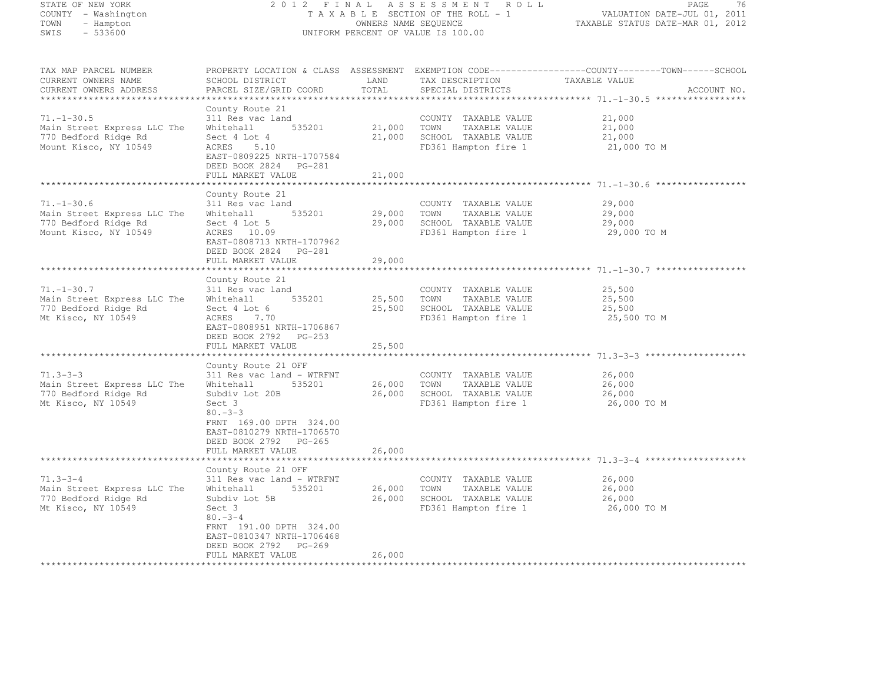STATE OF NEW YORK
COUNTY - Washington
TOWN - Hampton
SWIS - 533600

2012 FINAL ASSESSMENT ROLL
TAXABLE SECTION OF THE ROLL - 1
OWNERS NAME SEQUENCE
UNIFORM PERCENT OF VALUE IS 100.00

VALUATION DATE-JUL 01, 2011
TAXABLE STATUS DATE-MAR 01, 2012

| TAX MAP PARCEL NUMBER / CURRENT OWNERS NAME / CURRENT OWNERS ADDRESS | PROPERTY LOCATION & CLASS / SCHOOL DISTRICT / PARCEL SIZE/GRID COORD | ASSESSMENT LAND / TOTAL | EXEMPTION CODE / TAX DESCRIPTION / SPECIAL DISTRICTS | COUNTY / TOWN / SCHOOL TAXABLE VALUE | ACCOUNT NO. |
|---|---|---|---|---|---|
| **71.-1-30.5** | County Route 21 | | | | |
| 71.-1-30.5 | 311 Res vac land | | COUNTY TAXABLE VALUE | 21,000 | |
| Main Street Express LLC The | Whitehall 535201 | 21,000 | TOWN TAXABLE VALUE | 21,000 | |
| 770 Bedford Ridge Rd | Sect 4 Lot 4 | 21,000 | SCHOOL TAXABLE VALUE | 21,000 | |
| Mount Kisco, NY 10549 | ACRES 5.10 | | FD361 Hampton fire 1 | 21,000 TO M | |
| | EAST-0809225 NRTH-1707584 | | | | |
| | DEED BOOK 2824 PG-281 | | | | |
| | FULL MARKET VALUE | 21,000 | | | |
| **71.-1-30.6** | County Route 21 | | | | |
| 71.-1-30.6 | 311 Res vac land | | COUNTY TAXABLE VALUE | 29,000 | |
| Main Street Express LLC The | Whitehall 535201 | 29,000 | TOWN TAXABLE VALUE | 29,000 | |
| 770 Bedford Ridge Rd | Sect 4 Lot 5 | 29,000 | SCHOOL TAXABLE VALUE | 29,000 | |
| Mount Kisco, NY 10549 | ACRES 10.09 | | FD361 Hampton fire 1 | 29,000 TO M | |
| | EAST-0808713 NRTH-1707962 | | | | |
| | DEED BOOK 2824 PG-281 | | | | |
| | FULL MARKET VALUE | 29,000 | | | |
| **71.-1-30.7** | County Route 21 | | | | |
| 71.-1-30.7 | 311 Res vac land | | COUNTY TAXABLE VALUE | 25,500 | |
| Main Street Express LLC The | Whitehall 535201 | 25,500 | TOWN TAXABLE VALUE | 25,500 | |
| 770 Bedford Ridge Rd | Sect 4 Lot 6 | 25,500 | SCHOOL TAXABLE VALUE | 25,500 | |
| Mt Kisco, NY 10549 | ACRES 7.70 | | FD361 Hampton fire 1 | 25,500 TO M | |
| | EAST-0808951 NRTH-1706867 | | | | |
| | DEED BOOK 2792 PG-253 | | | | |
| | FULL MARKET VALUE | 25,500 | | | |
| **71.3-3-3** | County Route 21 OFF | | | | |
| 71.3-3-3 | 311 Res vac land - WTRFNT | | COUNTY TAXABLE VALUE | 26,000 | |
| Main Street Express LLC The | Whitehall 535201 | 26,000 | TOWN TAXABLE VALUE | 26,000 | |
| 770 Bedford Ridge Rd | Subdiv Lot 20B | 26,000 | SCHOOL TAXABLE VALUE | 26,000 | |
| Mt Kisco, NY 10549 | Sect 3 | | FD361 Hampton fire 1 | 26,000 TO M | |
| | 80.-3-3 | | | | |
| | FRNT 169.00 DPTH 324.00 | | | | |
| | EAST-0810279 NRTH-1706570 | | | | |
| | DEED BOOK 2792 PG-265 | | | | |
| | FULL MARKET VALUE | 26,000 | | | |
| **71.3-3-4** | County Route 21 OFF | | | | |
| 71.3-3-4 | 311 Res vac land - WTRFNT | | COUNTY TAXABLE VALUE | 26,000 | |
| Main Street Express LLC The | Whitehall 535201 | 26,000 | TOWN TAXABLE VALUE | 26,000 | |
| 770 Bedford Ridge Rd | Subdiv Lot 5B | 26,000 | SCHOOL TAXABLE VALUE | 26,000 | |
| Mt Kisco, NY 10549 | Sect 3 | | FD361 Hampton fire 1 | 26,000 TO M | |
| | 80.-3-4 | | | | |
| | FRNT 191.00 DPTH 324.00 | | | | |
| | EAST-0810347 NRTH-1706468 | | | | |
| | DEED BOOK 2792 PG-269 | | | | |
| | FULL MARKET VALUE | 26,000 | | | |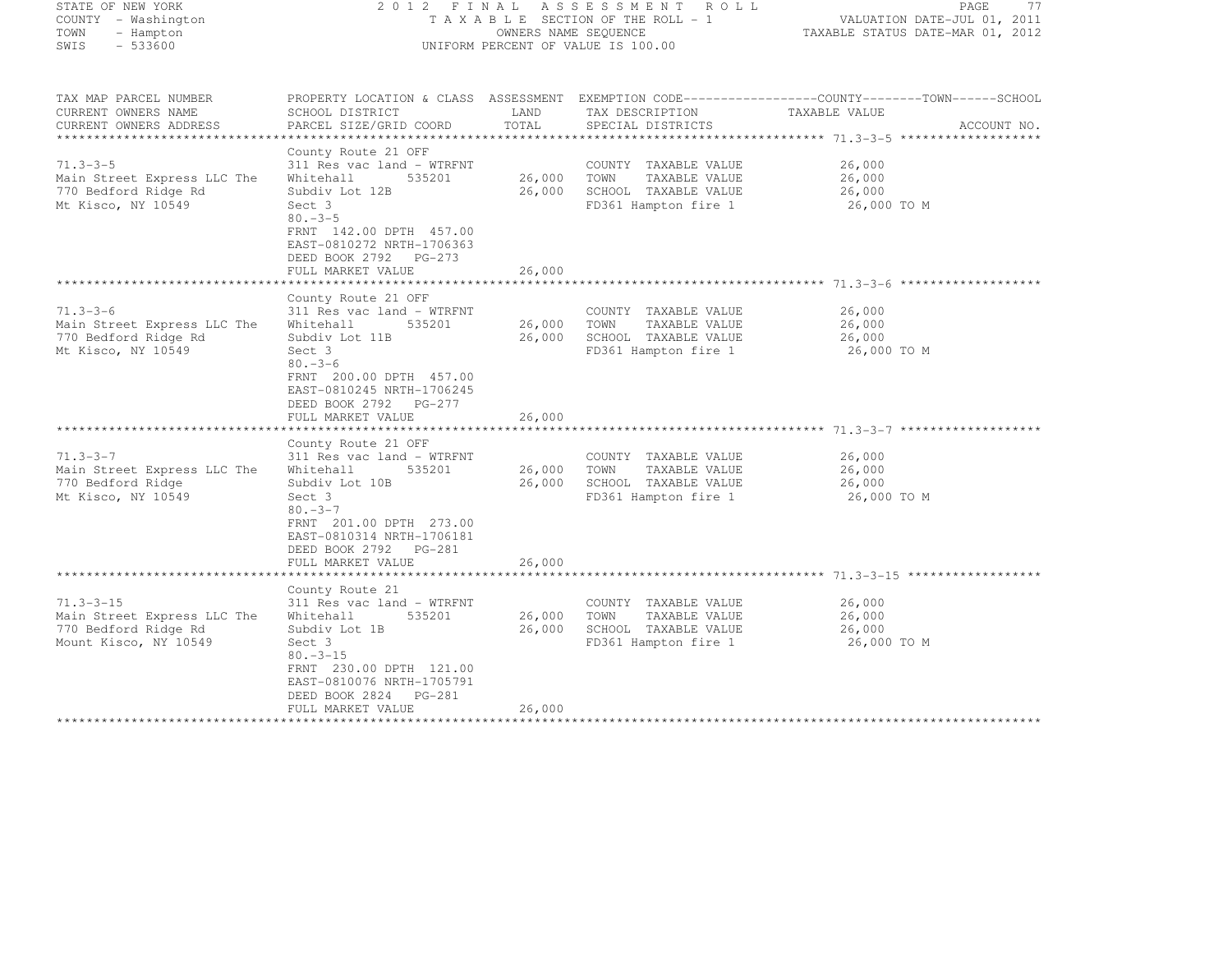STATE OF NEW YORK
COUNTY - Washington
TOWN - Hampton
SWIS - 533600

2012 FINAL ASSESSMENT ROLL
TAXABLE SECTION OF THE ROLL - 1
OWNERS NAME SEQUENCE
UNIFORM PERCENT OF VALUE IS 100.00

VALUATION DATE-JUL 01, 2011
TAXABLE STATUS DATE-MAR 01, 2012

| TAX MAP PARCEL NUMBER / CURRENT OWNERS NAME / CURRENT OWNERS ADDRESS | PROPERTY LOCATION & CLASS / SCHOOL DISTRICT / PARCEL SIZE/GRID COORD | ASSESSMENT LAND / TOTAL | EXEMPTION CODE / TAX DESCRIPTION / SPECIAL DISTRICTS | COUNTY / TOWN / SCHOOL TAXABLE VALUE | ACCOUNT NO. |
|---|---|---|---|---|---|
| 71.3-3-5 | County Route 21 OFF | | | | |
| | 311 Res vac land - WTRFNT | | COUNTY TAXABLE VALUE | 26,000 | |
| Main Street Express LLC The | Whitehall 535201 | 26,000 | TOWN TAXABLE VALUE | 26,000 | |
| 770 Bedford Ridge Rd | Subdiv Lot 12B | 26,000 | SCHOOL TAXABLE VALUE | 26,000 | |
| Mt Kisco, NY 10549 | Sect 3 | | FD361 Hampton fire 1 | 26,000 TO M | |
| | 80.-3-5 | | | | |
| | FRNT 142.00 DPTH 457.00 | | | | |
| | EAST-0810272 NRTH-1706363 | | | | |
| | DEED BOOK 2792 PG-273 | | | | |
| | FULL MARKET VALUE | 26,000 | | | |
| 71.3-3-6 | County Route 21 OFF | | | | |
| | 311 Res vac land - WTRFNT | | COUNTY TAXABLE VALUE | 26,000 | |
| Main Street Express LLC The | Whitehall 535201 | 26,000 | TOWN TAXABLE VALUE | 26,000 | |
| 770 Bedford Ridge Rd | Subdiv Lot 11B | 26,000 | SCHOOL TAXABLE VALUE | 26,000 | |
| Mt Kisco, NY 10549 | Sect 3 | | FD361 Hampton fire 1 | 26,000 TO M | |
| | 80.-3-6 | | | | |
| | FRNT 200.00 DPTH 457.00 | | | | |
| | EAST-0810245 NRTH-1706245 | | | | |
| | DEED BOOK 2792 PG-277 | | | | |
| | FULL MARKET VALUE | 26,000 | | | |
| 71.3-3-7 | County Route 21 OFF | | | | |
| | 311 Res vac land - WTRFNT | | COUNTY TAXABLE VALUE | 26,000 | |
| Main Street Express LLC The | Whitehall 535201 | 26,000 | TOWN TAXABLE VALUE | 26,000 | |
| 770 Bedford Ridge | Subdiv Lot 10B | 26,000 | SCHOOL TAXABLE VALUE | 26,000 | |
| Mt Kisco, NY 10549 | Sect 3 | | FD361 Hampton fire 1 | 26,000 TO M | |
| | 80.-3-7 | | | | |
| | FRNT 201.00 DPTH 273.00 | | | | |
| | EAST-0810314 NRTH-1706181 | | | | |
| | DEED BOOK 2792 PG-281 | | | | |
| | FULL MARKET VALUE | 26,000 | | | |
| 71.3-3-15 | County Route 21 | | | | |
| | 311 Res vac land - WTRFNT | | COUNTY TAXABLE VALUE | 26,000 | |
| Main Street Express LLC The | Whitehall 535201 | 26,000 | TOWN TAXABLE VALUE | 26,000 | |
| 770 Bedford Ridge Rd | Subdiv Lot 1B | 26,000 | SCHOOL TAXABLE VALUE | 26,000 | |
| Mount Kisco, NY 10549 | Sect 3 | | FD361 Hampton fire 1 | 26,000 TO M | |
| | 80.-3-15 | | | | |
| | FRNT 230.00 DPTH 121.00 | | | | |
| | EAST-0810076 NRTH-1705791 | | | | |
| | DEED BOOK 2824 PG-281 | | | | |
| | FULL MARKET VALUE | 26,000 | | | |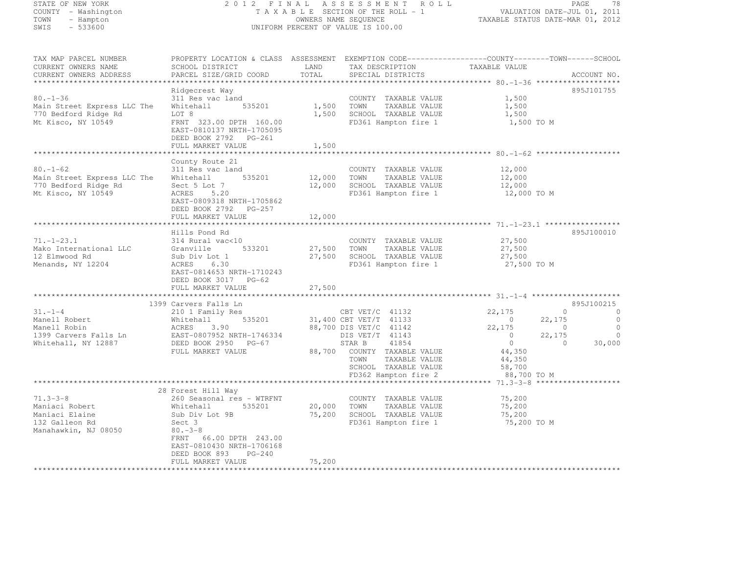STATE OF NEW YORK
COUNTY - Washington
TOWN - Hampton
SWIS - 533600

2012 FINAL ASSESSMENT ROLL
TAXABLE SECTION OF THE ROLL - 1
OWNERS NAME SEQUENCE
UNIFORM PERCENT OF VALUE IS 100.00

VALUATION DATE-JUL 01, 2011
TAXABLE STATUS DATE-MAR 01, 2012

| TAX MAP PARCEL NUMBER / CURRENT OWNERS NAME / CURRENT OWNERS ADDRESS | PROPERTY LOCATION & CLASS / SCHOOL DISTRICT / PARCEL SIZE/GRID COORD | ASSESSMENT LAND / TOTAL | EXEMPTION CODE / TAX DESCRIPTION / SPECIAL DISTRICTS | COUNTY | TOWN | SCHOOL | ACCOUNT NO. |
|---|---|---|---|---|---|---|---|
| 80.-1-36 | Ridgecrest Way | | | | | | 895J101755 |
| | 311 Res vac land | | COUNTY TAXABLE VALUE | 1,500 | | | |
| Main Street Express LLC The | Whitehall 535201 | 1,500 | TOWN TAXABLE VALUE | | 1,500 | | |
| 770 Bedford Ridge Rd | LOT 8 | 1,500 | SCHOOL TAXABLE VALUE | | | 1,500 | |
| Mt Kisco, NY 10549 | FRNT 323.00 DPTH 160.00 | | FD361 Hampton fire 1 | 1,500 TO M | | | |
| | EAST-0810137 NRTH-1705095 | | | | | | |
| | DEED BOOK 2792 PG-261 | | | | | | |
| | FULL MARKET VALUE | 1,500 | | | | | |
| 80.-1-62 | County Route 21 | | | | | | |
| | 311 Res vac land | | COUNTY TAXABLE VALUE | 12,000 | | | |
| Main Street Express LLC The | Whitehall 535201 | 12,000 | TOWN TAXABLE VALUE | | 12,000 | | |
| 770 Bedford Ridge Rd | Sect 5 Lot 7 | 12,000 | SCHOOL TAXABLE VALUE | | | 12,000 | |
| Mt Kisco, NY 10549 | ACRES 5.20 | | FD361 Hampton fire 1 | 12,000 TO M | | | |
| | EAST-0809318 NRTH-1705862 | | | | | | |
| | DEED BOOK 2792 PG-257 | | | | | | |
| | FULL MARKET VALUE | 12,000 | | | | | |
| 71.-1-23.1 | Hills Pond Rd | | | | | | 895J100010 |
| | 314 Rural vac<10 | | COUNTY TAXABLE VALUE | 27,500 | | | |
| Mako International LLC | Granville 533201 | 27,500 | TOWN TAXABLE VALUE | | 27,500 | | |
| 12 Elmwood Rd | Sub Div Lot 1 | 27,500 | SCHOOL TAXABLE VALUE | | | 27,500 | |
| Menands, NY 12204 | ACRES 6.30 | | FD361 Hampton fire 1 | 27,500 TO M | | | |
| | EAST-0814653 NRTH-1710243 | | | | | | |
| | DEED BOOK 3017 PG-62 | | | | | | |
| | FULL MARKET VALUE | 27,500 | | | | | |
| 31.-1-4 | 1399 Carvers Falls Ln | | | | | | 895J100215 |
| | 210 1 Family Res | | CBT VET/C 41132 | 22,175 | 0 | 0 | |
| Manell Robert | Whitehall 535201 | 31,400 | CBT VET/T 41133 | 0 | 22,175 | 0 | |
| Manell Robin | ACRES 3.90 | 88,700 | DIS VET/C 41142 | 22,175 | 0 | 0 | |
| 1399 Carvers Falls Ln | EAST-0807952 NRTH-1746334 | | DIS VET/T 41143 | 0 | 22,175 | 0 | |
| Whitehall, NY 12887 | DEED BOOK 2950 PG-67 | | STAR B 41854 | 0 | 0 | 30,000 | |
| | FULL MARKET VALUE | 88,700 | COUNTY TAXABLE VALUE | 44,350 | | | |
| | | | TOWN TAXABLE VALUE | | 44,350 | | |
| | | | SCHOOL TAXABLE VALUE | | | 58,700 | |
| | | | FD362 Hampton fire 2 | 88,700 TO M | | | |
| 71.3-3-8 | 28 Forest Hill Way | | | | | | |
| | 260 Seasonal res - WTRFNT | | COUNTY TAXABLE VALUE | 75,200 | | | |
| Maniaci Robert | Whitehall 535201 | 20,000 | TOWN TAXABLE VALUE | | 75,200 | | |
| Maniaci Elaine | Sub Div Lot 9B | 75,200 | SCHOOL TAXABLE VALUE | | | 75,200 | |
| 132 Galleon Rd | Sect 3 | | FD361 Hampton fire 1 | 75,200 TO M | | | |
| Manahawkin, NJ 08050 | 80.-3-8 | | | | | | |
| | FRNT 66.00 DPTH 243.00 | | | | | | |
| | EAST-0810430 NRTH-1706168 | | | | | | |
| | DEED BOOK 893 PG-240 | | | | | | |
| | FULL MARKET VALUE | 75,200 | | | | | |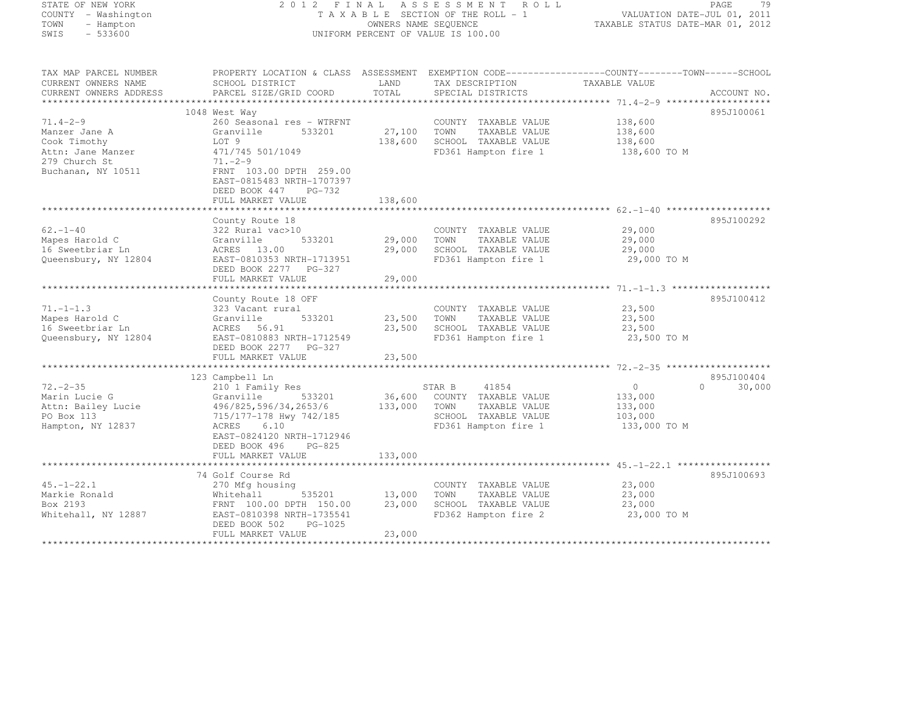STATE OF NEW YORK
COUNTY - Washington
TOWN - Hampton
SWIS - 533600

# 2012 FINAL ASSESSMENT ROLL
TAXABLE SECTION OF THE ROLL - 1
OWNERS NAME SEQUENCE
UNIFORM PERCENT OF VALUE IS 100.00

VALUATION DATE-JUL 01, 2011
TAXABLE STATUS DATE-MAR 01, 2012

| TAX MAP PARCEL NUMBER / CURRENT OWNERS NAME / CURRENT OWNERS ADDRESS | PROPERTY LOCATION & CLASS / SCHOOL DISTRICT / PARCEL SIZE/GRID COORD | ASSESSMENT LAND | TOTAL | EXEMPTION CODE / TAX DESCRIPTION / SPECIAL DISTRICTS | COUNTY / TOWN / SCHOOL TAXABLE VALUE | ACCOUNT NO. |
|---|---|---|---|---|---|---|
| 71.4-2-9 | 1048 West Way | | | | | 895J100061 |
| 71.4-2-9 | 260 Seasonal res - WTRFNT | | | COUNTY TAXABLE VALUE | 138,600 | |
| Manzer Jane A | Granville 533201 | 27,100 | | TOWN TAXABLE VALUE | 138,600 | |
| Cook Timothy | LOT 9 | | 138,600 | SCHOOL TAXABLE VALUE | 138,600 | |
| Attn: Jane Manzer | 471/745 501/1049 | | | FD361 Hampton fire 1 | 138,600 TO M | |
| 279 Church St | 71.-2-9 | | | | | |
| Buchanan, NY 10511 | FRNT 103.00 DPTH 259.00 | | | | | |
| | EAST-0815483 NRTH-1707397 | | | | | |
| | DEED BOOK 447 PG-732 | | | | | |
| | FULL MARKET VALUE | | 138,600 | | | |
| 62.-1-40 | County Route 18 | | | | | 895J100292 |
| 62.-1-40 | 322 Rural vac>10 | | | COUNTY TAXABLE VALUE | 29,000 | |
| Mapes Harold C | Granville 533201 | 29,000 | | TOWN TAXABLE VALUE | 29,000 | |
| 16 Sweetbriar Ln | ACRES 13.00 | | 29,000 | SCHOOL TAXABLE VALUE | 29,000 | |
| Queensbury, NY 12804 | EAST-0810353 NRTH-1713951 | | | FD361 Hampton fire 1 | 29,000 TO M | |
| | DEED BOOK 2277 PG-327 | | | | | |
| | FULL MARKET VALUE | | 29,000 | | | |
| 71.-1-1.3 | County Route 18 OFF | | | | | 895J100412 |
| 71.-1-1.3 | 323 Vacant rural | | | COUNTY TAXABLE VALUE | 23,500 | |
| Mapes Harold C | Granville 533201 | 23,500 | | TOWN TAXABLE VALUE | 23,500 | |
| 16 Sweetbriar Ln | ACRES 56.91 | | 23,500 | SCHOOL TAXABLE VALUE | 23,500 | |
| Queensbury, NY 12804 | EAST-0810883 NRTH-1712549 | | | FD361 Hampton fire 1 | 23,500 TO M | |
| | DEED BOOK 2277 PG-327 | | | | | |
| | FULL MARKET VALUE | | 23,500 | | | |
| 72.-2-35 | 123 Campbell Ln | | | | | 895J100404 |
| 72.-2-35 | 210 1 Family Res | | | STAR B 41854 | 0 0 30,000 | |
| Marin Lucie G | Granville 533201 | 36,600 | | COUNTY TAXABLE VALUE | 133,000 | |
| Attn: Bailey Lucie | 496/825,596/34,2653/6 | | 133,000 | TOWN TAXABLE VALUE | 133,000 | |
| PO Box 113 | 715/177-178 Hwy 742/185 | | | SCHOOL TAXABLE VALUE | 103,000 | |
| Hampton, NY 12837 | ACRES 6.10 | | | FD361 Hampton fire 1 | 133,000 TO M | |
| | EAST-0824120 NRTH-1712946 | | | | | |
| | DEED BOOK 496 PG-825 | | | | | |
| | FULL MARKET VALUE | | 133,000 | | | |
| 45.-1-22.1 | 74 Golf Course Rd | | | | | 895J100693 |
| 45.-1-22.1 | 270 Mfg housing | | | COUNTY TAXABLE VALUE | 23,000 | |
| Markie Ronald | Whitehall 535201 | 13,000 | | TOWN TAXABLE VALUE | 23,000 | |
| Box 2193 | FRNT 100.00 DPTH 150.00 | | 23,000 | SCHOOL TAXABLE VALUE | 23,000 | |
| Whitehall, NY 12887 | EAST-0810398 NRTH-1735541 | | | FD362 Hampton fire 2 | 23,000 TO M | |
| | DEED BOOK 502 PG-1025 | | | | | |
| | FULL MARKET VALUE | | 23,000 | | | |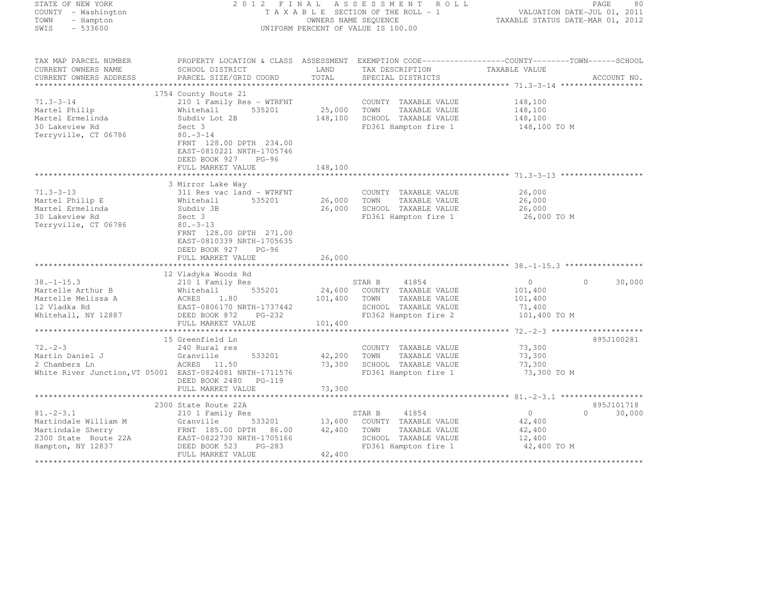STATE OF NEW YORK
COUNTY - Washington
TOWN - Hampton
SWIS - 533600

2012 FINAL ASSESSMENT ROLL
TAXABLE SECTION OF THE ROLL - 1
OWNERS NAME SEQUENCE
UNIFORM PERCENT OF VALUE IS 100.00

VALUATION DATE-JUL 01, 2011
TAXABLE STATUS DATE-MAR 01, 2012

| TAX MAP PARCEL NUMBER / CURRENT OWNERS NAME / CURRENT OWNERS ADDRESS | PROPERTY LOCATION & CLASS / SCHOOL DISTRICT / PARCEL SIZE/GRID COORD | ASSESSMENT LAND / TOTAL | EXEMPTION CODE / TAX DESCRIPTION / SPECIAL DISTRICTS | COUNTY / TOWN / SCHOOL TAXABLE VALUE | ACCOUNT NO. |
|---|---|---|---|---|---|
| **71.3-3-14** | 1754 County Route 21 | | | | |
| 71.3-3-14 | 210 1 Family Res - WTRFNT | | COUNTY TAXABLE VALUE | 148,100 | |
| Martel Philip | Whitehall 535201 | 25,000 | TOWN TAXABLE VALUE | 148,100 | |
| Martel Ermelinda | Subdiv Lot 2B | 148,100 | SCHOOL TAXABLE VALUE | 148,100 | |
| 30 Lakeview Rd | Sect 3 | | FD361 Hampton fire 1 | 148,100 TO M | |
| Terryville, CT 06786 | 80.-3-14 | | | | |
| | FRNT 128.00 DPTH 234.00 | | | | |
| | EAST-0810221 NRTH-1705746 | | | | |
| | DEED BOOK 927 PG-96 | | | | |
| | FULL MARKET VALUE | 148,100 | | | |
| **71.3-3-13** | 3 Mirror Lake Way | | | | |
| 71.3-3-13 | 311 Res vac land - WTRFNT | | COUNTY TAXABLE VALUE | 26,000 | |
| Martel Philip E | Whitehall 535201 | 26,000 | TOWN TAXABLE VALUE | 26,000 | |
| Martel Ermelinda | Subdiv 3B | 26,000 | SCHOOL TAXABLE VALUE | 26,000 | |
| 30 Lakeview Rd | Sect 3 | | FD361 Hampton fire 1 | 26,000 TO M | |
| Terryville, CT 06786 | 80.-3-13 | | | | |
| | FRNT 128.00 DPTH 271.00 | | | | |
| | EAST-0810339 NRTH-1705635 | | | | |
| | DEED BOOK 927 PG-96 | | | | |
| | FULL MARKET VALUE | 26,000 | | | |
| **38.-1-15.3** | 12 Vladyka Woods Rd | | | | |
| 38.-1-15.3 | 210 1 Family Res | | STAR B 41854 | 0 0 30,000 | |
| Martelle Arthur B | Whitehall 535201 | 24,600 | COUNTY TAXABLE VALUE | 101,400 | |
| Martelle Melissa A | ACRES 1.80 | 101,400 | TOWN TAXABLE VALUE | 101,400 | |
| 12 Vladka Rd | EAST-0806170 NRTH-1737442 | | SCHOOL TAXABLE VALUE | 71,400 | |
| Whitehall, NY 12887 | DEED BOOK 872 PG-232 | | FD362 Hampton fire 2 | 101,400 TO M | |
| | FULL MARKET VALUE | 101,400 | | | |
| **72.-2-3** | 15 Greenfield Ln | | | | 895J100281 |
| 72.-2-3 | 240 Rural res | | COUNTY TAXABLE VALUE | 73,300 | |
| Martin Daniel J | Granville 533201 | 42,200 | TOWN TAXABLE VALUE | 73,300 | |
| 2 Chambers Ln | ACRES 11.50 | 73,300 | SCHOOL TAXABLE VALUE | 73,300 | |
| White River Junction,VT 05001 | EAST-0824081 NRTH-1711576 | | FD361 Hampton fire 1 | 73,300 TO M | |
| | DEED BOOK 2480 PG-119 | | | | |
| | FULL MARKET VALUE | 73,300 | | | |
| **81.-2-3.1** | 2300 State Route 22A | | | | 895J101718 |
| 81.-2-3.1 | 210 1 Family Res | | STAR B 41854 | 0 0 30,000 | |
| Martindale William M | Granville 533201 | 13,600 | COUNTY TAXABLE VALUE | 42,400 | |
| Martindale Sherry | FRNT 185.00 DPTH 86.00 | 42,400 | TOWN TAXABLE VALUE | 42,400 | |
| 2300 State Route 22A | EAST-0822730 NRTH-1705166 | | SCHOOL TAXABLE VALUE | 12,400 | |
| Hampton, NY 12837 | DEED BOOK 523 PG-283 | | FD361 Hampton fire 1 | 42,400 TO M | |
| | FULL MARKET VALUE | 42,400 | | | |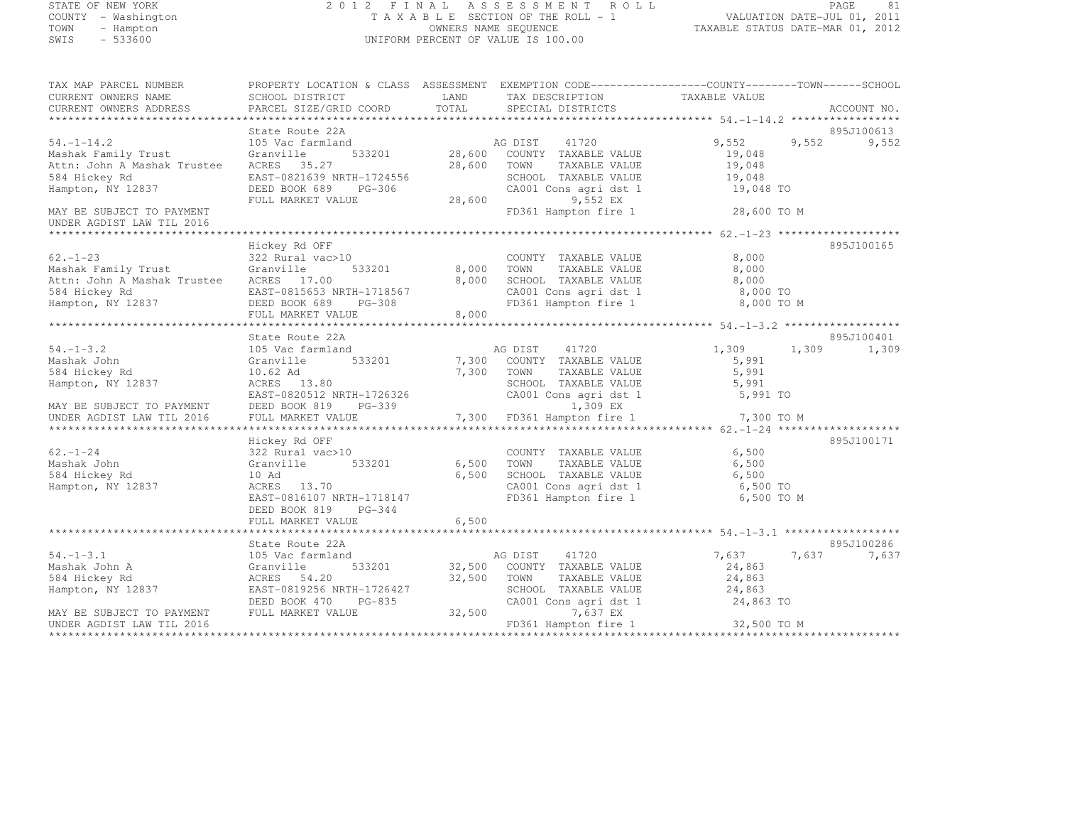STATE OF NEW YORK
COUNTY - Washington
TOWN - Hampton
SWIS - 533600

2012 FINAL ASSESSMENT ROLL
TAXABLE SECTION OF THE ROLL - 1
OWNERS NAME SEQUENCE
UNIFORM PERCENT OF VALUE IS 100.00

VALUATION DATE-JUL 01, 2011
TAXABLE STATUS DATE-MAR 01, 2012

| TAX MAP PARCEL NUMBER / CURRENT OWNERS NAME / CURRENT OWNERS ADDRESS | PROPERTY LOCATION & CLASS / SCHOOL DISTRICT / PARCEL SIZE/GRID COORD | ASSESSMENT LAND / TOTAL | EXEMPTION CODE / TAX DESCRIPTION / SPECIAL DISTRICTS | COUNTY TAXABLE VALUE | TOWN | SCHOOL / ACCOUNT NO. |
|---|---|---|---|---|---|---|
| **54.-1-14.2** | State Route 22A | | | | | 895J100613 |
| 54.-1-14.2 | 105 Vac farmland | | AG DIST 41720 | 9,552 | 9,552 | 9,552 |
| Mashak Family Trust | Granville 533201 | 28,600 | COUNTY TAXABLE VALUE | 19,048 | | |
| Attn: John A Mashak Trustee | ACRES 35.27 | 28,600 | TOWN TAXABLE VALUE | 19,048 | | |
| 584 Hickey Rd | EAST-0821639 NRTH-1724556 | | SCHOOL TAXABLE VALUE | 19,048 | | |
| Hampton, NY 12837 | DEED BOOK 689 PG-306 | | CA001 Cons agri dst 1 | 19,048 TO | | |
| | FULL MARKET VALUE | 28,600 | 9,552 EX | | | |
| MAY BE SUBJECT TO PAYMENT UNDER AGDIST LAW TIL 2016 | | | FD361 Hampton fire 1 | 28,600 TO M | | |
| **62.-1-23** | Hickey Rd OFF | | | | | 895J100165 |
| 62.-1-23 | 322 Rural vac>10 | | COUNTY TAXABLE VALUE | 8,000 | | |
| Mashak Family Trust | Granville 533201 | 8,000 | TOWN TAXABLE VALUE | 8,000 | | |
| Attn: John A Mashak Trustee | ACRES 17.00 | 8,000 | SCHOOL TAXABLE VALUE | 8,000 | | |
| 584 Hickey Rd | EAST-0815653 NRTH-1718567 | | CA001 Cons agri dst 1 | 8,000 TO | | |
| Hampton, NY 12837 | DEED BOOK 689 PG-308 | | FD361 Hampton fire 1 | 8,000 TO M | | |
| | FULL MARKET VALUE | 8,000 | | | | |
| **54.-1-3.2** | State Route 22A | | | | | 895J100401 |
| 54.-1-3.2 | 105 Vac farmland | | AG DIST 41720 | 1,309 | 1,309 | 1,309 |
| Mashak John | Granville 533201 | 7,300 | COUNTY TAXABLE VALUE | 5,991 | | |
| 584 Hickey Rd | 10.62 Ad | 7,300 | TOWN TAXABLE VALUE | 5,991 | | |
| Hampton, NY 12837 | ACRES 13.80 | | SCHOOL TAXABLE VALUE | 5,991 | | |
| | EAST-0820512 NRTH-1726326 | | CA001 Cons agri dst 1 | 5,991 TO | | |
| MAY BE SUBJECT TO PAYMENT | DEED BOOK 819 PG-339 | | 1,309 EX | | | |
| UNDER AGDIST LAW TIL 2016 | FULL MARKET VALUE | 7,300 | FD361 Hampton fire 1 | 7,300 TO M | | |
| **62.-1-24** | Hickey Rd OFF | | | | | 895J100171 |
| 62.-1-24 | 322 Rural vac>10 | | COUNTY TAXABLE VALUE | 6,500 | | |
| Mashak John | Granville 533201 | 6,500 | TOWN TAXABLE VALUE | 6,500 | | |
| 584 Hickey Rd | 10 Ad | 6,500 | SCHOOL TAXABLE VALUE | 6,500 | | |
| Hampton, NY 12837 | ACRES 13.70 | | CA001 Cons agri dst 1 | 6,500 TO | | |
| | EAST-0816107 NRTH-1718147 | | FD361 Hampton fire 1 | 6,500 TO M | | |
| | DEED BOOK 819 PG-344 | | | | | |
| | FULL MARKET VALUE | 6,500 | | | | |
| **54.-1-3.1** | State Route 22A | | | | | 895J100286 |
| 54.-1-3.1 | 105 Vac farmland | | AG DIST 41720 | 7,637 | 7,637 | 7,637 |
| Mashak John A | Granville 533201 | 32,500 | COUNTY TAXABLE VALUE | 24,863 | | |
| 584 Hickey Rd | ACRES 54.20 | 32,500 | TOWN TAXABLE VALUE | 24,863 | | |
| Hampton, NY 12837 | EAST-0819256 NRTH-1726427 | | SCHOOL TAXABLE VALUE | 24,863 | | |
| | DEED BOOK 470 PG-835 | | CA001 Cons agri dst 1 | 24,863 TO | | |
| MAY BE SUBJECT TO PAYMENT | FULL MARKET VALUE | 32,500 | 7,637 EX | | | |
| UNDER AGDIST LAW TIL 2016 | | | FD361 Hampton fire 1 | 32,500 TO M | | |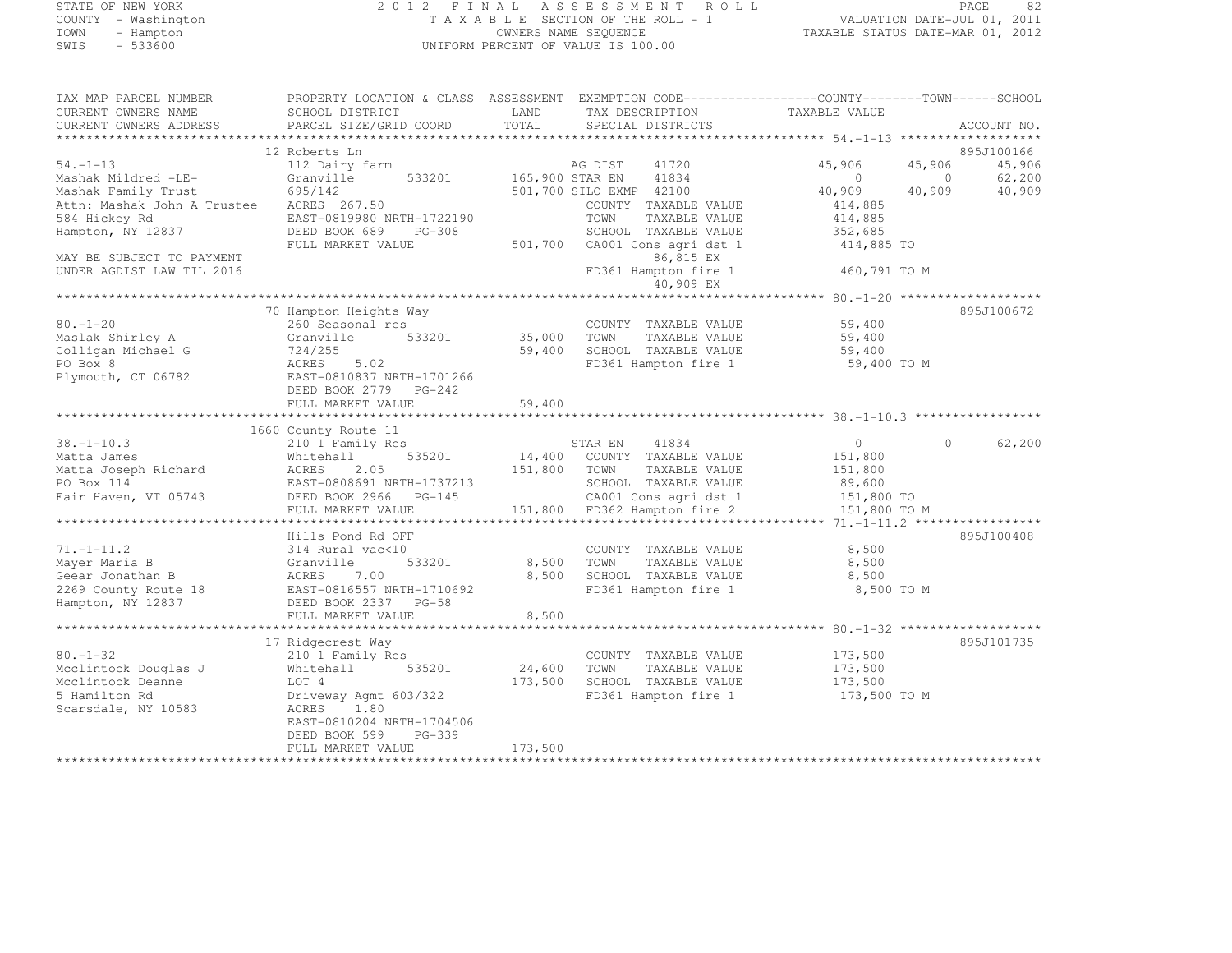STATE OF NEW YORK
COUNTY - Washington
TOWN - Hampton
SWIS - 533600

2012 FINAL ASSESSMENT ROLL
TAXABLE SECTION OF THE ROLL - 1
OWNERS NAME SEQUENCE
UNIFORM PERCENT OF VALUE IS 100.00

VALUATION DATE-JUL 01, 2011
TAXABLE STATUS DATE-MAR 01, 2012

| TAX MAP PARCEL NUMBER / CURRENT OWNERS NAME / CURRENT OWNERS ADDRESS | PROPERTY LOCATION & CLASS / SCHOOL DISTRICT / PARCEL SIZE/GRID COORD | ASSESSMENT LAND | TOTAL | EXEMPTION CODE / TAX DESCRIPTION / SPECIAL DISTRICTS | COUNTY TAXABLE VALUE | TOWN | SCHOOL | ACCOUNT NO. |
|---|---|---|---|---|---|---|---|---|
| | 12 Roberts Ln | | | | | | | 895J100166 |
| 54.-1-13 | 112 Dairy farm | | | AG DIST 41720 | 45,906 | 45,906 | 45,906 | |
| Mashak Mildred -LE- | Granville 533201 | 165,900 | | STAR EN 41834 | 0 | 0 | 62,200 | |
| Mashak Family Trust | 695/142 | | 501,700 | SILO EXMP 42100 | 40,909 | 40,909 | 40,909 | |
| Attn: Mashak John A Trustee | ACRES 267.50 | | | COUNTY TAXABLE VALUE | 414,885 | | | |
| 584 Hickey Rd | EAST-0819980 NRTH-1722190 | | | TOWN TAXABLE VALUE | 414,885 | | | |
| Hampton, NY 12837 | DEED BOOK 689 PG-308 | | | SCHOOL TAXABLE VALUE | 352,685 | | | |
| | FULL MARKET VALUE | | 501,700 | CA001 Cons agri dst 1 | 414,885 TO | | | |
| MAY BE SUBJECT TO PAYMENT | | | | 86,815 EX | | | | |
| UNDER AGDIST LAW TIL 2016 | | | | FD361 Hampton fire 1 | 460,791 TO M | | | |
| | | | | 40,909 EX | | | | |
| | 70 Hampton Heights Way | | | | | | | 895J100672 |
| 80.-1-20 | 260 Seasonal res | | | COUNTY TAXABLE VALUE | 59,400 | | | |
| Maslak Shirley A | Granville 533201 | 35,000 | | TOWN TAXABLE VALUE | 59,400 | | | |
| Colligan Michael G | 724/255 | | 59,400 | SCHOOL TAXABLE VALUE | 59,400 | | | |
| PO Box 8 | ACRES 5.02 | | | FD361 Hampton fire 1 | 59,400 TO M | | | |
| Plymouth, CT 06782 | EAST-0810837 NRTH-1701266 | | | | | | | |
| | DEED BOOK 2779 PG-242 | | | | | | | |
| | FULL MARKET VALUE | | 59,400 | | | | | |
| | 1660 County Route 11 | | | | | | | |
| 38.-1-10.3 | 210 1 Family Res | | | STAR EN 41834 | 0 | 0 | 62,200 | |
| Matta James | Whitehall 535201 | 14,400 | | COUNTY TAXABLE VALUE | 151,800 | | | |
| Matta Joseph Richard | ACRES 2.05 | | 151,800 | TOWN TAXABLE VALUE | 151,800 | | | |
| PO Box 114 | EAST-0808691 NRTH-1737213 | | | SCHOOL TAXABLE VALUE | 89,600 | | | |
| Fair Haven, VT 05743 | DEED BOOK 2966 PG-145 | | | CA001 Cons agri dst 1 | 151,800 TO | | | |
| | FULL MARKET VALUE | | 151,800 | FD362 Hampton fire 2 | 151,800 TO M | | | |
| | Hills Pond Rd OFF | | | | | | | 895J100408 |
| 71.-1-11.2 | 314 Rural vac<10 | | | COUNTY TAXABLE VALUE | 8,500 | | | |
| Mayer Maria B | Granville 533201 | 8,500 | | TOWN TAXABLE VALUE | 8,500 | | | |
| Geear Jonathan B | ACRES 7.00 | | 8,500 | SCHOOL TAXABLE VALUE | 8,500 | | | |
| 2269 County Route 18 | EAST-0816557 NRTH-1710692 | | | FD361 Hampton fire 1 | 8,500 TO M | | | |
| Hampton, NY 12837 | DEED BOOK 2337 PG-58 | | | | | | | |
| | FULL MARKET VALUE | | 8,500 | | | | | |
| | 17 Ridgecrest Way | | | | | | | 895J101735 |
| 80.-1-32 | 210 1 Family Res | | | COUNTY TAXABLE VALUE | 173,500 | | | |
| Mcclintock Douglas J | Whitehall 535201 | 24,600 | | TOWN TAXABLE VALUE | 173,500 | | | |
| Mcclintock Deanne | LOT 4 | | 173,500 | SCHOOL TAXABLE VALUE | 173,500 | | | |
| 5 Hamilton Rd | Driveway Agmt 603/322 | | | FD361 Hampton fire 1 | 173,500 TO M | | | |
| Scarsdale, NY 10583 | ACRES 1.80 | | | | | | | |
| | EAST-0810204 NRTH-1704506 | | | | | | | |
| | DEED BOOK 599 PG-339 | | | | | | | |
| | FULL MARKET VALUE | | 173,500 | | | | | |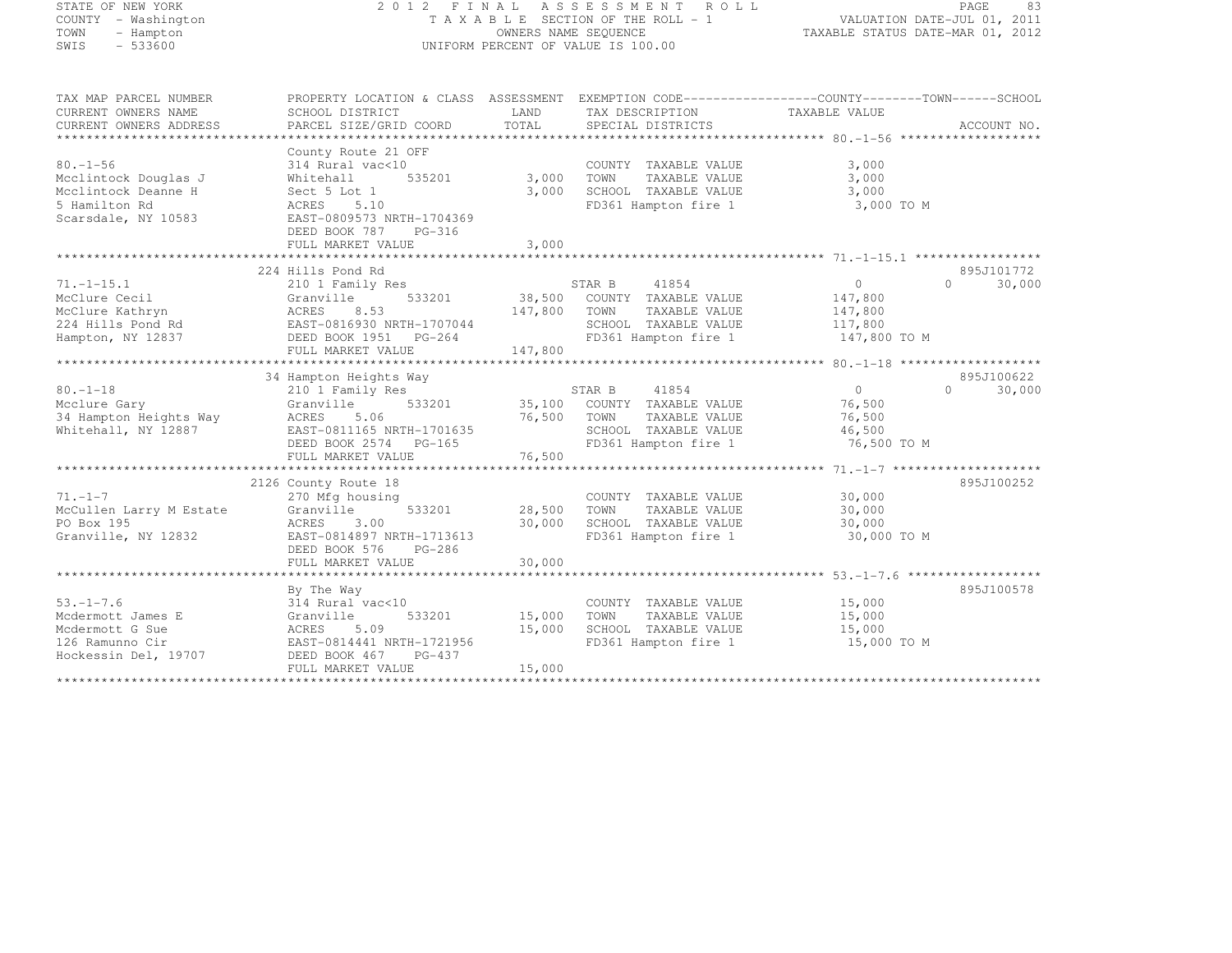STATE OF NEW YORK
COUNTY - Washington
TOWN - Hampton
SWIS - 533600

# 2012 FINAL ASSESSMENT ROLL

TAXABLE SECTION OF THE ROLL - 1
OWNERS NAME SEQUENCE
UNIFORM PERCENT OF VALUE IS 100.00

VALUATION DATE-JUL 01, 2011
TAXABLE STATUS DATE-MAR 01, 2012

| TAX MAP PARCEL NUMBER / CURRENT OWNERS NAME / CURRENT OWNERS ADDRESS | PROPERTY LOCATION & CLASS / SCHOOL DISTRICT / PARCEL SIZE/GRID COORD | ASSESSMENT LAND / TOTAL | EXEMPTION CODE / TAX DESCRIPTION / SPECIAL DISTRICTS | COUNTY | TOWN | SCHOOL | ACCOUNT NO. |
|---|---|---|---|---|---|---|---|
| **80.-1-56** | County Route 21 OFF | | | | | | |
| 80.-1-56 | 314 Rural vac<10 | | COUNTY TAXABLE VALUE | 3,000 | | | |
| Mcclintock Douglas J | Whitehall 535201 | 3,000 | TOWN TAXABLE VALUE | | 3,000 | | |
| Mcclintock Deanne H | Sect 5 Lot 1 | 3,000 | SCHOOL TAXABLE VALUE | | | 3,000 | |
| 5 Hamilton Rd | ACRES 5.10 | | FD361 Hampton fire 1 | 3,000 TO M | | | |
| Scarsdale, NY 10583 | EAST-0809573 NRTH-1704369 | | | | | | |
| | DEED BOOK 787 PG-316 | | | | | | |
| | FULL MARKET VALUE | 3,000 | | | | | |
| **71.-1-15.1** | 224 Hills Pond Rd | | | | | | 895J101772 |
| 71.-1-15.1 | 210 1 Family Res | | STAR B 41854 | 0 | 0 | 30,000 | |
| McClure Cecil | Granville 533201 | 38,500 | COUNTY TAXABLE VALUE | 147,800 | | | |
| McClure Kathryn | ACRES 8.53 | 147,800 | TOWN TAXABLE VALUE | | 147,800 | | |
| 224 Hills Pond Rd | EAST-0816930 NRTH-1707044 | | SCHOOL TAXABLE VALUE | | | 117,800 | |
| Hampton, NY 12837 | DEED BOOK 1951 PG-264 | | FD361 Hampton fire 1 | 147,800 TO M | | | |
| | FULL MARKET VALUE | 147,800 | | | | | |
| **80.-1-18** | 34 Hampton Heights Way | | | | | | 895J100622 |
| 80.-1-18 | 210 1 Family Res | | STAR B 41854 | 0 | 0 | 30,000 | |
| Mcclure Gary | Granville 533201 | 35,100 | COUNTY TAXABLE VALUE | 76,500 | | | |
| 34 Hampton Heights Way | ACRES 5.06 | 76,500 | TOWN TAXABLE VALUE | | 76,500 | | |
| Whitehall, NY 12887 | EAST-0811165 NRTH-1701635 | | SCHOOL TAXABLE VALUE | | | 46,500 | |
| | DEED BOOK 2574 PG-165 | | FD361 Hampton fire 1 | 76,500 TO M | | | |
| | FULL MARKET VALUE | 76,500 | | | | | |
| **71.-1-7** | 2126 County Route 18 | | | | | | 895J100252 |
| 71.-1-7 | 270 Mfg housing | | COUNTY TAXABLE VALUE | 30,000 | | | |
| McCullen Larry M Estate | Granville 533201 | 28,500 | TOWN TAXABLE VALUE | | 30,000 | | |
| PO Box 195 | ACRES 3.00 | 30,000 | SCHOOL TAXABLE VALUE | | | 30,000 | |
| Granville, NY 12832 | EAST-0814897 NRTH-1713613 | | FD361 Hampton fire 1 | 30,000 TO M | | | |
| | DEED BOOK 576 PG-286 | | | | | | |
| | FULL MARKET VALUE | 30,000 | | | | | |
| **53.-1-7.6** | By The Way | | | | | | 895J100578 |
| 53.-1-7.6 | 314 Rural vac<10 | | COUNTY TAXABLE VALUE | 15,000 | | | |
| Mcdermott James E | Granville 533201 | 15,000 | TOWN TAXABLE VALUE | | 15,000 | | |
| Mcdermott G Sue | ACRES 5.09 | 15,000 | SCHOOL TAXABLE VALUE | | | 15,000 | |
| 126 Ramunno Cir | EAST-0814441 NRTH-1721956 | | FD361 Hampton fire 1 | 15,000 TO M | | | |
| Hockessin Del, 19707 | DEED BOOK 467 PG-437 | | | | | | |
| | FULL MARKET VALUE | 15,000 | | | | | |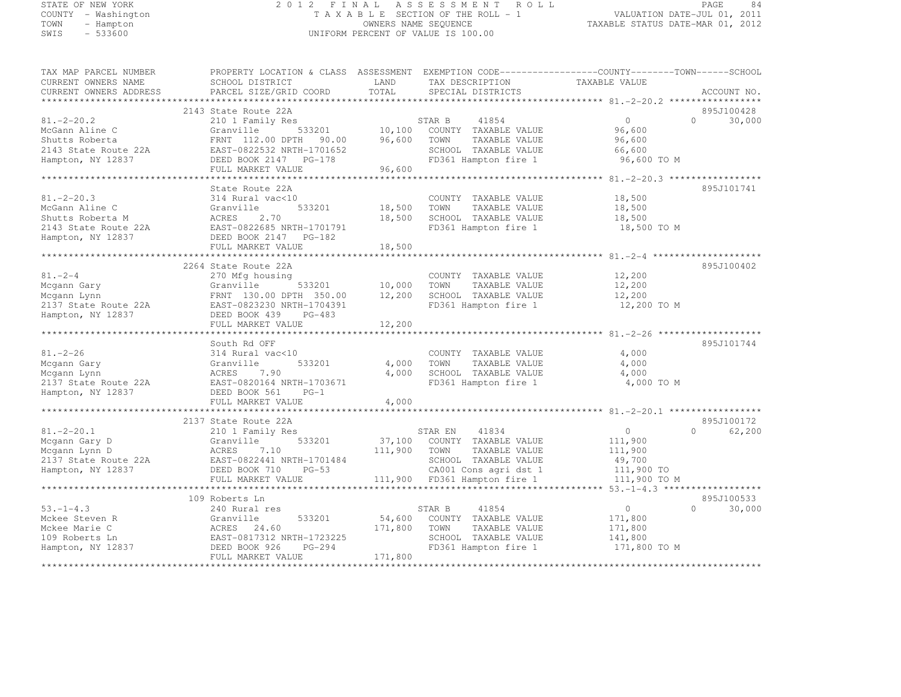STATE OF NEW YORK — 2012 FINAL ASSESSMENT ROLL
COUNTY - Washington — TAXABLE SECTION OF THE ROLL - 1 — VALUATION DATE-JUL 01, 2011
TOWN - Hampton — OWNERS NAME SEQUENCE — TAXABLE STATUS DATE-MAR 01, 2012
SWIS - 533600 — UNIFORM PERCENT OF VALUE IS 100.00

| TAX MAP PARCEL NUMBER / CURRENT OWNERS NAME / CURRENT OWNERS ADDRESS | PROPERTY LOCATION & CLASS / SCHOOL DISTRICT / PARCEL SIZE/GRID COORD | ASSESSMENT LAND / TOTAL | EXEMPTION CODE / TAX DESCRIPTION / SPECIAL DISTRICTS | COUNTY / TOWN TAXABLE VALUE | SCHOOL | ACCOUNT NO. |
|---|---|---|---|---|---|---|
| **81.-2-20.2** | 2143 State Route 22A | | | | | 895J100428 |
| McGann Aline C | 210 1 Family Res | | STAR B 41854 | 0 | 0 | 30,000 |
| Shutts Roberta | Granville 533201 | 10,100 | COUNTY TAXABLE VALUE | 96,600 | | |
| 2143 State Route 22A | FRNT 112.00 DPTH 90.00 | 96,600 | TOWN TAXABLE VALUE | 96,600 | | |
| Hampton, NY 12837 | EAST-0822532 NRTH-1701652 | | SCHOOL TAXABLE VALUE | 66,600 | | |
| | DEED BOOK 2147 PG-178 | | FD361 Hampton fire 1 | 96,600 TO M | | |
| | FULL MARKET VALUE | 96,600 | | | | |
| **81.-2-20.3** | State Route 22A | | | | | 895J101741 |
| McGann Aline C | 314 Rural vac<10 | | COUNTY TAXABLE VALUE | 18,500 | | |
| Shutts Roberta M | Granville 533201 | 18,500 | TOWN TAXABLE VALUE | 18,500 | | |
| 2143 State Route 22A | ACRES 2.70 | 18,500 | SCHOOL TAXABLE VALUE | 18,500 | | |
| Hampton, NY 12837 | EAST-0822685 NRTH-1701791 | | FD361 Hampton fire 1 | 18,500 TO M | | |
| | DEED BOOK 2147 PG-182 | | | | | |
| | FULL MARKET VALUE | 18,500 | | | | |
| **81.-2-4** | 2264 State Route 22A | | | | | 895J100402 |
| Mcgann Gary | 270 Mfg housing | | COUNTY TAXABLE VALUE | 12,200 | | |
| Mcgann Lynn | Granville 533201 | 10,000 | TOWN TAXABLE VALUE | 12,200 | | |
| 2137 State Route 22A | FRNT 130.00 DPTH 350.00 | 12,200 | SCHOOL TAXABLE VALUE | 12,200 | | |
| Hampton, NY 12837 | EAST-0823230 NRTH-1704391 | | FD361 Hampton fire 1 | 12,200 TO M | | |
| | DEED BOOK 439 PG-483 | | | | | |
| | FULL MARKET VALUE | 12,200 | | | | |
| **81.-2-26** | South Rd OFF | | | | | 895J101744 |
| Mcgann Gary | 314 Rural vac<10 | | COUNTY TAXABLE VALUE | 4,000 | | |
| Mcgann Lynn | Granville 533201 | 4,000 | TOWN TAXABLE VALUE | 4,000 | | |
| 2137 State Route 22A | ACRES 7.90 | 4,000 | SCHOOL TAXABLE VALUE | 4,000 | | |
| Hampton, NY 12837 | EAST-0820164 NRTH-1703671 | | FD361 Hampton fire 1 | 4,000 TO M | | |
| | DEED BOOK 561 PG-1 | | | | | |
| | FULL MARKET VALUE | 4,000 | | | | |
| **81.-2-20.1** | 2137 State Route 22A | | | | | 895J100172 |
| Mcgann Gary D | 210 1 Family Res | | STAR EN 41834 | 0 | 0 | 62,200 |
| Mcgann Lynn D | Granville 533201 | 37,100 | COUNTY TAXABLE VALUE | 111,900 | | |
| 2137 State Route 22A | ACRES 7.10 | 111,900 | TOWN TAXABLE VALUE | 111,900 | | |
| Hampton, NY 12837 | EAST-0822441 NRTH-1701484 | | SCHOOL TAXABLE VALUE | 49,700 | | |
| | DEED BOOK 710 PG-53 | | CA001 Cons agri dst 1 | 111,900 TO | | |
| | FULL MARKET VALUE | 111,900 | FD361 Hampton fire 1 | 111,900 TO M | | |
| **53.-1-4.3** | 109 Roberts Ln | | | | | 895J100533 |
| Mckee Steven R | 240 Rural res | | STAR B 41854 | 0 | 0 | 30,000 |
| Mckee Marie C | Granville 533201 | 54,600 | COUNTY TAXABLE VALUE | 171,800 | | |
| 109 Roberts Ln | ACRES 24.60 | 171,800 | TOWN TAXABLE VALUE | 171,800 | | |
| Hampton, NY 12837 | EAST-0817312 NRTH-1723225 | | SCHOOL TAXABLE VALUE | 141,800 | | |
| | DEED BOOK 926 PG-294 | | FD361 Hampton fire 1 | 171,800 TO M | | |
| | FULL MARKET VALUE | 171,800 | | | | |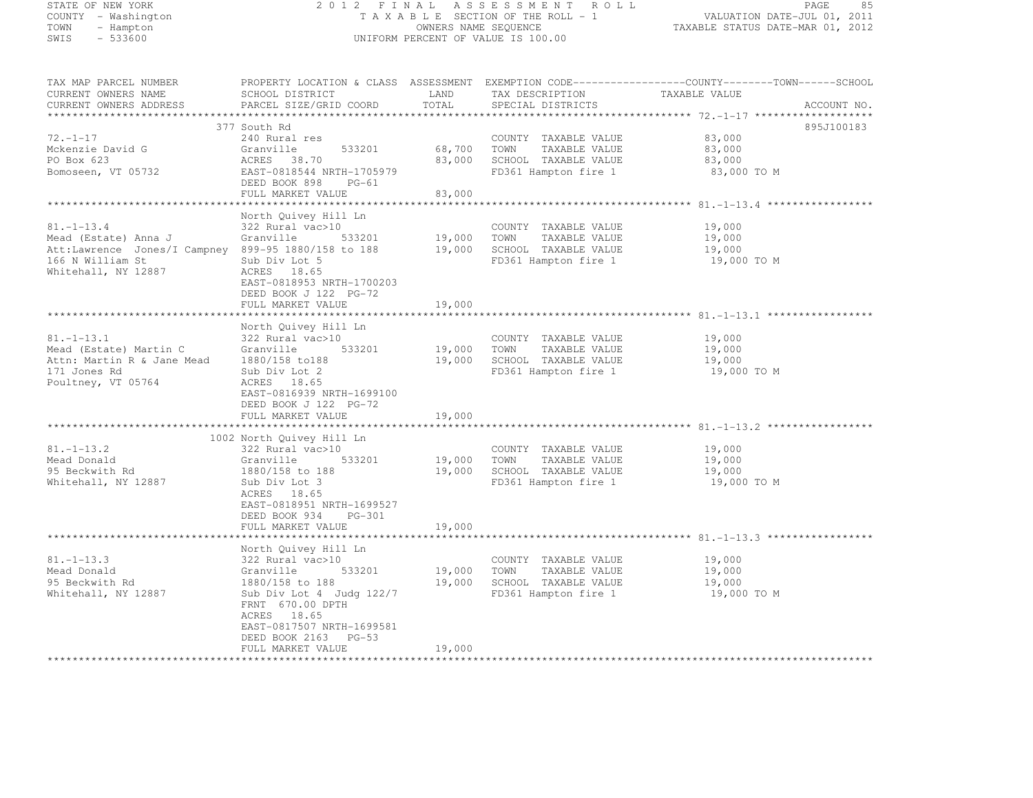STATE OF NEW YORK
COUNTY - Washington
TOWN - Hampton
SWIS - 533600

2 0 1 2 F I N A L A S S E S S M E N T R O L L
T A X A B L E SECTION OF THE ROLL - 1
OWNERS NAME SEQUENCE
UNIFORM PERCENT OF VALUE IS 100.00

VALUATION DATE-JUL 01, 2011
TAXABLE STATUS DATE-MAR 01, 2012

| TAX MAP PARCEL NUMBER / CURRENT OWNERS NAME / CURRENT OWNERS ADDRESS | PROPERTY LOCATION & CLASS / SCHOOL DISTRICT / PARCEL SIZE/GRID COORD | ASSESSMENT LAND / TOTAL | EXEMPTION CODE / TAX DESCRIPTION / SPECIAL DISTRICTS | COUNTY--------TOWN------SCHOOL TAXABLE VALUE | ACCOUNT NO. |
|---|---|---|---|---|---|
| 72.-1-17 | 377 South Rd | | | | 895J100183 |
| | 240 Rural res | | COUNTY TAXABLE VALUE | 83,000 | |
| Mckenzie David G | Granville 533201 | 68,700 | TOWN TAXABLE VALUE | 83,000 | |
| PO Box 623 | ACRES 38.70 | 83,000 | SCHOOL TAXABLE VALUE | 83,000 | |
| Bomoseen, VT 05732 | EAST-0818544 NRTH-1705979 | | FD361 Hampton fire 1 | 83,000 TO M | |
| | DEED BOOK 898 PG-61 | | | | |
| | FULL MARKET VALUE | 83,000 | | | |
| 81.-1-13.4 | North Quivey Hill Ln | | | | |
| | 322 Rural vac>10 | | COUNTY TAXABLE VALUE | 19,000 | |
| Mead (Estate) Anna J | Granville 533201 | 19,000 | TOWN TAXABLE VALUE | 19,000 | |
| Att:Lawrence Jones/I Campney | 899-95 1880/158 to 188 | 19,000 | SCHOOL TAXABLE VALUE | 19,000 | |
| 166 N William St | Sub Div Lot 5 | | FD361 Hampton fire 1 | 19,000 TO M | |
| Whitehall, NY 12887 | ACRES 18.65 | | | | |
| | EAST-0818953 NRTH-1700203 | | | | |
| | DEED BOOK J 122 PG-72 | | | | |
| | FULL MARKET VALUE | 19,000 | | | |
| 81.-1-13.1 | North Quivey Hill Ln | | | | |
| | 322 Rural vac>10 | | COUNTY TAXABLE VALUE | 19,000 | |
| Mead (Estate) Martin C | Granville 533201 | 19,000 | TOWN TAXABLE VALUE | 19,000 | |
| Attn: Martin R & Jane Mead | 1880/158 to188 | 19,000 | SCHOOL TAXABLE VALUE | 19,000 | |
| 171 Jones Rd | Sub Div Lot 2 | | FD361 Hampton fire 1 | 19,000 TO M | |
| Poultney, VT 05764 | ACRES 18.65 | | | | |
| | EAST-0816939 NRTH-1699100 | | | | |
| | DEED BOOK J 122 PG-72 | | | | |
| | FULL MARKET VALUE | 19,000 | | | |
| 81.-1-13.2 | 1002 North Quivey Hill Ln | | | | |
| | 322 Rural vac>10 | | COUNTY TAXABLE VALUE | 19,000 | |
| Mead Donald | Granville 533201 | 19,000 | TOWN TAXABLE VALUE | 19,000 | |
| 95 Beckwith Rd | 1880/158 to 188 | 19,000 | SCHOOL TAXABLE VALUE | 19,000 | |
| Whitehall, NY 12887 | Sub Div Lot 3 | | FD361 Hampton fire 1 | 19,000 TO M | |
| | ACRES 18.65 | | | | |
| | EAST-0818951 NRTH-1699527 | | | | |
| | DEED BOOK 934 PG-301 | | | | |
| | FULL MARKET VALUE | 19,000 | | | |
| 81.-1-13.3 | North Quivey Hill Ln | | | | |
| | 322 Rural vac>10 | | COUNTY TAXABLE VALUE | 19,000 | |
| Mead Donald | Granville 533201 | 19,000 | TOWN TAXABLE VALUE | 19,000 | |
| 95 Beckwith Rd | 1880/158 to 188 | 19,000 | SCHOOL TAXABLE VALUE | 19,000 | |
| Whitehall, NY 12887 | Sub Div Lot 4 Judg 122/7 | | FD361 Hampton fire 1 | 19,000 TO M | |
| | FRNT 670.00 DPTH | | | | |
| | ACRES 18.65 | | | | |
| | EAST-0817507 NRTH-1699581 | | | | |
| | DEED BOOK 2163 PG-53 | | | | |
| | FULL MARKET VALUE | 19,000 | | | |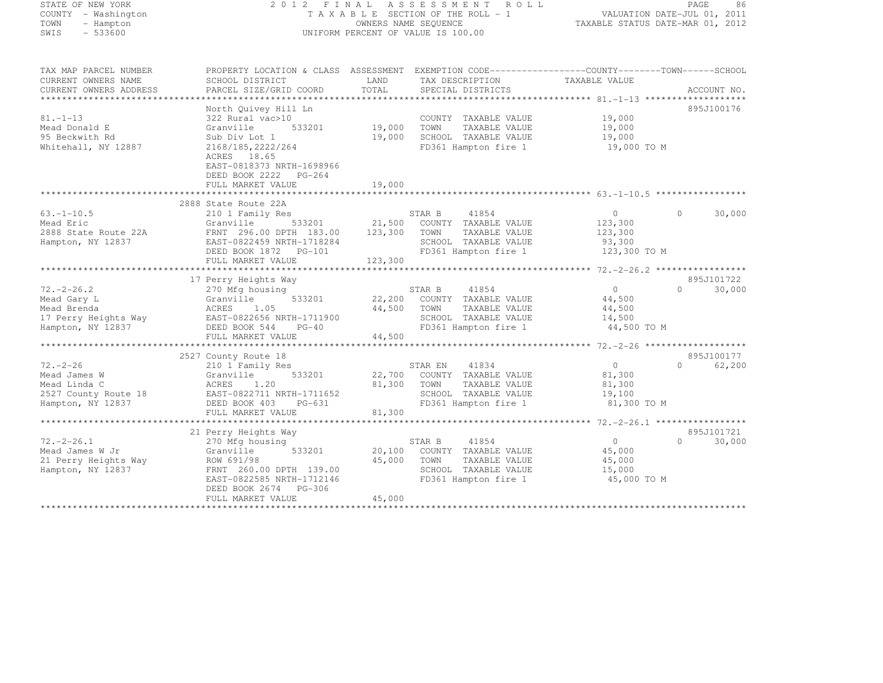STATE OF NEW YORK
COUNTY - Washington
TOWN - Hampton
SWIS - 533600

2012 FINAL ASSESSMENT ROLL
TAXABLE SECTION OF THE ROLL - 1
OWNERS NAME SEQUENCE
UNIFORM PERCENT OF VALUE IS 100.00

VALUATION DATE-JUL 01, 2011
TAXABLE STATUS DATE-MAR 01, 2012

| TAX MAP PARCEL NUMBER / CURRENT OWNERS NAME / CURRENT OWNERS ADDRESS | PROPERTY LOCATION & CLASS / SCHOOL DISTRICT / PARCEL SIZE/GRID COORD | ASSESSMENT LAND / TOTAL | EXEMPTION CODE / TAX DESCRIPTION / SPECIAL DISTRICTS | COUNTY / TOWN TAXABLE VALUE | SCHOOL / ACCOUNT NO. |
|---|---|---|---|---|---|
| **81.-1-13** | North Quivey Hill Ln | | | | 895J100176 |
| 81.-1-13 | 322 Rural vac>10 | | COUNTY TAXABLE VALUE | 19,000 | |
| Mead Donald E | Granville 533201 | 19,000 | TOWN TAXABLE VALUE | 19,000 | |
| 95 Beckwith Rd | Sub Div Lot 1 | 19,000 | SCHOOL TAXABLE VALUE | 19,000 | |
| Whitehall, NY 12887 | 2168/185,2222/264 | | FD361 Hampton fire 1 | 19,000 TO M | |
| | ACRES 18.65 | | | | |
| | EAST-0818373 NRTH-1698966 | | | | |
| | DEED BOOK 2222 PG-264 | | | | |
| | FULL MARKET VALUE | 19,000 | | | |
| **63.-1-10.5** | 2888 State Route 22A | | | | |
| 63.-1-10.5 | 210 1 Family Res | | STAR B 41854 | 0 0 | 30,000 |
| Mead Eric | Granville 533201 | 21,500 | COUNTY TAXABLE VALUE | 123,300 | |
| 2888 State Route 22A | FRNT 296.00 DPTH 183.00 | 123,300 | TOWN TAXABLE VALUE | 123,300 | |
| Hampton, NY 12837 | EAST-0822459 NRTH-1718284 | | SCHOOL TAXABLE VALUE | 93,300 | |
| | DEED BOOK 1872 PG-101 | | FD361 Hampton fire 1 | 123,300 TO M | |
| | FULL MARKET VALUE | 123,300 | | | |
| **72.-2-26.2** | 17 Perry Heights Way | | | | 895J101722 |
| 72.-2-26.2 | 270 Mfg housing | | STAR B 41854 | 0 0 | 30,000 |
| Mead Gary L | Granville 533201 | 22,200 | COUNTY TAXABLE VALUE | 44,500 | |
| Mead Brenda | ACRES 1.05 | 44,500 | TOWN TAXABLE VALUE | 44,500 | |
| 17 Perry Heights Way | EAST-0822656 NRTH-1711900 | | SCHOOL TAXABLE VALUE | 14,500 | |
| Hampton, NY 12837 | DEED BOOK 544 PG-40 | | FD361 Hampton fire 1 | 44,500 TO M | |
| | FULL MARKET VALUE | 44,500 | | | |
| **72.-2-26** | 2527 County Route 18 | | | | 895J100177 |
| 72.-2-26 | 210 1 Family Res | | STAR EN 41834 | 0 0 | 62,200 |
| Mead James W | Granville 533201 | 22,700 | COUNTY TAXABLE VALUE | 81,300 | |
| Mead Linda C | ACRES 1.20 | 81,300 | TOWN TAXABLE VALUE | 81,300 | |
| 2527 County Route 18 | EAST-0822711 NRTH-1711652 | | SCHOOL TAXABLE VALUE | 19,100 | |
| Hampton, NY 12837 | DEED BOOK 403 PG-631 | | FD361 Hampton fire 1 | 81,300 TO M | |
| | FULL MARKET VALUE | 81,300 | | | |
| **72.-2-26.1** | 21 Perry Heights Way | | | | 895J101721 |
| 72.-2-26.1 | 270 Mfg housing | | STAR B 41854 | 0 0 | 30,000 |
| Mead James W Jr | Granville 533201 | 20,100 | COUNTY TAXABLE VALUE | 45,000 | |
| 21 Perry Heights Way | ROW 691/98 | 45,000 | TOWN TAXABLE VALUE | 45,000 | |
| Hampton, NY 12837 | FRNT 260.00 DPTH 139.00 | | SCHOOL TAXABLE VALUE | 15,000 | |
| | EAST-0822585 NRTH-1712146 | | FD361 Hampton fire 1 | 45,000 TO M | |
| | DEED BOOK 2674 PG-306 | | | | |
| | FULL MARKET VALUE | 45,000 | | | |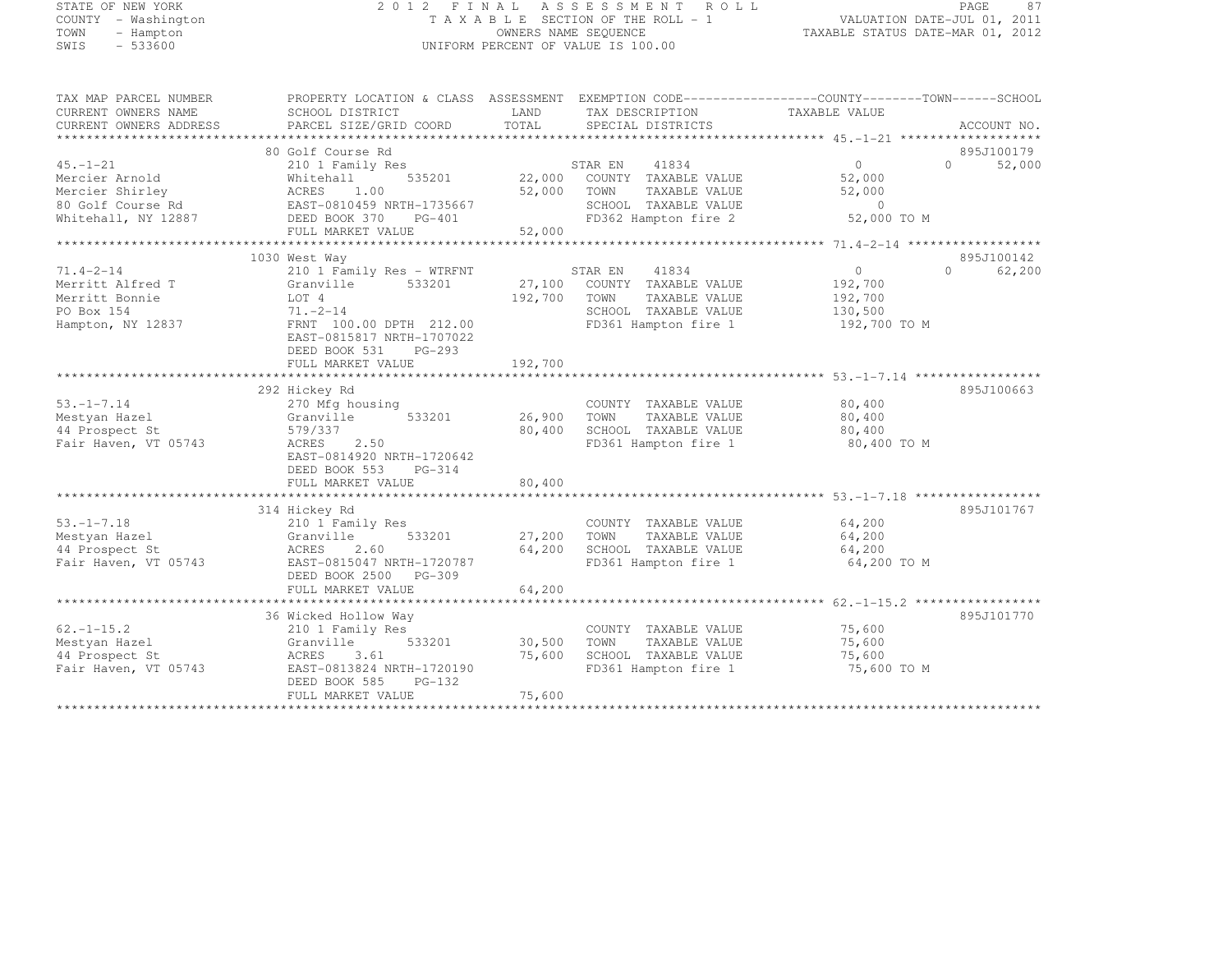STATE OF NEW YORK
COUNTY - Washington
TOWN - Hampton
SWIS - 533600

2 0 1 2 F I N A L A S S E S S M E N T R O L L
T A X A B L E SECTION OF THE ROLL - 1
OWNERS NAME SEQUENCE
UNIFORM PERCENT OF VALUE IS 100.00

VALUATION DATE-JUL 01, 2011
TAXABLE STATUS DATE-MAR 01, 2012

| TAX MAP PARCEL NUMBER / CURRENT OWNERS NAME / CURRENT OWNERS ADDRESS | PROPERTY LOCATION & CLASS / SCHOOL DISTRICT / PARCEL SIZE/GRID COORD | ASSESSMENT LAND / TOTAL | EXEMPTION CODE / TAX DESCRIPTION / SPECIAL DISTRICTS | COUNTY / TOWN / SCHOOL TAXABLE VALUE | ACCOUNT NO. |
|---|---|---|---|---|---|
| 45.-1-21 | 80 Golf Course Rd | | | | 895J100179 |
| | 210 1 Family Res | | STAR EN 41834 | 0 0 52,000 | |
| Mercier Arnold | Whitehall 535201 | 22,000 | COUNTY TAXABLE VALUE | 52,000 | |
| Mercier Shirley | ACRES 1.00 | 52,000 | TOWN TAXABLE VALUE | 52,000 | |
| 80 Golf Course Rd | EAST-0810459 NRTH-1735667 | | SCHOOL TAXABLE VALUE | 0 | |
| Whitehall, NY 12887 | DEED BOOK 370 PG-401 | | FD362 Hampton fire 2 | 52,000 TO M | |
| | FULL MARKET VALUE | 52,000 | | | |
| 71.4-2-14 | 1030 West Way | | | | 895J100142 |
| | 210 1 Family Res - WTRFNT | | STAR EN 41834 | 0 0 62,200 | |
| Merritt Alfred T | Granville 533201 | 27,100 | COUNTY TAXABLE VALUE | 192,700 | |
| Merritt Bonnie | LOT 4 | 192,700 | TOWN TAXABLE VALUE | 192,700 | |
| PO Box 154 | 71.-2-14 | | SCHOOL TAXABLE VALUE | 130,500 | |
| Hampton, NY 12837 | FRNT 100.00 DPTH 212.00 | | FD361 Hampton fire 1 | 192,700 TO M | |
| | EAST-0815817 NRTH-1707022 | | | | |
| | DEED BOOK 531 PG-293 | | | | |
| | FULL MARKET VALUE | 192,700 | | | |
| 53.-1-7.14 | 292 Hickey Rd | | | | 895J100663 |
| | 270 Mfg housing | | COUNTY TAXABLE VALUE | 80,400 | |
| Mestyan Hazel | Granville 533201 | 26,900 | TOWN TAXABLE VALUE | 80,400 | |
| 44 Prospect St | 579/337 | 80,400 | SCHOOL TAXABLE VALUE | 80,400 | |
| Fair Haven, VT 05743 | ACRES 2.50 | | FD361 Hampton fire 1 | 80,400 TO M | |
| | EAST-0814920 NRTH-1720642 | | | | |
| | DEED BOOK 553 PG-314 | | | | |
| | FULL MARKET VALUE | 80,400 | | | |
| 53.-1-7.18 | 314 Hickey Rd | | | | 895J101767 |
| | 210 1 Family Res | | COUNTY TAXABLE VALUE | 64,200 | |
| Mestyan Hazel | Granville 533201 | 27,200 | TOWN TAXABLE VALUE | 64,200 | |
| 44 Prospect St | ACRES 2.60 | 64,200 | SCHOOL TAXABLE VALUE | 64,200 | |
| Fair Haven, VT 05743 | EAST-0815047 NRTH-1720787 | | FD361 Hampton fire 1 | 64,200 TO M | |
| | DEED BOOK 2500 PG-309 | | | | |
| | FULL MARKET VALUE | 64,200 | | | |
| 62.-1-15.2 | 36 Wicked Hollow Way | | | | 895J101770 |
| | 210 1 Family Res | | COUNTY TAXABLE VALUE | 75,600 | |
| Mestyan Hazel | Granville 533201 | 30,500 | TOWN TAXABLE VALUE | 75,600 | |
| 44 Prospect St | ACRES 3.61 | 75,600 | SCHOOL TAXABLE VALUE | 75,600 | |
| Fair Haven, VT 05743 | EAST-0813824 NRTH-1720190 | | FD361 Hampton fire 1 | 75,600 TO M | |
| | DEED BOOK 585 PG-132 | | | | |
| | FULL MARKET VALUE | 75,600 | | | |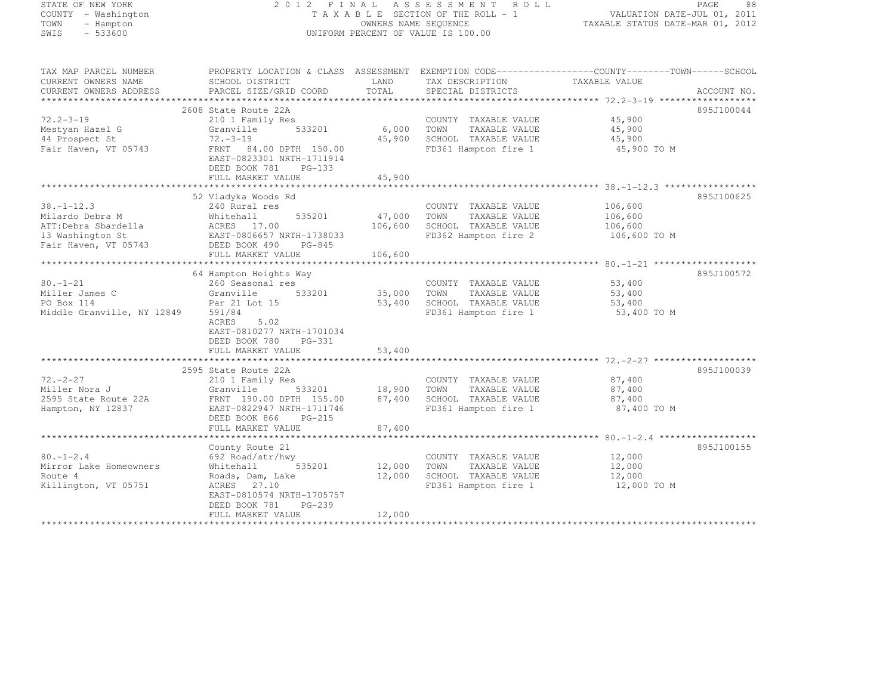STATE OF NEW YORK
COUNTY - Washington
TOWN - Hampton
SWIS - 533600

# 2012 FINAL ASSESSMENT ROLL

TAXABLE SECTION OF THE ROLL - 1
OWNERS NAME SEQUENCE
UNIFORM PERCENT OF VALUE IS 100.00

VALUATION DATE-JUL 01, 2011
TAXABLE STATUS DATE-MAR 01, 2012

| TAX MAP PARCEL NUMBER / CURRENT OWNERS NAME / CURRENT OWNERS ADDRESS | PROPERTY LOCATION & CLASS / SCHOOL DISTRICT / PARCEL SIZE/GRID COORD | ASSESSMENT LAND / TOTAL | EXEMPTION CODE / TAX DESCRIPTION / SPECIAL DISTRICTS | TAXABLE VALUE (COUNTY / TOWN / SCHOOL) | ACCOUNT NO. |
|---|---|---|---|---|---|
| **72.2-3-19** | 2608 State Route 22A | | | | 895J100044 |
| Mestyan Hazel G | 210 1 Family Res | | COUNTY TAXABLE VALUE | 45,900 | |
| 44 Prospect St | Granville 533201 | 6,000 | TOWN TAXABLE VALUE | 45,900 | |
| Fair Haven, VT 05743 | 72.-3-19 | 45,900 | SCHOOL TAXABLE VALUE | 45,900 | |
| | FRNT 84.00 DPTH 150.00 | | FD361 Hampton fire 1 | 45,900 TO M | |
| | EAST-0823301 NRTH-1711914 | | | | |
| | DEED BOOK 781 PG-133 | | | | |
| | FULL MARKET VALUE | 45,900 | | | |
| **38.-1-12.3** | 52 Vladyka Woods Rd | | | | 895J100625 |
| Milardo Debra M | 240 Rural res | | COUNTY TAXABLE VALUE | 106,600 | |
| ATT:Debra Sbardella | Whitehall 535201 | 47,000 | TOWN TAXABLE VALUE | 106,600 | |
| 13 Washington St | ACRES 17.00 | 106,600 | SCHOOL TAXABLE VALUE | 106,600 | |
| Fair Haven, VT 05743 | EAST-0806657 NRTH-1738033 | | FD362 Hampton fire 2 | 106,600 TO M | |
| | DEED BOOK 490 PG-845 | | | | |
| | FULL MARKET VALUE | 106,600 | | | |
| **80.-1-21** | 64 Hampton Heights Way | | | | 895J100572 |
| Miller James C | 260 Seasonal res | | COUNTY TAXABLE VALUE | 53,400 | |
| PO Box 114 | Granville 533201 | 35,000 | TOWN TAXABLE VALUE | 53,400 | |
| Middle Granville, NY 12849 | Par 21 Lot 15 | 53,400 | SCHOOL TAXABLE VALUE | 53,400 | |
| | 591/84 | | FD361 Hampton fire 1 | 53,400 TO M | |
| | ACRES 5.02 | | | | |
| | EAST-0810277 NRTH-1701034 | | | | |
| | DEED BOOK 780 PG-331 | | | | |
| | FULL MARKET VALUE | 53,400 | | | |
| **72.-2-27** | 2595 State Route 22A | | | | 895J100039 |
| Miller Nora J | 210 1 Family Res | | COUNTY TAXABLE VALUE | 87,400 | |
| 2595 State Route 22A | Granville 533201 | 18,900 | TOWN TAXABLE VALUE | 87,400 | |
| Hampton, NY 12837 | FRNT 190.00 DPTH 155.00 | 87,400 | SCHOOL TAXABLE VALUE | 87,400 | |
| | EAST-0822947 NRTH-1711746 | | FD361 Hampton fire 1 | 87,400 TO M | |
| | DEED BOOK 866 PG-215 | | | | |
| | FULL MARKET VALUE | 87,400 | | | |
| **80.-1-2.4** | County Route 21 | | | | 895J100155 |
| Mirror Lake Homeowners | 692 Road/str/hwy | | COUNTY TAXABLE VALUE | 12,000 | |
| Route 4 | Whitehall 535201 | 12,000 | TOWN TAXABLE VALUE | 12,000 | |
| Killington, VT 05751 | Roads, Dam, Lake | 12,000 | SCHOOL TAXABLE VALUE | 12,000 | |
| | ACRES 27.10 | | FD361 Hampton fire 1 | 12,000 TO M | |
| | EAST-0810574 NRTH-1705757 | | | | |
| | DEED BOOK 781 PG-239 | | | | |
| | FULL MARKET VALUE | 12,000 | | | |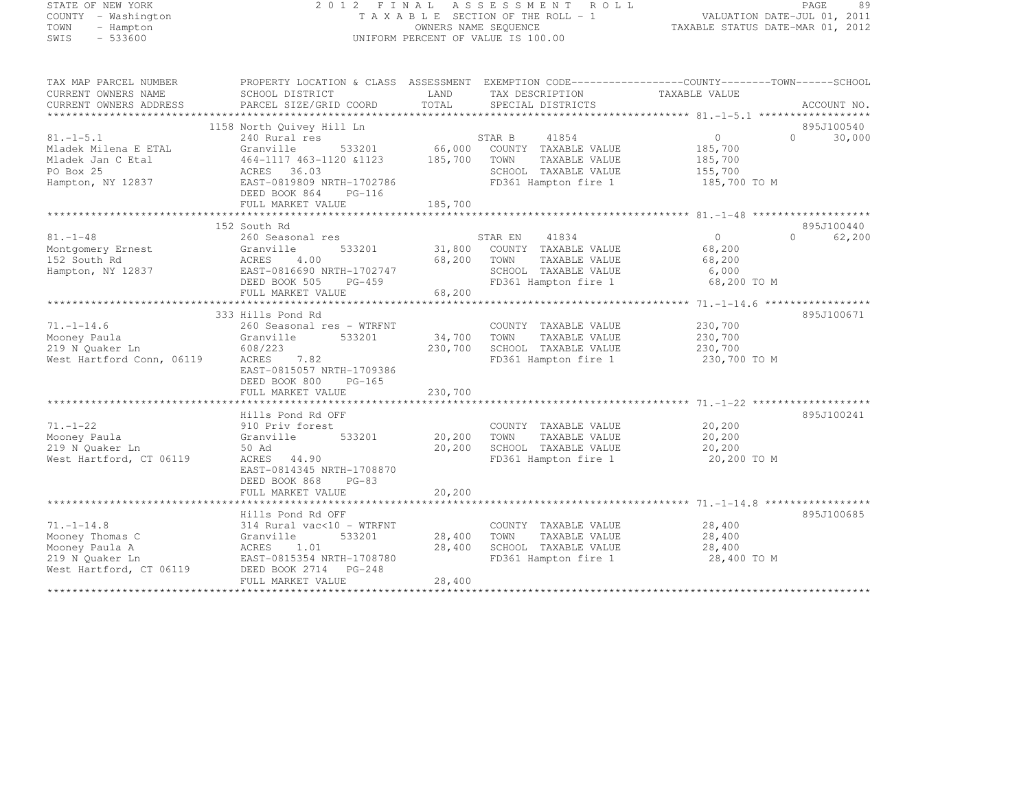STATE OF NEW YORK
COUNTY - Washington
TOWN - Hampton
SWIS - 533600

2 0 1 2 F I N A L A S S E S S M E N T R O L L
T A X A B L E SECTION OF THE ROLL - 1
OWNERS NAME SEQUENCE
UNIFORM PERCENT OF VALUE IS 100.00

VALUATION DATE-JUL 01, 2011
TAXABLE STATUS DATE-MAR 01, 2012

| TAX MAP PARCEL NUMBER<br>CURRENT OWNERS NAME<br>CURRENT OWNERS ADDRESS | PROPERTY LOCATION & CLASS<br>SCHOOL DISTRICT<br>PARCEL SIZE/GRID COORD | ASSESSMENT<br>LAND<br>TOTAL | EXEMPTION CODE<br>TAX DESCRIPTION<br>SPECIAL DISTRICTS | COUNTY TAXABLE VALUE | TOWN | SCHOOL<br>ACCOUNT NO. |
|---|---|---|---|---|---|---|
| 81.-1-5.1 | 1158 North Quivey Hill Ln | | | | | 895J100540 |
| 81.-1-5.1 | 240 Rural res | | STAR B 41854 | 0 | 0 | 30,000 |
| Mladek Milena E ETAL | Granville 533201 | 66,000 | COUNTY TAXABLE VALUE | 185,700 | | |
| Mladek Jan C Etal | 464-1117 463-1120 &1123 | 185,700 | TOWN TAXABLE VALUE | 185,700 | | |
| PO Box 25 | ACRES 36.03 | | SCHOOL TAXABLE VALUE | 155,700 | | |
| Hampton, NY 12837 | EAST-0819809 NRTH-1702786 | | FD361 Hampton fire 1 | 185,700 TO M | | |
| | DEED BOOK 864 PG-116 | | | | | |
| | FULL MARKET VALUE | 185,700 | | | | |
| 81.-1-48 | 152 South Rd | | | | | 895J100440 |
| 81.-1-48 | 260 Seasonal res | | STAR EN 41834 | 0 | 0 | 62,200 |
| Montgomery Ernest | Granville 533201 | 31,800 | COUNTY TAXABLE VALUE | 68,200 | | |
| 152 South Rd | ACRES 4.00 | 68,200 | TOWN TAXABLE VALUE | 68,200 | | |
| Hampton, NY 12837 | EAST-0816690 NRTH-1702747 | | SCHOOL TAXABLE VALUE | 6,000 | | |
| | DEED BOOK 505 PG-459 | | FD361 Hampton fire 1 | 68,200 TO M | | |
| | FULL MARKET VALUE | 68,200 | | | | |
| 71.-1-14.6 | 333 Hills Pond Rd | | | | | 895J100671 |
| 71.-1-14.6 | 260 Seasonal res - WTRFNT | | COUNTY TAXABLE VALUE | 230,700 | | |
| Mooney Paula | Granville 533201 | 34,700 | TOWN TAXABLE VALUE | 230,700 | | |
| 219 N Quaker Ln | 608/223 | 230,700 | SCHOOL TAXABLE VALUE | 230,700 | | |
| West Hartford Conn, 06119 | ACRES 7.82 | | FD361 Hampton fire 1 | 230,700 TO M | | |
| | EAST-0815057 NRTH-1709386 | | | | | |
| | DEED BOOK 800 PG-165 | | | | | |
| | FULL MARKET VALUE | 230,700 | | | | |
| 71.-1-22 | Hills Pond Rd OFF | | | | | 895J100241 |
| 71.-1-22 | 910 Priv forest | | COUNTY TAXABLE VALUE | 20,200 | | |
| Mooney Paula | Granville 533201 | 20,200 | TOWN TAXABLE VALUE | 20,200 | | |
| 219 N Quaker Ln | 50 Ad | 20,200 | SCHOOL TAXABLE VALUE | 20,200 | | |
| West Hartford, CT 06119 | ACRES 44.90 | | FD361 Hampton fire 1 | 20,200 TO M | | |
| | EAST-0814345 NRTH-1708870 | | | | | |
| | DEED BOOK 868 PG-83 | | | | | |
| | FULL MARKET VALUE | 20,200 | | | | |
| 71.-1-14.8 | Hills Pond Rd OFF | | | | | 895J100685 |
| 71.-1-14.8 | 314 Rural vac<10 - WTRFNT | | COUNTY TAXABLE VALUE | 28,400 | | |
| Mooney Thomas C | Granville 533201 | 28,400 | TOWN TAXABLE VALUE | 28,400 | | |
| Mooney Paula A | ACRES 1.01 | 28,400 | SCHOOL TAXABLE VALUE | 28,400 | | |
| 219 N Quaker Ln | EAST-0815354 NRTH-1708780 | | FD361 Hampton fire 1 | 28,400 TO M | | |
| West Hartford, CT 06119 | DEED BOOK 2714 PG-248 | | | | | |
| | FULL MARKET VALUE | 28,400 | | | | |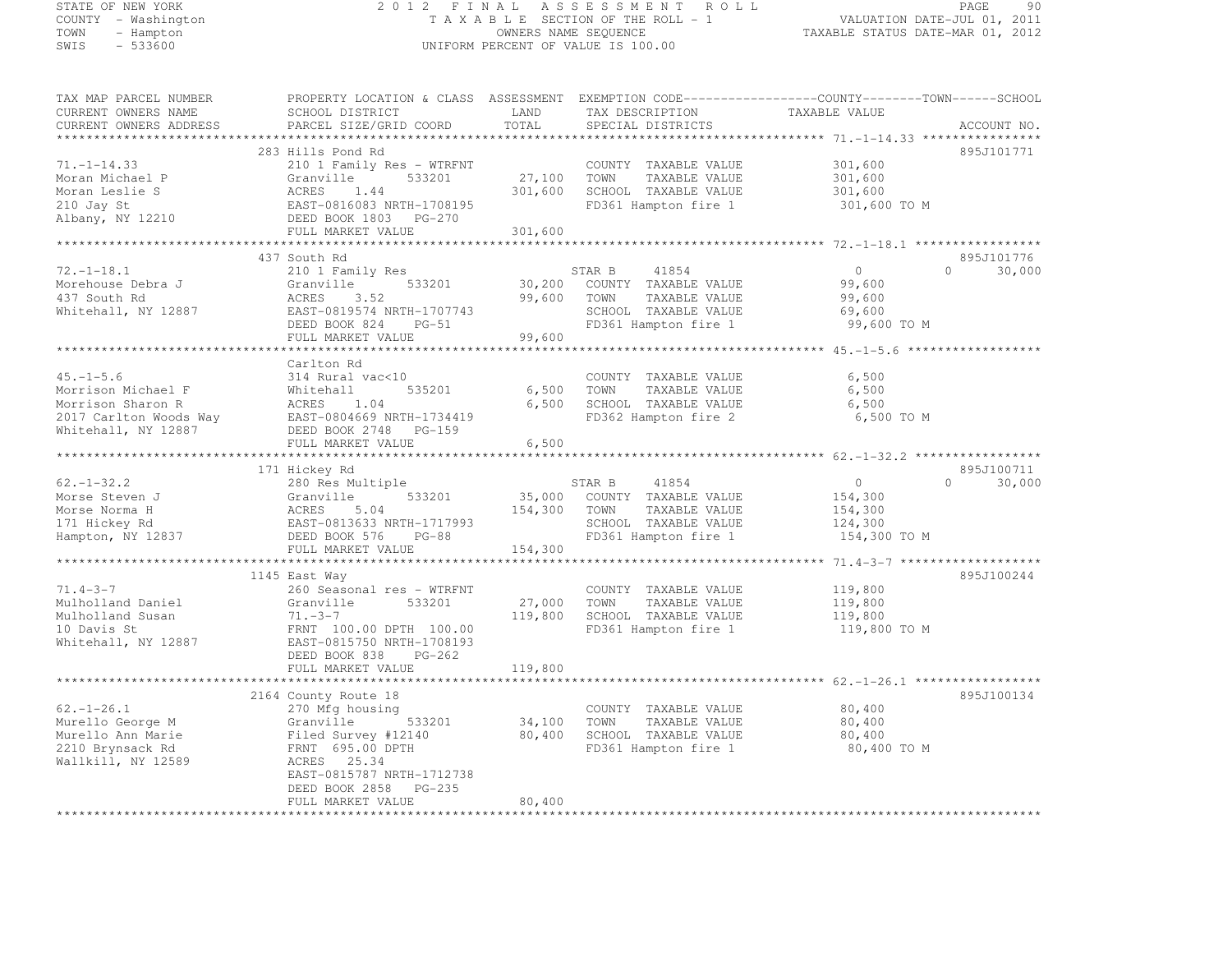STATE OF NEW YORK
COUNTY - Washington
TOWN - Hampton
SWIS - 533600

2 0 1 2 F I N A L A S S E S S M E N T R O L L
T A X A B L E SECTION OF THE ROLL - 1
OWNERS NAME SEQUENCE
UNIFORM PERCENT OF VALUE IS 100.00

VALUATION DATE-JUL 01, 2011
TAXABLE STATUS DATE-MAR 01, 2012

| TAX MAP PARCEL NUMBER / CURRENT OWNERS NAME / CURRENT OWNERS ADDRESS | PROPERTY LOCATION & CLASS / SCHOOL DISTRICT / PARCEL SIZE/GRID COORD | ASSESSMENT LAND | TOTAL | EXEMPTION CODE / TAX DESCRIPTION / SPECIAL DISTRICTS | COUNTY TAXABLE VALUE | TOWN | SCHOOL | ACCOUNT NO. |
|---|---|---|---|---|---|---|---|---|
| 71.-1-14.33 | 283 Hills Pond Rd | | | | | | | 895J101771 |
| Moran Michael P | 210 1 Family Res - WTRFNT | | | COUNTY TAXABLE VALUE | 301,600 | | | |
| Moran Leslie S | Granville 533201 | 27,100 | | TOWN TAXABLE VALUE | 301,600 | | | |
| 210 Jay St | ACRES 1.44 | | 301,600 | SCHOOL TAXABLE VALUE | 301,600 | | | |
| Albany, NY 12210 | EAST-0816083 NRTH-1708195 | | | FD361 Hampton fire 1 | 301,600 TO M | | | |
| | DEED BOOK 1803 PG-270 | | | | | | | |
| | FULL MARKET VALUE | | 301,600 | | | | | |
| 72.-1-18.1 | 437 South Rd | | | | | | | 895J101776 |
| Morehouse Debra J | 210 1 Family Res | | | STAR B 41854 | 0 | 0 | 30,000 | |
| 437 South Rd | Granville 533201 | 30,200 | | COUNTY TAXABLE VALUE | 99,600 | | | |
| Whitehall, NY 12887 | ACRES 3.52 | | 99,600 | TOWN TAXABLE VALUE | 99,600 | | | |
| | EAST-0819574 NRTH-1707743 | | | SCHOOL TAXABLE VALUE | 69,600 | | | |
| | DEED BOOK 824 PG-51 | | | FD361 Hampton fire 1 | 99,600 TO M | | | |
| | FULL MARKET VALUE | | 99,600 | | | | | |
| 45.-1-5.6 | Carlton Rd | | | | | | | |
| Morrison Michael F | 314 Rural vac<10 | | | COUNTY TAXABLE VALUE | 6,500 | | | |
| Morrison Sharon R | Whitehall 535201 | 6,500 | | TOWN TAXABLE VALUE | 6,500 | | | |
| 2017 Carlton Woods Way | ACRES 1.04 | | 6,500 | SCHOOL TAXABLE VALUE | 6,500 | | | |
| Whitehall, NY 12887 | EAST-0804669 NRTH-1734419 | | | FD362 Hampton fire 2 | 6,500 TO M | | | |
| | DEED BOOK 2748 PG-159 | | | | | | | |
| | FULL MARKET VALUE | | 6,500 | | | | | |
| 62.-1-32.2 | 171 Hickey Rd | | | | | | | 895J100711 |
| Morse Steven J | 280 Res Multiple | | | STAR B 41854 | 0 | 0 | 30,000 | |
| Morse Norma H | Granville 533201 | 35,000 | | COUNTY TAXABLE VALUE | 154,300 | | | |
| 171 Hickey Rd | ACRES 5.04 | | 154,300 | TOWN TAXABLE VALUE | 154,300 | | | |
| Hampton, NY 12837 | EAST-0813633 NRTH-1717993 | | | SCHOOL TAXABLE VALUE | 124,300 | | | |
| | DEED BOOK 576 PG-88 | | | FD361 Hampton fire 1 | 154,300 TO M | | | |
| | FULL MARKET VALUE | | 154,300 | | | | | |
| 71.4-3-7 | 1145 East Way | | | | | | | 895J100244 |
| Mulholland Daniel | 260 Seasonal res - WTRFNT | | | COUNTY TAXABLE VALUE | 119,800 | | | |
| Mulholland Susan | Granville 533201 | 27,000 | | TOWN TAXABLE VALUE | 119,800 | | | |
| 10 Davis St | 71.-3-7 | | 119,800 | SCHOOL TAXABLE VALUE | 119,800 | | | |
| Whitehall, NY 12887 | FRNT 100.00 DPTH 100.00 | | | FD361 Hampton fire 1 | 119,800 TO M | | | |
| | EAST-0815750 NRTH-1708193 | | | | | | | |
| | DEED BOOK 838 PG-262 | | | | | | | |
| | FULL MARKET VALUE | | 119,800 | | | | | |
| 62.-1-26.1 | 2164 County Route 18 | | | | | | | 895J100134 |
| Murello George M | 270 Mfg housing | | | COUNTY TAXABLE VALUE | 80,400 | | | |
| Murello Ann Marie | Granville 533201 | 34,100 | | TOWN TAXABLE VALUE | 80,400 | | | |
| 2210 Brynsack Rd | Filed Survey #12140 | | 80,400 | SCHOOL TAXABLE VALUE | 80,400 | | | |
| Wallkill, NY 12589 | FRNT 695.00 DPTH | | | FD361 Hampton fire 1 | 80,400 TO M | | | |
| | ACRES 25.34 | | | | | | | |
| | EAST-0815787 NRTH-1712738 | | | | | | | |
| | DEED BOOK 2858 PG-235 | | | | | | | |
| | FULL MARKET VALUE | | 80,400 | | | | | |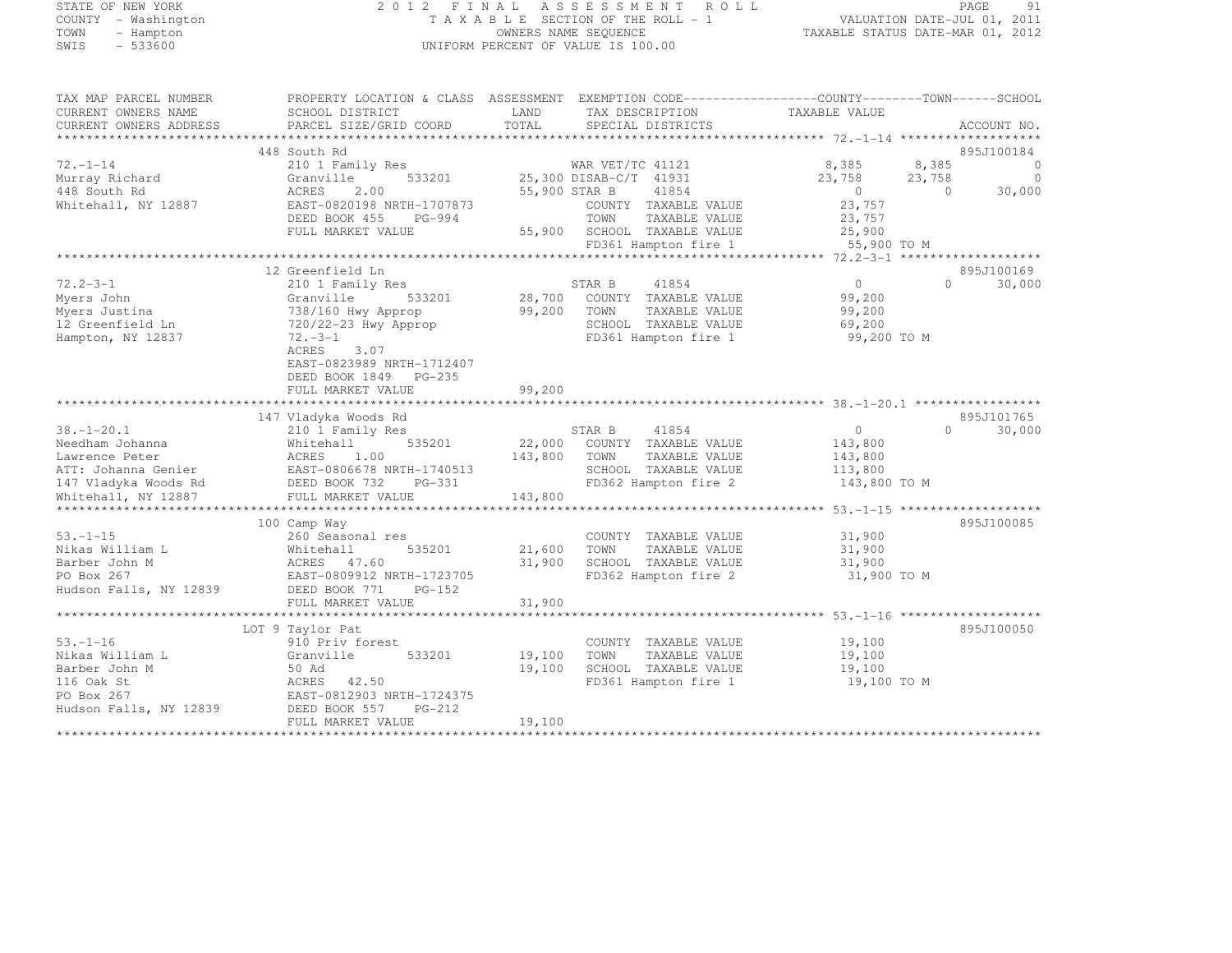STATE OF NEW YORK
COUNTY - Washington
TOWN - Hampton
SWIS - 533600

# 2012 FINAL ASSESSMENT ROLL

TAXABLE SECTION OF THE ROLL - 1
OWNERS NAME SEQUENCE
UNIFORM PERCENT OF VALUE IS 100.00

VALUATION DATE-JUL 01, 2011
TAXABLE STATUS DATE-MAR 01, 2012

| TAX MAP PARCEL NUMBER / CURRENT OWNERS NAME / CURRENT OWNERS ADDRESS | PROPERTY LOCATION & CLASS / SCHOOL DISTRICT / PARCEL SIZE/GRID COORD | ASSESSMENT LAND | TOTAL | EXEMPTION CODE / TAX DESCRIPTION / SPECIAL DISTRICTS | COUNTY TAXABLE VALUE | TOWN | SCHOOL | ACCOUNT NO. |
|---|---|---|---|---|---|---|---|---|
| 72.-1-14 | 448 South Rd | | | | | | | 895J100184 |
| | 210 1 Family Res | | | WAR VET/TC 41121 | 8,385 | 8,385 | 0 | |
| Murray Richard | Granville 533201 | 25,300 | | DISAB-C/T 41931 | 23,758 | 23,758 | 0 | |
| 448 South Rd | ACRES 2.00 | | 55,900 | STAR B 41854 | 0 | 0 | 30,000 | |
| Whitehall, NY 12887 | EAST-0820198 NRTH-1707873 | | | COUNTY TAXABLE VALUE | 23,757 | | | |
| | DEED BOOK 455 PG-994 | | | TOWN TAXABLE VALUE | 23,757 | | | |
| | FULL MARKET VALUE | | 55,900 | SCHOOL TAXABLE VALUE | 25,900 | | | |
| | | | | FD361 Hampton fire 1 | 55,900 TO M | | | |
| 72.2-3-1 | 12 Greenfield Ln | | | | | | | 895J100169 |
| | 210 1 Family Res | | | STAR B 41854 | 0 | 0 | 30,000 | |
| Myers John | Granville 533201 | 28,700 | | COUNTY TAXABLE VALUE | 99,200 | | | |
| Myers Justina | 738/160 Hwy Approp | | 99,200 | TOWN TAXABLE VALUE | 99,200 | | | |
| 12 Greenfield Ln | 720/22-23 Hwy Approp | | | SCHOOL TAXABLE VALUE | 69,200 | | | |
| Hampton, NY 12837 | 72.-3-1 | | | FD361 Hampton fire 1 | 99,200 TO M | | | |
| | ACRES 3.07 | | | | | | | |
| | EAST-0823989 NRTH-1712407 | | | | | | | |
| | DEED BOOK 1849 PG-235 | | | | | | | |
| | FULL MARKET VALUE | | 99,200 | | | | | |
| 38.-1-20.1 | 147 Vladyka Woods Rd | | | | | | | 895J101765 |
| | 210 1 Family Res | | | STAR B 41854 | 0 | 0 | 30,000 | |
| Needham Johanna | Whitehall 535201 | 22,000 | | COUNTY TAXABLE VALUE | 143,800 | | | |
| Lawrence Peter | ACRES 1.00 | | 143,800 | TOWN TAXABLE VALUE | 143,800 | | | |
| ATT: Johanna Genier | EAST-0806678 NRTH-1740513 | | | SCHOOL TAXABLE VALUE | 113,800 | | | |
| 147 Vladyka Woods Rd | DEED BOOK 732 PG-331 | | | FD362 Hampton fire 2 | 143,800 TO M | | | |
| Whitehall, NY 12887 | FULL MARKET VALUE | | 143,800 | | | | | |
| 53.-1-15 | 100 Camp Way | | | | | | | 895J100085 |
| | 260 Seasonal res | | | COUNTY TAXABLE VALUE | 31,900 | | | |
| Nikas William L | Whitehall 535201 | 21,600 | | TOWN TAXABLE VALUE | 31,900 | | | |
| Barber John M | ACRES 47.60 | | 31,900 | SCHOOL TAXABLE VALUE | 31,900 | | | |
| PO Box 267 | EAST-0809912 NRTH-1723705 | | | FD362 Hampton fire 2 | 31,900 TO M | | | |
| Hudson Falls, NY 12839 | DEED BOOK 771 PG-152 | | | | | | | |
| | FULL MARKET VALUE | | 31,900 | | | | | |
| 53.-1-16 | LOT 9 Taylor Pat | | | | | | | 895J100050 |
| | 910 Priv forest | | | COUNTY TAXABLE VALUE | 19,100 | | | |
| Nikas William L | Granville 533201 | 19,100 | | TOWN TAXABLE VALUE | 19,100 | | | |
| Barber John M | 50 Ad | | 19,100 | SCHOOL TAXABLE VALUE | 19,100 | | | |
| 116 Oak St | ACRES 42.50 | | | FD361 Hampton fire 1 | 19,100 TO M | | | |
| PO Box 267 | EAST-0812903 NRTH-1724375 | | | | | | | |
| Hudson Falls, NY 12839 | DEED BOOK 557 PG-212 | | | | | | | |
| | FULL MARKET VALUE | | 19,100 | | | | | |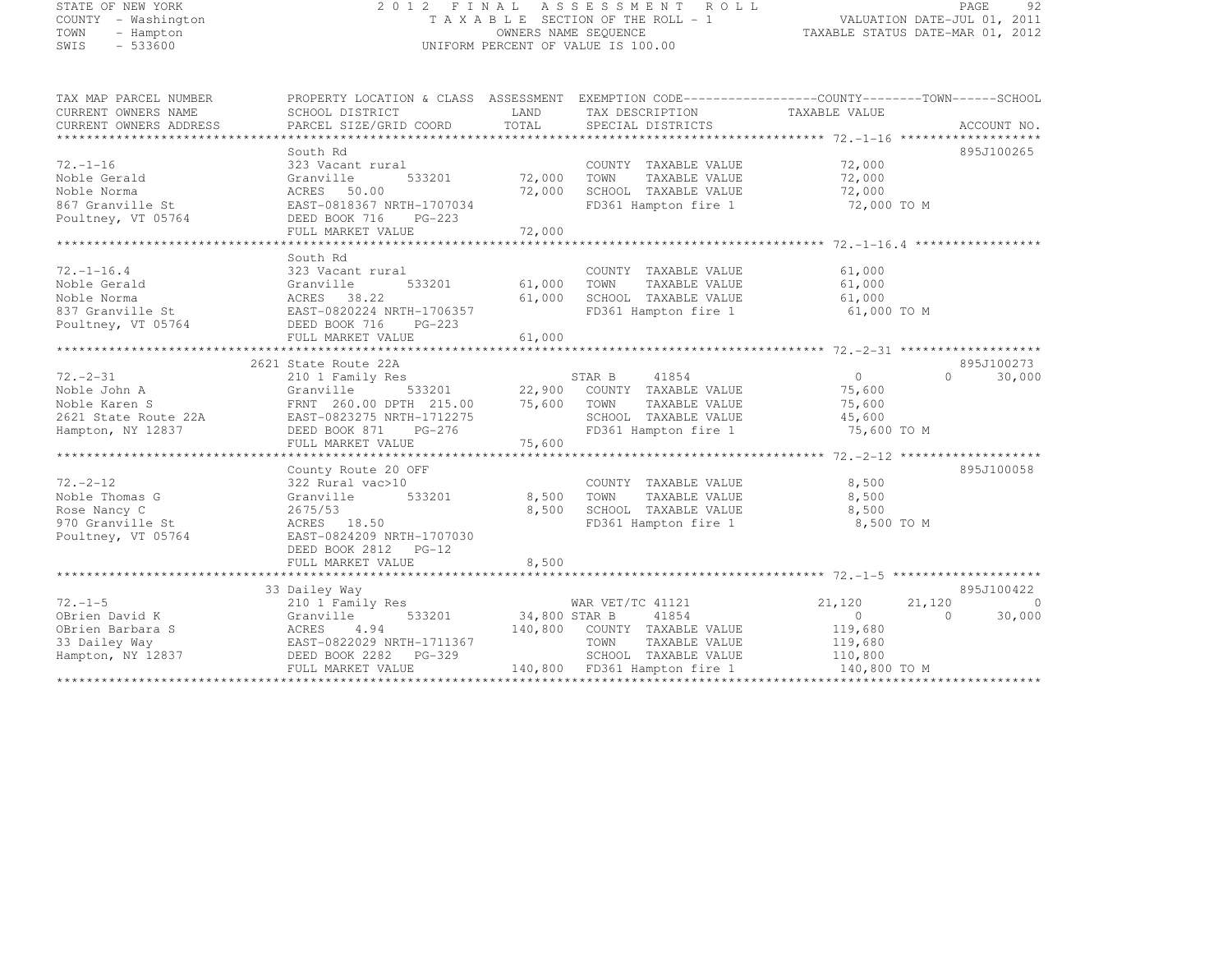STATE OF NEW YORK
COUNTY - Washington
TOWN - Hampton
SWIS - 533600

2012 FINAL ASSESSMENT ROLL
TAXABLE SECTION OF THE ROLL - 1
OWNERS NAME SEQUENCE
UNIFORM PERCENT OF VALUE IS 100.00

VALUATION DATE-JUL 01, 2011
TAXABLE STATUS DATE-MAR 01, 2012

| TAX MAP PARCEL NUMBER / CURRENT OWNERS NAME / CURRENT OWNERS ADDRESS | PROPERTY LOCATION & CLASS / SCHOOL DISTRICT / PARCEL SIZE/GRID COORD | ASSESSMENT LAND / TOTAL | EXEMPTION CODE / TAX DESCRIPTION / SPECIAL DISTRICTS | COUNTY TAXABLE VALUE | TOWN | SCHOOL | ACCOUNT NO. |
|---|---|---|---|---|---|---|---|
| **72.-1-16** | South Rd | | | | | | 895J100265 |
| 72.-1-16 | 323 Vacant rural | | COUNTY TAXABLE VALUE | 72,000 | | | |
| Noble Gerald | Granville 533201 | 72,000 | TOWN TAXABLE VALUE | 72,000 | | | |
| Noble Norma | ACRES 50.00 | 72,000 | SCHOOL TAXABLE VALUE | 72,000 | | | |
| 867 Granville St | EAST-0818367 NRTH-1707034 | | FD361 Hampton fire 1 | 72,000 TO M | | | |
| Poultney, VT 05764 | DEED BOOK 716 PG-223 | | | | | | |
| | FULL MARKET VALUE | 72,000 | | | | | |
| **72.-1-16.4** | South Rd | | | | | | |
| 72.-1-16.4 | 323 Vacant rural | | COUNTY TAXABLE VALUE | 61,000 | | | |
| Noble Gerald | Granville 533201 | 61,000 | TOWN TAXABLE VALUE | 61,000 | | | |
| Noble Norma | ACRES 38.22 | 61,000 | SCHOOL TAXABLE VALUE | 61,000 | | | |
| 837 Granville St | EAST-0820224 NRTH-1706357 | | FD361 Hampton fire 1 | 61,000 TO M | | | |
| Poultney, VT 05764 | DEED BOOK 716 PG-223 | | | | | | |
| | FULL MARKET VALUE | 61,000 | | | | | |
| **72.-2-31** | 2621 State Route 22A | | | | | | 895J100273 |
| 72.-2-31 | 210 1 Family Res | | STAR B 41854 | 0 | 0 | 30,000 | |
| Noble John A | Granville 533201 | 22,900 | COUNTY TAXABLE VALUE | 75,600 | | | |
| Noble Karen S | FRNT 260.00 DPTH 215.00 | 75,600 | TOWN TAXABLE VALUE | 75,600 | | | |
| 2621 State Route 22A | EAST-0823275 NRTH-1712275 | | SCHOOL TAXABLE VALUE | 45,600 | | | |
| Hampton, NY 12837 | DEED BOOK 871 PG-276 | | FD361 Hampton fire 1 | 75,600 TO M | | | |
| | FULL MARKET VALUE | 75,600 | | | | | |
| **72.-2-12** | County Route 20 OFF | | | | | | 895J100058 |
| 72.-2-12 | 322 Rural vac>10 | | COUNTY TAXABLE VALUE | 8,500 | | | |
| Noble Thomas G | Granville 533201 | 8,500 | TOWN TAXABLE VALUE | 8,500 | | | |
| Rose Nancy C | 2675/53 | 8,500 | SCHOOL TAXABLE VALUE | 8,500 | | | |
| 970 Granville St | ACRES 18.50 | | FD361 Hampton fire 1 | 8,500 TO M | | | |
| Poultney, VT 05764 | EAST-0824209 NRTH-1707030 | | | | | | |
| | DEED BOOK 2812 PG-12 | | | | | | |
| | FULL MARKET VALUE | 8,500 | | | | | |
| **72.-1-5** | 33 Dailey Way | | | | | | 895J100422 |
| 72.-1-5 | 210 1 Family Res | | WAR VET/TC 41121 | 21,120 | 21,120 | 0 | |
| OBrien David K | Granville 533201 | 34,800 | STAR B 41854 | 0 | 0 | 30,000 | |
| OBrien Barbara S | ACRES 4.94 | 140,800 | COUNTY TAXABLE VALUE | 119,680 | | | |
| 33 Dailey Way | EAST-0822029 NRTH-1711367 | | TOWN TAXABLE VALUE | 119,680 | | | |
| Hampton, NY 12837 | DEED BOOK 2282 PG-329 | | SCHOOL TAXABLE VALUE | 110,800 | | | |
| | FULL MARKET VALUE | 140,800 | FD361 Hampton fire 1 | 140,800 TO M | | | |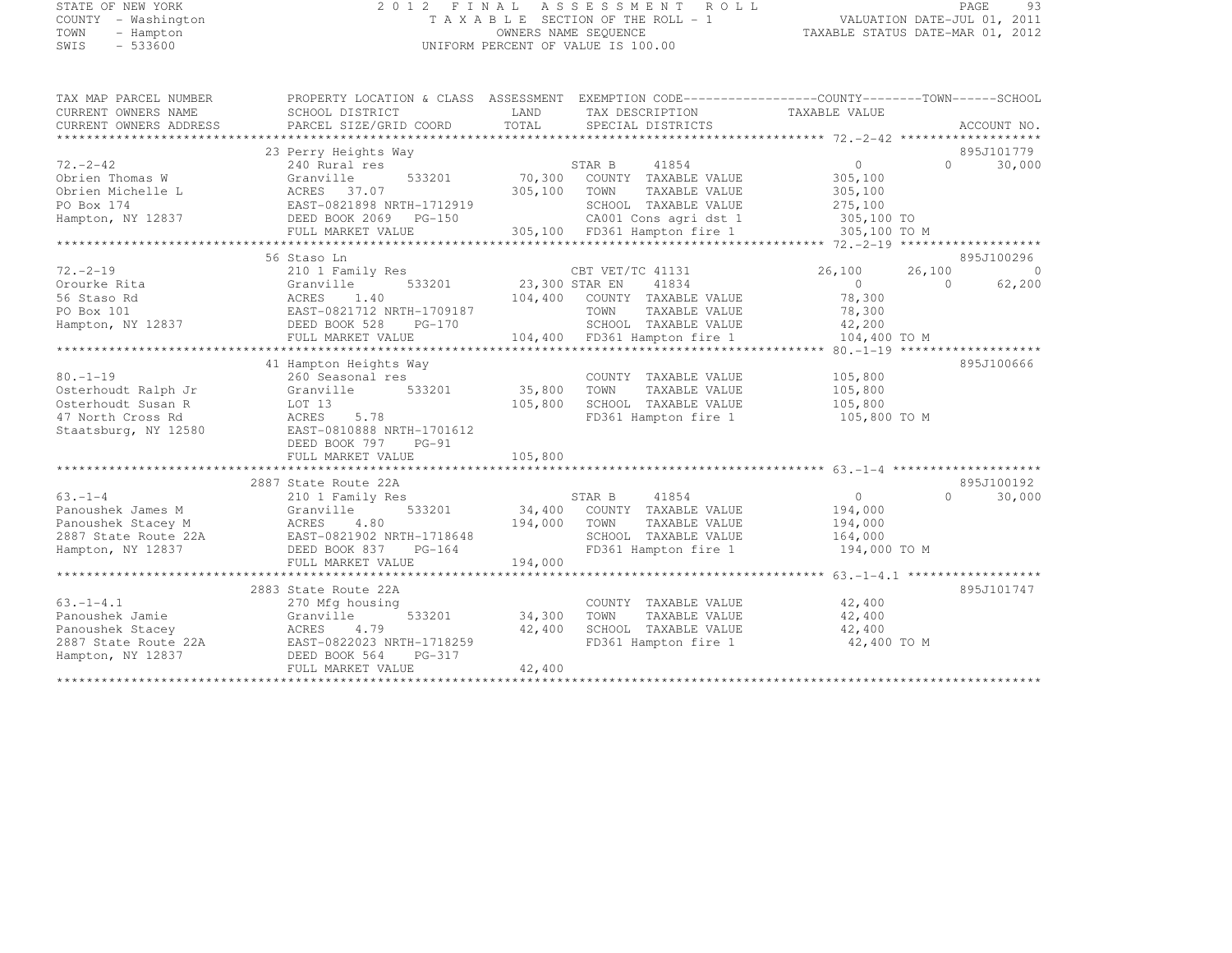STATE OF NEW YORK
COUNTY - Washington
TOWN - Hampton
SWIS - 533600

# 2012 FINAL ASSESSMENT ROLL

TAXABLE SECTION OF THE ROLL - 1
OWNERS NAME SEQUENCE
UNIFORM PERCENT OF VALUE IS 100.00

VALUATION DATE-JUL 01, 2011
TAXABLE STATUS DATE-MAR 01, 2012

| TAX MAP PARCEL NUMBER / CURRENT OWNERS NAME / CURRENT OWNERS ADDRESS | PROPERTY LOCATION & CLASS / SCHOOL DISTRICT / PARCEL SIZE/GRID COORD | ASSESSMENT LAND / TOTAL | EXEMPTION CODE / TAX DESCRIPTION / SPECIAL DISTRICTS | COUNTY TAXABLE VALUE | TOWN | SCHOOL | ACCOUNT NO. |
|---|---|---|---|---|---|---|---|
| 72.-2-42 | 23 Perry Heights Way | | | | | | 895J101779 |
| 72.-2-42 | 240 Rural res | | STAR B 41854 | 0 | 0 | 30,000 | |
| Obrien Thomas W | Granville 533201 | 70,300 | COUNTY TAXABLE VALUE | 305,100 | | | |
| Obrien Michelle L | ACRES 37.07 | 305,100 | TOWN TAXABLE VALUE | 305,100 | | | |
| PO Box 174 | EAST-0821898 NRTH-1712919 | | SCHOOL TAXABLE VALUE | 275,100 | | | |
| Hampton, NY 12837 | DEED BOOK 2069 PG-150 | | CA001 Cons agri dst 1 | 305,100 TO | | | |
| | FULL MARKET VALUE | 305,100 | FD361 Hampton fire 1 | 305,100 TO M | | | |
| 72.-2-19 | 56 Staso Ln | | | | | | 895J100296 |
| 72.-2-19 | 210 1 Family Res | | CBT VET/TC 41131 | 26,100 | 26,100 | 0 | |
| Orourke Rita | Granville 533201 | 23,300 | STAR EN 41834 | 0 | 0 | 62,200 | |
| 56 Staso Rd | ACRES 1.40 | 104,400 | COUNTY TAXABLE VALUE | 78,300 | | | |
| PO Box 101 | EAST-0821712 NRTH-1709187 | | TOWN TAXABLE VALUE | 78,300 | | | |
| Hampton, NY 12837 | DEED BOOK 528 PG-170 | | SCHOOL TAXABLE VALUE | 42,200 | | | |
| | FULL MARKET VALUE | 104,400 | FD361 Hampton fire 1 | 104,400 TO M | | | |
| 80.-1-19 | 41 Hampton Heights Way | | | | | | 895J100666 |
| 80.-1-19 | 260 Seasonal res | | COUNTY TAXABLE VALUE | 105,800 | | | |
| Osterhoudt Ralph Jr | Granville 533201 | 35,800 | TOWN TAXABLE VALUE | 105,800 | | | |
| Osterhoudt Susan R | LOT 13 | 105,800 | SCHOOL TAXABLE VALUE | 105,800 | | | |
| 47 North Cross Rd | ACRES 5.78 | | FD361 Hampton fire 1 | 105,800 TO M | | | |
| Staatsburg, NY 12580 | EAST-0810888 NRTH-1701612 | | | | | | |
| | DEED BOOK 797 PG-91 | | | | | | |
| | FULL MARKET VALUE | 105,800 | | | | | |
| 63.-1-4 | 2887 State Route 22A | | | | | | 895J100192 |
| 63.-1-4 | 210 1 Family Res | | STAR B 41854 | 0 | 0 | 30,000 | |
| Panoushek James M | Granville 533201 | 34,400 | COUNTY TAXABLE VALUE | 194,000 | | | |
| Panoushek Stacey M | ACRES 4.80 | 194,000 | TOWN TAXABLE VALUE | 194,000 | | | |
| 2887 State Route 22A | EAST-0821902 NRTH-1718648 | | SCHOOL TAXABLE VALUE | 164,000 | | | |
| Hampton, NY 12837 | DEED BOOK 837 PG-164 | | FD361 Hampton fire 1 | 194,000 TO M | | | |
| | FULL MARKET VALUE | 194,000 | | | | | |
| 63.-1-4.1 | 2883 State Route 22A | | | | | | 895J101747 |
| 63.-1-4.1 | 270 Mfg housing | | COUNTY TAXABLE VALUE | 42,400 | | | |
| Panoushek Jamie | Granville 533201 | 34,300 | TOWN TAXABLE VALUE | 42,400 | | | |
| Panoushek Stacey | ACRES 4.79 | 42,400 | SCHOOL TAXABLE VALUE | 42,400 | | | |
| 2887 State Route 22A | EAST-0822023 NRTH-1718259 | | FD361 Hampton fire 1 | 42,400 TO M | | | |
| Hampton, NY 12837 | DEED BOOK 564 PG-317 | | | | | | |
| | FULL MARKET VALUE | 42,400 | | | | | |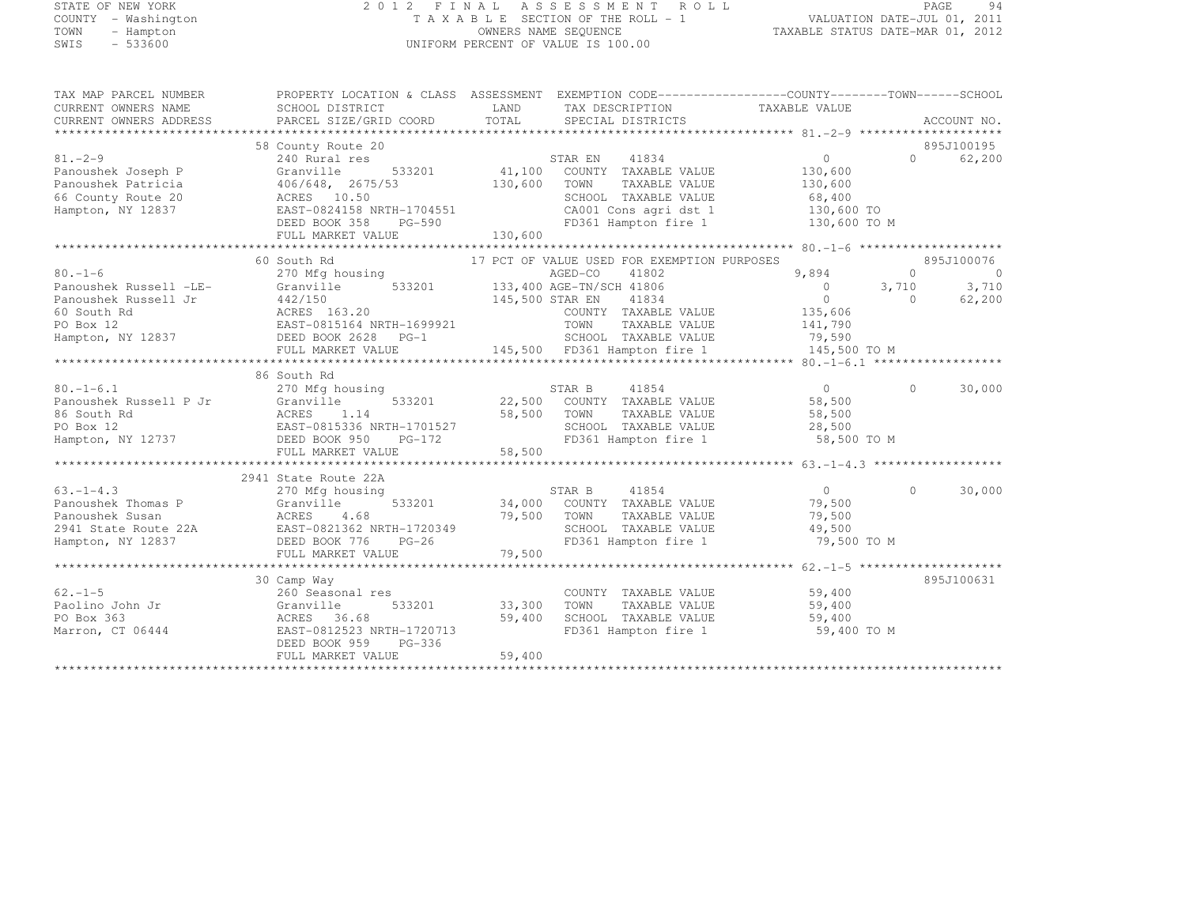STATE OF NEW YORK
COUNTY - Washington
TOWN - Hampton
SWIS - 533600

2012 FINAL ASSESSMENT ROLL
TAXABLE SECTION OF THE ROLL - 1
OWNERS NAME SEQUENCE
UNIFORM PERCENT OF VALUE IS 100.00

VALUATION DATE-JUL 01, 2011
TAXABLE STATUS DATE-MAR 01, 2012

```
TAX MAP PARCEL NUMBER     PROPERTY LOCATION & CLASS  ASSESSMENT  EXEMPTION CODE-----------------COUNTY--------TOWN------SCHOOL
CURRENT OWNERS NAME       SCHOOL DISTRICT              LAND      TAX DESCRIPTION             TAXABLE VALUE
CURRENT OWNERS ADDRESS    PARCEL SIZE/GRID COORD       TOTAL     SPECIAL DISTRICTS                                  ACCOUNT NO.
******************************************************************************************************* 81.-2-9 ********************
                          58 County Route 20                                                                        895J100195
81.-2-9                   240 Rural res                          STAR EN    41834              0              0      62,200
Panoushek Joseph P        Granville       533201       41,100    COUNTY  TAXABLE VALUE         130,600
Panoushek Patricia        406/648, 2675/53            130,600    TOWN    TAXABLE VALUE         130,600
66 County Route 20        ACRES  10.50                           SCHOOL  TAXABLE VALUE          68,400
Hampton, NY 12837         EAST-0824158 NRTH-1704551              CA001 Cons agri dst 1         130,600 TO
                          DEED BOOK 358     PG-590               FD361 Hampton fire 1          130,600 TO M
                          FULL MARKET VALUE           130,600
******************************************************************************************************* 80.-1-6 ********************
                          60 South Rd                 17 PCT OF VALUE USED FOR EXEMPTION PURPOSES                   895J100076
80.-1-6                   270 Mfg housing                        AGED-CO    41802          9,894              0           0
Panoushek Russell -LE-    Granville       533201      133,400 AGE-TN/SCH 41806                 0          3,710       3,710
Panoushek Russell Jr      442/150                     145,500 STAR EN    41834                 0              0      62,200
60 South Rd               ACRES 163.20                           COUNTY  TAXABLE VALUE         135,606
PO Box 12                 EAST-0815164 NRTH-1699921              TOWN    TAXABLE VALUE         141,790
Hampton, NY 12837         DEED BOOK 2628    PG-1                 SCHOOL  TAXABLE VALUE          79,590
                          FULL MARKET VALUE           145,500    FD361 Hampton fire 1          145,500 TO M
******************************************************************************************************* 80.-1-6.1 ******************
                          86 South Rd
80.-1-6.1                 270 Mfg housing                        STAR B     41854              0              0      30,000
Panoushek Russell P Jr    Granville       533201       22,500    COUNTY  TAXABLE VALUE          58,500
86 South Rd               ACRES   1.14                 58,500    TOWN    TAXABLE VALUE          58,500
PO Box 12                 EAST-0815336 NRTH-1701527              SCHOOL  TAXABLE VALUE          28,500
Hampton, NY 12737         DEED BOOK 950     PG-172               FD361 Hampton fire 1           58,500 TO M
                          FULL MARKET VALUE            58,500
******************************************************************************************************* 63.-1-4.3 ******************
                          2941 State Route 22A
63.-1-4.3                 270 Mfg housing                        STAR B     41854              0              0      30,000
Panoushek Thomas P        Granville       533201       34,000    COUNTY  TAXABLE VALUE          79,500
Panoushek Susan           ACRES   4.68                 79,500    TOWN    TAXABLE VALUE          79,500
2941 State Route 22A      EAST-0821362 NRTH-1720349              SCHOOL  TAXABLE VALUE          49,500
Hampton, NY 12837         DEED BOOK 776     PG-26                FD361 Hampton fire 1           79,500 TO M
                          FULL MARKET VALUE            79,500
******************************************************************************************************* 62.-1-5 ********************
                          30 Camp Way                                                                               895J100631
62.-1-5                   260 Seasonal res                       COUNTY  TAXABLE VALUE          59,400
Paolino John Jr           Granville       533201       33,300    TOWN    TAXABLE VALUE          59,400
PO Box 363                ACRES  36.68                 59,400    SCHOOL  TAXABLE VALUE          59,400
Marron, CT 06444          EAST-0812523 NRTH-1720713              FD361 Hampton fire 1           59,400 TO M
                          DEED BOOK 959     PG-336
                          FULL MARKET VALUE            59,400
************************************************************************************************************************************
```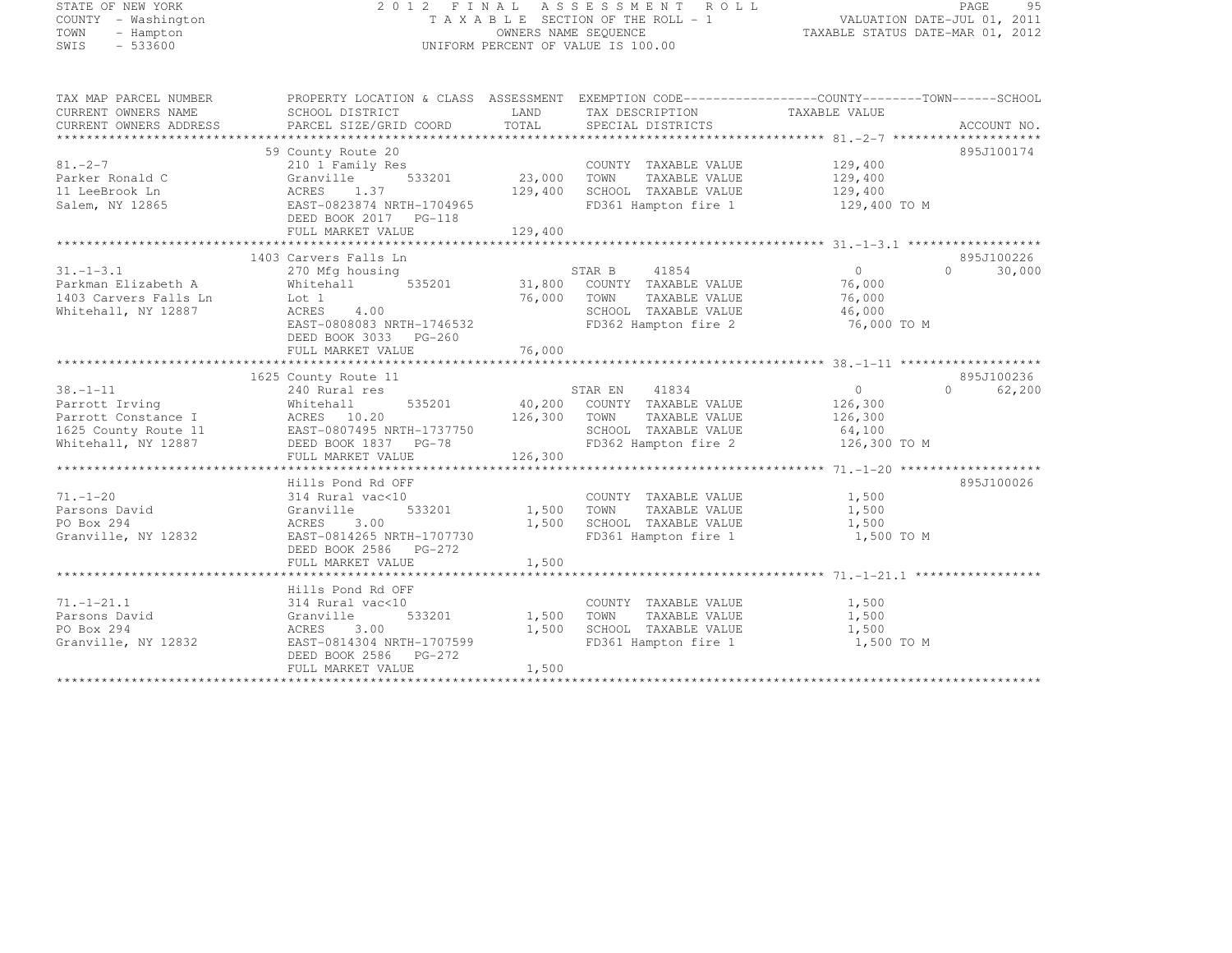STATE OF NEW YORK
COUNTY - Washington
TOWN - Hampton
SWIS - 533600

2012 FINAL ASSESSMENT ROLL
TAXABLE SECTION OF THE ROLL - 1
OWNERS NAME SEQUENCE
UNIFORM PERCENT OF VALUE IS 100.00

VALUATION DATE-JUL 01, 2011
TAXABLE STATUS DATE-MAR 01, 2012

| TAX MAP PARCEL NUMBER / CURRENT OWNERS NAME / CURRENT OWNERS ADDRESS | PROPERTY LOCATION & CLASS / SCHOOL DISTRICT / PARCEL SIZE/GRID COORD | ASSESSMENT LAND / TOTAL | EXEMPTION CODE / TAX DESCRIPTION / SPECIAL DISTRICTS | COUNTY / TOWN / SCHOOL TAXABLE VALUE | ACCOUNT NO. |
|---|---|---|---|---|---|
| **81.-2-7** | 59 County Route 20 | | | | 895J100174 |
| Parker Ronald C | 210 1 Family Res | | COUNTY TAXABLE VALUE | 129,400 | |
| 11 LeeBrook Ln | Granville 533201 | 23,000 | TOWN TAXABLE VALUE | 129,400 | |
| Salem, NY 12865 | ACRES 1.37 | 129,400 | SCHOOL TAXABLE VALUE | 129,400 | |
| | EAST-0823874 NRTH-1704965 | | FD361 Hampton fire 1 | 129,400 TO M | |
| | DEED BOOK 2017 PG-118 | | | | |
| | FULL MARKET VALUE | 129,400 | | | |
| **31.-1-3.1** | 1403 Carvers Falls Ln | | | | 895J100226 |
| Parkman Elizabeth A | 270 Mfg housing | | STAR B 41854 | 0 / 0 / 30,000 | |
| 1403 Carvers Falls Ln | Whitehall 535201 | 31,800 | COUNTY TAXABLE VALUE | 76,000 | |
| Whitehall, NY 12887 | Lot 1 | 76,000 | TOWN TAXABLE VALUE | 76,000 | |
| | ACRES 4.00 | | SCHOOL TAXABLE VALUE | 46,000 | |
| | EAST-0808083 NRTH-1746532 | | FD362 Hampton fire 2 | 76,000 TO M | |
| | DEED BOOK 3033 PG-260 | | | | |
| | FULL MARKET VALUE | 76,000 | | | |
| **38.-1-11** | 1625 County Route 11 | | | | 895J100236 |
| Parrott Irving | 240 Rural res | | STAR EN 41834 | 0 / 0 / 62,200 | |
| Parrott Constance I | Whitehall 535201 | 40,200 | COUNTY TAXABLE VALUE | 126,300 | |
| 1625 County Route 11 | ACRES 10.20 | 126,300 | TOWN TAXABLE VALUE | 126,300 | |
| Whitehall, NY 12887 | EAST-0807495 NRTH-1737750 | | SCHOOL TAXABLE VALUE | 64,100 | |
| | DEED BOOK 1837 PG-78 | | FD362 Hampton fire 2 | 126,300 TO M | |
| | FULL MARKET VALUE | 126,300 | | | |
| **71.-1-20** | Hills Pond Rd OFF | | | | 895J100026 |
| Parsons David | 314 Rural vac<10 | | COUNTY TAXABLE VALUE | 1,500 | |
| PO Box 294 | Granville 533201 | 1,500 | TOWN TAXABLE VALUE | 1,500 | |
| Granville, NY 12832 | ACRES 3.00 | 1,500 | SCHOOL TAXABLE VALUE | 1,500 | |
| | EAST-0814265 NRTH-1707730 | | FD361 Hampton fire 1 | 1,500 TO M | |
| | DEED BOOK 2586 PG-272 | | | | |
| | FULL MARKET VALUE | 1,500 | | | |
| **71.-1-21.1** | Hills Pond Rd OFF | | | | |
| Parsons David | 314 Rural vac<10 | | COUNTY TAXABLE VALUE | 1,500 | |
| PO Box 294 | Granville 533201 | 1,500 | TOWN TAXABLE VALUE | 1,500 | |
| Granville, NY 12832 | ACRES 3.00 | 1,500 | SCHOOL TAXABLE VALUE | 1,500 | |
| | EAST-0814304 NRTH-1707599 | | FD361 Hampton fire 1 | 1,500 TO M | |
| | DEED BOOK 2586 PG-272 | | | | |
| | FULL MARKET VALUE | 1,500 | | | |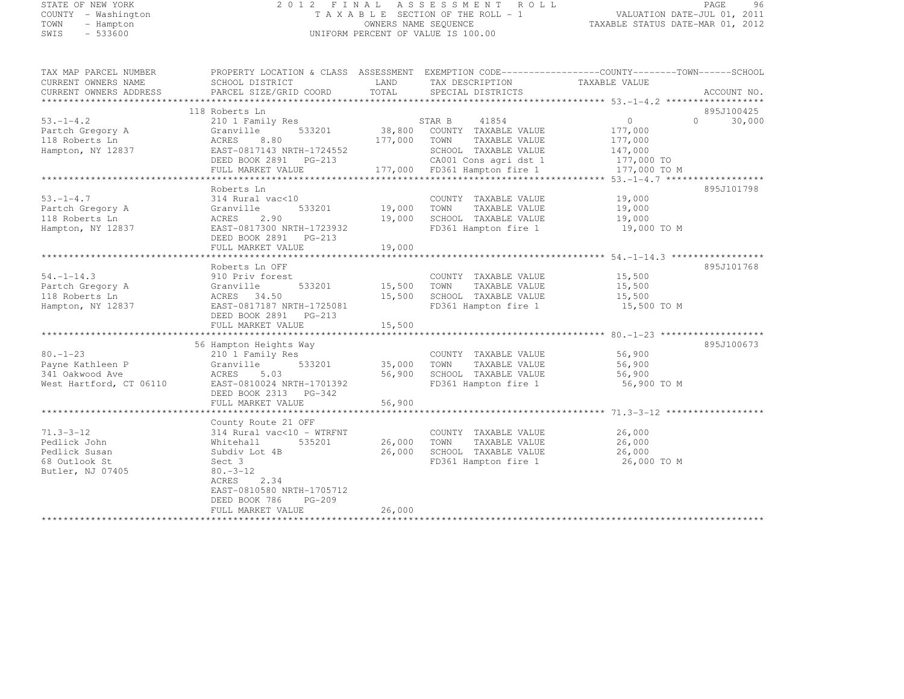STATE OF NEW YORK
COUNTY - Washington
TOWN - Hampton
SWIS - 533600

2 0 1 2 F I N A L A S S E S S M E N T R O L L
T A X A B L E SECTION OF THE ROLL - 1
OWNERS NAME SEQUENCE
UNIFORM PERCENT OF VALUE IS 100.00

VALUATION DATE-JUL 01, 2011
TAXABLE STATUS DATE-MAR 01, 2012

```
TAX MAP PARCEL NUMBER          PROPERTY LOCATION & CLASS  ASSESSMENT  EXEMPTION CODE------------------COUNTY--------TOWN------SCHOOL
CURRENT OWNERS NAME            SCHOOL DISTRICT               LAND      TAX DESCRIPTION              TAXABLE VALUE
CURRENT OWNERS ADDRESS         PARCEL SIZE/GRID COORD        TOTAL     SPECIAL DISTRICTS                                    ACCOUNT NO.
******************************************************************************************************* 53.-1-4.2 ******************
                               118 Roberts Ln                                                                               895J100425
53.-1-4.2                      210 1 Family Res                        STAR B     41854              0               0         30,000
Partch Gregory A               Granville       533201       38,800    COUNTY  TAXABLE VALUE         177,000
118 Roberts Ln                 ACRES    8.80               177,000    TOWN    TAXABLE VALUE         177,000
Hampton, NY 12837              EAST-0817143 NRTH-1724552              SCHOOL  TAXABLE VALUE         147,000
                               DEED BOOK 2891   PG-213                CA001 Cons agri dst 1         177,000 TO
                               FULL MARKET VALUE           177,000    FD361 Hampton fire 1          177,000 TO M
******************************************************************************************************* 53.-1-4.7 ******************
                               Roberts Ln                                                                                   895J101798
53.-1-4.7                      314 Rural vac<10                        COUNTY  TAXABLE VALUE          19,000
Partch Gregory A               Granville       533201       19,000    TOWN    TAXABLE VALUE          19,000
118 Roberts Ln                 ACRES    2.90                19,000    SCHOOL  TAXABLE VALUE          19,000
Hampton, NY 12837              EAST-0817300 NRTH-1723932              FD361 Hampton fire 1           19,000 TO M
                               DEED BOOK 2891   PG-213
                               FULL MARKET VALUE            19,000
******************************************************************************************************* 54.-1-14.3 *****************
                               Roberts Ln OFF                                                                               895J101768
54.-1-14.3                     910 Priv forest                         COUNTY  TAXABLE VALUE          15,500
Partch Gregory A               Granville       533201       15,500    TOWN    TAXABLE VALUE          15,500
118 Roberts Ln                 ACRES   34.50                15,500    SCHOOL  TAXABLE VALUE          15,500
Hampton, NY 12837              EAST-0817187 NRTH-1725081              FD361 Hampton fire 1           15,500 TO M
                               DEED BOOK 2891   PG-213
                               FULL MARKET VALUE            15,500
******************************************************************************************************* 80.-1-23 *******************
                               56 Hampton Heights Way                                                                       895J100673
80.-1-23                       210 1 Family Res                        COUNTY  TAXABLE VALUE          56,900
Payne Kathleen P               Granville       533201       35,000    TOWN    TAXABLE VALUE          56,900
341 Oakwood Ave                ACRES    5.03                56,900    SCHOOL  TAXABLE VALUE          56,900
West Hartford, CT 06110        EAST-0810024 NRTH-1701392              FD361 Hampton fire 1           56,900 TO M
                               DEED BOOK 2313   PG-342
                               FULL MARKET VALUE            56,900
******************************************************************************************************* 71.3-3-12 ******************
                               County Route 21 OFF
71.3-3-12                      314 Rural vac<10 - WTRFNT               COUNTY  TAXABLE VALUE          26,000
Pedlick John                   Whitehall       535201       26,000    TOWN    TAXABLE VALUE          26,000
Pedlick Susan                  Subdiv Lot 4B                26,000    SCHOOL  TAXABLE VALUE          26,000
68 Outlook St                  Sect 3                                 FD361 Hampton fire 1           26,000 TO M
Butler, NJ 07405               80.-3-12
                               ACRES    2.34
                               EAST-0810580 NRTH-1705712
                               DEED BOOK 786    PG-209
                               FULL MARKET VALUE            26,000
************************************************************************************************************************************
```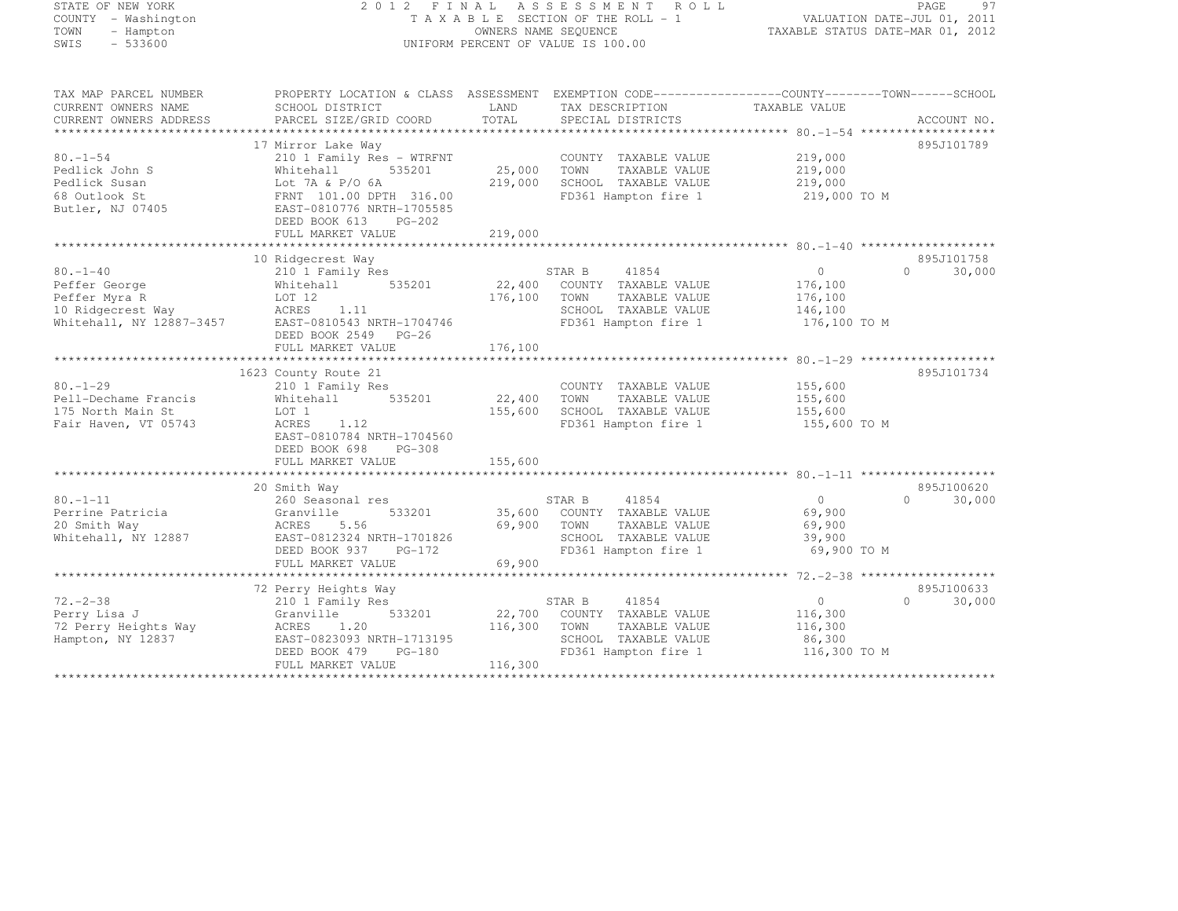STATE OF NEW YORK
COUNTY - Washington
TOWN - Hampton
SWIS - 533600

# 2012 FINAL ASSESSMENT ROLL

TAXABLE SECTION OF THE ROLL - 1
OWNERS NAME SEQUENCE
UNIFORM PERCENT OF VALUE IS 100.00

VALUATION DATE-JUL 01, 2011
TAXABLE STATUS DATE-MAR 01, 2012

| TAX MAP PARCEL NUMBER / CURRENT OWNERS NAME / CURRENT OWNERS ADDRESS | PROPERTY LOCATION & CLASS / SCHOOL DISTRICT / PARCEL SIZE/GRID COORD | ASSESSMENT LAND / TOTAL | EXEMPTION CODE / TAX DESCRIPTION / SPECIAL DISTRICTS | COUNTY | TOWN | SCHOOL | TAXABLE VALUE / ACCOUNT NO. |
|---|---|---|---|---|---|---|---|
| **80.-1-54** | 17 Mirror Lake Way | | | | | | 895J101789 |
| 80.-1-54 | 210 1 Family Res - WTRFNT | | COUNTY TAXABLE VALUE | | | | 219,000 |
| Pedlick John S | Whitehall 535201 | 25,000 | TOWN TAXABLE VALUE | | | | 219,000 |
| Pedlick Susan | Lot 7A & P/O 6A | 219,000 | SCHOOL TAXABLE VALUE | | | | 219,000 |
| 68 Outlook St | FRNT 101.00 DPTH 316.00 | | FD361 Hampton fire 1 | | | | 219,000 TO M |
| Butler, NJ 07405 | EAST-0810776 NRTH-1705585 | | | | | | |
| | DEED BOOK 613 PG-202 | | | | | | |
| | FULL MARKET VALUE | 219,000 | | | | | |
| **80.-1-40** | 10 Ridgecrest Way | | | | | | 895J101758 |
| 80.-1-40 | 210 1 Family Res | | STAR B 41854 | 0 | 0 | 30,000 | |
| Peffer George | Whitehall 535201 | 22,400 | COUNTY TAXABLE VALUE | | | | 176,100 |
| Peffer Myra R | LOT 12 | 176,100 | TOWN TAXABLE VALUE | | | | 176,100 |
| 10 Ridgecrest Way | ACRES 1.11 | | SCHOOL TAXABLE VALUE | | | | 146,100 |
| Whitehall, NY 12887-3457 | EAST-0810543 NRTH-1704746 | | FD361 Hampton fire 1 | | | | 176,100 TO M |
| | DEED BOOK 2549 PG-26 | | | | | | |
| | FULL MARKET VALUE | 176,100 | | | | | |
| **80.-1-29** | 1623 County Route 21 | | | | | | 895J101734 |
| 80.-1-29 | 210 1 Family Res | | COUNTY TAXABLE VALUE | | | | 155,600 |
| Pell-Dechame Francis | Whitehall 535201 | 22,400 | TOWN TAXABLE VALUE | | | | 155,600 |
| 175 North Main St | LOT 1 | 155,600 | SCHOOL TAXABLE VALUE | | | | 155,600 |
| Fair Haven, VT 05743 | ACRES 1.12 | | FD361 Hampton fire 1 | | | | 155,600 TO M |
| | EAST-0810784 NRTH-1704560 | | | | | | |
| | DEED BOOK 698 PG-308 | | | | | | |
| | FULL MARKET VALUE | 155,600 | | | | | |
| **80.-1-11** | 20 Smith Way | | | | | | 895J100620 |
| 80.-1-11 | 260 Seasonal res | | STAR B 41854 | 0 | 0 | 30,000 | |
| Perrine Patricia | Granville 533201 | 35,600 | COUNTY TAXABLE VALUE | | | | 69,900 |
| 20 Smith Way | ACRES 5.56 | 69,900 | TOWN TAXABLE VALUE | | | | 69,900 |
| Whitehall, NY 12887 | EAST-0812324 NRTH-1701826 | | SCHOOL TAXABLE VALUE | | | | 39,900 |
| | DEED BOOK 937 PG-172 | | FD361 Hampton fire 1 | | | | 69,900 TO M |
| | FULL MARKET VALUE | 69,900 | | | | | |
| **72.-2-38** | 72 Perry Heights Way | | | | | | 895J100633 |
| 72.-2-38 | 210 1 Family Res | | STAR B 41854 | 0 | 0 | 30,000 | |
| Perry Lisa J | Granville 533201 | 22,700 | COUNTY TAXABLE VALUE | | | | 116,300 |
| 72 Perry Heights Way | ACRES 1.20 | 116,300 | TOWN TAXABLE VALUE | | | | 116,300 |
| Hampton, NY 12837 | EAST-0823093 NRTH-1713195 | | SCHOOL TAXABLE VALUE | | | | 86,300 |
| | DEED BOOK 479 PG-180 | | FD361 Hampton fire 1 | | | | 116,300 TO M |
| | FULL MARKET VALUE | 116,300 | | | | | |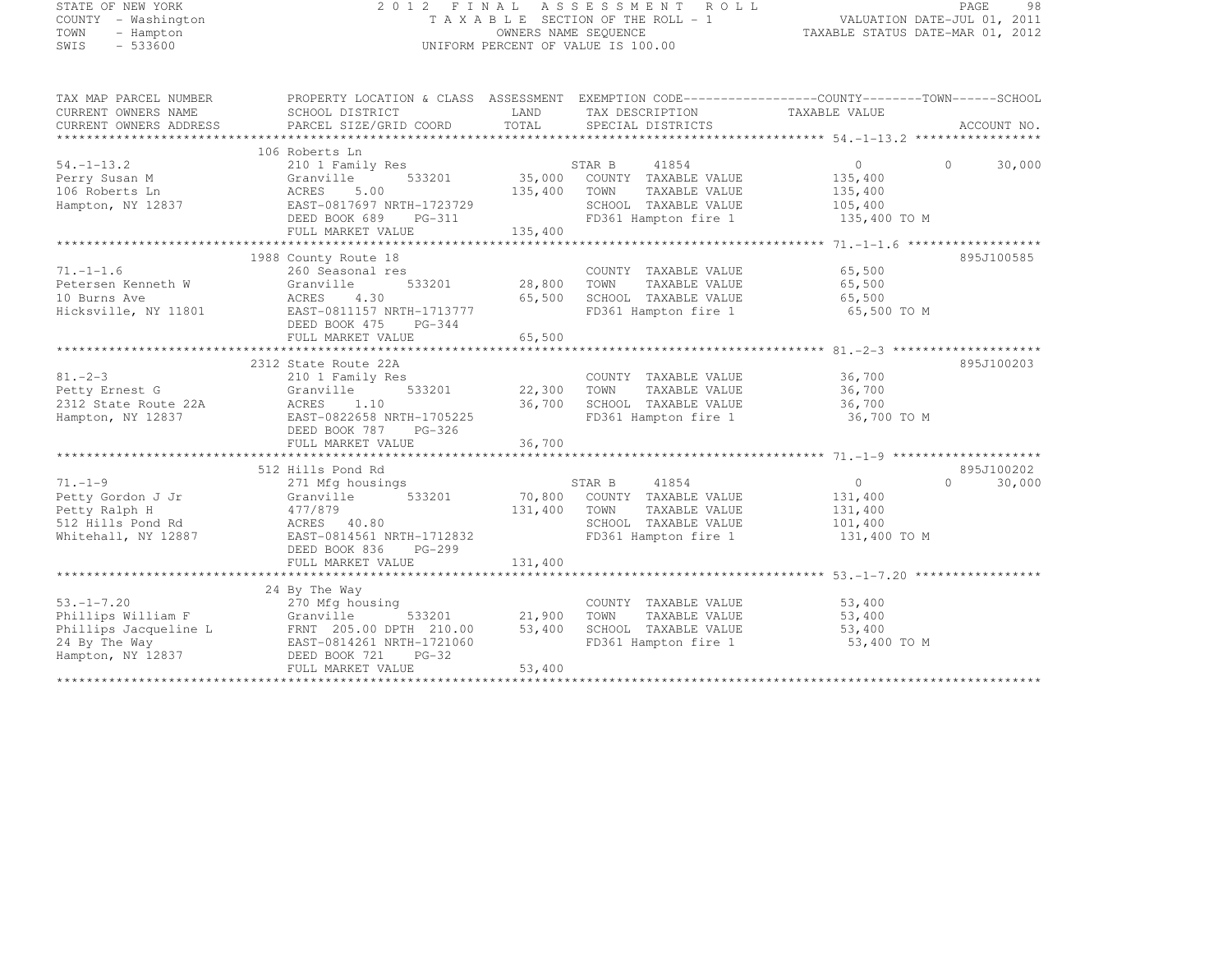STATE OF NEW YORK
COUNTY - Washington
TOWN - Hampton
SWIS - 533600

2012 FINAL ASSESSMENT ROLL
TAXABLE SECTION OF THE ROLL - 1
OWNERS NAME SEQUENCE
UNIFORM PERCENT OF VALUE IS 100.00

VALUATION DATE-JUL 01, 2011
TAXABLE STATUS DATE-MAR 01, 2012

| TAX MAP PARCEL NUMBER / CURRENT OWNERS NAME / CURRENT OWNERS ADDRESS | PROPERTY LOCATION & CLASS / SCHOOL DISTRICT / PARCEL SIZE/GRID COORD | ASSESSMENT LAND / TOTAL | EXEMPTION CODE / TAX DESCRIPTION / SPECIAL DISTRICTS | COUNTY TAXABLE VALUE | TOWN | SCHOOL / ACCOUNT NO. |
|---|---|---|---|---|---|---|
| 54.-1-13.2 | 106 Roberts Ln | | | | | |
| | 210 1 Family Res | | STAR B 41854 | 0 | 0 | 30,000 |
| Perry Susan M | Granville 533201 | 35,000 | COUNTY TAXABLE VALUE | 135,400 | | |
| 106 Roberts Ln | ACRES 5.00 | 135,400 | TOWN TAXABLE VALUE | 135,400 | | |
| Hampton, NY 12837 | EAST-0817697 NRTH-1723729 | | SCHOOL TAXABLE VALUE | 105,400 | | |
| | DEED BOOK 689 PG-311 | | FD361 Hampton fire 1 | 135,400 TO M | | |
| | FULL MARKET VALUE | 135,400 | | | | |
| 71.-1-1.6 | 1988 County Route 18 | | | | | 895J100585 |
| | 260 Seasonal res | | COUNTY TAXABLE VALUE | 65,500 | | |
| Petersen Kenneth W | Granville 533201 | 28,800 | TOWN TAXABLE VALUE | 65,500 | | |
| 10 Burns Ave | ACRES 4.30 | 65,500 | SCHOOL TAXABLE VALUE | 65,500 | | |
| Hicksville, NY 11801 | EAST-0811157 NRTH-1713777 | | FD361 Hampton fire 1 | 65,500 TO M | | |
| | DEED BOOK 475 PG-344 | | | | | |
| | FULL MARKET VALUE | 65,500 | | | | |
| 81.-2-3 | 2312 State Route 22A | | | | | 895J100203 |
| | 210 1 Family Res | | COUNTY TAXABLE VALUE | 36,700 | | |
| Petty Ernest G | Granville 533201 | 22,300 | TOWN TAXABLE VALUE | 36,700 | | |
| 2312 State Route 22A | ACRES 1.10 | 36,700 | SCHOOL TAXABLE VALUE | 36,700 | | |
| Hampton, NY 12837 | EAST-0822658 NRTH-1705225 | | FD361 Hampton fire 1 | 36,700 TO M | | |
| | DEED BOOK 787 PG-326 | | | | | |
| | FULL MARKET VALUE | 36,700 | | | | |
| 71.-1-9 | 512 Hills Pond Rd | | | | | 895J100202 |
| | 271 Mfg housings | | STAR B 41854 | 0 | 0 | 30,000 |
| Petty Gordon J Jr | Granville 533201 | 70,800 | COUNTY TAXABLE VALUE | 131,400 | | |
| Petty Ralph H | 477/879 | 131,400 | TOWN TAXABLE VALUE | 131,400 | | |
| 512 Hills Pond Rd | ACRES 40.80 | | SCHOOL TAXABLE VALUE | 101,400 | | |
| Whitehall, NY 12887 | EAST-0814561 NRTH-1712832 | | FD361 Hampton fire 1 | 131,400 TO M | | |
| | DEED BOOK 836 PG-299 | | | | | |
| | FULL MARKET VALUE | 131,400 | | | | |
| 53.-1-7.20 | 24 By The Way | | | | | |
| | 270 Mfg housing | | COUNTY TAXABLE VALUE | 53,400 | | |
| Phillips William F | Granville 533201 | 21,900 | TOWN TAXABLE VALUE | 53,400 | | |
| Phillips Jacqueline L | FRNT 205.00 DPTH 210.00 | 53,400 | SCHOOL TAXABLE VALUE | 53,400 | | |
| 24 By The Way | EAST-0814261 NRTH-1721060 | | FD361 Hampton fire 1 | 53,400 TO M | | |
| Hampton, NY 12837 | DEED BOOK 721 PG-32 | | | | | |
| | FULL MARKET VALUE | 53,400 | | | | |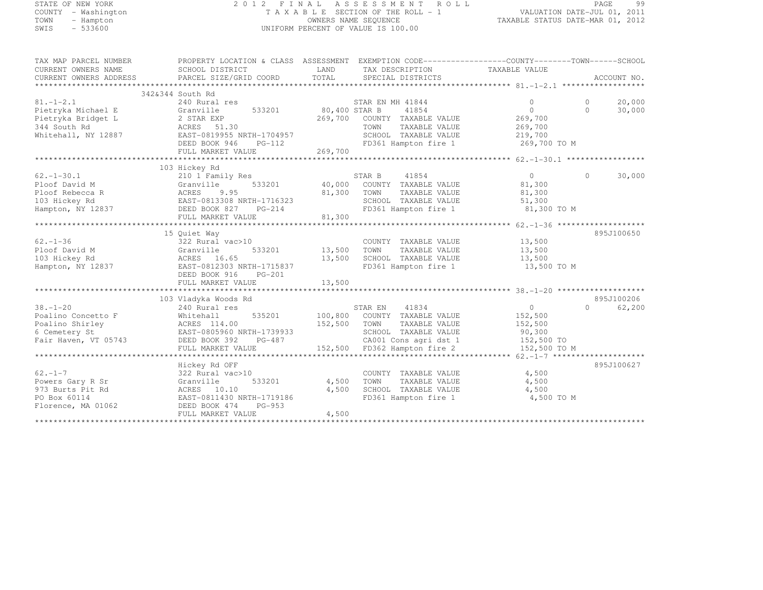STATE OF NEW YORK
COUNTY - Washington
TOWN - Hampton
SWIS - 533600

2012 FINAL ASSESSMENT ROLL
TAXABLE SECTION OF THE ROLL - 1
OWNERS NAME SEQUENCE
UNIFORM PERCENT OF VALUE IS 100.00

VALUATION DATE-JUL 01, 2011
TAXABLE STATUS DATE-MAR 01, 2012

```
TAX MAP PARCEL NUMBER     PROPERTY LOCATION & CLASS  ASSESSMENT  EXEMPTION CODE------------------COUNTY--------TOWN------SCHOOL
CURRENT OWNERS NAME       SCHOOL DISTRICT               LAND      TAX DESCRIPTION              TAXABLE VALUE
CURRENT OWNERS ADDRESS    PARCEL SIZE/GRID COORD        TOTAL     SPECIAL DISTRICTS                                  ACCOUNT NO.
*********************************************************************************************** 81.-1-2.1 ******************
                          342&344 South Rd
81.-1-2.1                 240 Rural res                        STAR EN MH 41844                  0              0        20,000
Pietryka Michael E        Granville        533201       80,400 STAR B     41854                  0              0        30,000
Pietryka Bridget L        2 STAR EXP                   269,700   COUNTY  TAXABLE VALUE         269,700
344 South Rd              ACRES   51.30                          TOWN    TAXABLE VALUE         269,700
Whitehall, NY 12887       EAST-0819955 NRTH-1704957              SCHOOL  TAXABLE VALUE         219,700
                          DEED BOOK 946    PG-112                FD361 Hampton fire 1            269,700 TO M
                          FULL MARKET VALUE            269,700
*********************************************************************************************** 62.-1-30.1 *****************
                          103 Hickey Rd
62.-1-30.1                210 1 Family Res                     STAR B     41854                  0              0        30,000
Ploof David M             Granville        533201       40,000   COUNTY  TAXABLE VALUE          81,300
Ploof Rebecca R           ACRES    9.95                 81,300   TOWN    TAXABLE VALUE          81,300
103 Hickey Rd             EAST-0813308 NRTH-1716323              SCHOOL  TAXABLE VALUE          51,300
Hampton, NY 12837         DEED BOOK 827    PG-214                FD361 Hampton fire 1             81,300 TO M
                          FULL MARKET VALUE             81,300
*********************************************************************************************** 62.-1-36 *******************
                          15 Quiet Way                                                                              895J100650
62.-1-36                  322 Rural vac>10                       COUNTY  TAXABLE VALUE          13,500
Ploof David M             Granville        533201       13,500   TOWN    TAXABLE VALUE          13,500
103 Hickey Rd             ACRES   16.65                 13,500   SCHOOL  TAXABLE VALUE          13,500
Hampton, NY 12837         EAST-0812303 NRTH-1715837              FD361 Hampton fire 1             13,500 TO M
                          DEED BOOK 916    PG-201
                          FULL MARKET VALUE             13,500
*********************************************************************************************** 38.-1-20 *******************
                          103 Vladyka Woods Rd                                                                      895J100206
38.-1-20                  240 Rural res                        STAR EN    41834                  0              0        62,200
Poalino Concetto F        Whitehall        535201      100,800   COUNTY  TAXABLE VALUE         152,500
Poalino Shirley           ACRES  114.00                152,500   TOWN    TAXABLE VALUE         152,500
6 Cemetery St             EAST-0805960 NRTH-1739933              SCHOOL  TAXABLE VALUE          90,300
Fair Haven, VT 05743      DEED BOOK 392    PG-487                CA001 Cons agri dst 1           152,500 TO
                          FULL MARKET VALUE            152,500   FD362 Hampton fire 2            152,500 TO M
*********************************************************************************************** 62.-1-7 ********************
                          Hickey Rd OFF                                                                             895J100627
62.-1-7                   322 Rural vac>10                       COUNTY  TAXABLE VALUE           4,500
Powers Gary R Sr          Granville        533201        4,500   TOWN    TAXABLE VALUE           4,500
973 Burts Pit Rd          ACRES   10.10                  4,500   SCHOOL  TAXABLE VALUE           4,500
PO Box 60114              EAST-0811430 NRTH-1719186              FD361 Hampton fire 1              4,500 TO M
Florence, MA 01062        DEED BOOK 474    PG-953
                          FULL MARKET VALUE              4,500
********************************************************************************************************************************
```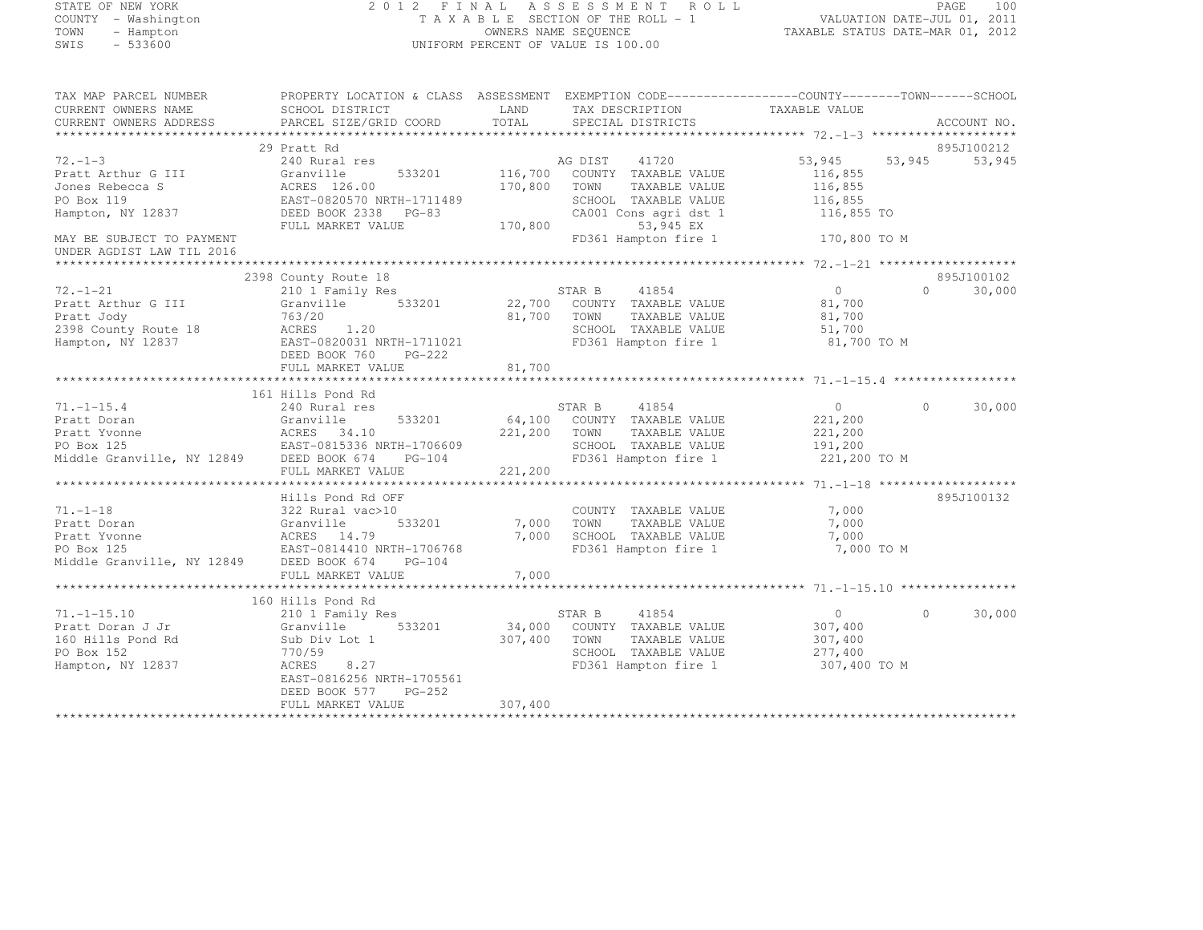STATE OF NEW YORK  
COUNTY - Washington  
TOWN - Hampton  
SWIS - 533600

2 0 1 2 F I N A L A S S E S S M E N T R O L L  
T A X A B L E SECTION OF THE ROLL - 1  
OWNERS NAME SEQUENCE  
UNIFORM PERCENT OF VALUE IS 100.00

VALUATION DATE-JUL 01, 2011  
TAXABLE STATUS DATE-MAR 01, 2012

```
TAX MAP PARCEL NUMBER          PROPERTY LOCATION & CLASS  ASSESSMENT  EXEMPTION CODE------------------COUNTY--------TOWN------SCHOOL
CURRENT OWNERS NAME            SCHOOL DISTRICT               LAND      TAX DESCRIPTION                  TAXABLE VALUE
CURRENT OWNERS ADDRESS         PARCEL SIZE/GRID COORD        TOTAL     SPECIAL DISTRICTS                                    ACCOUNT NO.
******************************************************************************************************* 72.-1-3 ********************
                               29 Pratt Rd                                                                                895J100212
72.-1-3                        240 Rural res                            AG DIST     41720               53,945     53,945     53,945
Pratt Arthur G III             Granville        533201       116,700   COUNTY  TAXABLE VALUE             116,855
Jones Rebecca S                ACRES 126.00                  170,800   TOWN    TAXABLE VALUE             116,855
PO Box 119                     EAST-0820570 NRTH-1711489               SCHOOL  TAXABLE VALUE             116,855
Hampton, NY 12837              DEED BOOK 2338   PG-83                  CA001 Cons agri dst 1              116,855 TO
                               FULL MARKET VALUE             170,800         53,945 EX
MAY BE SUBJECT TO PAYMENT                                              FD361 Hampton fire 1               170,800 TO M
UNDER AGDIST LAW TIL 2016
******************************************************************************************************* 72.-1-21 *******************
                               2398 County Route 18                                                                       895J100102
72.-1-21                       210 1 Family Res                         STAR B      41854                    0          0     30,000
Pratt Arthur G III             Granville        533201        22,700   COUNTY  TAXABLE VALUE              81,700
Pratt Jody                     763/20                         81,700   TOWN    TAXABLE VALUE              81,700
2398 County Route 18           ACRES     1.20                          SCHOOL  TAXABLE VALUE              51,700
Hampton, NY 12837              EAST-0820031 NRTH-1711021               FD361 Hampton fire 1                81,700 TO M
                               DEED BOOK 760    PG-222
                               FULL MARKET VALUE              81,700
******************************************************************************************************* 71.-1-15.4 *****************
                               161 Hills Pond Rd
71.-1-15.4                     240 Rural res                            STAR B      41854                    0          0     30,000
Pratt Doran                    Granville        533201        64,100   COUNTY  TAXABLE VALUE             221,200
Pratt Yvonne                   ACRES  34.10                  221,200   TOWN    TAXABLE VALUE             221,200
PO Box 125                     EAST-0815336 NRTH-1706609               SCHOOL  TAXABLE VALUE             191,200
Middle Granville, NY 12849     DEED BOOK 674    PG-104                 FD361 Hampton fire 1               221,200 TO M
                               FULL MARKET VALUE             221,200
******************************************************************************************************* 71.-1-18 *******************
                               Hills Pond Rd OFF                                                                          895J100132
71.-1-18                       322 Rural vac>10                         COUNTY  TAXABLE VALUE               7,000
Pratt Doran                    Granville        533201         7,000   TOWN    TAXABLE VALUE               7,000
Pratt Yvonne                   ACRES  14.79                    7,000   SCHOOL  TAXABLE VALUE               7,000
PO Box 125                     EAST-0814410 NRTH-1706768               FD361 Hampton fire 1                 7,000 TO M
Middle Granville, NY 12849     DEED BOOK 674    PG-104
                               FULL MARKET VALUE               7,000
******************************************************************************************************* 71.-1-15.10 ****************
                               160 Hills Pond Rd
71.-1-15.10                    210 1 Family Res                         STAR B      41854                    0          0     30,000
Pratt Doran J Jr               Granville        533201        34,000   COUNTY  TAXABLE VALUE             307,400
160 Hills Pond Rd              Sub Div Lot 1                 307,400   TOWN    TAXABLE VALUE             307,400
PO Box 152                     770/59                                  SCHOOL  TAXABLE VALUE             277,400
Hampton, NY 12837              ACRES     8.27                          FD361 Hampton fire 1               307,400 TO M
                               EAST-0816256 NRTH-1705561
                               DEED BOOK 577    PG-252
                               FULL MARKET VALUE             307,400
************************************************************************************************************************************
```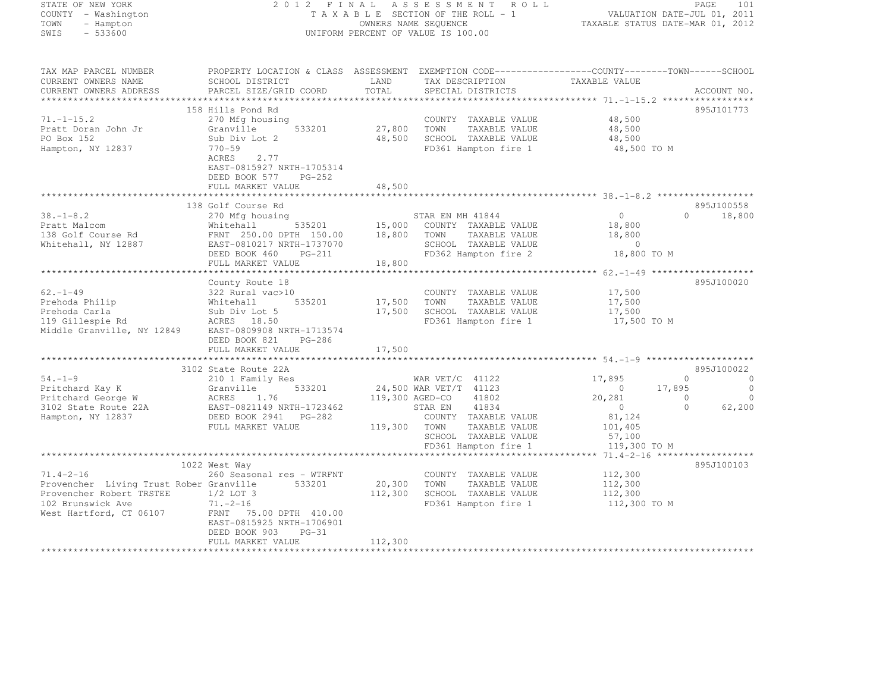STATE OF NEW YORK — 2 0 1 2 F I N A L A S S E S S M E N T R O L L
COUNTY - Washington — T A X A B L E SECTION OF THE ROLL - 1 — VALUATION DATE-JUL 01, 2011
TOWN - Hampton — OWNERS NAME SEQUENCE — TAXABLE STATUS DATE-MAR 01, 2012
SWIS - 533600 — UNIFORM PERCENT OF VALUE IS 100.00

```
TAX MAP PARCEL NUMBER          PROPERTY LOCATION & CLASS  ASSESSMENT  EXEMPTION CODE------------------COUNTY--------TOWN------SCHOOL
CURRENT OWNERS NAME            SCHOOL DISTRICT               LAND      TAX DESCRIPTION              TAXABLE VALUE
CURRENT OWNERS ADDRESS         PARCEL SIZE/GRID COORD        TOTAL     SPECIAL DISTRICTS                                    ACCOUNT NO.
******************************************************************************************************* 71.-1-15.2 *****************
                               158 Hills Pond Rd                                                                            895J101773
71.-1-15.2                     270 Mfg housing                         COUNTY  TAXABLE VALUE             48,500
Pratt Doran John Jr            Granville        533201       27,800    TOWN    TAXABLE VALUE             48,500
PO Box 152                     Sub Div Lot 2                 48,500    SCHOOL  TAXABLE VALUE             48,500
Hampton, NY 12837              770-59                                  FD361 Hampton fire 1               48,500 TO M
                               ACRES     2.77
                               EAST-0815927 NRTH-1705314
                               DEED BOOK 577     PG-252
                               FULL MARKET VALUE             48,500
******************************************************************************************************* 38.-1-8.2 ******************
                               138 Golf Course Rd                                                                           895J100558
38.-1-8.2                      270 Mfg housing                         STAR EN MH 41844                   0             0     18,800
Pratt Malcom                   Whitehall        535201       15,000    COUNTY  TAXABLE VALUE             18,800
138 Golf Course Rd             FRNT 250.00 DPTH 150.00       18,800    TOWN    TAXABLE VALUE             18,800
Whitehall, NY 12887            EAST-0810217 NRTH-1737070               SCHOOL  TAXABLE VALUE                  0
                               DEED BOOK 460     PG-211                FD362 Hampton fire 2               18,800 TO M
                               FULL MARKET VALUE             18,800
******************************************************************************************************* 62.-1-49 *******************
                               County Route 18                                                                              895J100020
62.-1-49                       322 Rural vac>10                        COUNTY  TAXABLE VALUE             17,500
Prehoda Philip                 Whitehall        535201       17,500    TOWN    TAXABLE VALUE             17,500
Prehoda Carla                  Sub Div Lot 5                 17,500    SCHOOL  TAXABLE VALUE             17,500
119 Gillespie Rd               ACRES    18.50                          FD361 Hampton fire 1               17,500 TO M
Middle Granville, NY 12849     EAST-0809908 NRTH-1713574
                               DEED BOOK 821     PG-286
                               FULL MARKET VALUE             17,500
******************************************************************************************************* 54.-1-9 ********************
                               3102 State Route 22A                                                                         895J100022
54.-1-9                        210 1 Family Res                        WAR VET/C  41122              17,895             0          0
Pritchard Kay K                Granville        533201       24,500 WAR VET/T  41123                   0        17,895          0
Pritchard George W             ACRES     1.76               119,300 AGED-CO    41802              20,281             0          0
3102 State Route 22A           EAST-0821149 NRTH-1723462               STAR EN    41834                   0             0     62,200
Hampton, NY 12837              DEED BOOK 2941    PG-282                COUNTY  TAXABLE VALUE             81,124
                               FULL MARKET VALUE            119,300    TOWN    TAXABLE VALUE            101,405
                                                                       SCHOOL  TAXABLE VALUE             57,100
                                                                       FD361 Hampton fire 1              119,300 TO M
******************************************************************************************************* 71.4-2-16 ******************
                               1022 West Way                                                                                895J100103
71.4-2-16                      260 Seasonal res - WTRFNT               COUNTY  TAXABLE VALUE            112,300
Provencher  Living Trust Rober Granville        533201       20,300    TOWN    TAXABLE VALUE            112,300
Provencher Robert TRSTEE       1/2 LOT 3                    112,300    SCHOOL  TAXABLE VALUE            112,300
102 Brunswick Ave              71.-2-16                                FD361 Hampton fire 1              112,300 TO M
West Hartford, CT 06107        FRNT  75.00 DPTH 410.00
                               EAST-0815925 NRTH-1706901
                               DEED BOOK 903     PG-31
                               FULL MARKET VALUE            112,300
************************************************************************************************************************************
```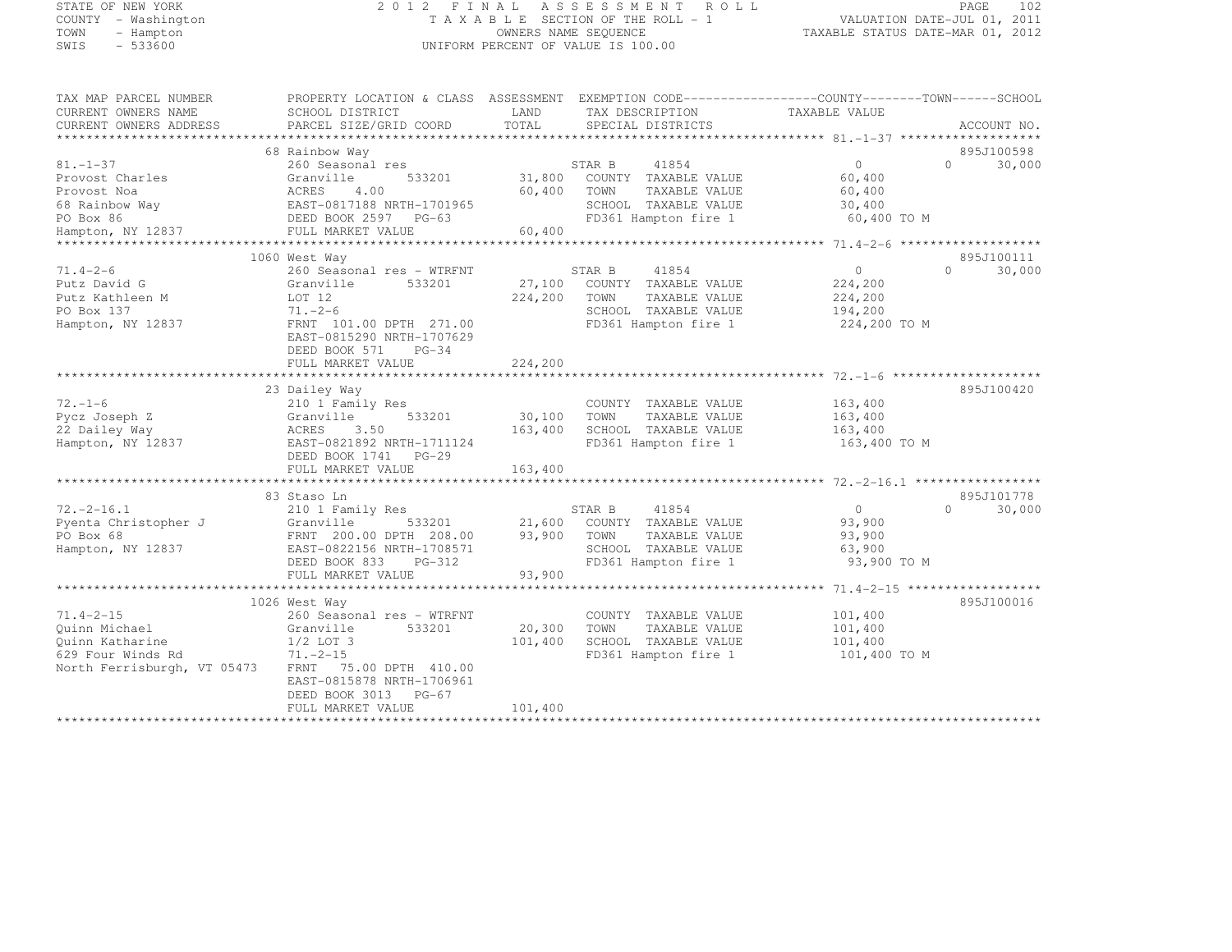STATE OF NEW YORK
COUNTY - Washington
TOWN - Hampton
SWIS - 533600

# 2012 FINAL ASSESSMENT ROLL

TAXABLE SECTION OF THE ROLL - 1
OWNERS NAME SEQUENCE
UNIFORM PERCENT OF VALUE IS 100.00

VALUATION DATE-JUL 01, 2011
TAXABLE STATUS DATE-MAR 01, 2012

| TAX MAP PARCEL NUMBER / CURRENT OWNERS NAME / CURRENT OWNERS ADDRESS | PROPERTY LOCATION & CLASS / SCHOOL DISTRICT / PARCEL SIZE/GRID COORD | ASSESSMENT LAND / TOTAL | EXEMPTION CODE / TAX DESCRIPTION / SPECIAL DISTRICTS | COUNTY TAXABLE VALUE | TOWN | SCHOOL | ACCOUNT NO. |
|---|---|---|---|---|---|---|---|
| 81.-1-37 | 68 Rainbow Way | | | | | | 895J100598 |
| Provost Charles | 260 Seasonal res | | STAR B 41854 | 0 | 0 | 30,000 | |
| Provost Noa | Granville 533201 | 31,800 | COUNTY TAXABLE VALUE | 60,400 | | | |
| 68 Rainbow Way | ACRES 4.00 | 60,400 | TOWN TAXABLE VALUE | 60,400 | | | |
| PO Box 86 | EAST-0817188 NRTH-1701965 | | SCHOOL TAXABLE VALUE | 30,400 | | | |
| Hampton, NY 12837 | DEED BOOK 2597 PG-63 | | FD361 Hampton fire 1 | 60,400 TO M | | | |
| | FULL MARKET VALUE | 60,400 | | | | | |
| 71.4-2-6 | 1060 West Way | | | | | | 895J100111 |
| Putz David G | 260 Seasonal res - WTRFNT | | STAR B 41854 | 0 | 0 | 30,000 | |
| Putz Kathleen M | Granville 533201 | 27,100 | COUNTY TAXABLE VALUE | 224,200 | | | |
| PO Box 137 | LOT 12 | 224,200 | TOWN TAXABLE VALUE | 224,200 | | | |
| Hampton, NY 12837 | 71.-2-6 | | SCHOOL TAXABLE VALUE | 194,200 | | | |
| | FRNT 101.00 DPTH 271.00 | | FD361 Hampton fire 1 | 224,200 TO M | | | |
| | EAST-0815290 NRTH-1707629 | | | | | | |
| | DEED BOOK 571 PG-34 | | | | | | |
| | FULL MARKET VALUE | 224,200 | | | | | |
| 72.-1-6 | 23 Dailey Way | | | | | | 895J100420 |
| Pycz Joseph Z | 210 1 Family Res | | COUNTY TAXABLE VALUE | 163,400 | | | |
| 22 Dailey Way | Granville 533201 | 30,100 | TOWN TAXABLE VALUE | 163,400 | | | |
| Hampton, NY 12837 | ACRES 3.50 | 163,400 | SCHOOL TAXABLE VALUE | 163,400 | | | |
| | EAST-0821892 NRTH-1711124 | | FD361 Hampton fire 1 | 163,400 TO M | | | |
| | DEED BOOK 1741 PG-29 | | | | | | |
| | FULL MARKET VALUE | 163,400 | | | | | |
| 72.-2-16.1 | 83 Staso Ln | | | | | | 895J101778 |
| Pyenta Christopher J | 210 1 Family Res | | STAR B 41854 | 0 | 0 | 30,000 | |
| PO Box 68 | Granville 533201 | 21,600 | COUNTY TAXABLE VALUE | 93,900 | | | |
| Hampton, NY 12837 | FRNT 200.00 DPTH 208.00 | 93,900 | TOWN TAXABLE VALUE | 93,900 | | | |
| | EAST-0822156 NRTH-1708571 | | SCHOOL TAXABLE VALUE | 63,900 | | | |
| | DEED BOOK 833 PG-312 | | FD361 Hampton fire 1 | 93,900 TO M | | | |
| | FULL MARKET VALUE | 93,900 | | | | | |
| 71.4-2-15 | 1026 West Way | | | | | | 895J100016 |
| Quinn Michael | 260 Seasonal res - WTRFNT | | COUNTY TAXABLE VALUE | 101,400 | | | |
| Quinn Katharine | Granville 533201 | 20,300 | TOWN TAXABLE VALUE | 101,400 | | | |
| 629 Four Winds Rd | 1/2 LOT 3 | 101,400 | SCHOOL TAXABLE VALUE | 101,400 | | | |
| North Ferrisburgh, VT 05473 | 71.-2-15 | | FD361 Hampton fire 1 | 101,400 TO M | | | |
| | FRNT 75.00 DPTH 410.00 | | | | | | |
| | EAST-0815878 NRTH-1706961 | | | | | | |
| | DEED BOOK 3013 PG-67 | | | | | | |
| | FULL MARKET VALUE | 101,400 | | | | | |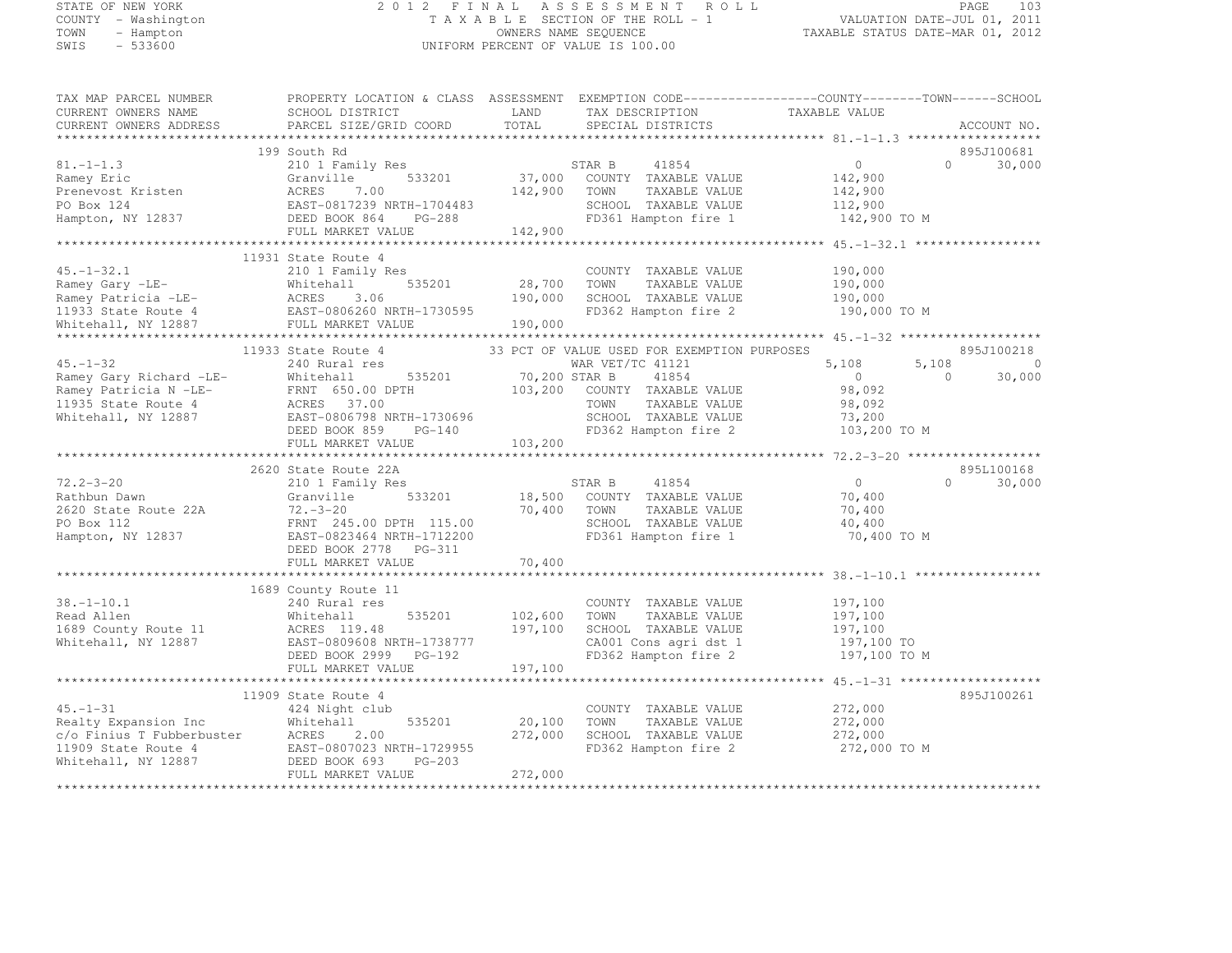STATE OF NEW YORK
COUNTY - Washington
TOWN - Hampton
SWIS - 533600

2 0 1 2 F I N A L A S S E S S M E N T R O L L
T A X A B L E SECTION OF THE ROLL - 1
OWNERS NAME SEQUENCE
UNIFORM PERCENT OF VALUE IS 100.00

VALUATION DATE-JUL 01, 2011
TAXABLE STATUS DATE-MAR 01, 2012

```
TAX MAP PARCEL NUMBER          PROPERTY LOCATION & CLASS  ASSESSMENT  EXEMPTION CODE------------------COUNTY--------TOWN------SCHOOL
CURRENT OWNERS NAME            SCHOOL DISTRICT               LAND      TAX DESCRIPTION             TAXABLE VALUE
CURRENT OWNERS ADDRESS         PARCEL SIZE/GRID COORD        TOTAL     SPECIAL DISTRICTS                                     ACCOUNT NO.
******************************************************************************************************* 81.-1-1.3 ******************
                               199 South Rd                                                                                895J100681
81.-1-1.3                      210 1 Family Res                        STAR B     41854              0             0         30,000
Ramey Eric                     Granville        533201       37,000    COUNTY  TAXABLE VALUE         142,900
Prenevost Kristen              ACRES    7.00                142,900    TOWN    TAXABLE VALUE         142,900
PO Box 124                     EAST-0817239 NRTH-1704483               SCHOOL  TAXABLE VALUE         112,900
Hampton, NY 12837              DEED BOOK 864    PG-288                 FD361 Hampton fire 1           142,900 TO M
                               FULL MARKET VALUE            142,900
******************************************************************************************************* 45.-1-32.1 *****************
                               11931 State Route 4
45.-1-32.1                     210 1 Family Res                        COUNTY  TAXABLE VALUE         190,000
Ramey Gary -LE-                Whitehall        535201       28,700    TOWN    TAXABLE VALUE         190,000
Ramey Patricia -LE-            ACRES    3.06                190,000    SCHOOL  TAXABLE VALUE         190,000
11933 State Route 4            EAST-0806260 NRTH-1730595               FD362 Hampton fire 2           190,000 TO M
Whitehall, NY 12887            FULL MARKET VALUE            190,000
******************************************************************************************************* 45.-1-32 *******************
                               11933 State Route 4          33 PCT OF VALUE USED FOR EXEMPTION PURPOSES                    895J100218
45.-1-32                       240 Rural res                           WAR VET/TC 41121              5,108         5,108          0
Ramey Gary Richard -LE-        Whitehall        535201       70,200 STAR B     41854                0             0         30,000
Ramey Patricia N -LE-          FRNT  650.00 DPTH            103,200    COUNTY  TAXABLE VALUE          98,092
11935 State Route 4            ACRES   37.00                           TOWN    TAXABLE VALUE          98,092
Whitehall, NY 12887            EAST-0806798 NRTH-1730696               SCHOOL  TAXABLE VALUE          73,200
                               DEED BOOK 859    PG-140                 FD362 Hampton fire 2           103,200 TO M
                               FULL MARKET VALUE            103,200
******************************************************************************************************* 72.2-3-20 ******************
                               2620 State Route 22A                                                                        895L100168
72.2-3-20                      210 1 Family Res                        STAR B     41854              0             0         30,000
Rathbun Dawn                   Granville        533201       18,500    COUNTY  TAXABLE VALUE          70,400
2620 State Route 22A           72.-3-20                      70,400    TOWN    TAXABLE VALUE          70,400
PO Box 112                     FRNT  245.00 DPTH  115.00               SCHOOL  TAXABLE VALUE          40,400
Hampton, NY 12837              EAST-0823464 NRTH-1712200               FD361 Hampton fire 1            70,400 TO M
                               DEED BOOK 2778   PG-311
                               FULL MARKET VALUE             70,400
******************************************************************************************************* 38.-1-10.1 *****************
                               1689 County Route 11
38.-1-10.1                     240 Rural res                           COUNTY  TAXABLE VALUE         197,100
Read Allen                     Whitehall        535201      102,600    TOWN    TAXABLE VALUE         197,100
1689 County Route 11           ACRES  119.48                197,100    SCHOOL  TAXABLE VALUE         197,100
Whitehall, NY 12887            EAST-0809608 NRTH-1738777               CA001 Cons agri dst 1          197,100 TO
                               DEED BOOK 2999   PG-192                 FD362 Hampton fire 2           197,100 TO M
                               FULL MARKET VALUE            197,100
******************************************************************************************************* 45.-1-31 *******************
                               11909 State Route 4                                                                         895J100261
45.-1-31                       424 Night club                          COUNTY  TAXABLE VALUE         272,000
Realty Expansion Inc           Whitehall        535201       20,100    TOWN    TAXABLE VALUE         272,000
c/o Finius T Fubberbuster      ACRES    2.00                272,000    SCHOOL  TAXABLE VALUE         272,000
11909 State Route 4            EAST-0807023 NRTH-1729955               FD362 Hampton fire 2           272,000 TO M
Whitehall, NY 12887            DEED BOOK 693    PG-203
                               FULL MARKET VALUE            272,000
************************************************************************************************************************************
```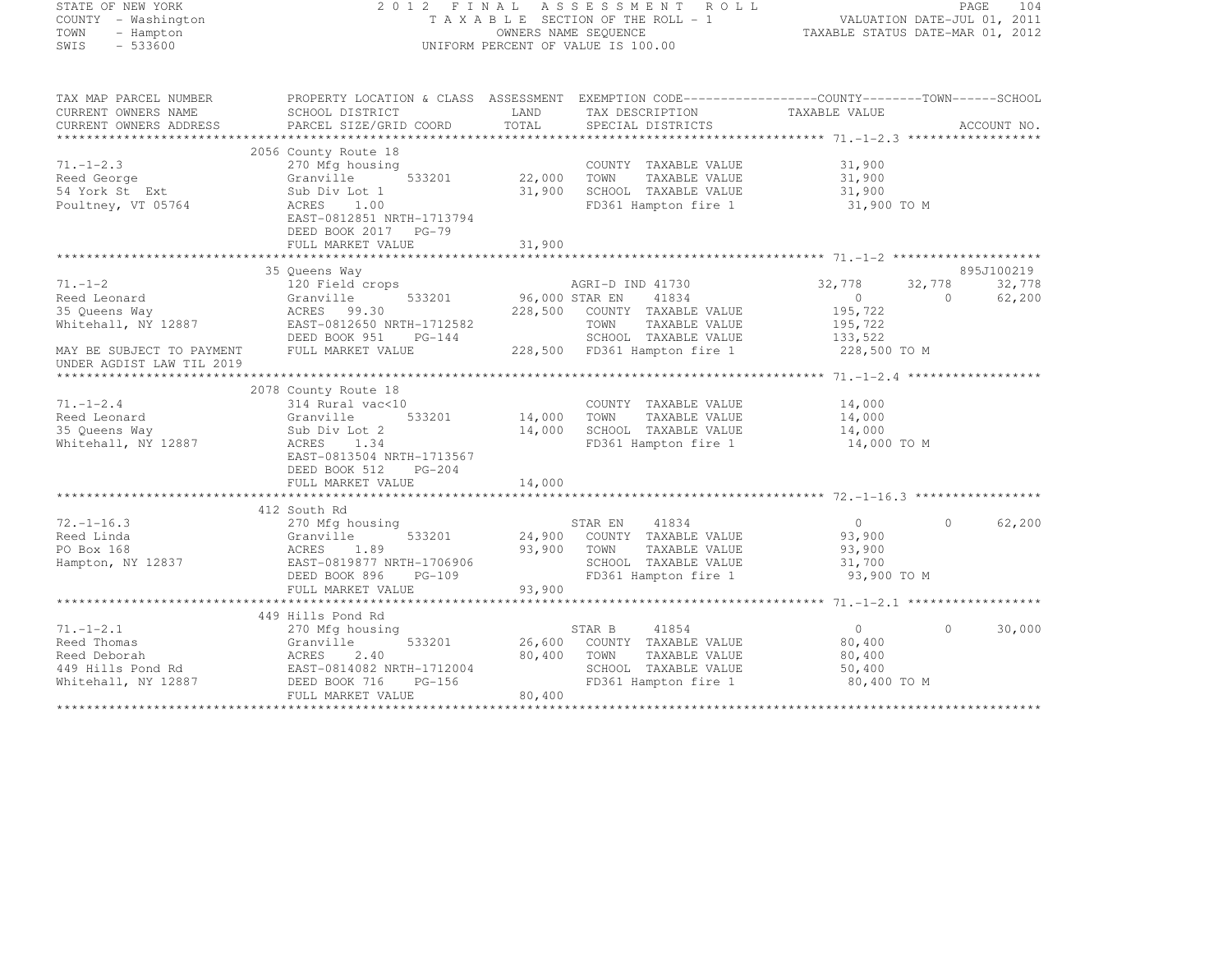STATE OF NEW YORK — 2012 FINAL ASSESSMENT ROLL
COUNTY - Washington — TAXABLE SECTION OF THE ROLL - 1 — VALUATION DATE-JUL 01, 2011
TOWN - Hampton — OWNERS NAME SEQUENCE — TAXABLE STATUS DATE-MAR 01, 2012
SWIS - 533600 — UNIFORM PERCENT OF VALUE IS 100.00

| TAX MAP PARCEL NUMBER / CURRENT OWNERS NAME / CURRENT OWNERS ADDRESS | PROPERTY LOCATION & CLASS / SCHOOL DISTRICT / PARCEL SIZE/GRID COORD | ASSESSMENT LAND / TOTAL | EXEMPTION CODE / TAX DESCRIPTION / SPECIAL DISTRICTS | COUNTY TAXABLE VALUE | TOWN | SCHOOL | ACCOUNT NO. |
|---|---|---|---|---|---|---|---|
| **71.-1-2.3** | 2056 County Route 18 | | | | | | |
| 71.-1-2.3 | 270 Mfg housing | | COUNTY TAXABLE VALUE | 31,900 | | | |
| Reed George | Granville 533201 | 22,000 | TOWN TAXABLE VALUE | 31,900 | | | |
| 54 York St Ext | Sub Div Lot 1 | 31,900 | SCHOOL TAXABLE VALUE | 31,900 | | | |
| Poultney, VT 05764 | ACRES 1.00 | | FD361 Hampton fire 1 | 31,900 TO M | | | |
| | EAST-0812851 NRTH-1713794 | | | | | | |
| | DEED BOOK 2017 PG-79 | | | | | | |
| | FULL MARKET VALUE | 31,900 | | | | | |
| **71.-1-2** | 35 Queens Way | | | | | | 895J100219 |
| 71.-1-2 | 120 Field crops | | AGRI-D IND 41730 | 32,778 | 32,778 | 32,778 | |
| Reed Leonard | Granville 533201 | 96,000 | STAR EN 41834 | 0 | 0 | 62,200 | |
| 35 Queens Way | ACRES 99.30 | 228,500 | COUNTY TAXABLE VALUE | 195,722 | | | |
| Whitehall, NY 12887 | EAST-0812650 NRTH-1712582 | | TOWN TAXABLE VALUE | 195,722 | | | |
| | DEED BOOK 951 PG-144 | | SCHOOL TAXABLE VALUE | 133,522 | | | |
| MAY BE SUBJECT TO PAYMENT UNDER AGDIST LAW TIL 2019 | FULL MARKET VALUE | 228,500 | FD361 Hampton fire 1 | 228,500 TO M | | | |
| **71.-1-2.4** | 2078 County Route 18 | | | | | | |
| 71.-1-2.4 | 314 Rural vac<10 | | COUNTY TAXABLE VALUE | 14,000 | | | |
| Reed Leonard | Granville 533201 | 14,000 | TOWN TAXABLE VALUE | 14,000 | | | |
| 35 Queens Way | Sub Div Lot 2 | 14,000 | SCHOOL TAXABLE VALUE | 14,000 | | | |
| Whitehall, NY 12887 | ACRES 1.34 | | FD361 Hampton fire 1 | 14,000 TO M | | | |
| | EAST-0813504 NRTH-1713567 | | | | | | |
| | DEED BOOK 512 PG-204 | | | | | | |
| | FULL MARKET VALUE | 14,000 | | | | | |
| **72.-1-16.3** | 412 South Rd | | | | | | |
| 72.-1-16.3 | 270 Mfg housing | | STAR EN 41834 | 0 | 0 | 62,200 | |
| Reed Linda | Granville 533201 | 24,900 | COUNTY TAXABLE VALUE | 93,900 | | | |
| PO Box 168 | ACRES 1.89 | 93,900 | TOWN TAXABLE VALUE | 93,900 | | | |
| Hampton, NY 12837 | EAST-0819877 NRTH-1706906 | | SCHOOL TAXABLE VALUE | 31,700 | | | |
| | DEED BOOK 896 PG-109 | | FD361 Hampton fire 1 | 93,900 TO M | | | |
| | FULL MARKET VALUE | 93,900 | | | | | |
| **71.-1-2.1** | 449 Hills Pond Rd | | | | | | |
| 71.-1-2.1 | 270 Mfg housing | | STAR B 41854 | 0 | 0 | 30,000 | |
| Reed Thomas | Granville 533201 | 26,600 | COUNTY TAXABLE VALUE | 80,400 | | | |
| Reed Deborah | ACRES 2.40 | 80,400 | TOWN TAXABLE VALUE | 80,400 | | | |
| 449 Hills Pond Rd | EAST-0814082 NRTH-1712004 | | SCHOOL TAXABLE VALUE | 50,400 | | | |
| Whitehall, NY 12887 | DEED BOOK 716 PG-156 | | FD361 Hampton fire 1 | 80,400 TO M | | | |
| | FULL MARKET VALUE | 80,400 | | | | | |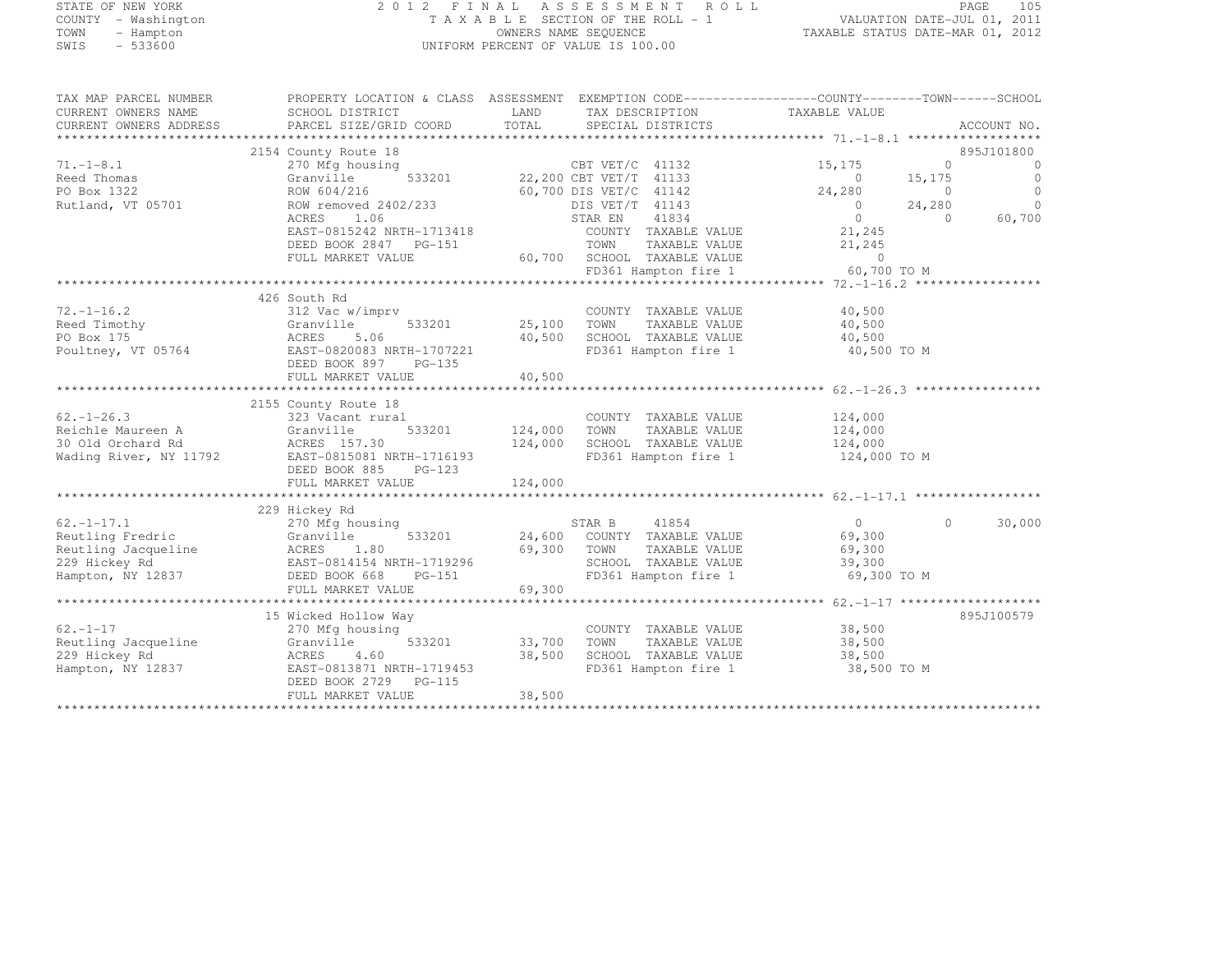STATE OF NEW YORK
COUNTY - Washington
TOWN - Hampton
SWIS - 533600

2 0 1 2 F I N A L A S S E S S M E N T R O L L
T A X A B L E SECTION OF THE ROLL - 1
OWNERS NAME SEQUENCE
UNIFORM PERCENT OF VALUE IS 100.00

VALUATION DATE-JUL 01, 2011
TAXABLE STATUS DATE-MAR 01, 2012

```
TAX MAP PARCEL NUMBER          PROPERTY LOCATION & CLASS  ASSESSMENT  EXEMPTION CODE------------------COUNTY--------TOWN------SCHOOL
CURRENT OWNERS NAME            SCHOOL DISTRICT               LAND      TAX DESCRIPTION             TAXABLE VALUE
CURRENT OWNERS ADDRESS         PARCEL SIZE/GRID COORD        TOTAL     SPECIAL DISTRICTS                                    ACCOUNT NO.
******************************************************************************************************* 71.-1-8.1 ******************
                               2154 County Route 18                                                                          895J101800
71.-1-8.1                      270 Mfg housing                      CBT VET/C  41132            15,175            0             0
Reed Thomas                    Granville       533201      22,200 CBT VET/T  41133                   0       15,175             0
PO Box 1322                    ROW 604/216                 60,700 DIS VET/C  41142            24,280            0             0
Rutland, VT 05701              ROW removed 2402/233                DIS VET/T  41143                  0       24,280             0
                               ACRES     1.06                      STAR EN    41834                  0            0        60,700
                               EAST-0815242 NRTH-1713418             COUNTY  TAXABLE VALUE        21,245
                               DEED BOOK 2847   PG-151               TOWN    TAXABLE VALUE        21,245
                               FULL MARKET VALUE           60,700   SCHOOL  TAXABLE VALUE             0
                                                                     FD361 Hampton fire 1          60,700 TO M
******************************************************************************************************* 72.-1-16.2 *****************
                               426 South Rd
72.-1-16.2                     312 Vac w/imprv                       COUNTY  TAXABLE VALUE        40,500
Reed Timothy                   Granville       533201      25,100   TOWN    TAXABLE VALUE        40,500
PO Box 175                     ACRES     5.06              40,500   SCHOOL  TAXABLE VALUE        40,500
Poultney, VT 05764             EAST-0820083 NRTH-1707221             FD361 Hampton fire 1          40,500 TO M
                               DEED BOOK 897    PG-135
                               FULL MARKET VALUE           40,500
******************************************************************************************************* 62.-1-26.3 *****************
                               2155 County Route 18
62.-1-26.3                     323 Vacant rural                      COUNTY  TAXABLE VALUE       124,000
Reichle Maureen A              Granville       533201     124,000   TOWN    TAXABLE VALUE       124,000
30 Old Orchard Rd              ACRES   157.30             124,000   SCHOOL  TAXABLE VALUE       124,000
Wading River, NY 11792         EAST-0815081 NRTH-1716193             FD361 Hampton fire 1         124,000 TO M
                               DEED BOOK 885    PG-123
                               FULL MARKET VALUE          124,000
******************************************************************************************************* 62.-1-17.1 *****************
                               229 Hickey Rd
62.-1-17.1                     270 Mfg housing                      STAR B     41854                  0            0        30,000
Reutling Fredric               Granville       533201      24,600   COUNTY  TAXABLE VALUE        69,300
Reutling Jacqueline            ACRES     1.80              69,300   TOWN    TAXABLE VALUE        69,300
229 Hickey Rd                  EAST-0814154 NRTH-1719296             SCHOOL  TAXABLE VALUE        39,300
Hampton, NY 12837              DEED BOOK 668    PG-151               FD361 Hampton fire 1          69,300 TO M
                               FULL MARKET VALUE           69,300
******************************************************************************************************* 62.-1-17 *******************
                               15 Wicked Hollow Way                                                                          895J100579
62.-1-17                       270 Mfg housing                       COUNTY  TAXABLE VALUE        38,500
Reutling Jacqueline            Granville       533201      33,700   TOWN    TAXABLE VALUE        38,500
229 Hickey Rd                  ACRES     4.60              38,500   SCHOOL  TAXABLE VALUE        38,500
Hampton, NY 12837              EAST-0813871 NRTH-1719453             FD361 Hampton fire 1          38,500 TO M
                               DEED BOOK 2729   PG-115
                               FULL MARKET VALUE           38,500
************************************************************************************************************************************
```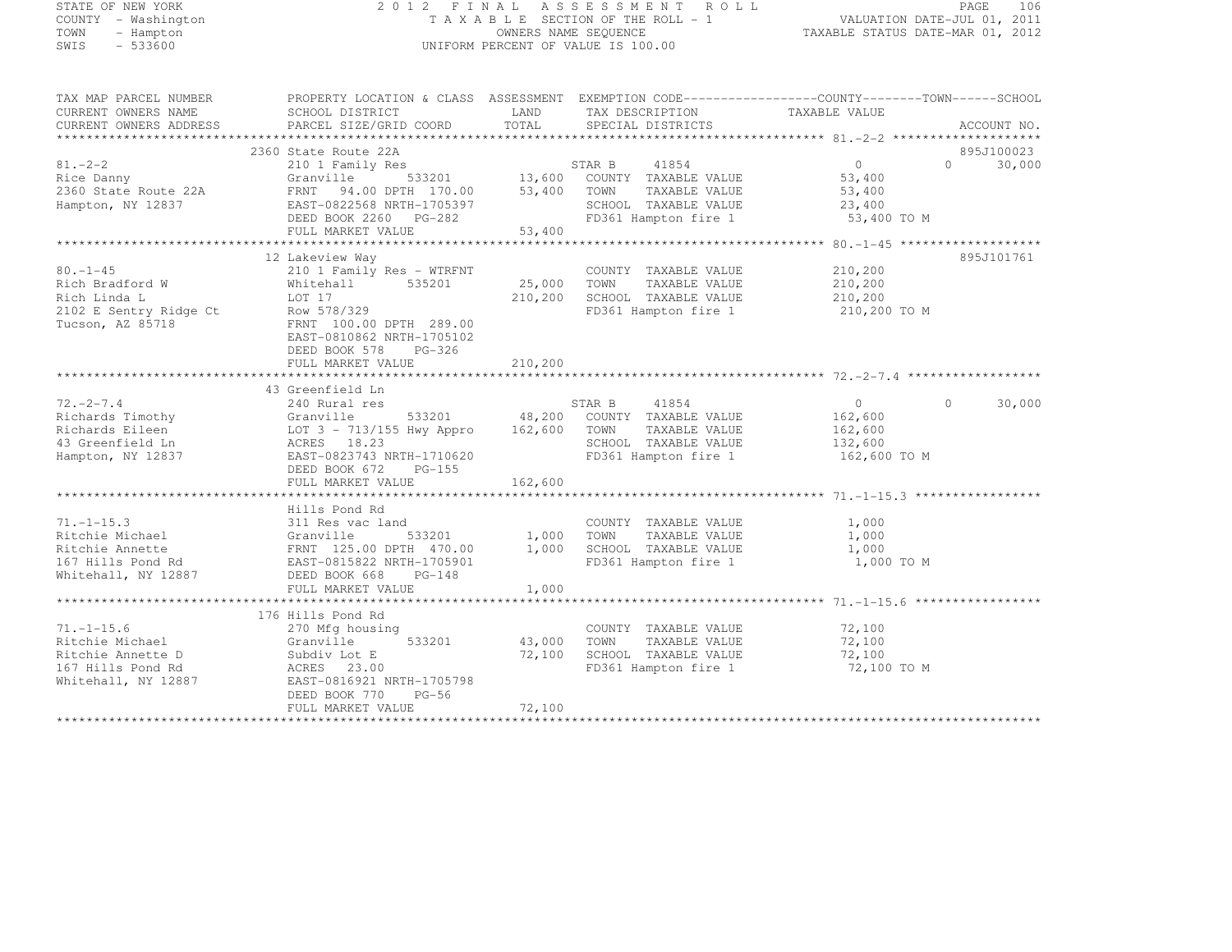STATE OF NEW YORK
COUNTY - Washington
TOWN - Hampton
SWIS - 533600

2012 FINAL ASSESSMENT ROLL
TAXABLE SECTION OF THE ROLL - 1
OWNERS NAME SEQUENCE
UNIFORM PERCENT OF VALUE IS 100.00

VALUATION DATE-JUL 01, 2011
TAXABLE STATUS DATE-MAR 01, 2012

| TAX MAP PARCEL NUMBER / CURRENT OWNERS NAME / CURRENT OWNERS ADDRESS | PROPERTY LOCATION & CLASS / SCHOOL DISTRICT / PARCEL SIZE/GRID COORD | ASSESSMENT LAND / TOTAL | EXEMPTION CODE / TAX DESCRIPTION / SPECIAL DISTRICTS | COUNTY / TOWN / SCHOOL TAXABLE VALUE | ACCOUNT NO. |
|---|---|---|---|---|---|
| **81.-2-2** | 2360 State Route 22A | | | | 895J100023 |
| 81.-2-2 | 210 1 Family Res | | STAR B 41854 | 0 0 30,000 | |
| Rice Danny | Granville 533201 | 13,600 | COUNTY TAXABLE VALUE | 53,400 | |
| 2360 State Route 22A | FRNT 94.00 DPTH 170.00 | 53,400 | TOWN TAXABLE VALUE | 53,400 | |
| Hampton, NY 12837 | EAST-0822568 NRTH-1705397 | | SCHOOL TAXABLE VALUE | 23,400 | |
| | DEED BOOK 2260 PG-282 | | FD361 Hampton fire 1 | 53,400 TO M | |
| | FULL MARKET VALUE | 53,400 | | | |
| **80.-1-45** | 12 Lakeview Way | | | | 895J101761 |
| 80.-1-45 | 210 1 Family Res - WTRFNT | | COUNTY TAXABLE VALUE | 210,200 | |
| Rich Bradford W | Whitehall 535201 | 25,000 | TOWN TAXABLE VALUE | 210,200 | |
| Rich Linda L | LOT 17 | 210,200 | SCHOOL TAXABLE VALUE | 210,200 | |
| 2102 E Sentry Ridge Ct | Row 578/329 | | FD361 Hampton fire 1 | 210,200 TO M | |
| Tucson, AZ 85718 | FRNT 100.00 DPTH 289.00 | | | | |
| | EAST-0810862 NRTH-1705102 | | | | |
| | DEED BOOK 578 PG-326 | | | | |
| | FULL MARKET VALUE | 210,200 | | | |
| **72.-2-7.4** | 43 Greenfield Ln | | | | |
| 72.-2-7.4 | 240 Rural res | | STAR B 41854 | 0 0 30,000 | |
| Richards Timothy | Granville 533201 | 48,200 | COUNTY TAXABLE VALUE | 162,600 | |
| Richards Eileen | LOT 3 - 713/155 Hwy Appro | 162,600 | TOWN TAXABLE VALUE | 162,600 | |
| 43 Greenfield Ln | ACRES 18.23 | | SCHOOL TAXABLE VALUE | 132,600 | |
| Hampton, NY 12837 | EAST-0823743 NRTH-1710620 | | FD361 Hampton fire 1 | 162,600 TO M | |
| | DEED BOOK 672 PG-155 | | | | |
| | FULL MARKET VALUE | 162,600 | | | |
| **71.-1-15.3** | Hills Pond Rd | | | | |
| 71.-1-15.3 | 311 Res vac land | | COUNTY TAXABLE VALUE | 1,000 | |
| Ritchie Michael | Granville 533201 | 1,000 | TOWN TAXABLE VALUE | 1,000 | |
| Ritchie Annette | FRNT 125.00 DPTH 470.00 | 1,000 | SCHOOL TAXABLE VALUE | 1,000 | |
| 167 Hills Pond Rd | EAST-0815822 NRTH-1705901 | | FD361 Hampton fire 1 | 1,000 TO M | |
| Whitehall, NY 12887 | DEED BOOK 668 PG-148 | | | | |
| | FULL MARKET VALUE | 1,000 | | | |
| **71.-1-15.6** | 176 Hills Pond Rd | | | | |
| 71.-1-15.6 | 270 Mfg housing | | COUNTY TAXABLE VALUE | 72,100 | |
| Ritchie Michael | Granville 533201 | 43,000 | TOWN TAXABLE VALUE | 72,100 | |
| Ritchie Annette D | Subdiv Lot E | 72,100 | SCHOOL TAXABLE VALUE | 72,100 | |
| 167 Hills Pond Rd | ACRES 23.00 | | FD361 Hampton fire 1 | 72,100 TO M | |
| Whitehall, NY 12887 | EAST-0816921 NRTH-1705798 | | | | |
| | DEED BOOK 770 PG-56 | | | | |
| | FULL MARKET VALUE | 72,100 | | | |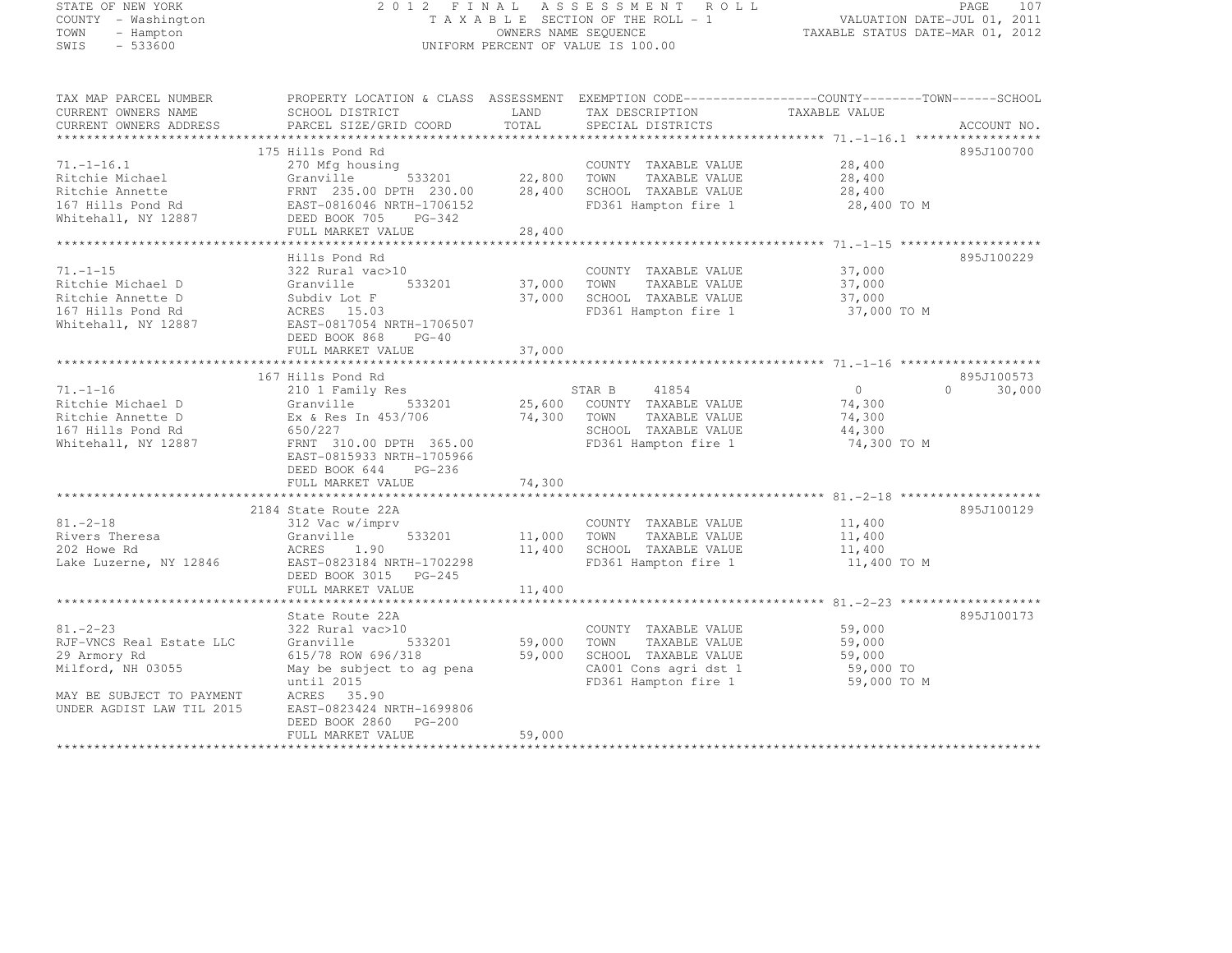STATE OF NEW YORK
COUNTY - Washington
TOWN - Hampton
SWIS - 533600

2 0 1 2 F I N A L A S S E S S M E N T R O L L
T A X A B L E SECTION OF THE ROLL - 1
OWNERS NAME SEQUENCE
UNIFORM PERCENT OF VALUE IS 100.00

VALUATION DATE-JUL 01, 2011
TAXABLE STATUS DATE-MAR 01, 2012

| TAX MAP PARCEL NUMBER / CURRENT OWNERS NAME / CURRENT OWNERS ADDRESS | PROPERTY LOCATION & CLASS / SCHOOL DISTRICT / PARCEL SIZE/GRID COORD | ASSESSMENT LAND / TOTAL | EXEMPTION CODE / TAX DESCRIPTION / SPECIAL DISTRICTS | COUNTY TAXABLE VALUE | TOWN | SCHOOL | ACCOUNT NO. |
|---|---|---|---|---|---|---|---|
| **71.-1-16.1** | 175 Hills Pond Rd | | | | | | 895J100700 |
| Ritchie Michael | 270 Mfg housing | | COUNTY TAXABLE VALUE | 28,400 | | | |
| Ritchie Annette | Granville 533201 | 22,800 | TOWN TAXABLE VALUE | 28,400 | | | |
| 167 Hills Pond Rd | FRNT 235.00 DPTH 230.00 | 28,400 | SCHOOL TAXABLE VALUE | 28,400 | | | |
| Whitehall, NY 12887 | EAST-0816046 NRTH-1706152 | | FD361 Hampton fire 1 | 28,400 TO M | | | |
| | DEED BOOK 705 PG-342 | | | | | | |
| | FULL MARKET VALUE | 28,400 | | | | | |
| **71.-1-15** | Hills Pond Rd | | | | | | 895J100229 |
| Ritchie Michael D | 322 Rural vac>10 | | COUNTY TAXABLE VALUE | 37,000 | | | |
| Ritchie Annette D | Granville 533201 | 37,000 | TOWN TAXABLE VALUE | 37,000 | | | |
| 167 Hills Pond Rd | Subdiv Lot F | 37,000 | SCHOOL TAXABLE VALUE | 37,000 | | | |
| Whitehall, NY 12887 | ACRES 15.03 | | FD361 Hampton fire 1 | 37,000 TO M | | | |
| | EAST-0817054 NRTH-1706507 | | | | | | |
| | DEED BOOK 868 PG-40 | | | | | | |
| | FULL MARKET VALUE | 37,000 | | | | | |
| **71.-1-16** | 167 Hills Pond Rd | | | | | | 895J100573 |
| Ritchie Michael D | 210 1 Family Res | | STAR B 41854 | 0 | 0 | 30,000 | |
| Ritchie Annette D | Granville 533201 | 25,600 | COUNTY TAXABLE VALUE | 74,300 | | | |
| 167 Hills Pond Rd | Ex & Res In 453/706 | 74,300 | TOWN TAXABLE VALUE | 74,300 | | | |
| Whitehall, NY 12887 | 650/227 | | SCHOOL TAXABLE VALUE | 44,300 | | | |
| | FRNT 310.00 DPTH 365.00 | | FD361 Hampton fire 1 | 74,300 TO M | | | |
| | EAST-0815933 NRTH-1705966 | | | | | | |
| | DEED BOOK 644 PG-236 | | | | | | |
| | FULL MARKET VALUE | 74,300 | | | | | |
| **81.-2-18** | 2184 State Route 22A | | | | | | 895J100129 |
| Rivers Theresa | 312 Vac w/imprv | | COUNTY TAXABLE VALUE | 11,400 | | | |
| 202 Howe Rd | Granville 533201 | 11,000 | TOWN TAXABLE VALUE | 11,400 | | | |
| Lake Luzerne, NY 12846 | ACRES 1.90 | 11,400 | SCHOOL TAXABLE VALUE | 11,400 | | | |
| | EAST-0823184 NRTH-1702298 | | FD361 Hampton fire 1 | 11,400 TO M | | | |
| | DEED BOOK 3015 PG-245 | | | | | | |
| | FULL MARKET VALUE | 11,400 | | | | | |
| **81.-2-23** | State Route 22A | | | | | | 895J100173 |
| RJF-VNCS Real Estate LLC | 322 Rural vac>10 | | COUNTY TAXABLE VALUE | 59,000 | | | |
| 29 Armory Rd | Granville 533201 | 59,000 | TOWN TAXABLE VALUE | 59,000 | | | |
| Milford, NH 03055 | 615/78 ROW 696/318 | 59,000 | SCHOOL TAXABLE VALUE | 59,000 | | | |
| | May be subject to ag pena | | CA001 Cons agri dst 1 | 59,000 TO | | | |
| | until 2015 | | FD361 Hampton fire 1 | 59,000 TO M | | | |
| MAY BE SUBJECT TO PAYMENT | ACRES 35.90 | | | | | | |
| UNDER AGDIST LAW TIL 2015 | EAST-0823424 NRTH-1699806 | | | | | | |
| | DEED BOOK 2860 PG-200 | | | | | | |
| | FULL MARKET VALUE | 59,000 | | | | | |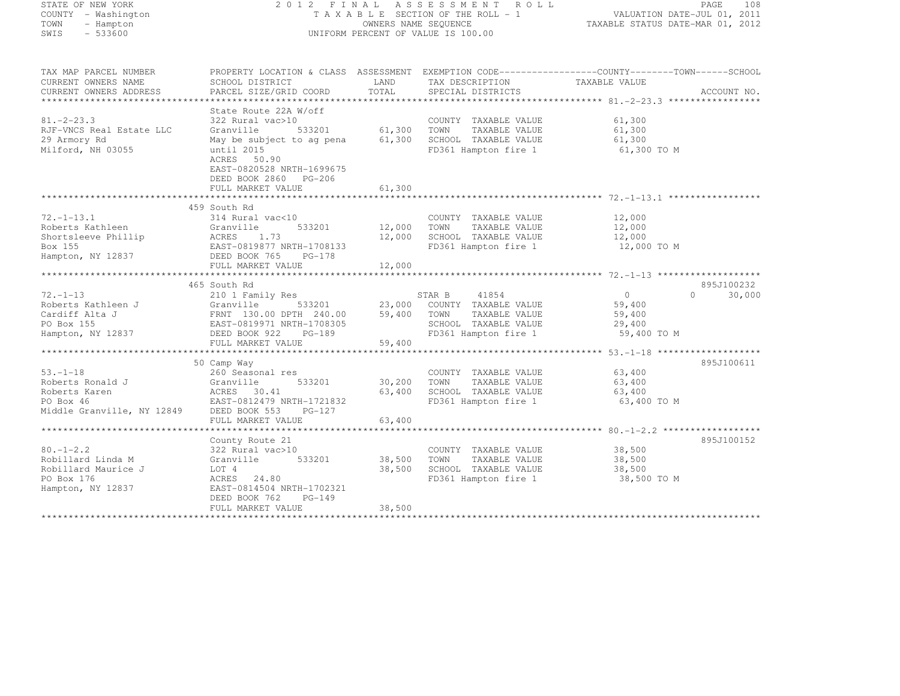STATE OF NEW YORK — COUNTY - Washington — TOWN - Hampton — SWIS - 533600

2 0 1 2 F I N A L A S S E S S M E N T R O L L
T A X A B L E SECTION OF THE ROLL - 1
OWNERS NAME SEQUENCE
UNIFORM PERCENT OF VALUE IS 100.00

VALUATION DATE-JUL 01, 2011
TAXABLE STATUS DATE-MAR 01, 2012

| TAX MAP PARCEL NUMBER / CURRENT OWNERS NAME / CURRENT OWNERS ADDRESS | PROPERTY LOCATION & CLASS / SCHOOL DISTRICT / PARCEL SIZE/GRID COORD | ASSESSMENT LAND / TOTAL | EXEMPTION CODE / TAX DESCRIPTION / SPECIAL DISTRICTS | COUNTY / TOWN / SCHOOL TAXABLE VALUE | ACCOUNT NO. |
|---|---|---|---|---|---|
| 81.-2-23.3 | State Route 22A W/off | | | | |
| RJF-VNCS Real Estate LLC | 322 Rural vac>10 | | COUNTY TAXABLE VALUE | 61,300 | |
| 29 Armory Rd | Granville 533201 | 61,300 | TOWN TAXABLE VALUE | 61,300 | |
| Milford, NH 03055 | May be subject to ag pena | 61,300 | SCHOOL TAXABLE VALUE | 61,300 | |
| | until 2015 | | FD361 Hampton fire 1 | 61,300 TO M | |
| | ACRES 50.90 | | | | |
| | EAST-0820528 NRTH-1699675 | | | | |
| | DEED BOOK 2860 PG-206 | | | | |
| | FULL MARKET VALUE | 61,300 | | | |
| 72.-1-13.1 | 459 South Rd | | | | |
| Roberts Kathleen | 314 Rural vac<10 | | COUNTY TAXABLE VALUE | 12,000 | |
| Shortsleeve Phillip | Granville 533201 | 12,000 | TOWN TAXABLE VALUE | 12,000 | |
| Box 155 | ACRES 1.73 | 12,000 | SCHOOL TAXABLE VALUE | 12,000 | |
| Hampton, NY 12837 | EAST-0819877 NRTH-1708133 | | FD361 Hampton fire 1 | 12,000 TO M | |
| | DEED BOOK 765 PG-178 | | | | |
| | FULL MARKET VALUE | 12,000 | | | |
| 72.-1-13 | 465 South Rd | | | | 895J100232 |
| Roberts Kathleen J | 210 1 Family Res | | STAR B 41854 | 0 / 0 / 30,000 | |
| Cardiff Alta J | Granville 533201 | 23,000 | COUNTY TAXABLE VALUE | 59,400 | |
| PO Box 155 | FRNT 130.00 DPTH 240.00 | 59,400 | TOWN TAXABLE VALUE | 59,400 | |
| Hampton, NY 12837 | EAST-0819971 NRTH-1708305 | | SCHOOL TAXABLE VALUE | 29,400 | |
| | DEED BOOK 922 PG-189 | | FD361 Hampton fire 1 | 59,400 TO M | |
| | FULL MARKET VALUE | 59,400 | | | |
| 53.-1-18 | 50 Camp Way | | | | 895J100611 |
| Roberts Ronald J | 260 Seasonal res | | COUNTY TAXABLE VALUE | 63,400 | |
| Roberts Karen | Granville 533201 | 30,200 | TOWN TAXABLE VALUE | 63,400 | |
| PO Box 46 | ACRES 30.41 | 63,400 | SCHOOL TAXABLE VALUE | 63,400 | |
| Middle Granville, NY 12849 | EAST-0812479 NRTH-1721832 | | FD361 Hampton fire 1 | 63,400 TO M | |
| | DEED BOOK 553 PG-127 | | | | |
| | FULL MARKET VALUE | 63,400 | | | |
| 80.-1-2.2 | County Route 21 | | | | 895J100152 |
| Robillard Linda M | 322 Rural vac>10 | | COUNTY TAXABLE VALUE | 38,500 | |
| Robillard Maurice J | Granville 533201 | 38,500 | TOWN TAXABLE VALUE | 38,500 | |
| PO Box 176 | LOT 4 | 38,500 | SCHOOL TAXABLE VALUE | 38,500 | |
| Hampton, NY 12837 | ACRES 24.80 | | FD361 Hampton fire 1 | 38,500 TO M | |
| | EAST-0814504 NRTH-1702321 | | | | |
| | DEED BOOK 762 PG-149 | | | | |
| | FULL MARKET VALUE | 38,500 | | | |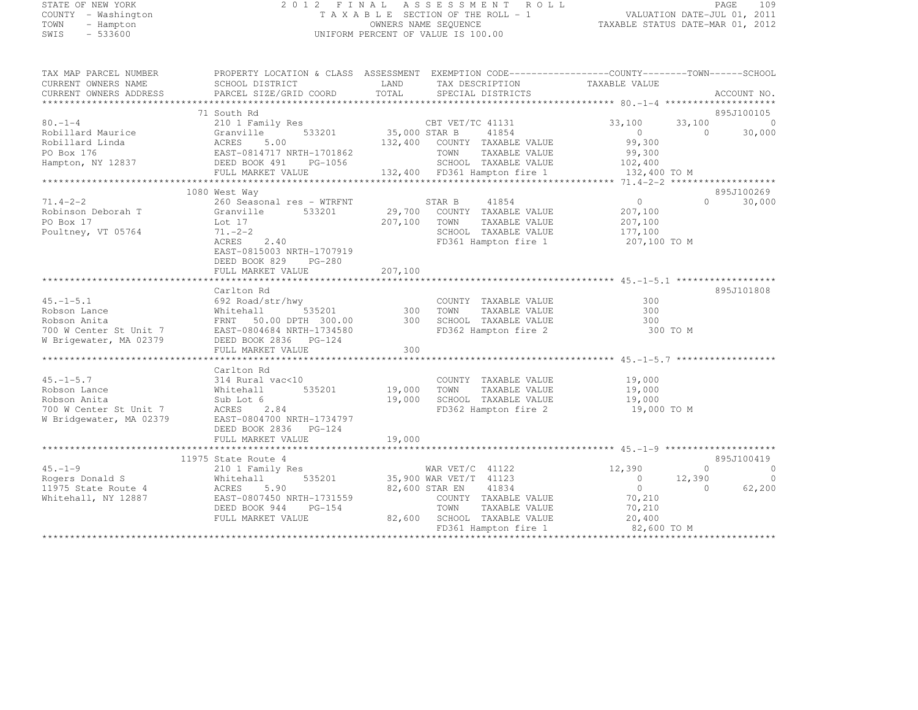STATE OF NEW YORK
COUNTY - Washington
TOWN - Hampton
SWIS - 533600

# 2012 FINAL ASSESSMENT ROLL

TAXABLE SECTION OF THE ROLL - 1
OWNERS NAME SEQUENCE
UNIFORM PERCENT OF VALUE IS 100.00

VALUATION DATE-JUL 01, 2011
TAXABLE STATUS DATE-MAR 01, 2012

| TAX MAP PARCEL NUMBER / CURRENT OWNERS NAME / CURRENT OWNERS ADDRESS | PROPERTY LOCATION & CLASS / SCHOOL DISTRICT / PARCEL SIZE/GRID COORD | ASSESSMENT LAND / TOTAL | EXEMPTION CODE / TAX DESCRIPTION / SPECIAL DISTRICTS | COUNTY TAXABLE VALUE | TOWN | SCHOOL | ACCOUNT NO. |
|---|---|---|---|---|---|---|---|
| 80.-1-4 | 71 South Rd | | | | | | 895J100105 |
| Robillard Maurice | 210 1 Family Res | | CBT VET/TC 41131 | 33,100 | 33,100 | 0 | |
| Robillard Linda | Granville 533201 | 35,000 | STAR B 41854 | 0 | 0 | 30,000 | |
| PO Box 176 | ACRES 5.00 | 132,400 | COUNTY TAXABLE VALUE | 99,300 | | | |
| Hampton, NY 12837 | EAST-0814717 NRTH-1701862 | | TOWN TAXABLE VALUE | 99,300 | | | |
| | DEED BOOK 491 PG-1056 | | SCHOOL TAXABLE VALUE | 102,400 | | | |
| | FULL MARKET VALUE | 132,400 | FD361 Hampton fire 1 | 132,400 TO M | | | |
| 71.4-2-2 | 1080 West Way | | | | | | 895J100269 |
| Robinson Deborah T | 260 Seasonal res - WTRFNT | | STAR B 41854 | 0 | 0 | 30,000 | |
| PO Box 17 | Granville 533201 | 29,700 | COUNTY TAXABLE VALUE | 207,100 | | | |
| Poultney, VT 05764 | Lot 17 | 207,100 | TOWN TAXABLE VALUE | 207,100 | | | |
| | 71.-2-2 | | SCHOOL TAXABLE VALUE | 177,100 | | | |
| | ACRES 2.40 | | FD361 Hampton fire 1 | 207,100 TO M | | | |
| | EAST-0815003 NRTH-1707919 | | | | | | |
| | DEED BOOK 829 PG-280 | | | | | | |
| | FULL MARKET VALUE | 207,100 | | | | | |
| 45.-1-5.1 | Carlton Rd | | | | | | 895J101808 |
| Robson Lance | 692 Road/str/hwy | | COUNTY TAXABLE VALUE | 300 | | | |
| Robson Anita | Whitehall 535201 | 300 | TOWN TAXABLE VALUE | 300 | | | |
| 700 W Center St Unit 7 | FRNT 50.00 DPTH 300.00 | 300 | SCHOOL TAXABLE VALUE | 300 | | | |
| W Brigewater, MA 02379 | EAST-0804684 NRTH-1734580 | | FD362 Hampton fire 2 | 300 TO M | | | |
| | DEED BOOK 2836 PG-124 | | | | | | |
| | FULL MARKET VALUE | 300 | | | | | |
| 45.-1-5.7 | Carlton Rd | | | | | | |
| Robson Lance | 314 Rural vac<10 | | COUNTY TAXABLE VALUE | 19,000 | | | |
| Robson Anita | Whitehall 535201 | 19,000 | TOWN TAXABLE VALUE | 19,000 | | | |
| 700 W Center St Unit 7 | Sub Lot 6 | 19,000 | SCHOOL TAXABLE VALUE | 19,000 | | | |
| W Bridgewater, MA 02379 | ACRES 2.84 | | FD362 Hampton fire 2 | 19,000 TO M | | | |
| | EAST-0804700 NRTH-1734797 | | | | | | |
| | DEED BOOK 2836 PG-124 | | | | | | |
| | FULL MARKET VALUE | 19,000 | | | | | |
| 45.-1-9 | 11975 State Route 4 | | | | | | 895J100419 |
| Rogers Donald S | 210 1 Family Res | | WAR VET/C 41122 | 12,390 | 0 | 0 | |
| 11975 State Route 4 | Whitehall 535201 | 35,900 | WAR VET/T 41123 | 0 | 12,390 | 0 | |
| Whitehall, NY 12887 | ACRES 5.90 | 82,600 | STAR EN 41834 | 0 | 0 | 62,200 | |
| | EAST-0807450 NRTH-1731559 | | COUNTY TAXABLE VALUE | 70,210 | | | |
| | DEED BOOK 944 PG-154 | | TOWN TAXABLE VALUE | 70,210 | | | |
| | FULL MARKET VALUE | 82,600 | SCHOOL TAXABLE VALUE | 20,400 | | | |
| | | | FD361 Hampton fire 1 | 82,600 TO M | | | |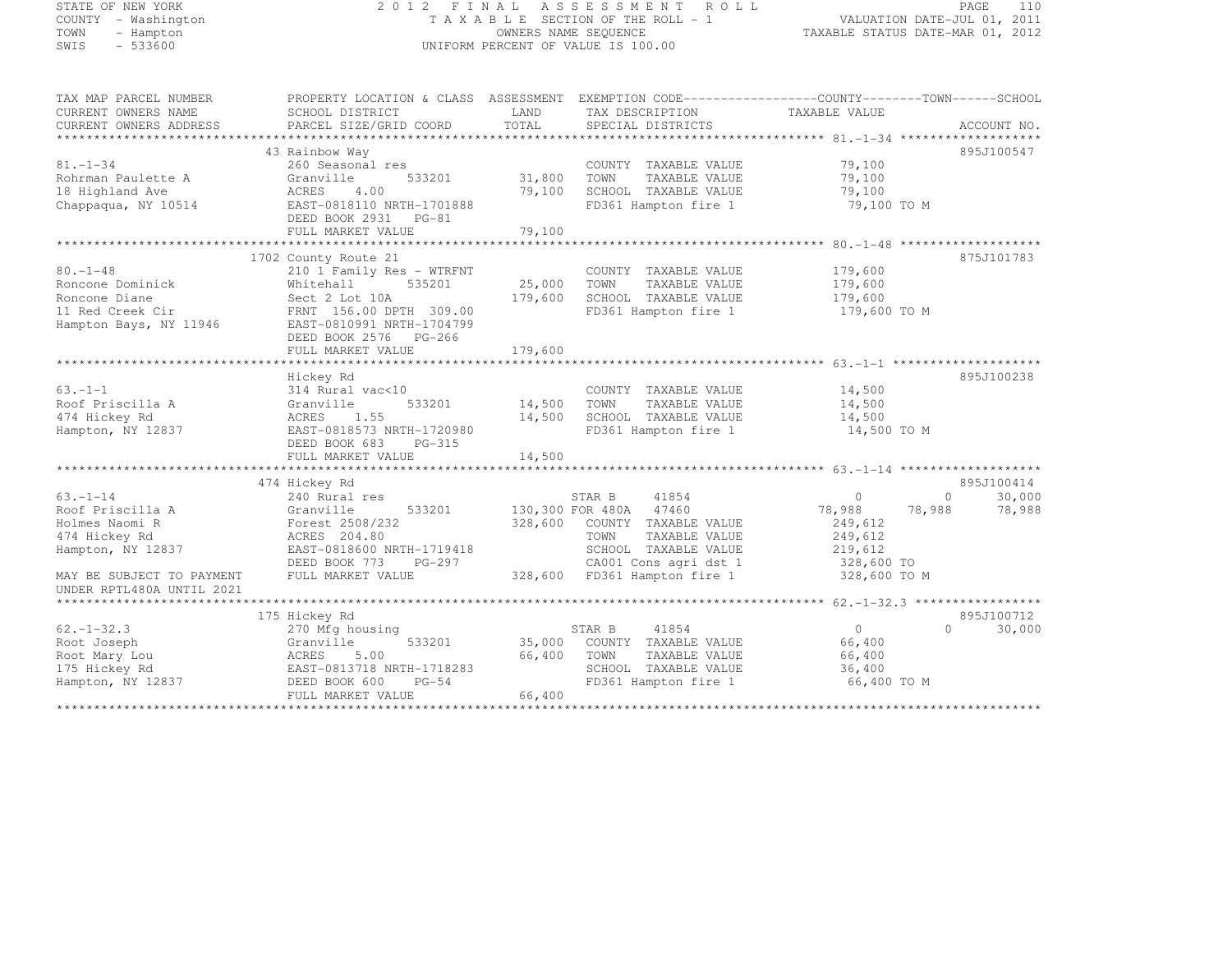STATE OF NEW YORK
COUNTY - Washington
TOWN - Hampton
SWIS - 533600

2012 FINAL ASSESSMENT ROLL
TAXABLE SECTION OF THE ROLL - 1
OWNERS NAME SEQUENCE
UNIFORM PERCENT OF VALUE IS 100.00

VALUATION DATE-JUL 01, 2011
TAXABLE STATUS DATE-MAR 01, 2012

| TAX MAP PARCEL NUMBER / CURRENT OWNERS NAME / CURRENT OWNERS ADDRESS | PROPERTY LOCATION & CLASS / SCHOOL DISTRICT / PARCEL SIZE/GRID COORD | ASSESSMENT LAND / TOTAL | EXEMPTION CODE / TAX DESCRIPTION / SPECIAL DISTRICTS | COUNTY TAXABLE VALUE | TOWN | SCHOOL | ACCOUNT NO. |
|---|---|---|---|---|---|---|---|
| **81.-1-34** | 43 Rainbow Way | | | | | | 895J100547 |
| 81.-1-34 | 260 Seasonal res | | COUNTY TAXABLE VALUE | 79,100 | | | |
| Rohrman Paulette A | Granville 533201 | 31,800 | TOWN TAXABLE VALUE | 79,100 | | | |
| 18 Highland Ave | ACRES 4.00 | 79,100 | SCHOOL TAXABLE VALUE | 79,100 | | | |
| Chappaqua, NY 10514 | EAST-0818110 NRTH-1701888 | | FD361 Hampton fire 1 | 79,100 TO M | | | |
| | DEED BOOK 2931 PG-81 | | | | | | |
| | FULL MARKET VALUE | 79,100 | | | | | |
| **80.-1-48** | 1702 County Route 21 | | | | | | 875J101783 |
| 80.-1-48 | 210 1 Family Res - WTRFNT | | COUNTY TAXABLE VALUE | 179,600 | | | |
| Roncone Dominick | Whitehall 535201 | 25,000 | TOWN TAXABLE VALUE | 179,600 | | | |
| Roncone Diane | Sect 2 Lot 10A | 179,600 | SCHOOL TAXABLE VALUE | 179,600 | | | |
| 11 Red Creek Cir | FRNT 156.00 DPTH 309.00 | | FD361 Hampton fire 1 | 179,600 TO M | | | |
| Hampton Bays, NY 11946 | EAST-0810991 NRTH-1704799 | | | | | | |
| | DEED BOOK 2576 PG-266 | | | | | | |
| | FULL MARKET VALUE | 179,600 | | | | | |
| **63.-1-1** | Hickey Rd | | | | | | 895J100238 |
| 63.-1-1 | 314 Rural vac<10 | | COUNTY TAXABLE VALUE | 14,500 | | | |
| Roof Priscilla A | Granville 533201 | 14,500 | TOWN TAXABLE VALUE | 14,500 | | | |
| 474 Hickey Rd | ACRES 1.55 | 14,500 | SCHOOL TAXABLE VALUE | 14,500 | | | |
| Hampton, NY 12837 | EAST-0818573 NRTH-1720980 | | FD361 Hampton fire 1 | 14,500 TO M | | | |
| | DEED BOOK 683 PG-315 | | | | | | |
| | FULL MARKET VALUE | 14,500 | | | | | |
| **63.-1-14** | 474 Hickey Rd | | | | | | 895J100414 |
| 63.-1-14 | 240 Rural res | | STAR B 41854 | 0 | 0 | 30,000 | |
| Roof Priscilla A | Granville 533201 | 130,300 | FOR 480A 47460 | 78,988 | 78,988 | 78,988 | |
| Holmes Naomi R | Forest 2508/232 | 328,600 | COUNTY TAXABLE VALUE | 249,612 | | | |
| 474 Hickey Rd | ACRES 204.80 | | TOWN TAXABLE VALUE | 249,612 | | | |
| Hampton, NY 12837 | EAST-0818600 NRTH-1719418 | | SCHOOL TAXABLE VALUE | 219,612 | | | |
| | DEED BOOK 773 PG-297 | | CA001 Cons agri dst 1 | 328,600 TO | | | |
| MAY BE SUBJECT TO PAYMENT | FULL MARKET VALUE | 328,600 | FD361 Hampton fire 1 | 328,600 TO M | | | |
| UNDER RPTL480A UNTIL 2021 | | | | | | | |
| **62.-1-32.3** | 175 Hickey Rd | | | | | | 895J100712 |
| 62.-1-32.3 | 270 Mfg housing | | STAR B 41854 | 0 | 0 | 30,000 | |
| Root Joseph | Granville 533201 | 35,000 | COUNTY TAXABLE VALUE | 66,400 | | | |
| Root Mary Lou | ACRES 5.00 | 66,400 | TOWN TAXABLE VALUE | 66,400 | | | |
| 175 Hickey Rd | EAST-0813718 NRTH-1718283 | | SCHOOL TAXABLE VALUE | 36,400 | | | |
| Hampton, NY 12837 | DEED BOOK 600 PG-54 | | FD361 Hampton fire 1 | 66,400 TO M | | | |
| | FULL MARKET VALUE | 66,400 | | | | | |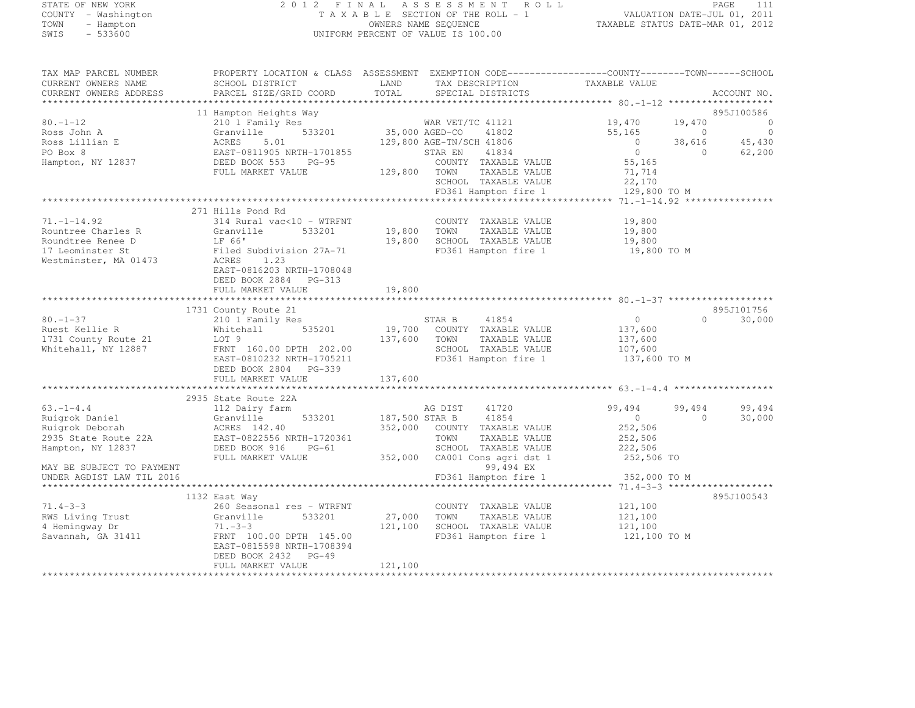STATE OF NEW YORK
COUNTY - Washington
TOWN - Hampton
SWIS - 533600

2012 FINAL ASSESSMENT ROLL
TAXABLE SECTION OF THE ROLL - 1
OWNERS NAME SEQUENCE
UNIFORM PERCENT OF VALUE IS 100.00

VALUATION DATE-JUL 01, 2011
TAXABLE STATUS DATE-MAR 01, 2012

```
TAX MAP PARCEL NUMBER          PROPERTY LOCATION & CLASS  ASSESSMENT  EXEMPTION CODE------------------COUNTY--------TOWN------SCHOOL
CURRENT OWNERS NAME            SCHOOL DISTRICT            LAND        TAX DESCRIPTION              TAXABLE VALUE
CURRENT OWNERS ADDRESS         PARCEL SIZE/GRID COORD     TOTAL       SPECIAL DISTRICTS                                       ACCOUNT NO.
******************************************************************************************************* 80.-1-12 *******************
                               11 Hampton Heights Way                                                                      895J100586
80.-1-12                       210 1 Family Res                        WAR VET/TC 41121            19,470      19,470              0
Ross John A                    Granville      533201        35,000 AGED-CO     41802               55,165           0              0
Ross Lillian E                 ACRES     5.01              129,800 AGE-TN/SCH 41806                     0      38,616         45,430
PO Box 8                       EAST-0811905 NRTH-1701855               STAR EN     41834                0           0         62,200
Hampton, NY 12837              DEED BOOK 553     PG-95                 COUNTY  TAXABLE VALUE       55,165
                               FULL MARKET VALUE           129,800  TOWN    TAXABLE VALUE          71,714
                                                                    SCHOOL  TAXABLE VALUE          22,170
                                                                    FD361 Hampton fire 1          129,800 TO M
******************************************************************************************************* 71.-1-14.92 ****************
                               271 Hills Pond Rd
71.-1-14.92                    314 Rural vac<10 - WTRFNT              COUNTY  TAXABLE VALUE        19,800
Rountree Charles R             Granville      533201        19,800  TOWN    TAXABLE VALUE          19,800
Roundtree Renee D              LF 66'                       19,800  SCHOOL  TAXABLE VALUE          19,800
17 Leominster St               Filed Subdivision 27A-71             FD361 Hampton fire 1           19,800 TO M
Westminster, MA 01473          ACRES     1.23
                               EAST-0816203 NRTH-1708048
                               DEED BOOK 2884    PG-313
                               FULL MARKET VALUE            19,800
******************************************************************************************************* 80.-1-37 *******************
                               1731 County Route 21                                                                        895J101756
80.-1-37                       210 1 Family Res                        STAR B      41854                0           0         30,000
Ruest Kellie R                 Whitehall      535201        19,700  COUNTY  TAXABLE VALUE         137,600
1731 County Route 21           LOT 9                       137,600  TOWN    TAXABLE VALUE         137,600
Whitehall, NY 12887            FRNT 160.00 DPTH 202.00              SCHOOL  TAXABLE VALUE         107,600
                               EAST-0810232 NRTH-1705211            FD361 Hampton fire 1          137,600 TO M
                               DEED BOOK 2804    PG-339
                               FULL MARKET VALUE           137,600
******************************************************************************************************* 63.-1-4.4 ******************
                               2935 State Route 22A
63.-1-4.4                      112 Dairy farm                          AG DIST     41720           99,494      99,494         99,494
Ruigrok Daniel                 Granville      533201       187,500 STAR B      41854                    0           0         30,000
Ruigrok Deborah                ACRES 142.40                352,000  COUNTY  TAXABLE VALUE         252,506
2935 State Route 22A           EAST-0822556 NRTH-1720361            TOWN    TAXABLE VALUE         252,506
Hampton, NY 12837              DEED BOOK 916     PG-61              SCHOOL  TAXABLE VALUE         222,506
                               FULL MARKET VALUE           352,000  CA001 Cons agri dst 1         252,506 TO
MAY BE SUBJECT TO PAYMENT                                                     99,494 EX
UNDER AGDIST LAW TIL 2016                                           FD361 Hampton fire 1          352,000 TO M
******************************************************************************************************* 71.4-3-3 *******************
                               1132 East Way                                                                               895J100543
71.4-3-3                       260 Seasonal res - WTRFNT              COUNTY  TAXABLE VALUE       121,100
RWS Living Trust               Granville      533201        27,000  TOWN    TAXABLE VALUE         121,100
4 Hemingway Dr                 71.-3-3                     121,100  SCHOOL  TAXABLE VALUE         121,100
Savannah, GA 31411             FRNT 100.00 DPTH 145.00              FD361 Hampton fire 1          121,100 TO M
                               EAST-0815598 NRTH-1708394
                               DEED BOOK 2432    PG-49
                               FULL MARKET VALUE           121,100
************************************************************************************************************************************
```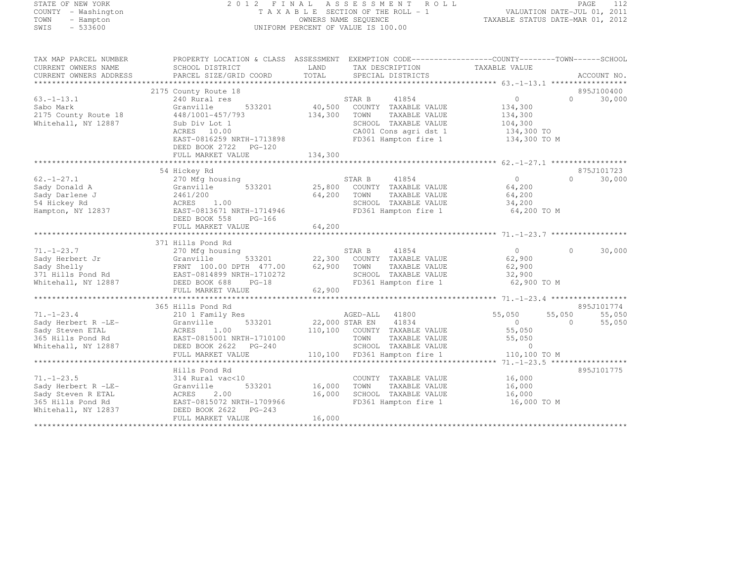STATE OF NEW YORK
COUNTY - Washington
TOWN - Hampton
SWIS - 533600

2 0 1 2 F I N A L A S S E S S M E N T R O L L
T A X A B L E SECTION OF THE ROLL - 1
OWNERS NAME SEQUENCE
UNIFORM PERCENT OF VALUE IS 100.00

VALUATION DATE-JUL 01, 2011
TAXABLE STATUS DATE-MAR 01, 2012

```
TAX MAP PARCEL NUMBER          PROPERTY LOCATION & CLASS  ASSESSMENT  EXEMPTION CODE------------------COUNTY--------TOWN------SCHOOL
CURRENT OWNERS NAME            SCHOOL DISTRICT               LAND      TAX DESCRIPTION                  TAXABLE VALUE
CURRENT OWNERS ADDRESS         PARCEL SIZE/GRID COORD        TOTAL     SPECIAL DISTRICTS                                         ACCOUNT NO.
******************************************************************************************************* 63.-1-13.1 *****************
                               2175 County Route 18                                                                         895J100400
63.-1-13.1                     240 Rural res                           STAR B     41854               0             0       30,000
Sabo Mark                      Granville       533201       40,500     COUNTY  TAXABLE VALUE        134,300
2175 County Route 18           448/1001-457/793            134,300     TOWN    TAXABLE VALUE        134,300
Whitehall, NY 12887            Sub Div Lot 1                           SCHOOL  TAXABLE VALUE        104,300
                               ACRES    10.00                          CA001 Cons agri dst 1         134,300 TO
                               EAST-0816259 NRTH-1713898               FD361 Hampton fire 1          134,300 TO M
                               DEED BOOK 2722   PG-120
                               FULL MARKET VALUE           134,300
******************************************************************************************************* 62.-1-27.1 *****************
                               54 Hickey Rd                                                                                 875J101723
62.-1-27.1                     270 Mfg housing                         STAR B     41854               0             0       30,000
Sady Donald A                  Granville       533201       25,800     COUNTY  TAXABLE VALUE         64,200
Sady Darlene J                 2461/200                     64,200     TOWN    TAXABLE VALUE         64,200
54 Hickey Rd                   ACRES     1.00                          SCHOOL  TAXABLE VALUE         34,200
Hampton, NY 12837              EAST-0813671 NRTH-1714946               FD361 Hampton fire 1           64,200 TO M
                               DEED BOOK 558    PG-166
                               FULL MARKET VALUE            64,200
******************************************************************************************************* 71.-1-23.7 *****************
                               371 Hills Pond Rd
71.-1-23.7                     270 Mfg housing                         STAR B     41854               0             0       30,000
Sady Herbert Jr                Granville       533201       22,300     COUNTY  TAXABLE VALUE         62,900
Sady Shelly                    FRNT 100.00 DPTH 477.00      62,900     TOWN    TAXABLE VALUE         62,900
371 Hills Pond Rd              EAST-0814899 NRTH-1710272               SCHOOL  TAXABLE VALUE         32,900
Whitehall, NY 12887            DEED BOOK 688    PG-18                  FD361 Hampton fire 1           62,900 TO M
                               FULL MARKET VALUE            62,900
******************************************************************************************************* 71.-1-23.4 *****************
                               365 Hills Pond Rd                                                                            895J101774
71.-1-23.4                     210 1 Family Res                        AGED-ALL   41800          55,050        55,050       55,050
Sady Herbert R -LE-            Granville       533201       22,000 STAR EN    41834               0             0       55,050
Sady Steven ETAL               ACRES     1.00              110,100     COUNTY  TAXABLE VALUE         55,050
365 Hills Pond Rd              EAST-0815001 NRTH-1710100               TOWN    TAXABLE VALUE         55,050
Whitehall, NY 12887            DEED BOOK 2622   PG-240                 SCHOOL  TAXABLE VALUE              0
                               FULL MARKET VALUE           110,100     FD361 Hampton fire 1          110,100 TO M
******************************************************************************************************* 71.-1-23.5 *****************
                               Hills Pond Rd                                                                                895J101775
71.-1-23.5                     314 Rural vac<10                        COUNTY  TAXABLE VALUE         16,000
Sady Herbert R -LE-            Granville       533201       16,000     TOWN    TAXABLE VALUE         16,000
Sady Steven R ETAL             ACRES     2.00               16,000     SCHOOL  TAXABLE VALUE         16,000
365 Hills Pond Rd              EAST-0815072 NRTH-1709966               FD361 Hampton fire 1           16,000 TO M
Whitehall, NY 12837            DEED BOOK 2622   PG-243
                               FULL MARKET VALUE            16,000
************************************************************************************************************************************
```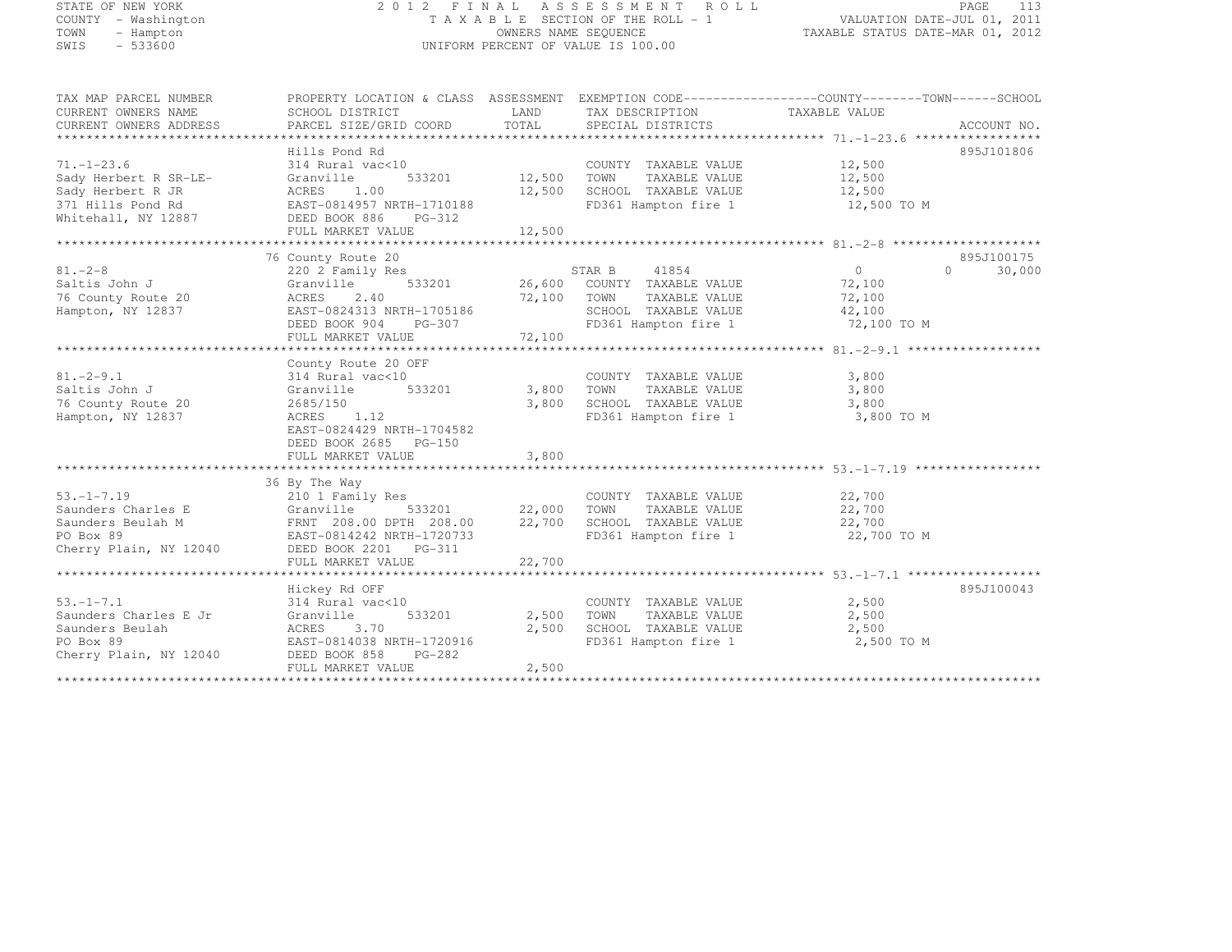STATE OF NEW YORK
COUNTY - Washington
TOWN - Hampton
SWIS - 533600

2 0 1 2 F I N A L A S S E S S M E N T R O L L
T A X A B L E SECTION OF THE ROLL - 1
OWNERS NAME SEQUENCE
UNIFORM PERCENT OF VALUE IS 100.00

VALUATION DATE-JUL 01, 2011
TAXABLE STATUS DATE-MAR 01, 2012

| TAX MAP PARCEL NUMBER / CURRENT OWNERS NAME / CURRENT OWNERS ADDRESS | PROPERTY LOCATION & CLASS / SCHOOL DISTRICT / PARCEL SIZE/GRID COORD | ASSESSMENT LAND | TOTAL | EXEMPTION CODE / TAX DESCRIPTION / SPECIAL DISTRICTS | COUNTY / TOWN TAXABLE VALUE | SCHOOL | ACCOUNT NO. |
|---|---|---|---|---|---|---|---|
| **71.-1-23.6** | Hills Pond Rd | | | | | | 895J101806 |
| 71.-1-23.6 | 314 Rural vac<10 | | | COUNTY TAXABLE VALUE | 12,500 | | |
| Sady Herbert R SR-LE- | Granville 533201 | 12,500 | | TOWN TAXABLE VALUE | 12,500 | | |
| Sady Herbert R JR | ACRES 1.00 | | 12,500 | SCHOOL TAXABLE VALUE | 12,500 | | |
| 371 Hills Pond Rd | EAST-0814957 NRTH-1710188 | | | FD361 Hampton fire 1 | 12,500 TO M | | |
| Whitehall, NY 12887 | DEED BOOK 886 PG-312 | | | | | | |
| | FULL MARKET VALUE | | 12,500 | | | | |
| **81.-2-8** | 76 County Route 20 | | | | | | 895J100175 |
| 81.-2-8 | 220 2 Family Res | | | STAR B 41854 | 0 | 0 30,000 | |
| Saltis John J | Granville 533201 | 26,600 | | COUNTY TAXABLE VALUE | 72,100 | | |
| 76 County Route 20 | ACRES 2.40 | | 72,100 | TOWN TAXABLE VALUE | 72,100 | | |
| Hampton, NY 12837 | EAST-0824313 NRTH-1705186 | | | SCHOOL TAXABLE VALUE | 42,100 | | |
| | DEED BOOK 904 PG-307 | | | FD361 Hampton fire 1 | 72,100 TO M | | |
| | FULL MARKET VALUE | | 72,100 | | | | |
| **81.-2-9.1** | County Route 20 OFF | | | | | | |
| 81.-2-9.1 | 314 Rural vac<10 | | | COUNTY TAXABLE VALUE | 3,800 | | |
| Saltis John J | Granville 533201 | 3,800 | | TOWN TAXABLE VALUE | 3,800 | | |
| 76 County Route 20 | 2685/150 | | 3,800 | SCHOOL TAXABLE VALUE | 3,800 | | |
| Hampton, NY 12837 | ACRES 1.12 | | | FD361 Hampton fire 1 | 3,800 TO M | | |
| | EAST-0824429 NRTH-1704582 | | | | | | |
| | DEED BOOK 2685 PG-150 | | | | | | |
| | FULL MARKET VALUE | | 3,800 | | | | |
| **53.-1-7.19** | 36 By The Way | | | | | | |
| 53.-1-7.19 | 210 1 Family Res | | | COUNTY TAXABLE VALUE | 22,700 | | |
| Saunders Charles E | Granville 533201 | 22,000 | | TOWN TAXABLE VALUE | 22,700 | | |
| Saunders Beulah M | FRNT 208.00 DPTH 208.00 | | 22,700 | SCHOOL TAXABLE VALUE | 22,700 | | |
| PO Box 89 | EAST-0814242 NRTH-1720733 | | | FD361 Hampton fire 1 | 22,700 TO M | | |
| Cherry Plain, NY 12040 | DEED BOOK 2201 PG-311 | | | | | | |
| | FULL MARKET VALUE | | 22,700 | | | | |
| **53.-1-7.1** | Hickey Rd OFF | | | | | | 895J100043 |
| 53.-1-7.1 | 314 Rural vac<10 | | | COUNTY TAXABLE VALUE | 2,500 | | |
| Saunders Charles E Jr | Granville 533201 | 2,500 | | TOWN TAXABLE VALUE | 2,500 | | |
| Saunders Beulah | ACRES 3.70 | | 2,500 | SCHOOL TAXABLE VALUE | 2,500 | | |
| PO Box 89 | EAST-0814038 NRTH-1720916 | | | FD361 Hampton fire 1 | 2,500 TO M | | |
| Cherry Plain, NY 12040 | DEED BOOK 858 PG-282 | | | | | | |
| | FULL MARKET VALUE | | 2,500 | | | | |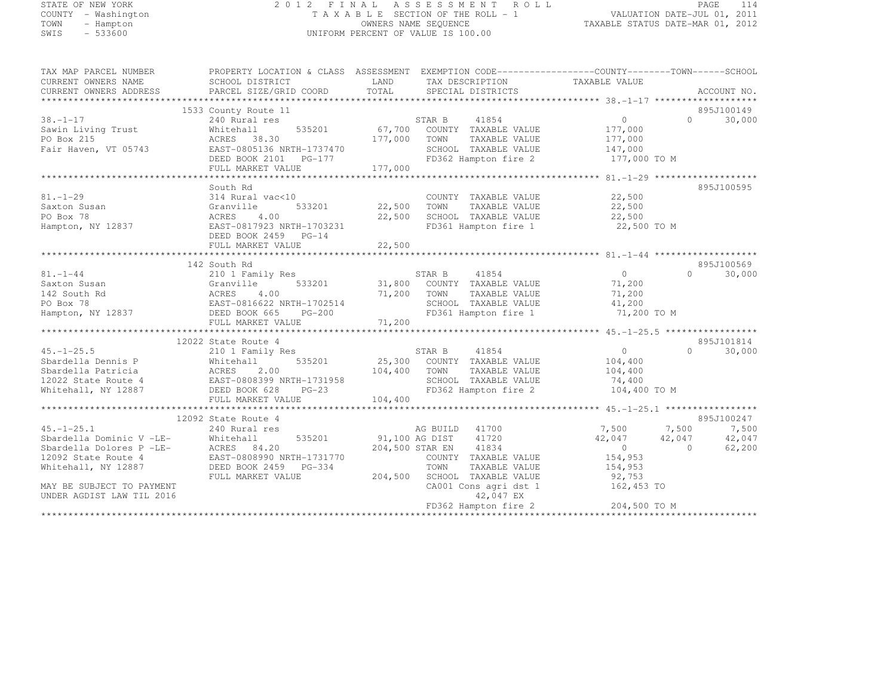STATE OF NEW YORK
COUNTY - Washington
TOWN - Hampton
SWIS - 533600

2 0 1 2 F I N A L A S S E S S M E N T R O L L
T A X A B L E SECTION OF THE ROLL - 1
OWNERS NAME SEQUENCE
UNIFORM PERCENT OF VALUE IS 100.00

VALUATION DATE-JUL 01, 2011
TAXABLE STATUS DATE-MAR 01, 2012

```
TAX MAP PARCEL NUMBER        PROPERTY LOCATION & CLASS  ASSESSMENT  EXEMPTION CODE------------------COUNTY--------TOWN------SCHOOL
CURRENT OWNERS NAME          SCHOOL DISTRICT              LAND      TAX DESCRIPTION                 TAXABLE VALUE
CURRENT OWNERS ADDRESS       PARCEL SIZE/GRID COORD       TOTAL     SPECIAL DISTRICTS                                   ACCOUNT NO.
******************************************************************************************************* 38.-1-17 *******************
                          1533 County Route 11                                                                      895J100149
38.-1-17                     240 Rural res                          STAR B     41854                  0          0     30,000
Sawin Living Trust           Whitehall       535201       67,700    COUNTY  TAXABLE VALUE         177,000
PO Box 215                   ACRES  38.30                177,000    TOWN    TAXABLE VALUE         177,000
Fair Haven, VT 05743         EAST-0805136 NRTH-1737470              SCHOOL  TAXABLE VALUE         147,000
                             DEED BOOK 2101   PG-177                FD362 Hampton fire 2           177,000 TO M
                             FULL MARKET VALUE           177,000
******************************************************************************************************* 81.-1-29 *******************
                             South Rd                                                                               895J100595
81.-1-29                     314 Rural vac<10                       COUNTY  TAXABLE VALUE          22,500
Saxton Susan                 Granville       533201       22,500    TOWN    TAXABLE VALUE          22,500
PO Box 78                    ACRES   4.00                 22,500    SCHOOL  TAXABLE VALUE          22,500
Hampton, NY 12837            EAST-0817923 NRTH-1703231              FD361 Hampton fire 1            22,500 TO M
                             DEED BOOK 2459   PG-14
                             FULL MARKET VALUE            22,500
******************************************************************************************************* 81.-1-44 *******************
                          142 South Rd                                                                              895J100569
81.-1-44                     210 1 Family Res                       STAR B     41854                  0          0     30,000
Saxton Susan                 Granville       533201       31,800    COUNTY  TAXABLE VALUE          71,200
142 South Rd                 ACRES   4.00                 71,200    TOWN    TAXABLE VALUE          71,200
PO Box 78                    EAST-0816622 NRTH-1702514              SCHOOL  TAXABLE VALUE          41,200
Hampton, NY 12837            DEED BOOK 665    PG-200                FD361 Hampton fire 1            71,200 TO M
                             FULL MARKET VALUE            71,200
******************************************************************************************************* 45.-1-25.5 *****************
                        12022 State Route 4                                                                         895J101814
45.-1-25.5                   210 1 Family Res                       STAR B     41854                  0          0     30,000
Sbardella Dennis P           Whitehall       535201       25,300    COUNTY  TAXABLE VALUE         104,400
Sbardella Patricia           ACRES   2.00                104,400    TOWN    TAXABLE VALUE         104,400
12022 State Route 4          EAST-0808399 NRTH-1731958              SCHOOL  TAXABLE VALUE          74,400
Whitehall, NY 12887          DEED BOOK 628    PG-23                 FD362 Hampton fire 2           104,400 TO M
                             FULL MARKET VALUE           104,400
******************************************************************************************************* 45.-1-25.1 *****************
                        12092 State Route 4                                                                         895J100247
45.-1-25.1                   240 Rural res                          AG BUILD   41700              7,500      7,500      7,500
Sbardella Dominic V -LE-     Whitehall       535201       91,100 AG DIST    41720             42,047     42,047     42,047
Sbardella Dolores P -LE-     ACRES  84.20                204,500 STAR EN    41834                  0          0     62,200
12092 State Route 4          EAST-0808990 NRTH-1731770              COUNTY  TAXABLE VALUE         154,953
Whitehall, NY 12887          DEED BOOK 2459   PG-334                TOWN    TAXABLE VALUE         154,953
                             FULL MARKET VALUE           204,500    SCHOOL  TAXABLE VALUE          92,753
MAY BE SUBJECT TO PAYMENT                                           CA001 Cons agri dst 1          162,453 TO
UNDER AGDIST LAW TIL 2016                                                  42,047 EX
                                                                    FD362 Hampton fire 2           204,500 TO M
************************************************************************************************************************************
```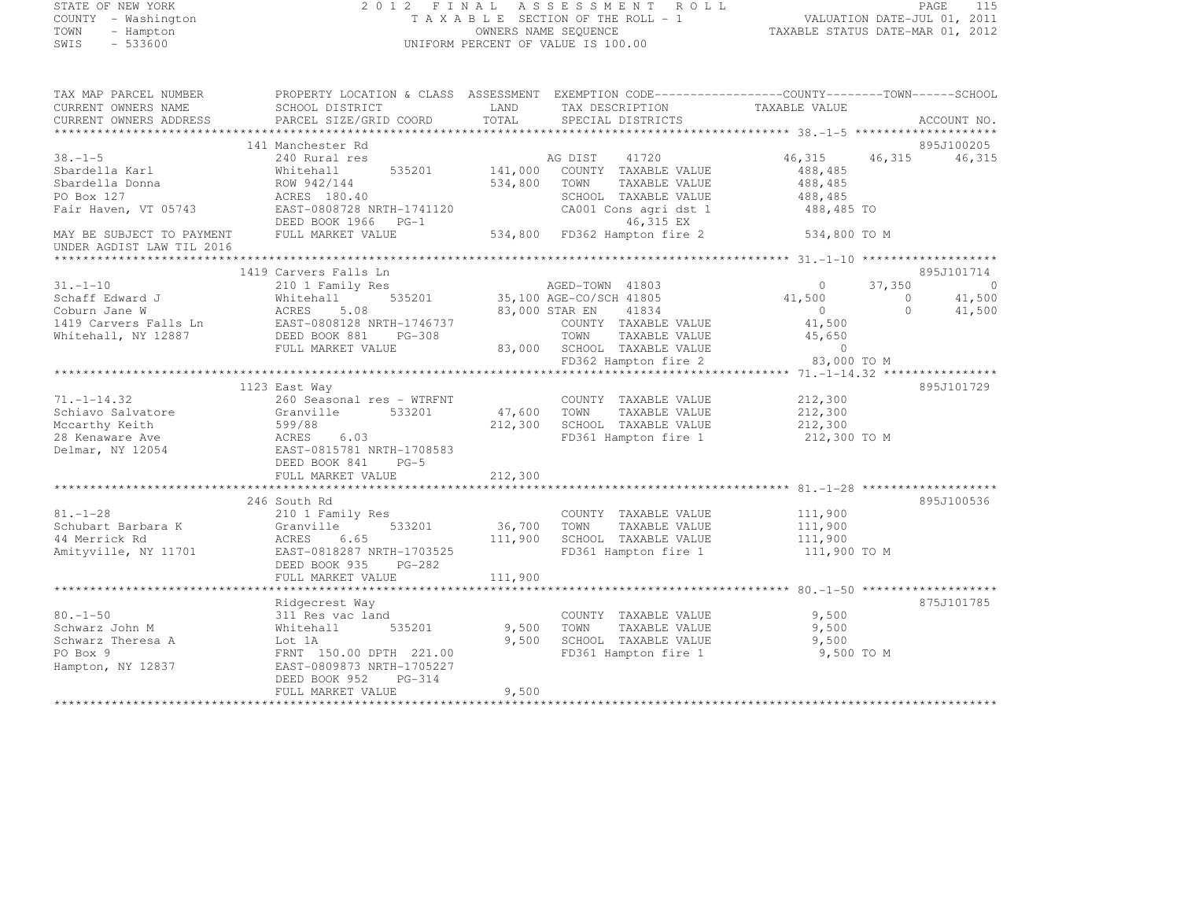STATE OF NEW YORK
COUNTY - Washington
TOWN - Hampton
SWIS - 533600

2012 FINAL ASSESSMENT ROLL
TAXABLE SECTION OF THE ROLL - 1
OWNERS NAME SEQUENCE
UNIFORM PERCENT OF VALUE IS 100.00

VALUATION DATE-JUL 01, 2011
TAXABLE STATUS DATE-MAR 01, 2012

```
TAX MAP PARCEL NUMBER          PROPERTY LOCATION & CLASS  ASSESSMENT  EXEMPTION CODE------------------COUNTY--------TOWN------SCHOOL
CURRENT OWNERS NAME            SCHOOL DISTRICT               LAND      TAX DESCRIPTION             TAXABLE VALUE
CURRENT OWNERS ADDRESS         PARCEL SIZE/GRID COORD        TOTAL     SPECIAL DISTRICTS                                    ACCOUNT NO.
******************************************************************************************************* 38.-1-5 ********************
                               141 Manchester Rd                                                                         895J100205
38.-1-5                        240 Rural res                           AG DIST     41720              46,315     46,315      46,315
Sbardella Karl                 Whitehall       535201       141,000    COUNTY  TAXABLE VALUE         488,485
Sbardella Donna                ROW 942/144                  534,800    TOWN    TAXABLE VALUE         488,485
PO Box 127                     ACRES  180.40                           SCHOOL  TAXABLE VALUE         488,485
Fair Haven, VT 05743           EAST-0808728 NRTH-1741120               CA001 Cons agri dst 1          488,485 TO
                               DEED BOOK 1966   PG-1                        46,315 EX
MAY BE SUBJECT TO PAYMENT      FULL MARKET VALUE            534,800    FD362 Hampton fire 2            534,800 TO M
UNDER AGDIST LAW TIL 2016
******************************************************************************************************* 31.-1-10 *******************
                               1419 Carvers Falls Ln                                                                     895J101714
31.-1-10                       210 1 Family Res                        AGED-TOWN  41803                   0      37,350           0
Schaff Edward J                Whitehall       535201        35,100 AGE-CO/SCH 41805              41,500           0      41,500
Coburn Jane W                  ACRES    5.08                 83,000 STAR EN    41834                   0           0      41,500
1419 Carvers Falls Ln          EAST-0808128 NRTH-1746737               COUNTY  TAXABLE VALUE          41,500
Whitehall, NY 12887            DEED BOOK 881    PG-308                 TOWN    TAXABLE VALUE          45,650
                               FULL MARKET VALUE             83,000    SCHOOL  TAXABLE VALUE               0
                                                                       FD362 Hampton fire 2             83,000 TO M
******************************************************************************************************* 71.-1-14.32 ****************
                               1123 East Way                                                                             895J101729
71.-1-14.32                    260 Seasonal res - WTRFNT               COUNTY  TAXABLE VALUE         212,300
Schiavo Salvatore              Granville       533201        47,600    TOWN    TAXABLE VALUE         212,300
Mccarthy Keith                 599/88                       212,300    SCHOOL  TAXABLE VALUE         212,300
28 Kenaware Ave                ACRES    6.03                           FD361 Hampton fire 1            212,300 TO M
Delmar, NY 12054               EAST-0815781 NRTH-1708583
                               DEED BOOK 841    PG-5
                               FULL MARKET VALUE            212,300
******************************************************************************************************* 81.-1-28 *******************
                               246 South Rd                                                                              895J100536
81.-1-28                       210 1 Family Res                        COUNTY  TAXABLE VALUE         111,900
Schubart Barbara K             Granville       533201        36,700    TOWN    TAXABLE VALUE         111,900
44 Merrick Rd                  ACRES    6.65                111,900    SCHOOL  TAXABLE VALUE         111,900
Amityville, NY 11701           EAST-0818287 NRTH-1703525               FD361 Hampton fire 1            111,900 TO M
                               DEED BOOK 935    PG-282
                               FULL MARKET VALUE            111,900
******************************************************************************************************* 80.-1-50 *******************
                               Ridgecrest Way                                                                            875J101785
80.-1-50                       311 Res vac land                        COUNTY  TAXABLE VALUE           9,500
Schwarz John M                 Whitehall       535201         9,500    TOWN    TAXABLE VALUE           9,500
Schwarz Theresa A              Lot 1A                         9,500    SCHOOL  TAXABLE VALUE           9,500
PO Box 9                       FRNT 150.00 DPTH 221.00                 FD361 Hampton fire 1              9,500 TO M
Hampton, NY 12837              EAST-0809873 NRTH-1705227
                               DEED BOOK 952    PG-314
                               FULL MARKET VALUE              9,500
************************************************************************************************************************************
```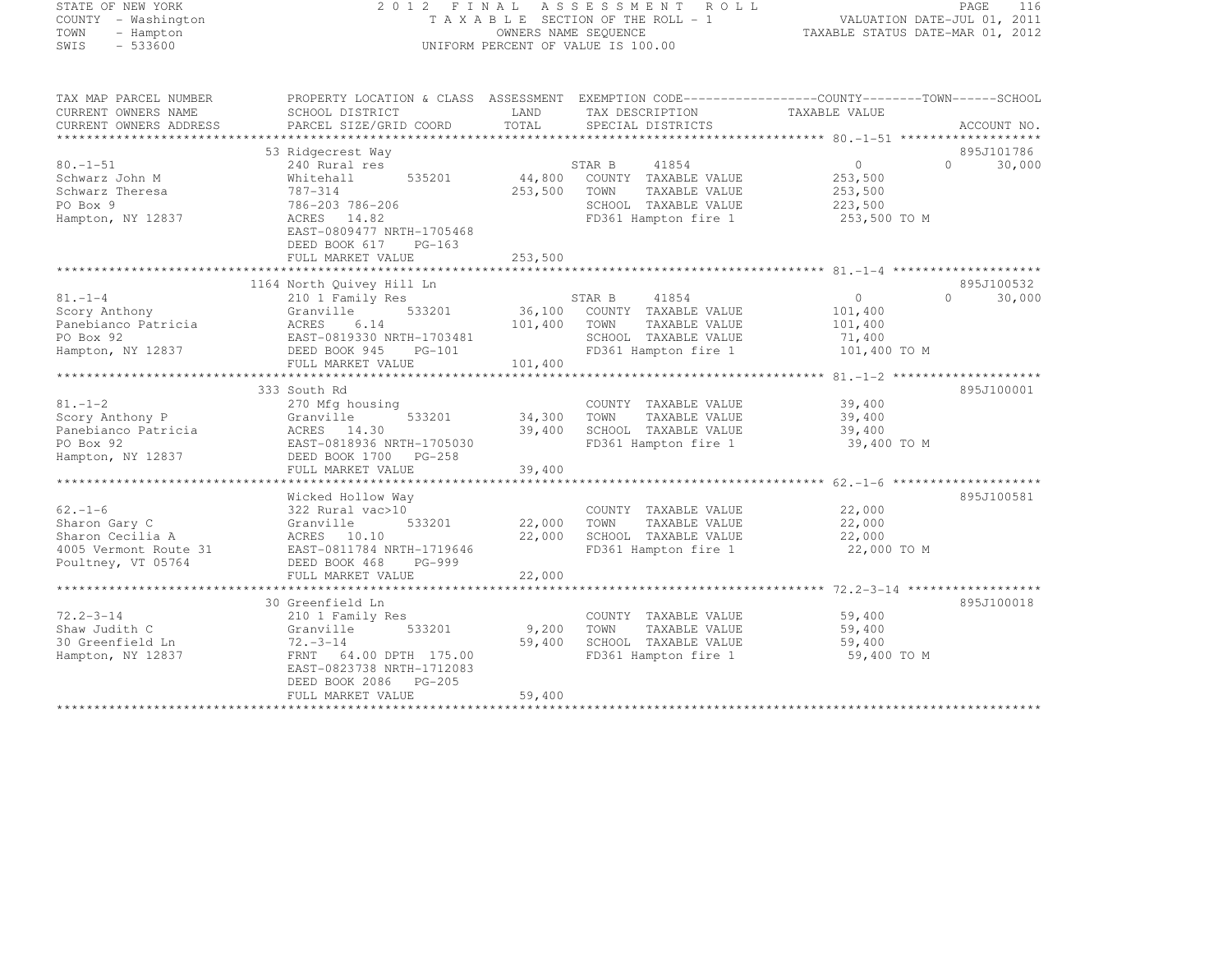STATE OF NEW YORK
COUNTY - Washington
TOWN - Hampton
SWIS - 533600

2012 FINAL ASSESSMENT ROLL
TAXABLE SECTION OF THE ROLL - 1
OWNERS NAME SEQUENCE
UNIFORM PERCENT OF VALUE IS 100.00

VALUATION DATE-JUL 01, 2011
TAXABLE STATUS DATE-MAR 01, 2012

| TAX MAP PARCEL NUMBER / CURRENT OWNERS NAME / CURRENT OWNERS ADDRESS | PROPERTY LOCATION & CLASS / SCHOOL DISTRICT / PARCEL SIZE/GRID COORD | ASSESSMENT LAND / TOTAL | EXEMPTION CODE / TAX DESCRIPTION / SPECIAL DISTRICTS | COUNTY / TOWN / SCHOOL TAXABLE VALUE | ACCOUNT NO. |
|---|---|---|---|---|---|
| 80.-1-51 | 53 Ridgecrest Way | | | | 895J101786 |
| Schwarz John M | 240 Rural res | | STAR B 41854 | 0 0 30,000 | |
| Schwarz Theresa | Whitehall 535201 | 44,800 | COUNTY TAXABLE VALUE | 253,500 | |
| PO Box 9 | 787-314 | 253,500 | TOWN TAXABLE VALUE | 253,500 | |
| Hampton, NY 12837 | 786-203 786-206 | | SCHOOL TAXABLE VALUE | 223,500 | |
| | ACRES 14.82 | | FD361 Hampton fire 1 | 253,500 TO M | |
| | EAST-0809477 NRTH-1705468 | | | | |
| | DEED BOOK 617 PG-163 | | | | |
| | FULL MARKET VALUE | 253,500 | | | |
| 81.-1-4 | 1164 North Quivey Hill Ln | | | | 895J100532 |
| Scory Anthony | 210 1 Family Res | | STAR B 41854 | 0 0 30,000 | |
| Panebianco Patricia | Granville 533201 | 36,100 | COUNTY TAXABLE VALUE | 101,400 | |
| PO Box 92 | ACRES 6.14 | 101,400 | TOWN TAXABLE VALUE | 101,400 | |
| Hampton, NY 12837 | EAST-0819330 NRTH-1703481 | | SCHOOL TAXABLE VALUE | 71,400 | |
| | DEED BOOK 945 PG-101 | | FD361 Hampton fire 1 | 101,400 TO M | |
| | FULL MARKET VALUE | 101,400 | | | |
| 81.-1-2 | 333 South Rd | | | | 895J100001 |
| Scory Anthony P | 270 Mfg housing | | COUNTY TAXABLE VALUE | 39,400 | |
| Panebianco Patricia | Granville 533201 | 34,300 | TOWN TAXABLE VALUE | 39,400 | |
| PO Box 92 | ACRES 14.30 | 39,400 | SCHOOL TAXABLE VALUE | 39,400 | |
| Hampton, NY 12837 | EAST-0818936 NRTH-1705030 | | FD361 Hampton fire 1 | 39,400 TO M | |
| | DEED BOOK 1700 PG-258 | | | | |
| | FULL MARKET VALUE | 39,400 | | | |
| 62.-1-6 | Wicked Hollow Way | | | | 895J100581 |
| Sharon Gary C | 322 Rural vac>10 | | COUNTY TAXABLE VALUE | 22,000 | |
| Sharon Cecilia A | Granville 533201 | 22,000 | TOWN TAXABLE VALUE | 22,000 | |
| 4005 Vermont Route 31 | ACRES 10.10 | 22,000 | SCHOOL TAXABLE VALUE | 22,000 | |
| Poultney, VT 05764 | EAST-0811784 NRTH-1719646 | | FD361 Hampton fire 1 | 22,000 TO M | |
| | DEED BOOK 468 PG-999 | | | | |
| | FULL MARKET VALUE | 22,000 | | | |
| 72.2-3-14 | 30 Greenfield Ln | | | | 895J100018 |
| Shaw Judith C | 210 1 Family Res | | COUNTY TAXABLE VALUE | 59,400 | |
| 30 Greenfield Ln | Granville 533201 | 9,200 | TOWN TAXABLE VALUE | 59,400 | |
| Hampton, NY 12837 | 72.-3-14 | 59,400 | SCHOOL TAXABLE VALUE | 59,400 | |
| | FRNT 64.00 DPTH 175.00 | | FD361 Hampton fire 1 | 59,400 TO M | |
| | EAST-0823738 NRTH-1712083 | | | | |
| | DEED BOOK 2086 PG-205 | | | | |
| | FULL MARKET VALUE | 59,400 | | | |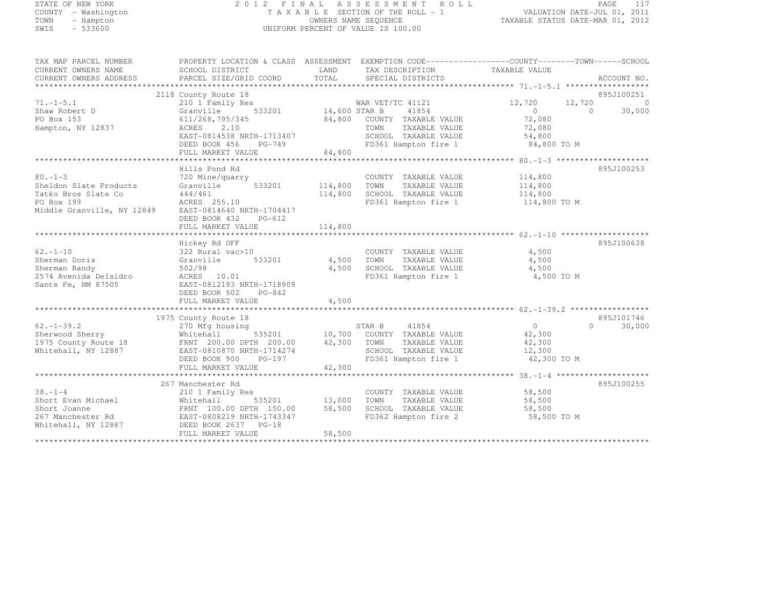STATE OF NEW YORK
COUNTY - Washington
TOWN - Hampton
SWIS - 533600

2 0 1 2 F I N A L A S S E S S M E N T R O L L
T A X A B L E SECTION OF THE ROLL - 1
OWNERS NAME SEQUENCE
UNIFORM PERCENT OF VALUE IS 100.00

VALUATION DATE-JUL 01, 2011
TAXABLE STATUS DATE-MAR 01, 2012

| TAX MAP PARCEL NUMBER / CURRENT OWNERS NAME / CURRENT OWNERS ADDRESS | PROPERTY LOCATION & CLASS / SCHOOL DISTRICT / PARCEL SIZE/GRID COORD | ASSESSMENT LAND / TOTAL | EXEMPTION CODE / TAX DESCRIPTION / SPECIAL DISTRICTS | COUNTY TAXABLE VALUE | TOWN | SCHOOL | ACCOUNT NO. |
|---|---|---|---|---|---|---|---|
| **71.-1-5.1** | 2118 County Route 18 | | | | | | 895J100251 |
| 71.-1-5.1 | 210 1 Family Res | | WAR VET/TC 41121 | 12,720 | 12,720 | 0 | |
| Shaw Robert D | Granville 533201 | 14,600 | STAR B 41854 | 0 | 0 | 30,000 | |
| PO Box 153 | 611/268,795/345 | 84,800 | COUNTY TAXABLE VALUE | 72,080 | | | |
| Hampton, NY 12837 | ACRES 2.10 | | TOWN TAXABLE VALUE | 72,080 | | | |
| | EAST-0814538 NRTH-1713407 | | SCHOOL TAXABLE VALUE | 54,800 | | | |
| | DEED BOOK 456 PG-749 | | FD361 Hampton fire 1 | 84,800 TO M | | | |
| | FULL MARKET VALUE | 84,800 | | | | | |
| **80.-1-3** | Hills Pond Rd | | | | | | 895J100253 |
| 80.-1-3 | 720 Mine/quarry | | COUNTY TAXABLE VALUE | 114,800 | | | |
| Sheldon Slate Products | Granville 533201 | 114,800 | TOWN TAXABLE VALUE | 114,800 | | | |
| Tatko Bros Slate Co | 444/461 | 114,800 | SCHOOL TAXABLE VALUE | 114,800 | | | |
| PO Box 199 | ACRES 255.10 | | FD361 Hampton fire 1 | 114,800 TO M | | | |
| Middle Granville, NY 12849 | EAST-0814640 NRTH-1704417 | | | | | | |
| | DEED BOOK 432 PG-612 | | | | | | |
| | FULL MARKET VALUE | 114,800 | | | | | |
| **62.-1-10** | Hickey Rd OFF | | | | | | 895J100638 |
| 62.-1-10 | 322 Rural vac>10 | | COUNTY TAXABLE VALUE | 4,500 | | | |
| Sherman Doris | Granville 533201 | 4,500 | TOWN TAXABLE VALUE | 4,500 | | | |
| Sherman Randy | 502/98 | 4,500 | SCHOOL TAXABLE VALUE | 4,500 | | | |
| 2574 Avenida DeIsidro | ACRES 10.01 | | FD361 Hampton fire 1 | 4,500 TO M | | | |
| Sante Fe, NM 87505 | EAST-0812193 NRTH-1718909 | | | | | | |
| | DEED BOOK 502 PG-842 | | | | | | |
| | FULL MARKET VALUE | 4,500 | | | | | |
| **62.-1-39.2** | 1975 County Route 18 | | | | | | 895J101746 |
| 62.-1-39.2 | 270 Mfg housing | | STAR B 41854 | 0 | 0 | 30,000 | |
| Sherwood Sherry | Whitehall 535201 | 10,700 | COUNTY TAXABLE VALUE | 42,300 | | | |
| 1975 County Route 18 | FRNT 200.00 DPTH 200.00 | 42,300 | TOWN TAXABLE VALUE | 42,300 | | | |
| Whitehall, NY 12887 | EAST-0810870 NRTH-1714274 | | SCHOOL TAXABLE VALUE | 12,300 | | | |
| | DEED BOOK 900 PG-197 | | FD361 Hampton fire 1 | 42,300 TO M | | | |
| | FULL MARKET VALUE | 42,300 | | | | | |
| **38.-1-4** | 267 Manchester Rd | | | | | | 895J100255 |
| 38.-1-4 | 210 1 Family Res | | COUNTY TAXABLE VALUE | 58,500 | | | |
| Short Evan Michael | Whitehall 535201 | 13,000 | TOWN TAXABLE VALUE | 58,500 | | | |
| Short Joanne | FRNT 100.00 DPTH 150.00 | 58,500 | SCHOOL TAXABLE VALUE | 58,500 | | | |
| 267 Manchester Rd | EAST-0808219 NRTH-1743347 | | FD362 Hampton fire 2 | 58,500 TO M | | | |
| Whitehall, NY 12887 | DEED BOOK 2637 PG-18 | | | | | | |
| | FULL MARKET VALUE | 58,500 | | | | | |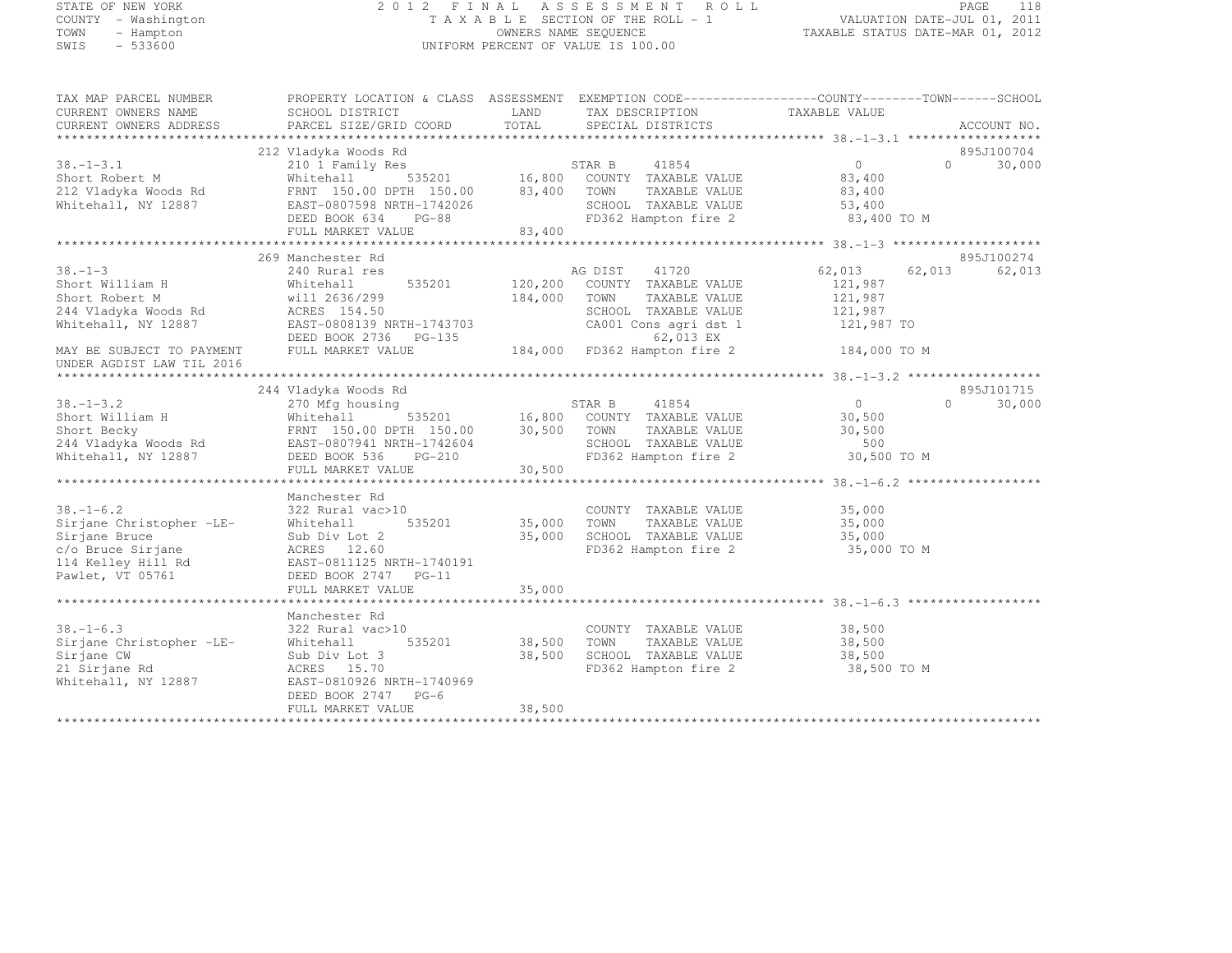STATE OF NEW YORK
COUNTY - Washington
TOWN - Hampton
SWIS - 533600

2012 FINAL ASSESSMENT ROLL
TAXABLE SECTION OF THE ROLL - 1
OWNERS NAME SEQUENCE
UNIFORM PERCENT OF VALUE IS 100.00

VALUATION DATE-JUL 01, 2011
TAXABLE STATUS DATE-MAR 01, 2012

| TAX MAP PARCEL NUMBER / CURRENT OWNERS NAME / CURRENT OWNERS ADDRESS | PROPERTY LOCATION & CLASS / SCHOOL DISTRICT / PARCEL SIZE/GRID COORD | ASSESSMENT LAND / TOTAL | EXEMPTION CODE / TAX DESCRIPTION / SPECIAL DISTRICTS | COUNTY TAXABLE VALUE | TOWN | SCHOOL | ACCOUNT NO. |
|---|---|---|---|---|---|---|---|
| **38.-1-3.1** | 212 Vladyka Woods Rd | | | | | | 895J100704 |
| 38.-1-3.1 | 210 1 Family Res | | STAR B 41854 | 0 | 0 | 30,000 | |
| Short Robert M | Whitehall 535201 | 16,800 | COUNTY TAXABLE VALUE | 83,400 | | | |
| 212 Vladyka Woods Rd | FRNT 150.00 DPTH 150.00 | 83,400 | TOWN TAXABLE VALUE | 83,400 | | | |
| Whitehall, NY 12887 | EAST-0807598 NRTH-1742026 | | SCHOOL TAXABLE VALUE | 53,400 | | | |
| | DEED BOOK 634 PG-88 | | FD362 Hampton fire 2 | 83,400 TO M | | | |
| | FULL MARKET VALUE | 83,400 | | | | | |
| **38.-1-3** | 269 Manchester Rd | | | | | | 895J100274 |
| 38.-1-3 | 240 Rural res | | AG DIST 41720 | 62,013 | 62,013 | 62,013 | |
| Short William H | Whitehall 535201 | 120,200 | COUNTY TAXABLE VALUE | 121,987 | | | |
| Short Robert M | will 2636/299 | 184,000 | TOWN TAXABLE VALUE | 121,987 | | | |
| 244 Vladyka Woods Rd | ACRES 154.50 | | SCHOOL TAXABLE VALUE | 121,987 | | | |
| Whitehall, NY 12887 | EAST-0808139 NRTH-1743703 | | CA001 Cons agri dst 1 | 121,987 TO | | | |
| | DEED BOOK 2736 PG-135 | | 62,013 EX | | | | |
| MAY BE SUBJECT TO PAYMENT UNDER AGDIST LAW TIL 2016 | FULL MARKET VALUE | 184,000 | FD362 Hampton fire 2 | 184,000 TO M | | | |
| **38.-1-3.2** | 244 Vladyka Woods Rd | | | | | | 895J101715 |
| 38.-1-3.2 | 270 Mfg housing | | STAR B 41854 | 0 | 0 | 30,000 | |
| Short William H | Whitehall 535201 | 16,800 | COUNTY TAXABLE VALUE | 30,500 | | | |
| Short Becky | FRNT 150.00 DPTH 150.00 | 30,500 | TOWN TAXABLE VALUE | 30,500 | | | |
| 244 Vladyka Woods Rd | EAST-0807941 NRTH-1742604 | | SCHOOL TAXABLE VALUE | 500 | | | |
| Whitehall, NY 12887 | DEED BOOK 536 PG-210 | | FD362 Hampton fire 2 | 30,500 TO M | | | |
| | FULL MARKET VALUE | 30,500 | | | | | |
| **38.-1-6.2** | Manchester Rd | | | | | | |
| 38.-1-6.2 | 322 Rural vac>10 | | COUNTY TAXABLE VALUE | 35,000 | | | |
| Sirjane Christopher -LE- | Whitehall 535201 | 35,000 | TOWN TAXABLE VALUE | 35,000 | | | |
| Sirjane Bruce | Sub Div Lot 2 | 35,000 | SCHOOL TAXABLE VALUE | 35,000 | | | |
| c/o Bruce Sirjane | ACRES 12.60 | | FD362 Hampton fire 2 | 35,000 TO M | | | |
| 114 Kelley Hill Rd | EAST-0811125 NRTH-1740191 | | | | | | |
| Pawlet, VT 05761 | DEED BOOK 2747 PG-11 | | | | | | |
| | FULL MARKET VALUE | 35,000 | | | | | |
| **38.-1-6.3** | Manchester Rd | | | | | | |
| 38.-1-6.3 | 322 Rural vac>10 | | COUNTY TAXABLE VALUE | 38,500 | | | |
| Sirjane Christopher -LE- | Whitehall 535201 | 38,500 | TOWN TAXABLE VALUE | 38,500 | | | |
| Sirjane CW | Sub Div Lot 3 | 38,500 | SCHOOL TAXABLE VALUE | 38,500 | | | |
| 21 Sirjane Rd | ACRES 15.70 | | FD362 Hampton fire 2 | 38,500 TO M | | | |
| Whitehall, NY 12887 | EAST-0810926 NRTH-1740969 | | | | | | |
| | DEED BOOK 2747 PG-6 | | | | | | |
| | FULL MARKET VALUE | 38,500 | | | | | |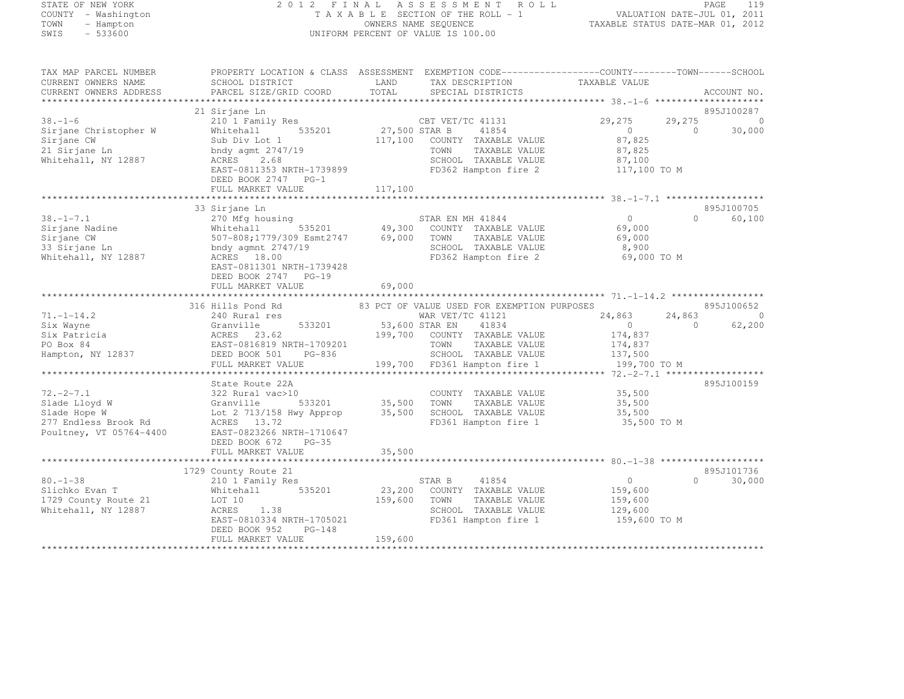STATE OF NEW YORK
COUNTY - Washington
TOWN - Hampton
SWIS - 533600

2012 FINAL ASSESSMENT ROLL
TAXABLE SECTION OF THE ROLL - 1
OWNERS NAME SEQUENCE
UNIFORM PERCENT OF VALUE IS 100.00

VALUATION DATE-JUL 01, 2011
TAXABLE STATUS DATE-MAR 01, 2012

```
TAX MAP PARCEL NUMBER      PROPERTY LOCATION & CLASS  ASSESSMENT  EXEMPTION CODE------------------COUNTY--------TOWN------SCHOOL
CURRENT OWNERS NAME        SCHOOL DISTRICT              LAND      TAX DESCRIPTION            TAXABLE VALUE
CURRENT OWNERS ADDRESS     PARCEL SIZE/GRID COORD       TOTAL     SPECIAL DISTRICTS                                   ACCOUNT NO.
******************************************************************************************************* 38.-1-6 ********************
                           21 Sirjane Ln                                                                              895J100287
38.-1-6                    210 1 Family Res                        CBT VET/TC 41131          29,275      29,275            0
Sirjane Christopher W      Whitehall        535201      27,500 STAR B       41854                0           0        30,000
Sirjane CW                 Sub Div Lot 1               117,100    COUNTY  TAXABLE VALUE        87,825
21 Sirjane Ln              bndy agmt 2747/19                      TOWN    TAXABLE VALUE        87,825
Whitehall, NY 12887        ACRES     2.68                         SCHOOL  TAXABLE VALUE        87,100
                           EAST-0811353 NRTH-1739899              FD362 Hampton fire 2         117,100 TO M
                           DEED BOOK 2747   PG-1
                           FULL MARKET VALUE           117,100
******************************************************************************************************* 38.-1-7.1 ******************
                           33 Sirjane Ln                                                                              895J100705
38.-1-7.1                  270 Mfg housing                         STAR EN MH 41844                  0           0        60,100
Sirjane Nadine             Whitehall        535201      49,300    COUNTY  TAXABLE VALUE        69,000
Sirjane CW                 507-808;1779/309 Esmt2747    69,000    TOWN    TAXABLE VALUE        69,000
33 Sirjane Ln              bndy agmnt 2747/19                     SCHOOL  TAXABLE VALUE         8,900
Whitehall, NY 12887        ACRES    18.00                         FD362 Hampton fire 2          69,000 TO M
                           EAST-0811301 NRTH-1739428
                           DEED BOOK 2747   PG-19
                           FULL MARKET VALUE            69,000
******************************************************************************************************* 71.-1-14.2 *****************
                           316 Hills Pond Rd              83 PCT OF VALUE USED FOR EXEMPTION PURPOSES                 895J100652
71.-1-14.2                 240 Rural res                           WAR VET/TC 41121          24,863      24,863            0
Six Wayne                  Granville        533201      53,600 STAR EN      41834                0           0        62,200
Six Patricia               ACRES    23.62              199,700    COUNTY  TAXABLE VALUE       174,837
PO Box 84                  EAST-0816819 NRTH-1709201              TOWN    TAXABLE VALUE       174,837
Hampton, NY 12837          DEED BOOK 501    PG-836                SCHOOL  TAXABLE VALUE       137,500
                           FULL MARKET VALUE           199,700    FD361 Hampton fire 1         199,700 TO M
******************************************************************************************************* 72.-2-7.1 ******************
                           State Route 22A                                                                            895J100159
72.-2-7.1                  322 Rural vac>10                       COUNTY  TAXABLE VALUE        35,500
Slade Lloyd W              Granville        533201      35,500    TOWN    TAXABLE VALUE        35,500
Slade Hope W               Lot 2 713/158 Hwy Approp     35,500    SCHOOL  TAXABLE VALUE        35,500
277 Endless Brook Rd       ACRES    13.72                         FD361 Hampton fire 1          35,500 TO M
Poultney, VT 05764-4400    EAST-0823266 NRTH-1710647
                           DEED BOOK 672    PG-35
                           FULL MARKET VALUE            35,500
******************************************************************************************************* 80.-1-38 *******************
                           1729 County Route 21                                                                       895J101736
80.-1-38                   210 1 Family Res                        STAR B       41854                0           0        30,000
Slichko Evan T             Whitehall        535201      23,200    COUNTY  TAXABLE VALUE       159,600
1729 County Route 21       LOT 10                      159,600    TOWN    TAXABLE VALUE       159,600
Whitehall, NY 12887        ACRES     1.38                         SCHOOL  TAXABLE VALUE       129,600
                           EAST-0810334 NRTH-1705021              FD361 Hampton fire 1         159,600 TO M
                           DEED BOOK 952    PG-148
                           FULL MARKET VALUE           159,600
************************************************************************************************************************************
```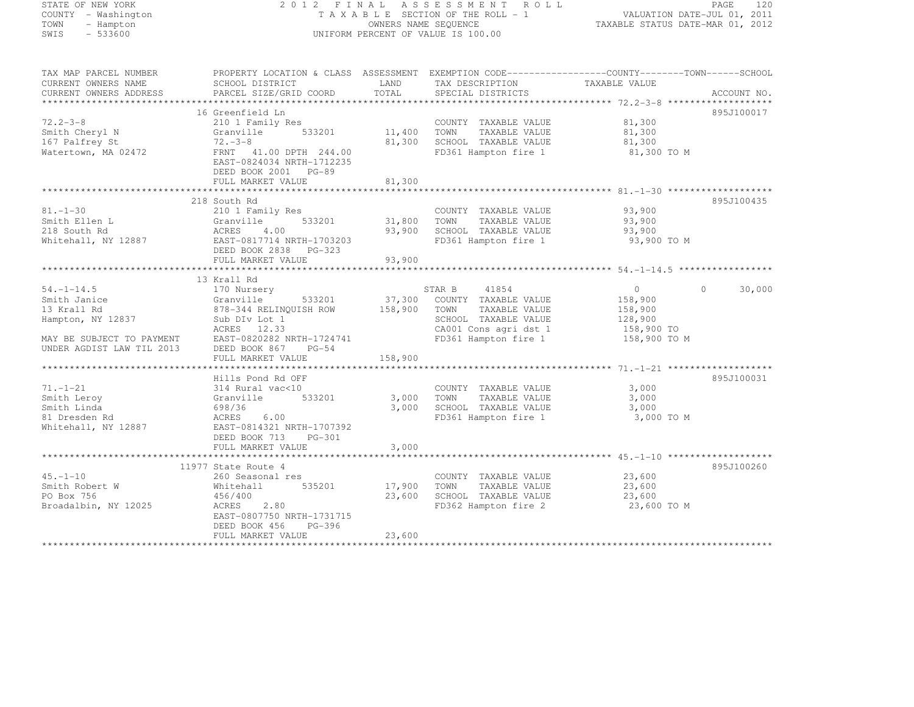STATE OF NEW YORK
COUNTY - Washington
TOWN - Hampton
SWIS - 533600

# 2012 FINAL ASSESSMENT ROLL

TAXABLE SECTION OF THE ROLL - 1
OWNERS NAME SEQUENCE
UNIFORM PERCENT OF VALUE IS 100.00

VALUATION DATE-JUL 01, 2011
TAXABLE STATUS DATE-MAR 01, 2012

| TAX MAP PARCEL NUMBER / CURRENT OWNERS NAME / CURRENT OWNERS ADDRESS | PROPERTY LOCATION & CLASS / SCHOOL DISTRICT / PARCEL SIZE/GRID COORD | ASSESSMENT LAND / TOTAL | EXEMPTION CODE / TAX DESCRIPTION / SPECIAL DISTRICTS | COUNTY TAXABLE VALUE | TOWN | SCHOOL | ACCOUNT NO. |
|---|---|---|---|---|---|---|---|
| **72.2-3-8** | 16 Greenfield Ln | | | | | | 895J100017 |
| 72.2-3-8 | 210 1 Family Res | | COUNTY TAXABLE VALUE | 81,300 | | | |
| Smith Cheryl N | Granville 533201 | 11,400 | TOWN TAXABLE VALUE | 81,300 | | | |
| 167 Palfrey St | 72.-3-8 | 81,300 | SCHOOL TAXABLE VALUE | 81,300 | | | |
| Watertown, MA 02472 | FRNT 41.00 DPTH 244.00 | | FD361 Hampton fire 1 | 81,300 TO M | | | |
| | EAST-0824034 NRTH-1712235 | | | | | | |
| | DEED BOOK 2001 PG-89 | | | | | | |
| | FULL MARKET VALUE | 81,300 | | | | | |
| **81.-1-30** | 218 South Rd | | | | | | 895J100435 |
| 81.-1-30 | 210 1 Family Res | | COUNTY TAXABLE VALUE | 93,900 | | | |
| Smith Ellen L | Granville 533201 | 31,800 | TOWN TAXABLE VALUE | 93,900 | | | |
| 218 South Rd | ACRES 4.00 | 93,900 | SCHOOL TAXABLE VALUE | 93,900 | | | |
| Whitehall, NY 12887 | EAST-0817714 NRTH-1703203 | | FD361 Hampton fire 1 | 93,900 TO M | | | |
| | DEED BOOK 2838 PG-323 | | | | | | |
| | FULL MARKET VALUE | 93,900 | | | | | |
| **54.-1-14.5** | 13 Krall Rd | | | | | | |
| 54.-1-14.5 | 170 Nursery | | STAR B 41854 | 0 | 0 | 30,000 | |
| Smith Janice | Granville 533201 | 37,300 | COUNTY TAXABLE VALUE | 158,900 | | | |
| 13 Krall Rd | 878-344 RELINQUISH ROW | 158,900 | TOWN TAXABLE VALUE | 158,900 | | | |
| Hampton, NY 12837 | Sub DIv Lot 1 | | SCHOOL TAXABLE VALUE | 128,900 | | | |
| | ACRES 12.33 | | CA001 Cons agri dst 1 | 158,900 TO | | | |
| MAY BE SUBJECT TO PAYMENT | EAST-0820282 NRTH-1724741 | | FD361 Hampton fire 1 | 158,900 TO M | | | |
| UNDER AGDIST LAW TIL 2013 | DEED BOOK 867 PG-54 | | | | | | |
| | FULL MARKET VALUE | 158,900 | | | | | |
| **71.-1-21** | Hills Pond Rd OFF | | | | | | 895J100031 |
| 71.-1-21 | 314 Rural vac<10 | | COUNTY TAXABLE VALUE | 3,000 | | | |
| Smith Leroy | Granville 533201 | 3,000 | TOWN TAXABLE VALUE | 3,000 | | | |
| Smith Linda | 698/36 | 3,000 | SCHOOL TAXABLE VALUE | 3,000 | | | |
| 81 Dresden Rd | ACRES 6.00 | | FD361 Hampton fire 1 | 3,000 TO M | | | |
| Whitehall, NY 12887 | EAST-0814321 NRTH-1707392 | | | | | | |
| | DEED BOOK 713 PG-301 | | | | | | |
| | FULL MARKET VALUE | 3,000 | | | | | |
| **45.-1-10** | 11977 State Route 4 | | | | | | 895J100260 |
| 45.-1-10 | 260 Seasonal res | | COUNTY TAXABLE VALUE | 23,600 | | | |
| Smith Robert W | Whitehall 535201 | 17,900 | TOWN TAXABLE VALUE | 23,600 | | | |
| PO Box 756 | 456/400 | 23,600 | SCHOOL TAXABLE VALUE | 23,600 | | | |
| Broadalbin, NY 12025 | ACRES 2.80 | | FD362 Hampton fire 2 | 23,600 TO M | | | |
| | EAST-0807750 NRTH-1731715 | | | | | | |
| | DEED BOOK 456 PG-396 | | | | | | |
| | FULL MARKET VALUE | 23,600 | | | | | |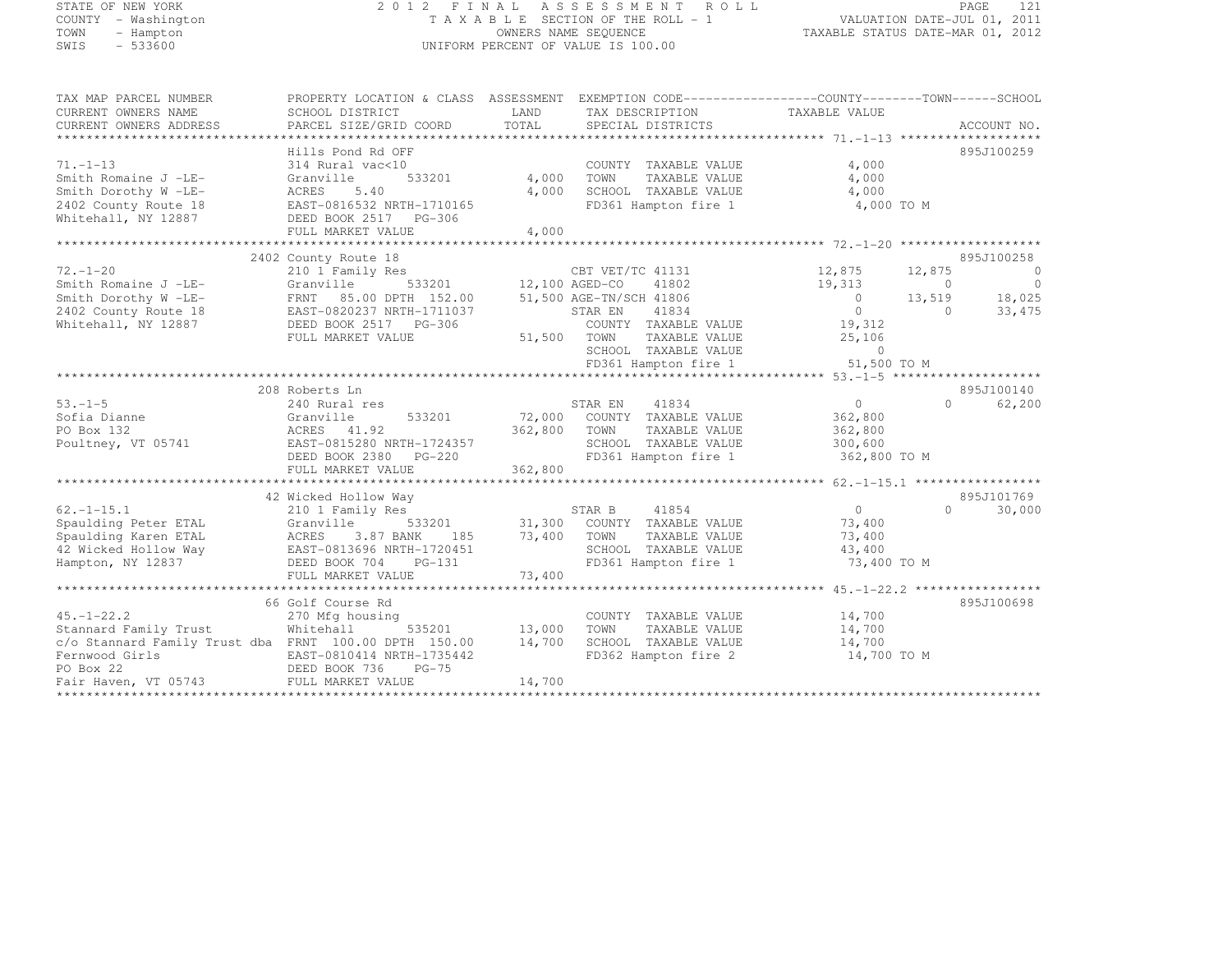STATE OF NEW YORK
COUNTY - Washington
TOWN - Hampton
SWIS - 533600

# 2012 FINAL ASSESSMENT ROLL

TAXABLE SECTION OF THE ROLL - 1
OWNERS NAME SEQUENCE
UNIFORM PERCENT OF VALUE IS 100.00

VALUATION DATE-JUL 01, 2011
TAXABLE STATUS DATE-MAR 01, 2012

| TAX MAP PARCEL NUMBER / CURRENT OWNERS NAME / CURRENT OWNERS ADDRESS | PROPERTY LOCATION & CLASS / SCHOOL DISTRICT / PARCEL SIZE/GRID COORD | ASSESSMENT LAND / TOTAL | EXEMPTION CODE / TAX DESCRIPTION / SPECIAL DISTRICTS | COUNTY TAXABLE VALUE | TOWN | SCHOOL | ACCOUNT NO. |
|---|---|---|---|---|---|---|---|
| **71.-1-13** | Hills Pond Rd OFF | | | | | | 895J100259 |
| 71.-1-13 | 314 Rural vac<10 | | COUNTY TAXABLE VALUE | 4,000 | | | |
| Smith Romaine J -LE- | Granville 533201 | 4,000 | TOWN TAXABLE VALUE | 4,000 | | | |
| Smith Dorothy W -LE- | ACRES 5.40 | 4,000 | SCHOOL TAXABLE VALUE | 4,000 | | | |
| 2402 County Route 18 | EAST-0816532 NRTH-1710165 | | FD361 Hampton fire 1 | 4,000 TO M | | | |
| Whitehall, NY 12887 | DEED BOOK 2517 PG-306 | | | | | | |
| | FULL MARKET VALUE | 4,000 | | | | | |
| **72.-1-20** | 2402 County Route 18 | | | | | | 895J100258 |
| 72.-1-20 | 210 1 Family Res | | CBT VET/TC 41131 | 12,875 | 12,875 | 0 | |
| Smith Romaine J -LE- | Granville 533201 | 12,100 | AGED-CO 41802 | 19,313 | 0 | 0 | |
| Smith Dorothy W -LE- | FRNT 85.00 DPTH 152.00 | 51,500 | AGE-TN/SCH 41806 | 0 | 13,519 | 18,025 | |
| 2402 County Route 18 | EAST-0820237 NRTH-1711037 | | STAR EN 41834 | 0 | 0 | 33,475 | |
| Whitehall, NY 12887 | DEED BOOK 2517 PG-306 | | COUNTY TAXABLE VALUE | 19,312 | | | |
| | FULL MARKET VALUE | 51,500 | TOWN TAXABLE VALUE | 25,106 | | | |
| | | | SCHOOL TAXABLE VALUE | 0 | | | |
| | | | FD361 Hampton fire 1 | 51,500 TO M | | | |
| **53.-1-5** | 208 Roberts Ln | | | | | | 895J100140 |
| 53.-1-5 | 240 Rural res | | STAR EN 41834 | 0 | 0 | 62,200 | |
| Sofia Dianne | Granville 533201 | 72,000 | COUNTY TAXABLE VALUE | 362,800 | | | |
| PO Box 132 | ACRES 41.92 | 362,800 | TOWN TAXABLE VALUE | 362,800 | | | |
| Poultney, VT 05741 | EAST-0815280 NRTH-1724357 | | SCHOOL TAXABLE VALUE | 300,600 | | | |
| | DEED BOOK 2380 PG-220 | | FD361 Hampton fire 1 | 362,800 TO M | | | |
| | FULL MARKET VALUE | 362,800 | | | | | |
| **62.-1-15.1** | 42 Wicked Hollow Way | | | | | | 895J101769 |
| 62.-1-15.1 | 210 1 Family Res | | STAR B 41854 | 0 | 0 | 30,000 | |
| Spaulding Peter ETAL | Granville 533201 | 31,300 | COUNTY TAXABLE VALUE | 73,400 | | | |
| Spaulding Karen ETAL | ACRES 3.87 BANK 185 | 73,400 | TOWN TAXABLE VALUE | 73,400 | | | |
| 42 Wicked Hollow Way | EAST-0813696 NRTH-1720451 | | SCHOOL TAXABLE VALUE | 43,400 | | | |
| Hampton, NY 12837 | DEED BOOK 704 PG-131 | | FD361 Hampton fire 1 | 73,400 TO M | | | |
| | FULL MARKET VALUE | 73,400 | | | | | |
| **45.-1-22.2** | 66 Golf Course Rd | | | | | | 895J100698 |
| 45.-1-22.2 | 270 Mfg housing | | COUNTY TAXABLE VALUE | 14,700 | | | |
| Stannard Family Trust | Whitehall 535201 | 13,000 | TOWN TAXABLE VALUE | 14,700 | | | |
| c/o Stannard Family Trust dba | FRNT 100.00 DPTH 150.00 | 14,700 | SCHOOL TAXABLE VALUE | 14,700 | | | |
| Fernwood Girls | EAST-0810414 NRTH-1735442 | | FD362 Hampton fire 2 | 14,700 TO M | | | |
| PO Box 22 | DEED BOOK 736 PG-75 | | | | | | |
| Fair Haven, VT 05743 | FULL MARKET VALUE | 14,700 | | | | | |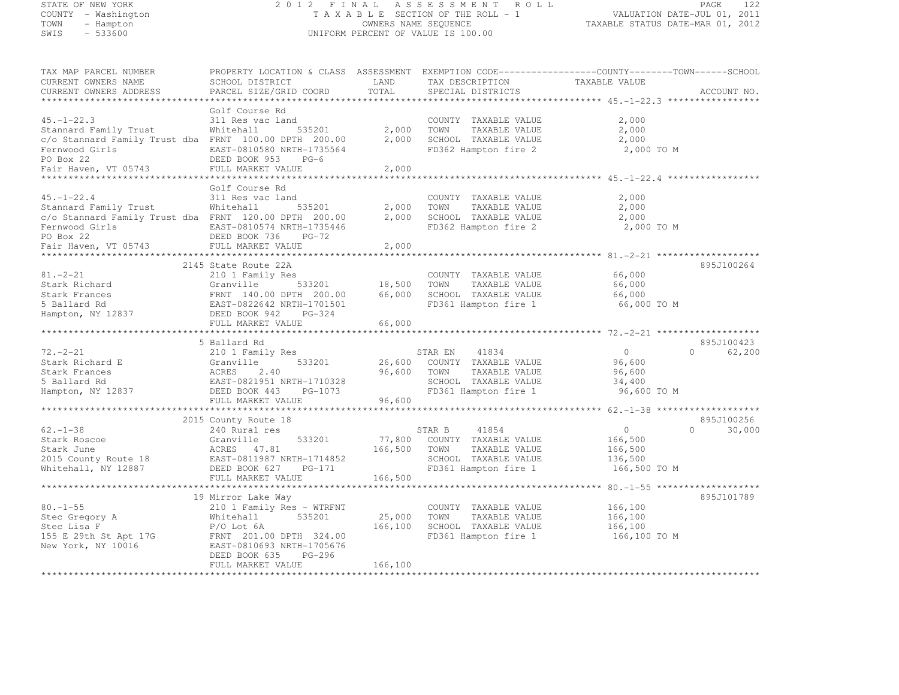STATE OF NEW YORK
COUNTY - Washington
TOWN - Hampton
SWIS - 533600

# 2012 FINAL ASSESSMENT ROLL

TAXABLE SECTION OF THE ROLL - 1
OWNERS NAME SEQUENCE
UNIFORM PERCENT OF VALUE IS 100.00

VALUATION DATE-JUL 01, 2011
TAXABLE STATUS DATE-MAR 01, 2012

| TAX MAP PARCEL NUMBER / CURRENT OWNERS NAME / CURRENT OWNERS ADDRESS | PROPERTY LOCATION & CLASS / SCHOOL DISTRICT / PARCEL SIZE/GRID COORD | ASSESSMENT LAND | TOTAL | EXEMPTION CODE / TAX DESCRIPTION / SPECIAL DISTRICTS | COUNTY TAXABLE VALUE | TOWN | SCHOOL | ACCOUNT NO. |
|---|---|---|---|---|---|---|---|---|
| 45.-1-22.3 | Golf Course Rd | | | | | | | |
| | 311 Res vac land | | | COUNTY TAXABLE VALUE | 2,000 | | | |
| Stannard Family Trust | Whitehall 535201 | 2,000 | | TOWN TAXABLE VALUE | 2,000 | | | |
| c/o Stannard Family Trust dba | FRNT 100.00 DPTH 200.00 | | 2,000 | SCHOOL TAXABLE VALUE | 2,000 | | | |
| Fernwood Girls | EAST-0810580 NRTH-1735564 | | | FD362 Hampton fire 2 | 2,000 TO M | | | |
| PO Box 22 | DEED BOOK 953 PG-6 | | | | | | | |
| Fair Haven, VT 05743 | FULL MARKET VALUE | | 2,000 | | | | | |
| 45.-1-22.4 | Golf Course Rd | | | | | | | |
| | 311 Res vac land | | | COUNTY TAXABLE VALUE | 2,000 | | | |
| Stannard Family Trust | Whitehall 535201 | 2,000 | | TOWN TAXABLE VALUE | 2,000 | | | |
| c/o Stannard Family Trust dba | FRNT 120.00 DPTH 200.00 | | 2,000 | SCHOOL TAXABLE VALUE | 2,000 | | | |
| Fernwood Girls | EAST-0810574 NRTH-1735446 | | | FD362 Hampton fire 2 | 2,000 TO M | | | |
| PO Box 22 | DEED BOOK 736 PG-72 | | | | | | | |
| Fair Haven, VT 05743 | FULL MARKET VALUE | | 2,000 | | | | | |
| 81.-2-21 | 2145 State Route 22A | | | | | | | 895J100264 |
| | 210 1 Family Res | | | COUNTY TAXABLE VALUE | 66,000 | | | |
| Stark Richard | Granville 533201 | 18,500 | | TOWN TAXABLE VALUE | 66,000 | | | |
| Stark Frances | FRNT 140.00 DPTH 200.00 | | 66,000 | SCHOOL TAXABLE VALUE | 66,000 | | | |
| 5 Ballard Rd | EAST-0822642 NRTH-1701501 | | | FD361 Hampton fire 1 | 66,000 TO M | | | |
| Hampton, NY 12837 | DEED BOOK 942 PG-324 | | | | | | | |
| | FULL MARKET VALUE | | 66,000 | | | | | |
| 72.-2-21 | 5 Ballard Rd | | | | | | | 895J100423 |
| | 210 1 Family Res | | | STAR EN 41834 | 0 | 0 | 62,200 | |
| Stark Richard E | Granville 533201 | 26,600 | | COUNTY TAXABLE VALUE | 96,600 | | | |
| Stark Frances | ACRES 2.40 | | 96,600 | TOWN TAXABLE VALUE | 96,600 | | | |
| 5 Ballard Rd | EAST-0821951 NRTH-1710328 | | | SCHOOL TAXABLE VALUE | 34,400 | | | |
| Hampton, NY 12837 | DEED BOOK 443 PG-1073 | | | FD361 Hampton fire 1 | 96,600 TO M | | | |
| | FULL MARKET VALUE | | 96,600 | | | | | |
| 62.-1-38 | 2015 County Route 18 | | | | | | | 895J100256 |
| | 240 Rural res | | | STAR B 41854 | 0 | 0 | 30,000 | |
| Stark Roscoe | Granville 533201 | 77,800 | | COUNTY TAXABLE VALUE | 166,500 | | | |
| Stark June | ACRES 47.81 | | 166,500 | TOWN TAXABLE VALUE | 166,500 | | | |
| 2015 County Route 18 | EAST-0811987 NRTH-1714852 | | | SCHOOL TAXABLE VALUE | 136,500 | | | |
| Whitehall, NY 12887 | DEED BOOK 627 PG-171 | | | FD361 Hampton fire 1 | 166,500 TO M | | | |
| | FULL MARKET VALUE | | 166,500 | | | | | |
| 80.-1-55 | 19 Mirror Lake Way | | | | | | | 895J101789 |
| | 210 1 Family Res - WTRFNT | | | COUNTY TAXABLE VALUE | 166,100 | | | |
| Stec Gregory A | Whitehall 535201 | 25,000 | | TOWN TAXABLE VALUE | 166,100 | | | |
| Stec Lisa F | P/O Lot 6A | | 166,100 | SCHOOL TAXABLE VALUE | 166,100 | | | |
| 155 E 29th St Apt 17G | FRNT 201.00 DPTH 324.00 | | | FD361 Hampton fire 1 | 166,100 TO M | | | |
| New York, NY 10016 | EAST-0810693 NRTH-1705676 | | | | | | | |
| | DEED BOOK 635 PG-296 | | | | | | | |
| | FULL MARKET VALUE | | 166,100 | | | | | |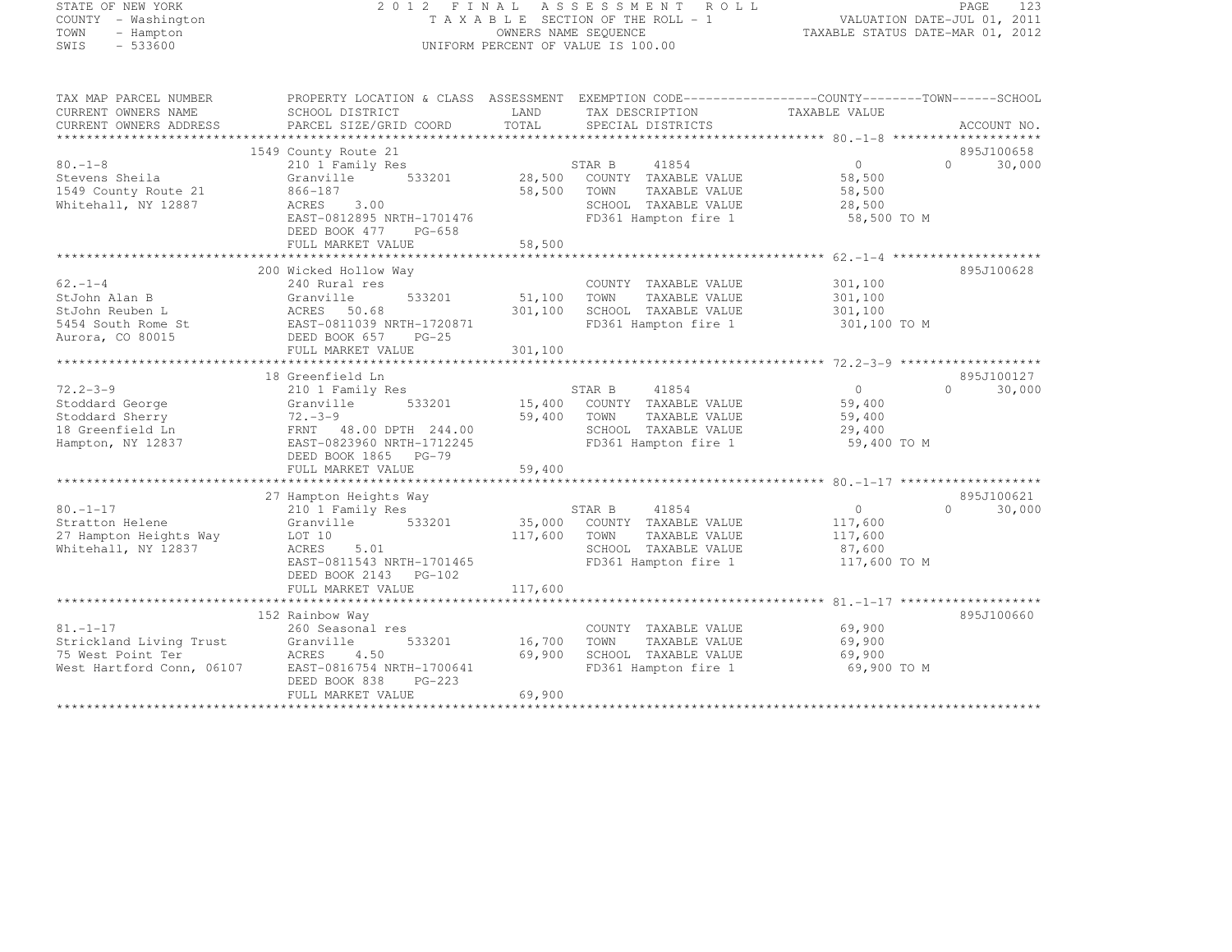STATE OF NEW YORK
COUNTY - Washington
TOWN - Hampton
SWIS - 533600

2012 FINAL ASSESSMENT ROLL
TAXABLE SECTION OF THE ROLL - 1
OWNERS NAME SEQUENCE
UNIFORM PERCENT OF VALUE IS 100.00

VALUATION DATE-JUL 01, 2011
TAXABLE STATUS DATE-MAR 01, 2012

| TAX MAP PARCEL NUMBER / CURRENT OWNERS NAME / CURRENT OWNERS ADDRESS | PROPERTY LOCATION & CLASS / SCHOOL DISTRICT / PARCEL SIZE/GRID COORD | ASSESSMENT LAND / TOTAL | EXEMPTION CODE / TAX DESCRIPTION / SPECIAL DISTRICTS | COUNTY / TAXABLE VALUE | TOWN | SCHOOL / ACCOUNT NO. |
|---|---|---|---|---|---|---|
| | 1549 County Route 21 | | | | | 895J100658 |
| 80.-1-8 | 210 1 Family Res | | STAR B 41854 | 0 | 0 | 30,000 |
| Stevens Sheila | Granville 533201 | 28,500 | COUNTY TAXABLE VALUE | 58,500 | | |
| 1549 County Route 21 | 866-187 | 58,500 | TOWN TAXABLE VALUE | 58,500 | | |
| Whitehall, NY 12887 | ACRES 3.00 | | SCHOOL TAXABLE VALUE | 28,500 | | |
| | EAST-0812895 NRTH-1701476 | | FD361 Hampton fire 1 | 58,500 TO M | | |
| | DEED BOOK 477 PG-658 | | | | | |
| | FULL MARKET VALUE | 58,500 | | | | |
| | 200 Wicked Hollow Way | | | | | 895J100628 |
| 62.-1-4 | 240 Rural res | | COUNTY TAXABLE VALUE | 301,100 | | |
| StJohn Alan B | Granville 533201 | 51,100 | TOWN TAXABLE VALUE | 301,100 | | |
| StJohn Reuben L | ACRES 50.68 | 301,100 | SCHOOL TAXABLE VALUE | 301,100 | | |
| 5454 South Rome St | EAST-0811039 NRTH-1720871 | | FD361 Hampton fire 1 | 301,100 TO M | | |
| Aurora, CO 80015 | DEED BOOK 657 PG-25 | | | | | |
| | FULL MARKET VALUE | 301,100 | | | | |
| | 18 Greenfield Ln | | | | | 895J100127 |
| 72.2-3-9 | 210 1 Family Res | | STAR B 41854 | 0 | 0 | 30,000 |
| Stoddard George | Granville 533201 | 15,400 | COUNTY TAXABLE VALUE | 59,400 | | |
| Stoddard Sherry | 72.-3-9 | 59,400 | TOWN TAXABLE VALUE | 59,400 | | |
| 18 Greenfield Ln | FRNT 48.00 DPTH 244.00 | | SCHOOL TAXABLE VALUE | 29,400 | | |
| Hampton, NY 12837 | EAST-0823960 NRTH-1712245 | | FD361 Hampton fire 1 | 59,400 TO M | | |
| | DEED BOOK 1865 PG-79 | | | | | |
| | FULL MARKET VALUE | 59,400 | | | | |
| | 27 Hampton Heights Way | | | | | 895J100621 |
| 80.-1-17 | 210 1 Family Res | | STAR B 41854 | 0 | 0 | 30,000 |
| Stratton Helene | Granville 533201 | 35,000 | COUNTY TAXABLE VALUE | 117,600 | | |
| 27 Hampton Heights Way | LOT 10 | 117,600 | TOWN TAXABLE VALUE | 117,600 | | |
| Whitehall, NY 12837 | ACRES 5.01 | | SCHOOL TAXABLE VALUE | 87,600 | | |
| | EAST-0811543 NRTH-1701465 | | FD361 Hampton fire 1 | 117,600 TO M | | |
| | DEED BOOK 2143 PG-102 | | | | | |
| | FULL MARKET VALUE | 117,600 | | | | |
| | 152 Rainbow Way | | | | | 895J100660 |
| 81.-1-17 | 260 Seasonal res | | COUNTY TAXABLE VALUE | 69,900 | | |
| Strickland Living Trust | Granville 533201 | 16,700 | TOWN TAXABLE VALUE | 69,900 | | |
| 75 West Point Ter | ACRES 4.50 | 69,900 | SCHOOL TAXABLE VALUE | 69,900 | | |
| West Hartford Conn, 06107 | EAST-0816754 NRTH-1700641 | | FD361 Hampton fire 1 | 69,900 TO M | | |
| | DEED BOOK 838 PG-223 | | | | | |
| | FULL MARKET VALUE | 69,900 | | | | |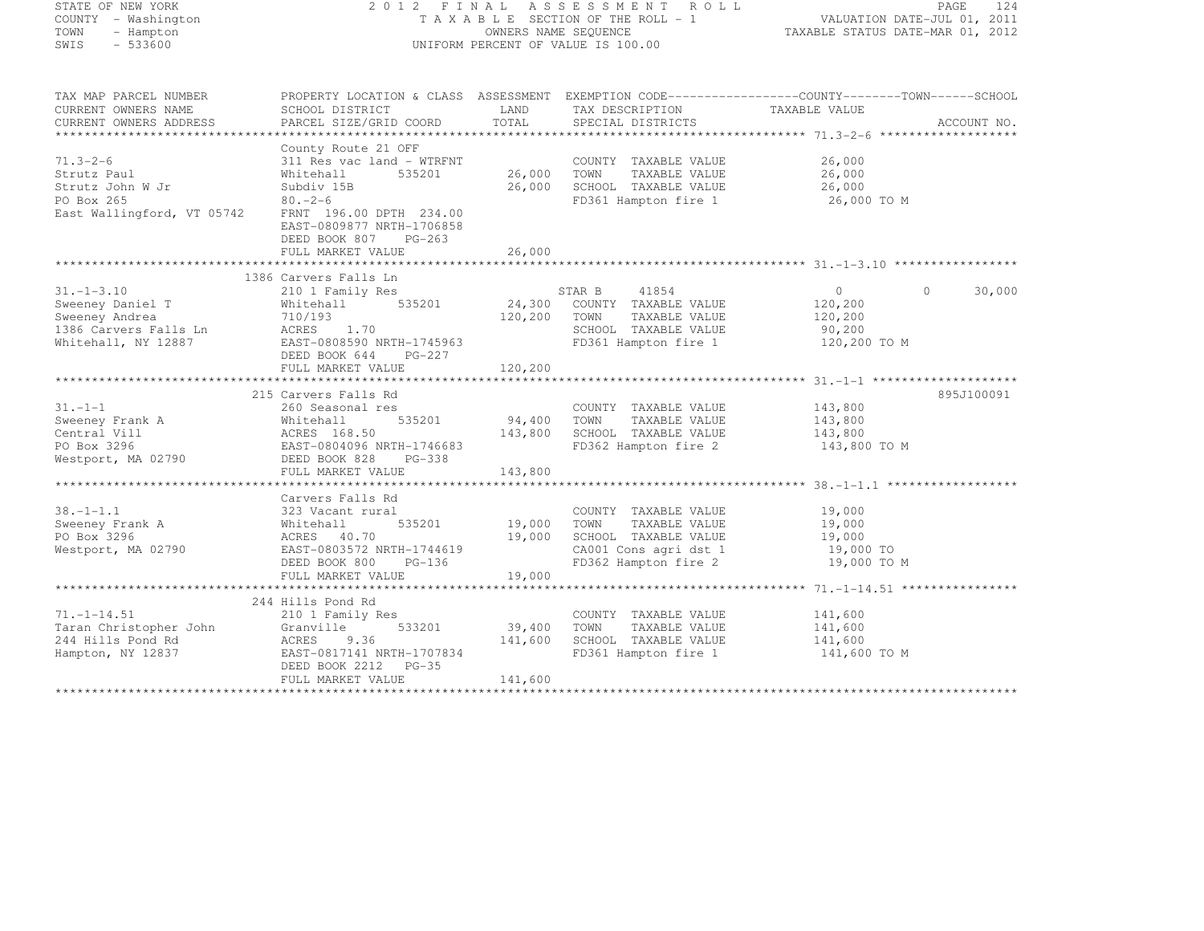STATE OF NEW YORK
COUNTY - Washington
TOWN - Hampton
SWIS - 533600

# 2012 FINAL ASSESSMENT ROLL
TAXABLE SECTION OF THE ROLL - 1
OWNERS NAME SEQUENCE
UNIFORM PERCENT OF VALUE IS 100.00

VALUATION DATE-JUL 01, 2011
TAXABLE STATUS DATE-MAR 01, 2012

| TAX MAP PARCEL NUMBER / CURRENT OWNERS NAME / CURRENT OWNERS ADDRESS | PROPERTY LOCATION & CLASS / SCHOOL DISTRICT / PARCEL SIZE/GRID COORD | ASSESSMENT LAND | TOTAL | EXEMPTION CODE / TAX DESCRIPTION / SPECIAL DISTRICTS | COUNTY TAXABLE VALUE | TOWN | SCHOOL | ACCOUNT NO. |
|---|---|---|---|---|---|---|---|---|
| **71.3-2-6** | County Route 21 OFF | | | | | | | |
| 71.3-2-6 | 311 Res vac land - WTRFNT | | | COUNTY TAXABLE VALUE | 26,000 | | | |
| Strutz Paul | Whitehall 535201 | 26,000 | | TOWN TAXABLE VALUE | 26,000 | | | |
| Strutz John W Jr | Subdiv 15B | | 26,000 | SCHOOL TAXABLE VALUE | 26,000 | | | |
| PO Box 265 | 80.-2-6 | | | FD361 Hampton fire 1 | 26,000 TO M | | | |
| East Wallingford, VT 05742 | FRNT 196.00 DPTH 234.00 | | | | | | | |
| | EAST-0809877 NRTH-1706858 | | | | | | | |
| | DEED BOOK 807 PG-263 | | | | | | | |
| | FULL MARKET VALUE | | 26,000 | | | | | |
| **31.-1-3.10** | 1386 Carvers Falls Ln | | | | | | | |
| 31.-1-3.10 | 210 1 Family Res | | | STAR B 41854 | 0 | 0 | 30,000 | |
| Sweeney Daniel T | Whitehall 535201 | 24,300 | | COUNTY TAXABLE VALUE | 120,200 | | | |
| Sweeney Andrea | 710/193 | | 120,200 | TOWN TAXABLE VALUE | 120,200 | | | |
| 1386 Carvers Falls Ln | ACRES 1.70 | | | SCHOOL TAXABLE VALUE | 90,200 | | | |
| Whitehall, NY 12887 | EAST-0808590 NRTH-1745963 | | | FD361 Hampton fire 1 | 120,200 TO M | | | |
| | DEED BOOK 644 PG-227 | | | | | | | |
| | FULL MARKET VALUE | | 120,200 | | | | | |
| **31.-1-1** | 215 Carvers Falls Rd | | | | | | | 895J100091 |
| 31.-1-1 | 260 Seasonal res | | | COUNTY TAXABLE VALUE | 143,800 | | | |
| Sweeney Frank A | Whitehall 535201 | 94,400 | | TOWN TAXABLE VALUE | 143,800 | | | |
| Central Vill | ACRES 168.50 | | 143,800 | SCHOOL TAXABLE VALUE | 143,800 | | | |
| PO Box 3296 | EAST-0804096 NRTH-1746683 | | | FD362 Hampton fire 2 | 143,800 TO M | | | |
| Westport, MA 02790 | DEED BOOK 828 PG-338 | | | | | | | |
| | FULL MARKET VALUE | | 143,800 | | | | | |
| **38.-1-1.1** | Carvers Falls Rd | | | | | | | |
| 38.-1-1.1 | 323 Vacant rural | | | COUNTY TAXABLE VALUE | 19,000 | | | |
| Sweeney Frank A | Whitehall 535201 | 19,000 | | TOWN TAXABLE VALUE | 19,000 | | | |
| PO Box 3296 | ACRES 40.70 | | 19,000 | SCHOOL TAXABLE VALUE | 19,000 | | | |
| Westport, MA 02790 | EAST-0803572 NRTH-1744619 | | | CA001 Cons agri dst 1 | 19,000 TO | | | |
| | DEED BOOK 800 PG-136 | | | FD362 Hampton fire 2 | 19,000 TO M | | | |
| | FULL MARKET VALUE | | 19,000 | | | | | |
| **71.-1-14.51** | 244 Hills Pond Rd | | | | | | | |
| 71.-1-14.51 | 210 1 Family Res | | | COUNTY TAXABLE VALUE | 141,600 | | | |
| Taran Christopher John | Granville 533201 | 39,400 | | TOWN TAXABLE VALUE | 141,600 | | | |
| 244 Hills Pond Rd | ACRES 9.36 | | 141,600 | SCHOOL TAXABLE VALUE | 141,600 | | | |
| Hampton, NY 12837 | EAST-0817141 NRTH-1707834 | | | FD361 Hampton fire 1 | 141,600 TO M | | | |
| | DEED BOOK 2212 PG-35 | | | | | | | |
| | FULL MARKET VALUE | | 141,600 | | | | | |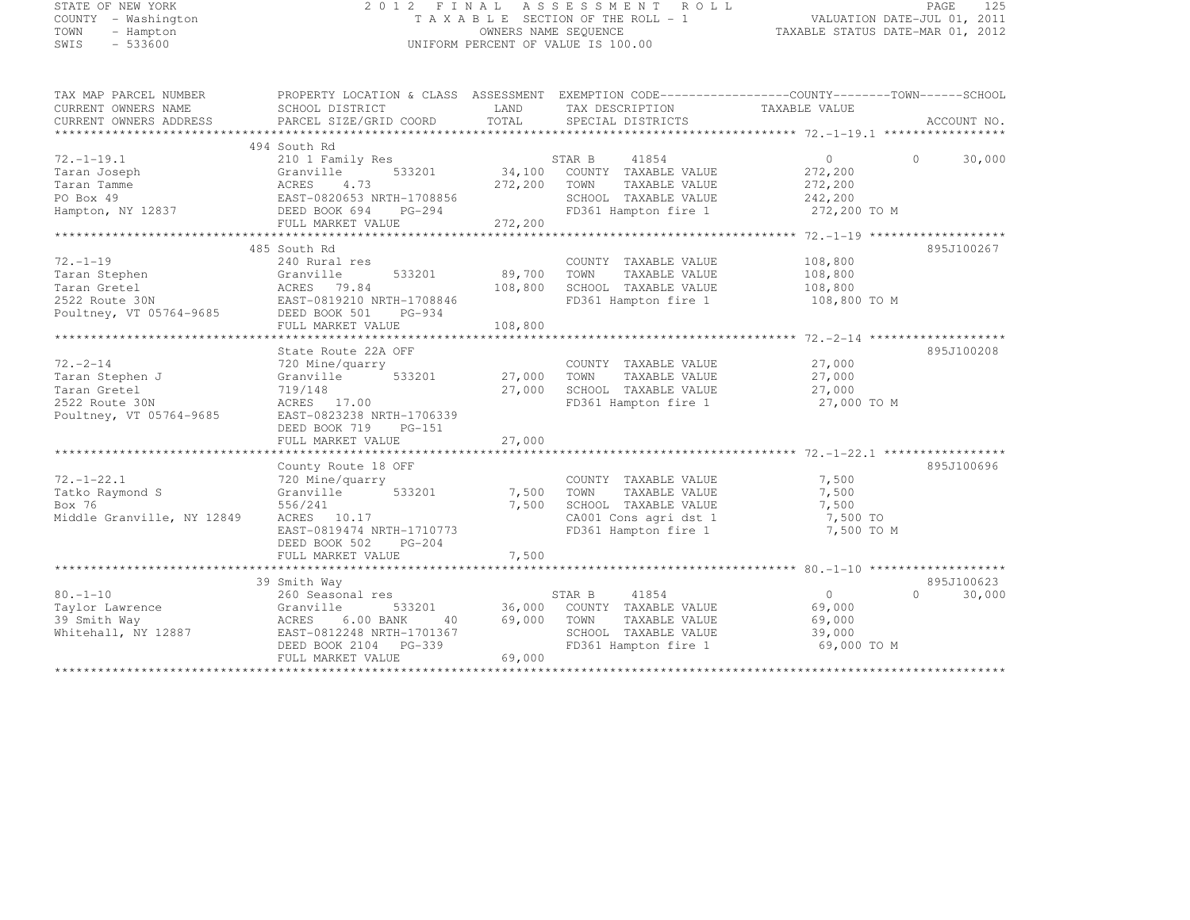STATE OF NEW YORK
COUNTY - Washington
TOWN - Hampton
SWIS - 533600

2012 FINAL ASSESSMENT ROLL
TAXABLE SECTION OF THE ROLL - 1
OWNERS NAME SEQUENCE
UNIFORM PERCENT OF VALUE IS 100.00

VALUATION DATE-JUL 01, 2011
TAXABLE STATUS DATE-MAR 01, 2012

| TAX MAP PARCEL NUMBER / CURRENT OWNERS NAME / CURRENT OWNERS ADDRESS | PROPERTY LOCATION & CLASS / SCHOOL DISTRICT / PARCEL SIZE/GRID COORD | ASSESSMENT LAND / TOTAL | EXEMPTION CODE / TAX DESCRIPTION / SPECIAL DISTRICTS | COUNTY TAXABLE VALUE | TOWN | SCHOOL | ACCOUNT NO. |
|---|---|---|---|---|---|---|---|
| 72.-1-19.1 | 494 South Rd | | | | | | |
| | 210 1 Family Res | | STAR B 41854 | 0 | 0 | 30,000 | |
| Taran Joseph | Granville 533201 | 34,100 | COUNTY TAXABLE VALUE | 272,200 | | | |
| Taran Tamme | ACRES 4.73 | 272,200 | TOWN TAXABLE VALUE | 272,200 | | | |
| PO Box 49 | EAST-0820653 NRTH-1708856 | | SCHOOL TAXABLE VALUE | 242,200 | | | |
| Hampton, NY 12837 | DEED BOOK 694 PG-294 | | FD361 Hampton fire 1 | 272,200 TO M | | | |
| | FULL MARKET VALUE | 272,200 | | | | | |
| 72.-1-19 | 485 South Rd | | | | | | 895J100267 |
| | 240 Rural res | | COUNTY TAXABLE VALUE | 108,800 | | | |
| Taran Stephen | Granville 533201 | 89,700 | TOWN TAXABLE VALUE | 108,800 | | | |
| Taran Gretel | ACRES 79.84 | 108,800 | SCHOOL TAXABLE VALUE | 108,800 | | | |
| 2522 Route 30N | EAST-0819210 NRTH-1708846 | | FD361 Hampton fire 1 | 108,800 TO M | | | |
| Poultney, VT 05764-9685 | DEED BOOK 501 PG-934 | | | | | | |
| | FULL MARKET VALUE | 108,800 | | | | | |
| 72.-2-14 | State Route 22A OFF | | | | | | 895J100208 |
| | 720 Mine/quarry | | COUNTY TAXABLE VALUE | 27,000 | | | |
| Taran Stephen J | Granville 533201 | 27,000 | TOWN TAXABLE VALUE | 27,000 | | | |
| Taran Gretel | 719/148 | 27,000 | SCHOOL TAXABLE VALUE | 27,000 | | | |
| 2522 Route 30N | ACRES 17.00 | | FD361 Hampton fire 1 | 27,000 TO M | | | |
| Poultney, VT 05764-9685 | EAST-0823238 NRTH-1706339 | | | | | | |
| | DEED BOOK 719 PG-151 | | | | | | |
| | FULL MARKET VALUE | 27,000 | | | | | |
| 72.-1-22.1 | County Route 18 OFF | | | | | | 895J100696 |
| | 720 Mine/quarry | | COUNTY TAXABLE VALUE | 7,500 | | | |
| Tatko Raymond S | Granville 533201 | 7,500 | TOWN TAXABLE VALUE | 7,500 | | | |
| Box 76 | 556/241 | 7,500 | SCHOOL TAXABLE VALUE | 7,500 | | | |
| Middle Granville, NY 12849 | ACRES 10.17 | | CA001 Cons agri dst 1 | 7,500 TO | | | |
| | EAST-0819474 NRTH-1710773 | | FD361 Hampton fire 1 | 7,500 TO M | | | |
| | DEED BOOK 502 PG-204 | | | | | | |
| | FULL MARKET VALUE | 7,500 | | | | | |
| 80.-1-10 | 39 Smith Way | | | | | | 895J100623 |
| | 260 Seasonal res | | STAR B 41854 | 0 | 0 | 30,000 | |
| Taylor Lawrence | Granville 533201 | 36,000 | COUNTY TAXABLE VALUE | 69,000 | | | |
| 39 Smith Way | ACRES 6.00 BANK 40 | 69,000 | TOWN TAXABLE VALUE | 69,000 | | | |
| Whitehall, NY 12887 | EAST-0812248 NRTH-1701367 | | SCHOOL TAXABLE VALUE | 39,000 | | | |
| | DEED BOOK 2104 PG-339 | | FD361 Hampton fire 1 | 69,000 TO M | | | |
| | FULL MARKET VALUE | 69,000 | | | | | |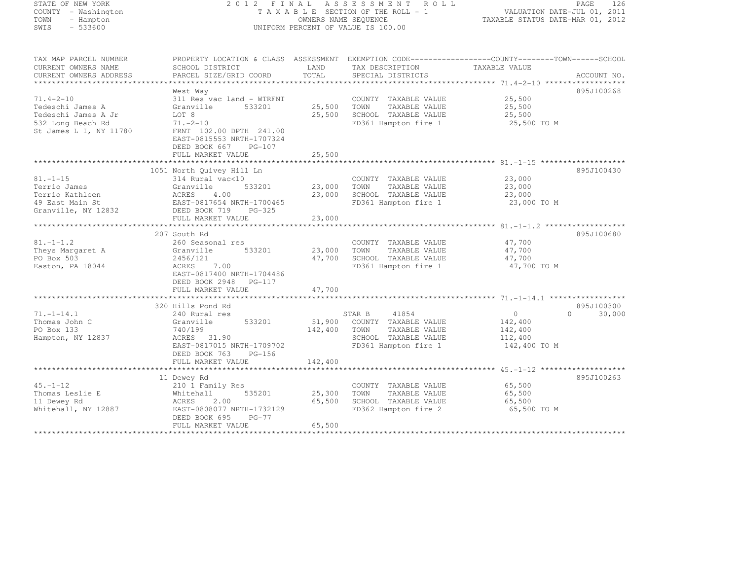STATE OF NEW YORK
COUNTY - Washington
TOWN - Hampton
SWIS - 533600

2012 FINAL ASSESSMENT ROLL
TAXABLE SECTION OF THE ROLL - 1
OWNERS NAME SEQUENCE
UNIFORM PERCENT OF VALUE IS 100.00

VALUATION DATE-JUL 01, 2011
TAXABLE STATUS DATE-MAR 01, 2012

| TAX MAP PARCEL NUMBER / CURRENT OWNERS NAME / CURRENT OWNERS ADDRESS | PROPERTY LOCATION & CLASS / SCHOOL DISTRICT / PARCEL SIZE/GRID COORD | ASSESSMENT LAND / TOTAL | EXEMPTION CODE / TAX DESCRIPTION / SPECIAL DISTRICTS | COUNTY / TAXABLE VALUE | TOWN | SCHOOL | ACCOUNT NO. |
|---|---|---|---|---|---|---|---|
| 71.4-2-10 | West Way | | | | | | 895J100268 |
| 71.4-2-10 | 311 Res vac land - WTRFNT | | COUNTY TAXABLE VALUE | 25,500 | | | |
| Tedeschi James A | Granville 533201 | 25,500 | TOWN TAXABLE VALUE | 25,500 | | | |
| Tedeschi James A Jr | LOT 8 | 25,500 | SCHOOL TAXABLE VALUE | 25,500 | | | |
| 532 Long Beach Rd | 71.-2-10 | | FD361 Hampton fire 1 | 25,500 TO M | | | |
| St James L I, NY 11780 | FRNT 102.00 DPTH 241.00 | | | | | | |
| | EAST-0815553 NRTH-1707324 | | | | | | |
| | DEED BOOK 667 PG-107 | | | | | | |
| | FULL MARKET VALUE | 25,500 | | | | | |
| 81.-1-15 | 1051 North Quivey Hill Ln | | | | | | 895J100430 |
| 81.-1-15 | 314 Rural vac<10 | | COUNTY TAXABLE VALUE | 23,000 | | | |
| Terrio James | Granville 533201 | 23,000 | TOWN TAXABLE VALUE | 23,000 | | | |
| Terrio Kathleen | ACRES 4.00 | 23,000 | SCHOOL TAXABLE VALUE | 23,000 | | | |
| 49 East Main St | EAST-0817654 NRTH-1700465 | | FD361 Hampton fire 1 | 23,000 TO M | | | |
| Granville, NY 12832 | DEED BOOK 719 PG-325 | | | | | | |
| | FULL MARKET VALUE | 23,000 | | | | | |
| 81.-1-1.2 | 207 South Rd | | | | | | 895J100680 |
| 81.-1-1.2 | 260 Seasonal res | | COUNTY TAXABLE VALUE | 47,700 | | | |
| Theys Margaret A | Granville 533201 | 23,000 | TOWN TAXABLE VALUE | 47,700 | | | |
| PO Box 503 | 2456/121 | 47,700 | SCHOOL TAXABLE VALUE | 47,700 | | | |
| Easton, PA 18044 | ACRES 7.00 | | FD361 Hampton fire 1 | 47,700 TO M | | | |
| | EAST-0817400 NRTH-1704486 | | | | | | |
| | DEED BOOK 2948 PG-117 | | | | | | |
| | FULL MARKET VALUE | 47,700 | | | | | |
| 71.-1-14.1 | 320 Hills Pond Rd | | | | | | 895J100300 |
| 71.-1-14.1 | 240 Rural res | | STAR B 41854 | 0 | 0 | 30,000 | |
| Thomas John C | Granville 533201 | 51,900 | COUNTY TAXABLE VALUE | 142,400 | | | |
| PO Box 133 | 740/199 | 142,400 | TOWN TAXABLE VALUE | 142,400 | | | |
| Hampton, NY 12837 | ACRES 31.90 | | SCHOOL TAXABLE VALUE | 112,400 | | | |
| | EAST-0817015 NRTH-1709702 | | FD361 Hampton fire 1 | 142,400 TO M | | | |
| | DEED BOOK 763 PG-156 | | | | | | |
| | FULL MARKET VALUE | 142,400 | | | | | |
| 45.-1-12 | 11 Dewey Rd | | | | | | 895J100263 |
| 45.-1-12 | 210 1 Family Res | | COUNTY TAXABLE VALUE | 65,500 | | | |
| Thomas Leslie E | Whitehall 535201 | 25,300 | TOWN TAXABLE VALUE | 65,500 | | | |
| 11 Dewey Rd | ACRES 2.00 | 65,500 | SCHOOL TAXABLE VALUE | 65,500 | | | |
| Whitehall, NY 12887 | EAST-0808077 NRTH-1732129 | | FD362 Hampton fire 2 | 65,500 TO M | | | |
| | DEED BOOK 695 PG-77 | | | | | | |
| | FULL MARKET VALUE | 65,500 | | | | | |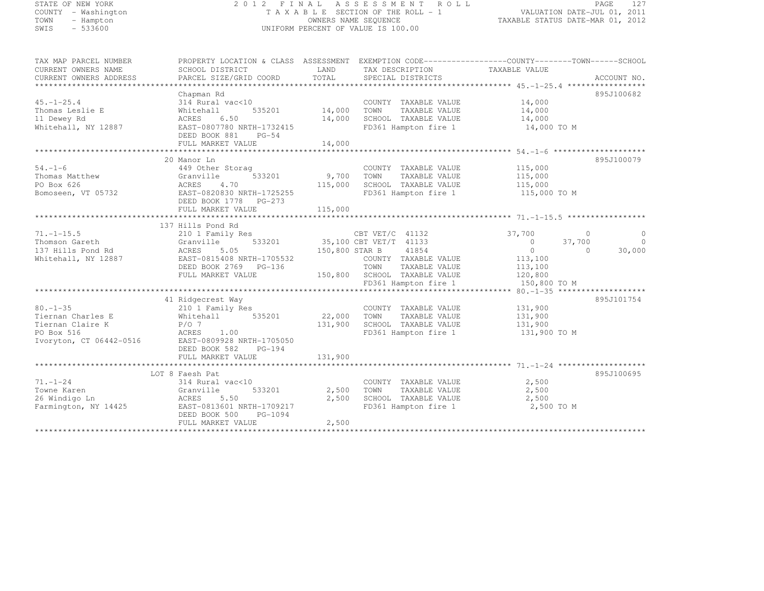STATE OF NEW YORK
COUNTY - Washington
TOWN - Hampton
SWIS - 533600

# 2012 FINAL ASSESSMENT ROLL
TAXABLE SECTION OF THE ROLL - 1
OWNERS NAME SEQUENCE
UNIFORM PERCENT OF VALUE IS 100.00

VALUATION DATE-JUL 01, 2011
TAXABLE STATUS DATE-MAR 01, 2012

| TAX MAP PARCEL NUMBER / CURRENT OWNERS NAME / CURRENT OWNERS ADDRESS | PROPERTY LOCATION & CLASS / SCHOOL DISTRICT / PARCEL SIZE/GRID COORD | ASSESSMENT LAND / TOTAL | EXEMPTION CODE / TAX DESCRIPTION / SPECIAL DISTRICTS | COUNTY TAXABLE VALUE | TOWN | SCHOOL | ACCOUNT NO. |
|---|---|---|---|---|---|---|---|
| 45.-1-25.4 | Chapman Rd | | | | | | 895J100682 |
| | 314 Rural vac<10 | | COUNTY TAXABLE VALUE | 14,000 | | | |
| Thomas Leslie E | Whitehall 535201 | 14,000 | TOWN TAXABLE VALUE | 14,000 | | | |
| 11 Dewey Rd | ACRES 6.50 | 14,000 | SCHOOL TAXABLE VALUE | 14,000 | | | |
| Whitehall, NY 12887 | EAST-0807780 NRTH-1732415 | | FD361 Hampton fire 1 | 14,000 TO M | | | |
| | DEED BOOK 881 PG-54 | | | | | | |
| | FULL MARKET VALUE | 14,000 | | | | | |
| 54.-1-6 | 20 Manor Ln | | | | | | 895J100079 |
| | 449 Other Storag | | COUNTY TAXABLE VALUE | 115,000 | | | |
| Thomas Matthew | Granville 533201 | 9,700 | TOWN TAXABLE VALUE | 115,000 | | | |
| PO Box 626 | ACRES 4.70 | 115,000 | SCHOOL TAXABLE VALUE | 115,000 | | | |
| Bomoseen, VT 05732 | EAST-0820830 NRTH-1725255 | | FD361 Hampton fire 1 | 115,000 TO M | | | |
| | DEED BOOK 1778 PG-273 | | | | | | |
| | FULL MARKET VALUE | 115,000 | | | | | |
| 71.-1-15.5 | 137 Hills Pond Rd | | | | | | |
| | 210 1 Family Res | | CBT VET/C 41132 | 37,700 | 0 | 0 | |
| Thomson Gareth | Granville 533201 | 35,100 | CBT VET/T 41133 | 0 | 37,700 | 0 | |
| 137 Hills Pond Rd | ACRES 5.05 | 150,800 | STAR B 41854 | 0 | 0 | 30,000 | |
| Whitehall, NY 12887 | EAST-0815408 NRTH-1705532 | | COUNTY TAXABLE VALUE | 113,100 | | | |
| | DEED BOOK 2769 PG-136 | | TOWN TAXABLE VALUE | 113,100 | | | |
| | FULL MARKET VALUE | 150,800 | SCHOOL TAXABLE VALUE | 120,800 | | | |
| | | | FD361 Hampton fire 1 | 150,800 TO M | | | |
| 80.-1-35 | 41 Ridgecrest Way | | | | | | 895J101754 |
| | 210 1 Family Res | | COUNTY TAXABLE VALUE | 131,900 | | | |
| Tiernan Charles E | Whitehall 535201 | 22,000 | TOWN TAXABLE VALUE | 131,900 | | | |
| Tiernan Claire K | P/O 7 | 131,900 | SCHOOL TAXABLE VALUE | 131,900 | | | |
| PO Box 516 | ACRES 1.00 | | FD361 Hampton fire 1 | 131,900 TO M | | | |
| Ivoryton, CT 06442-0516 | EAST-0809928 NRTH-1705050 | | | | | | |
| | DEED BOOK 582 PG-194 | | | | | | |
| | FULL MARKET VALUE | 131,900 | | | | | |
| 71.-1-24 | LOT 8 Faesh Pat | | | | | | 895J100695 |
| | 314 Rural vac<10 | | COUNTY TAXABLE VALUE | 2,500 | | | |
| Towne Karen | Granville 533201 | 2,500 | TOWN TAXABLE VALUE | 2,500 | | | |
| 26 Windigo Ln | ACRES 5.50 | 2,500 | SCHOOL TAXABLE VALUE | 2,500 | | | |
| Farmington, NY 14425 | EAST-0813601 NRTH-1709217 | | FD361 Hampton fire 1 | 2,500 TO M | | | |
| | DEED BOOK 500 PG-1094 | | | | | | |
| | FULL MARKET VALUE | 2,500 | | | | | |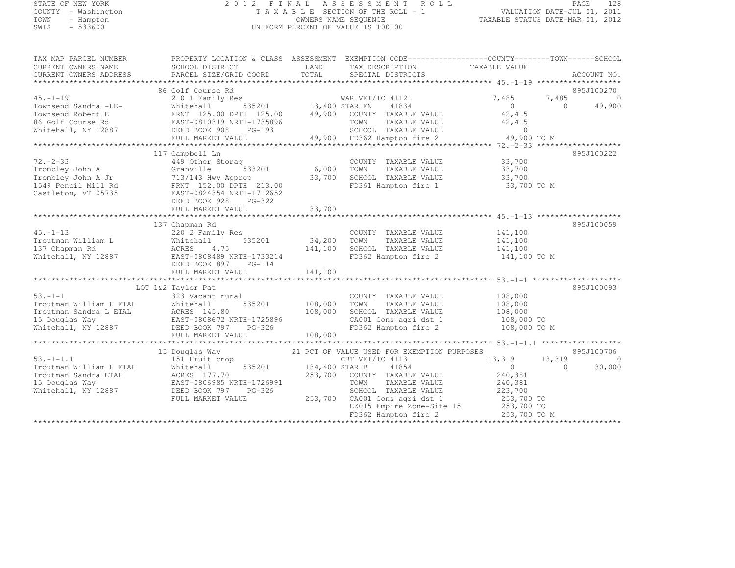STATE OF NEW YORK
COUNTY - Washington
TOWN - Hampton
SWIS - 533600

2 0 1 2 F I N A L A S S E S S M E N T R O L L
T A X A B L E SECTION OF THE ROLL - 1
OWNERS NAME SEQUENCE
UNIFORM PERCENT OF VALUE IS 100.00

VALUATION DATE-JUL 01, 2011
TAXABLE STATUS DATE-MAR 01, 2012

```
TAX MAP PARCEL NUMBER          PROPERTY LOCATION & CLASS  ASSESSMENT  EXEMPTION CODE-----------------COUNTY--------TOWN------SCHOOL
CURRENT OWNERS NAME            SCHOOL DISTRICT               LAND      TAX DESCRIPTION                TAXABLE VALUE
CURRENT OWNERS ADDRESS         PARCEL SIZE/GRID COORD        TOTAL     SPECIAL DISTRICTS                                  ACCOUNT NO.
******************************************************************************************************* 45.-1-19 *******************
                               86 Golf Course Rd                                                                          895J100270
45.-1-19                       210 1 Family Res                  WAR VET/TC 41121              7,485       7,485            0
Townsend Sandra -LE-           Whitehall        535201      13,400 STAR EN     41834               0           0       49,900
Townsend Robert E              FRNT 125.00 DPTH 125.00      49,900    COUNTY  TAXABLE VALUE         42,415
86 Golf Course Rd              EAST-0810319 NRTH-1735896               TOWN    TAXABLE VALUE         42,415
Whitehall, NY 12887            DEED BOOK 908    PG-193                 SCHOOL  TAXABLE VALUE              0
                               FULL MARKET VALUE            49,900    FD362 Hampton fire 2          49,900 TO M
******************************************************************************************************* 72.-2-33 *******************
                               117 Campbell Ln                                                                            895J100222
72.-2-33                       449 Other Storag                        COUNTY  TAXABLE VALUE         33,700
Trombley John A                Granville        533201       6,000    TOWN    TAXABLE VALUE         33,700
Trombley John A Jr             713/143 Hwy Approp           33,700    SCHOOL  TAXABLE VALUE         33,700
1549 Pencil Mill Rd            FRNT 152.00 DPTH 213.00                FD361 Hampton fire 1          33,700 TO M
Castleton, VT 05735            EAST-0824354 NRTH-1712652
                               DEED BOOK 928    PG-322
                               FULL MARKET VALUE            33,700
******************************************************************************************************* 45.-1-13 *******************
                               137 Chapman Rd                                                                             895J100059
45.-1-13                       220 2 Family Res                        COUNTY  TAXABLE VALUE        141,100
Troutman William L             Whitehall        535201      34,200    TOWN    TAXABLE VALUE        141,100
137 Chapman Rd                 ACRES    4.75               141,100    SCHOOL  TAXABLE VALUE        141,100
Whitehall, NY 12887            EAST-0808489 NRTH-1733214               FD362 Hampton fire 2         141,100 TO M
                               DEED BOOK 897    PG-114
                               FULL MARKET VALUE           141,100
******************************************************************************************************* 53.-1-1 ********************
                               LOT 1&2 Taylor Pat                                                                         895J100093
53.-1-1                        323 Vacant rural                        COUNTY  TAXABLE VALUE        108,000
Troutman William L ETAL        Whitehall        535201     108,000    TOWN    TAXABLE VALUE        108,000
Troutman Sandra L ETAL         ACRES 145.80                108,000    SCHOOL  TAXABLE VALUE        108,000
15 Douglas Way                 EAST-0808672 NRTH-1725896               CA001 Cons agri dst 1        108,000 TO
Whitehall, NY 12887            DEED BOOK 797    PG-326                 FD362 Hampton fire 2         108,000 TO M
                               FULL MARKET VALUE           108,000
******************************************************************************************************* 53.-1-1.1 ******************
                               15 Douglas Way              21 PCT OF VALUE USED FOR EXEMPTION PURPOSES                    895J100706
53.-1-1.1                      151 Fruit crop                    CBT VET/TC 41131             13,319      13,319            0
Troutman William L ETAL        Whitehall        535201     134,400 STAR B      41854               0           0       30,000
Troutman Sandra ETAL           ACRES 177.70                253,700    COUNTY  TAXABLE VALUE        240,381
15 Douglas Way                 EAST-0806985 NRTH-1726991               TOWN    TAXABLE VALUE        240,381
Whitehall, NY 12887            DEED BOOK 797    PG-326                 SCHOOL  TAXABLE VALUE        223,700
                               FULL MARKET VALUE           253,700    CA001 Cons agri dst 1        253,700 TO
                                                                       EZ015 Empire Zone-Site 15    253,700 TO
                                                                       FD362 Hampton fire 2         253,700 TO M
************************************************************************************************************************************
```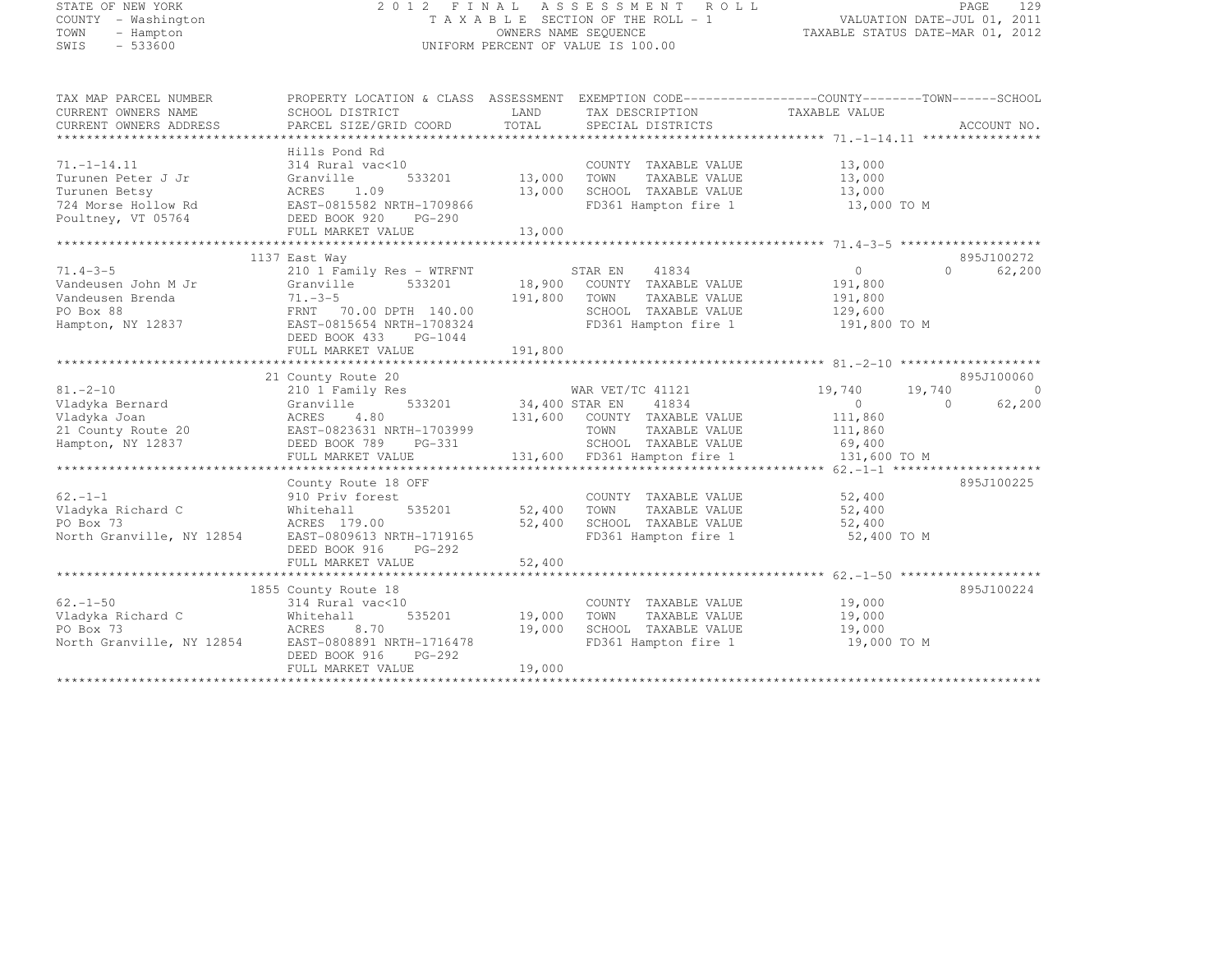STATE OF NEW YORK
COUNTY - Washington
TOWN - Hampton
SWIS - 533600

2012 FINAL ASSESSMENT ROLL
TAXABLE SECTION OF THE ROLL - 1
OWNERS NAME SEQUENCE
UNIFORM PERCENT OF VALUE IS 100.00

VALUATION DATE-JUL 01, 2011
TAXABLE STATUS DATE-MAR 01, 2012

| TAX MAP PARCEL NUMBER / CURRENT OWNERS NAME / CURRENT OWNERS ADDRESS | PROPERTY LOCATION & CLASS / SCHOOL DISTRICT / PARCEL SIZE/GRID COORD | ASSESSMENT LAND / TOTAL | EXEMPTION CODE / TAX DESCRIPTION / SPECIAL DISTRICTS | COUNTY | TOWN | SCHOOL | ACCOUNT NO. |
|---|---|---|---|---|---|---|---|
| **71.-1-14.11** | Hills Pond Rd | | | | | | |
| 71.-1-14.11 | 314 Rural vac<10 | | COUNTY TAXABLE VALUE | 13,000 | | | |
| Turunen Peter J Jr | Granville 533201 | 13,000 | TOWN TAXABLE VALUE | | 13,000 | | |
| Turunen Betsy | ACRES 1.09 | 13,000 | SCHOOL TAXABLE VALUE | | | 13,000 | |
| 724 Morse Hollow Rd | EAST-0815582 NRTH-1709866 | | FD361 Hampton fire 1 | 13,000 TO M | | | |
| Poultney, VT 05764 | DEED BOOK 920 PG-290 | | | | | | |
| | FULL MARKET VALUE | 13,000 | | | | | |
| **71.4-3-5** | 1137 East Way | | | | | | 895J100272 |
| 71.4-3-5 | 210 1 Family Res - WTRFNT | | STAR EN 41834 | 0 | 0 | 62,200 | |
| Vandeusen John M Jr | Granville 533201 | 18,900 | COUNTY TAXABLE VALUE | 191,800 | | | |
| Vandeusen Brenda | 71.-3-5 | 191,800 | TOWN TAXABLE VALUE | | 191,800 | | |
| PO Box 88 | FRNT 70.00 DPTH 140.00 | | SCHOOL TAXABLE VALUE | | | 129,600 | |
| Hampton, NY 12837 | EAST-0815654 NRTH-1708324 | | FD361 Hampton fire 1 | 191,800 TO M | | | |
| | DEED BOOK 433 PG-1044 | | | | | | |
| | FULL MARKET VALUE | 191,800 | | | | | |
| **81.-2-10** | 21 County Route 20 | | | | | | 895J100060 |
| 81.-2-10 | 210 1 Family Res | | WAR VET/TC 41121 | 19,740 | 19,740 | 0 | |
| Vladyka Bernard | Granville 533201 | 34,400 | STAR EN 41834 | 0 | 0 | 62,200 | |
| Vladyka Joan | ACRES 4.80 | 131,600 | COUNTY TAXABLE VALUE | 111,860 | | | |
| 21 County Route 20 | EAST-0823631 NRTH-1703999 | | TOWN TAXABLE VALUE | | 111,860 | | |
| Hampton, NY 12837 | DEED BOOK 789 PG-331 | | SCHOOL TAXABLE VALUE | | | 69,400 | |
| | FULL MARKET VALUE | 131,600 | FD361 Hampton fire 1 | 131,600 TO M | | | |
| **62.-1-1** | County Route 18 OFF | | | | | | 895J100225 |
| 62.-1-1 | 910 Priv forest | | COUNTY TAXABLE VALUE | 52,400 | | | |
| Vladyka Richard C | Whitehall 535201 | 52,400 | TOWN TAXABLE VALUE | | 52,400 | | |
| PO Box 73 | ACRES 179.00 | 52,400 | SCHOOL TAXABLE VALUE | | | 52,400 | |
| North Granville, NY 12854 | EAST-0809613 NRTH-1719165 | | FD361 Hampton fire 1 | 52,400 TO M | | | |
| | DEED BOOK 916 PG-292 | | | | | | |
| | FULL MARKET VALUE | 52,400 | | | | | |
| **62.-1-50** | 1855 County Route 18 | | | | | | 895J100224 |
| 62.-1-50 | 314 Rural vac<10 | | COUNTY TAXABLE VALUE | 19,000 | | | |
| Vladyka Richard C | Whitehall 535201 | 19,000 | TOWN TAXABLE VALUE | | 19,000 | | |
| PO Box 73 | ACRES 8.70 | 19,000 | SCHOOL TAXABLE VALUE | | | 19,000 | |
| North Granville, NY 12854 | EAST-0808891 NRTH-1716478 | | FD361 Hampton fire 1 | 19,000 TO M | | | |
| | DEED BOOK 916 PG-292 | | | | | | |
| | FULL MARKET VALUE | 19,000 | | | | | |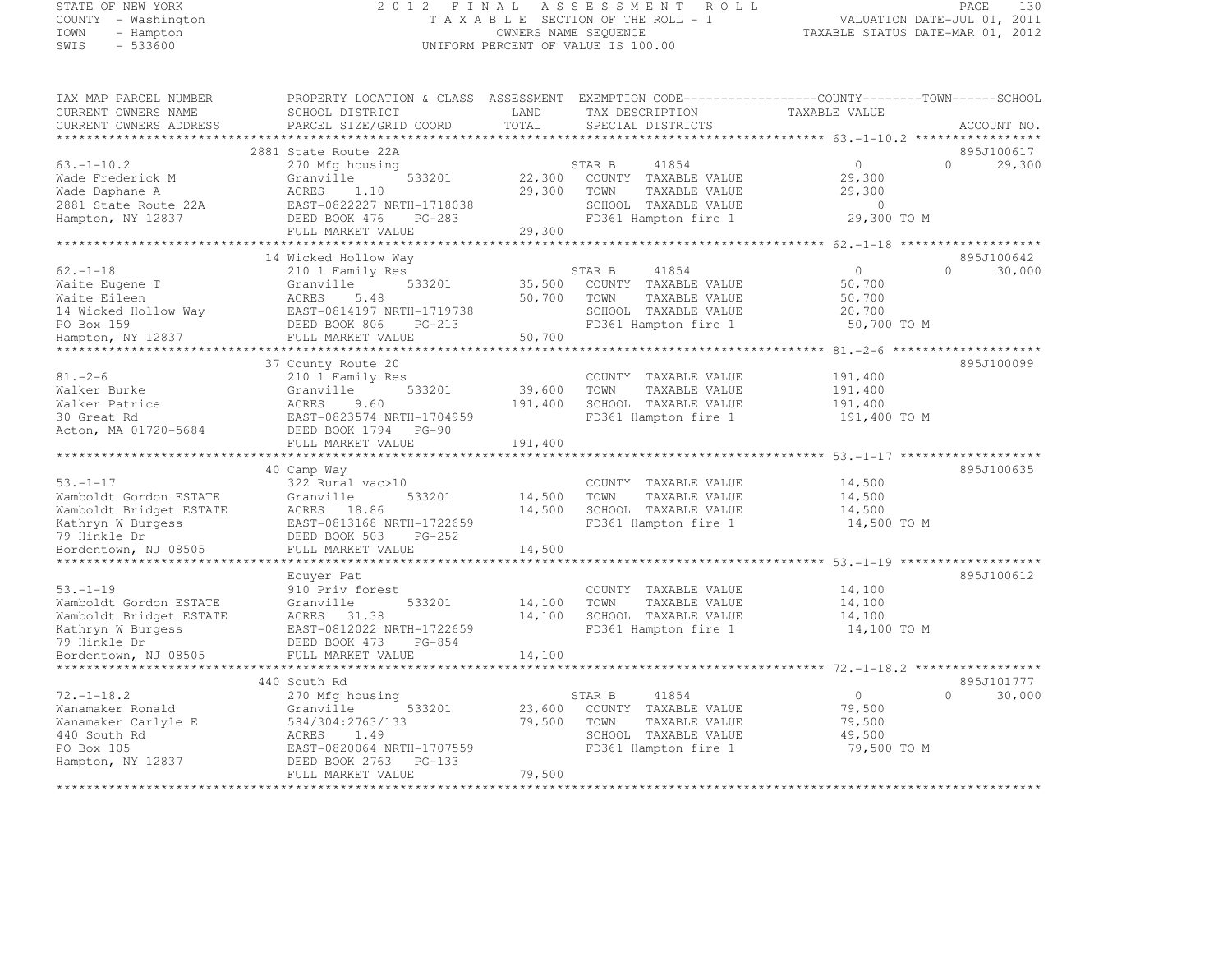STATE OF NEW YORK
COUNTY - Washington
TOWN - Hampton
SWIS - 533600

2 0 1 2 F I N A L A S S E S S M E N T R O L L
T A X A B L E SECTION OF THE ROLL - 1
OWNERS NAME SEQUENCE
UNIFORM PERCENT OF VALUE IS 100.00

VALUATION DATE-JUL 01, 2011
TAXABLE STATUS DATE-MAR 01, 2012

```
TAX MAP PARCEL NUMBER          PROPERTY LOCATION & CLASS  ASSESSMENT  EXEMPTION CODE------------------COUNTY--------TOWN------SCHOOL
CURRENT OWNERS NAME            SCHOOL DISTRICT               LAND      TAX DESCRIPTION                  TAXABLE VALUE
CURRENT OWNERS ADDRESS         PARCEL SIZE/GRID COORD        TOTAL     SPECIAL DISTRICTS                                    ACCOUNT NO.
******************************************************************************************************* 63.-1-10.2 *****************
                               2881 State Route 22A                                                                        895J100617
63.-1-10.2                     270 Mfg housing                          STAR B     41854               0             0      29,300
Wade Frederick M               Granville       533201         22,300    COUNTY  TAXABLE VALUE          29,300
Wade Daphane A                 ACRES    1.10                  29,300    TOWN    TAXABLE VALUE          29,300
2881 State Route 22A           EAST-0822227 NRTH-1718038                SCHOOL  TAXABLE VALUE               0
Hampton, NY 12837              DEED BOOK 476     PG-283                 FD361 Hampton fire 1            29,300 TO M
                               FULL MARKET VALUE              29,300
******************************************************************************************************* 62.-1-18 *******************
                               14 Wicked Hollow Way                                                                        895J100642
62.-1-18                       210 1 Family Res                         STAR B     41854               0             0      30,000
Waite Eugene T                 Granville       533201         35,500    COUNTY  TAXABLE VALUE          50,700
Waite Eileen                   ACRES    5.48                  50,700    TOWN    TAXABLE VALUE          50,700
14 Wicked Hollow Way           EAST-0814197 NRTH-1719738                SCHOOL  TAXABLE VALUE          20,700
PO Box 159                     DEED BOOK 806     PG-213                 FD361 Hampton fire 1            50,700 TO M
Hampton, NY 12837              FULL MARKET VALUE              50,700
******************************************************************************************************* 81.-2-6 ********************
                               37 County Route 20                                                                          895J100099
81.-2-6                        210 1 Family Res                         COUNTY  TAXABLE VALUE         191,400
Walker Burke                   Granville       533201         39,600    TOWN    TAXABLE VALUE         191,400
Walker Patrice                 ACRES    9.60                 191,400    SCHOOL  TAXABLE VALUE         191,400
30 Great Rd                    EAST-0823574 NRTH-1704959                FD361 Hampton fire 1           191,400 TO M
Acton, MA 01720-5684           DEED BOOK 1794    PG-90
                               FULL MARKET VALUE             191,400
******************************************************************************************************* 53.-1-17 *******************
                               40 Camp Way                                                                                 895J100635
53.-1-17                       322 Rural vac>10                         COUNTY  TAXABLE VALUE          14,500
Wamboldt Gordon ESTATE         Granville       533201         14,500    TOWN    TAXABLE VALUE          14,500
Wamboldt Bridget ESTATE        ACRES   18.86                  14,500    SCHOOL  TAXABLE VALUE          14,500
Kathryn W Burgess              EAST-0813168 NRTH-1722659                FD361 Hampton fire 1            14,500 TO M
79 Hinkle Dr                   DEED BOOK 503     PG-252
Bordentown, NJ 08505           FULL MARKET VALUE              14,500
******************************************************************************************************* 53.-1-19 *******************
                               Ecuyer Pat                                                                                  895J100612
53.-1-19                       910 Priv forest                          COUNTY  TAXABLE VALUE          14,100
Wamboldt Gordon ESTATE         Granville       533201         14,100    TOWN    TAXABLE VALUE          14,100
Wamboldt Bridget ESTATE        ACRES   31.38                  14,100    SCHOOL  TAXABLE VALUE          14,100
Kathryn W Burgess              EAST-0812022 NRTH-1722659                FD361 Hampton fire 1            14,100 TO M
79 Hinkle Dr                   DEED BOOK 473     PG-854
Bordentown, NJ 08505           FULL MARKET VALUE              14,100
******************************************************************************************************* 72.-1-18.2 *****************
                               440 South Rd                                                                                895J101777
72.-1-18.2                     270 Mfg housing                          STAR B     41854               0             0      30,000
Wanamaker Ronald               Granville       533201         23,600    COUNTY  TAXABLE VALUE          79,500
Wanamaker Carlyle E            584/304:2763/133               79,500    TOWN    TAXABLE VALUE          79,500
440 South Rd                   ACRES    1.49                            SCHOOL  TAXABLE VALUE          49,500
PO Box 105                     EAST-0820064 NRTH-1707559                FD361 Hampton fire 1            79,500 TO M
Hampton, NY 12837              DEED BOOK 2763    PG-133
                               FULL MARKET VALUE              79,500
************************************************************************************************************************************
```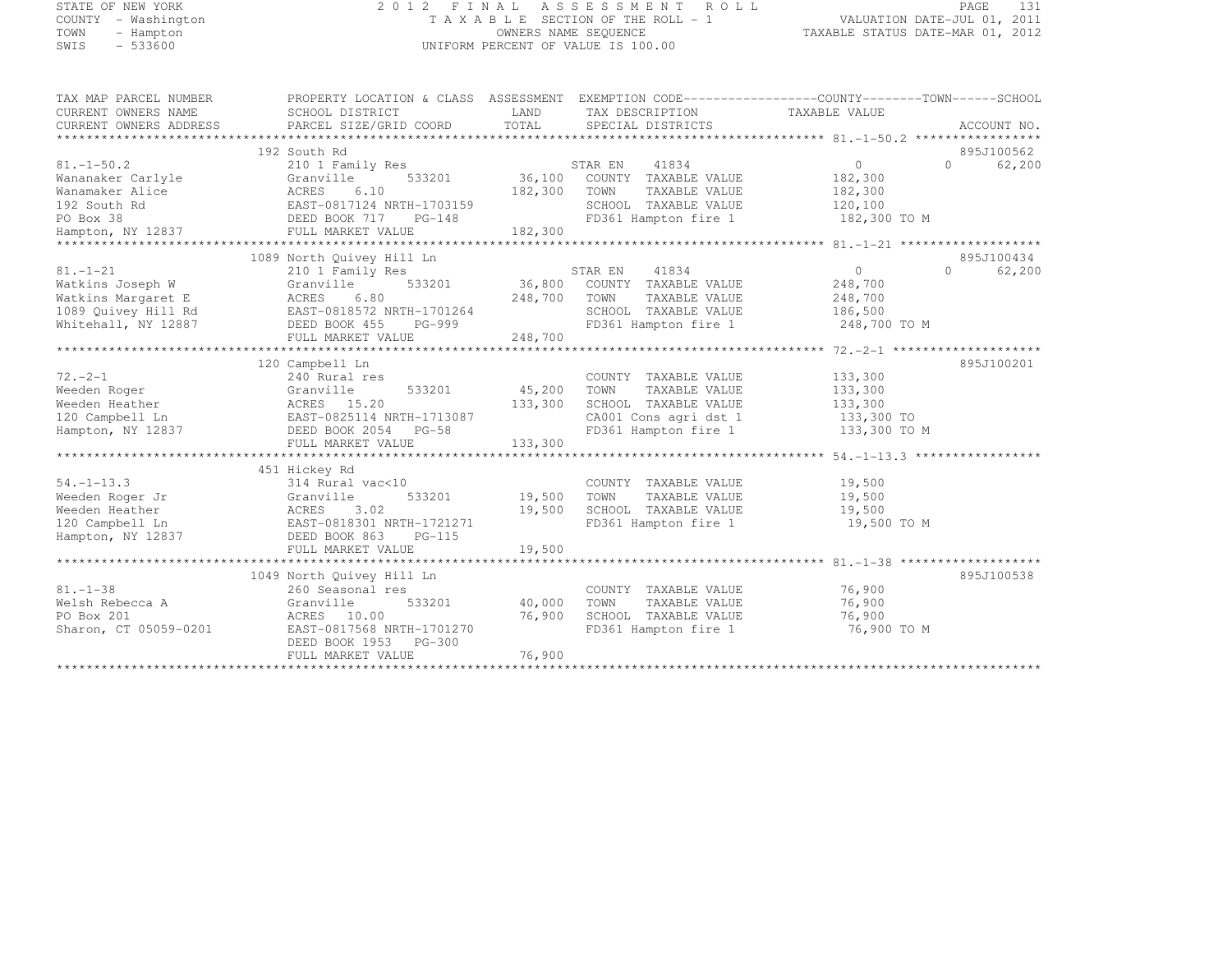STATE OF NEW YORK
COUNTY - Washington
TOWN - Hampton
SWIS - 533600

2012 FINAL ASSESSMENT ROLL
TAXABLE SECTION OF THE ROLL - 1
OWNERS NAME SEQUENCE
UNIFORM PERCENT OF VALUE IS 100.00

VALUATION DATE-JUL 01, 2011
TAXABLE STATUS DATE-MAR 01, 2012

| TAX MAP PARCEL NUMBER / CURRENT OWNERS NAME / CURRENT OWNERS ADDRESS | PROPERTY LOCATION & CLASS / SCHOOL DISTRICT / PARCEL SIZE/GRID COORD | ASSESSMENT LAND / TOTAL | EXEMPTION CODE / TAX DESCRIPTION / SPECIAL DISTRICTS | COUNTY TAXABLE VALUE | TOWN | SCHOOL | ACCOUNT NO. |
|---|---|---|---|---|---|---|---|
| 81.-1-50.2 | 192 South Rd | | | | | | 895J100562 |
| | 210 1 Family Res | | STAR EN 41834 | 0 | 0 | 62,200 | |
| Wananaker Carlyle | Granville 533201 | 36,100 | COUNTY TAXABLE VALUE | 182,300 | | | |
| Wanamaker Alice | ACRES 6.10 | 182,300 | TOWN TAXABLE VALUE | 182,300 | | | |
| 192 South Rd | EAST-0817124 NRTH-1703159 | | SCHOOL TAXABLE VALUE | 120,100 | | | |
| PO Box 38 | DEED BOOK 717 PG-148 | | FD361 Hampton fire 1 | 182,300 TO M | | | |
| Hampton, NY 12837 | FULL MARKET VALUE | 182,300 | | | | | |
| 81.-1-21 | 1089 North Quivey Hill Ln | | | | | | 895J100434 |
| | 210 1 Family Res | | STAR EN 41834 | 0 | 0 | 62,200 | |
| Watkins Joseph W | Granville 533201 | 36,800 | COUNTY TAXABLE VALUE | 248,700 | | | |
| Watkins Margaret E | ACRES 6.80 | 248,700 | TOWN TAXABLE VALUE | 248,700 | | | |
| 1089 Quivey Hill Rd | EAST-0818572 NRTH-1701264 | | SCHOOL TAXABLE VALUE | 186,500 | | | |
| Whitehall, NY 12887 | DEED BOOK 455 PG-999 | | FD361 Hampton fire 1 | 248,700 TO M | | | |
| | FULL MARKET VALUE | 248,700 | | | | | |
| 72.-2-1 | 120 Campbell Ln | | | | | | 895J100201 |
| | 240 Rural res | | COUNTY TAXABLE VALUE | 133,300 | | | |
| Weeden Roger | Granville 533201 | 45,200 | TOWN TAXABLE VALUE | 133,300 | | | |
| Weeden Heather | ACRES 15.20 | 133,300 | SCHOOL TAXABLE VALUE | 133,300 | | | |
| 120 Campbell Ln | EAST-0825114 NRTH-1713087 | | CA001 Cons agri dst 1 | 133,300 TO | | | |
| Hampton, NY 12837 | DEED BOOK 2054 PG-58 | | FD361 Hampton fire 1 | 133,300 TO M | | | |
| | FULL MARKET VALUE | 133,300 | | | | | |
| 54.-1-13.3 | 451 Hickey Rd | | | | | | |
| | 314 Rural vac<10 | | COUNTY TAXABLE VALUE | 19,500 | | | |
| Weeden Roger Jr | Granville 533201 | 19,500 | TOWN TAXABLE VALUE | 19,500 | | | |
| Weeden Heather | ACRES 3.02 | 19,500 | SCHOOL TAXABLE VALUE | 19,500 | | | |
| 120 Campbell Ln | EAST-0818301 NRTH-1721271 | | FD361 Hampton fire 1 | 19,500 TO M | | | |
| Hampton, NY 12837 | DEED BOOK 863 PG-115 | | | | | | |
| | FULL MARKET VALUE | 19,500 | | | | | |
| 81.-1-38 | 1049 North Quivey Hill Ln | | | | | | 895J100538 |
| | 260 Seasonal res | | COUNTY TAXABLE VALUE | 76,900 | | | |
| Welsh Rebecca A | Granville 533201 | 40,000 | TOWN TAXABLE VALUE | 76,900 | | | |
| PO Box 201 | ACRES 10.00 | 76,900 | SCHOOL TAXABLE VALUE | 76,900 | | | |
| Sharon, CT 05059-0201 | EAST-0817568 NRTH-1701270 | | FD361 Hampton fire 1 | 76,900 TO M | | | |
| | DEED BOOK 1953 PG-300 | | | | | | |
| | FULL MARKET VALUE | 76,900 | | | | | |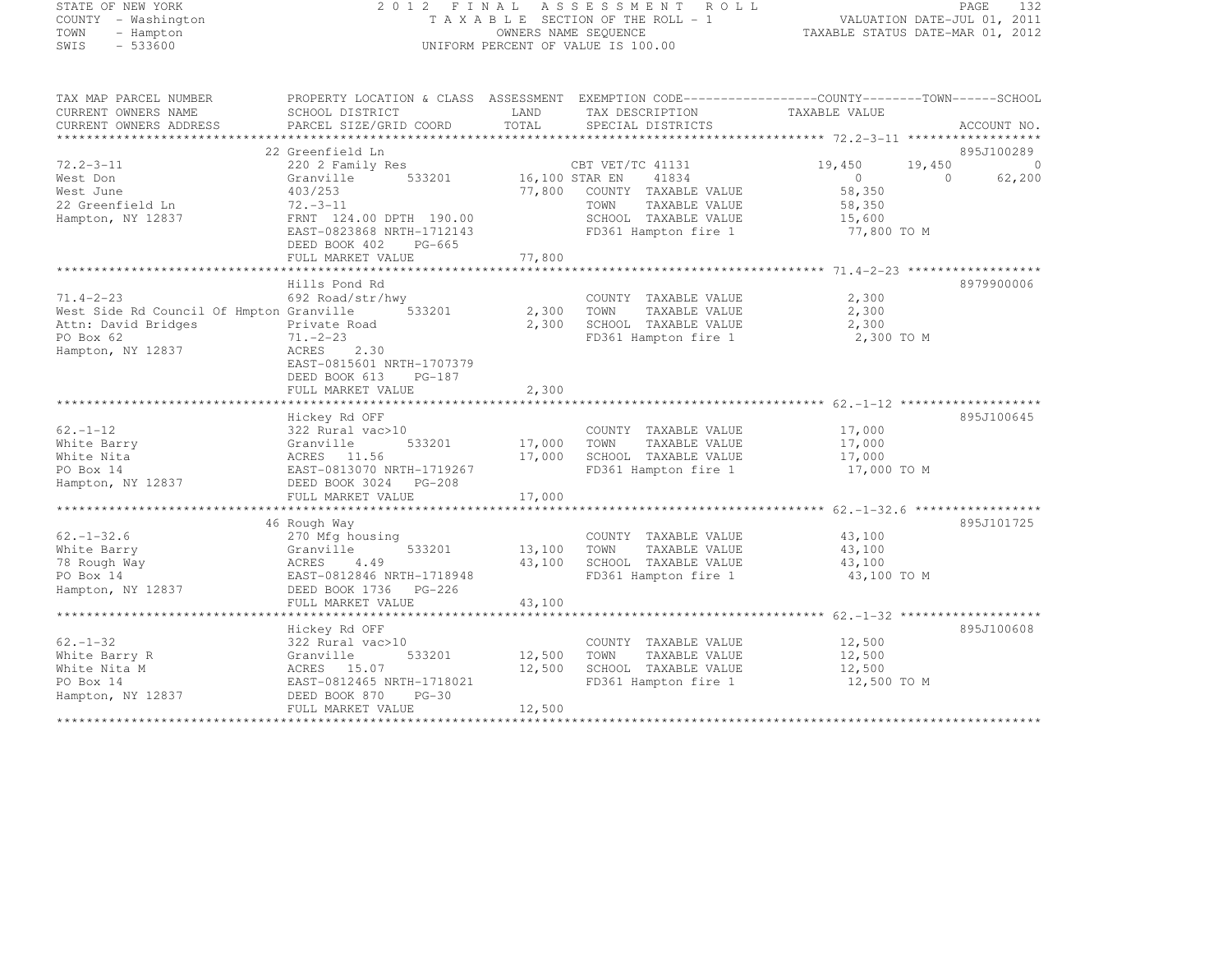STATE OF NEW YORK
COUNTY - Washington
TOWN - Hampton
SWIS - 533600

2012 FINAL ASSESSMENT ROLL
TAXABLE SECTION OF THE ROLL - 1
OWNERS NAME SEQUENCE
UNIFORM PERCENT OF VALUE IS 100.00

VALUATION DATE-JUL 01, 2011
TAXABLE STATUS DATE-MAR 01, 2012

```
TAX MAP PARCEL NUMBER          PROPERTY LOCATION & CLASS  ASSESSMENT  EXEMPTION CODE------------------COUNTY--------TOWN------SCHOOL
CURRENT OWNERS NAME            SCHOOL DISTRICT               LAND      TAX DESCRIPTION                TAXABLE VALUE
CURRENT OWNERS ADDRESS         PARCEL SIZE/GRID COORD        TOTAL     SPECIAL DISTRICTS                                      ACCOUNT NO.
******************************************************************************************************* 72.2-3-11 ******************
                               22 Greenfield Ln                                                                           895J100289
72.2-3-11                      220 2 Family Res                     CBT VET/TC 41131              19,450       19,450             0
West Don                       Granville         533201       16,100 STAR EN     41834                 0            0        62,200
West June                      403/253                        77,800   COUNTY  TAXABLE VALUE          58,350
22 Greenfield Ln               72.-3-11                                TOWN    TAXABLE VALUE          58,350
Hampton, NY 12837              FRNT 124.00 DPTH 190.00                 SCHOOL  TAXABLE VALUE          15,600
                               EAST-0823868 NRTH-1712143               FD361 Hampton fire 1            77,800 TO M
                               DEED BOOK 402    PG-665
                               FULL MARKET VALUE              77,800
******************************************************************************************************* 71.4-2-23 ******************
                               Hills Pond Rd                                                                              8979900006
71.4-2-23                      692 Road/str/hwy                        COUNTY  TAXABLE VALUE           2,300
West Side Rd Council Of Hmpton Granville         533201        2,300   TOWN    TAXABLE VALUE           2,300
Attn: David Bridges            Private Road                    2,300   SCHOOL  TAXABLE VALUE           2,300
PO Box 62                      71.-2-23                                FD361 Hampton fire 1             2,300 TO M
Hampton, NY 12837              ACRES    2.30
                               EAST-0815601 NRTH-1707379
                               DEED BOOK 613    PG-187
                               FULL MARKET VALUE               2,300
******************************************************************************************************* 62.-1-12 *******************
                               Hickey Rd OFF                                                                              895J100645
62.-1-12                       322 Rural vac>10                        COUNTY  TAXABLE VALUE          17,000
White Barry                    Granville         533201       17,000   TOWN    TAXABLE VALUE          17,000
White Nita                     ACRES   11.56                  17,000   SCHOOL  TAXABLE VALUE          17,000
PO Box 14                      EAST-0813070 NRTH-1719267               FD361 Hampton fire 1            17,000 TO M
Hampton, NY 12837              DEED BOOK 3024   PG-208
                               FULL MARKET VALUE              17,000
******************************************************************************************************* 62.-1-32.6 *****************
                               46 Rough Way                                                                               895J101725
62.-1-32.6                     270 Mfg housing                         COUNTY  TAXABLE VALUE          43,100
White Barry                    Granville         533201       13,100   TOWN    TAXABLE VALUE          43,100
78 Rough Way                   ACRES    4.49                  43,100   SCHOOL  TAXABLE VALUE          43,100
PO Box 14                      EAST-0812846 NRTH-1718948               FD361 Hampton fire 1            43,100 TO M
Hampton, NY 12837              DEED BOOK 1736   PG-226
                               FULL MARKET VALUE              43,100
******************************************************************************************************* 62.-1-32 *******************
                               Hickey Rd OFF                                                                              895J100608
62.-1-32                       322 Rural vac>10                        COUNTY  TAXABLE VALUE          12,500
White Barry R                  Granville         533201       12,500   TOWN    TAXABLE VALUE          12,500
White Nita M                   ACRES   15.07                  12,500   SCHOOL  TAXABLE VALUE          12,500
PO Box 14                      EAST-0812465 NRTH-1718021               FD361 Hampton fire 1            12,500 TO M
Hampton, NY 12837              DEED BOOK 870    PG-30
                               FULL MARKET VALUE              12,500
************************************************************************************************************************************
```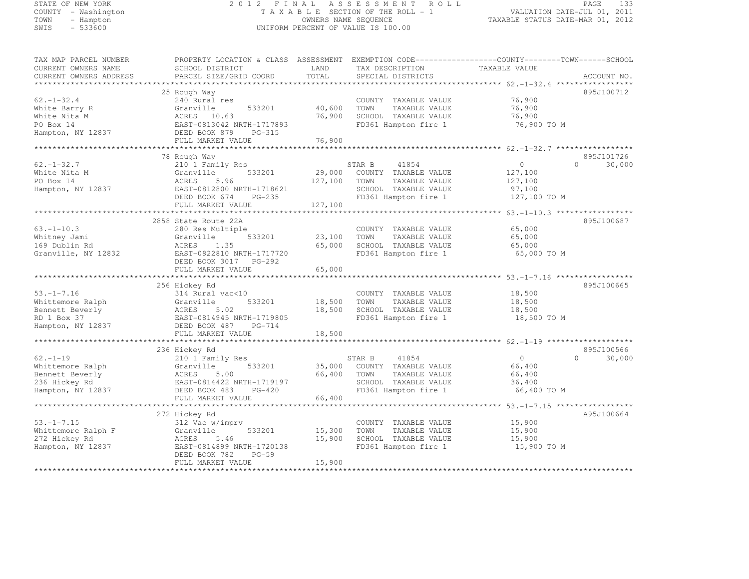STATE OF NEW YORK — 2012 FINAL ASSESSMENT ROLL — PAGE 133
COUNTY - Washington — TAXABLE SECTION OF THE ROLL - 1 — VALUATION DATE-JUL 01, 2011
TOWN - Hampton — OWNERS NAME SEQUENCE — TAXABLE STATUS DATE-MAR 01, 2012
SWIS - 533600 — UNIFORM PERCENT OF VALUE IS 100.00

| TAX MAP PARCEL NUMBER / CURRENT OWNERS NAME / CURRENT OWNERS ADDRESS | PROPERTY LOCATION & CLASS / SCHOOL DISTRICT / PARCEL SIZE/GRID COORD | ASSESSMENT LAND / TOTAL | EXEMPTION CODE / TAX DESCRIPTION / SPECIAL DISTRICTS | COUNTY / TOWN / SCHOOL TAXABLE VALUE | ACCOUNT NO. |
|---|---|---|---|---|---|
| 62.-1-32.4 | 25 Rough Way | | | | 895J100712 |
| White Barry R | 240 Rural res | | COUNTY TAXABLE VALUE | 76,900 | |
| White Nita M | Granville 533201 | 40,600 | TOWN TAXABLE VALUE | 76,900 | |
| PO Box 14 | ACRES 10.63 | 76,900 | SCHOOL TAXABLE VALUE | 76,900 | |
| Hampton, NY 12837 | EAST-0813042 NRTH-1717893 | | FD361 Hampton fire 1 | 76,900 TO M | |
| | DEED BOOK 879 PG-315 | | | | |
| | FULL MARKET VALUE | 76,900 | | | |
| 62.-1-32.7 | 78 Rough Way | | | | 895J101726 |
| White Nita M | 210 1 Family Res | | STAR B 41854 | 0 0 30,000 | |
| PO Box 14 | Granville 533201 | 29,000 | COUNTY TAXABLE VALUE | 127,100 | |
| Hampton, NY 12837 | ACRES 5.96 | 127,100 | TOWN TAXABLE VALUE | 127,100 | |
| | EAST-0812800 NRTH-1718621 | | SCHOOL TAXABLE VALUE | 97,100 | |
| | DEED BOOK 674 PG-235 | | FD361 Hampton fire 1 | 127,100 TO M | |
| | FULL MARKET VALUE | 127,100 | | | |
| 63.-1-10.3 | 2858 State Route 22A | | | | 895J100687 |
| Whitney Jami | 280 Res Multiple | | COUNTY TAXABLE VALUE | 65,000 | |
| 169 Dublin Rd | Granville 533201 | 23,100 | TOWN TAXABLE VALUE | 65,000 | |
| Granville, NY 12832 | ACRES 1.35 | 65,000 | SCHOOL TAXABLE VALUE | 65,000 | |
| | EAST-0822810 NRTH-1717720 | | FD361 Hampton fire 1 | 65,000 TO M | |
| | DEED BOOK 3017 PG-292 | | | | |
| | FULL MARKET VALUE | 65,000 | | | |
| 53.-1-7.16 | 256 Hickey Rd | | | | 895J100665 |
| Whittemore Ralph | 314 Rural vac<10 | | COUNTY TAXABLE VALUE | 18,500 | |
| Bennett Beverly | Granville 533201 | 18,500 | TOWN TAXABLE VALUE | 18,500 | |
| RD 1 Box 37 | ACRES 5.02 | 18,500 | SCHOOL TAXABLE VALUE | 18,500 | |
| Hampton, NY 12837 | EAST-0814945 NRTH-1719805 | | FD361 Hampton fire 1 | 18,500 TO M | |
| | DEED BOOK 487 PG-714 | | | | |
| | FULL MARKET VALUE | 18,500 | | | |
| 62.-1-19 | 236 Hickey Rd | | | | 895J100566 |
| Whittemore Ralph | 210 1 Family Res | | STAR B 41854 | 0 0 30,000 | |
| Bennett Beverly | Granville 533201 | 35,000 | COUNTY TAXABLE VALUE | 66,400 | |
| 236 Hickey Rd | ACRES 5.00 | 66,400 | TOWN TAXABLE VALUE | 66,400 | |
| Hampton, NY 12837 | EAST-0814422 NRTH-1719197 | | SCHOOL TAXABLE VALUE | 36,400 | |
| | DEED BOOK 483 PG-420 | | FD361 Hampton fire 1 | 66,400 TO M | |
| | FULL MARKET VALUE | 66,400 | | | |
| 53.-1-7.15 | 272 Hickey Rd | | | | A95J100664 |
| Whittemore Ralph F | 312 Vac w/imprv | | COUNTY TAXABLE VALUE | 15,900 | |
| 272 Hickey Rd | Granville 533201 | 15,300 | TOWN TAXABLE VALUE | 15,900 | |
| Hampton, NY 12837 | ACRES 5.46 | 15,900 | SCHOOL TAXABLE VALUE | 15,900 | |
| | EAST-0814899 NRTH-1720138 | | FD361 Hampton fire 1 | 15,900 TO M | |
| | DEED BOOK 782 PG-59 | | | | |
| | FULL MARKET VALUE | 15,900 | | | |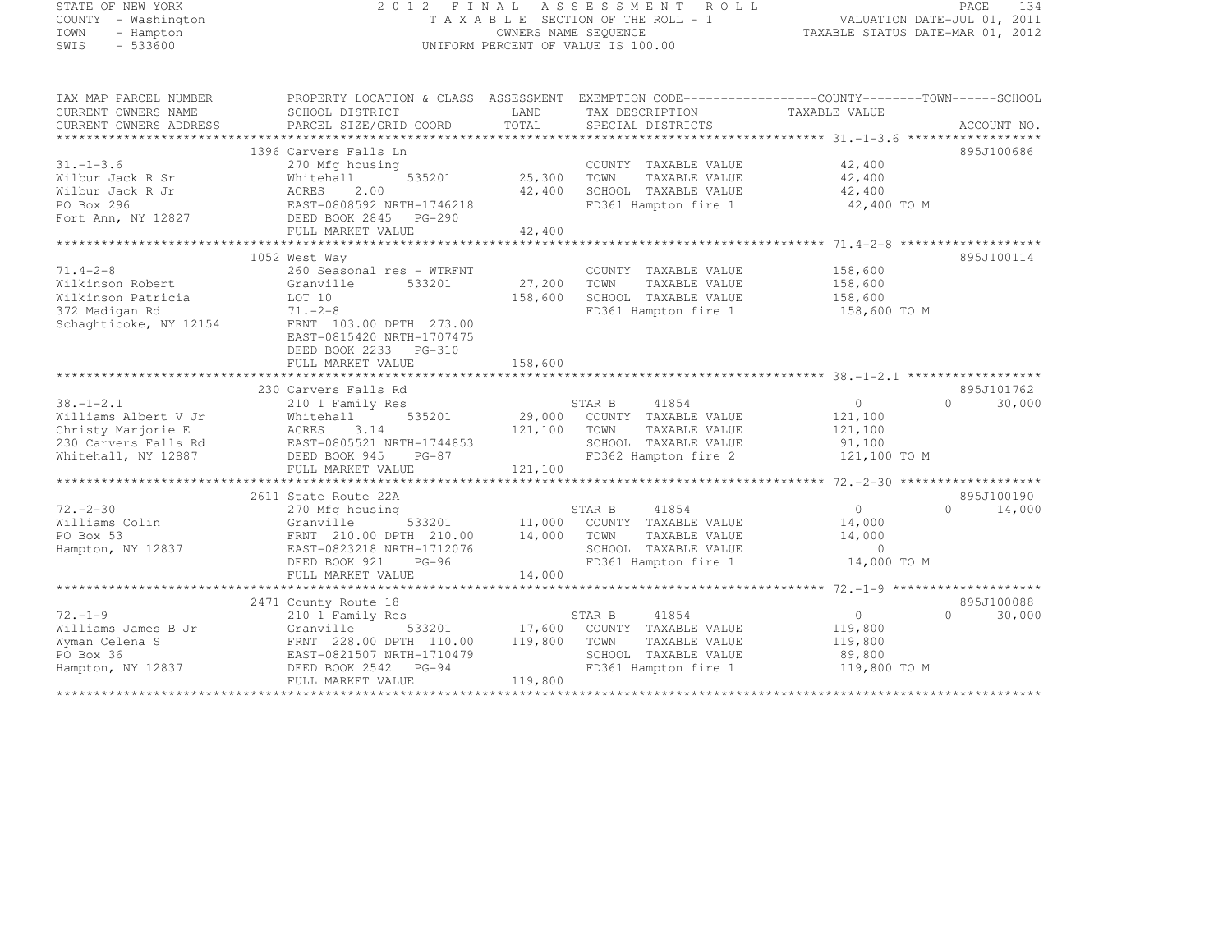STATE OF NEW YORK
COUNTY - Washington
TOWN - Hampton
SWIS - 533600

# 2012 FINAL ASSESSMENT ROLL

TAXABLE SECTION OF THE ROLL - 1
OWNERS NAME SEQUENCE
UNIFORM PERCENT OF VALUE IS 100.00

VALUATION DATE-JUL 01, 2011
TAXABLE STATUS DATE-MAR 01, 2012

| TAX MAP PARCEL NUMBER / CURRENT OWNERS NAME / CURRENT OWNERS ADDRESS | PROPERTY LOCATION & CLASS / SCHOOL DISTRICT / PARCEL SIZE/GRID COORD | ASSESSMENT LAND / TOTAL | EXEMPTION CODE / TAX DESCRIPTION / SPECIAL DISTRICTS | COUNTY TAXABLE VALUE | TOWN | SCHOOL | ACCOUNT NO. |
|---|---|---|---|---|---|---|---|
| 31.-1-3.6 | 1396 Carvers Falls Ln | | | | | | 895J100686 |
| Wilbur Jack R Sr | 270 Mfg housing | | COUNTY TAXABLE VALUE | 42,400 | | | |
| Wilbur Jack R Jr | Whitehall 535201 | 25,300 | TOWN TAXABLE VALUE | 42,400 | | | |
| PO Box 296 | ACRES 2.00 | 42,400 | SCHOOL TAXABLE VALUE | 42,400 | | | |
| Fort Ann, NY 12827 | EAST-0808592 NRTH-1746218 | | FD361 Hampton fire 1 | 42,400 TO M | | | |
| | DEED BOOK 2845 PG-290 | | | | | | |
| | FULL MARKET VALUE | 42,400 | | | | | |
| 71.4-2-8 | 1052 West Way | | | | | | 895J100114 |
| Wilkinson Robert | 260 Seasonal res - WTRFNT | | COUNTY TAXABLE VALUE | 158,600 | | | |
| Wilkinson Patricia | Granville 533201 | 27,200 | TOWN TAXABLE VALUE | 158,600 | | | |
| 372 Madigan Rd | LOT 10 | 158,600 | SCHOOL TAXABLE VALUE | 158,600 | | | |
| Schaghticoke, NY 12154 | 71.-2-8 | | FD361 Hampton fire 1 | 158,600 TO M | | | |
| | FRNT 103.00 DPTH 273.00 | | | | | | |
| | EAST-0815420 NRTH-1707475 | | | | | | |
| | DEED BOOK 2233 PG-310 | | | | | | |
| | FULL MARKET VALUE | 158,600 | | | | | |
| 38.-1-2.1 | 230 Carvers Falls Rd | | | | | | 895J101762 |
| Williams Albert V Jr | 210 1 Family Res | | STAR B 41854 | 0 | 0 | 30,000 | |
| Christy Marjorie E | Whitehall 535201 | 29,000 | COUNTY TAXABLE VALUE | 121,100 | | | |
| 230 Carvers Falls Rd | ACRES 3.14 | 121,100 | TOWN TAXABLE VALUE | 121,100 | | | |
| Whitehall, NY 12887 | EAST-0805521 NRTH-1744853 | | SCHOOL TAXABLE VALUE | 91,100 | | | |
| | DEED BOOK 945 PG-87 | | FD362 Hampton fire 2 | 121,100 TO M | | | |
| | FULL MARKET VALUE | 121,100 | | | | | |
| 72.-2-30 | 2611 State Route 22A | | | | | | 895J100190 |
| Williams Colin | 270 Mfg housing | | STAR B 41854 | 0 | 0 | 14,000 | |
| PO Box 53 | Granville 533201 | 11,000 | COUNTY TAXABLE VALUE | 14,000 | | | |
| Hampton, NY 12837 | FRNT 210.00 DPTH 210.00 | 14,000 | TOWN TAXABLE VALUE | 14,000 | | | |
| | EAST-0823218 NRTH-1712076 | | SCHOOL TAXABLE VALUE | 0 | | | |
| | DEED BOOK 921 PG-96 | | FD361 Hampton fire 1 | 14,000 TO M | | | |
| | FULL MARKET VALUE | 14,000 | | | | | |
| 72.-1-9 | 2471 County Route 18 | | | | | | 895J100088 |
| Williams James B Jr | 210 1 Family Res | | STAR B 41854 | 0 | 0 | 30,000 | |
| Wyman Celena S | Granville 533201 | 17,600 | COUNTY TAXABLE VALUE | 119,800 | | | |
| PO Box 36 | FRNT 228.00 DPTH 110.00 | 119,800 | TOWN TAXABLE VALUE | 119,800 | | | |
| Hampton, NY 12837 | EAST-0821507 NRTH-1710479 | | SCHOOL TAXABLE VALUE | 89,800 | | | |
| | DEED BOOK 2542 PG-94 | | FD361 Hampton fire 1 | 119,800 TO M | | | |
| | FULL MARKET VALUE | 119,800 | | | | | |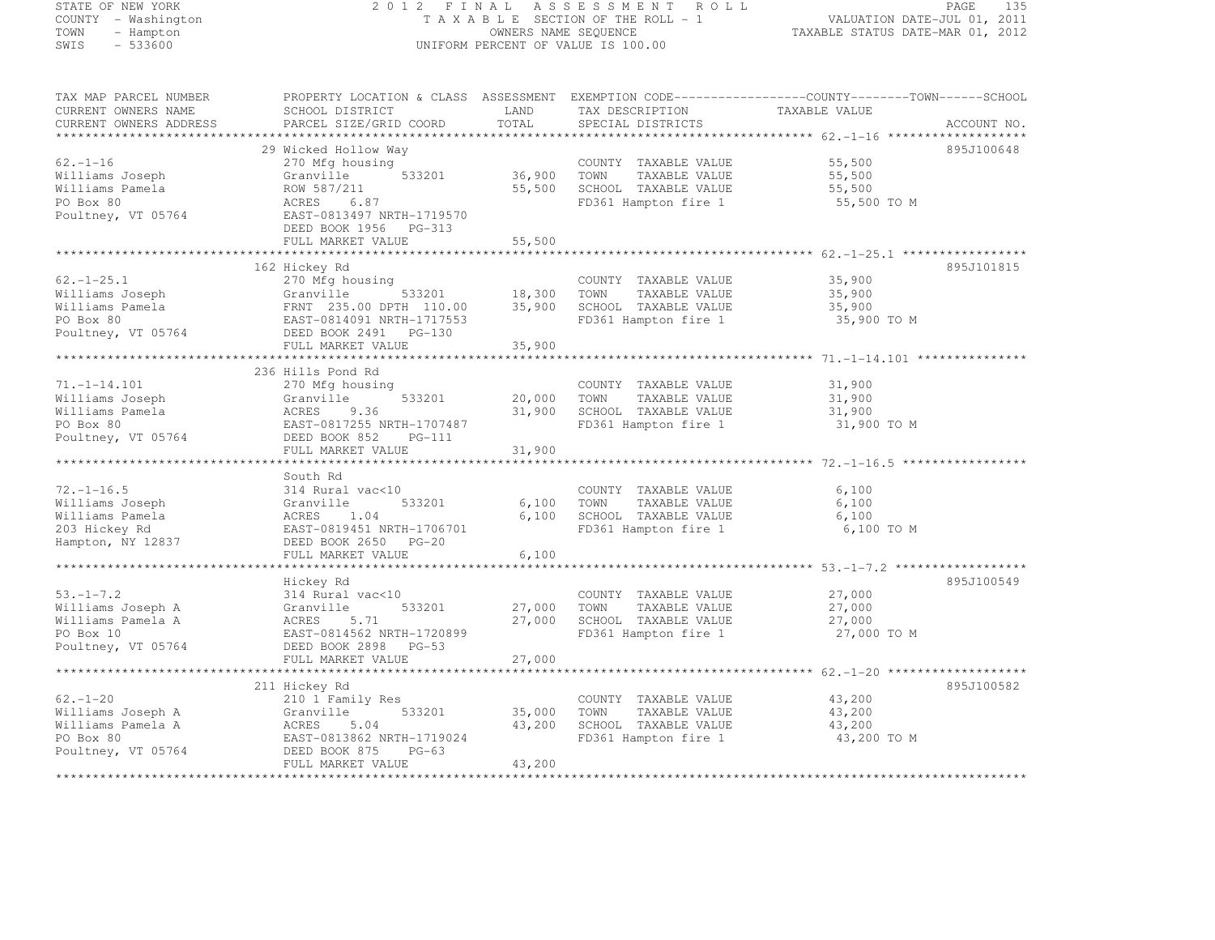STATE OF NEW YORK
COUNTY - Washington
TOWN - Hampton
SWIS - 533600

# 2012 FINAL ASSESSMENT ROLL

TAXABLE SECTION OF THE ROLL - 1
OWNERS NAME SEQUENCE
UNIFORM PERCENT OF VALUE IS 100.00

VALUATION DATE-JUL 01, 2011
TAXABLE STATUS DATE-MAR 01, 2012

| TAX MAP PARCEL NUMBER / CURRENT OWNERS NAME / CURRENT OWNERS ADDRESS | PROPERTY LOCATION & CLASS / SCHOOL DISTRICT / PARCEL SIZE/GRID COORD | ASSESSMENT LAND | TOTAL | EXEMPTION CODE / TAX DESCRIPTION / SPECIAL DISTRICTS | COUNTY--TOWN--SCHOOL TAXABLE VALUE | ACCOUNT NO. |
|---|---|---|---|---|---|---|
| 62.-1-16 | 29 Wicked Hollow Way | | | | | 895J100648 |
| | 270 Mfg housing | | | COUNTY TAXABLE VALUE | 55,500 | |
| Williams Joseph | Granville 533201 | 36,900 | | TOWN TAXABLE VALUE | 55,500 | |
| Williams Pamela | ROW 587/211 | | 55,500 | SCHOOL TAXABLE VALUE | 55,500 | |
| PO Box 80 | ACRES 6.87 | | | FD361 Hampton fire 1 | 55,500 TO M | |
| Poultney, VT 05764 | EAST-0813497 NRTH-1719570 | | | | | |
| | DEED BOOK 1956 PG-313 | | | | | |
| | FULL MARKET VALUE | | 55,500 | | | |
| 62.-1-25.1 | 162 Hickey Rd | | | | | 895J101815 |
| | 270 Mfg housing | | | COUNTY TAXABLE VALUE | 35,900 | |
| Williams Joseph | Granville 533201 | 18,300 | | TOWN TAXABLE VALUE | 35,900 | |
| Williams Pamela | FRNT 235.00 DPTH 110.00 | | 35,900 | SCHOOL TAXABLE VALUE | 35,900 | |
| PO Box 80 | EAST-0814091 NRTH-1717553 | | | FD361 Hampton fire 1 | 35,900 TO M | |
| Poultney, VT 05764 | DEED BOOK 2491 PG-130 | | | | | |
| | FULL MARKET VALUE | | 35,900 | | | |
| 71.-1-14.101 | 236 Hills Pond Rd | | | | | |
| | 270 Mfg housing | | | COUNTY TAXABLE VALUE | 31,900 | |
| Williams Joseph | Granville 533201 | 20,000 | | TOWN TAXABLE VALUE | 31,900 | |
| Williams Pamela | ACRES 9.36 | | 31,900 | SCHOOL TAXABLE VALUE | 31,900 | |
| PO Box 80 | EAST-0817255 NRTH-1707487 | | | FD361 Hampton fire 1 | 31,900 TO M | |
| Poultney, VT 05764 | DEED BOOK 852 PG-111 | | | | | |
| | FULL MARKET VALUE | | 31,900 | | | |
| 72.-1-16.5 | South Rd | | | | | |
| | 314 Rural vac<10 | | | COUNTY TAXABLE VALUE | 6,100 | |
| Williams Joseph | Granville 533201 | 6,100 | | TOWN TAXABLE VALUE | 6,100 | |
| Williams Pamela | ACRES 1.04 | | 6,100 | SCHOOL TAXABLE VALUE | 6,100 | |
| 203 Hickey Rd | EAST-0819451 NRTH-1706701 | | | FD361 Hampton fire 1 | 6,100 TO M | |
| Hampton, NY 12837 | DEED BOOK 2650 PG-20 | | | | | |
| | FULL MARKET VALUE | | 6,100 | | | |
| 53.-1-7.2 | Hickey Rd | | | | | 895J100549 |
| | 314 Rural vac<10 | | | COUNTY TAXABLE VALUE | 27,000 | |
| Williams Joseph A | Granville 533201 | 27,000 | | TOWN TAXABLE VALUE | 27,000 | |
| Williams Pamela A | ACRES 5.71 | | 27,000 | SCHOOL TAXABLE VALUE | 27,000 | |
| PO Box 10 | EAST-0814562 NRTH-1720899 | | | FD361 Hampton fire 1 | 27,000 TO M | |
| Poultney, VT 05764 | DEED BOOK 2898 PG-53 | | | | | |
| | FULL MARKET VALUE | | 27,000 | | | |
| 62.-1-20 | 211 Hickey Rd | | | | | 895J100582 |
| | 210 1 Family Res | | | COUNTY TAXABLE VALUE | 43,200 | |
| Williams Joseph A | Granville 533201 | 35,000 | | TOWN TAXABLE VALUE | 43,200 | |
| Williams Pamela A | ACRES 5.04 | | 43,200 | SCHOOL TAXABLE VALUE | 43,200 | |
| PO Box 80 | EAST-0813862 NRTH-1719024 | | | FD361 Hampton fire 1 | 43,200 TO M | |
| Poultney, VT 05764 | DEED BOOK 875 PG-63 | | | | | |
| | FULL MARKET VALUE | | 43,200 | | | |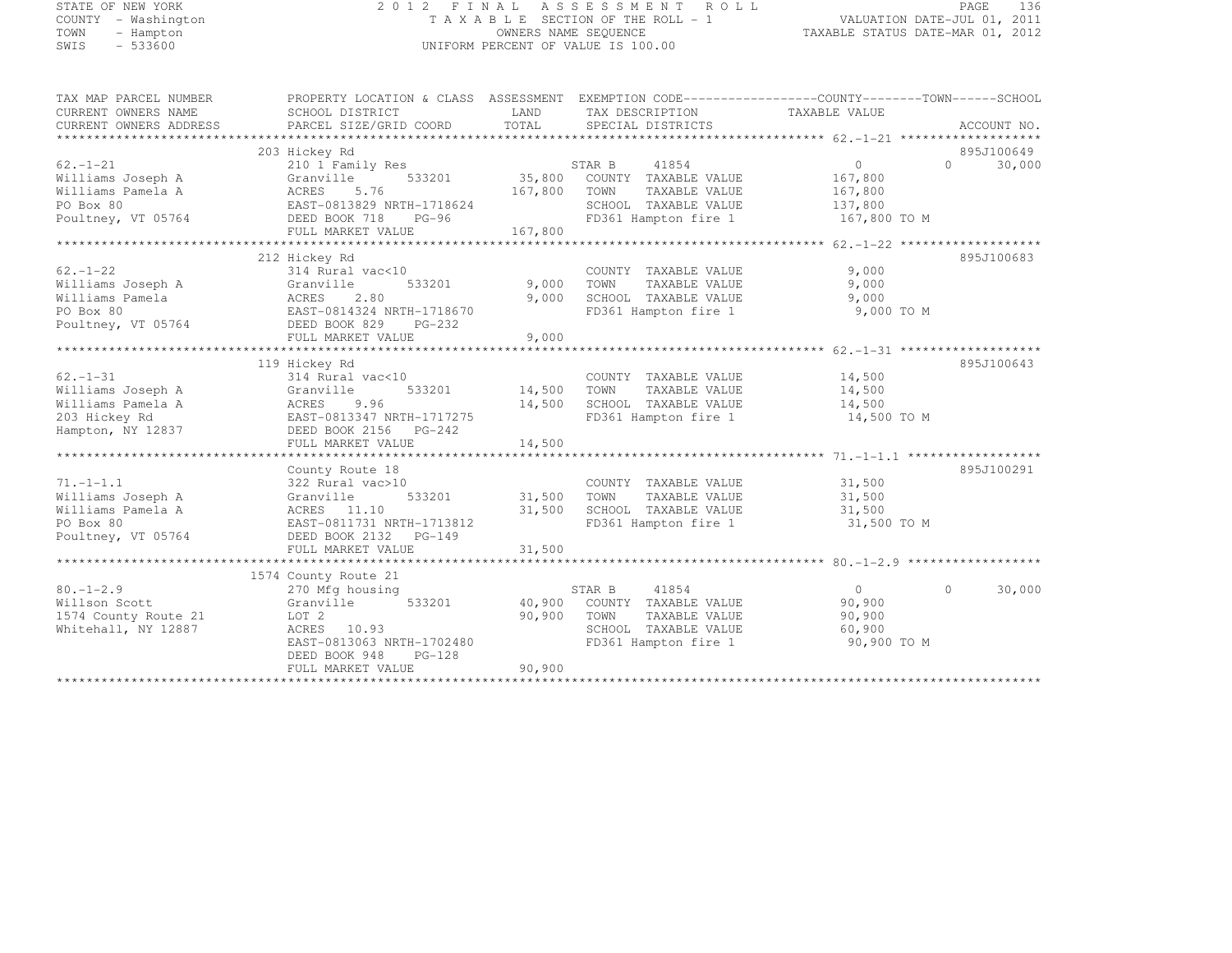STATE OF NEW YORK
COUNTY - Washington
TOWN - Hampton
SWIS - 533600

2 0 1 2 F I N A L A S S E S S M E N T R O L L
T A X A B L E SECTION OF THE ROLL - 1
OWNERS NAME SEQUENCE
UNIFORM PERCENT OF VALUE IS 100.00

VALUATION DATE-JUL 01, 2011
TAXABLE STATUS DATE-MAR 01, 2012

| TAX MAP PARCEL NUMBER / CURRENT OWNERS NAME / CURRENT OWNERS ADDRESS | PROPERTY LOCATION & CLASS / SCHOOL DISTRICT / PARCEL SIZE/GRID COORD | ASSESSMENT LAND / TOTAL | EXEMPTION CODE / TAX DESCRIPTION / SPECIAL DISTRICTS | COUNTY TAXABLE VALUE | TOWN | SCHOOL | ACCOUNT NO. |
|---|---|---|---|---|---|---|---|
| 62.-1-21 | 203 Hickey Rd | | | | | | 895J100649 |
| | 210 1 Family Res | | STAR B 41854 | 0 | 0 | 30,000 | |
| Williams Joseph A | Granville 533201 | 35,800 | COUNTY TAXABLE VALUE | 167,800 | | | |
| Williams Pamela A | ACRES 5.76 | 167,800 | TOWN TAXABLE VALUE | 167,800 | | | |
| PO Box 80 | EAST-0813829 NRTH-1718624 | | SCHOOL TAXABLE VALUE | 137,800 | | | |
| Poultney, VT 05764 | DEED BOOK 718 PG-96 | | FD361 Hampton fire 1 | 167,800 TO M | | | |
| | FULL MARKET VALUE | 167,800 | | | | | |
| 62.-1-22 | 212 Hickey Rd | | | | | | 895J100683 |
| | 314 Rural vac<10 | | COUNTY TAXABLE VALUE | 9,000 | | | |
| Williams Joseph A | Granville 533201 | 9,000 | TOWN TAXABLE VALUE | 9,000 | | | |
| Williams Pamela | ACRES 2.80 | 9,000 | SCHOOL TAXABLE VALUE | 9,000 | | | |
| PO Box 80 | EAST-0814324 NRTH-1718670 | | FD361 Hampton fire 1 | 9,000 TO M | | | |
| Poultney, VT 05764 | DEED BOOK 829 PG-232 | | | | | | |
| | FULL MARKET VALUE | 9,000 | | | | | |
| 62.-1-31 | 119 Hickey Rd | | | | | | 895J100643 |
| | 314 Rural vac<10 | | COUNTY TAXABLE VALUE | 14,500 | | | |
| Williams Joseph A | Granville 533201 | 14,500 | TOWN TAXABLE VALUE | 14,500 | | | |
| Williams Pamela A | ACRES 9.96 | 14,500 | SCHOOL TAXABLE VALUE | 14,500 | | | |
| 203 Hickey Rd | EAST-0813347 NRTH-1717275 | | FD361 Hampton fire 1 | 14,500 TO M | | | |
| Hampton, NY 12837 | DEED BOOK 2156 PG-242 | | | | | | |
| | FULL MARKET VALUE | 14,500 | | | | | |
| 71.-1-1.1 | County Route 18 | | | | | | 895J100291 |
| | 322 Rural vac>10 | | COUNTY TAXABLE VALUE | 31,500 | | | |
| Williams Joseph A | Granville 533201 | 31,500 | TOWN TAXABLE VALUE | 31,500 | | | |
| Williams Pamela A | ACRES 11.10 | 31,500 | SCHOOL TAXABLE VALUE | 31,500 | | | |
| PO Box 80 | EAST-0811731 NRTH-1713812 | | FD361 Hampton fire 1 | 31,500 TO M | | | |
| Poultney, VT 05764 | DEED BOOK 2132 PG-149 | | | | | | |
| | FULL MARKET VALUE | 31,500 | | | | | |
| 80.-1-2.9 | 1574 County Route 21 | | | | | | |
| | 270 Mfg housing | | STAR B 41854 | 0 | 0 | 30,000 | |
| Willson Scott | Granville 533201 | 40,900 | COUNTY TAXABLE VALUE | 90,900 | | | |
| 1574 County Route 21 | LOT 2 | 90,900 | TOWN TAXABLE VALUE | 90,900 | | | |
| Whitehall, NY 12887 | ACRES 10.93 | | SCHOOL TAXABLE VALUE | 60,900 | | | |
| | EAST-0813063 NRTH-1702480 | | FD361 Hampton fire 1 | 90,900 TO M | | | |
| | DEED BOOK 948 PG-128 | | | | | | |
| | FULL MARKET VALUE | 90,900 | | | | | |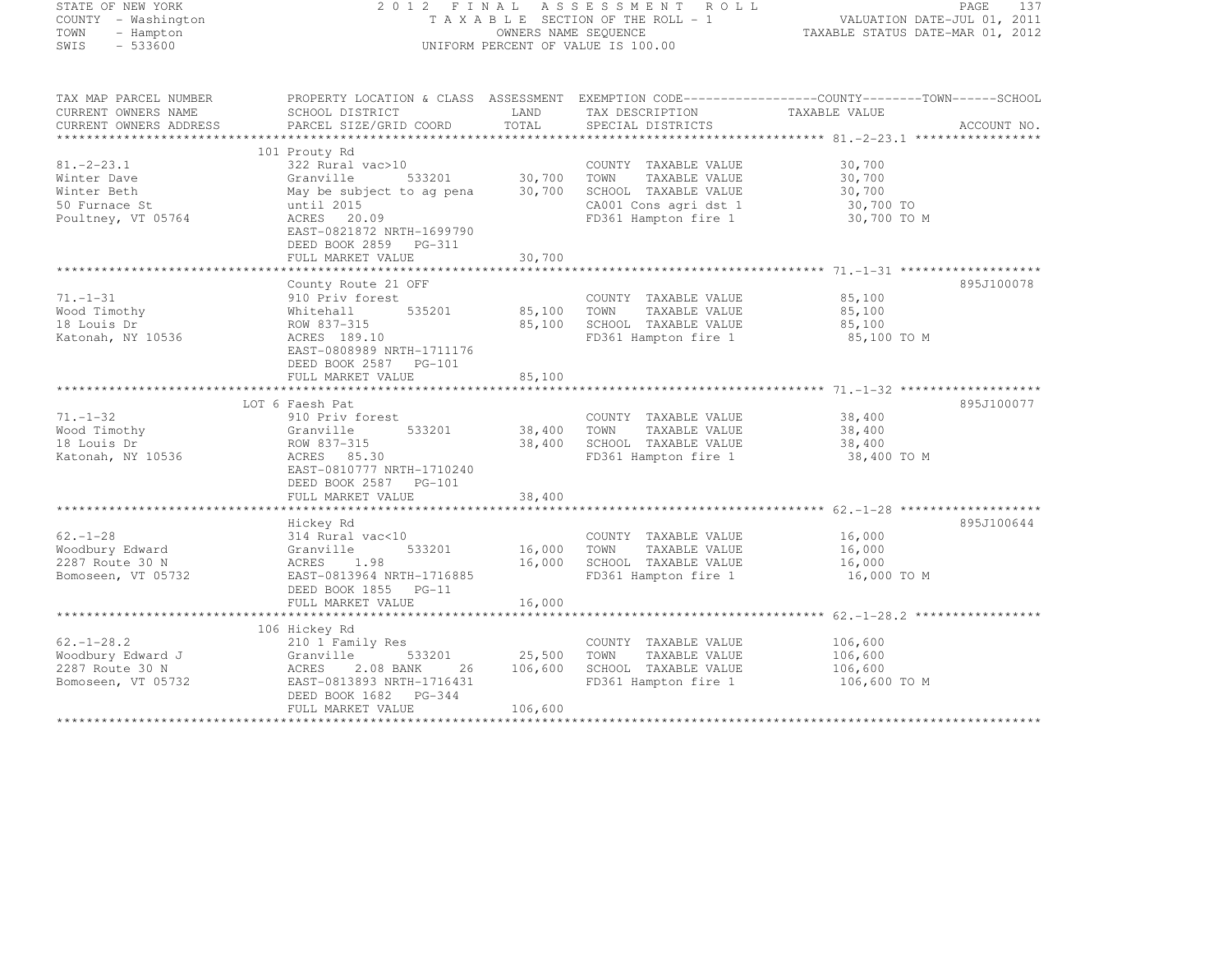STATE OF NEW YORK
COUNTY - Washington
TOWN - Hampton
SWIS - 533600

2012 FINAL ASSESSMENT ROLL
TAXABLE SECTION OF THE ROLL - 1
OWNERS NAME SEQUENCE
UNIFORM PERCENT OF VALUE IS 100.00

VALUATION DATE-JUL 01, 2011
TAXABLE STATUS DATE-MAR 01, 2012

| TAX MAP PARCEL NUMBER / CURRENT OWNERS NAME / CURRENT OWNERS ADDRESS | PROPERTY LOCATION & CLASS / SCHOOL DISTRICT / PARCEL SIZE/GRID COORD | ASSESSMENT LAND / TOTAL | EXEMPTION CODE / TAX DESCRIPTION / SPECIAL DISTRICTS | TAXABLE VALUE (COUNTY / TOWN / SCHOOL) | ACCOUNT NO. |
|---|---|---|---|---|---|
| 81.-2-23.1 | 101 Prouty Rd | | | | |
| | 322 Rural vac>10 | | COUNTY TAXABLE VALUE | 30,700 | |
| Winter Dave | Granville 533201 | 30,700 | TOWN TAXABLE VALUE | 30,700 | |
| Winter Beth | May be subject to ag pena | 30,700 | SCHOOL TAXABLE VALUE | 30,700 | |
| 50 Furnace St | until 2015 | | CA001 Cons agri dst 1 | 30,700 TO | |
| Poultney, VT 05764 | ACRES 20.09 | | FD361 Hampton fire 1 | 30,700 TO M | |
| | EAST-0821872 NRTH-1699790 | | | | |
| | DEED BOOK 2859 PG-311 | | | | |
| | FULL MARKET VALUE | 30,700 | | | |
| 71.-1-31 | County Route 21 OFF | | | | 895J100078 |
| | 910 Priv forest | | COUNTY TAXABLE VALUE | 85,100 | |
| Wood Timothy | Whitehall 535201 | 85,100 | TOWN TAXABLE VALUE | 85,100 | |
| 18 Louis Dr | ROW 837-315 | 85,100 | SCHOOL TAXABLE VALUE | 85,100 | |
| Katonah, NY 10536 | ACRES 189.10 | | FD361 Hampton fire 1 | 85,100 TO M | |
| | EAST-0808989 NRTH-1711176 | | | | |
| | DEED BOOK 2587 PG-101 | | | | |
| | FULL MARKET VALUE | 85,100 | | | |
| 71.-1-32 | LOT 6 Faesh Pat | | | | 895J100077 |
| | 910 Priv forest | | COUNTY TAXABLE VALUE | 38,400 | |
| Wood Timothy | Granville 533201 | 38,400 | TOWN TAXABLE VALUE | 38,400 | |
| 18 Louis Dr | ROW 837-315 | 38,400 | SCHOOL TAXABLE VALUE | 38,400 | |
| Katonah, NY 10536 | ACRES 85.30 | | FD361 Hampton fire 1 | 38,400 TO M | |
| | EAST-0810777 NRTH-1710240 | | | | |
| | DEED BOOK 2587 PG-101 | | | | |
| | FULL MARKET VALUE | 38,400 | | | |
| 62.-1-28 | Hickey Rd | | | | 895J100644 |
| | 314 Rural vac<10 | | COUNTY TAXABLE VALUE | 16,000 | |
| Woodbury Edward | Granville 533201 | 16,000 | TOWN TAXABLE VALUE | 16,000 | |
| 2287 Route 30 N | ACRES 1.98 | 16,000 | SCHOOL TAXABLE VALUE | 16,000 | |
| Bomoseen, VT 05732 | EAST-0813964 NRTH-1716885 | | FD361 Hampton fire 1 | 16,000 TO M | |
| | DEED BOOK 1855 PG-11 | | | | |
| | FULL MARKET VALUE | 16,000 | | | |
| 62.-1-28.2 | 106 Hickey Rd | | | | |
| | 210 1 Family Res | | COUNTY TAXABLE VALUE | 106,600 | |
| Woodbury Edward J | Granville 533201 | 25,500 | TOWN TAXABLE VALUE | 106,600 | |
| 2287 Route 30 N | ACRES 2.08 BANK 26 | 106,600 | SCHOOL TAXABLE VALUE | 106,600 | |
| Bomoseen, VT 05732 | EAST-0813893 NRTH-1716431 | | FD361 Hampton fire 1 | 106,600 TO M | |
| | DEED BOOK 1682 PG-344 | | | | |
| | FULL MARKET VALUE | 106,600 | | | |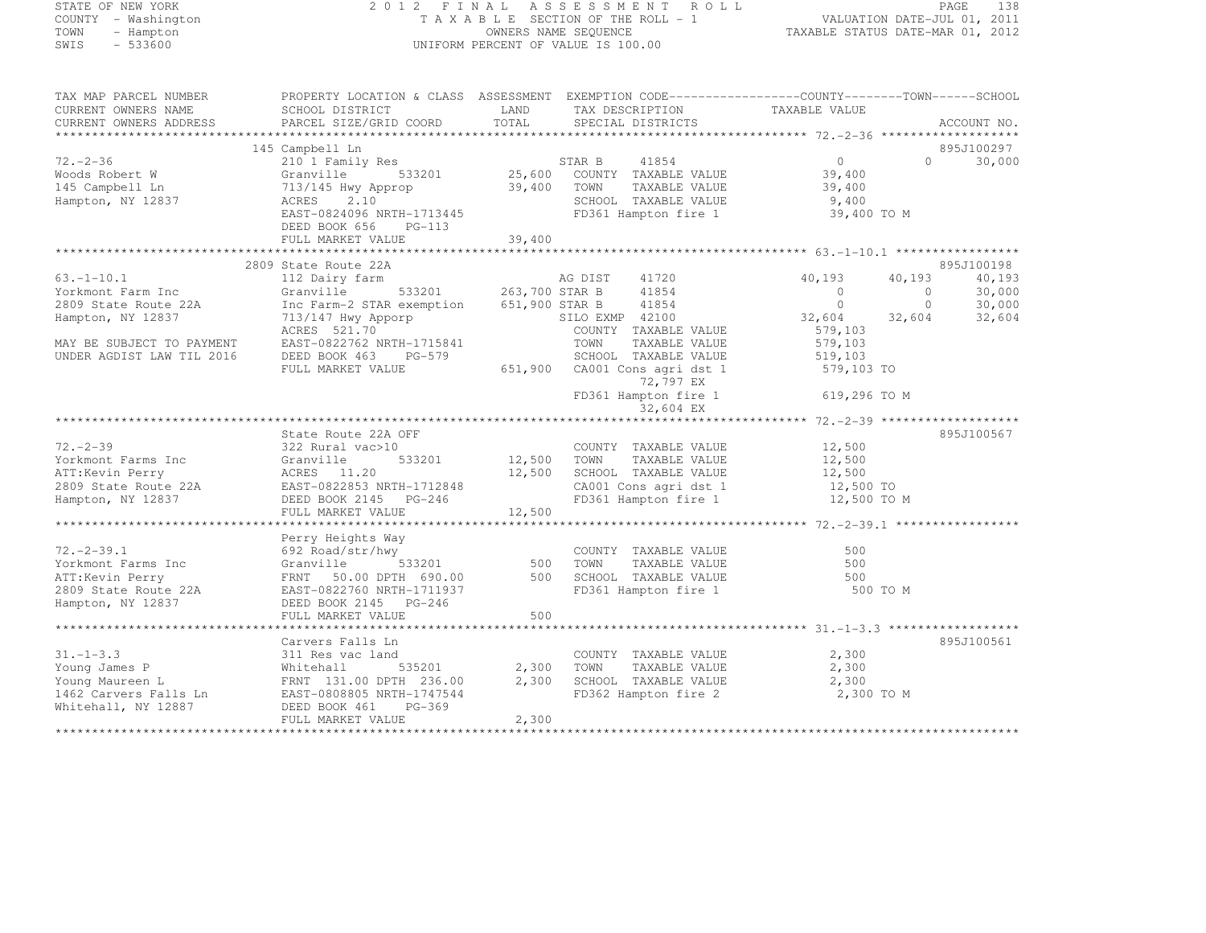STATE OF NEW YORK
COUNTY - Washington
TOWN - Hampton
SWIS - 533600

2012 FINAL ASSESSMENT ROLL
TAXABLE SECTION OF THE ROLL - 1
OWNERS NAME SEQUENCE
UNIFORM PERCENT OF VALUE IS 100.00

VALUATION DATE-JUL 01, 2011
TAXABLE STATUS DATE-MAR 01, 2012

```
TAX MAP PARCEL NUMBER          PROPERTY LOCATION & CLASS  ASSESSMENT  EXEMPTION CODE------------------COUNTY--------TOWN------SCHOOL
CURRENT OWNERS NAME            SCHOOL DISTRICT             LAND       TAX DESCRIPTION              TAXABLE VALUE
CURRENT OWNERS ADDRESS         PARCEL SIZE/GRID COORD      TOTAL      SPECIAL DISTRICTS                                        ACCOUNT NO.
*********************************************************************************************************** 72.-2-36 *******************
                               145 Campbell Ln                                                                              895J100297
72.-2-36                       210 1 Family Res                   STAR B     41854             0               0         30,000
Woods Robert W                 Granville      533201      25,600  COUNTY  TAXABLE VALUE       39,400
145 Campbell Ln                713/145 Hwy Approp          39,400  TOWN    TAXABLE VALUE       39,400
Hampton, NY 12837              ACRES    2.10                       SCHOOL  TAXABLE VALUE        9,400
                               EAST-0824096 NRTH-1713445           FD361 Hampton fire 1         39,400 TO M
                               DEED BOOK 656    PG-113
                               FULL MARKET VALUE           39,400
*********************************************************************************************************** 63.-1-10.1 *****************
                               2809 State Route 22A                                                                         895J100198
63.-1-10.1                     112 Dairy farm                     AG DIST    41720        40,193          40,193         40,193
Yorkmont Farm Inc              Granville      533201     263,700 STAR B     41854             0               0         30,000
2809 State Route 22A           Inc Farm-2 STAR exemption 651,900 STAR B     41854             0               0         30,000
Hampton, NY 12837              713/147 Hwy Apporp                 SILO EXMP  42100        32,604          32,604         32,604
                               ACRES  521.70                       COUNTY  TAXABLE VALUE      579,103
MAY BE SUBJECT TO PAYMENT      EAST-0822762 NRTH-1715841           TOWN    TAXABLE VALUE      579,103
UNDER AGDIST LAW TIL 2016      DEED BOOK 463    PG-579             SCHOOL  TAXABLE VALUE      519,103
                               FULL MARKET VALUE          651,900  CA001 Cons agri dst 1       579,103 TO
                                                                       72,797 EX
                                                                   FD361 Hampton fire 1        619,296 TO M
                                                                       32,604 EX
*********************************************************************************************************** 72.-2-39 *******************
                               State Route 22A OFF                                                                          895J100567
72.-2-39                       322 Rural vac>10                    COUNTY  TAXABLE VALUE       12,500
Yorkmont Farms Inc             Granville      533201      12,500  TOWN    TAXABLE VALUE       12,500
ATT:Kevin Perry                ACRES   11.20               12,500  SCHOOL  TAXABLE VALUE       12,500
2809 State Route 22A           EAST-0822853 NRTH-1712848           CA001 Cons agri dst 1        12,500 TO
Hampton, NY 12837              DEED BOOK 2145   PG-246             FD361 Hampton fire 1         12,500 TO M
                               FULL MARKET VALUE           12,500
*********************************************************************************************************** 72.-2-39.1 *****************
                               Perry Heights Way
72.-2-39.1                     692 Road/str/hwy                    COUNTY  TAXABLE VALUE          500
Yorkmont Farms Inc             Granville      533201         500  TOWN    TAXABLE VALUE          500
ATT:Kevin Perry                FRNT   50.00 DPTH 690.00       500  SCHOOL  TAXABLE VALUE          500
2809 State Route 22A           EAST-0822760 NRTH-1711937           FD361 Hampton fire 1            500 TO M
Hampton, NY 12837              DEED BOOK 2145   PG-246
                               FULL MARKET VALUE              500
*********************************************************************************************************** 31.-1-3.3 ******************
                               Carvers Falls Ln                                                                             895J100561
31.-1-3.3                      311 Res vac land                    COUNTY  TAXABLE VALUE        2,300
Young James P                  Whitehall      535201       2,300  TOWN    TAXABLE VALUE        2,300
Young Maureen L                FRNT  131.00 DPTH 236.00     2,300  SCHOOL  TAXABLE VALUE        2,300
1462 Carvers Falls Ln          EAST-0808805 NRTH-1747544           FD362 Hampton fire 2          2,300 TO M
Whitehall, NY 12887            DEED BOOK 461    PG-369
                               FULL MARKET VALUE            2,300
************************************************************************************************************************************
```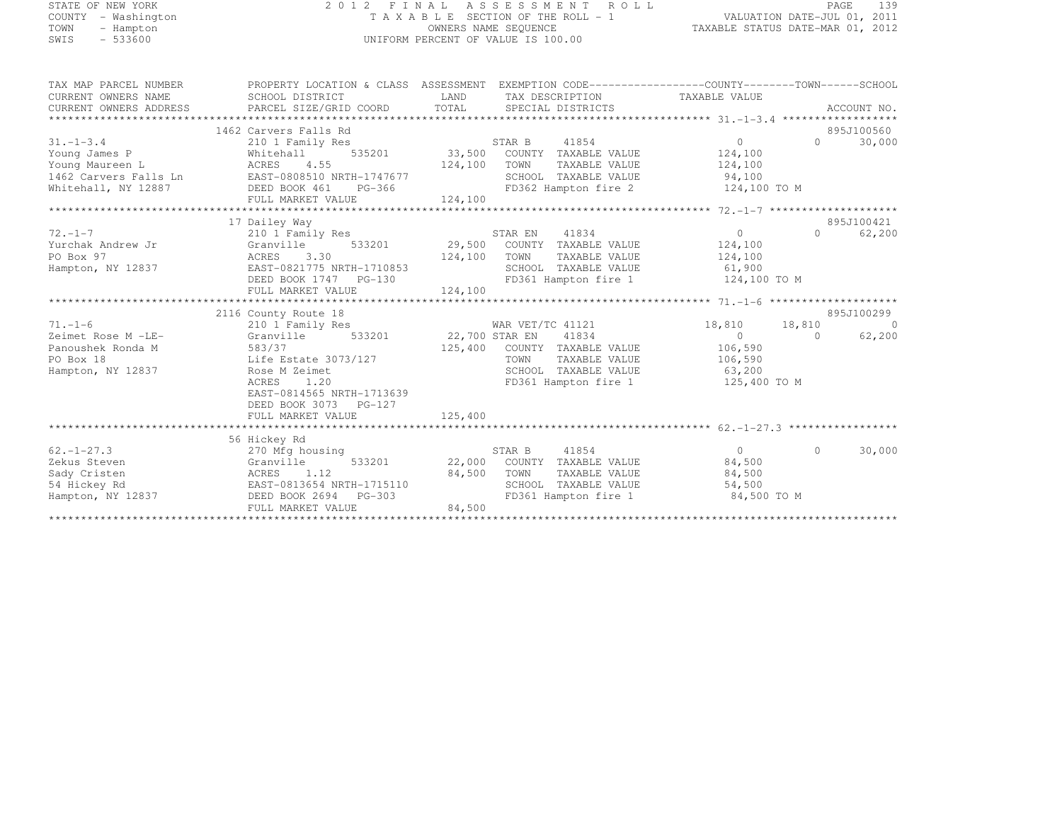STATE OF NEW YORK
COUNTY - Washington
TOWN - Hampton
SWIS - 533600

2 0 1 2 F I N A L A S S E S S M E N T R O L L
T A X A B L E SECTION OF THE ROLL - 1
OWNERS NAME SEQUENCE
UNIFORM PERCENT OF VALUE IS 100.00

VALUATION DATE-JUL 01, 2011
TAXABLE STATUS DATE-MAR 01, 2012

```
TAX MAP PARCEL NUMBER      PROPERTY LOCATION & CLASS  ASSESSMENT  EXEMPTION CODE------------------COUNTY--------TOWN------SCHOOL
CURRENT OWNERS NAME        SCHOOL DISTRICT               LAND      TAX DESCRIPTION            TAXABLE VALUE
CURRENT OWNERS ADDRESS     PARCEL SIZE/GRID COORD        TOTAL     SPECIAL DISTRICTS                                    ACCOUNT NO.
******************************************************************************************************* 31.-1-3.4 ******************
                           1462 Carvers Falls Rd                                                                        895J100560
31.-1-3.4                  210 1 Family Res                        STAR B     41854               0             0        30,000
Young James P              Whitehall       535201        33,500    COUNTY  TAXABLE VALUE         124,100
Young Maureen L            ACRES    4.55                124,100    TOWN    TAXABLE VALUE         124,100
1462 Carvers Falls Ln      EAST-0808510 NRTH-1747677               SCHOOL  TAXABLE VALUE          94,100
Whitehall, NY 12887        DEED BOOK 461    PG-366                 FD362 Hampton fire 2          124,100 TO M
                           FULL MARKET VALUE            124,100
******************************************************************************************************* 72.-1-7 ********************
                           17 Dailey Way                                                                                895J100421
72.-1-7                    210 1 Family Res                        STAR EN    41834               0             0        62,200
Yurchak Andrew Jr          Granville       533201        29,500    COUNTY  TAXABLE VALUE         124,100
PO Box 97                  ACRES    3.30                124,100    TOWN    TAXABLE VALUE         124,100
Hampton, NY 12837          EAST-0821775 NRTH-1710853               SCHOOL  TAXABLE VALUE          61,900
                           DEED BOOK 1747   PG-130                 FD361 Hampton fire 1          124,100 TO M
                           FULL MARKET VALUE            124,100
******************************************************************************************************* 71.-1-6 ********************
                           2116 County Route 18                                                                         895J100299
71.-1-6                    210 1 Family Res                        WAR VET/TC 41121           18,810        18,810             0
Zeimet Rose M -LE-         Granville       533201        22,700 STAR EN    41834                  0             0        62,200
Panoushek Ronda M          583/37                       125,400    COUNTY  TAXABLE VALUE         106,590
PO Box 18                  Life Estate 3073/127                    TOWN    TAXABLE VALUE         106,590
Hampton, NY 12837          Rose M Zeimet                           SCHOOL  TAXABLE VALUE          63,200
                           ACRES    1.20                           FD361 Hampton fire 1          125,400 TO M
                           EAST-0814565 NRTH-1713639
                           DEED BOOK 3073   PG-127
                           FULL MARKET VALUE            125,400
******************************************************************************************************* 62.-1-27.3 *****************
                           56 Hickey Rd
62.-1-27.3                 270 Mfg housing                         STAR B     41854               0             0        30,000
Zekus Steven               Granville       533201        22,000    COUNTY  TAXABLE VALUE          84,500
Sady Cristen               ACRES    1.12                 84,500    TOWN    TAXABLE VALUE          84,500
54 Hickey Rd               EAST-0813654 NRTH-1715110               SCHOOL  TAXABLE VALUE          54,500
Hampton, NY 12837          DEED BOOK 2694   PG-303                 FD361 Hampton fire 1           84,500 TO M
                           FULL MARKET VALUE             84,500
************************************************************************************************************************************
```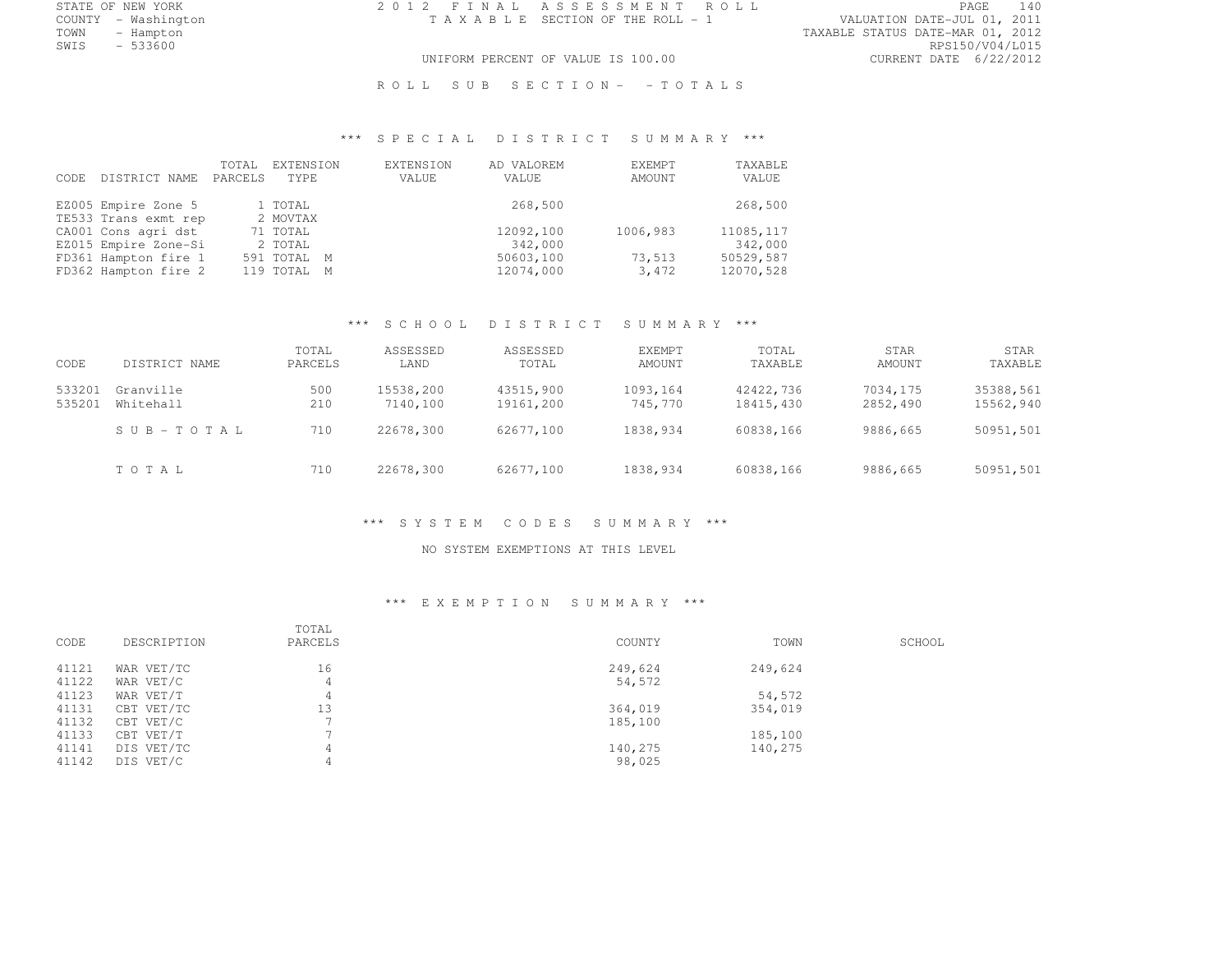STATE OF NEW YORK
COUNTY - Washington
TOWN - Hampton
SWIS - 533600

2012 FINAL ASSESSMENT ROLL
TAXABLE SECTION OF THE ROLL - 1
UNIFORM PERCENT OF VALUE IS 100.00

VALUATION DATE-JUL 01, 2011
TAXABLE STATUS DATE-MAR 01, 2012
RPS150/V04/L015
CURRENT DATE 6/22/2012

ROLL SUB SECTION- - TOTALS

## *** SPECIAL DISTRICT SUMMARY ***

| CODE | DISTRICT NAME | TOTAL PARCELS | EXTENSION TYPE | EXTENSION VALUE | AD VALOREM VALUE | EXEMPT AMOUNT | TAXABLE VALUE |
|---|---|---|---|---|---|---|---|
| EZ005 | Empire Zone 5 | 1 | TOTAL | | 268,500 | | 268,500 |
| TE533 | Trans exmt rep | 2 | MOVTAX | | | | |
| CA001 | Cons agri dst | 71 | TOTAL | | 12092,100 | 1006,983 | 11085,117 |
| EZ015 | Empire Zone-Si | 2 | TOTAL | | 342,000 | | 342,000 |
| FD361 | Hampton fire 1 | 591 | TOTAL M | | 50603,100 | 73,513 | 50529,587 |
| FD362 | Hampton fire 2 | 119 | TOTAL M | | 12074,000 | 3,472 | 12070,528 |

## *** SCHOOL DISTRICT SUMMARY ***

| CODE | DISTRICT NAME | TOTAL PARCELS | ASSESSED LAND | ASSESSED TOTAL | EXEMPT AMOUNT | TOTAL TAXABLE | STAR AMOUNT | STAR TAXABLE |
|---|---|---|---|---|---|---|---|---|
| 533201 | Granville | 500 | 15538,200 | 43515,900 | 1093,164 | 42422,736 | 7034,175 | 35388,561 |
| 535201 | Whitehall | 210 | 7140,100 | 19161,200 | 745,770 | 18415,430 | 2852,490 | 15562,940 |
| | SUB-TOTAL | 710 | 22678,300 | 62677,100 | 1838,934 | 60838,166 | 9886,665 | 50951,501 |
| | TOTAL | 710 | 22678,300 | 62677,100 | 1838,934 | 60838,166 | 9886,665 | 50951,501 |

## *** SYSTEM CODES SUMMARY ***

NO SYSTEM EXEMPTIONS AT THIS LEVEL

## *** EXEMPTION SUMMARY ***

| CODE | DESCRIPTION | TOTAL PARCELS | COUNTY | TOWN | SCHOOL |
|---|---|---|---|---|---|
| 41121 | WAR VET/TC | 16 | 249,624 | 249,624 | |
| 41122 | WAR VET/C | 4 | 54,572 | | |
| 41123 | WAR VET/T | 4 | | 54,572 | |
| 41131 | CBT VET/TC | 13 | 364,019 | 354,019 | |
| 41132 | CBT VET/C | 7 | 185,100 | | |
| 41133 | CBT VET/T | 7 | | 185,100 | |
| 41141 | DIS VET/TC | 4 | 140,275 | 140,275 | |
| 41142 | DIS VET/C | 4 | 98,025 | | |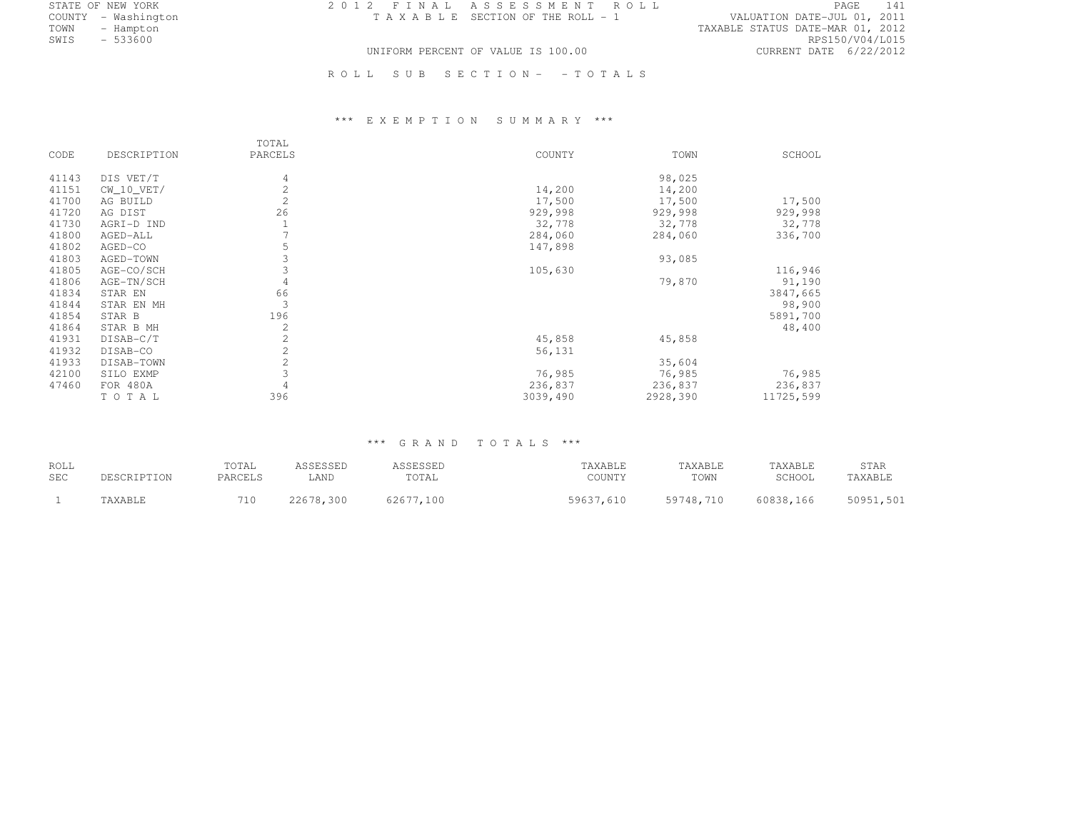STATE OF NEW YORK
COUNTY - Washington
TOWN - Hampton
SWIS - 533600

2012 FINAL ASSESSMENT ROLL
TAXABLE SECTION OF THE ROLL - 1
UNIFORM PERCENT OF VALUE IS 100.00

VALUATION DATE-JUL 01, 2011
TAXABLE STATUS DATE-MAR 01, 2012
RPS150/V04/L015
CURRENT DATE 6/22/2012

ROLL SUB SECTION- - TOTALS

### *** EXEMPTION SUMMARY ***

| CODE | DESCRIPTION | TOTAL PARCELS | COUNTY | TOWN | SCHOOL |
|---|---|---|---|---|---|
| 41143 | DIS VET/T | 4 | | 98,025 | |
| 41151 | CW_10_VET/ | 2 | 14,200 | 14,200 | |
| 41700 | AG BUILD | 2 | 17,500 | 17,500 | 17,500 |
| 41720 | AG DIST | 26 | 929,998 | 929,998 | 929,998 |
| 41730 | AGRI-D IND | 1 | 32,778 | 32,778 | 32,778 |
| 41800 | AGED-ALL | 7 | 284,060 | 284,060 | 336,700 |
| 41802 | AGED-CO | 5 | 147,898 | | |
| 41803 | AGED-TOWN | 3 | | 93,085 | |
| 41805 | AGE-CO/SCH | 3 | 105,630 | | 116,946 |
| 41806 | AGE-TN/SCH | 4 | | 79,870 | 91,190 |
| 41834 | STAR EN | 66 | | | 3847,665 |
| 41844 | STAR EN MH | 3 | | | 98,900 |
| 41854 | STAR B | 196 | | | 5891,700 |
| 41864 | STAR B MH | 2 | | | 48,400 |
| 41931 | DISAB-C/T | 2 | 45,858 | 45,858 | |
| 41932 | DISAB-CO | 2 | 56,131 | | |
| 41933 | DISAB-TOWN | 2 | | 35,604 | |
| 42100 | SILO EXMP | 3 | 76,985 | 76,985 | 76,985 |
| 47460 | FOR 480A | 4 | 236,837 | 236,837 | 236,837 |
| | TOTAL | 396 | 3039,490 | 2928,390 | 11725,599 |

### *** GRAND TOTALS ***

| ROLL SEC | DESCRIPTION | TOTAL PARCELS | ASSESSED LAND | ASSESSED TOTAL | TAXABLE COUNTY | TAXABLE TOWN | TAXABLE SCHOOL | STAR TAXABLE |
|---|---|---|---|---|---|---|---|---|
| 1 | TAXABLE | 710 | 22678,300 | 62677,100 | 59637,610 | 59748,710 | 60838,166 | 50951,501 |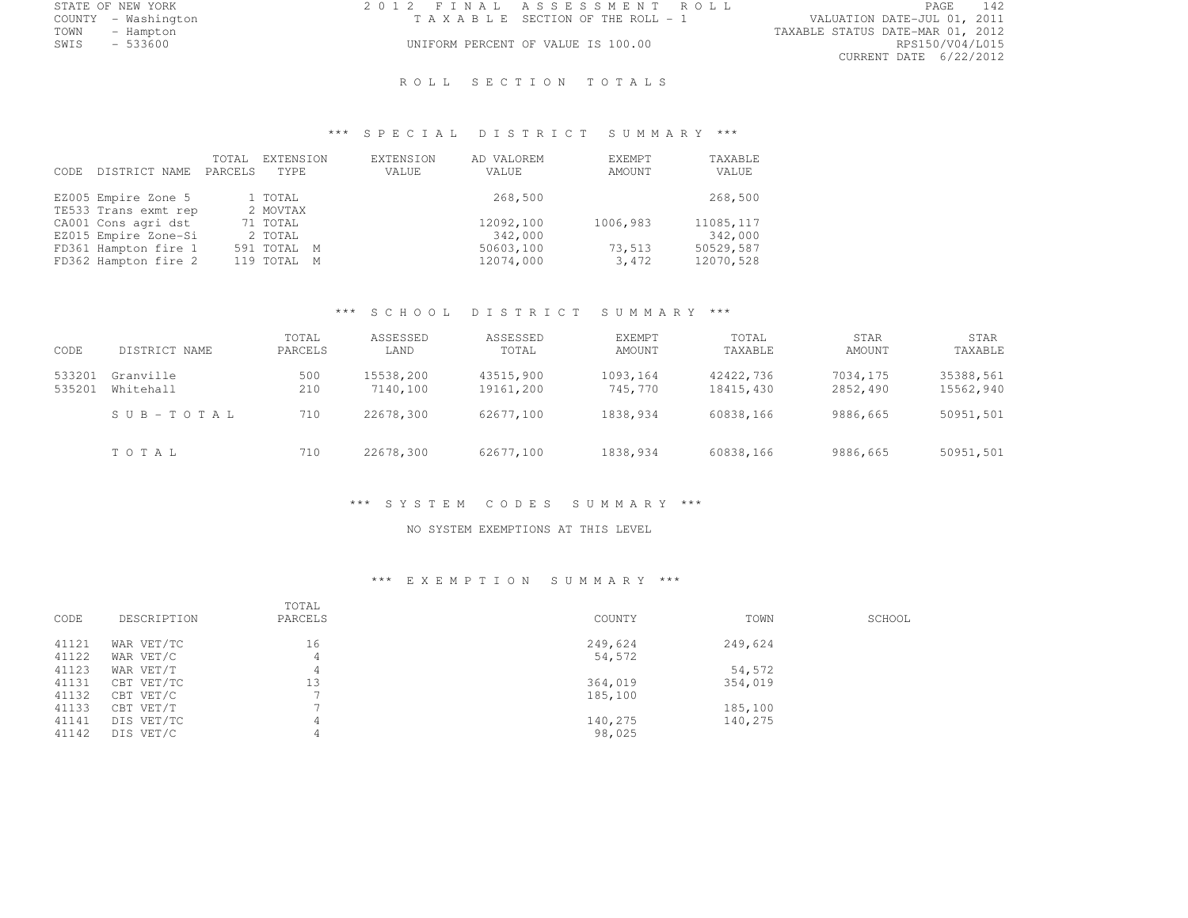STATE OF NEW YORK
COUNTY - Washington
TOWN - Hampton
SWIS - 533600

2012 FINAL ASSESSMENT ROLL
TAXABLE SECTION OF THE ROLL - 1
UNIFORM PERCENT OF VALUE IS 100.00

VALUATION DATE-JUL 01, 2011
TAXABLE STATUS DATE-MAR 01, 2012
RPS150/V04/L015
CURRENT DATE 6/22/2012

# ROLL SECTION TOTALS

## *** SPECIAL DISTRICT SUMMARY ***

| CODE | DISTRICT NAME | TOTAL PARCELS | EXTENSION TYPE | EXTENSION VALUE | AD VALOREM VALUE | EXEMPT AMOUNT | TAXABLE VALUE |
|---|---|---|---|---|---|---|---|
| EZ005 | Empire Zone 5 | 1 | TOTAL | | 268,500 | | 268,500 |
| TE533 | Trans exmt rep | 2 | MOVTAX | | | | |
| CA001 | Cons agri dst | 71 | TOTAL | | 12092,100 | 1006,983 | 11085,117 |
| EZ015 | Empire Zone-Si | 2 | TOTAL | | 342,000 | | 342,000 |
| FD361 | Hampton fire 1 | 591 | TOTAL M | | 50603,100 | 73,513 | 50529,587 |
| FD362 | Hampton fire 2 | 119 | TOTAL M | | 12074,000 | 3,472 | 12070,528 |

## *** SCHOOL DISTRICT SUMMARY ***

| CODE | DISTRICT NAME | TOTAL PARCELS | ASSESSED LAND | ASSESSED TOTAL | EXEMPT AMOUNT | TOTAL TAXABLE | STAR AMOUNT | STAR TAXABLE |
|---|---|---|---|---|---|---|---|---|
| 533201 | Granville | 500 | 15538,200 | 43515,900 | 1093,164 | 42422,736 | 7034,175 | 35388,561 |
| 535201 | Whitehall | 210 | 7140,100 | 19161,200 | 745,770 | 18415,430 | 2852,490 | 15562,940 |
| | SUB-TOTAL | 710 | 22678,300 | 62677,100 | 1838,934 | 60838,166 | 9886,665 | 50951,501 |
| | TOTAL | 710 | 22678,300 | 62677,100 | 1838,934 | 60838,166 | 9886,665 | 50951,501 |

## *** SYSTEM CODES SUMMARY ***

NO SYSTEM EXEMPTIONS AT THIS LEVEL

## *** EXEMPTION SUMMARY ***

| CODE | DESCRIPTION | TOTAL PARCELS | COUNTY | TOWN | SCHOOL |
|---|---|---|---|---|---|
| 41121 | WAR VET/TC | 16 | 249,624 | 249,624 | |
| 41122 | WAR VET/C | 4 | 54,572 | | |
| 41123 | WAR VET/T | 4 | | 54,572 | |
| 41131 | CBT VET/TC | 13 | 364,019 | 354,019 | |
| 41132 | CBT VET/C | 7 | 185,100 | | |
| 41133 | CBT VET/T | 7 | | 185,100 | |
| 41141 | DIS VET/TC | 4 | 140,275 | 140,275 | |
| 41142 | DIS VET/C | 4 | 98,025 | | |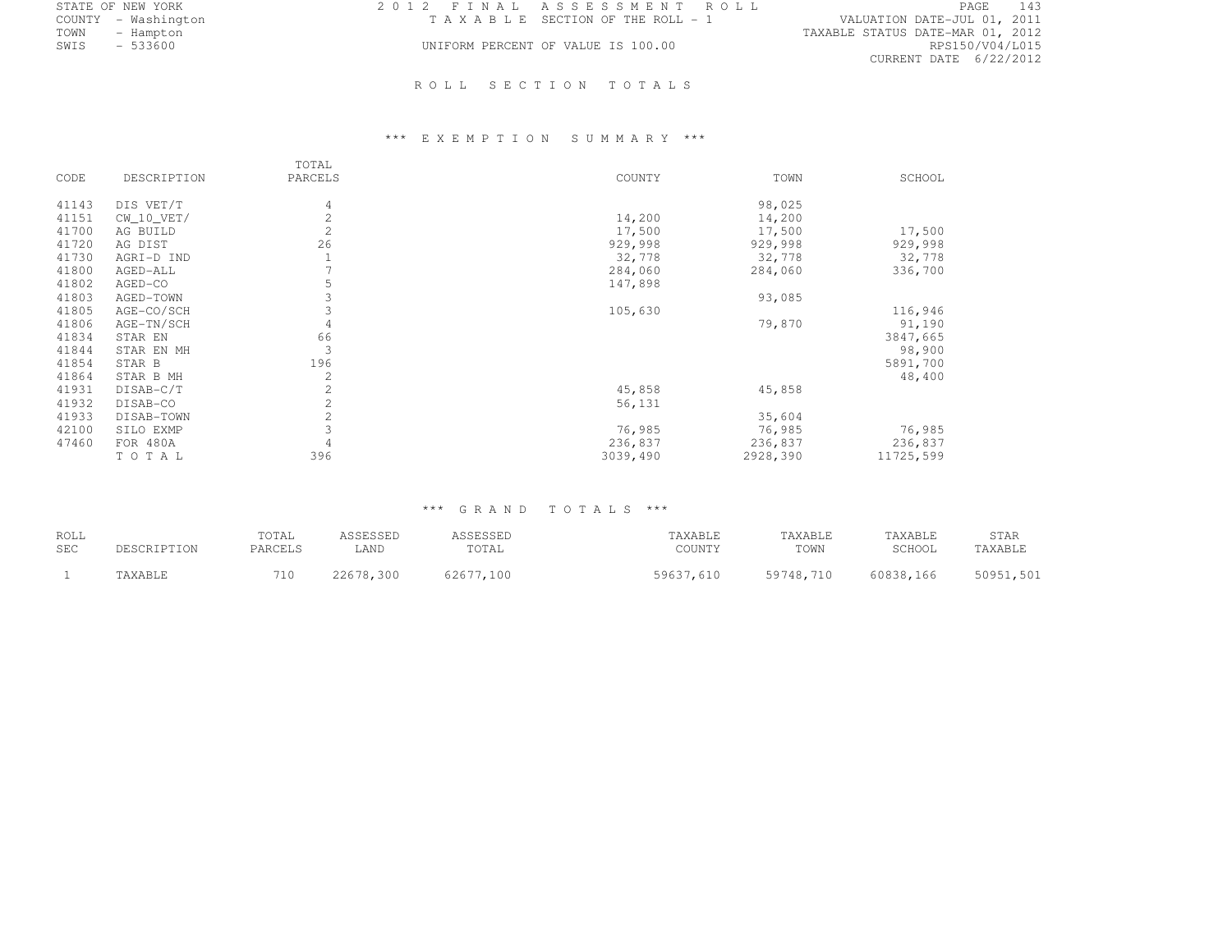STATE OF NEW YORK
COUNTY - Washington
TOWN - Hampton
SWIS - 533600

2012 FINAL ASSESSMENT ROLL
TAXABLE SECTION OF THE ROLL - 1
UNIFORM PERCENT OF VALUE IS 100.00

VALUATION DATE-JUL 01, 2011
TAXABLE STATUS DATE-MAR 01, 2012
RPS150/V04/L015
CURRENT DATE 6/22/2012

## ROLL SECTION TOTALS

### *** EXEMPTION SUMMARY ***

| CODE | DESCRIPTION | TOTAL PARCELS | COUNTY | TOWN | SCHOOL |
|---|---|---|---|---|---|
| 41143 | DIS VET/T | 4 | | 98,025 | |
| 41151 | CW_10_VET/ | 2 | 14,200 | 14,200 | |
| 41700 | AG BUILD | 2 | 17,500 | 17,500 | 17,500 |
| 41720 | AG DIST | 26 | 929,998 | 929,998 | 929,998 |
| 41730 | AGRI-D IND | 1 | 32,778 | 32,778 | 32,778 |
| 41800 | AGED-ALL | 7 | 284,060 | 284,060 | 336,700 |
| 41802 | AGED-CO | 5 | 147,898 | | |
| 41803 | AGED-TOWN | 3 | | 93,085 | |
| 41805 | AGE-CO/SCH | 3 | 105,630 | | 116,946 |
| 41806 | AGE-TN/SCH | 4 | | 79,870 | 91,190 |
| 41834 | STAR EN | 66 | | | 3847,665 |
| 41844 | STAR EN MH | 3 | | | 98,900 |
| 41854 | STAR B | 196 | | | 5891,700 |
| 41864 | STAR B MH | 2 | | | 48,400 |
| 41931 | DISAB-C/T | 2 | 45,858 | 45,858 | |
| 41932 | DISAB-CO | 2 | 56,131 | | |
| 41933 | DISAB-TOWN | 2 | | 35,604 | |
| 42100 | SILO EXMP | 3 | 76,985 | 76,985 | 76,985 |
| 47460 | FOR 480A | 4 | 236,837 | 236,837 | 236,837 |
| | TOTAL | 396 | 3039,490 | 2928,390 | 11725,599 |

### *** GRAND TOTALS ***

| ROLL SEC | DESCRIPTION | TOTAL PARCELS | ASSESSED LAND | ASSESSED TOTAL | TAXABLE COUNTY | TAXABLE TOWN | TAXABLE SCHOOL | STAR TAXABLE |
|---|---|---|---|---|---|---|---|---|
| 1 | TAXABLE | 710 | 22678,300 | 62677,100 | 59637,610 | 59748,710 | 60838,166 | 50951,501 |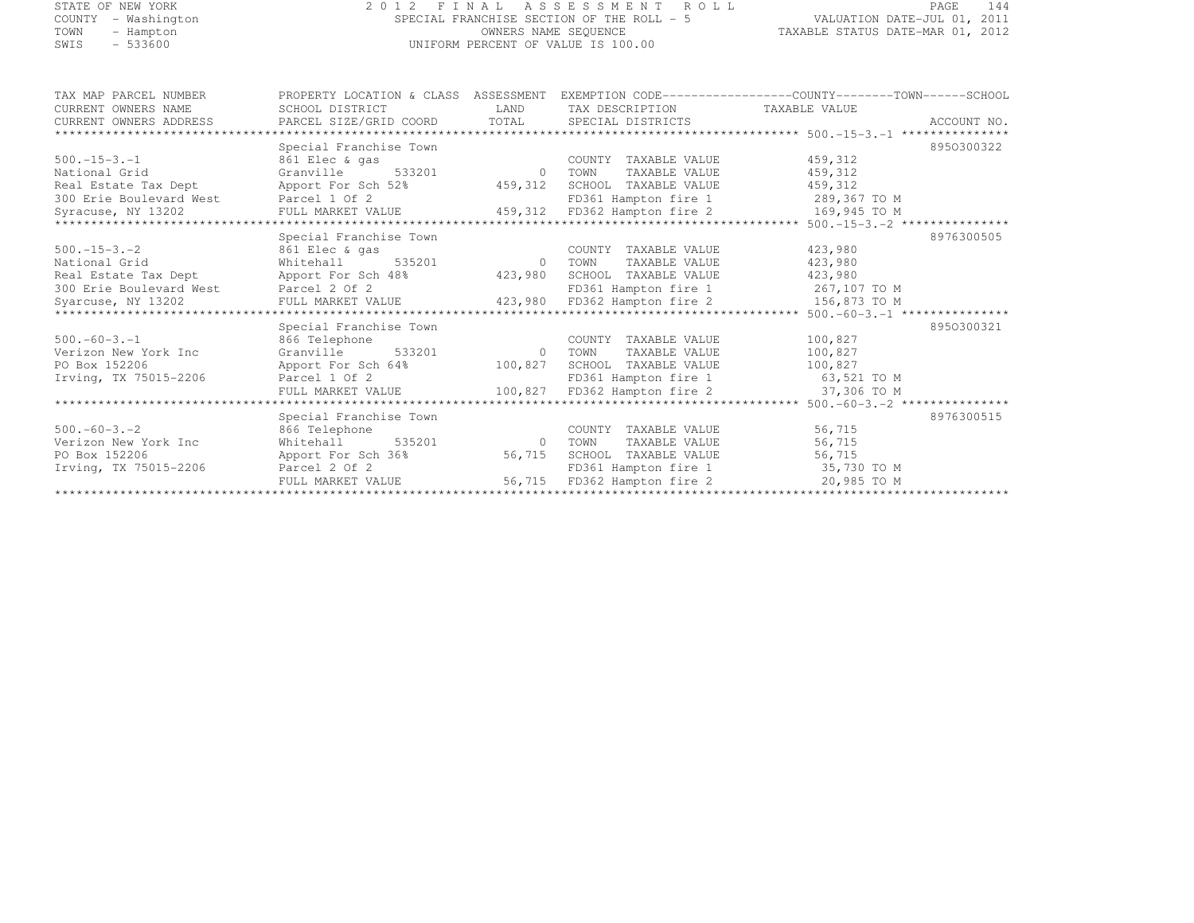STATE OF NEW YORK
COUNTY - Washington
TOWN - Hampton
SWIS - 533600

# 2012 FINAL ASSESSMENT ROLL

SPECIAL FRANCHISE SECTION OF THE ROLL - 5
OWNERS NAME SEQUENCE
UNIFORM PERCENT OF VALUE IS 100.00

VALUATION DATE-JUL 01, 2011
TAXABLE STATUS DATE-MAR 01, 2012

| TAX MAP PARCEL NUMBER / CURRENT OWNERS NAME / CURRENT OWNERS ADDRESS | PROPERTY LOCATION & CLASS / SCHOOL DISTRICT / PARCEL SIZE/GRID COORD | ASSESSMENT LAND / TOTAL | EXEMPTION CODE / TAX DESCRIPTION / SPECIAL DISTRICTS | TAXABLE VALUE (COUNTY / TOWN / SCHOOL) | ACCOUNT NO. |
|---|---|---|---|---|---|
| 500.-15-3.-1 | Special Franchise Town | | | | 8950300322 |
| National Grid | 861 Elec & gas | | COUNTY TAXABLE VALUE | 459,312 | |
| Real Estate Tax Dept | Granville 533201 | 0 | TOWN TAXABLE VALUE | 459,312 | |
| 300 Erie Boulevard West | Apport For Sch 52% | 459,312 | SCHOOL TAXABLE VALUE | 459,312 | |
| Syracuse, NY 13202 | Parcel 1 Of 2 | | FD361 Hampton fire 1 | 289,367 TO M | |
| | FULL MARKET VALUE | 459,312 | FD362 Hampton fire 2 | 169,945 TO M | |
| 500.-15-3.-2 | Special Franchise Town | | | | 8976300505 |
| National Grid | 861 Elec & gas | | COUNTY TAXABLE VALUE | 423,980 | |
| Real Estate Tax Dept | Whitehall 535201 | 0 | TOWN TAXABLE VALUE | 423,980 | |
| 300 Erie Boulevard West | Apport For Sch 48% | 423,980 | SCHOOL TAXABLE VALUE | 423,980 | |
| Syarcuse, NY 13202 | Parcel 2 Of 2 | | FD361 Hampton fire 1 | 267,107 TO M | |
| | FULL MARKET VALUE | 423,980 | FD362 Hampton fire 2 | 156,873 TO M | |
| 500.-60-3.-1 | Special Franchise Town | | | | 8950300321 |
| Verizon New York Inc | 866 Telephone | | COUNTY TAXABLE VALUE | 100,827 | |
| PO Box 152206 | Granville 533201 | 0 | TOWN TAXABLE VALUE | 100,827 | |
| Irving, TX 75015-2206 | Apport For Sch 64% | 100,827 | SCHOOL TAXABLE VALUE | 100,827 | |
| | Parcel 1 Of 2 | | FD361 Hampton fire 1 | 63,521 TO M | |
| | FULL MARKET VALUE | 100,827 | FD362 Hampton fire 2 | 37,306 TO M | |
| 500.-60-3.-2 | Special Franchise Town | | | | 8976300515 |
| Verizon New York Inc | 866 Telephone | | COUNTY TAXABLE VALUE | 56,715 | |
| PO Box 152206 | Whitehall 535201 | 0 | TOWN TAXABLE VALUE | 56,715 | |
| Irving, TX 75015-2206 | Apport For Sch 36% | 56,715 | SCHOOL TAXABLE VALUE | 56,715 | |
| | Parcel 2 Of 2 | | FD361 Hampton fire 1 | 35,730 TO M | |
| | FULL MARKET VALUE | 56,715 | FD362 Hampton fire 2 | 20,985 TO M | |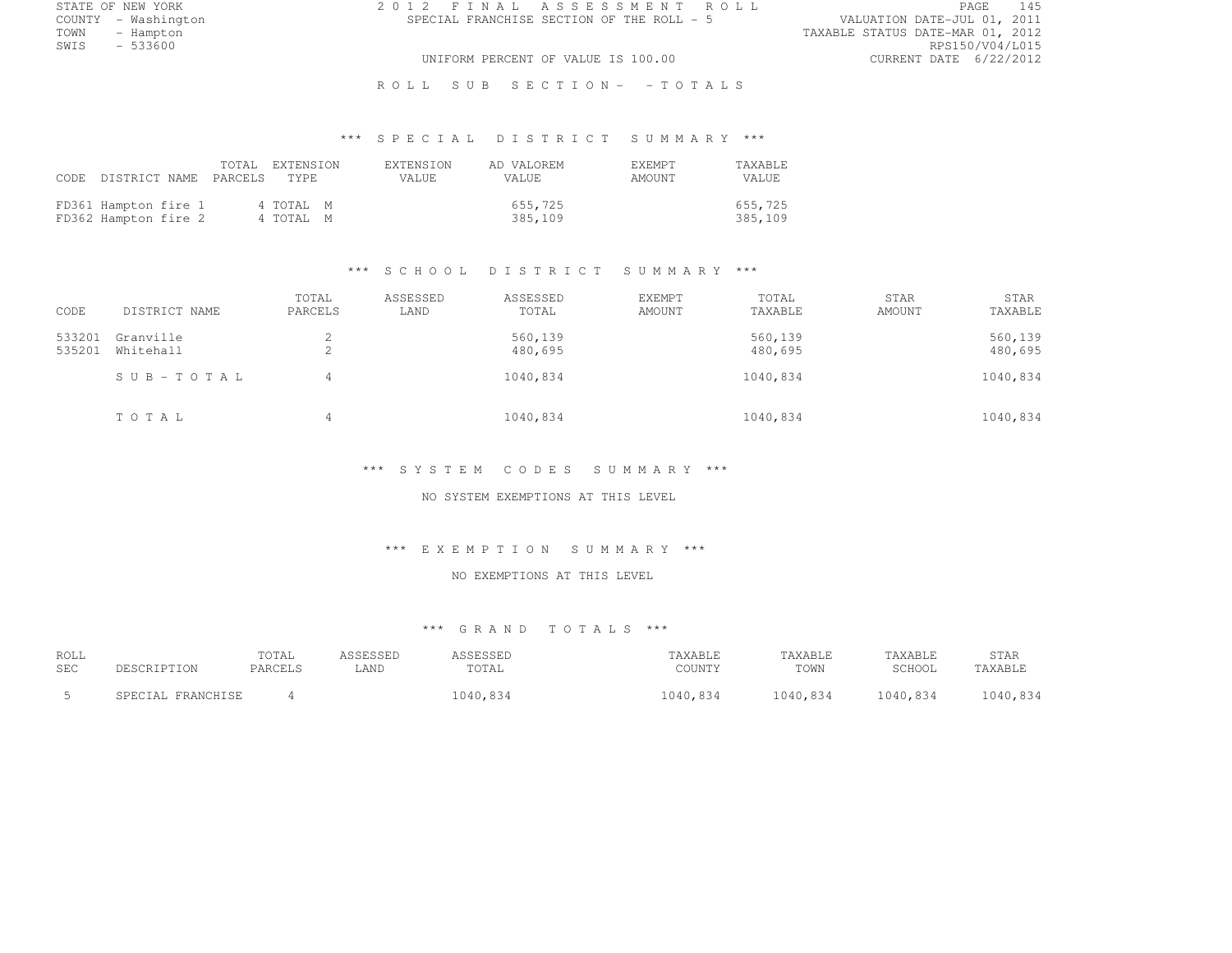STATE OF NEW YORK
COUNTY - Washington
TOWN - Hampton
SWIS - 533600

2 0 1 2 F I N A L A S S E S S M E N T R O L L
SPECIAL FRANCHISE SECTION OF THE ROLL - 5
UNIFORM PERCENT OF VALUE IS 100.00

VALUATION DATE-JUL 01, 2011
TAXABLE STATUS DATE-MAR 01, 2012
RPS150/V04/L015
CURRENT DATE 6/22/2012

R O L L S U B S E C T I O N - - T O T A L S

### *** S P E C I A L D I S T R I C T S U M M A R Y ***

| CODE | DISTRICT NAME | TOTAL PARCELS | EXTENSION TYPE | EXTENSION VALUE | AD VALOREM VALUE | EXEMPT AMOUNT | TAXABLE VALUE |
|---|---|---|---|---|---|---|---|
| FD361 | Hampton fire 1 | 4 | TOTAL M | | 655,725 | | 655,725 |
| FD362 | Hampton fire 2 | 4 | TOTAL M | | 385,109 | | 385,109 |

### *** S C H O O L D I S T R I C T S U M M A R Y ***

| CODE | DISTRICT NAME | TOTAL PARCELS | ASSESSED LAND | ASSESSED TOTAL | EXEMPT AMOUNT | TOTAL TAXABLE | STAR AMOUNT | STAR TAXABLE |
|---|---|---|---|---|---|---|---|---|
| 533201 | Granville | 2 | | 560,139 | | 560,139 | | 560,139 |
| 535201 | Whitehall | 2 | | 480,695 | | 480,695 | | 480,695 |
| | S U B - T O T A L | 4 | | 1040,834 | | 1040,834 | | 1040,834 |
| | T O T A L | 4 | | 1040,834 | | 1040,834 | | 1040,834 |

### *** S Y S T E M C O D E S S U M M A R Y ***

NO SYSTEM EXEMPTIONS AT THIS LEVEL

### *** E X E M P T I O N S U M M A R Y ***

NO EXEMPTIONS AT THIS LEVEL

### *** G R A N D T O T A L S ***

| ROLL SEC | DESCRIPTION | TOTAL PARCELS | ASSESSED LAND | ASSESSED TOTAL | TAXABLE COUNTY | TAXABLE TOWN | TAXABLE SCHOOL | STAR TAXABLE |
|---|---|---|---|---|---|---|---|---|
| 5 | SPECIAL FRANCHISE | 4 | | 1040,834 | 1040,834 | 1040,834 | 1040,834 | 1040,834 |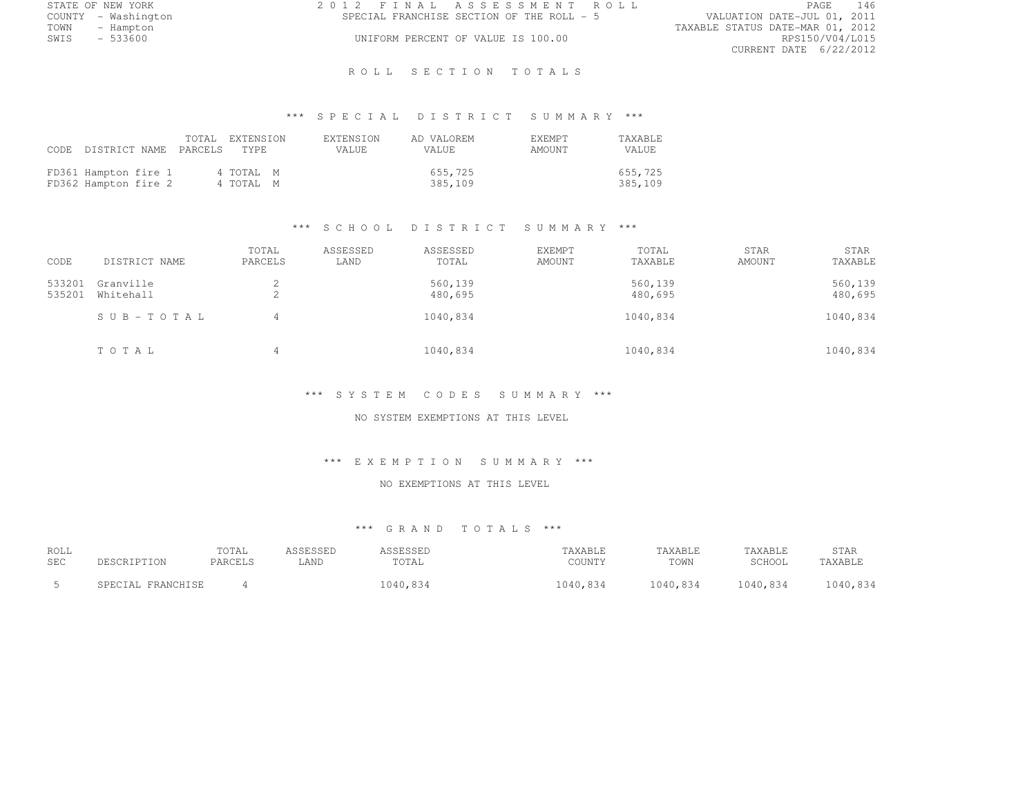STATE OF NEW YORK
COUNTY - Washington
TOWN - Hampton
SWIS - 533600

2012 FINAL ASSESSMENT ROLL
SPECIAL FRANCHISE SECTION OF THE ROLL - 5
UNIFORM PERCENT OF VALUE IS 100.00

VALUATION DATE-JUL 01, 2011
TAXABLE STATUS DATE-MAR 01, 2012
RPS150/V04/L015
CURRENT DATE 6/22/2012

## ROLL SECTION TOTALS

### *** SPECIAL DISTRICT SUMMARY ***

| CODE DISTRICT NAME | TOTAL PARCELS | EXTENSION TYPE | EXTENSION VALUE | AD VALOREM VALUE | EXEMPT AMOUNT | TAXABLE VALUE |
|---|---|---|---|---|---|---|
| FD361 Hampton fire 1 | 4 | TOTAL M | | 655,725 | | 655,725 |
| FD362 Hampton fire 2 | 4 | TOTAL M | | 385,109 | | 385,109 |

### *** SCHOOL DISTRICT SUMMARY ***

| CODE | DISTRICT NAME | TOTAL PARCELS | ASSESSED LAND | ASSESSED TOTAL | EXEMPT AMOUNT | TOTAL TAXABLE | STAR AMOUNT | STAR TAXABLE |
|---|---|---|---|---|---|---|---|---|
| 533201 | Granville | 2 | | 560,139 | | 560,139 | | 560,139 |
| 535201 | Whitehall | 2 | | 480,695 | | 480,695 | | 480,695 |
| | SUB-TOTAL | 4 | | 1040,834 | | 1040,834 | | 1040,834 |
| | TOTAL | 4 | | 1040,834 | | 1040,834 | | 1040,834 |

### *** SYSTEM CODES SUMMARY ***

NO SYSTEM EXEMPTIONS AT THIS LEVEL

### *** EXEMPTION SUMMARY ***

NO EXEMPTIONS AT THIS LEVEL

### *** GRAND TOTALS ***

| ROLL SEC | DESCRIPTION | TOTAL PARCELS | ASSESSED LAND | ASSESSED TOTAL | TAXABLE COUNTY | TAXABLE TOWN | TAXABLE SCHOOL | STAR TAXABLE |
|---|---|---|---|---|---|---|---|---|
| 5 | SPECIAL FRANCHISE | 4 | | 1040,834 | 1040,834 | 1040,834 | 1040,834 | 1040,834 |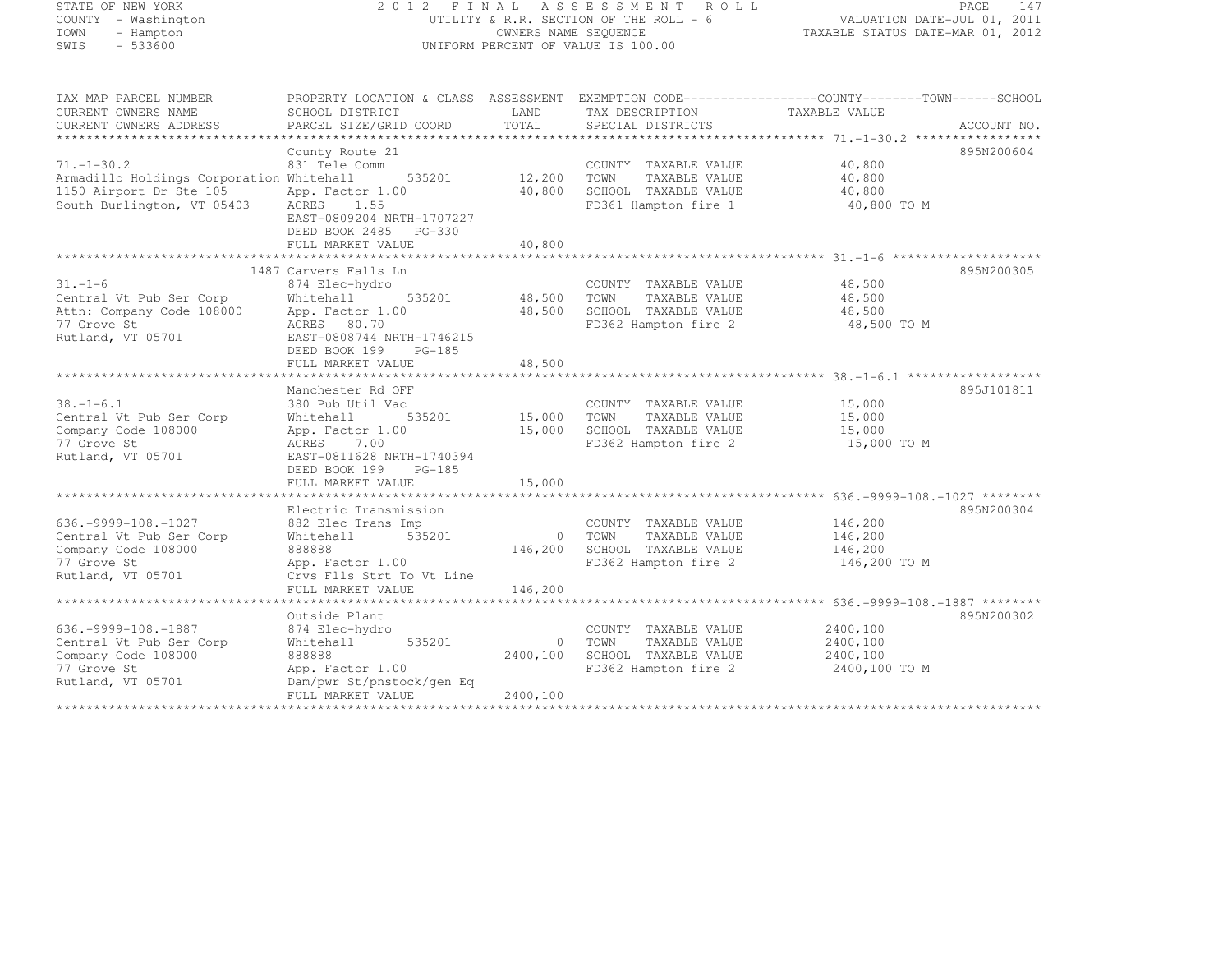STATE OF NEW YORK
COUNTY - Washington
TOWN - Hampton
SWIS - 533600

2012 FINAL ASSESSMENT ROLL
UTILITY & R.R. SECTION OF THE ROLL - 6
OWNERS NAME SEQUENCE
UNIFORM PERCENT OF VALUE IS 100.00

VALUATION DATE-JUL 01, 2011
TAXABLE STATUS DATE-MAR 01, 2012

| TAX MAP PARCEL NUMBER / CURRENT OWNERS NAME / CURRENT OWNERS ADDRESS | PROPERTY LOCATION & CLASS / SCHOOL DISTRICT / PARCEL SIZE/GRID COORD | ASSESSMENT LAND / TOTAL | EXEMPTION CODE / TAX DESCRIPTION / SPECIAL DISTRICTS | COUNTY--------TOWN------SCHOOL TAXABLE VALUE | ACCOUNT NO. |
|---|---|---|---|---|---|
| 71.-1-30.2 | County Route 21 | | | | 895N200604 |
| | 831 Tele Comm | | COUNTY TAXABLE VALUE | 40,800 | |
| Armadillo Holdings Corporation | Whitehall 535201 | 12,200 | TOWN TAXABLE VALUE | 40,800 | |
| 1150 Airport Dr Ste 105 | App. Factor 1.00 | 40,800 | SCHOOL TAXABLE VALUE | 40,800 | |
| South Burlington, VT 05403 | ACRES 1.55 | | FD361 Hampton fire 1 | 40,800 TO M | |
| | EAST-0809204 NRTH-1707227 | | | | |
| | DEED BOOK 2485 PG-330 | | | | |
| | FULL MARKET VALUE | 40,800 | | | |
| 31.-1-6 | 1487 Carvers Falls Ln | | | | 895N200305 |
| | 874 Elec-hydro | | COUNTY TAXABLE VALUE | 48,500 | |
| Central Vt Pub Ser Corp | Whitehall 535201 | 48,500 | TOWN TAXABLE VALUE | 48,500 | |
| Attn: Company Code 108000 | App. Factor 1.00 | 48,500 | SCHOOL TAXABLE VALUE | 48,500 | |
| 77 Grove St | ACRES 80.70 | | FD362 Hampton fire 2 | 48,500 TO M | |
| Rutland, VT 05701 | EAST-0808744 NRTH-1746215 | | | | |
| | DEED BOOK 199 PG-185 | | | | |
| | FULL MARKET VALUE | 48,500 | | | |
| 38.-1-6.1 | Manchester Rd OFF | | | | 895J101811 |
| | 380 Pub Util Vac | | COUNTY TAXABLE VALUE | 15,000 | |
| Central Vt Pub Ser Corp | Whitehall 535201 | 15,000 | TOWN TAXABLE VALUE | 15,000 | |
| Company Code 108000 | App. Factor 1.00 | 15,000 | SCHOOL TAXABLE VALUE | 15,000 | |
| 77 Grove St | ACRES 7.00 | | FD362 Hampton fire 2 | 15,000 TO M | |
| Rutland, VT 05701 | EAST-0811628 NRTH-1740394 | | | | |
| | DEED BOOK 199 PG-185 | | | | |
| | FULL MARKET VALUE | 15,000 | | | |
| 636.-9999-108.-1027 | Electric Transmission | | | | 895N200304 |
| | 882 Elec Trans Imp | | COUNTY TAXABLE VALUE | 146,200 | |
| Central Vt Pub Ser Corp | Whitehall 535201 | 0 | TOWN TAXABLE VALUE | 146,200 | |
| Company Code 108000 | 888888 | 146,200 | SCHOOL TAXABLE VALUE | 146,200 | |
| 77 Grove St | App. Factor 1.00 | | FD362 Hampton fire 2 | 146,200 TO M | |
| Rutland, VT 05701 | Crvs Flls Strt To Vt Line | | | | |
| | FULL MARKET VALUE | 146,200 | | | |
| 636.-9999-108.-1887 | Outside Plant | | | | 895N200302 |
| | 874 Elec-hydro | | COUNTY TAXABLE VALUE | 2400,100 | |
| Central Vt Pub Ser Corp | Whitehall 535201 | 0 | TOWN TAXABLE VALUE | 2400,100 | |
| Company Code 108000 | 888888 | 2400,100 | SCHOOL TAXABLE VALUE | 2400,100 | |
| 77 Grove St | App. Factor 1.00 | | FD362 Hampton fire 2 | 2400,100 TO M | |
| Rutland, VT 05701 | Dam/pwr St/pnstock/gen Eq | | | | |
| | FULL MARKET VALUE | 2400,100 | | | |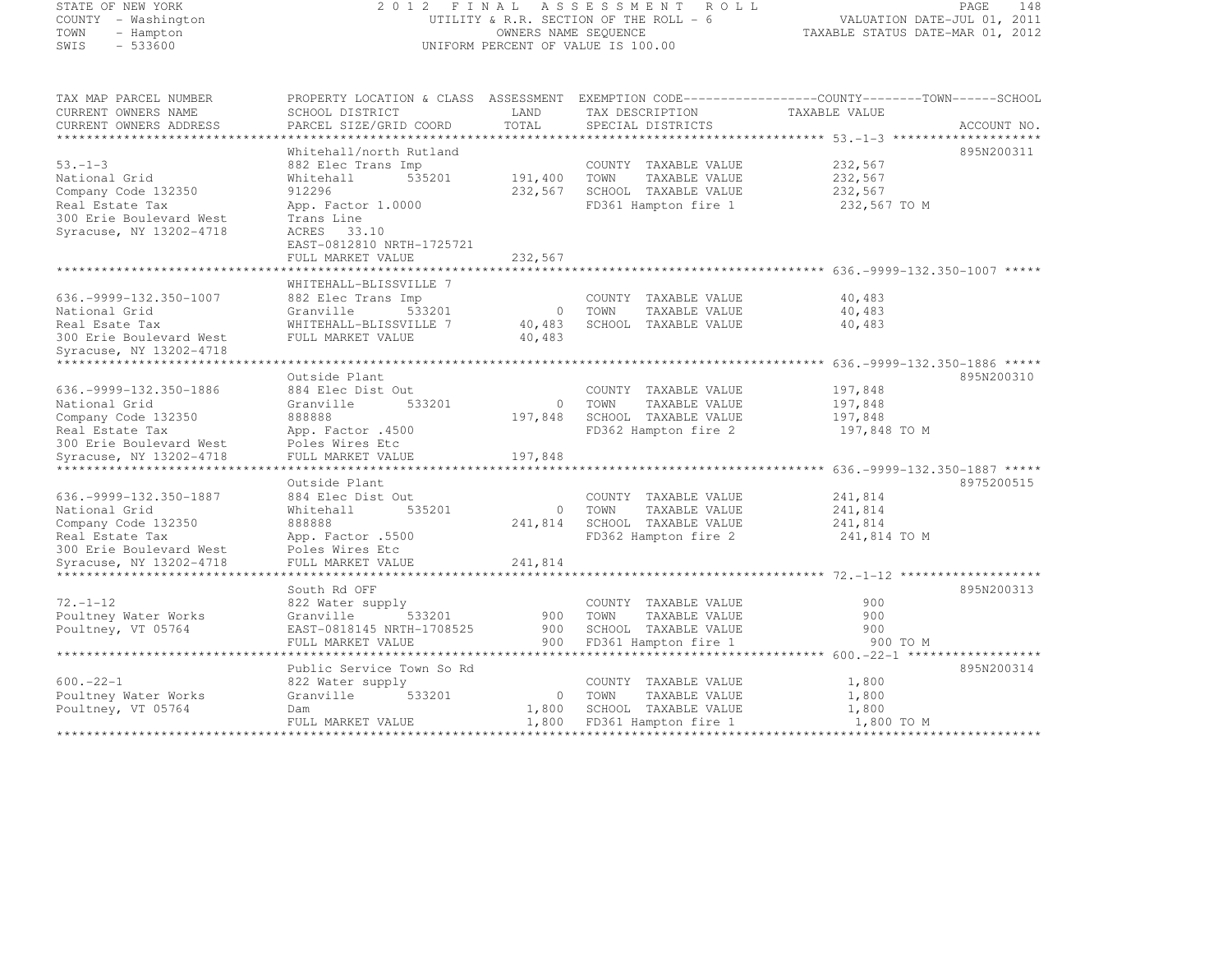STATE OF NEW YORK
COUNTY - Washington
TOWN - Hampton
SWIS - 533600

2012 FINAL ASSESSMENT ROLL
UTILITY & R.R. SECTION OF THE ROLL - 6
OWNERS NAME SEQUENCE
UNIFORM PERCENT OF VALUE IS 100.00

VALUATION DATE-JUL 01, 2011
TAXABLE STATUS DATE-MAR 01, 2012

| TAX MAP PARCEL NUMBER / CURRENT OWNERS NAME / CURRENT OWNERS ADDRESS | PROPERTY LOCATION & CLASS / SCHOOL DISTRICT / PARCEL SIZE/GRID COORD | ASSESSMENT LAND | TOTAL | EXEMPTION CODE / TAX DESCRIPTION / SPECIAL DISTRICTS | TAXABLE VALUE (COUNTY/TOWN/SCHOOL) | ACCOUNT NO. |
|---|---|---|---|---|---|---|
| 53.-1-3 | Whitehall/north Rutland | | | | | 895N200311 |
| 53.-1-3 | 882 Elec Trans Imp | | | COUNTY TAXABLE VALUE | 232,567 | |
| National Grid | Whitehall 535201 | 191,400 | | TOWN TAXABLE VALUE | 232,567 | |
| Company Code 132350 | 912296 | | 232,567 | SCHOOL TAXABLE VALUE | 232,567 | |
| Real Estate Tax | App. Factor 1.0000 | | | FD361 Hampton fire 1 | 232,567 TO M | |
| 300 Erie Boulevard West | Trans Line | | | | | |
| Syracuse, NY 13202-4718 | ACRES 33.10 | | | | | |
| | EAST-0812810 NRTH-1725721 | | | | | |
| | FULL MARKET VALUE | | 232,567 | | | |
| 636.-9999-132.350-1007 | WHITEHALL-BLISSVILLE 7 | | | | | |
| 636.-9999-132.350-1007 | 882 Elec Trans Imp | | | COUNTY TAXABLE VALUE | 40,483 | |
| National Grid | Granville 533201 | 0 | | TOWN TAXABLE VALUE | 40,483 | |
| Real Esate Tax | WHITEHALL-BLISSVILLE 7 | | 40,483 | SCHOOL TAXABLE VALUE | 40,483 | |
| 300 Erie Boulevard West | FULL MARKET VALUE | | 40,483 | | | |
| Syracuse, NY 13202-4718 | | | | | | |
| 636.-9999-132.350-1886 | Outside Plant | | | | | 895N200310 |
| 636.-9999-132.350-1886 | 884 Elec Dist Out | | | COUNTY TAXABLE VALUE | 197,848 | |
| National Grid | Granville 533201 | 0 | | TOWN TAXABLE VALUE | 197,848 | |
| Company Code 132350 | 888888 | | 197,848 | SCHOOL TAXABLE VALUE | 197,848 | |
| Real Estate Tax | App. Factor .4500 | | | FD362 Hampton fire 2 | 197,848 TO M | |
| 300 Erie Boulevard West | Poles Wires Etc | | | | | |
| Syracuse, NY 13202-4718 | FULL MARKET VALUE | | 197,848 | | | |
| 636.-9999-132.350-1887 | Outside Plant | | | | | 8975200515 |
| 636.-9999-132.350-1887 | 884 Elec Dist Out | | | COUNTY TAXABLE VALUE | 241,814 | |
| National Grid | Whitehall 535201 | 0 | | TOWN TAXABLE VALUE | 241,814 | |
| Company Code 132350 | 888888 | | 241,814 | SCHOOL TAXABLE VALUE | 241,814 | |
| Real Estate Tax | App. Factor .5500 | | | FD362 Hampton fire 2 | 241,814 TO M | |
| 300 Erie Boulevard West | Poles Wires Etc | | | | | |
| Syracuse, NY 13202-4718 | FULL MARKET VALUE | | 241,814 | | | |
| 72.-1-12 | South Rd OFF | | | | | 895N200313 |
| 72.-1-12 | 822 Water supply | | | COUNTY TAXABLE VALUE | 900 | |
| Poultney Water Works | Granville 533201 | 900 | | TOWN TAXABLE VALUE | 900 | |
| Poultney, VT 05764 | EAST-0818145 NRTH-1708525 | | 900 | SCHOOL TAXABLE VALUE | 900 | |
| | FULL MARKET VALUE | | 900 | FD361 Hampton fire 1 | 900 TO M | |
| 600.-22-1 | Public Service Town So Rd | | | | | 895N200314 |
| 600.-22-1 | 822 Water supply | | | COUNTY TAXABLE VALUE | 1,800 | |
| Poultney Water Works | Granville 533201 | 0 | | TOWN TAXABLE VALUE | 1,800 | |
| Poultney, VT 05764 | Dam | | 1,800 | SCHOOL TAXABLE VALUE | 1,800 | |
| | FULL MARKET VALUE | | 1,800 | FD361 Hampton fire 1 | 1,800 TO M | |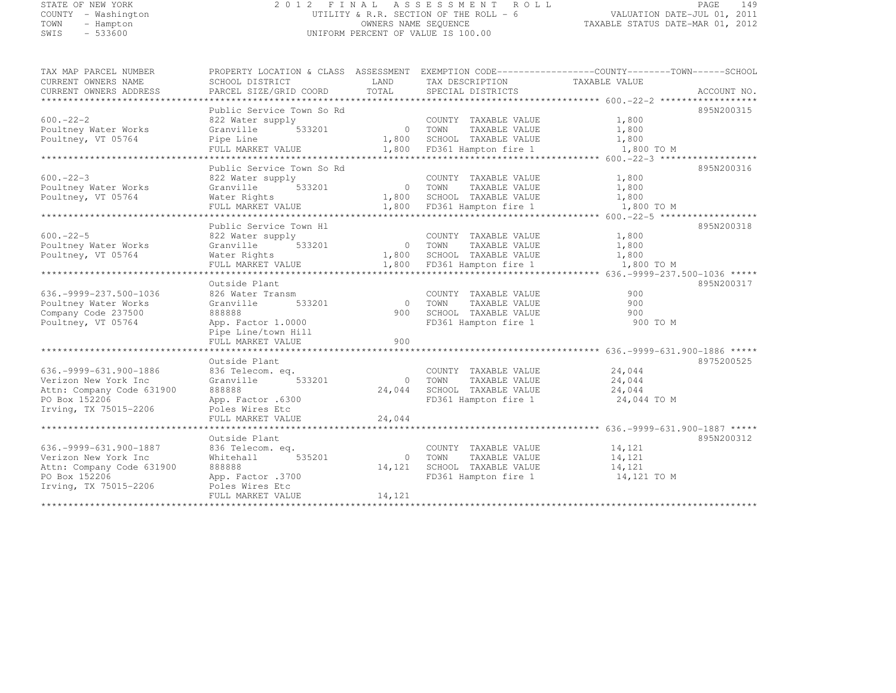STATE OF NEW YORK
COUNTY - Washington
TOWN - Hampton
SWIS - 533600

2 0 1 2 F I N A L A S S E S S M E N T R O L L
UTILITY & R.R. SECTION OF THE ROLL - 6
OWNERS NAME SEQUENCE
UNIFORM PERCENT OF VALUE IS 100.00

VALUATION DATE-JUL 01, 2011
TAXABLE STATUS DATE-MAR 01, 2012

| TAX MAP PARCEL NUMBER / CURRENT OWNERS NAME / CURRENT OWNERS ADDRESS | PROPERTY LOCATION & CLASS / SCHOOL DISTRICT / PARCEL SIZE/GRID COORD | ASSESSMENT LAND / TOTAL | EXEMPTION CODE / TAX DESCRIPTION / SPECIAL DISTRICTS | COUNTY / TOWN / SCHOOL TAXABLE VALUE | ACCOUNT NO. |
|---|---|---|---|---|---|
| **600.-22-2** | Public Service Town So Rd | | | | 895N200315 |
| 600.-22-2 | 822 Water supply | | COUNTY TAXABLE VALUE | 1,800 | |
| Poultney Water Works | Granville 533201 | 0 | TOWN TAXABLE VALUE | 1,800 | |
| Poultney, VT 05764 | Pipe Line | 1,800 | SCHOOL TAXABLE VALUE | 1,800 | |
| | FULL MARKET VALUE | 1,800 | FD361 Hampton fire 1 | 1,800 TO M | |
| **600.-22-3** | Public Service Town So Rd | | | | 895N200316 |
| 600.-22-3 | 822 Water supply | | COUNTY TAXABLE VALUE | 1,800 | |
| Poultney Water Works | Granville 533201 | 0 | TOWN TAXABLE VALUE | 1,800 | |
| Poultney, VT 05764 | Water Rights | 1,800 | SCHOOL TAXABLE VALUE | 1,800 | |
| | FULL MARKET VALUE | 1,800 | FD361 Hampton fire 1 | 1,800 TO M | |
| **600.-22-5** | Public Service Town Hl | | | | 895N200318 |
| 600.-22-5 | 822 Water supply | | COUNTY TAXABLE VALUE | 1,800 | |
| Poultney Water Works | Granville 533201 | 0 | TOWN TAXABLE VALUE | 1,800 | |
| Poultney, VT 05764 | Water Rights | 1,800 | SCHOOL TAXABLE VALUE | 1,800 | |
| | FULL MARKET VALUE | 1,800 | FD361 Hampton fire 1 | 1,800 TO M | |
| **636.-9999-237.500-1036** | Outside Plant | | | | 895N200317 |
| 636.-9999-237.500-1036 | 826 Water Transm | | COUNTY TAXABLE VALUE | 900 | |
| Poultney Water Works | Granville 533201 | 0 | TOWN TAXABLE VALUE | 900 | |
| Company Code 237500 | 888888 | 900 | SCHOOL TAXABLE VALUE | 900 | |
| Poultney, VT 05764 | App. Factor 1.0000 | | FD361 Hampton fire 1 | 900 TO M | |
| | Pipe Line/town Hill | | | | |
| | FULL MARKET VALUE | 900 | | | |
| **636.-9999-631.900-1886** | Outside Plant | | | | 8975200525 |
| 636.-9999-631.900-1886 | 836 Telecom. eq. | | COUNTY TAXABLE VALUE | 24,044 | |
| Verizon New York Inc | Granville 533201 | 0 | TOWN TAXABLE VALUE | 24,044 | |
| Attn: Company Code 631900 | 888888 | 24,044 | SCHOOL TAXABLE VALUE | 24,044 | |
| PO Box 152206 | App. Factor .6300 | | FD361 Hampton fire 1 | 24,044 TO M | |
| Irving, TX 75015-2206 | Poles Wires Etc | | | | |
| | FULL MARKET VALUE | 24,044 | | | |
| **636.-9999-631.900-1887** | Outside Plant | | | | 895N200312 |
| 636.-9999-631.900-1887 | 836 Telecom. eq. | | COUNTY TAXABLE VALUE | 14,121 | |
| Verizon New York Inc | Whitehall 535201 | 0 | TOWN TAXABLE VALUE | 14,121 | |
| Attn: Company Code 631900 | 888888 | 14,121 | SCHOOL TAXABLE VALUE | 14,121 | |
| PO Box 152206 | App. Factor .3700 | | FD361 Hampton fire 1 | 14,121 TO M | |
| Irving, TX 75015-2206 | Poles Wires Etc | | | | |
| | FULL MARKET VALUE | 14,121 | | | |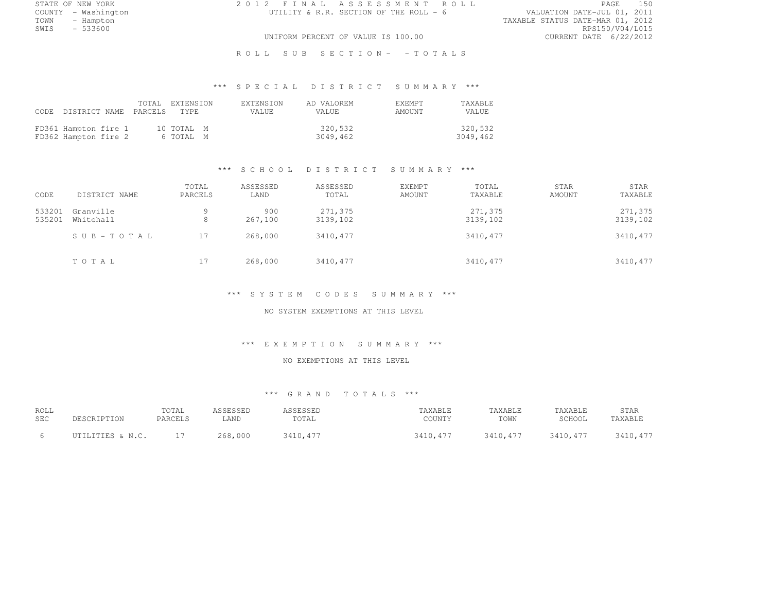STATE OF NEW YORK
COUNTY - Washington
TOWN - Hampton
SWIS - 533600

2 0 1 2 F I N A L A S S E S S M E N T R O L L
UTILITY & R.R. SECTION OF THE ROLL - 6
UNIFORM PERCENT OF VALUE IS 100.00

VALUATION DATE-JUL 01, 2011
TAXABLE STATUS DATE-MAR 01, 2012
RPS150/V04/L015
CURRENT DATE 6/22/2012

R O L L S U B S E C T I O N - - T O T A L S

### *** S P E C I A L D I S T R I C T S U M M A R Y ***

| CODE | DISTRICT NAME | TOTAL PARCELS | EXTENSION TYPE | EXTENSION VALUE | AD VALOREM VALUE | EXEMPT AMOUNT | TAXABLE VALUE |
|---|---|---|---|---|---|---|---|
| FD361 | Hampton fire 1 | 10 | TOTAL M | | 320,532 | | 320,532 |
| FD362 | Hampton fire 2 | 6 | TOTAL M | | 3049,462 | | 3049,462 |

### *** S C H O O L D I S T R I C T S U M M A R Y ***

| CODE | DISTRICT NAME | TOTAL PARCELS | ASSESSED LAND | ASSESSED TOTAL | EXEMPT AMOUNT | TOTAL TAXABLE | STAR AMOUNT | STAR TAXABLE |
|---|---|---|---|---|---|---|---|---|
| 533201 | Granville | 9 | 900 | 271,375 | | 271,375 | | 271,375 |
| 535201 | Whitehall | 8 | 267,100 | 3139,102 | | 3139,102 | | 3139,102 |
| | S U B - T O T A L | 17 | 268,000 | 3410,477 | | 3410,477 | | 3410,477 |
| | T O T A L | 17 | 268,000 | 3410,477 | | 3410,477 | | 3410,477 |

### *** S Y S T E M C O D E S S U M M A R Y ***

NO SYSTEM EXEMPTIONS AT THIS LEVEL

### *** E X E M P T I O N S U M M A R Y ***

NO EXEMPTIONS AT THIS LEVEL

### *** G R A N D T O T A L S ***

| ROLL SEC | DESCRIPTION | TOTAL PARCELS | ASSESSED LAND | ASSESSED TOTAL | TAXABLE COUNTY | TAXABLE TOWN | TAXABLE SCHOOL | STAR TAXABLE |
|---|---|---|---|---|---|---|---|---|
| 6 | UTILITIES & N.C. | 17 | 268,000 | 3410,477 | 3410,477 | 3410,477 | 3410,477 | 3410,477 |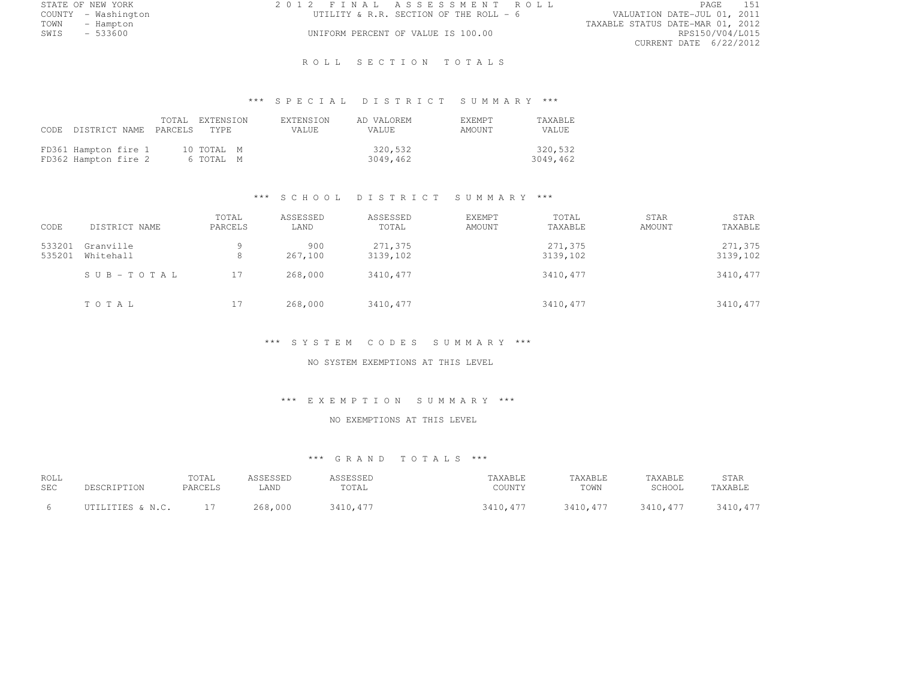STATE OF NEW YORK
COUNTY - Washington
TOWN - Hampton
SWIS - 533600

2 0 1 2 F I N A L A S S E S S M E N T R O L L
UTILITY & R.R. SECTION OF THE ROLL - 6
UNIFORM PERCENT OF VALUE IS 100.00

VALUATION DATE-JUL 01, 2011
TAXABLE STATUS DATE-MAR 01, 2012
RPS150/V04/L015
CURRENT DATE 6/22/2012

# R O L L S E C T I O N T O T A L S

## *** S P E C I A L D I S T R I C T S U M M A R Y ***

| CODE DISTRICT NAME | TOTAL PARCELS | EXTENSION TYPE | EXTENSION VALUE | AD VALOREM VALUE | EXEMPT AMOUNT | TAXABLE VALUE |
|---|---|---|---|---|---|---|
| FD361 Hampton fire 1 | 10 | TOTAL M | | 320,532 | | 320,532 |
| FD362 Hampton fire 2 | 6 | TOTAL M | | 3049,462 | | 3049,462 |

## *** S C H O O L D I S T R I C T S U M M A R Y ***

| CODE | DISTRICT NAME | TOTAL PARCELS | ASSESSED LAND | ASSESSED TOTAL | EXEMPT AMOUNT | TOTAL TAXABLE | STAR AMOUNT | STAR TAXABLE |
|---|---|---|---|---|---|---|---|---|
| 533201 | Granville | 9 | 900 | 271,375 | | 271,375 | | 271,375 |
| 535201 | Whitehall | 8 | 267,100 | 3139,102 | | 3139,102 | | 3139,102 |
| | S U B - T O T A L | 17 | 268,000 | 3410,477 | | 3410,477 | | 3410,477 |
| | T O T A L | 17 | 268,000 | 3410,477 | | 3410,477 | | 3410,477 |

## *** S Y S T E M C O D E S S U M M A R Y ***

NO SYSTEM EXEMPTIONS AT THIS LEVEL

## *** E X E M P T I O N S U M M A R Y ***

NO EXEMPTIONS AT THIS LEVEL

## *** G R A N D T O T A L S ***

| ROLL SEC | DESCRIPTION | TOTAL PARCELS | ASSESSED LAND | ASSESSED TOTAL | TAXABLE COUNTY | TAXABLE TOWN | TAXABLE SCHOOL | STAR TAXABLE |
|---|---|---|---|---|---|---|---|---|
| 6 | UTILITIES & N.C. | 17 | 268,000 | 3410,477 | 3410,477 | 3410,477 | 3410,477 | 3410,477 |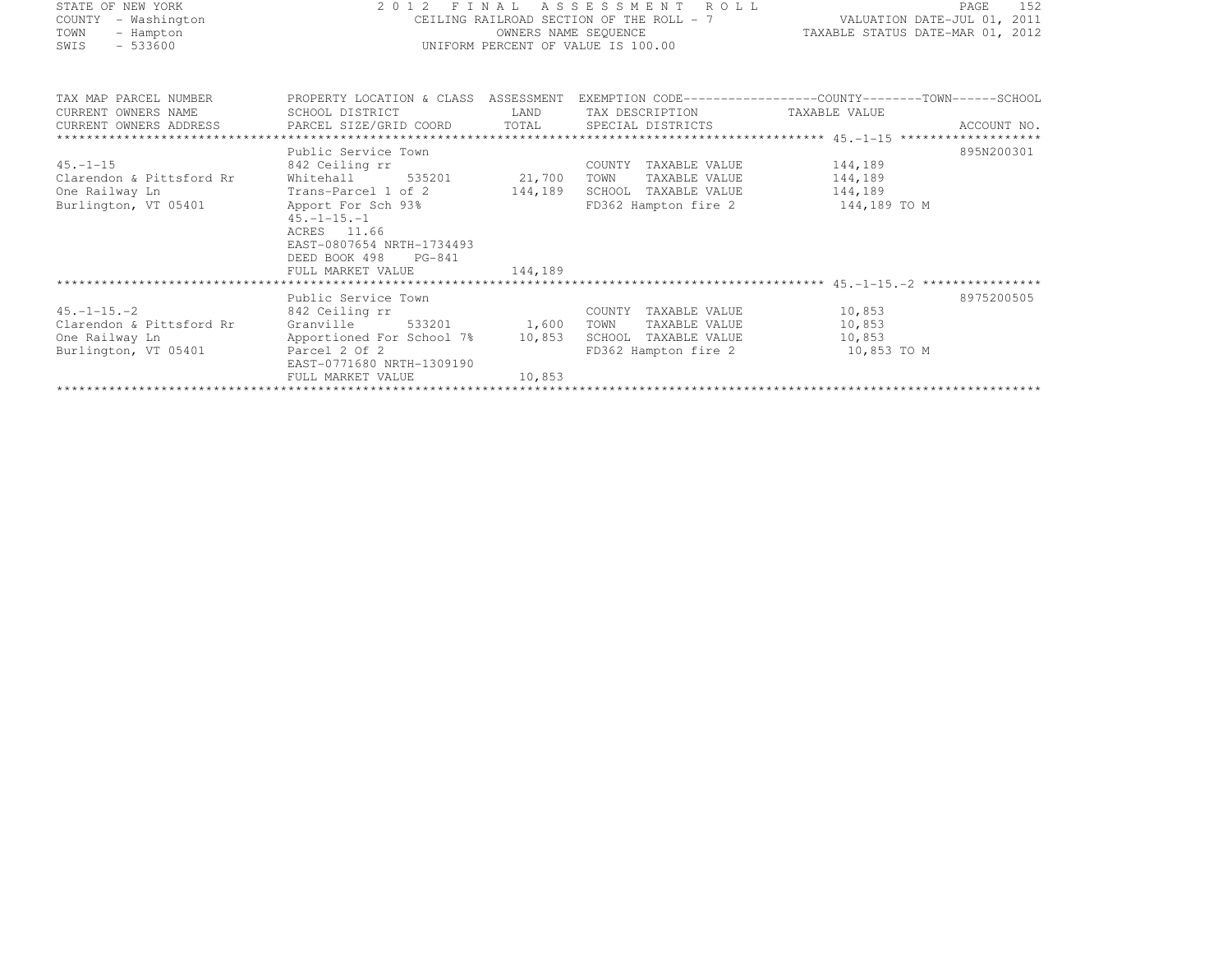STATE OF NEW YORK
COUNTY - Washington
TOWN - Hampton
SWIS - 533600

2 0 1 2 F I N A L A S S E S S M E N T R O L L
CEILING RAILROAD SECTION OF THE ROLL - 7
OWNERS NAME SEQUENCE
UNIFORM PERCENT OF VALUE IS 100.00

VALUATION DATE-JUL 01, 2011
TAXABLE STATUS DATE-MAR 01, 2012

| TAX MAP PARCEL NUMBER / CURRENT OWNERS NAME / CURRENT OWNERS ADDRESS | PROPERTY LOCATION & CLASS / SCHOOL DISTRICT / PARCEL SIZE/GRID COORD | ASSESSMENT LAND / TOTAL | EXEMPTION CODE / TAX DESCRIPTION / SPECIAL DISTRICTS | COUNTY / TOWN / SCHOOL TAXABLE VALUE | ACCOUNT NO. |
|---|---|---|---|---|---|
| **45.-1-15** | Public Service Town | | | | 895N200301 |
| 45.-1-15 | 842 Ceiling rr | | COUNTY TAXABLE VALUE | 144,189 | |
| Clarendon & Pittsford Rr | Whitehall 535201 | 21,700 | TOWN TAXABLE VALUE | 144,189 | |
| One Railway Ln | Trans-Parcel 1 of 2 | 144,189 | SCHOOL TAXABLE VALUE | 144,189 | |
| Burlington, VT 05401 | Apport For Sch 93% | | FD362 Hampton fire 2 | 144,189 TO M | |
| | 45.-1-15.-1 | | | | |
| | ACRES 11.66 | | | | |
| | EAST-0807654 NRTH-1734493 | | | | |
| | DEED BOOK 498 PG-841 | | | | |
| | FULL MARKET VALUE | 144,189 | | | |
| **45.-1-15.-2** | Public Service Town | | | | 8975200505 |
| 45.-1-15.-2 | 842 Ceiling rr | | COUNTY TAXABLE VALUE | 10,853 | |
| Clarendon & Pittsford Rr | Granville 533201 | 1,600 | TOWN TAXABLE VALUE | 10,853 | |
| One Railway Ln | Apportioned For School 7% | 10,853 | SCHOOL TAXABLE VALUE | 10,853 | |
| Burlington, VT 05401 | Parcel 2 Of 2 | | FD362 Hampton fire 2 | 10,853 TO M | |
| | EAST-0771680 NRTH-1309190 | | | | |
| | FULL MARKET VALUE | 10,853 | | | |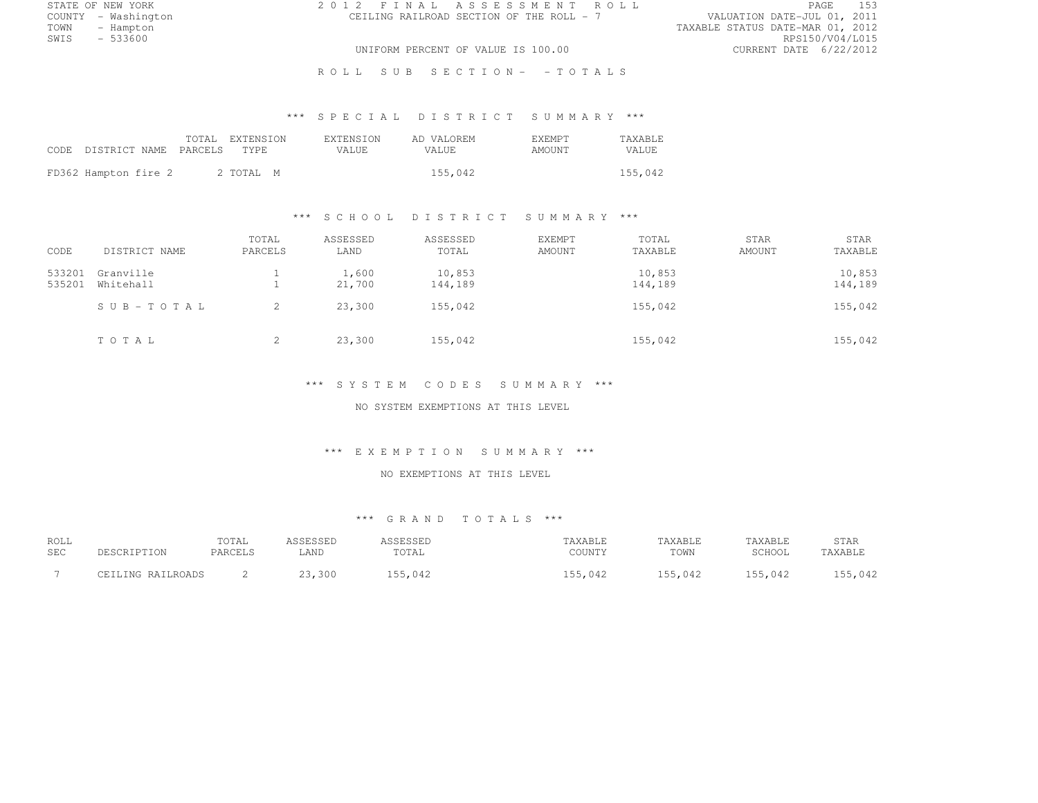STATE OF NEW YORK
COUNTY - Washington
TOWN - Hampton
SWIS - 533600

2012 FINAL ASSESSMENT ROLL
CEILING RAILROAD SECTION OF THE ROLL - 7
UNIFORM PERCENT OF VALUE IS 100.00

VALUATION DATE-JUL 01, 2011
TAXABLE STATUS DATE-MAR 01, 2012
RPS150/V04/L015
CURRENT DATE 6/22/2012

ROLL SUB SECTION- - TOTALS

*** SPECIAL DISTRICT SUMMARY ***

| CODE | DISTRICT NAME | TOTAL PARCELS | EXTENSION TYPE | EXTENSION VALUE | AD VALOREM VALUE | EXEMPT AMOUNT | TAXABLE VALUE |
|---|---|---|---|---|---|---|---|
| FD362 | Hampton fire 2 | 2 | TOTAL M | | 155,042 | | 155,042 |

*** SCHOOL DISTRICT SUMMARY ***

| CODE | DISTRICT NAME | TOTAL PARCELS | ASSESSED LAND | ASSESSED TOTAL | EXEMPT AMOUNT | TOTAL TAXABLE | STAR AMOUNT | STAR TAXABLE |
|---|---|---|---|---|---|---|---|---|
| 533201 | Granville | 1 | 1,600 | 10,853 | | 10,853 | | 10,853 |
| 535201 | Whitehall | 1 | 21,700 | 144,189 | | 144,189 | | 144,189 |
| | SUB-TOTAL | 2 | 23,300 | 155,042 | | 155,042 | | 155,042 |
| | TOTAL | 2 | 23,300 | 155,042 | | 155,042 | | 155,042 |

*** SYSTEM CODES SUMMARY ***

NO SYSTEM EXEMPTIONS AT THIS LEVEL

*** EXEMPTION SUMMARY ***

NO EXEMPTIONS AT THIS LEVEL

*** GRAND TOTALS ***

| ROLL SEC | DESCRIPTION | TOTAL PARCELS | ASSESSED LAND | ASSESSED TOTAL | TAXABLE COUNTY | TAXABLE TOWN | TAXABLE SCHOOL | STAR TAXABLE |
|---|---|---|---|---|---|---|---|---|
| 7 | CEILING RAILROADS | 2 | 23,300 | 155,042 | 155,042 | 155,042 | 155,042 | 155,042 |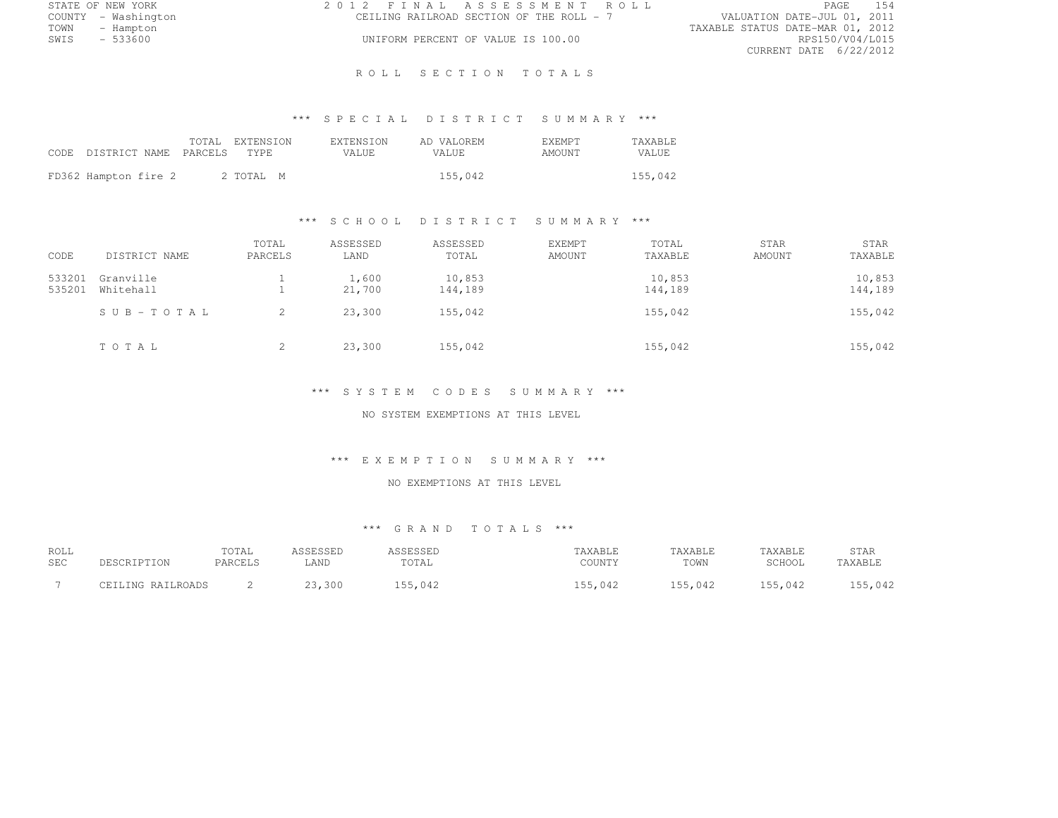STATE OF NEW YORK | COUNTY - Washington | TOWN - Hampton | SWIS - 533600

# 2012 FINAL ASSESSMENT ROLL

CEILING RAILROAD SECTION OF THE ROLL - 7

UNIFORM PERCENT OF VALUE IS 100.00

VALUATION DATE-JUL 01, 2011
TAXABLE STATUS DATE-MAR 01, 2012
RPS150/V04/L015
CURRENT DATE 6/22/2012

## ROLL SECTION TOTALS

### *** SPECIAL DISTRICT SUMMARY ***

| CODE | DISTRICT NAME | TOTAL PARCELS | EXTENSION TYPE | EXTENSION VALUE | AD VALOREM VALUE | EXEMPT AMOUNT | TAXABLE VALUE |
|---|---|---|---|---|---|---|---|
| FD362 | Hampton fire 2 | 2 | TOTAL M | | 155,042 | | 155,042 |

### *** SCHOOL DISTRICT SUMMARY ***

| CODE | DISTRICT NAME | TOTAL PARCELS | ASSESSED LAND | ASSESSED TOTAL | EXEMPT AMOUNT | TOTAL TAXABLE | STAR AMOUNT | STAR TAXABLE |
|---|---|---|---|---|---|---|---|---|
| 533201 | Granville | 1 | 1,600 | 10,853 | | 10,853 | | 10,853 |
| 535201 | Whitehall | 1 | 21,700 | 144,189 | | 144,189 | | 144,189 |
| | SUB-TOTAL | 2 | 23,300 | 155,042 | | 155,042 | | 155,042 |
| | TOTAL | 2 | 23,300 | 155,042 | | 155,042 | | 155,042 |

### *** SYSTEM CODES SUMMARY ***

NO SYSTEM EXEMPTIONS AT THIS LEVEL

### *** EXEMPTION SUMMARY ***

NO EXEMPTIONS AT THIS LEVEL

### *** GRAND TOTALS ***

| ROLL SEC | DESCRIPTION | TOTAL PARCELS | ASSESSED LAND | ASSESSED TOTAL | TAXABLE COUNTY | TAXABLE TOWN | TAXABLE SCHOOL | STAR TAXABLE |
|---|---|---|---|---|---|---|---|---|
| 7 | CEILING RAILROADS | 2 | 23,300 | 155,042 | 155,042 | 155,042 | 155,042 | 155,042 |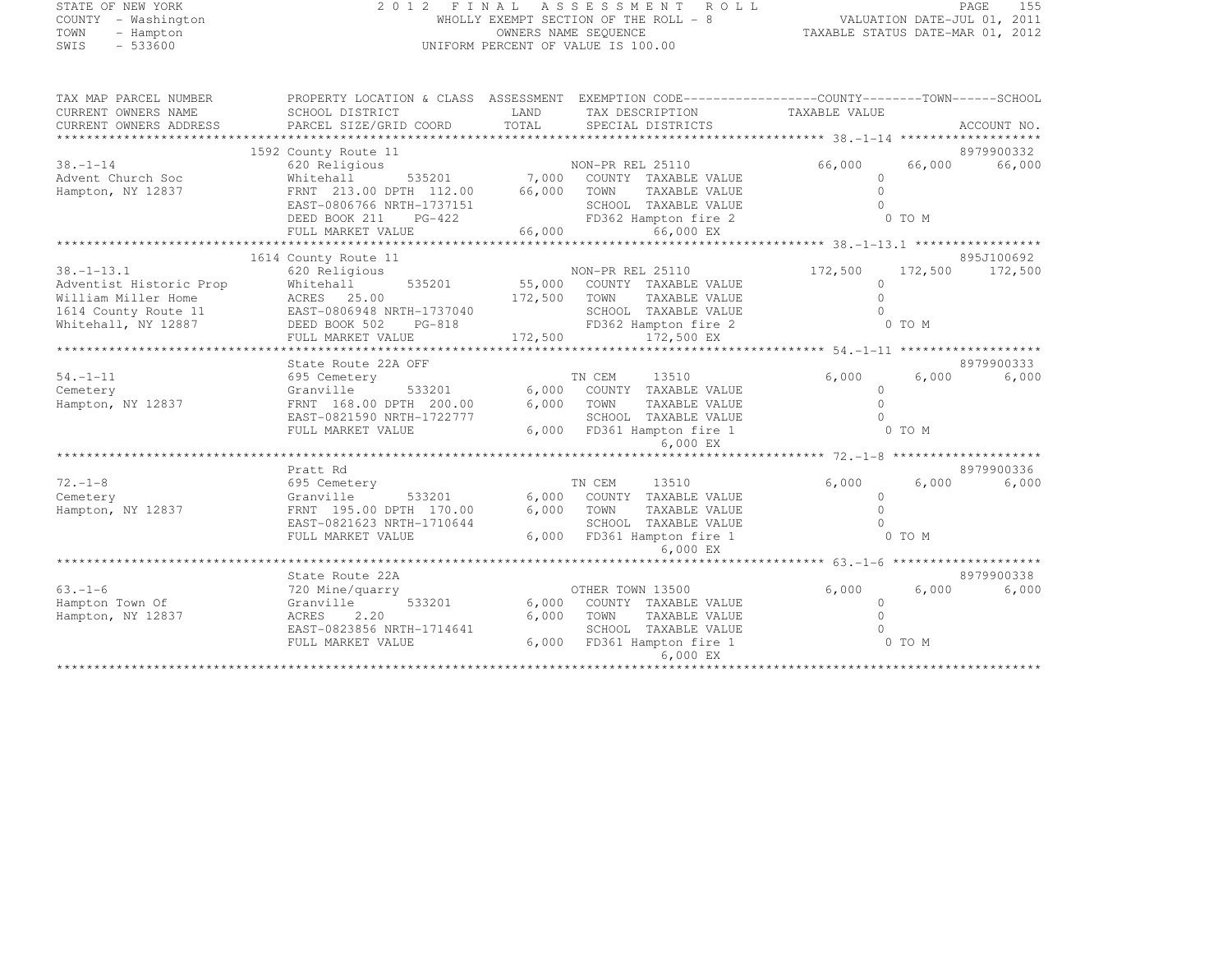STATE OF NEW YORK
COUNTY - Washington
TOWN - Hampton
SWIS - 533600

2 0 1 2 F I N A L A S S E S S M E N T R O L L
WHOLLY EXEMPT SECTION OF THE ROLL - 8
OWNERS NAME SEQUENCE
UNIFORM PERCENT OF VALUE IS 100.00

VALUATION DATE-JUL 01, 2011
TAXABLE STATUS DATE-MAR 01, 2012

| TAX MAP PARCEL NUMBER / CURRENT OWNERS NAME / CURRENT OWNERS ADDRESS | PROPERTY LOCATION & CLASS / SCHOOL DISTRICT / PARCEL SIZE/GRID COORD | ASSESSMENT LAND / TOTAL | EXEMPTION CODE / TAX DESCRIPTION / SPECIAL DISTRICTS | COUNTY TAXABLE VALUE | TOWN | SCHOOL / ACCOUNT NO. |
|---|---|---|---|---|---|---|
| 38.-1-14 | 1592 County Route 11 | | | | | 8979900332 |
| | 620 Religious | | NON-PR REL 25110 | 66,000 | 66,000 | 66,000 |
| Advent Church Soc | Whitehall 535201 | 7,000 | COUNTY TAXABLE VALUE | 0 | | |
| Hampton, NY 12837 | FRNT 213.00 DPTH 112.00 | 66,000 | TOWN TAXABLE VALUE | 0 | | |
| | EAST-0806766 NRTH-1737151 | | SCHOOL TAXABLE VALUE | 0 | | |
| | DEED BOOK 211 PG-422 | | FD362 Hampton fire 2 | 0 TO M | | |
| | FULL MARKET VALUE | 66,000 | 66,000 EX | | | |
| 38.-1-13.1 | 1614 County Route 11 | | | | | 895J100692 |
| | 620 Religious | | NON-PR REL 25110 | 172,500 | 172,500 | 172,500 |
| Adventist Historic Prop | Whitehall 535201 | 55,000 | COUNTY TAXABLE VALUE | 0 | | |
| William Miller Home | ACRES 25.00 | 172,500 | TOWN TAXABLE VALUE | 0 | | |
| 1614 County Route 11 | EAST-0806948 NRTH-1737040 | | SCHOOL TAXABLE VALUE | 0 | | |
| Whitehall, NY 12887 | DEED BOOK 502 PG-818 | | FD362 Hampton fire 2 | 0 TO M | | |
| | FULL MARKET VALUE | 172,500 | 172,500 EX | | | |
| 54.-1-11 | State Route 22A OFF | | | | | 8979900333 |
| | 695 Cemetery | | TN CEM 13510 | 6,000 | 6,000 | 6,000 |
| Cemetery | Granville 533201 | 6,000 | COUNTY TAXABLE VALUE | 0 | | |
| Hampton, NY 12837 | FRNT 168.00 DPTH 200.00 | 6,000 | TOWN TAXABLE VALUE | 0 | | |
| | EAST-0821590 NRTH-1722777 | | SCHOOL TAXABLE VALUE | 0 | | |
| | FULL MARKET VALUE | 6,000 | FD361 Hampton fire 1 | 0 TO M | | |
| | | | 6,000 EX | | | |
| 72.-1-8 | Pratt Rd | | | | | 8979900336 |
| | 695 Cemetery | | TN CEM 13510 | 6,000 | 6,000 | 6,000 |
| Cemetery | Granville 533201 | 6,000 | COUNTY TAXABLE VALUE | 0 | | |
| Hampton, NY 12837 | FRNT 195.00 DPTH 170.00 | 6,000 | TOWN TAXABLE VALUE | 0 | | |
| | EAST-0821623 NRTH-1710644 | | SCHOOL TAXABLE VALUE | 0 | | |
| | FULL MARKET VALUE | 6,000 | FD361 Hampton fire 1 | 0 TO M | | |
| | | | 6,000 EX | | | |
| 63.-1-6 | State Route 22A | | | | | 8979900338 |
| | 720 Mine/quarry | | OTHER TOWN 13500 | 6,000 | 6,000 | 6,000 |
| Hampton Town Of | Granville 533201 | 6,000 | COUNTY TAXABLE VALUE | 0 | | |
| Hampton, NY 12837 | ACRES 2.20 | 6,000 | TOWN TAXABLE VALUE | 0 | | |
| | EAST-0823856 NRTH-1714641 | | SCHOOL TAXABLE VALUE | 0 | | |
| | FULL MARKET VALUE | 6,000 | FD361 Hampton fire 1 | 0 TO M | | |
| | | | 6,000 EX | | | |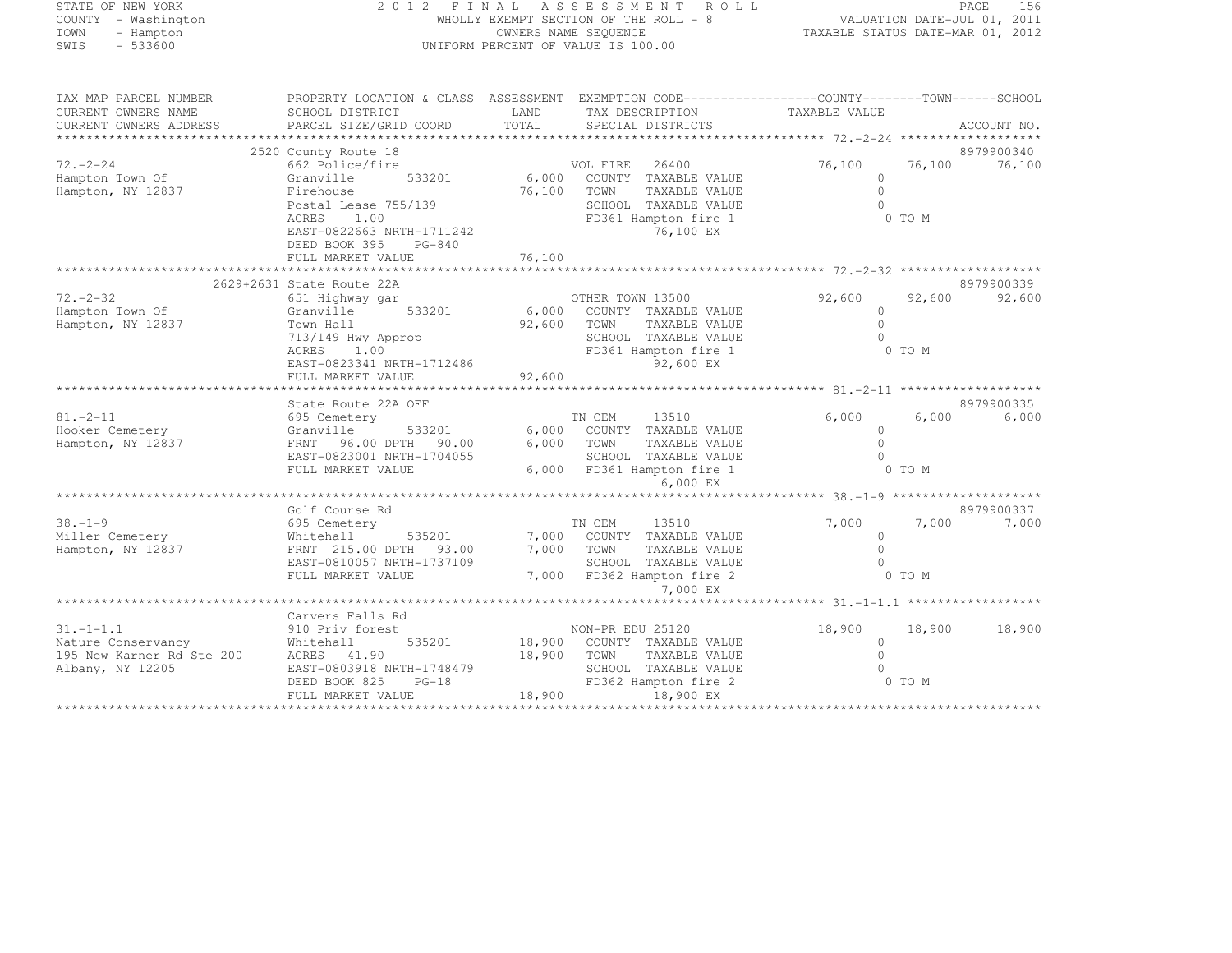STATE OF NEW YORK
COUNTY - Washington
TOWN - Hampton
SWIS - 533600

2012 FINAL ASSESSMENT ROLL
WHOLLY EXEMPT SECTION OF THE ROLL - 8
OWNERS NAME SEQUENCE
UNIFORM PERCENT OF VALUE IS 100.00

VALUATION DATE-JUL 01, 2011
TAXABLE STATUS DATE-MAR 01, 2012

| TAX MAP PARCEL NUMBER / CURRENT OWNERS NAME / CURRENT OWNERS ADDRESS | PROPERTY LOCATION & CLASS / SCHOOL DISTRICT / PARCEL SIZE/GRID COORD | ASSESSMENT LAND | ASSESSMENT TOTAL | EXEMPTION CODE / TAX DESCRIPTION / SPECIAL DISTRICTS | COUNTY TAXABLE VALUE | TOWN | SCHOOL | ACCOUNT NO. |
|---|---|---|---|---|---|---|---|---|
| **72.-2-24** | 2520 County Route 18 | | | | | | | 8979900340 |
| 72.-2-24 | 662 Police/fire | | | VOL FIRE 26400 | 76,100 | 76,100 | 76,100 | |
| Hampton Town Of | Granville 533201 | 6,000 | | COUNTY TAXABLE VALUE | 0 | | | |
| Hampton, NY 12837 | Firehouse | | 76,100 | TOWN TAXABLE VALUE | 0 | | | |
| | Postal Lease 755/139 | | | SCHOOL TAXABLE VALUE | 0 | | | |
| | ACRES 1.00 | | | FD361 Hampton fire 1 | 0 TO M | | | |
| | EAST-0822663 NRTH-1711242 | | | 76,100 EX | | | | |
| | DEED BOOK 395 PG-840 | | | | | | | |
| | FULL MARKET VALUE | | 76,100 | | | | | |
| **72.-2-32** | 2629+2631 State Route 22A | | | | | | | 8979900339 |
| 72.-2-32 | 651 Highway gar | | | OTHER TOWN 13500 | 92,600 | 92,600 | 92,600 | |
| Hampton Town Of | Granville 533201 | 6,000 | | COUNTY TAXABLE VALUE | 0 | | | |
| Hampton, NY 12837 | Town Hall | | 92,600 | TOWN TAXABLE VALUE | 0 | | | |
| | 713/149 Hwy Approp | | | SCHOOL TAXABLE VALUE | 0 | | | |
| | ACRES 1.00 | | | FD361 Hampton fire 1 | 0 TO M | | | |
| | EAST-0823341 NRTH-1712486 | | | 92,600 EX | | | | |
| | FULL MARKET VALUE | | 92,600 | | | | | |
| **81.-2-11** | State Route 22A OFF | | | | | | | 8979900335 |
| 81.-2-11 | 695 Cemetery | | | TN CEM 13510 | 6,000 | 6,000 | 6,000 | |
| Hooker Cemetery | Granville 533201 | 6,000 | | COUNTY TAXABLE VALUE | 0 | | | |
| Hampton, NY 12837 | FRNT 96.00 DPTH 90.00 | | 6,000 | TOWN TAXABLE VALUE | 0 | | | |
| | EAST-0823001 NRTH-1704055 | | | SCHOOL TAXABLE VALUE | 0 | | | |
| | FULL MARKET VALUE | | 6,000 | FD361 Hampton fire 1 | 0 TO M | | | |
| | | | | 6,000 EX | | | | |
| **38.-1-9** | Golf Course Rd | | | | | | | 8979900337 |
| 38.-1-9 | 695 Cemetery | | | TN CEM 13510 | 7,000 | 7,000 | 7,000 | |
| Miller Cemetery | Whitehall 535201 | 7,000 | | COUNTY TAXABLE VALUE | 0 | | | |
| Hampton, NY 12837 | FRNT 215.00 DPTH 93.00 | | 7,000 | TOWN TAXABLE VALUE | 0 | | | |
| | EAST-0810057 NRTH-1737109 | | | SCHOOL TAXABLE VALUE | 0 | | | |
| | FULL MARKET VALUE | | 7,000 | FD362 Hampton fire 2 | 0 TO M | | | |
| | | | | 7,000 EX | | | | |
| **31.-1-1.1** | Carvers Falls Rd | | | | | | | |
| 31.-1-1.1 | 910 Priv forest | | | NON-PR EDU 25120 | 18,900 | 18,900 | 18,900 | |
| Nature Conservancy | Whitehall 535201 | 18,900 | | COUNTY TAXABLE VALUE | 0 | | | |
| 195 New Karner Rd Ste 200 | ACRES 41.90 | | 18,900 | TOWN TAXABLE VALUE | 0 | | | |
| Albany, NY 12205 | EAST-0803918 NRTH-1748479 | | | SCHOOL TAXABLE VALUE | 0 | | | |
| | DEED BOOK 825 PG-18 | | | FD362 Hampton fire 2 | 0 TO M | | | |
| | FULL MARKET VALUE | | 18,900 | 18,900 EX | | | | |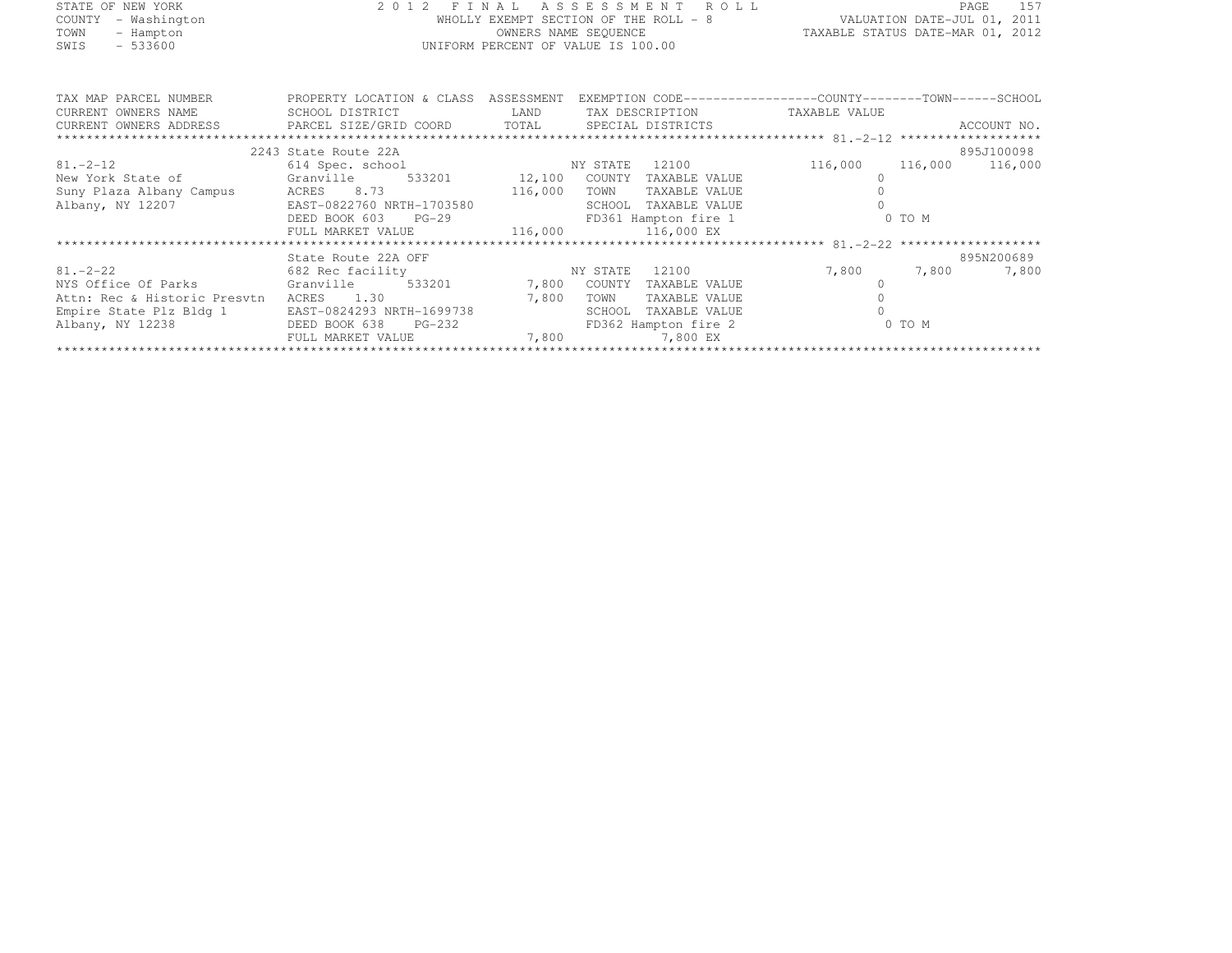STATE OF NEW YORK
COUNTY - Washington
TOWN - Hampton
SWIS - 533600

2 0 1 2 F I N A L A S S E S S M E N T R O L L
WHOLLY EXEMPT SECTION OF THE ROLL - 8
OWNERS NAME SEQUENCE
UNIFORM PERCENT OF VALUE IS 100.00

VALUATION DATE-JUL 01, 2011
TAXABLE STATUS DATE-MAR 01, 2012

| TAX MAP PARCEL NUMBER / CURRENT OWNERS NAME / CURRENT OWNERS ADDRESS | PROPERTY LOCATION & CLASS / SCHOOL DISTRICT / PARCEL SIZE/GRID COORD | ASSESSMENT LAND / TOTAL | EXEMPTION CODE / TAX DESCRIPTION / SPECIAL DISTRICTS | COUNTY TAXABLE VALUE | TOWN | SCHOOL | ACCOUNT NO. |
|---|---|---|---|---|---|---|---|
| | 2243 State Route 22A | | | | | | 895J100098 |
| 81.-2-12 | 614 Spec. school | | NY STATE 12100 | 116,000 | 116,000 | 116,000 | |
| New York State of | Granville 533201 | 12,100 | COUNTY TAXABLE VALUE | 0 | | | |
| Suny Plaza Albany Campus | ACRES 8.73 | 116,000 | TOWN TAXABLE VALUE | 0 | | | |
| Albany, NY 12207 | EAST-0822760 NRTH-1703580 | | SCHOOL TAXABLE VALUE | 0 | | | |
| | DEED BOOK 603 PG-29 | | FD361 Hampton fire 1 | 0 TO M | | | |
| | FULL MARKET VALUE | 116,000 | 116,000 EX | | | | |
| | State Route 22A OFF | | | | | | 895N200689 |
| 81.-2-22 | 682 Rec facility | | NY STATE 12100 | 7,800 | 7,800 | 7,800 | |
| NYS Office Of Parks | Granville 533201 | 7,800 | COUNTY TAXABLE VALUE | 0 | | | |
| Attn: Rec & Historic Presvtn | ACRES 1.30 | 7,800 | TOWN TAXABLE VALUE | 0 | | | |
| Empire State Plz Bldg 1 | EAST-0824293 NRTH-1699738 | | SCHOOL TAXABLE VALUE | 0 | | | |
| Albany, NY 12238 | DEED BOOK 638 PG-232 | | FD362 Hampton fire 2 | 0 TO M | | | |
| | FULL MARKET VALUE | 7,800 | 7,800 EX | | | | |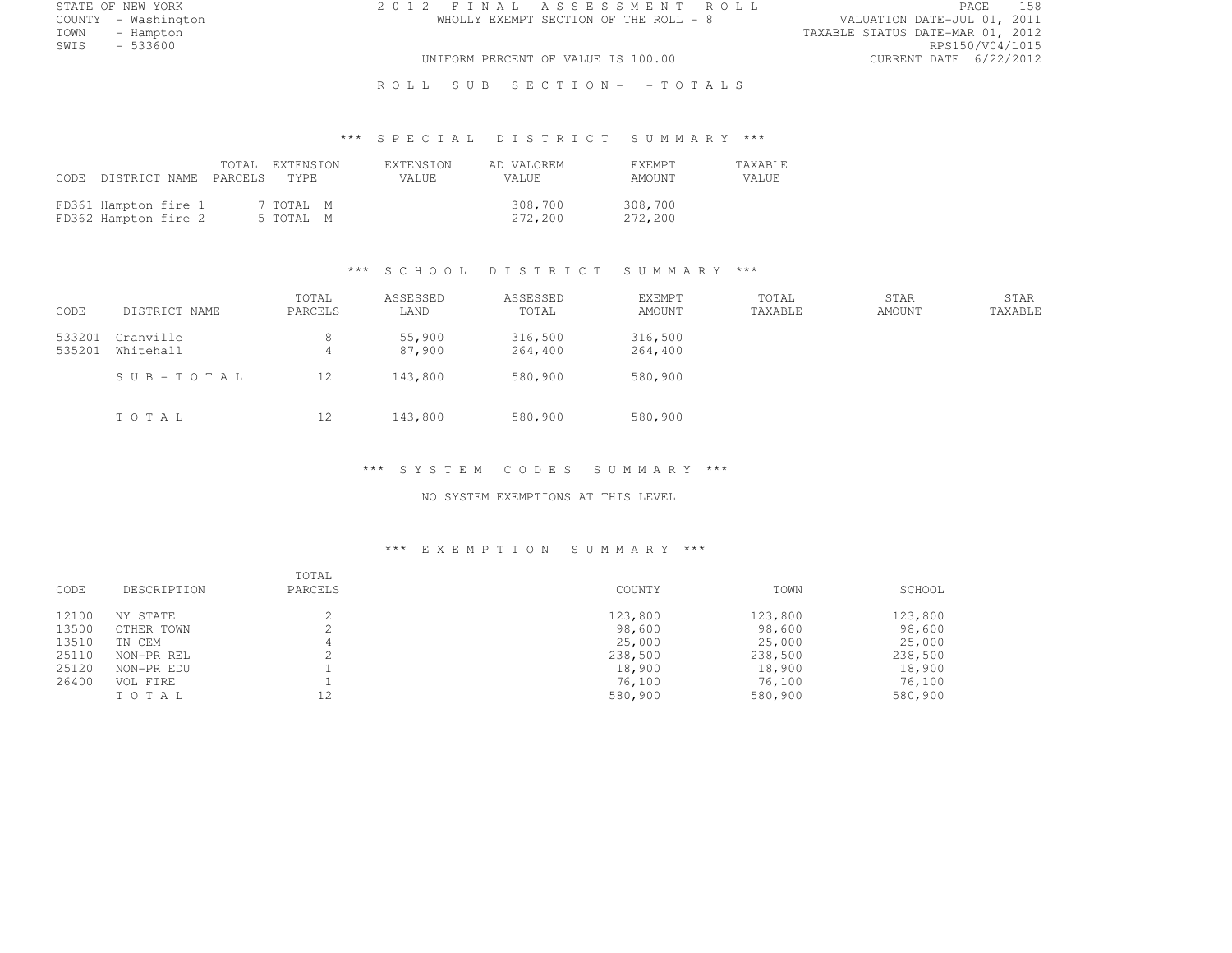STATE OF NEW YORK
COUNTY - Washington
TOWN - Hampton
SWIS - 533600

2 0 1 2 F I N A L A S S E S S M E N T R O L L
WHOLLY EXEMPT SECTION OF THE ROLL - 8
UNIFORM PERCENT OF VALUE IS 100.00

VALUATION DATE-JUL 01, 2011
TAXABLE STATUS DATE-MAR 01, 2012
RPS150/V04/L015
CURRENT DATE 6/22/2012

R O L L S U B S E C T I O N - - T O T A L S

### \*\*\* S P E C I A L D I S T R I C T S U M M A R Y \*\*\*

| CODE | DISTRICT NAME | TOTAL PARCELS | EXTENSION TYPE | EXTENSION VALUE | AD VALOREM VALUE | EXEMPT AMOUNT | TAXABLE VALUE |
|---|---|---|---|---|---|---|---|
| FD361 | Hampton fire 1 | 7 | TOTAL M | | 308,700 | 308,700 | |
| FD362 | Hampton fire 2 | 5 | TOTAL M | | 272,200 | 272,200 | |

### \*\*\* S C H O O L D I S T R I C T S U M M A R Y \*\*\*

| CODE | DISTRICT NAME | TOTAL PARCELS | ASSESSED LAND | ASSESSED TOTAL | EXEMPT AMOUNT | TOTAL TAXABLE | STAR AMOUNT | STAR TAXABLE |
|---|---|---|---|---|---|---|---|---|
| 533201 | Granville | 8 | 55,900 | 316,500 | 316,500 | | | |
| 535201 | Whitehall | 4 | 87,900 | 264,400 | 264,400 | | | |
| | S U B - T O T A L | 12 | 143,800 | 580,900 | 580,900 | | | |
| | T O T A L | 12 | 143,800 | 580,900 | 580,900 | | | |

### \*\*\* S Y S T E M C O D E S S U M M A R Y \*\*\*

NO SYSTEM EXEMPTIONS AT THIS LEVEL

### \*\*\* E X E M P T I O N S U M M A R Y \*\*\*

| CODE | DESCRIPTION | TOTAL PARCELS | COUNTY | TOWN | SCHOOL |
|---|---|---|---|---|---|
| 12100 | NY STATE | 2 | 123,800 | 123,800 | 123,800 |
| 13500 | OTHER TOWN | 2 | 98,600 | 98,600 | 98,600 |
| 13510 | TN CEM | 4 | 25,000 | 25,000 | 25,000 |
| 25110 | NON-PR REL | 2 | 238,500 | 238,500 | 238,500 |
| 25120 | NON-PR EDU | 1 | 18,900 | 18,900 | 18,900 |
| 26400 | VOL FIRE | 1 | 76,100 | 76,100 | 76,100 |
| | T O T A L | 12 | 580,900 | 580,900 | 580,900 |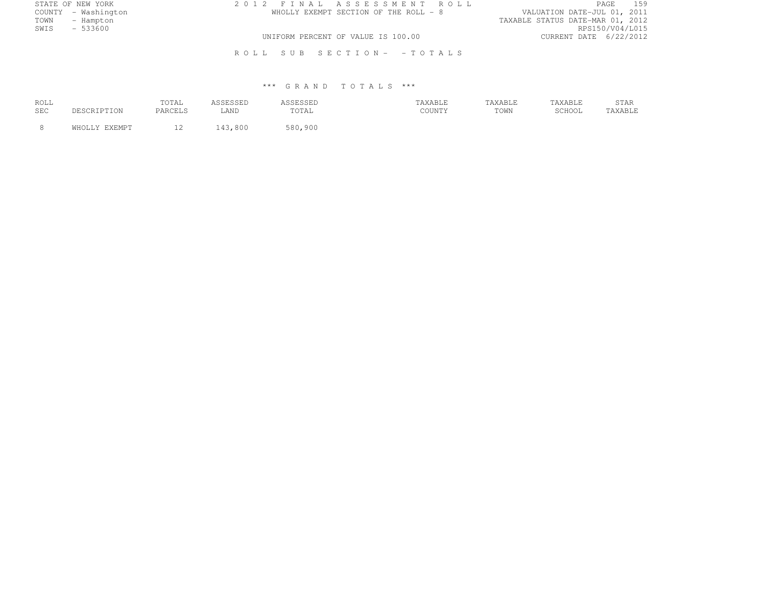STATE OF NEW YORK
COUNTY - Washington
TOWN - Hampton
SWIS - 533600

2012 FINAL ASSESSMENT ROLL
WHOLLY EXEMPT SECTION OF THE ROLL - 8

UNIFORM PERCENT OF VALUE IS 100.00

VALUATION DATE-JUL 01, 2011
TAXABLE STATUS DATE-MAR 01, 2012
RPS150/V04/L015
CURRENT DATE 6/22/2012

ROLL SUB SECTION- - TOTALS

*** GRAND TOTALS ***

| ROLL SEC | DESCRIPTION | TOTAL PARCELS | ASSESSED LAND | ASSESSED TOTAL | TAXABLE COUNTY | TAXABLE TOWN | TAXABLE SCHOOL | STAR TAXABLE |
|---|---|---|---|---|---|---|---|---|
| 8 | WHOLLY EXEMPT | 12 | 143,800 | 580,900 | | | | |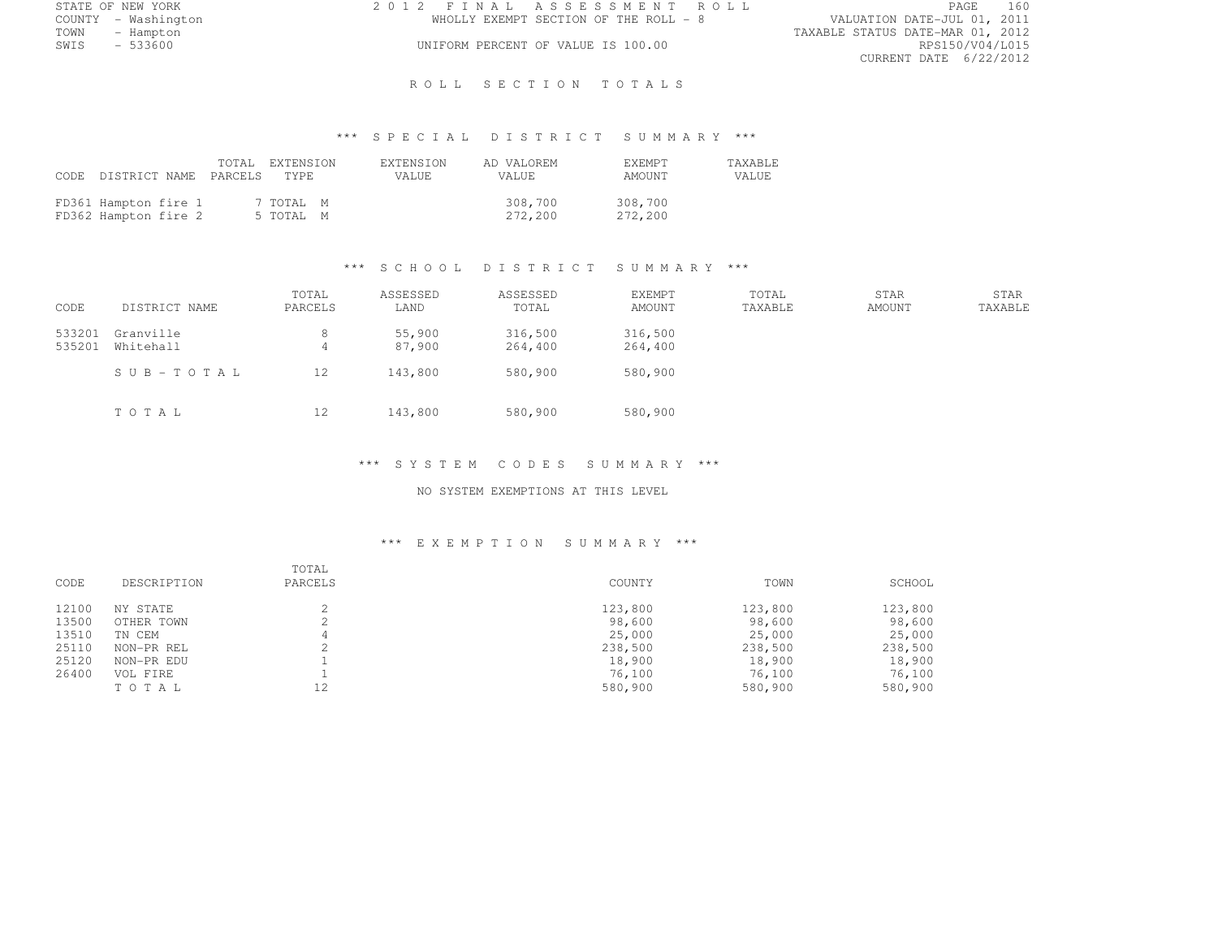STATE OF NEW YORK
COUNTY - Washington
TOWN - Hampton
SWIS - 533600

2012 FINAL ASSESSMENT ROLL
WHOLLY EXEMPT SECTION OF THE ROLL - 8
UNIFORM PERCENT OF VALUE IS 100.00

VALUATION DATE-JUL 01, 2011
TAXABLE STATUS DATE-MAR 01, 2012
RPS150/V04/L015
CURRENT DATE 6/22/2012

# ROLL SECTION TOTALS

## *** SPECIAL DISTRICT SUMMARY ***

| CODE | DISTRICT NAME | TOTAL PARCELS | EXTENSION TYPE | EXTENSION VALUE | AD VALOREM VALUE | EXEMPT AMOUNT | TAXABLE VALUE |
|---|---|---|---|---|---|---|---|
| FD361 | Hampton fire 1 | 7 | TOTAL M | | 308,700 | 308,700 | |
| FD362 | Hampton fire 2 | 5 | TOTAL M | | 272,200 | 272,200 | |

## *** SCHOOL DISTRICT SUMMARY ***

| CODE | DISTRICT NAME | TOTAL PARCELS | ASSESSED LAND | ASSESSED TOTAL | EXEMPT AMOUNT | TOTAL TAXABLE | STAR AMOUNT | STAR TAXABLE |
|---|---|---|---|---|---|---|---|---|
| 533201 | Granville | 8 | 55,900 | 316,500 | 316,500 | | | |
| 535201 | Whitehall | 4 | 87,900 | 264,400 | 264,400 | | | |
| | S U B - T O T A L | 12 | 143,800 | 580,900 | 580,900 | | | |
| | T O T A L | 12 | 143,800 | 580,900 | 580,900 | | | |

## *** SYSTEM CODES SUMMARY ***

NO SYSTEM EXEMPTIONS AT THIS LEVEL

## *** EXEMPTION SUMMARY ***

| CODE | DESCRIPTION | TOTAL PARCELS | COUNTY | TOWN | SCHOOL |
|---|---|---|---|---|---|
| 12100 | NY STATE | 2 | 123,800 | 123,800 | 123,800 |
| 13500 | OTHER TOWN | 2 | 98,600 | 98,600 | 98,600 |
| 13510 | TN CEM | 4 | 25,000 | 25,000 | 25,000 |
| 25110 | NON-PR REL | 2 | 238,500 | 238,500 | 238,500 |
| 25120 | NON-PR EDU | 1 | 18,900 | 18,900 | 18,900 |
| 26400 | VOL FIRE | 1 | 76,100 | 76,100 | 76,100 |
| | T O T A L | 12 | 580,900 | 580,900 | 580,900 |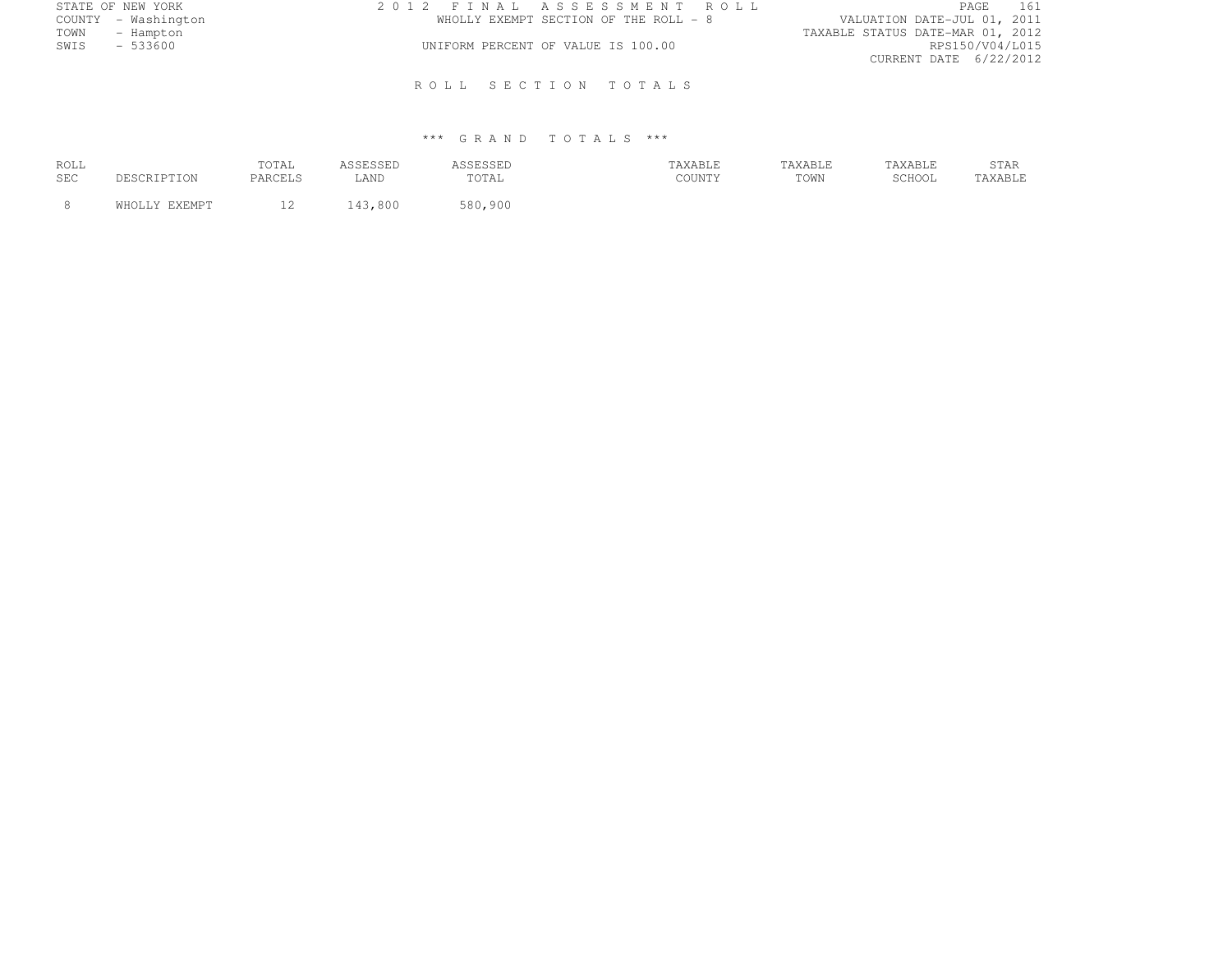STATE OF NEW YORK
COUNTY - Washington
TOWN - Hampton
SWIS - 533600

# 2012 FINAL ASSESSMENT ROLL

WHOLLY EXEMPT SECTION OF THE ROLL - 8

UNIFORM PERCENT OF VALUE IS 100.00

VALUATION DATE-JUL 01, 2011
TAXABLE STATUS DATE-MAR 01, 2012
RPS150/V04/L015
CURRENT DATE 6/22/2012

## ROLL SECTION TOTALS

### *** GRAND TOTALS ***

| ROLL SEC | DESCRIPTION | TOTAL PARCELS | ASSESSED LAND | ASSESSED TOTAL | TAXABLE COUNTY | TAXABLE TOWN | TAXABLE SCHOOL | STAR TAXABLE |
|---|---|---|---|---|---|---|---|---|
| 8 | WHOLLY EXEMPT | 12 | 143,800 | 580,900 | | | | |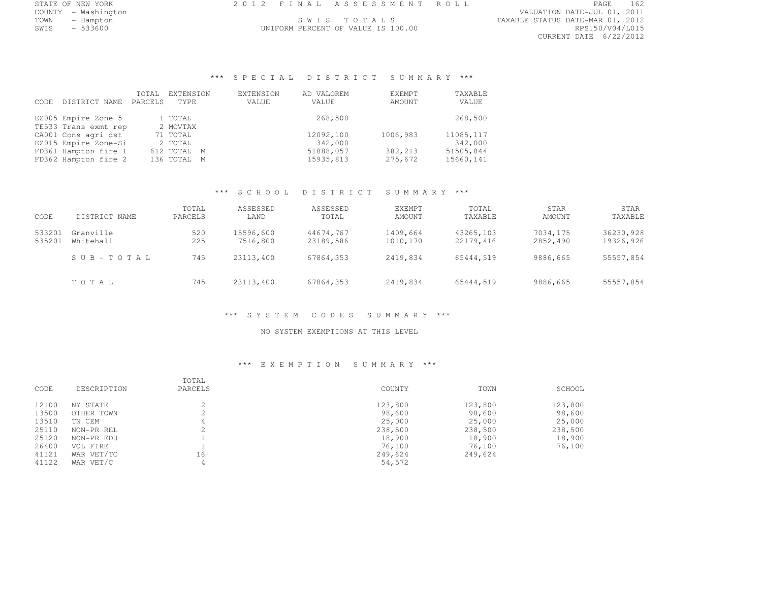STATE OF NEW YORK
COUNTY - Washington
TOWN - Hampton
SWIS - 533600

# 2012 FINAL ASSESSMENT ROLL

SWIS TOTALS
UNIFORM PERCENT OF VALUE IS 100.00

VALUATION DATE-JUL 01, 2011
TAXABLE STATUS DATE-MAR 01, 2012
RPS150/V04/L015
CURRENT DATE 6/22/2012

## *** SPECIAL DISTRICT SUMMARY ***

| CODE | DISTRICT NAME | TOTAL PARCELS | EXTENSION TYPE | EXTENSION VALUE | AD VALOREM VALUE | EXEMPT AMOUNT | TAXABLE VALUE |
|---|---|---|---|---|---|---|---|
| EZ005 | Empire Zone 5 | 1 | TOTAL | | 268,500 | | 268,500 |
| TE533 | Trans exmt rep | 2 | MOVTAX | | | | |
| CA001 | Cons agri dst | 71 | TOTAL | | 12092,100 | 1006,983 | 11085,117 |
| EZ015 | Empire Zone-Si | 2 | TOTAL | | 342,000 | | 342,000 |
| FD361 | Hampton fire 1 | 612 | TOTAL M | | 51888,057 | 382,213 | 51505,844 |
| FD362 | Hampton fire 2 | 136 | TOTAL M | | 15935,813 | 275,672 | 15660,141 |

## *** SCHOOL DISTRICT SUMMARY ***

| CODE | DISTRICT NAME | TOTAL PARCELS | ASSESSED LAND | ASSESSED TOTAL | EXEMPT AMOUNT | TOTAL TAXABLE | STAR AMOUNT | STAR TAXABLE |
|---|---|---|---|---|---|---|---|---|
| 533201 | Granville | 520 | 15596,600 | 44674,767 | 1409,664 | 43265,103 | 7034,175 | 36230,928 |
| 535201 | Whitehall | 225 | 7516,800 | 23189,586 | 1010,170 | 22179,416 | 2852,490 | 19326,926 |
| | SUB-TOTAL | 745 | 23113,400 | 67864,353 | 2419,834 | 65444,519 | 9886,665 | 55557,854 |
| | TOTAL | 745 | 23113,400 | 67864,353 | 2419,834 | 65444,519 | 9886,665 | 55557,854 |

## *** SYSTEM CODES SUMMARY ***

NO SYSTEM EXEMPTIONS AT THIS LEVEL

## *** EXEMPTION SUMMARY ***

| CODE | DESCRIPTION | TOTAL PARCELS | COUNTY | TOWN | SCHOOL |
|---|---|---|---|---|---|
| 12100 | NY STATE | 2 | 123,800 | 123,800 | 123,800 |
| 13500 | OTHER TOWN | 2 | 98,600 | 98,600 | 98,600 |
| 13510 | TN CEM | 4 | 25,000 | 25,000 | 25,000 |
| 25110 | NON-PR REL | 2 | 238,500 | 238,500 | 238,500 |
| 25120 | NON-PR EDU | 1 | 18,900 | 18,900 | 18,900 |
| 26400 | VOL FIRE | 1 | 76,100 | 76,100 | 76,100 |
| 41121 | WAR VET/TC | 16 | 249,624 | 249,624 | |
| 41122 | WAR VET/C | 4 | 54,572 | | |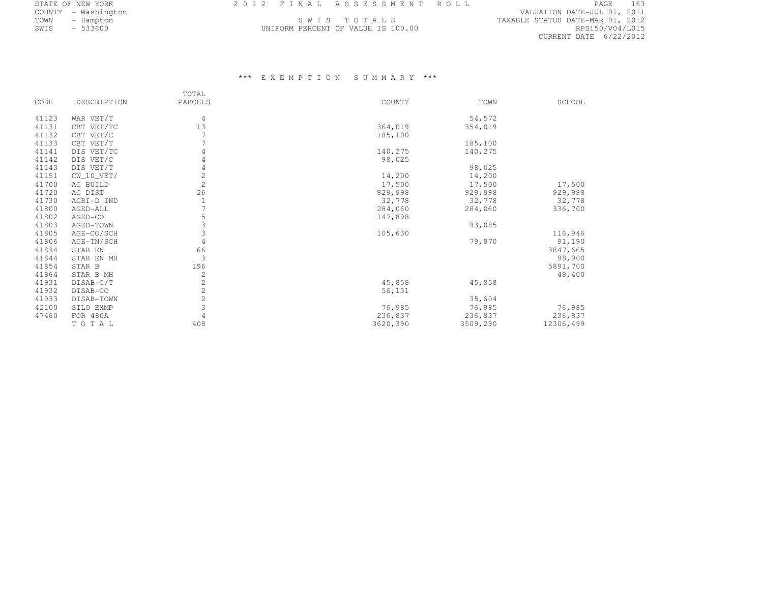STATE OF NEW YORK
COUNTY - Washington
TOWN - Hampton
SWIS - 533600

2012 FINAL ASSESSMENT ROLL

SWIS TOTALS

UNIFORM PERCENT OF VALUE IS 100.00

VALUATION DATE-JUL 01, 2011
TAXABLE STATUS DATE-MAR 01, 2012
RPS150/V04/L015
CURRENT DATE 6/22/2012

### *** EXEMPTION SUMMARY ***

| CODE | DESCRIPTION | TOTAL PARCELS | COUNTY | TOWN | SCHOOL |
|---|---|---|---|---|---|
| 41123 | WAR VET/T | 4 | | 54,572 | |
| 41131 | CBT VET/TC | 13 | 364,019 | 354,019 | |
| 41132 | CBT VET/C | 7 | 185,100 | | |
| 41133 | CBT VET/T | 7 | | 185,100 | |
| 41141 | DIS VET/TC | 4 | 140,275 | 140,275 | |
| 41142 | DIS VET/C | 4 | 98,025 | | |
| 41143 | DIS VET/T | 4 | | 98,025 | |
| 41151 | CW_10_VET/ | 2 | 14,200 | 14,200 | |
| 41700 | AG BUILD | 2 | 17,500 | 17,500 | 17,500 |
| 41720 | AG DIST | 26 | 929,998 | 929,998 | 929,998 |
| 41730 | AGRI-D IND | 1 | 32,778 | 32,778 | 32,778 |
| 41800 | AGED-ALL | 7 | 284,060 | 284,060 | 336,700 |
| 41802 | AGED-CO | 5 | 147,898 | | |
| 41803 | AGED-TOWN | 3 | | 93,085 | |
| 41805 | AGE-CO/SCH | 3 | 105,630 | | 116,946 |
| 41806 | AGE-TN/SCH | 4 | | 79,870 | 91,190 |
| 41834 | STAR EN | 66 | | | 3847,665 |
| 41844 | STAR EN MH | 3 | | | 98,900 |
| 41854 | STAR B | 196 | | | 5891,700 |
| 41864 | STAR B MH | 2 | | | 48,400 |
| 41931 | DISAB-C/T | 2 | 45,858 | 45,858 | |
| 41932 | DISAB-CO | 2 | 56,131 | | |
| 41933 | DISAB-TOWN | 2 | | 35,604 | |
| 42100 | SILO EXMP | 3 | 76,985 | 76,985 | 76,985 |
| 47460 | FOR 480A | 4 | 236,837 | 236,837 | 236,837 |
| | TOTAL | 408 | 3620,390 | 3509,290 | 12306,499 |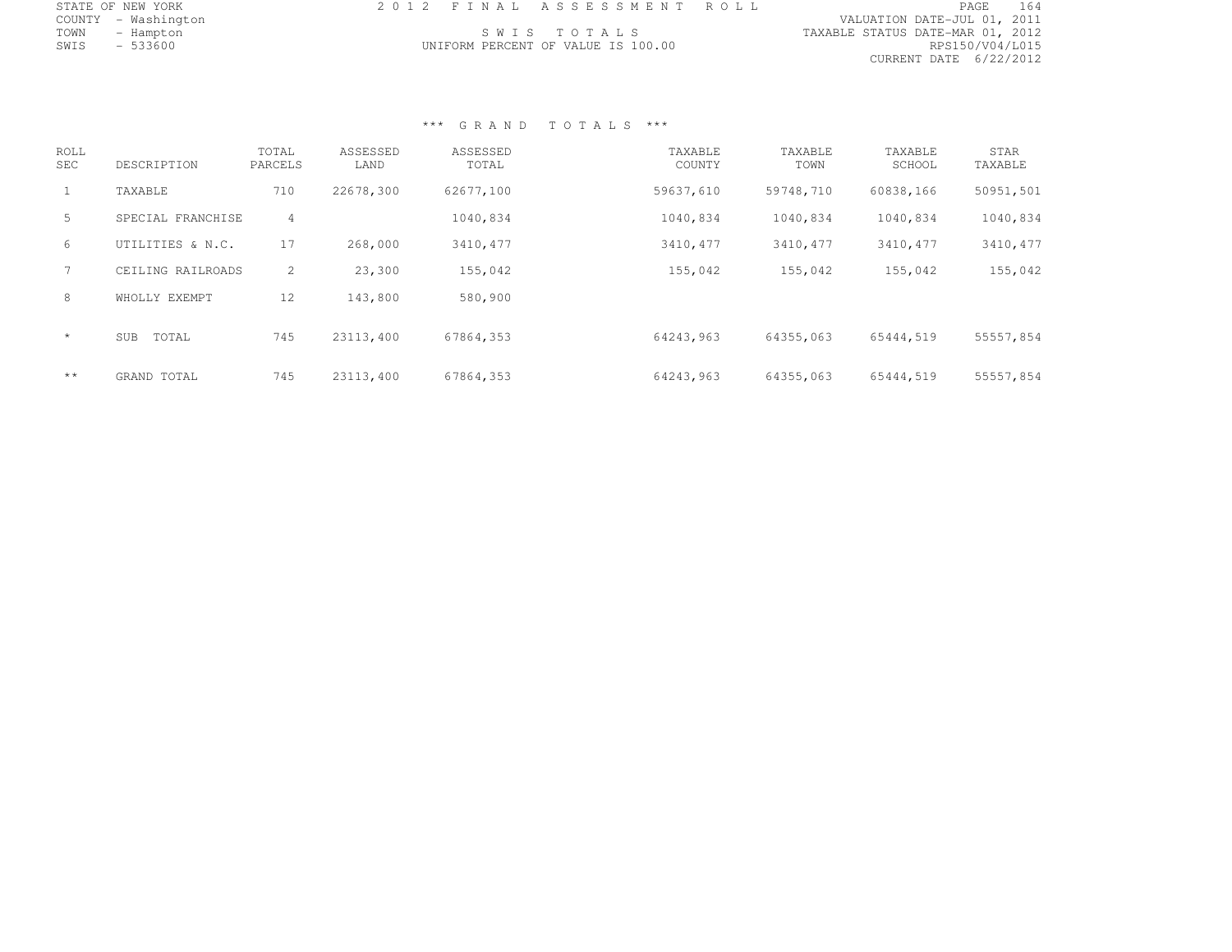STATE OF NEW YORK
COUNTY - Washington
TOWN - Hampton
SWIS - 533600

# 2012 FINAL ASSESSMENT ROLL

SWIS TOTALS
UNIFORM PERCENT OF VALUE IS 100.00

VALUATION DATE-JUL 01, 2011
TAXABLE STATUS DATE-MAR 01, 2012
RPS150/V04/L015
CURRENT DATE 6/22/2012

## *** GRAND TOTALS ***

| ROLL SEC | DESCRIPTION | TOTAL PARCELS | ASSESSED LAND | ASSESSED TOTAL | TAXABLE COUNTY | TAXABLE TOWN | TAXABLE SCHOOL | STAR TAXABLE |
|---|---|---|---|---|---|---|---|---|
| 1 | TAXABLE | 710 | 22678,300 | 62677,100 | 59637,610 | 59748,710 | 60838,166 | 50951,501 |
| 5 | SPECIAL FRANCHISE | 4 | | 1040,834 | 1040,834 | 1040,834 | 1040,834 | 1040,834 |
| 6 | UTILITIES & N.C. | 17 | 268,000 | 3410,477 | 3410,477 | 3410,477 | 3410,477 | 3410,477 |
| 7 | CEILING RAILROADS | 2 | 23,300 | 155,042 | 155,042 | 155,042 | 155,042 | 155,042 |
| 8 | WHOLLY EXEMPT | 12 | 143,800 | 580,900 | | | | |
| * | SUB TOTAL | 745 | 23113,400 | 67864,353 | 64243,963 | 64355,063 | 65444,519 | 55557,854 |
| ** | GRAND TOTAL | 745 | 23113,400 | 67864,353 | 64243,963 | 64355,063 | 65444,519 | 55557,854 |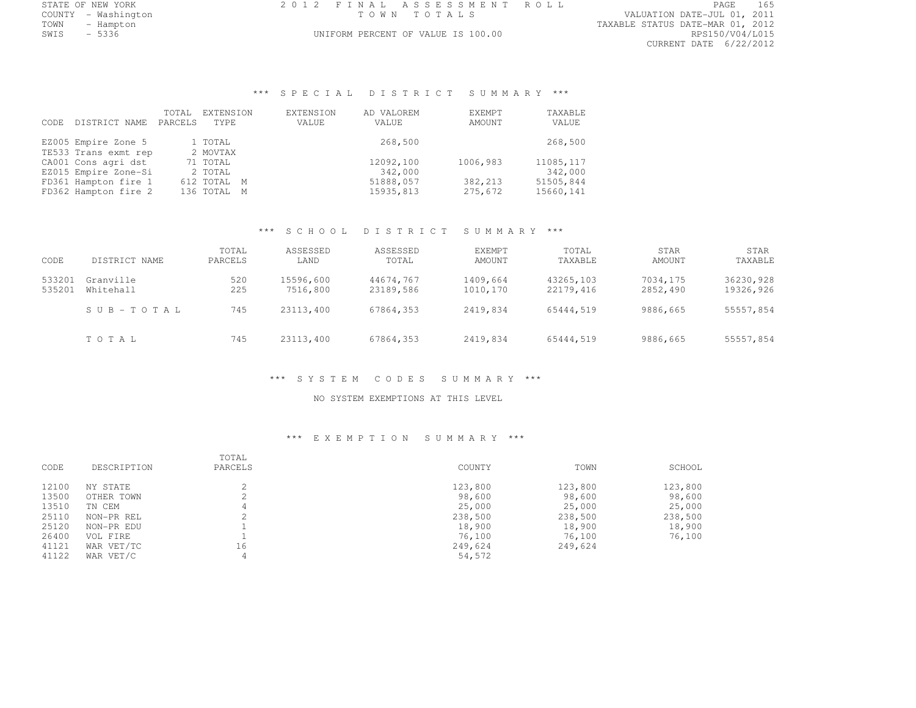STATE OF NEW YORK
COUNTY - Washington
TOWN - Hampton
SWIS - 5336

2012 FINAL ASSESSMENT ROLL
TOWN TOTALS
UNIFORM PERCENT OF VALUE IS 100.00

VALUATION DATE-JUL 01, 2011
TAXABLE STATUS DATE-MAR 01, 2012
RPS150/V04/L015
CURRENT DATE 6/22/2012

### *** SPECIAL DISTRICT SUMMARY ***

| CODE | DISTRICT NAME | TOTAL PARCELS | EXTENSION TYPE | EXTENSION VALUE | AD VALOREM VALUE | EXEMPT AMOUNT | TAXABLE VALUE |
|---|---|---|---|---|---|---|---|
| EZ005 | Empire Zone 5 | 1 | TOTAL | | 268,500 | | 268,500 |
| TE533 | Trans exmt rep | 2 | MOVTAX | | | | |
| CA001 | Cons agri dst | 71 | TOTAL | | 12092,100 | 1006,983 | 11085,117 |
| EZ015 | Empire Zone-Si | 2 | TOTAL | | 342,000 | | 342,000 |
| FD361 | Hampton fire 1 | 612 | TOTAL M | | 51888,057 | 382,213 | 51505,844 |
| FD362 | Hampton fire 2 | 136 | TOTAL M | | 15935,813 | 275,672 | 15660,141 |

### *** SCHOOL DISTRICT SUMMARY ***

| CODE | DISTRICT NAME | TOTAL PARCELS | ASSESSED LAND | ASSESSED TOTAL | EXEMPT AMOUNT | TOTAL TAXABLE | STAR AMOUNT | STAR TAXABLE |
|---|---|---|---|---|---|---|---|---|
| 533201 | Granville | 520 | 15596,600 | 44674,767 | 1409,664 | 43265,103 | 7034,175 | 36230,928 |
| 535201 | Whitehall | 225 | 7516,800 | 23189,586 | 1010,170 | 22179,416 | 2852,490 | 19326,926 |
| | SUB-TOTAL | 745 | 23113,400 | 67864,353 | 2419,834 | 65444,519 | 9886,665 | 55557,854 |
| | TOTAL | 745 | 23113,400 | 67864,353 | 2419,834 | 65444,519 | 9886,665 | 55557,854 |

### *** SYSTEM CODES SUMMARY ***

NO SYSTEM EXEMPTIONS AT THIS LEVEL

### *** EXEMPTION SUMMARY ***

| CODE | DESCRIPTION | TOTAL PARCELS | COUNTY | TOWN | SCHOOL |
|---|---|---|---|---|---|
| 12100 | NY STATE | 2 | 123,800 | 123,800 | 123,800 |
| 13500 | OTHER TOWN | 2 | 98,600 | 98,600 | 98,600 |
| 13510 | TN CEM | 4 | 25,000 | 25,000 | 25,000 |
| 25110 | NON-PR REL | 2 | 238,500 | 238,500 | 238,500 |
| 25120 | NON-PR EDU | 1 | 18,900 | 18,900 | 18,900 |
| 26400 | VOL FIRE | 1 | 76,100 | 76,100 | 76,100 |
| 41121 | WAR VET/TC | 16 | 249,624 | 249,624 | |
| 41122 | WAR VET/C | 4 | 54,572 | | |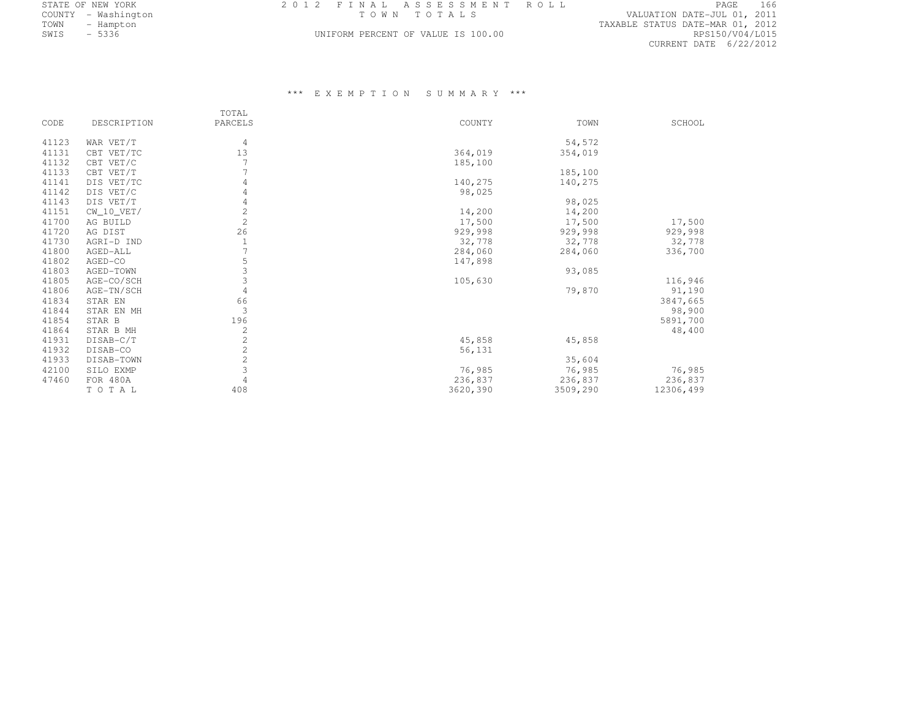STATE OF NEW YORK
COUNTY - Washington
TOWN - Hampton
SWIS - 5336

2 0 1 2 F I N A L A S S E S S M E N T R O L L
T O W N T O T A L S
UNIFORM PERCENT OF VALUE IS 100.00

VALUATION DATE-JUL 01, 2011
TAXABLE STATUS DATE-MAR 01, 2012
RPS150/V04/L015
CURRENT DATE 6/22/2012

## *** E X E M P T I O N S U M M A R Y ***

| CODE | DESCRIPTION | TOTAL PARCELS | COUNTY | TOWN | SCHOOL |
|---|---|---|---|---|---|
| 41123 | WAR VET/T | 4 | | 54,572 | |
| 41131 | CBT VET/TC | 13 | 364,019 | 354,019 | |
| 41132 | CBT VET/C | 7 | 185,100 | | |
| 41133 | CBT VET/T | 7 | | 185,100 | |
| 41141 | DIS VET/TC | 4 | 140,275 | 140,275 | |
| 41142 | DIS VET/C | 4 | 98,025 | | |
| 41143 | DIS VET/T | 4 | | 98,025 | |
| 41151 | CW_10_VET/ | 2 | 14,200 | 14,200 | |
| 41700 | AG BUILD | 2 | 17,500 | 17,500 | 17,500 |
| 41720 | AG DIST | 26 | 929,998 | 929,998 | 929,998 |
| 41730 | AGRI-D IND | 1 | 32,778 | 32,778 | 32,778 |
| 41800 | AGED-ALL | 7 | 284,060 | 284,060 | 336,700 |
| 41802 | AGED-CO | 5 | 147,898 | | |
| 41803 | AGED-TOWN | 3 | | 93,085 | |
| 41805 | AGE-CO/SCH | 3 | 105,630 | | 116,946 |
| 41806 | AGE-TN/SCH | 4 | | 79,870 | 91,190 |
| 41834 | STAR EN | 66 | | | 3847,665 |
| 41844 | STAR EN MH | 3 | | | 98,900 |
| 41854 | STAR B | 196 | | | 5891,700 |
| 41864 | STAR B MH | 2 | | | 48,400 |
| 41931 | DISAB-C/T | 2 | 45,858 | 45,858 | |
| 41932 | DISAB-CO | 2 | 56,131 | | |
| 41933 | DISAB-TOWN | 2 | | 35,604 | |
| 42100 | SILO EXMP | 3 | 76,985 | 76,985 | 76,985 |
| 47460 | FOR 480A | 4 | 236,837 | 236,837 | 236,837 |
| | T O T A L | 408 | 3620,390 | 3509,290 | 12306,499 |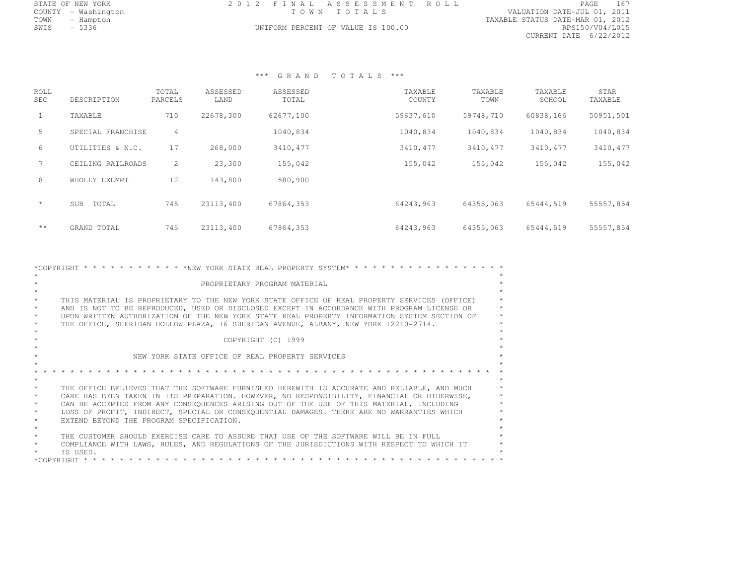STATE OF NEW YORK
COUNTY - Washington
TOWN - Hampton
SWIS - 5336

2 0 1 2 F I N A L A S S E S S M E N T R O L L
T O W N T O T A L S
UNIFORM PERCENT OF VALUE IS 100.00

VALUATION DATE-JUL 01, 2011
TAXABLE STATUS DATE-MAR 01, 2012
RPS150/V04/L015
CURRENT DATE 6/22/2012

### *** G R A N D T O T A L S ***

| ROLL SEC | DESCRIPTION | TOTAL PARCELS | ASSESSED LAND | ASSESSED TOTAL | TAXABLE COUNTY | TAXABLE TOWN | TAXABLE SCHOOL | STAR TAXABLE |
|---|---|---|---|---|---|---|---|---|
| 1 | TAXABLE | 710 | 22678,300 | 62677,100 | 59637,610 | 59748,710 | 60838,166 | 50951,501 |
| 5 | SPECIAL FRANCHISE | 4 | | 1040,834 | 1040,834 | 1040,834 | 1040,834 | 1040,834 |
| 6 | UTILITIES & N.C. | 17 | 268,000 | 3410,477 | 3410,477 | 3410,477 | 3410,477 | 3410,477 |
| 7 | CEILING RAILROADS | 2 | 23,300 | 155,042 | 155,042 | 155,042 | 155,042 | 155,042 |
| 8 | WHOLLY EXEMPT | 12 | 143,800 | 580,900 | | | | |
| * | SUB TOTAL | 745 | 23113,400 | 67864,353 | 64243,963 | 64355,063 | 65444,519 | 55557,854 |
| ** | GRAND TOTAL | 745 | 23113,400 | 67864,353 | 64243,963 | 64355,063 | 65444,519 | 55557,854 |

*COPYRIGHT * * * * * * * * * * * *NEW YORK STATE REAL PROPERTY SYSTEM* * * * * * * * * * * * * * * * * *

PROPRIETARY PROGRAM MATERIAL

THIS MATERIAL IS PROPRIETARY TO THE NEW YORK STATE OFFICE OF REAL PROPERTY SERVICES (OFFICE) AND IS NOT TO BE REPRODUCED, USED OR DISCLOSED EXCEPT IN ACCORDANCE WITH PROGRAM LICENSE OR UPON WRITTEN AUTHORIZATION OF THE NEW YORK STATE REAL PROPERTY INFORMATION SYSTEM SECTION OF THE OFFICE, SHERIDAN HOLLOW PLAZA, 16 SHERIDAN AVENUE, ALBANY, NEW YORK 12210-2714.

COPYRIGHT (C) 1999

NEW YORK STATE OFFICE OF REAL PROPERTY SERVICES

THE OFFICE BELIEVES THAT THE SOFTWARE FURNISHED HEREWITH IS ACCURATE AND RELIABLE, AND MUCH CARE HAS BEEN TAKEN IN ITS PREPARATION. HOWEVER, NO RESPONSIBILITY, FINANCIAL OR OTHERWISE, CAN BE ACCEPTED FROM ANY CONSEQUENCES ARISING OUT OF THE USE OF THIS MATERIAL, INCLUDING LOSS OF PROFIT, INDIRECT, SPECIAL OR CONSEQUENTIAL DAMAGES. THERE ARE NO WARRANTIES WHICH EXTEND BEYOND THE PROGRAM SPECIFICATION.

THE CUSTOMER SHOULD EXERCISE CARE TO ASSURE THAT USE OF THE SOFTWARE WILL BE IN FULL COMPLIANCE WITH LAWS, RULES, AND REGULATIONS OF THE JURISDICTIONS WITH RESPECT TO WHICH IT IS USED.

*COPYRIGHT * * * * * * * * * * * * * * * * * * * * * * * * * * * * * * * * * * * * * * * * * * * * *